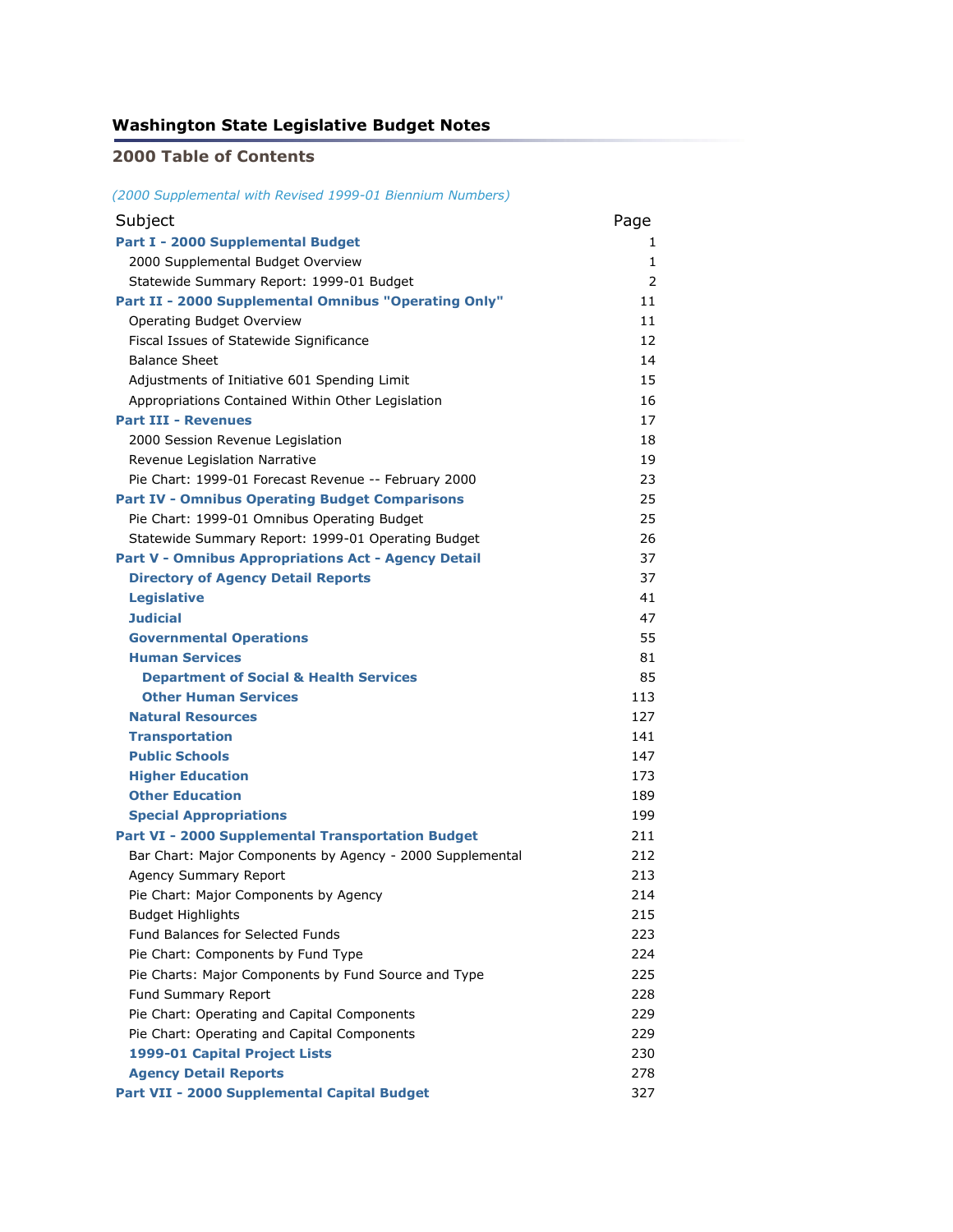# Washington State Legislative Budget Notes

## 2000 Table of Contents

*(2000 Supplemental with Revised 1999-01 Biennium Numbers)*

| Subject | Page |
|---|---|
| **Part I - 2000 Supplemental Budget** | 1 |
| 2000 Supplemental Budget Overview | 1 |
| Statewide Summary Report: 1999-01 Budget | 2 |
| **Part II - 2000 Supplemental Omnibus "Operating Only"** | 11 |
| Operating Budget Overview | 11 |
| Fiscal Issues of Statewide Significance | 12 |
| Balance Sheet | 14 |
| Adjustments of Initiative 601 Spending Limit | 15 |
| Appropriations Contained Within Other Legislation | 16 |
| **Part III - Revenues** | 17 |
| 2000 Session Revenue Legislation | 18 |
| Revenue Legislation Narrative | 19 |
| Pie Chart: 1999-01 Forecast Revenue -- February 2000 | 23 |
| **Part IV - Omnibus Operating Budget Comparisons** | 25 |
| Pie Chart: 1999-01 Omnibus Operating Budget | 25 |
| Statewide Summary Report: 1999-01 Operating Budget | 26 |
| **Part V - Omnibus Appropriations Act - Agency Detail** | 37 |
| **Directory of Agency Detail Reports** | 37 |
| **Legislative** | 41 |
| **Judicial** | 47 |
| **Governmental Operations** | 55 |
| **Human Services** | 81 |
| **Department of Social & Health Services** | 85 |
| **Other Human Services** | 113 |
| **Natural Resources** | 127 |
| **Transportation** | 141 |
| **Public Schools** | 147 |
| **Higher Education** | 173 |
| **Other Education** | 189 |
| **Special Appropriations** | 199 |
| **Part VI - 2000 Supplemental Transportation Budget** | 211 |
| Bar Chart: Major Components by Agency - 2000 Supplemental | 212 |
| Agency Summary Report | 213 |
| Pie Chart: Major Components by Agency | 214 |
| Budget Highlights | 215 |
| Fund Balances for Selected Funds | 223 |
| Pie Chart: Components by Fund Type | 224 |
| Pie Charts: Major Components by Fund Source and Type | 225 |
| Fund Summary Report | 228 |
| Pie Chart: Operating and Capital Components | 229 |
| Pie Chart: Operating and Capital Components | 229 |
| **1999-01 Capital Project Lists** | 230 |
| **Agency Detail Reports** | 278 |
| **Part VII - 2000 Supplemental Capital Budget** | 327 |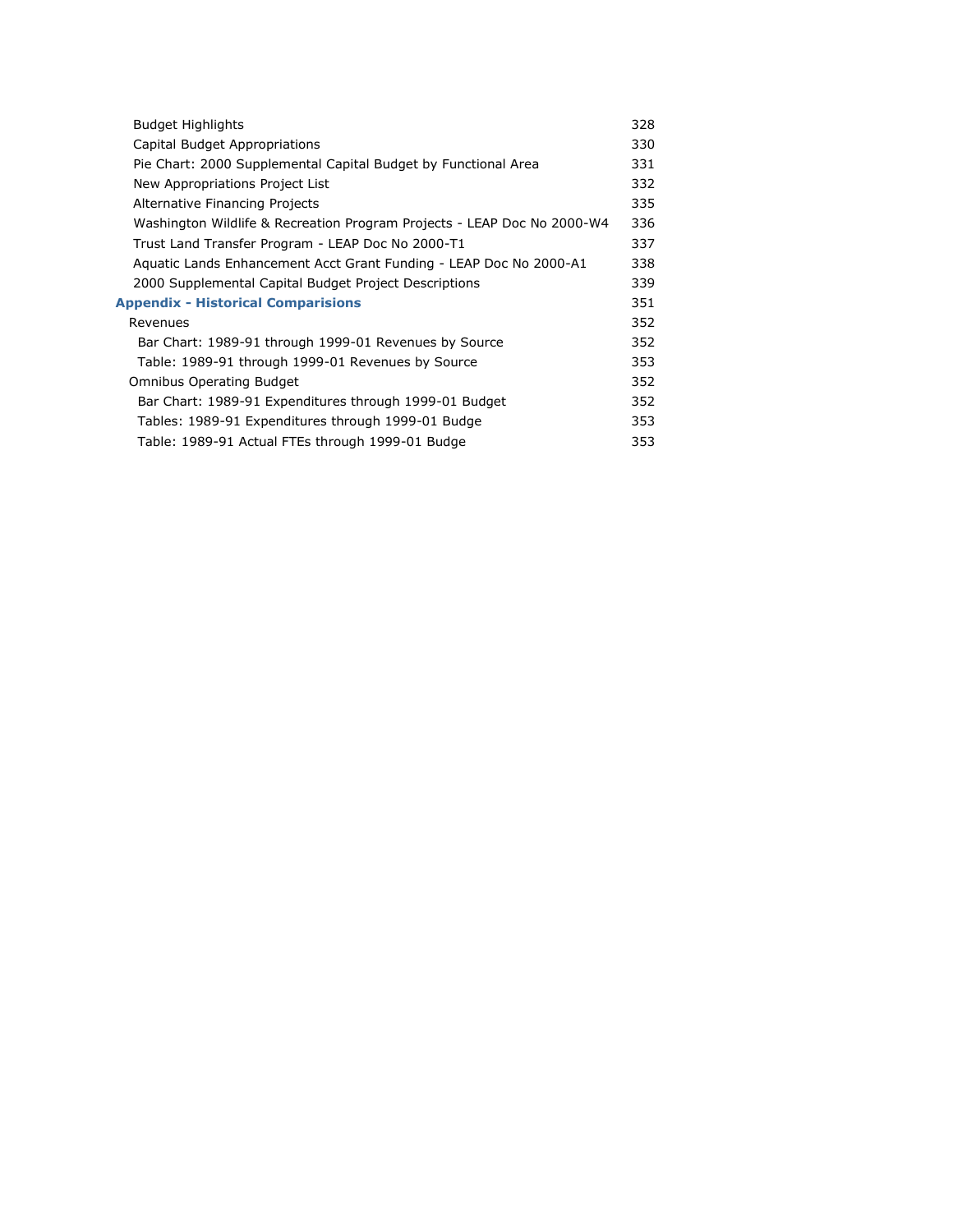| | |
|---|---|
| Budget Highlights | 328 |
| Capital Budget Appropriations | 330 |
| Pie Chart: 2000 Supplemental Capital Budget by Functional Area | 331 |
| New Appropriations Project List | 332 |
| Alternative Financing Projects | 335 |
| Washington Wildlife & Recreation Program Projects - LEAP Doc No 2000-W4 | 336 |
| Trust Land Transfer Program - LEAP Doc No 2000-T1 | 337 |
| Aquatic Lands Enhancement Acct Grant Funding - LEAP Doc No 2000-A1 | 338 |
| 2000 Supplemental Capital Budget Project Descriptions | 339 |
| **Appendix - Historical Comparisions** | 351 |
| Revenues | 352 |
| Bar Chart: 1989-91 through 1999-01 Revenues by Source | 352 |
| Table: 1989-91 through 1999-01 Revenues by Source | 353 |
| Omnibus Operating Budget | 352 |
| Bar Chart: 1989-91 Expenditures through 1999-01 Budget | 352 |
| Tables: 1989-91 Expenditures through 1999-01 Budge | 353 |
| Table: 1989-91 Actual FTEs through 1999-01 Budge | 353 |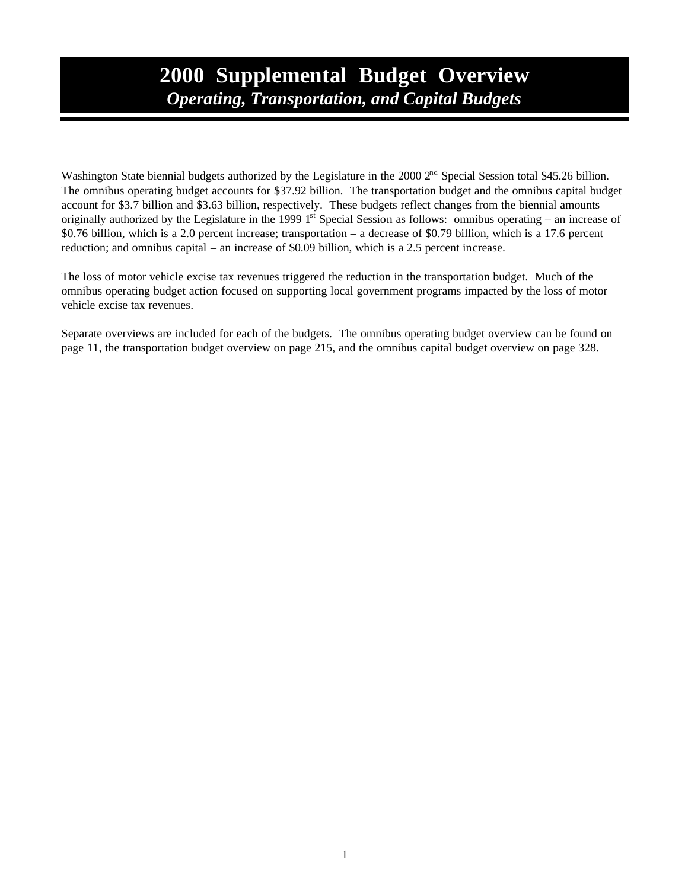# 2000 Supplemental Budget Overview

## *Operating, Transportation, and Capital Budgets*

Washington State biennial budgets authorized by the Legislature in the 2000 2nd Special Session total $45.26 billion. The omnibus operating budget accounts for $37.92 billion. The transportation budget and the omnibus capital budget account for $3.7 billion and $3.63 billion, respectively. These budgets reflect changes from the biennial amounts originally authorized by the Legislature in the 1999 1st Special Session as follows: omnibus operating – an increase of $0.76 billion, which is a 2.0 percent increase; transportation – a decrease of $0.79 billion, which is a 17.6 percent reduction; and omnibus capital – an increase of $0.09 billion, which is a 2.5 percent increase.

The loss of motor vehicle excise tax revenues triggered the reduction in the transportation budget. Much of the omnibus operating budget action focused on supporting local government programs impacted by the loss of motor vehicle excise tax revenues.

Separate overviews are included for each of the budgets. The omnibus operating budget overview can be found on page 11, the transportation budget overview on page 215, and the omnibus capital budget overview on page 328.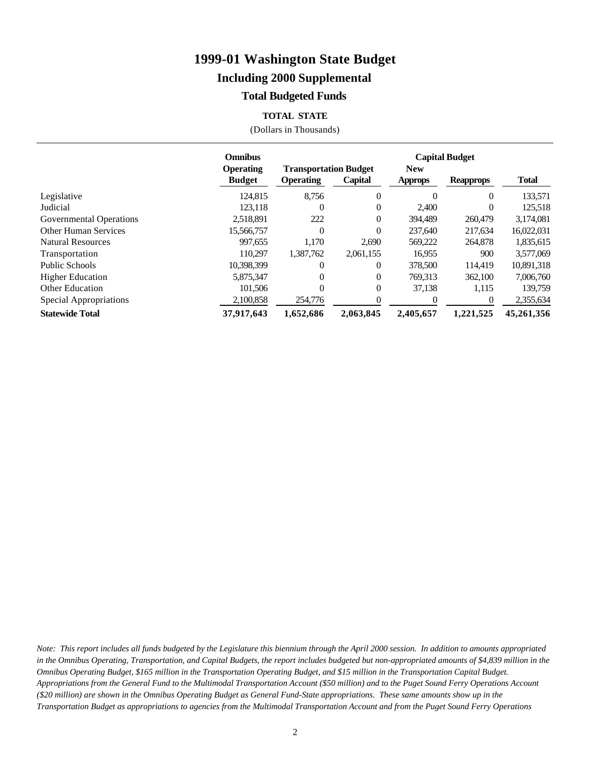# 1999-01 Washington State Budget

## Including 2000 Supplemental

### Total Budgeted Funds

**TOTAL STATE**

(Dollars in Thousands)

| | Omnibus Operating Budget | Transportation Budget | | Capital Budget | | |
|---|---|---|---|---|---|---|
| | | Operating | Capital | New Approps | Reapprops | Total |
| Legislative | 124,815 | 8,756 | 0 | 0 | 0 | 133,571 |
| Judicial | 123,118 | 0 | 0 | 2,400 | 0 | 125,518 |
| Governmental Operations | 2,518,891 | 222 | 0 | 394,489 | 260,479 | 3,174,081 |
| Other Human Services | 15,566,757 | 0 | 0 | 237,640 | 217,634 | 16,022,031 |
| Natural Resources | 997,655 | 1,170 | 2,690 | 569,222 | 264,878 | 1,835,615 |
| Transportation | 110,297 | 1,387,762 | 2,061,155 | 16,955 | 900 | 3,577,069 |
| Public Schools | 10,398,399 | 0 | 0 | 378,500 | 114,419 | 10,891,318 |
| Higher Education | 5,875,347 | 0 | 0 | 769,313 | 362,100 | 7,006,760 |
| Other Education | 101,506 | 0 | 0 | 37,138 | 1,115 | 139,759 |
| Special Appropriations | 2,100,858 | 254,776 | 0 | 0 | 0 | 2,355,634 |
| **Statewide Total** | **37,917,643** | **1,652,686** | **2,063,845** | **2,405,657** | **1,221,525** | **45,261,356** |

*Note: This report includes all funds budgeted by the Legislature this biennium through the April 2000 session. In addition to amounts appropriated in the Omnibus Operating, Transportation, and Capital Budgets, the report includes budgeted but non-appropriated amounts of $4,839 million in the Omnibus Operating Budget, $165 million in the Transportation Operating Budget, and $15 million in the Transportation Capital Budget. Appropriations from the General Fund to the Multimodal Transportation Account ($50 million) and to the Puget Sound Ferry Operations Account ($20 million) are shown in the Omnibus Operating Budget as General Fund-State appropriations. These same amounts show up in the Transportation Budget as appropriations to agencies from the Multimodal Transportation Account and from the Puget Sound Ferry Operations*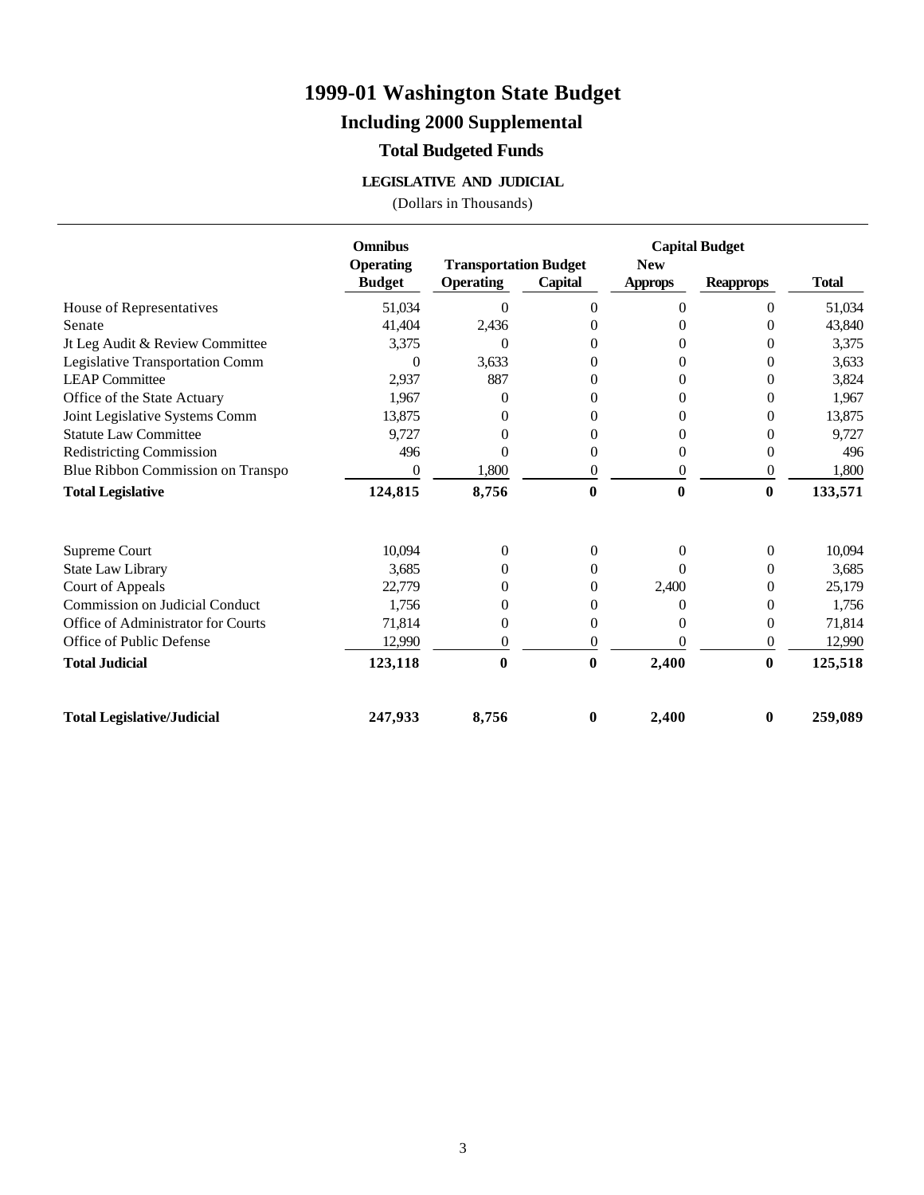# 1999-01 Washington State Budget

## Including 2000 Supplemental

### Total Budgeted Funds

**LEGISLATIVE AND JUDICIAL**

(Dollars in Thousands)

| | Omnibus Operating Budget | Transportation Budget | | Capital Budget | | Total |
|---|---|---|---|---|---|---|
| | | Operating | Capital | New Approps | Reapprops | |
| House of Representatives | 51,034 | 0 | 0 | 0 | 0 | 51,034 |
| Senate | 41,404 | 2,436 | 0 | 0 | 0 | 43,840 |
| Jt Leg Audit & Review Committee | 3,375 | 0 | 0 | 0 | 0 | 3,375 |
| Legislative Transportation Comm | 0 | 3,633 | 0 | 0 | 0 | 3,633 |
| LEAP Committee | 2,937 | 887 | 0 | 0 | 0 | 3,824 |
| Office of the State Actuary | 1,967 | 0 | 0 | 0 | 0 | 1,967 |
| Joint Legislative Systems Comm | 13,875 | 0 | 0 | 0 | 0 | 13,875 |
| Statute Law Committee | 9,727 | 0 | 0 | 0 | 0 | 9,727 |
| Redistricting Commission | 496 | 0 | 0 | 0 | 0 | 496 |
| Blue Ribbon Commission on Transpo | 0 | 1,800 | 0 | 0 | 0 | 1,800 |
| **Total Legislative** | **124,815** | **8,756** | **0** | **0** | **0** | **133,571** |
| | | | | | | |
| Supreme Court | 10,094 | 0 | 0 | 0 | 0 | 10,094 |
| State Law Library | 3,685 | 0 | 0 | 0 | 0 | 3,685 |
| Court of Appeals | 22,779 | 0 | 0 | 2,400 | 0 | 25,179 |
| Commission on Judicial Conduct | 1,756 | 0 | 0 | 0 | 0 | 1,756 |
| Office of Administrator for Courts | 71,814 | 0 | 0 | 0 | 0 | 71,814 |
| Office of Public Defense | 12,990 | 0 | 0 | 0 | 0 | 12,990 |
| **Total Judicial** | **123,118** | **0** | **0** | **2,400** | **0** | **125,518** |
| | | | | | | |
| **Total Legislative/Judicial** | **247,933** | **8,756** | **0** | **2,400** | **0** | **259,089** |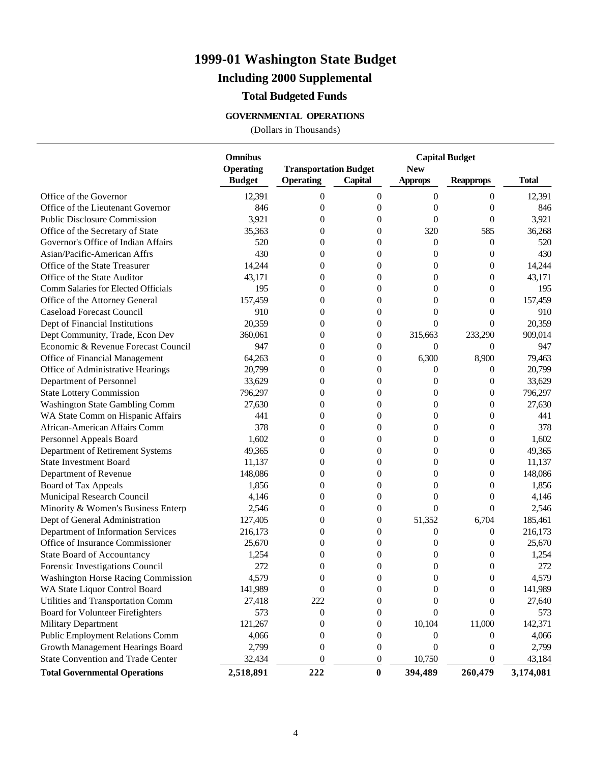# 1999-01 Washington State Budget

## Including 2000 Supplemental

### Total Budgeted Funds

#### GOVERNMENTAL OPERATIONS

(Dollars in Thousands)

| | Omnibus Operating Budget | Transportation Budget | | Capital Budget | | |
|---|---|---|---|---|---|---|
| | | Operating | Capital | New Approps | Reapprops | Total |
| Office of the Governor | 12,391 | 0 | 0 | 0 | 0 | 12,391 |
| Office of the Lieutenant Governor | 846 | 0 | 0 | 0 | 0 | 846 |
| Public Disclosure Commission | 3,921 | 0 | 0 | 0 | 0 | 3,921 |
| Office of the Secretary of State | 35,363 | 0 | 0 | 320 | 585 | 36,268 |
| Governor's Office of Indian Affairs | 520 | 0 | 0 | 0 | 0 | 520 |
| Asian/Pacific-American Affrs | 430 | 0 | 0 | 0 | 0 | 430 |
| Office of the State Treasurer | 14,244 | 0 | 0 | 0 | 0 | 14,244 |
| Office of the State Auditor | 43,171 | 0 | 0 | 0 | 0 | 43,171 |
| Comm Salaries for Elected Officials | 195 | 0 | 0 | 0 | 0 | 195 |
| Office of the Attorney General | 157,459 | 0 | 0 | 0 | 0 | 157,459 |
| Caseload Forecast Council | 910 | 0 | 0 | 0 | 0 | 910 |
| Dept of Financial Institutions | 20,359 | 0 | 0 | 0 | 0 | 20,359 |
| Dept Community, Trade, Econ Dev | 360,061 | 0 | 0 | 315,663 | 233,290 | 909,014 |
| Economic & Revenue Forecast Council | 947 | 0 | 0 | 0 | 0 | 947 |
| Office of Financial Management | 64,263 | 0 | 0 | 6,300 | 8,900 | 79,463 |
| Office of Administrative Hearings | 20,799 | 0 | 0 | 0 | 0 | 20,799 |
| Department of Personnel | 33,629 | 0 | 0 | 0 | 0 | 33,629 |
| State Lottery Commission | 796,297 | 0 | 0 | 0 | 0 | 796,297 |
| Washington State Gambling Comm | 27,630 | 0 | 0 | 0 | 0 | 27,630 |
| WA State Comm on Hispanic Affairs | 441 | 0 | 0 | 0 | 0 | 441 |
| African-American Affairs Comm | 378 | 0 | 0 | 0 | 0 | 378 |
| Personnel Appeals Board | 1,602 | 0 | 0 | 0 | 0 | 1,602 |
| Department of Retirement Systems | 49,365 | 0 | 0 | 0 | 0 | 49,365 |
| State Investment Board | 11,137 | 0 | 0 | 0 | 0 | 11,137 |
| Department of Revenue | 148,086 | 0 | 0 | 0 | 0 | 148,086 |
| Board of Tax Appeals | 1,856 | 0 | 0 | 0 | 0 | 1,856 |
| Municipal Research Council | 4,146 | 0 | 0 | 0 | 0 | 4,146 |
| Minority & Women's Business Enterp | 2,546 | 0 | 0 | 0 | 0 | 2,546 |
| Dept of General Administration | 127,405 | 0 | 0 | 51,352 | 6,704 | 185,461 |
| Department of Information Services | 216,173 | 0 | 0 | 0 | 0 | 216,173 |
| Office of Insurance Commissioner | 25,670 | 0 | 0 | 0 | 0 | 25,670 |
| State Board of Accountancy | 1,254 | 0 | 0 | 0 | 0 | 1,254 |
| Forensic Investigations Council | 272 | 0 | 0 | 0 | 0 | 272 |
| Washington Horse Racing Commission | 4,579 | 0 | 0 | 0 | 0 | 4,579 |
| WA State Liquor Control Board | 141,989 | 0 | 0 | 0 | 0 | 141,989 |
| Utilities and Transportation Comm | 27,418 | 222 | 0 | 0 | 0 | 27,640 |
| Board for Volunteer Firefighters | 573 | 0 | 0 | 0 | 0 | 573 |
| Military Department | 121,267 | 0 | 0 | 10,104 | 11,000 | 142,371 |
| Public Employment Relations Comm | 4,066 | 0 | 0 | 0 | 0 | 4,066 |
| Growth Management Hearings Board | 2,799 | 0 | 0 | 0 | 0 | 2,799 |
| State Convention and Trade Center | 32,434 | 0 | 0 | 10,750 | 0 | 43,184 |
| **Total Governmental Operations** | **2,518,891** | **222** | **0** | **394,489** | **260,479** | **3,174,081** |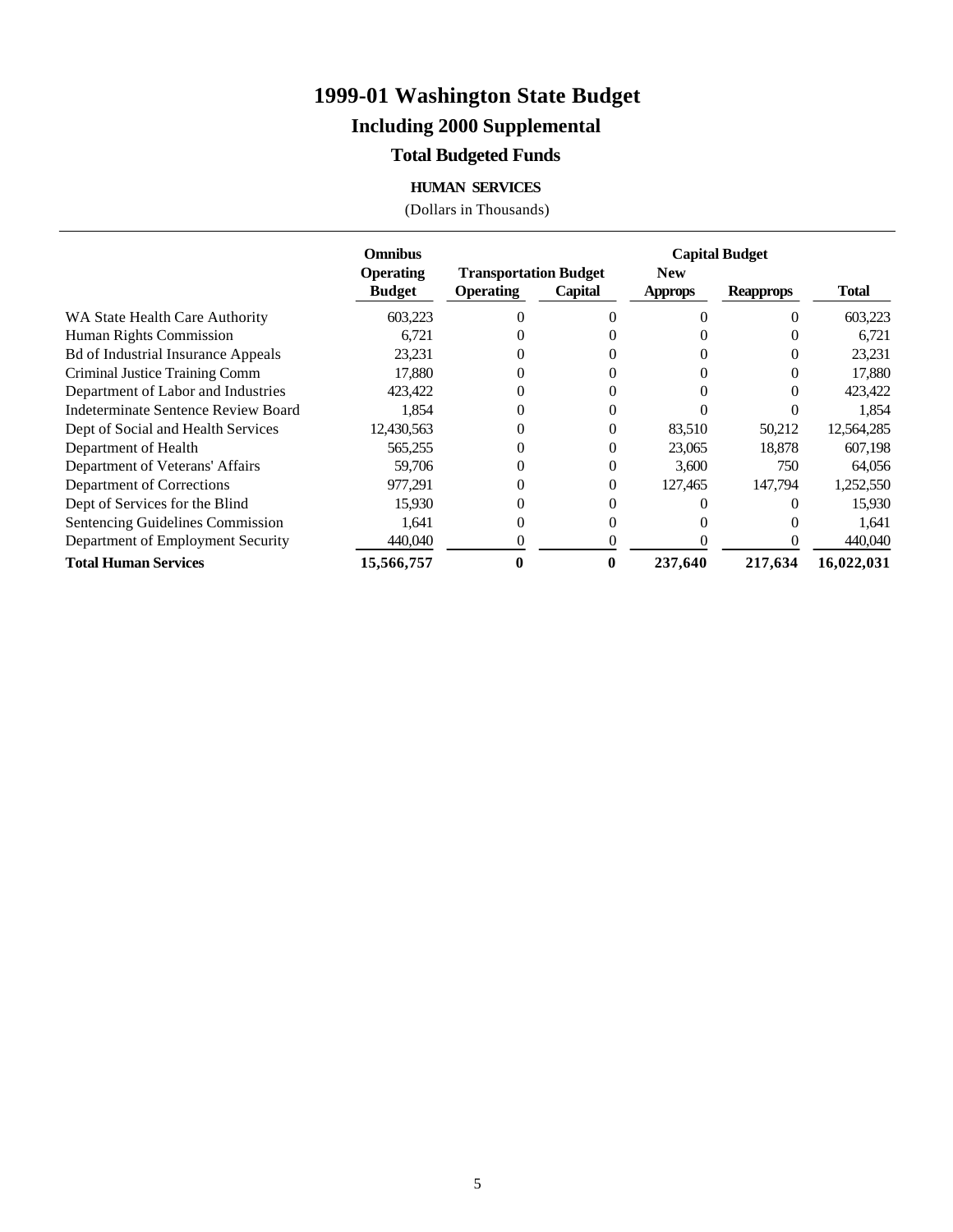# 1999-01 Washington State Budget

## Including 2000 Supplemental

### Total Budgeted Funds

**HUMAN SERVICES**

(Dollars in Thousands)

| | Omnibus Operating Budget | Transportation Budget | | Capital Budget | | Total |
|---|---|---|---|---|---|---|
| | | Operating | Capital | New Approps | Reapprops | |
| WA State Health Care Authority | 603,223 | 0 | 0 | 0 | 0 | 603,223 |
| Human Rights Commission | 6,721 | 0 | 0 | 0 | 0 | 6,721 |
| Bd of Industrial Insurance Appeals | 23,231 | 0 | 0 | 0 | 0 | 23,231 |
| Criminal Justice Training Comm | 17,880 | 0 | 0 | 0 | 0 | 17,880 |
| Department of Labor and Industries | 423,422 | 0 | 0 | 0 | 0 | 423,422 |
| Indeterminate Sentence Review Board | 1,854 | 0 | 0 | 0 | 0 | 1,854 |
| Dept of Social and Health Services | 12,430,563 | 0 | 0 | 83,510 | 50,212 | 12,564,285 |
| Department of Health | 565,255 | 0 | 0 | 23,065 | 18,878 | 607,198 |
| Department of Veterans' Affairs | 59,706 | 0 | 0 | 3,600 | 750 | 64,056 |
| Department of Corrections | 977,291 | 0 | 0 | 127,465 | 147,794 | 1,252,550 |
| Dept of Services for the Blind | 15,930 | 0 | 0 | 0 | 0 | 15,930 |
| Sentencing Guidelines Commission | 1,641 | 0 | 0 | 0 | 0 | 1,641 |
| Department of Employment Security | 440,040 | 0 | 0 | 0 | 0 | 440,040 |
| **Total Human Services** | **15,566,757** | **0** | **0** | **237,640** | **217,634** | **16,022,031** |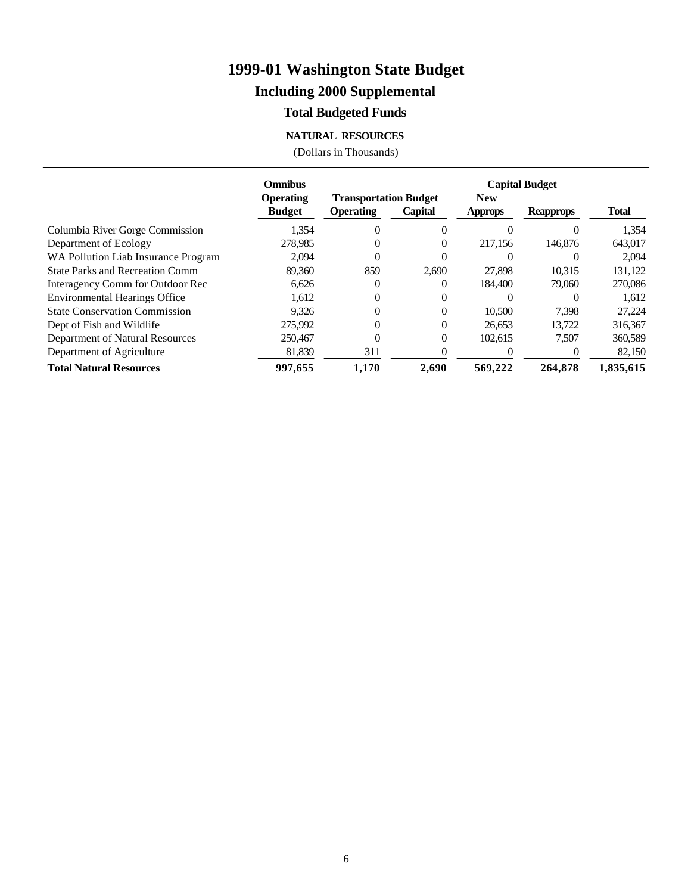# 1999-01 Washington State Budget

## Including 2000 Supplemental

### Total Budgeted Funds

#### NATURAL RESOURCES

(Dollars in Thousands)

| | Omnibus Operating Budget | Transportation Budget | | Capital Budget | | Total |
|---|---|---|---|---|---|---|
| | | Operating | Capital | New Approps | Reapprops | |
| Columbia River Gorge Commission | 1,354 | 0 | 0 | 0 | 0 | 1,354 |
| Department of Ecology | 278,985 | 0 | 0 | 217,156 | 146,876 | 643,017 |
| WA Pollution Liab Insurance Program | 2,094 | 0 | 0 | 0 | 0 | 2,094 |
| State Parks and Recreation Comm | 89,360 | 859 | 2,690 | 27,898 | 10,315 | 131,122 |
| Interagency Comm for Outdoor Rec | 6,626 | 0 | 0 | 184,400 | 79,060 | 270,086 |
| Environmental Hearings Office | 1,612 | 0 | 0 | 0 | 0 | 1,612 |
| State Conservation Commission | 9,326 | 0 | 0 | 10,500 | 7,398 | 27,224 |
| Dept of Fish and Wildlife | 275,992 | 0 | 0 | 26,653 | 13,722 | 316,367 |
| Department of Natural Resources | 250,467 | 0 | 0 | 102,615 | 7,507 | 360,589 |
| Department of Agriculture | 81,839 | 311 | 0 | 0 | 0 | 82,150 |
| **Total Natural Resources** | **997,655** | **1,170** | **2,690** | **569,222** | **264,878** | **1,835,615** |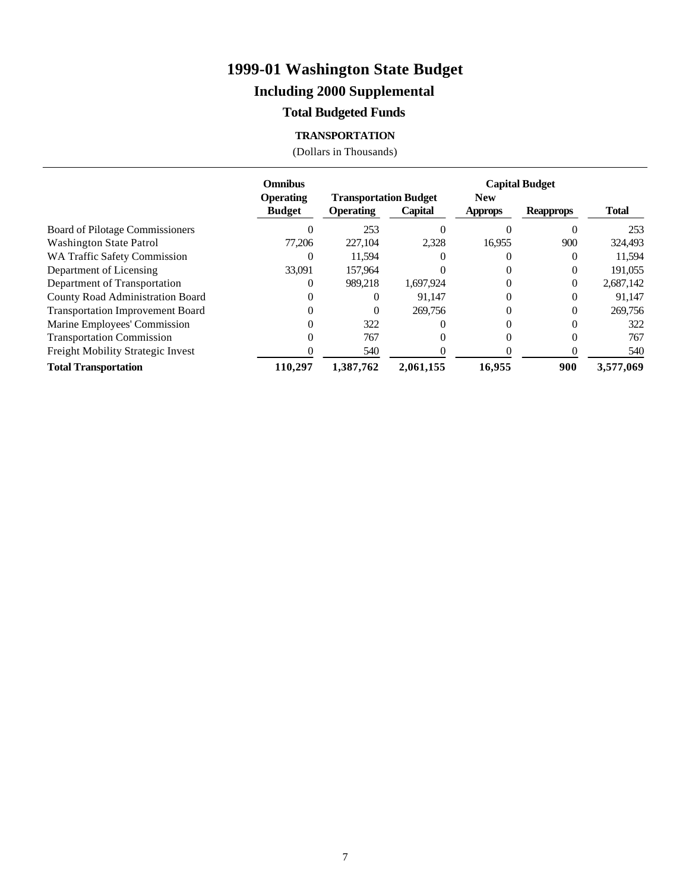# 1999-01 Washington State Budget

## Including 2000 Supplemental

### Total Budgeted Funds

**TRANSPORTATION**

(Dollars in Thousands)

| | Omnibus Operating Budget | Transportation Budget | | Capital Budget | | Total |
|---|---|---|---|---|---|---|
| | | Operating | Capital | New Approps | Reapprops | |
| Board of Pilotage Commissioners | 0 | 253 | 0 | 0 | 0 | 253 |
| Washington State Patrol | 77,206 | 227,104 | 2,328 | 16,955 | 900 | 324,493 |
| WA Traffic Safety Commission | 0 | 11,594 | 0 | 0 | 0 | 11,594 |
| Department of Licensing | 33,091 | 157,964 | 0 | 0 | 0 | 191,055 |
| Department of Transportation | 0 | 989,218 | 1,697,924 | 0 | 0 | 2,687,142 |
| County Road Administration Board | 0 | 0 | 91,147 | 0 | 0 | 91,147 |
| Transportation Improvement Board | 0 | 0 | 269,756 | 0 | 0 | 269,756 |
| Marine Employees' Commission | 0 | 322 | 0 | 0 | 0 | 322 |
| Transportation Commission | 0 | 767 | 0 | 0 | 0 | 767 |
| Freight Mobility Strategic Invest | 0 | 540 | 0 | 0 | 0 | 540 |
| **Total Transportation** | **110,297** | **1,387,762** | **2,061,155** | **16,955** | **900** | **3,577,069** |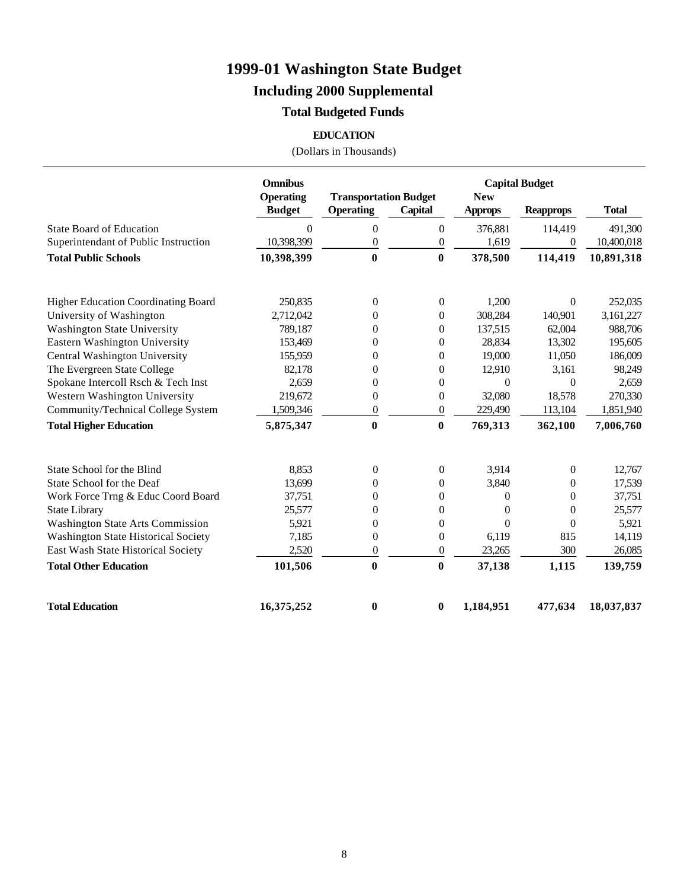# 1999-01 Washington State Budget

## Including 2000 Supplemental

## Total Budgeted Funds

### EDUCATION

(Dollars in Thousands)

| | Omnibus Operating Budget | Transportation Budget | | Capital Budget | | Total |
|---|---|---|---|---|---|---|
| | | Operating | Capital | New Approps | Reapprops | |
| State Board of Education | 0 | 0 | 0 | 376,881 | 114,419 | 491,300 |
| Superintendant of Public Instruction | 10,398,399 | 0 | 0 | 1,619 | 0 | 10,400,018 |
| **Total Public Schools** | **10,398,399** | **0** | **0** | **378,500** | **114,419** | **10,891,318** |
| | | | | | | |
| Higher Education Coordinating Board | 250,835 | 0 | 0 | 1,200 | 0 | 252,035 |
| University of Washington | 2,712,042 | 0 | 0 | 308,284 | 140,901 | 3,161,227 |
| Washington State University | 789,187 | 0 | 0 | 137,515 | 62,004 | 988,706 |
| Eastern Washington University | 153,469 | 0 | 0 | 28,834 | 13,302 | 195,605 |
| Central Washington University | 155,959 | 0 | 0 | 19,000 | 11,050 | 186,009 |
| The Evergreen State College | 82,178 | 0 | 0 | 12,910 | 3,161 | 98,249 |
| Spokane Intercoll Rsch & Tech Inst | 2,659 | 0 | 0 | 0 | 0 | 2,659 |
| Western Washington University | 219,672 | 0 | 0 | 32,080 | 18,578 | 270,330 |
| Community/Technical College System | 1,509,346 | 0 | 0 | 229,490 | 113,104 | 1,851,940 |
| **Total Higher Education** | **5,875,347** | **0** | **0** | **769,313** | **362,100** | **7,006,760** |
| | | | | | | |
| State School for the Blind | 8,853 | 0 | 0 | 3,914 | 0 | 12,767 |
| State School for the Deaf | 13,699 | 0 | 0 | 3,840 | 0 | 17,539 |
| Work Force Trng & Educ Coord Board | 37,751 | 0 | 0 | 0 | 0 | 37,751 |
| State Library | 25,577 | 0 | 0 | 0 | 0 | 25,577 |
| Washington State Arts Commission | 5,921 | 0 | 0 | 0 | 0 | 5,921 |
| Washington State Historical Society | 7,185 | 0 | 0 | 6,119 | 815 | 14,119 |
| East Wash State Historical Society | 2,520 | 0 | 0 | 23,265 | 300 | 26,085 |
| **Total Other Education** | **101,506** | **0** | **0** | **37,138** | **1,115** | **139,759** |
| | | | | | | |
| **Total Education** | **16,375,252** | **0** | **0** | **1,184,951** | **477,634** | **18,037,837** |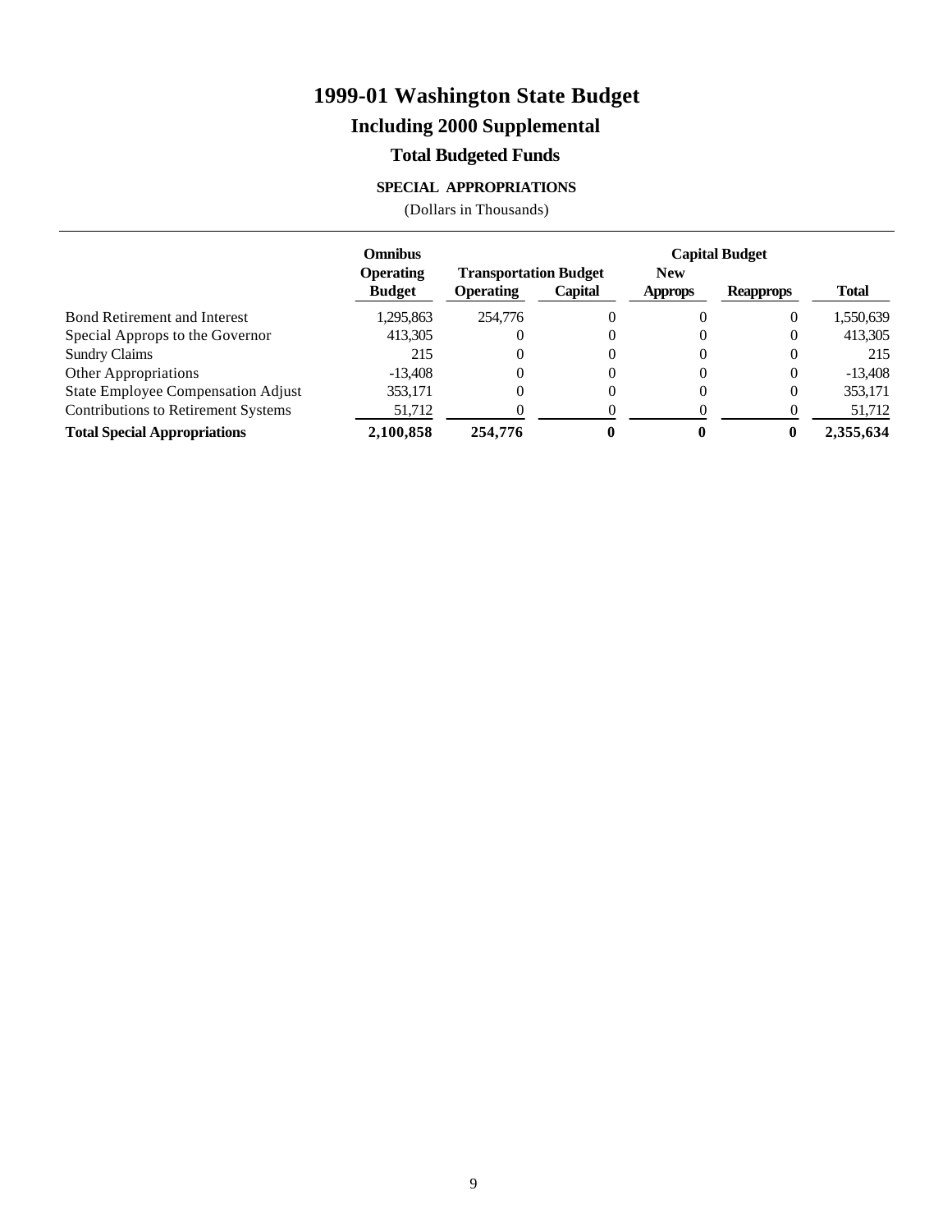# 1999-01 Washington State Budget

## Including 2000 Supplemental

### Total Budgeted Funds

**SPECIAL APPROPRIATIONS**

(Dollars in Thousands)

| | Omnibus Operating Budget | Transportation Budget | | Capital Budget | | Total |
|---|---|---|---|---|---|---|
| | | Operating | Capital | New Approps | Reapprops | |
| Bond Retirement and Interest | 1,295,863 | 254,776 | 0 | 0 | 0 | 1,550,639 |
| Special Approps to the Governor | 413,305 | 0 | 0 | 0 | 0 | 413,305 |
| Sundry Claims | 215 | 0 | 0 | 0 | 0 | 215 |
| Other Appropriations | -13,408 | 0 | 0 | 0 | 0 | -13,408 |
| State Employee Compensation Adjust | 353,171 | 0 | 0 | 0 | 0 | 353,171 |
| Contributions to Retirement Systems | 51,712 | 0 | 0 | 0 | 0 | 51,712 |
| **Total Special Appropriations** | **2,100,858** | **254,776** | **0** | **0** | **0** | **2,355,634** |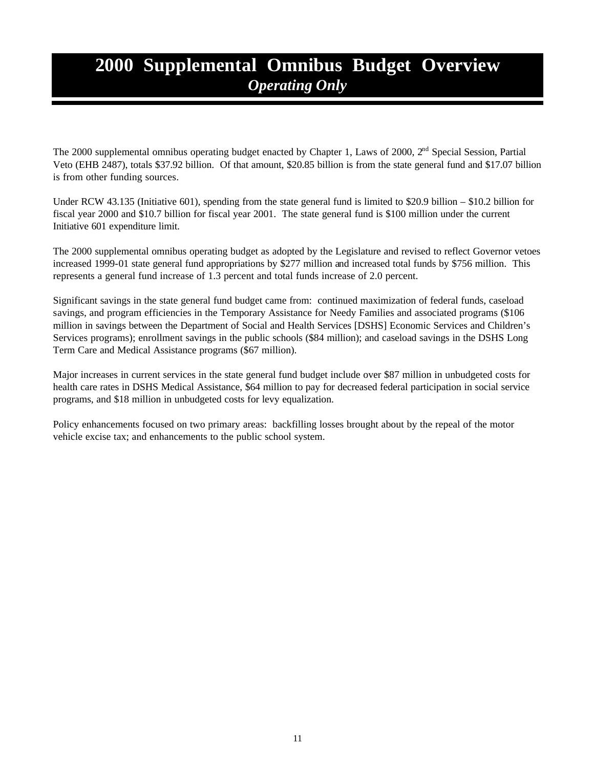# 2000 Supplemental Omnibus Budget Overview
## *Operating Only*

The 2000 supplemental omnibus operating budget enacted by Chapter 1, Laws of 2000, 2nd Special Session, Partial Veto (EHB 2487), totals $37.92 billion. Of that amount, $20.85 billion is from the state general fund and $17.07 billion is from other funding sources.

Under RCW 43.135 (Initiative 601), spending from the state general fund is limited to $20.9 billion – $10.2 billion for fiscal year 2000 and $10.7 billion for fiscal year 2001. The state general fund is $100 million under the current Initiative 601 expenditure limit.

The 2000 supplemental omnibus operating budget as adopted by the Legislature and revised to reflect Governor vetoes increased 1999-01 state general fund appropriations by $277 million and increased total funds by $756 million. This represents a general fund increase of 1.3 percent and total funds increase of 2.0 percent.

Significant savings in the state general fund budget came from: continued maximization of federal funds, caseload savings, and program efficiencies in the Temporary Assistance for Needy Families and associated programs ($106 million in savings between the Department of Social and Health Services [DSHS] Economic Services and Children's Services programs); enrollment savings in the public schools ($84 million); and caseload savings in the DSHS Long Term Care and Medical Assistance programs ($67 million).

Major increases in current services in the state general fund budget include over $87 million in unbudgeted costs for health care rates in DSHS Medical Assistance, $64 million to pay for decreased federal participation in social service programs, and $18 million in unbudgeted costs for levy equalization.

Policy enhancements focused on two primary areas: backfilling losses brought about by the repeal of the motor vehicle excise tax; and enhancements to the public school system.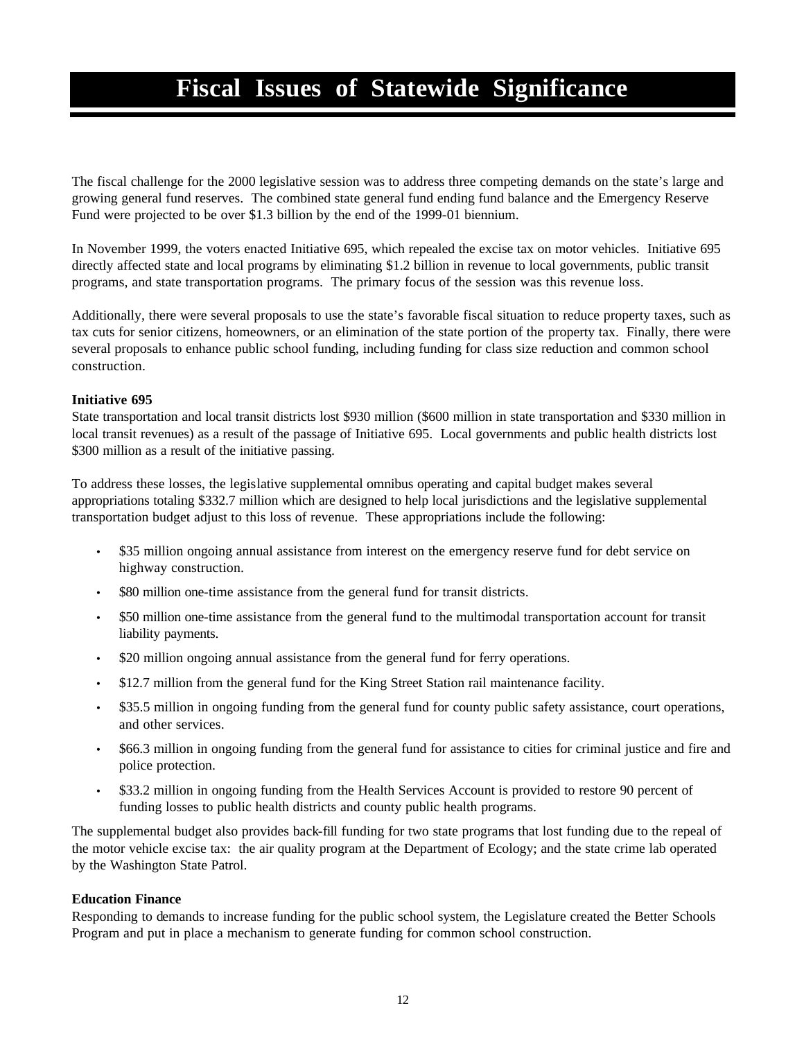# Fiscal Issues of Statewide Significance

The fiscal challenge for the 2000 legislative session was to address three competing demands on the state's large and growing general fund reserves. The combined state general fund ending fund balance and the Emergency Reserve Fund were projected to be over $1.3 billion by the end of the 1999-01 biennium.

In November 1999, the voters enacted Initiative 695, which repealed the excise tax on motor vehicles. Initiative 695 directly affected state and local programs by eliminating $1.2 billion in revenue to local governments, public transit programs, and state transportation programs. The primary focus of the session was this revenue loss.

Additionally, there were several proposals to use the state's favorable fiscal situation to reduce property taxes, such as tax cuts for senior citizens, homeowners, or an elimination of the state portion of the property tax. Finally, there were several proposals to enhance public school funding, including funding for class size reduction and common school construction.

**Initiative 695**

State transportation and local transit districts lost $930 million ($600 million in state transportation and $330 million in local transit revenues) as a result of the passage of Initiative 695. Local governments and public health districts lost $300 million as a result of the initiative passing.

To address these losses, the legislative supplemental omnibus operating and capital budget makes several appropriations totaling $332.7 million which are designed to help local jurisdictions and the legislative supplemental transportation budget adjust to this loss of revenue. These appropriations include the following:

- $35 million ongoing annual assistance from interest on the emergency reserve fund for debt service on highway construction.
- $80 million one-time assistance from the general fund for transit districts.
- $50 million one-time assistance from the general fund to the multimodal transportation account for transit liability payments.
- $20 million ongoing annual assistance from the general fund for ferry operations.
- $12.7 million from the general fund for the King Street Station rail maintenance facility.
- $35.5 million in ongoing funding from the general fund for county public safety assistance, court operations, and other services.
- $66.3 million in ongoing funding from the general fund for assistance to cities for criminal justice and fire and police protection.
- $33.2 million in ongoing funding from the Health Services Account is provided to restore 90 percent of funding losses to public health districts and county public health programs.

The supplemental budget also provides back-fill funding for two state programs that lost funding due to the repeal of the motor vehicle excise tax: the air quality program at the Department of Ecology; and the state crime lab operated by the Washington State Patrol.

**Education Finance**

Responding to demands to increase funding for the public school system, the Legislature created the Better Schools Program and put in place a mechanism to generate funding for common school construction.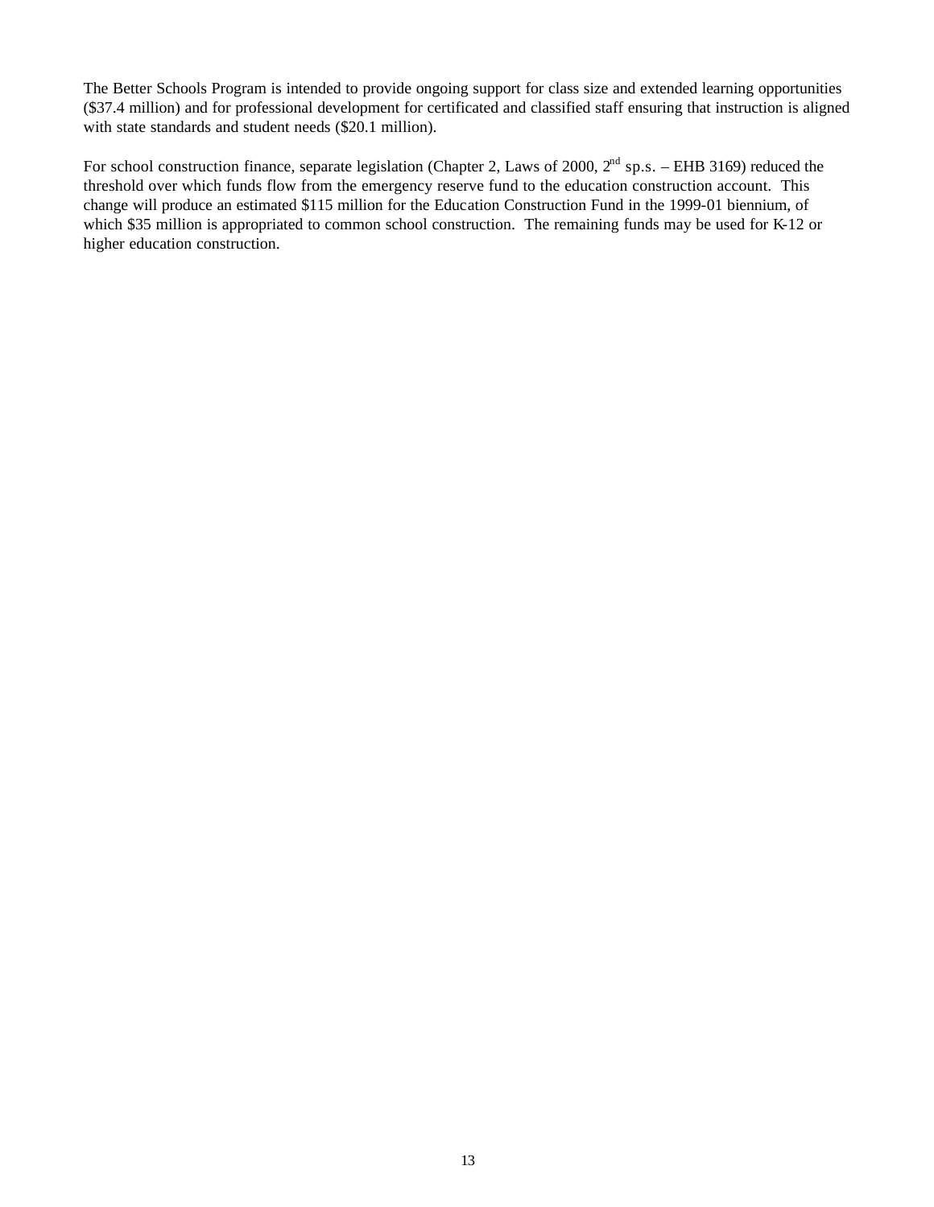The Better Schools Program is intended to provide ongoing support for class size and extended learning opportunities ($37.4 million) and for professional development for certificated and classified staff ensuring that instruction is aligned with state standards and student needs ($20.1 million).

For school construction finance, separate legislation (Chapter 2, Laws of 2000, 2nd sp.s. – EHB 3169) reduced the threshold over which funds flow from the emergency reserve fund to the education construction account. This change will produce an estimated $115 million for the Education Construction Fund in the 1999-01 biennium, of which $35 million is appropriated to common school construction. The remaining funds may be used for K-12 or higher education construction.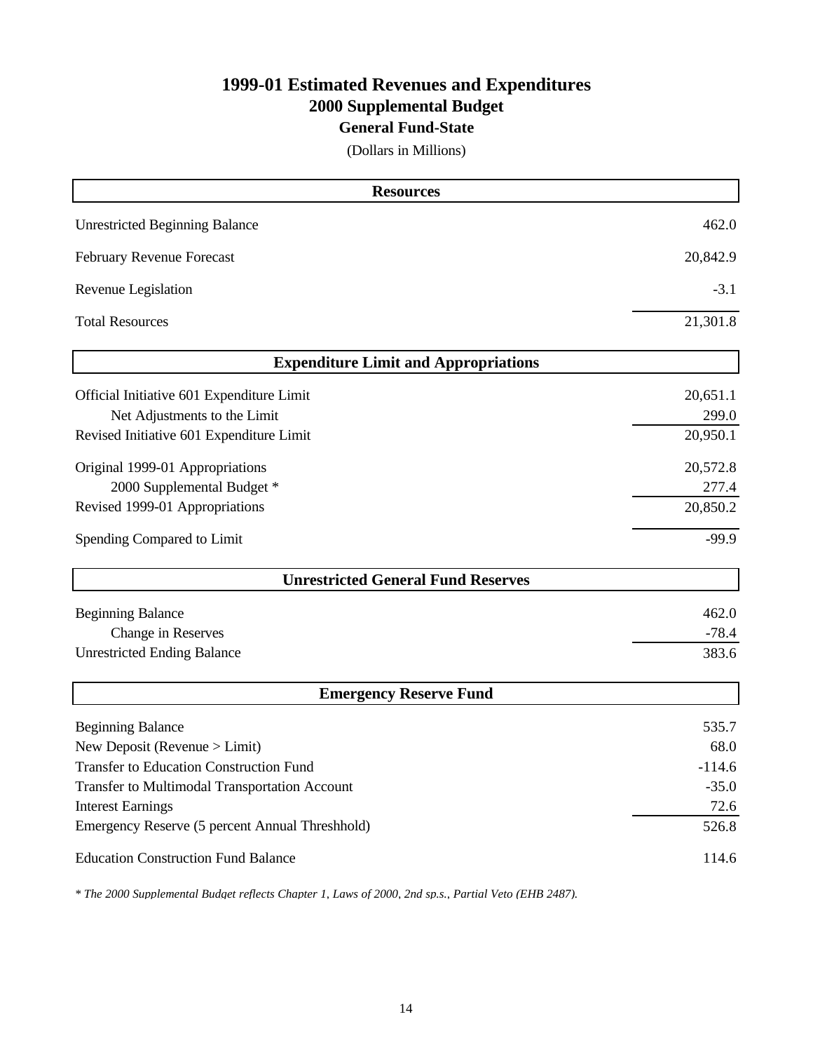# 1999-01 Estimated Revenues and Expenditures

## 2000 Supplemental Budget

### General Fund-State

(Dollars in Millions)

| Resources | |
|---|---|
| Unrestricted Beginning Balance | 462.0 |
| February Revenue Forecast | 20,842.9 |
| Revenue Legislation | -3.1 |
| Total Resources | 21,301.8 |

| Expenditure Limit and Appropriations | |
|---|---|
| Official Initiative 601 Expenditure Limit | 20,651.1 |
| Net Adjustments to the Limit | 299.0 |
| Revised Initiative 601 Expenditure Limit | 20,950.1 |
| Original 1999-01 Appropriations | 20,572.8 |
| 2000 Supplemental Budget * | 277.4 |
| Revised 1999-01 Appropriations | 20,850.2 |
| Spending Compared to Limit | -99.9 |

| Unrestricted General Fund Reserves | |
|---|---|
| Beginning Balance | 462.0 |
| Change in Reserves | -78.4 |
| Unrestricted Ending Balance | 383.6 |

| Emergency Reserve Fund | |
|---|---|
| Beginning Balance | 535.7 |
| New Deposit (Revenue > Limit) | 68.0 |
| Transfer to Education Construction Fund | -114.6 |
| Transfer to Multimodal Transportation Account | -35.0 |
| Interest Earnings | 72.6 |
| Emergency Reserve (5 percent Annual Threshhold) | 526.8 |
| Education Construction Fund Balance | 114.6 |

*\* The 2000 Supplemental Budget reflects Chapter 1, Laws of 2000, 2nd sp.s., Partial Veto (EHB 2487).*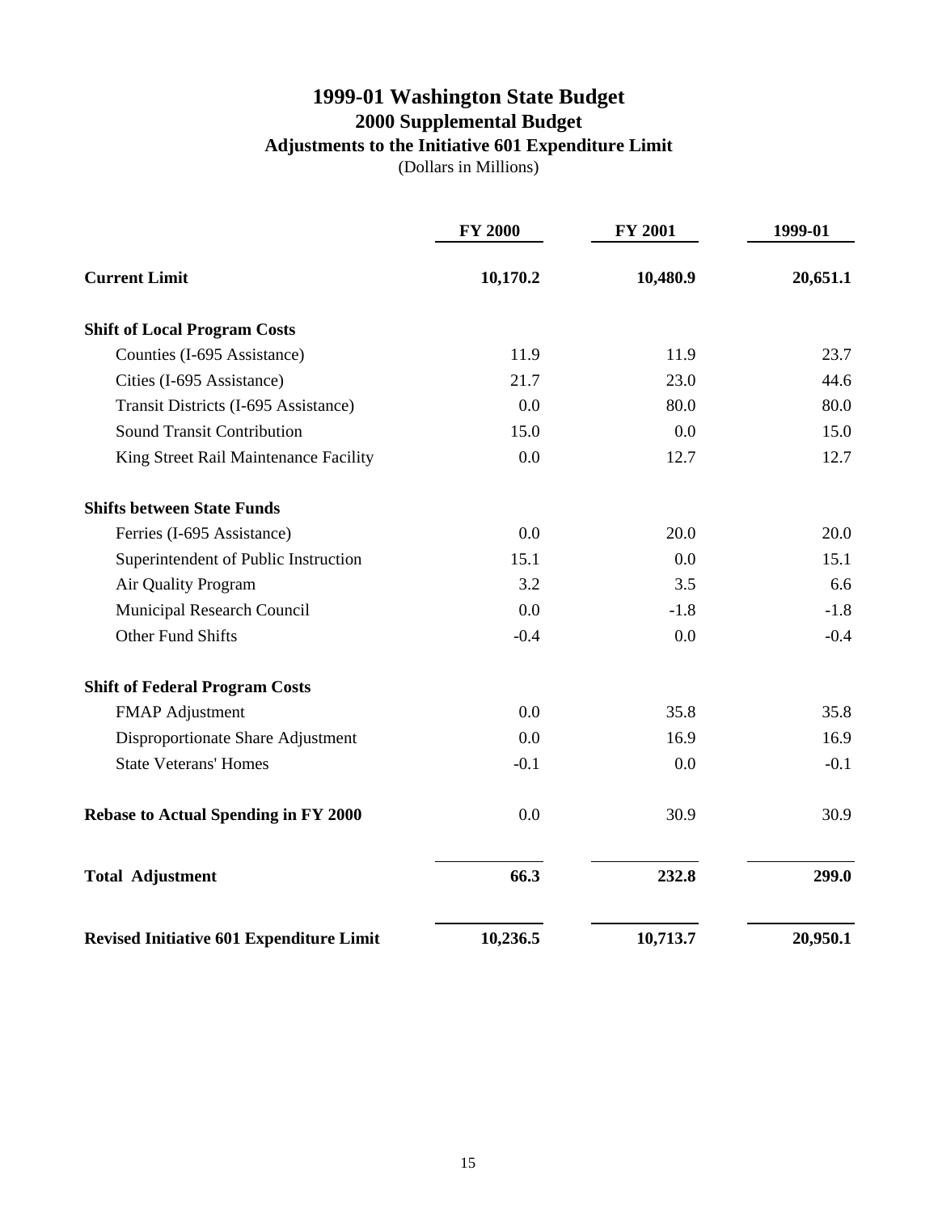# 1999-01 Washington State Budget
## 2000 Supplemental Budget
### Adjustments to the Initiative 601 Expenditure Limit
(Dollars in Millions)

| | FY 2000 | FY 2001 | 1999-01 |
|---|---|---|---|
| **Current Limit** | **10,170.2** | **10,480.9** | **20,651.1** |
| **Shift of Local Program Costs** | | | |
| Counties (I-695 Assistance) | 11.9 | 11.9 | 23.7 |
| Cities (I-695 Assistance) | 21.7 | 23.0 | 44.6 |
| Transit Districts (I-695 Assistance) | 0.0 | 80.0 | 80.0 |
| Sound Transit Contribution | 15.0 | 0.0 | 15.0 |
| King Street Rail Maintenance Facility | 0.0 | 12.7 | 12.7 |
| **Shifts between State Funds** | | | |
| Ferries (I-695 Assistance) | 0.0 | 20.0 | 20.0 |
| Superintendent of Public Instruction | 15.1 | 0.0 | 15.1 |
| Air Quality Program | 3.2 | 3.5 | 6.6 |
| Municipal Research Council | 0.0 | -1.8 | -1.8 |
| Other Fund Shifts | -0.4 | 0.0 | -0.4 |
| **Shift of Federal Program Costs** | | | |
| FMAP Adjustment | 0.0 | 35.8 | 35.8 |
| Disproportionate Share Adjustment | 0.0 | 16.9 | 16.9 |
| State Veterans' Homes | -0.1 | 0.0 | -0.1 |
| **Rebase to Actual Spending in FY 2000** | 0.0 | 30.9 | 30.9 |
| **Total Adjustment** | **66.3** | **232.8** | **299.0** |
| **Revised Initiative 601 Expenditure Limit** | **10,236.5** | **10,713.7** | **20,950.1** |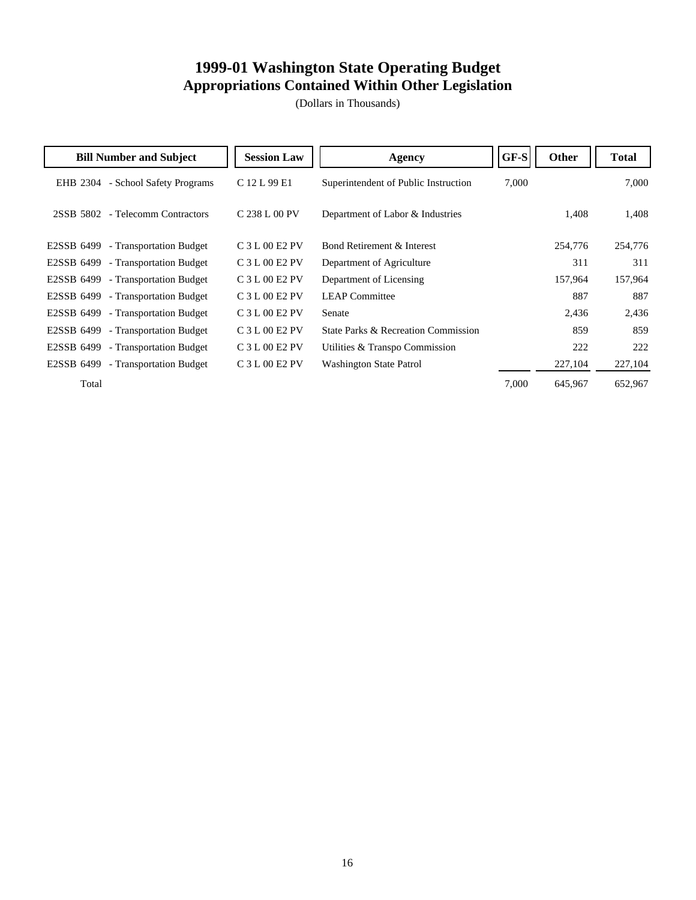# 1999-01 Washington State Operating Budget
## Appropriations Contained Within Other Legislation

(Dollars in Thousands)

| Bill Number and Subject | Session Law | Agency | GF-S | Other | Total |
|---|---|---|---|---|---|
| EHB 2304 - School Safety Programs | C 12 L 99 E1 | Superintendent of Public Instruction | 7,000 | | 7,000 |
| 2SSB 5802 - Telecomm Contractors | C 238 L 00 PV | Department of Labor & Industries | | 1,408 | 1,408 |
| E2SSB 6499 - Transportation Budget | C 3 L 00 E2 PV | Bond Retirement & Interest | | 254,776 | 254,776 |
| E2SSB 6499 - Transportation Budget | C 3 L 00 E2 PV | Department of Agriculture | | 311 | 311 |
| E2SSB 6499 - Transportation Budget | C 3 L 00 E2 PV | Department of Licensing | | 157,964 | 157,964 |
| E2SSB 6499 - Transportation Budget | C 3 L 00 E2 PV | LEAP Committee | | 887 | 887 |
| E2SSB 6499 - Transportation Budget | C 3 L 00 E2 PV | Senate | | 2,436 | 2,436 |
| E2SSB 6499 - Transportation Budget | C 3 L 00 E2 PV | State Parks & Recreation Commission | | 859 | 859 |
| E2SSB 6499 - Transportation Budget | C 3 L 00 E2 PV | Utilities & Transpo Commission | | 222 | 222 |
| E2SSB 6499 - Transportation Budget | C 3 L 00 E2 PV | Washington State Patrol | | 227,104 | 227,104 |
| Total | | | 7,000 | 645,967 | 652,967 |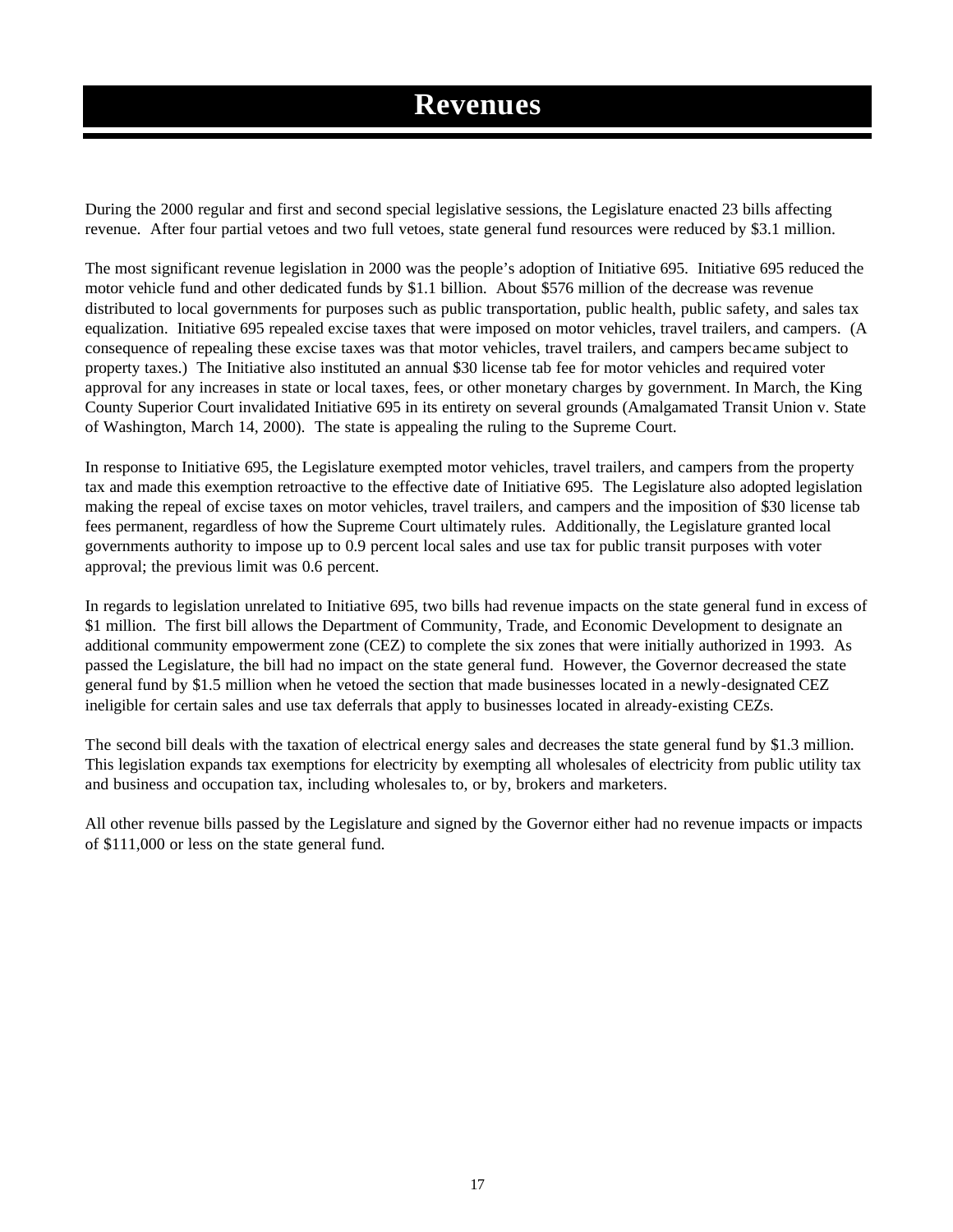# Revenues

During the 2000 regular and first and second special legislative sessions, the Legislature enacted 23 bills affecting revenue. After four partial vetoes and two full vetoes, state general fund resources were reduced by $3.1 million.

The most significant revenue legislation in 2000 was the people's adoption of Initiative 695. Initiative 695 reduced the motor vehicle fund and other dedicated funds by $1.1 billion. About $576 million of the decrease was revenue distributed to local governments for purposes such as public transportation, public health, public safety, and sales tax equalization. Initiative 695 repealed excise taxes that were imposed on motor vehicles, travel trailers, and campers. (A consequence of repealing these excise taxes was that motor vehicles, travel trailers, and campers became subject to property taxes.) The Initiative also instituted an annual $30 license tab fee for motor vehicles and required voter approval for any increases in state or local taxes, fees, or other monetary charges by government. In March, the King County Superior Court invalidated Initiative 695 in its entirety on several grounds (Amalgamated Transit Union v. State of Washington, March 14, 2000). The state is appealing the ruling to the Supreme Court.

In response to Initiative 695, the Legislature exempted motor vehicles, travel trailers, and campers from the property tax and made this exemption retroactive to the effective date of Initiative 695. The Legislature also adopted legislation making the repeal of excise taxes on motor vehicles, travel trailers, and campers and the imposition of $30 license tab fees permanent, regardless of how the Supreme Court ultimately rules. Additionally, the Legislature granted local governments authority to impose up to 0.9 percent local sales and use tax for public transit purposes with voter approval; the previous limit was 0.6 percent.

In regards to legislation unrelated to Initiative 695, two bills had revenue impacts on the state general fund in excess of $1 million. The first bill allows the Department of Community, Trade, and Economic Development to designate an additional community empowerment zone (CEZ) to complete the six zones that were initially authorized in 1993. As passed the Legislature, the bill had no impact on the state general fund. However, the Governor decreased the state general fund by $1.5 million when he vetoed the section that made businesses located in a newly-designated CEZ ineligible for certain sales and use tax deferrals that apply to businesses located in already-existing CEZs.

The second bill deals with the taxation of electrical energy sales and decreases the state general fund by $1.3 million. This legislation expands tax exemptions for electricity by exempting all wholesales of electricity from public utility tax and business and occupation tax, including wholesales to, or by, brokers and marketers.

All other revenue bills passed by the Legislature and signed by the Governor either had no revenue impacts or impacts of $111,000 or less on the state general fund.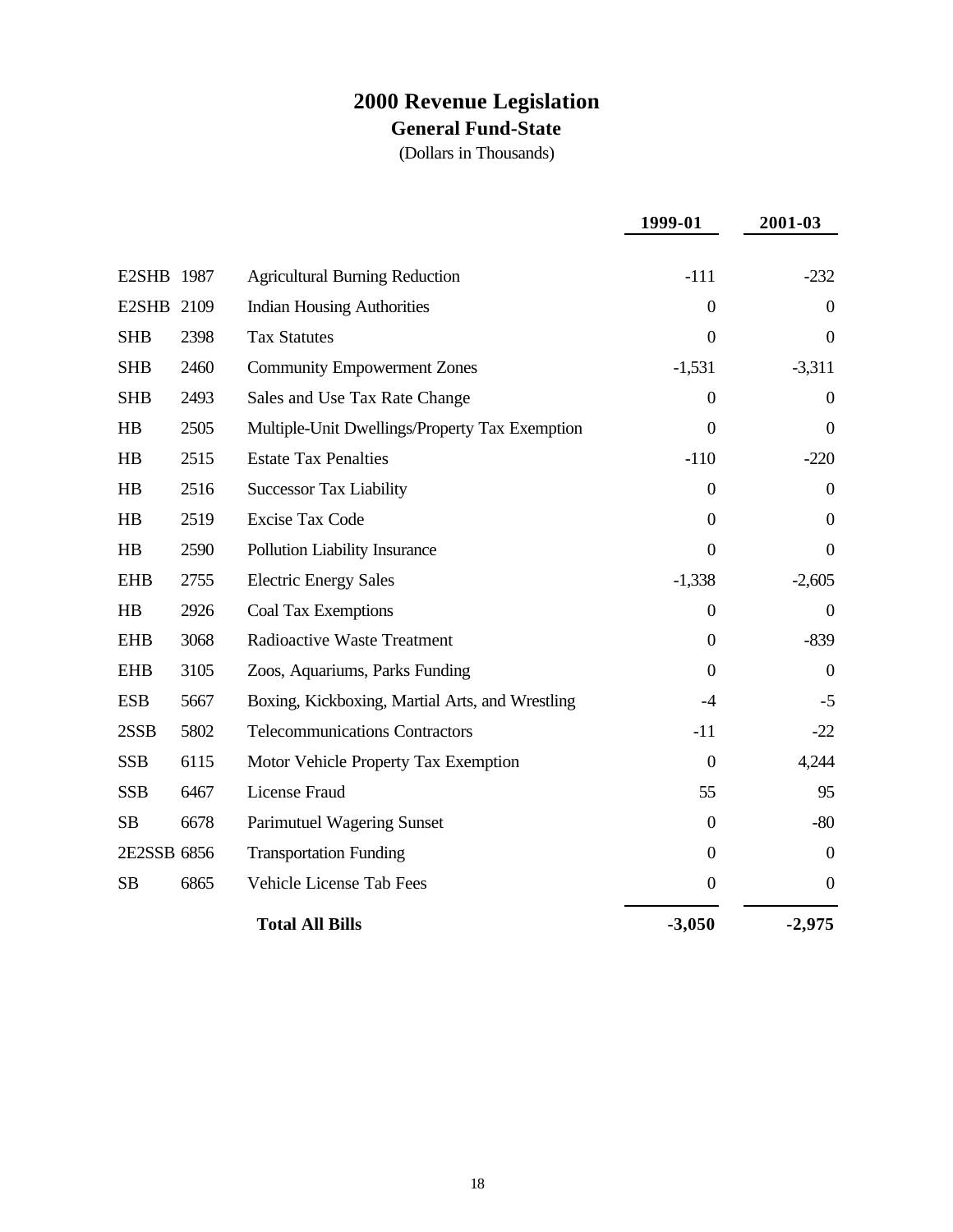# 2000 Revenue Legislation

## General Fund-State

(Dollars in Thousands)

| Bill Type | Bill No. | Title | 1999-01 | 2001-03 |
|---|---|---|---|---|
| E2SHB | 1987 | Agricultural Burning Reduction | -111 | -232 |
| E2SHB | 2109 | Indian Housing Authorities | 0 | 0 |
| SHB | 2398 | Tax Statutes | 0 | 0 |
| SHB | 2460 | Community Empowerment Zones | -1,531 | -3,311 |
| SHB | 2493 | Sales and Use Tax Rate Change | 0 | 0 |
| HB | 2505 | Multiple-Unit Dwellings/Property Tax Exemption | 0 | 0 |
| HB | 2515 | Estate Tax Penalties | -110 | -220 |
| HB | 2516 | Successor Tax Liability | 0 | 0 |
| HB | 2519 | Excise Tax Code | 0 | 0 |
| HB | 2590 | Pollution Liability Insurance | 0 | 0 |
| EHB | 2755 | Electric Energy Sales | -1,338 | -2,605 |
| HB | 2926 | Coal Tax Exemptions | 0 | 0 |
| EHB | 3068 | Radioactive Waste Treatment | 0 | -839 |
| EHB | 3105 | Zoos, Aquariums, Parks Funding | 0 | 0 |
| ESB | 5667 | Boxing, Kickboxing, Martial Arts, and Wrestling | -4 | -5 |
| 2SSB | 5802 | Telecommunications Contractors | -11 | -22 |
| SSB | 6115 | Motor Vehicle Property Tax Exemption | 0 | 4,244 |
| SSB | 6467 | License Fraud | 55 | 95 |
| SB | 6678 | Parimutuel Wagering Sunset | 0 | -80 |
| 2E2SSB | 6856 | Transportation Funding | 0 | 0 |
| SB | 6865 | Vehicle License Tab Fees | 0 | 0 |
| | | **Total All Bills** | **-3,050** | **-2,975** |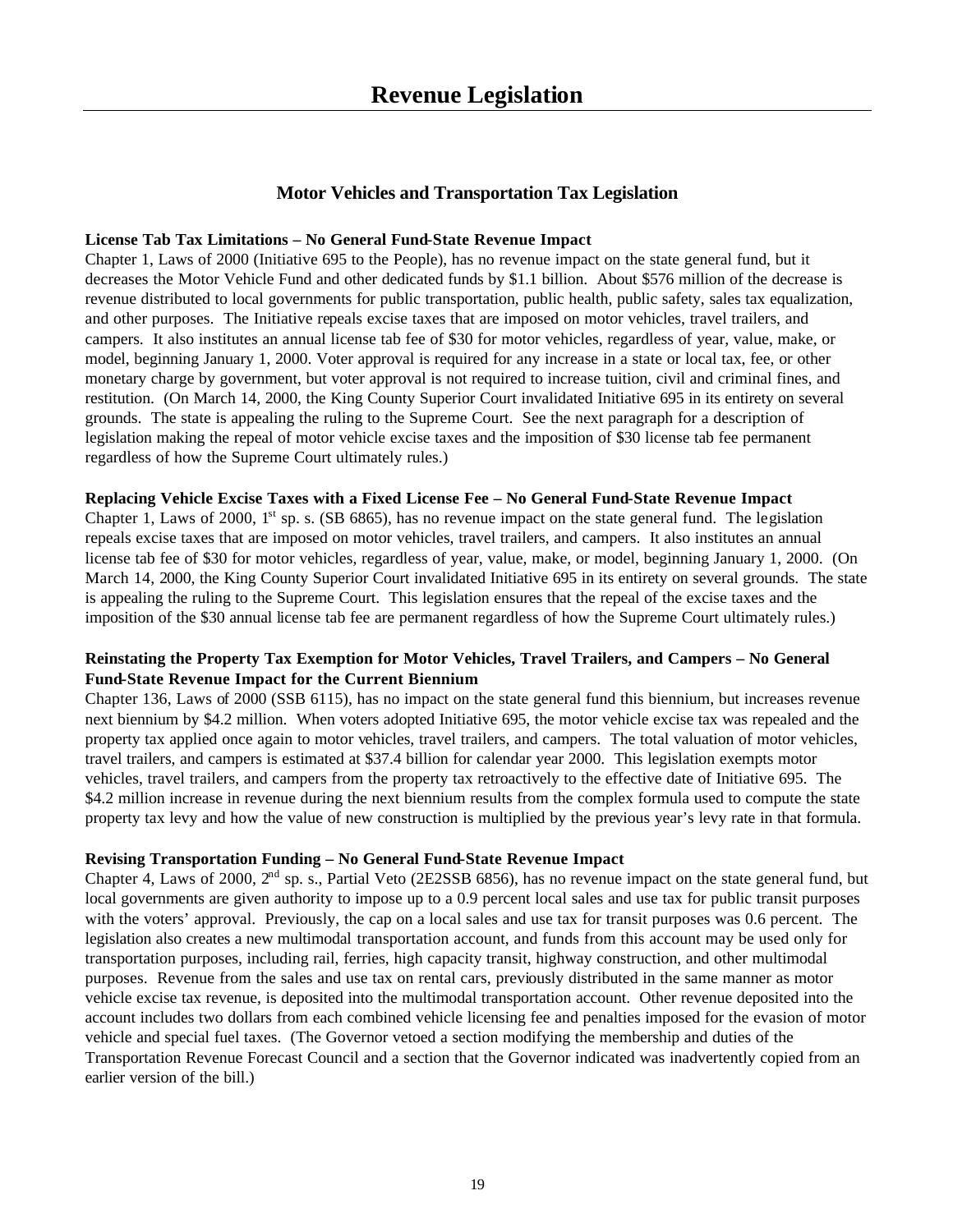# Revenue Legislation

## Motor Vehicles and Transportation Tax Legislation

**License Tab Tax Limitations – No General Fund-State Revenue Impact**

Chapter 1, Laws of 2000 (Initiative 695 to the People), has no revenue impact on the state general fund, but it decreases the Motor Vehicle Fund and other dedicated funds by $1.1 billion. About $576 million of the decrease is revenue distributed to local governments for public transportation, public health, public safety, sales tax equalization, and other purposes. The Initiative repeals excise taxes that are imposed on motor vehicles, travel trailers, and campers. It also institutes an annual license tab fee of $30 for motor vehicles, regardless of year, value, make, or model, beginning January 1, 2000. Voter approval is required for any increase in a state or local tax, fee, or other monetary charge by government, but voter approval is not required to increase tuition, civil and criminal fines, and restitution. (On March 14, 2000, the King County Superior Court invalidated Initiative 695 in its entirety on several grounds. The state is appealing the ruling to the Supreme Court. See the next paragraph for a description of legislation making the repeal of motor vehicle excise taxes and the imposition of $30 license tab fee permanent regardless of how the Supreme Court ultimately rules.)

**Replacing Vehicle Excise Taxes with a Fixed License Fee – No General Fund-State Revenue Impact**

Chapter 1, Laws of 2000, 1st sp. s. (SB 6865), has no revenue impact on the state general fund. The legislation repeals excise taxes that are imposed on motor vehicles, travel trailers, and campers. It also institutes an annual license tab fee of $30 for motor vehicles, regardless of year, value, make, or model, beginning January 1, 2000. (On March 14, 2000, the King County Superior Court invalidated Initiative 695 in its entirety on several grounds. The state is appealing the ruling to the Supreme Court. This legislation ensures that the repeal of the excise taxes and the imposition of the $30 annual license tab fee are permanent regardless of how the Supreme Court ultimately rules.)

**Reinstating the Property Tax Exemption for Motor Vehicles, Travel Trailers, and Campers – No General Fund-State Revenue Impact for the Current Biennium**

Chapter 136, Laws of 2000 (SSB 6115), has no impact on the state general fund this biennium, but increases revenue next biennium by $4.2 million. When voters adopted Initiative 695, the motor vehicle excise tax was repealed and the property tax applied once again to motor vehicles, travel trailers, and campers. The total valuation of motor vehicles, travel trailers, and campers is estimated at $37.4 billion for calendar year 2000. This legislation exempts motor vehicles, travel trailers, and campers from the property tax retroactively to the effective date of Initiative 695. The $4.2 million increase in revenue during the next biennium results from the complex formula used to compute the state property tax levy and how the value of new construction is multiplied by the previous year's levy rate in that formula.

**Revising Transportation Funding – No General Fund-State Revenue Impact**

Chapter 4, Laws of 2000, 2nd sp. s., Partial Veto (2E2SSB 6856), has no revenue impact on the state general fund, but local governments are given authority to impose up to a 0.9 percent local sales and use tax for public transit purposes with the voters' approval. Previously, the cap on a local sales and use tax for transit purposes was 0.6 percent. The legislation also creates a new multimodal transportation account, and funds from this account may be used only for transportation purposes, including rail, ferries, high capacity transit, highway construction, and other multimodal purposes. Revenue from the sales and use tax on rental cars, previously distributed in the same manner as motor vehicle excise tax revenue, is deposited into the multimodal transportation account. Other revenue deposited into the account includes two dollars from each combined vehicle licensing fee and penalties imposed for the evasion of motor vehicle and special fuel taxes. (The Governor vetoed a section modifying the membership and duties of the Transportation Revenue Forecast Council and a section that the Governor indicated was inadvertently copied from an earlier version of the bill.)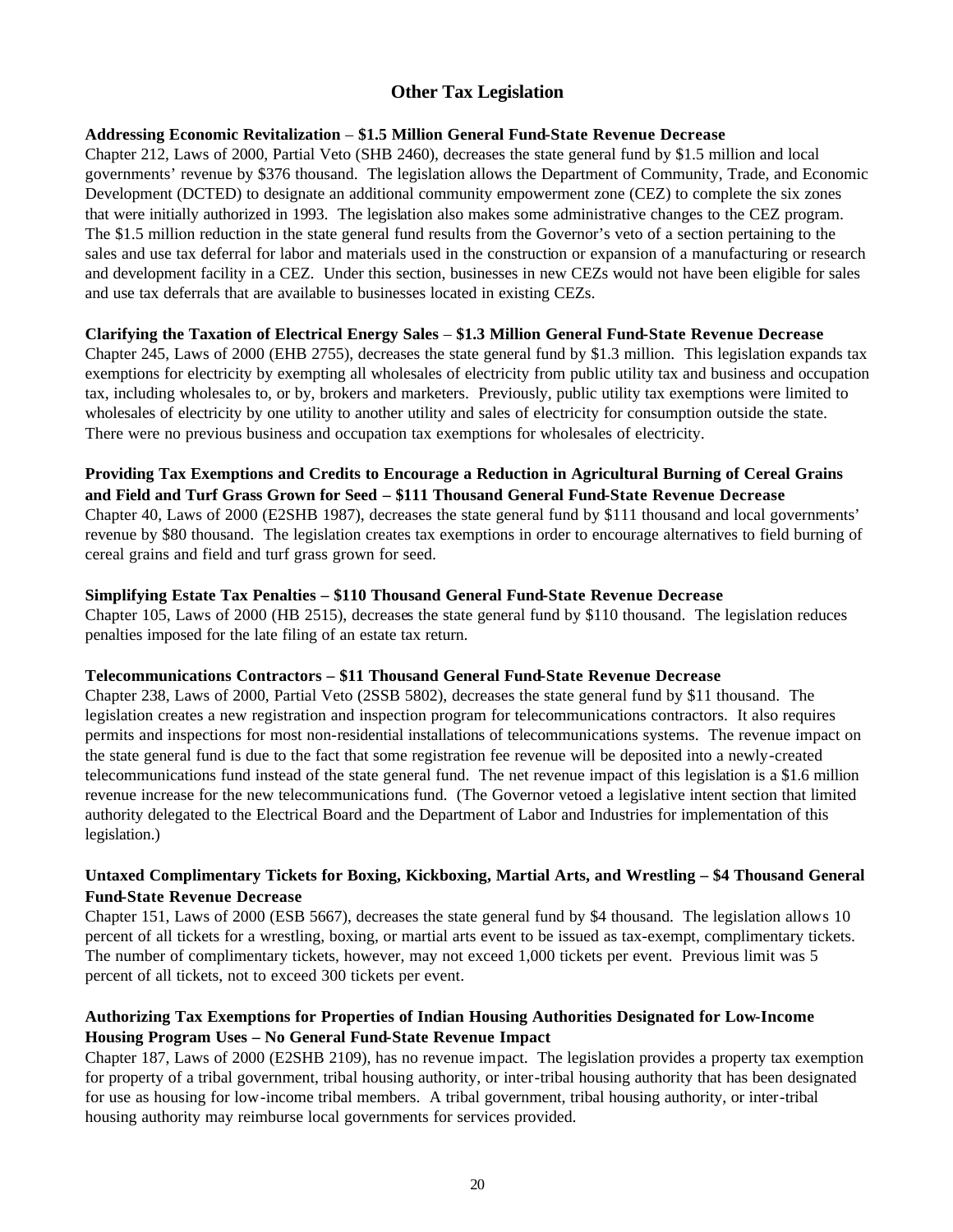## Other Tax Legislation

**Addressing Economic Revitalization – $1.5 Million General Fund-State Revenue Decrease**

Chapter 212, Laws of 2000, Partial Veto (SHB 2460), decreases the state general fund by $1.5 million and local governments' revenue by $376 thousand. The legislation allows the Department of Community, Trade, and Economic Development (DCTED) to designate an additional community empowerment zone (CEZ) to complete the six zones that were initially authorized in 1993. The legislation also makes some administrative changes to the CEZ program. The $1.5 million reduction in the state general fund results from the Governor's veto of a section pertaining to the sales and use tax deferral for labor and materials used in the construction or expansion of a manufacturing or research and development facility in a CEZ. Under this section, businesses in new CEZs would not have been eligible for sales and use tax deferrals that are available to businesses located in existing CEZs.

**Clarifying the Taxation of Electrical Energy Sales – $1.3 Million General Fund-State Revenue Decrease**

Chapter 245, Laws of 2000 (EHB 2755), decreases the state general fund by $1.3 million. This legislation expands tax exemptions for electricity by exempting all wholesales of electricity from public utility tax and business and occupation tax, including wholesales to, or by, brokers and marketers. Previously, public utility tax exemptions were limited to wholesales of electricity by one utility to another utility and sales of electricity for consumption outside the state. There were no previous business and occupation tax exemptions for wholesales of electricity.

**Providing Tax Exemptions and Credits to Encourage a Reduction in Agricultural Burning of Cereal Grains and Field and Turf Grass Grown for Seed – $111 Thousand General Fund-State Revenue Decrease**

Chapter 40, Laws of 2000 (E2SHB 1987), decreases the state general fund by $111 thousand and local governments' revenue by $80 thousand. The legislation creates tax exemptions in order to encourage alternatives to field burning of cereal grains and field and turf grass grown for seed.

**Simplifying Estate Tax Penalties – $110 Thousand General Fund-State Revenue Decrease**

Chapter 105, Laws of 2000 (HB 2515), decreases the state general fund by $110 thousand. The legislation reduces penalties imposed for the late filing of an estate tax return.

**Telecommunications Contractors – $11 Thousand General Fund-State Revenue Decrease**

Chapter 238, Laws of 2000, Partial Veto (2SSB 5802), decreases the state general fund by $11 thousand. The legislation creates a new registration and inspection program for telecommunications contractors. It also requires permits and inspections for most non-residential installations of telecommunications systems. The revenue impact on the state general fund is due to the fact that some registration fee revenue will be deposited into a newly-created telecommunications fund instead of the state general fund. The net revenue impact of this legislation is a $1.6 million revenue increase for the new telecommunications fund. (The Governor vetoed a legislative intent section that limited authority delegated to the Electrical Board and the Department of Labor and Industries for implementation of this legislation.)

**Untaxed Complimentary Tickets for Boxing, Kickboxing, Martial Arts, and Wrestling – $4 Thousand General Fund-State Revenue Decrease**

Chapter 151, Laws of 2000 (ESB 5667), decreases the state general fund by $4 thousand. The legislation allows 10 percent of all tickets for a wrestling, boxing, or martial arts event to be issued as tax-exempt, complimentary tickets. The number of complimentary tickets, however, may not exceed 1,000 tickets per event. Previous limit was 5 percent of all tickets, not to exceed 300 tickets per event.

**Authorizing Tax Exemptions for Properties of Indian Housing Authorities Designated for Low-Income Housing Program Uses – No General Fund-State Revenue Impact**

Chapter 187, Laws of 2000 (E2SHB 2109), has no revenue impact. The legislation provides a property tax exemption for property of a tribal government, tribal housing authority, or inter-tribal housing authority that has been designated for use as housing for low-income tribal members. A tribal government, tribal housing authority, or inter-tribal housing authority may reimburse local governments for services provided.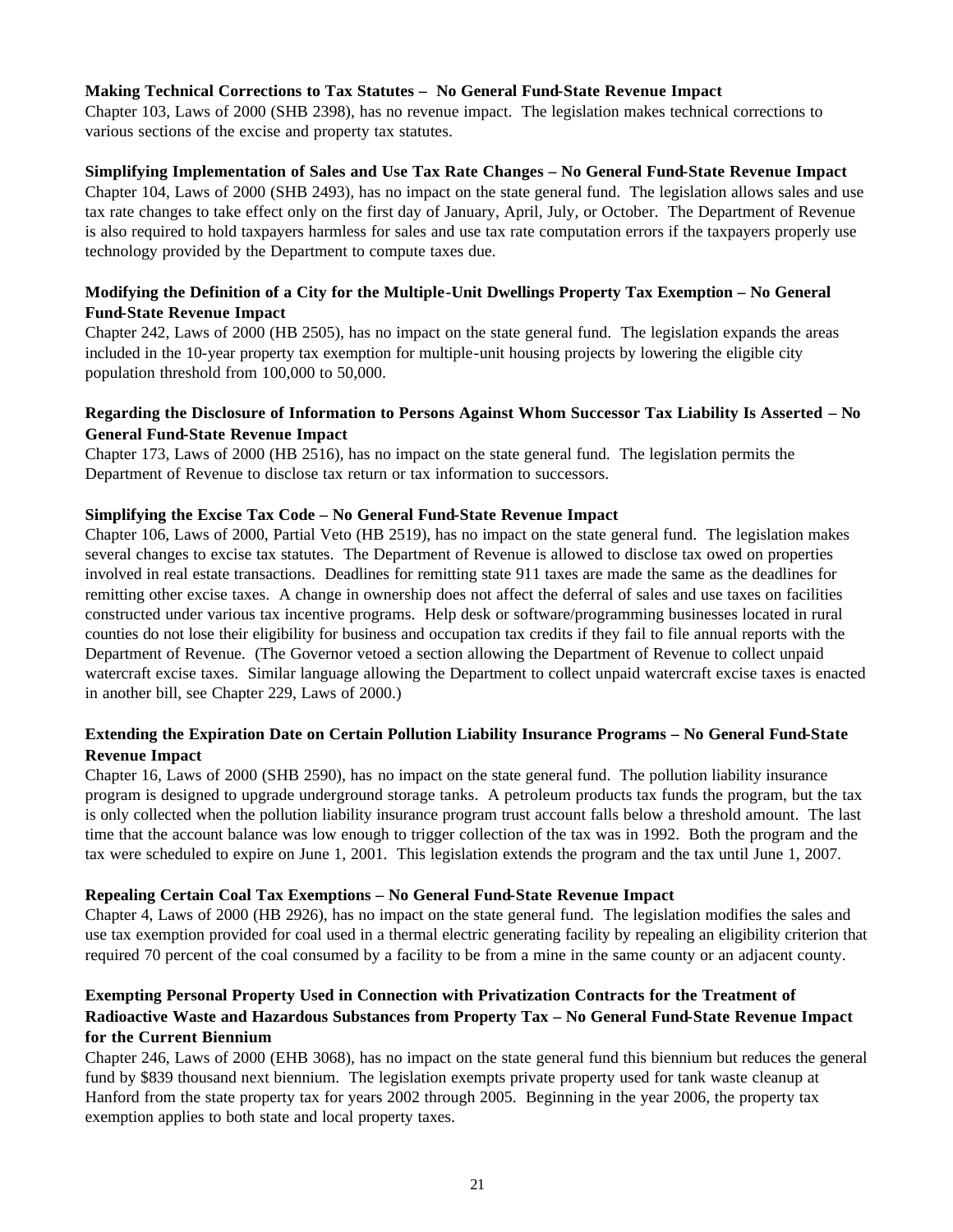**Making Technical Corrections to Tax Statutes – No General Fund-State Revenue Impact**
Chapter 103, Laws of 2000 (SHB 2398), has no revenue impact. The legislation makes technical corrections to various sections of the excise and property tax statutes.

**Simplifying Implementation of Sales and Use Tax Rate Changes – No General Fund-State Revenue Impact**
Chapter 104, Laws of 2000 (SHB 2493), has no impact on the state general fund. The legislation allows sales and use tax rate changes to take effect only on the first day of January, April, July, or October. The Department of Revenue is also required to hold taxpayers harmless for sales and use tax rate computation errors if the taxpayers properly use technology provided by the Department to compute taxes due.

**Modifying the Definition of a City for the Multiple-Unit Dwellings Property Tax Exemption – No General Fund-State Revenue Impact**
Chapter 242, Laws of 2000 (HB 2505), has no impact on the state general fund. The legislation expands the areas included in the 10-year property tax exemption for multiple-unit housing projects by lowering the eligible city population threshold from 100,000 to 50,000.

**Regarding the Disclosure of Information to Persons Against Whom Successor Tax Liability Is Asserted – No General Fund-State Revenue Impact**
Chapter 173, Laws of 2000 (HB 2516), has no impact on the state general fund. The legislation permits the Department of Revenue to disclose tax return or tax information to successors.

**Simplifying the Excise Tax Code – No General Fund-State Revenue Impact**
Chapter 106, Laws of 2000, Partial Veto (HB 2519), has no impact on the state general fund. The legislation makes several changes to excise tax statutes. The Department of Revenue is allowed to disclose tax owed on properties involved in real estate transactions. Deadlines for remitting state 911 taxes are made the same as the deadlines for remitting other excise taxes. A change in ownership does not affect the deferral of sales and use taxes on facilities constructed under various tax incentive programs. Help desk or software/programming businesses located in rural counties do not lose their eligibility for business and occupation tax credits if they fail to file annual reports with the Department of Revenue. (The Governor vetoed a section allowing the Department of Revenue to collect unpaid watercraft excise taxes. Similar language allowing the Department to collect unpaid watercraft excise taxes is enacted in another bill, see Chapter 229, Laws of 2000.)

**Extending the Expiration Date on Certain Pollution Liability Insurance Programs – No General Fund-State Revenue Impact**
Chapter 16, Laws of 2000 (SHB 2590), has no impact on the state general fund. The pollution liability insurance program is designed to upgrade underground storage tanks. A petroleum products tax funds the program, but the tax is only collected when the pollution liability insurance program trust account falls below a threshold amount. The last time that the account balance was low enough to trigger collection of the tax was in 1992. Both the program and the tax were scheduled to expire on June 1, 2001. This legislation extends the program and the tax until June 1, 2007.

**Repealing Certain Coal Tax Exemptions – No General Fund-State Revenue Impact**
Chapter 4, Laws of 2000 (HB 2926), has no impact on the state general fund. The legislation modifies the sales and use tax exemption provided for coal used in a thermal electric generating facility by repealing an eligibility criterion that required 70 percent of the coal consumed by a facility to be from a mine in the same county or an adjacent county.

**Exempting Personal Property Used in Connection with Privatization Contracts for the Treatment of Radioactive Waste and Hazardous Substances from Property Tax – No General Fund-State Revenue Impact for the Current Biennium**
Chapter 246, Laws of 2000 (EHB 3068), has no impact on the state general fund this biennium but reduces the general fund by $839 thousand next biennium. The legislation exempts private property used for tank waste cleanup at Hanford from the state property tax for years 2002 through 2005. Beginning in the year 2006, the property tax exemption applies to both state and local property taxes.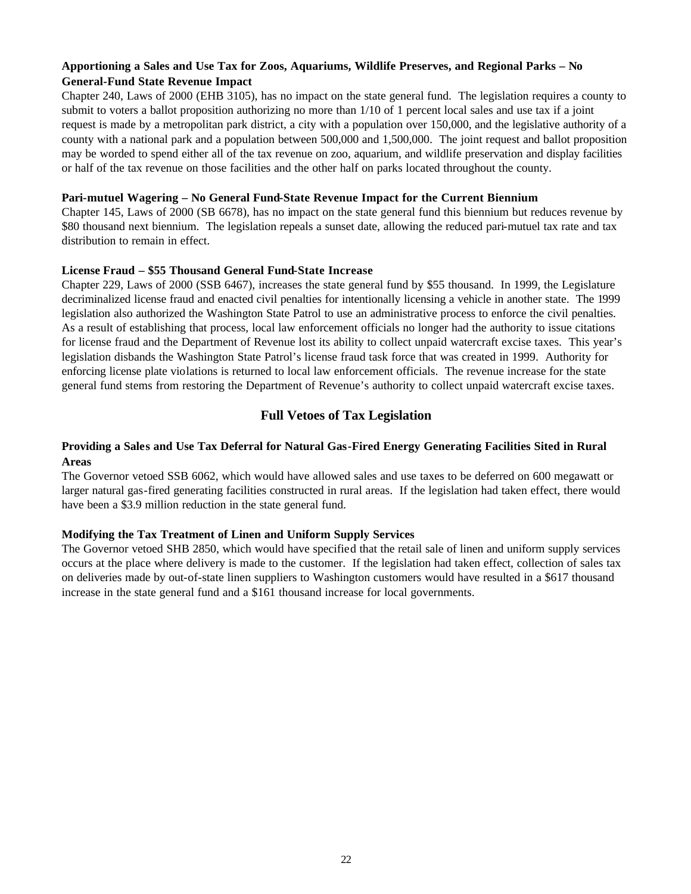**Apportioning a Sales and Use Tax for Zoos, Aquariums, Wildlife Preserves, and Regional Parks – No General-Fund State Revenue Impact**

Chapter 240, Laws of 2000 (EHB 3105), has no impact on the state general fund. The legislation requires a county to submit to voters a ballot proposition authorizing no more than 1/10 of 1 percent local sales and use tax if a joint request is made by a metropolitan park district, a city with a population over 150,000, and the legislative authority of a county with a national park and a population between 500,000 and 1,500,000. The joint request and ballot proposition may be worded to spend either all of the tax revenue on zoo, aquarium, and wildlife preservation and display facilities or half of the tax revenue on those facilities and the other half on parks located throughout the county.

**Pari-mutuel Wagering – No General Fund-State Revenue Impact for the Current Biennium**

Chapter 145, Laws of 2000 (SB 6678), has no impact on the state general fund this biennium but reduces revenue by $80 thousand next biennium. The legislation repeals a sunset date, allowing the reduced pari-mutuel tax rate and tax distribution to remain in effect.

**License Fraud – $55 Thousand General Fund-State Increase**

Chapter 229, Laws of 2000 (SSB 6467), increases the state general fund by $55 thousand. In 1999, the Legislature decriminalized license fraud and enacted civil penalties for intentionally licensing a vehicle in another state. The 1999 legislation also authorized the Washington State Patrol to use an administrative process to enforce the civil penalties. As a result of establishing that process, local law enforcement officials no longer had the authority to issue citations for license fraud and the Department of Revenue lost its ability to collect unpaid watercraft excise taxes. This year's legislation disbands the Washington State Patrol's license fraud task force that was created in 1999. Authority for enforcing license plate violations is returned to local law enforcement officials. The revenue increase for the state general fund stems from restoring the Department of Revenue's authority to collect unpaid watercraft excise taxes.

## Full Vetoes of Tax Legislation

**Providing a Sales and Use Tax Deferral for Natural Gas-Fired Energy Generating Facilities Sited in Rural Areas**

The Governor vetoed SSB 6062, which would have allowed sales and use taxes to be deferred on 600 megawatt or larger natural gas-fired generating facilities constructed in rural areas. If the legislation had taken effect, there would have been a $3.9 million reduction in the state general fund.

**Modifying the Tax Treatment of Linen and Uniform Supply Services**

The Governor vetoed SHB 2850, which would have specified that the retail sale of linen and uniform supply services occurs at the place where delivery is made to the customer. If the legislation had taken effect, collection of sales tax on deliveries made by out-of-state linen suppliers to Washington customers would have resulted in a $617 thousand increase in the state general fund and a $161 thousand increase for local governments.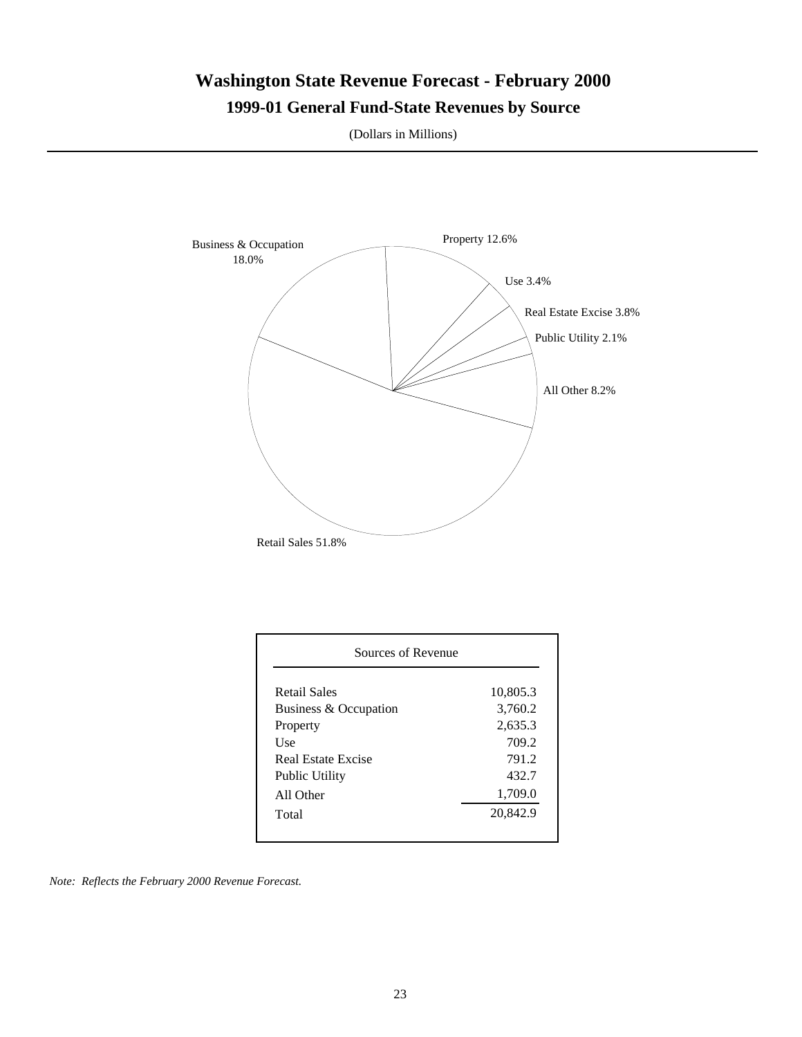# Washington State Revenue Forecast - February 2000

## 1999-01 General Fund-State Revenues by Source

(Dollars in Millions)

Business & Occupation 18.0%

Property 12.6%

Use 3.4%

Real Estate Excise 3.8%

Public Utility 2.1%

All Other 8.2%

Retail Sales 51.8%

| Sources of Revenue | |
|---|---|
| Retail Sales | 10,805.3 |
| Business & Occupation | 3,760.2 |
| Property | 2,635.3 |
| Use | 709.2 |
| Real Estate Excise | 791.2 |
| Public Utility | 432.7 |
| All Other | 1,709.0 |
| Total | 20,842.9 |

*Note: Reflects the February 2000 Revenue Forecast.*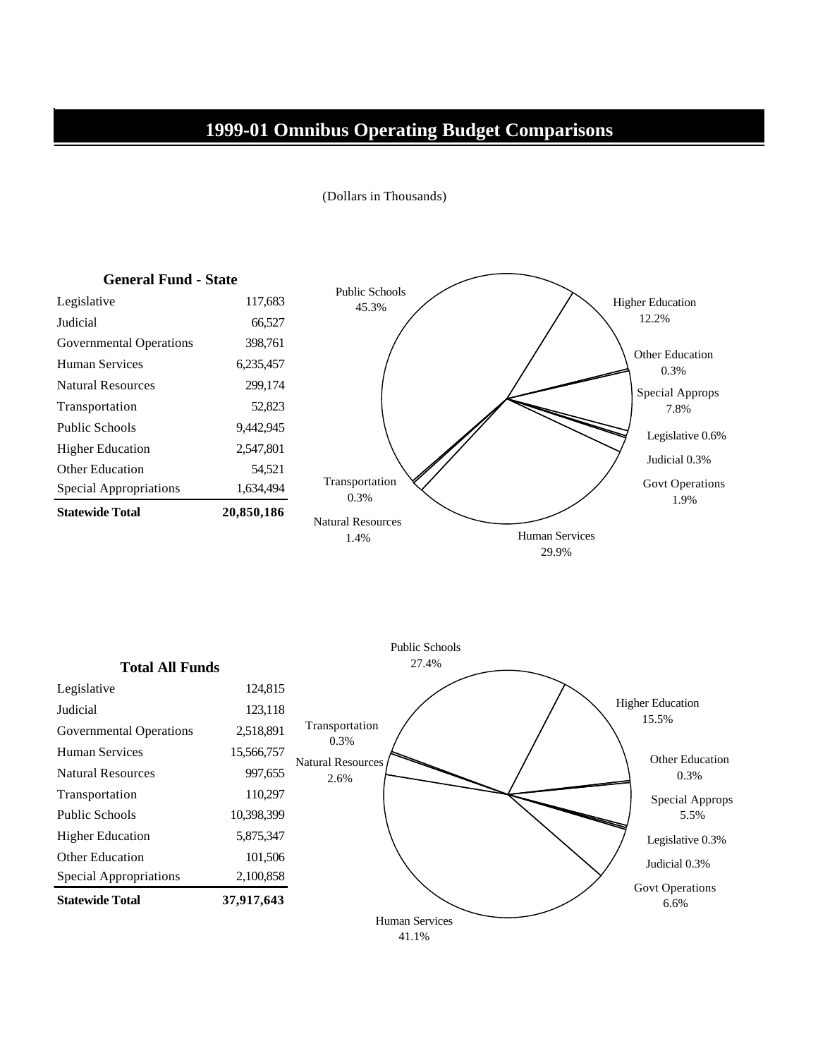# 1999-01 Omnibus Operating Budget Comparisons

(Dollars in Thousands)

**General Fund - State**

| | |
|---|---|
| Legislative | 117,683 |
| Judicial | 66,527 |
| Governmental Operations | 398,761 |
| Human Services | 6,235,457 |
| Natural Resources | 299,174 |
| Transportation | 52,823 |
| Public Schools | 9,442,945 |
| Higher Education | 2,547,801 |
| Other Education | 54,521 |
| Special Appropriations | 1,634,494 |
| **Statewide Total** | **20,850,186** |

Public Schools 45.3%
Higher Education 12.2%
Other Education 0.3%
Special Approps 7.8%
Legislative 0.6%
Judicial 0.3%
Govt Operations 1.9%
Human Services 29.9%
Natural Resources 1.4%
Transportation 0.3%

**Total All Funds**

| | |
|---|---|
| Legislative | 124,815 |
| Judicial | 123,118 |
| Governmental Operations | 2,518,891 |
| Human Services | 15,566,757 |
| Natural Resources | 997,655 |
| Transportation | 110,297 |
| Public Schools | 10,398,399 |
| Higher Education | 5,875,347 |
| Other Education | 101,506 |
| Special Appropriations | 2,100,858 |
| **Statewide Total** | **37,917,643** |

Public Schools 27.4%
Higher Education 15.5%
Other Education 0.3%
Special Approps 5.5%
Legislative 0.3%
Judicial 0.3%
Govt Operations 6.6%
Human Services 41.1%
Natural Resources 2.6%
Transportation 0.3%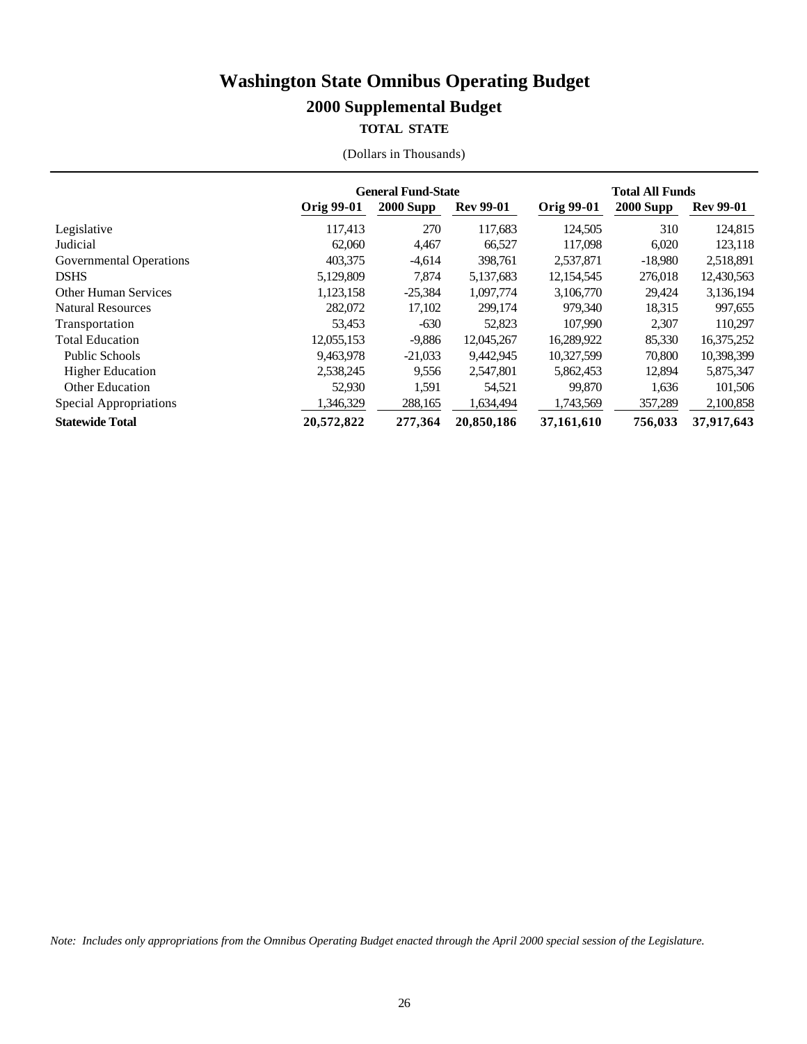# Washington State Omnibus Operating Budget

## 2000 Supplemental Budget

### TOTAL STATE

(Dollars in Thousands)

| | General Fund-State | | | Total All Funds | | |
|---|---|---|---|---|---|---|
| | **Orig 99-01** | **2000 Supp** | **Rev 99-01** | **Orig 99-01** | **2000 Supp** | **Rev 99-01** |
| Legislative | 117,413 | 270 | 117,683 | 124,505 | 310 | 124,815 |
| Judicial | 62,060 | 4,467 | 66,527 | 117,098 | 6,020 | 123,118 |
| Governmental Operations | 403,375 | -4,614 | 398,761 | 2,537,871 | -18,980 | 2,518,891 |
| DSHS | 5,129,809 | 7,874 | 5,137,683 | 12,154,545 | 276,018 | 12,430,563 |
| Other Human Services | 1,123,158 | -25,384 | 1,097,774 | 3,106,770 | 29,424 | 3,136,194 |
| Natural Resources | 282,072 | 17,102 | 299,174 | 979,340 | 18,315 | 997,655 |
| Transportation | 53,453 | -630 | 52,823 | 107,990 | 2,307 | 110,297 |
| Total Education | 12,055,153 | -9,886 | 12,045,267 | 16,289,922 | 85,330 | 16,375,252 |
| Public Schools | 9,463,978 | -21,033 | 9,442,945 | 10,327,599 | 70,800 | 10,398,399 |
| Higher Education | 2,538,245 | 9,556 | 2,547,801 | 5,862,453 | 12,894 | 5,875,347 |
| Other Education | 52,930 | 1,591 | 54,521 | 99,870 | 1,636 | 101,506 |
| Special Appropriations | 1,346,329 | 288,165 | 1,634,494 | 1,743,569 | 357,289 | 2,100,858 |
| **Statewide Total** | **20,572,822** | **277,364** | **20,850,186** | **37,161,610** | **756,033** | **37,917,643** |

*Note: Includes only appropriations from the Omnibus Operating Budget enacted through the April 2000 special session of the Legislature.*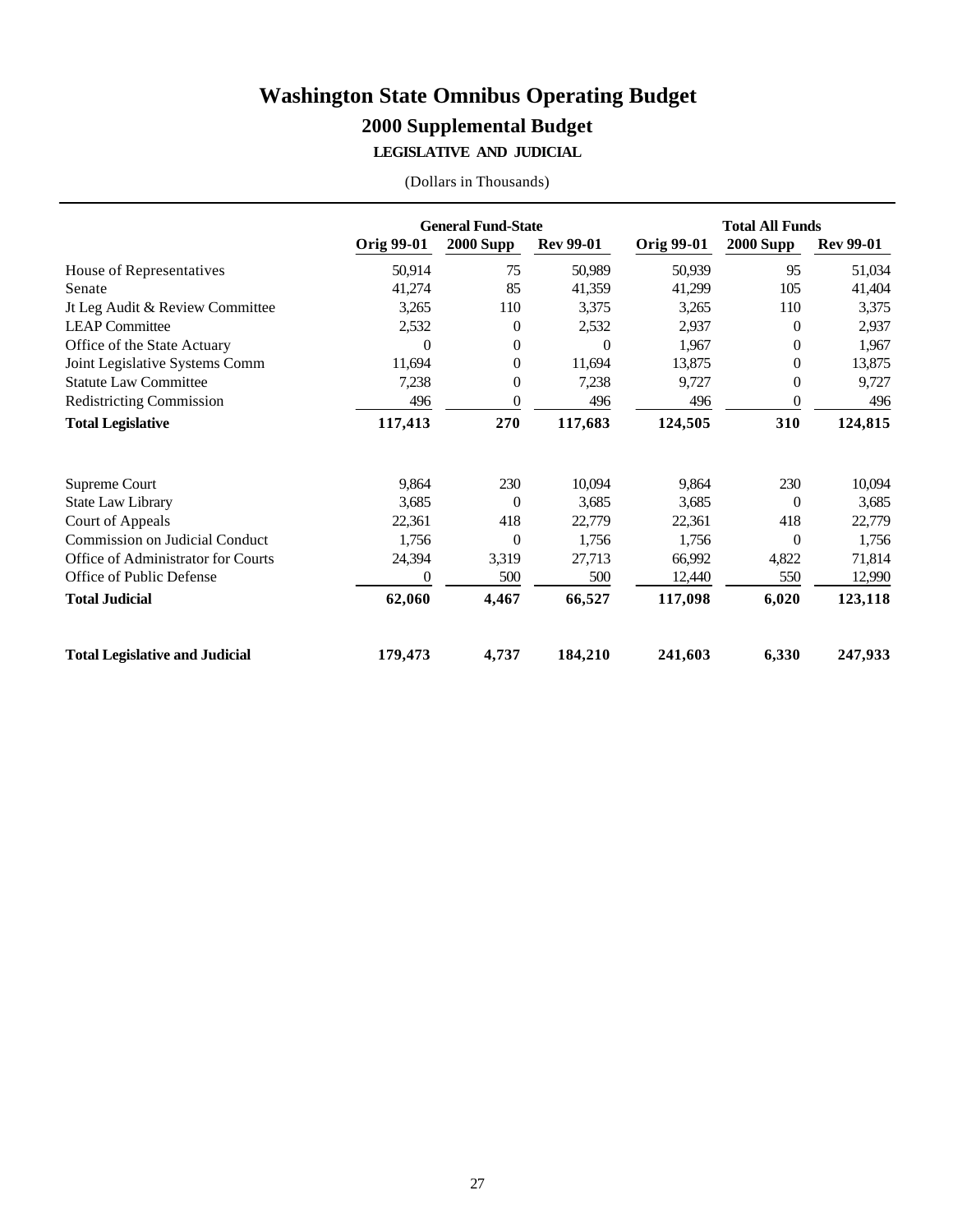# Washington State Omnibus Operating Budget

## 2000 Supplemental Budget

### LEGISLATIVE AND JUDICIAL

(Dollars in Thousands)

| | General Fund-State | | | Total All Funds | | |
|---|---|---|---|---|---|---|
| | **Orig 99-01** | **2000 Supp** | **Rev 99-01** | **Orig 99-01** | **2000 Supp** | **Rev 99-01** |
| House of Representatives | 50,914 | 75 | 50,989 | 50,939 | 95 | 51,034 |
| Senate | 41,274 | 85 | 41,359 | 41,299 | 105 | 41,404 |
| Jt Leg Audit & Review Committee | 3,265 | 110 | 3,375 | 3,265 | 110 | 3,375 |
| LEAP Committee | 2,532 | 0 | 2,532 | 2,937 | 0 | 2,937 |
| Office of the State Actuary | 0 | 0 | 0 | 1,967 | 0 | 1,967 |
| Joint Legislative Systems Comm | 11,694 | 0 | 11,694 | 13,875 | 0 | 13,875 |
| Statute Law Committee | 7,238 | 0 | 7,238 | 9,727 | 0 | 9,727 |
| Redistricting Commission | 496 | 0 | 496 | 496 | 0 | 496 |
| **Total Legislative** | **117,413** | **270** | **117,683** | **124,505** | **310** | **124,815** |
| | | | | | | |
| Supreme Court | 9,864 | 230 | 10,094 | 9,864 | 230 | 10,094 |
| State Law Library | 3,685 | 0 | 3,685 | 3,685 | 0 | 3,685 |
| Court of Appeals | 22,361 | 418 | 22,779 | 22,361 | 418 | 22,779 |
| Commission on Judicial Conduct | 1,756 | 0 | 1,756 | 1,756 | 0 | 1,756 |
| Office of Administrator for Courts | 24,394 | 3,319 | 27,713 | 66,992 | 4,822 | 71,814 |
| Office of Public Defense | 0 | 500 | 500 | 12,440 | 550 | 12,990 |
| **Total Judicial** | **62,060** | **4,467** | **66,527** | **117,098** | **6,020** | **123,118** |
| | | | | | | |
| **Total Legislative and Judicial** | **179,473** | **4,737** | **184,210** | **241,603** | **6,330** | **247,933** |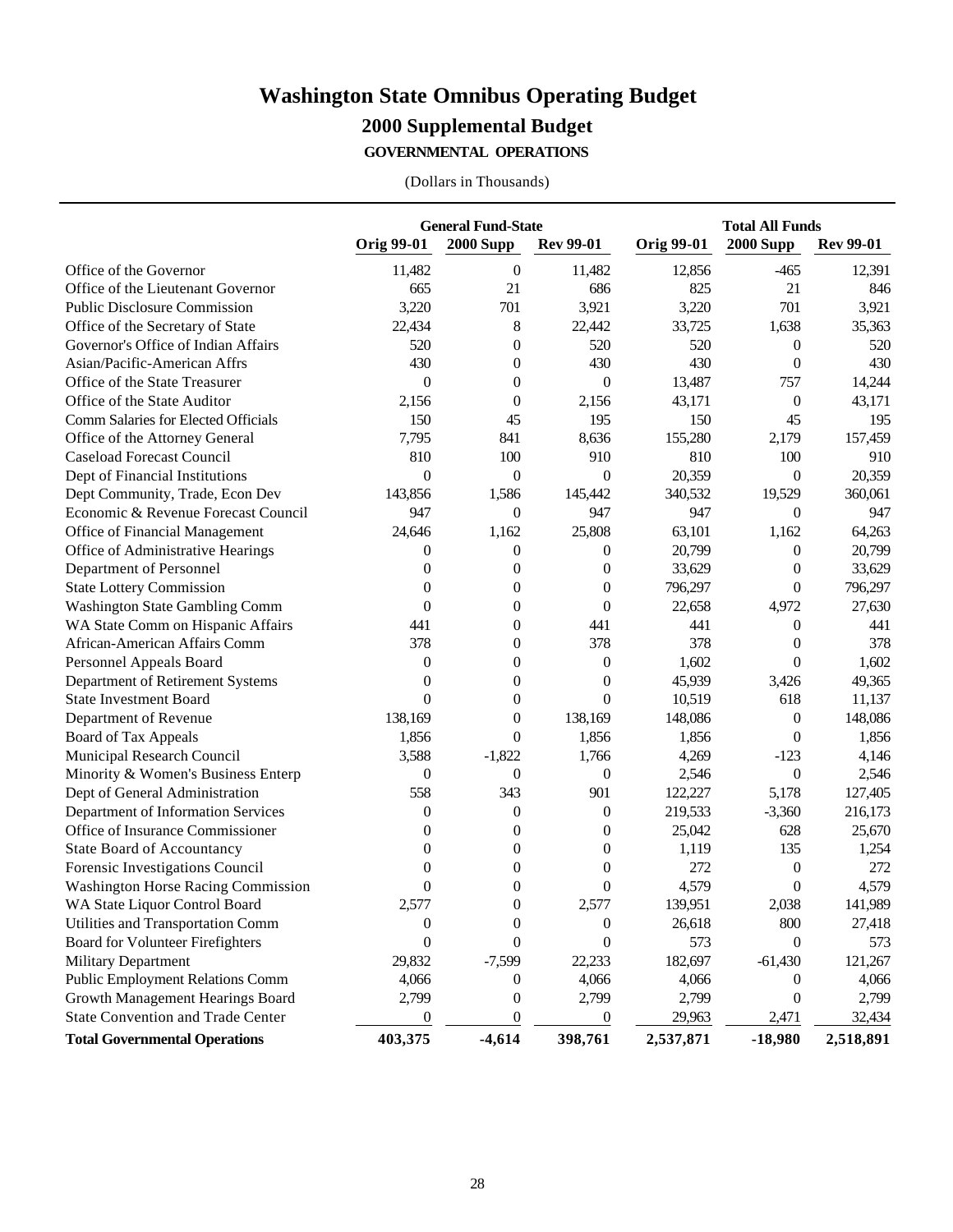# Washington State Omnibus Operating Budget

## 2000 Supplemental Budget

### GOVERNMENTAL OPERATIONS

(Dollars in Thousands)

| | General Fund-State | | | Total All Funds | | |
|---|---|---|---|---|---|---|
| | Orig 99-01 | 2000 Supp | Rev 99-01 | Orig 99-01 | 2000 Supp | Rev 99-01 |
| Office of the Governor | 11,482 | 0 | 11,482 | 12,856 | -465 | 12,391 |
| Office of the Lieutenant Governor | 665 | 21 | 686 | 825 | 21 | 846 |
| Public Disclosure Commission | 3,220 | 701 | 3,921 | 3,220 | 701 | 3,921 |
| Office of the Secretary of State | 22,434 | 8 | 22,442 | 33,725 | 1,638 | 35,363 |
| Governor's Office of Indian Affairs | 520 | 0 | 520 | 520 | 0 | 520 |
| Asian/Pacific-American Affrs | 430 | 0 | 430 | 430 | 0 | 430 |
| Office of the State Treasurer | 0 | 0 | 0 | 13,487 | 757 | 14,244 |
| Office of the State Auditor | 2,156 | 0 | 2,156 | 43,171 | 0 | 43,171 |
| Comm Salaries for Elected Officials | 150 | 45 | 195 | 150 | 45 | 195 |
| Office of the Attorney General | 7,795 | 841 | 8,636 | 155,280 | 2,179 | 157,459 |
| Caseload Forecast Council | 810 | 100 | 910 | 810 | 100 | 910 |
| Dept of Financial Institutions | 0 | 0 | 0 | 20,359 | 0 | 20,359 |
| Dept Community, Trade, Econ Dev | 143,856 | 1,586 | 145,442 | 340,532 | 19,529 | 360,061 |
| Economic & Revenue Forecast Council | 947 | 0 | 947 | 947 | 0 | 947 |
| Office of Financial Management | 24,646 | 1,162 | 25,808 | 63,101 | 1,162 | 64,263 |
| Office of Administrative Hearings | 0 | 0 | 0 | 20,799 | 0 | 20,799 |
| Department of Personnel | 0 | 0 | 0 | 33,629 | 0 | 33,629 |
| State Lottery Commission | 0 | 0 | 0 | 796,297 | 0 | 796,297 |
| Washington State Gambling Comm | 0 | 0 | 0 | 22,658 | 4,972 | 27,630 |
| WA State Comm on Hispanic Affairs | 441 | 0 | 441 | 441 | 0 | 441 |
| African-American Affairs Comm | 378 | 0 | 378 | 378 | 0 | 378 |
| Personnel Appeals Board | 0 | 0 | 0 | 1,602 | 0 | 1,602 |
| Department of Retirement Systems | 0 | 0 | 0 | 45,939 | 3,426 | 49,365 |
| State Investment Board | 0 | 0 | 0 | 10,519 | 618 | 11,137 |
| Department of Revenue | 138,169 | 0 | 138,169 | 148,086 | 0 | 148,086 |
| Board of Tax Appeals | 1,856 | 0 | 1,856 | 1,856 | 0 | 1,856 |
| Municipal Research Council | 3,588 | -1,822 | 1,766 | 4,269 | -123 | 4,146 |
| Minority & Women's Business Enterp | 0 | 0 | 0 | 2,546 | 0 | 2,546 |
| Dept of General Administration | 558 | 343 | 901 | 122,227 | 5,178 | 127,405 |
| Department of Information Services | 0 | 0 | 0 | 219,533 | -3,360 | 216,173 |
| Office of Insurance Commissioner | 0 | 0 | 0 | 25,042 | 628 | 25,670 |
| State Board of Accountancy | 0 | 0 | 0 | 1,119 | 135 | 1,254 |
| Forensic Investigations Council | 0 | 0 | 0 | 272 | 0 | 272 |
| Washington Horse Racing Commission | 0 | 0 | 0 | 4,579 | 0 | 4,579 |
| WA State Liquor Control Board | 2,577 | 0 | 2,577 | 139,951 | 2,038 | 141,989 |
| Utilities and Transportation Comm | 0 | 0 | 0 | 26,618 | 800 | 27,418 |
| Board for Volunteer Firefighters | 0 | 0 | 0 | 573 | 0 | 573 |
| Military Department | 29,832 | -7,599 | 22,233 | 182,697 | -61,430 | 121,267 |
| Public Employment Relations Comm | 4,066 | 0 | 4,066 | 4,066 | 0 | 4,066 |
| Growth Management Hearings Board | 2,799 | 0 | 2,799 | 2,799 | 0 | 2,799 |
| State Convention and Trade Center | 0 | 0 | 0 | 29,963 | 2,471 | 32,434 |
| **Total Governmental Operations** | **403,375** | **-4,614** | **398,761** | **2,537,871** | **-18,980** | **2,518,891** |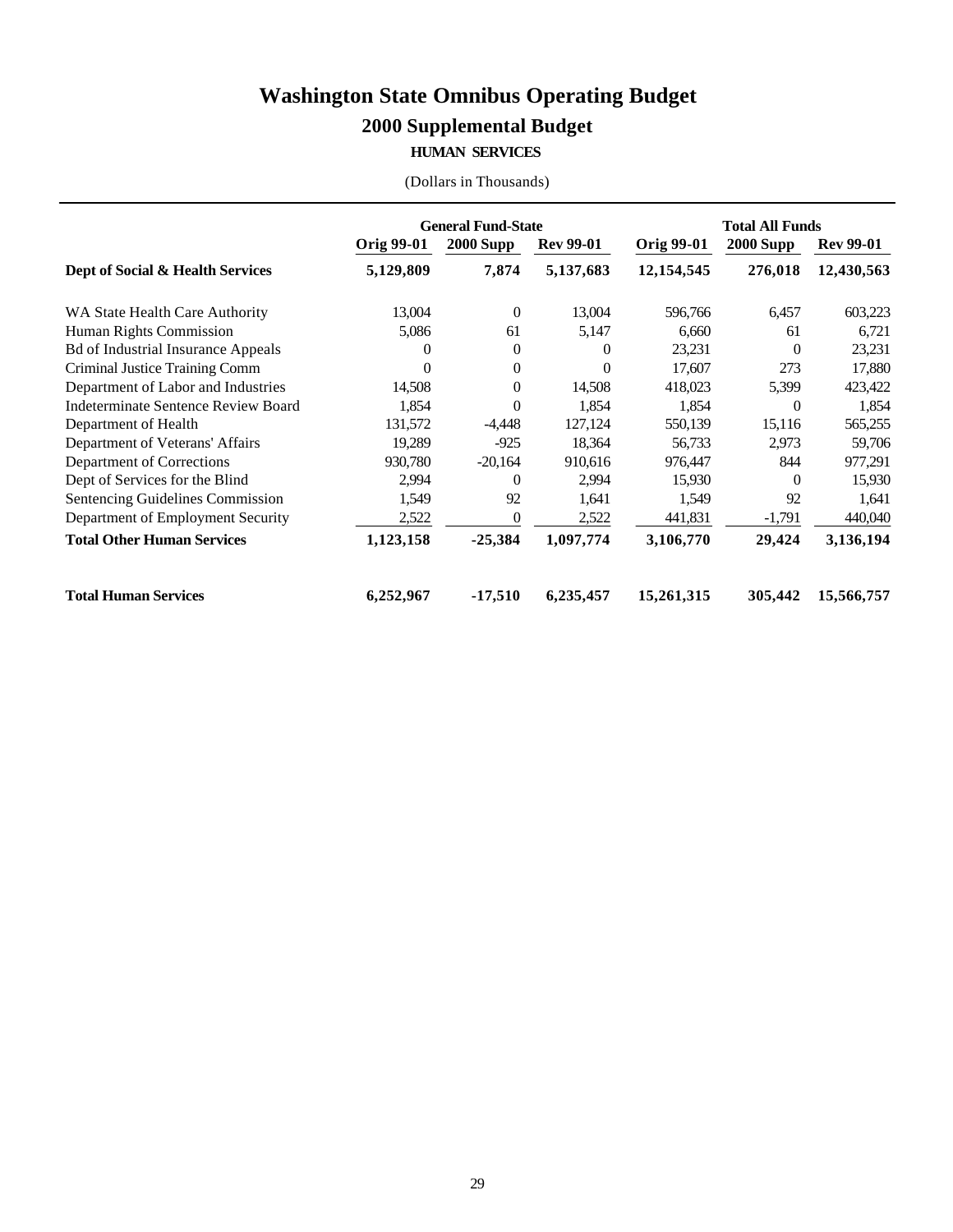# Washington State Omnibus Operating Budget

## 2000 Supplemental Budget

### HUMAN SERVICES

(Dollars in Thousands)

| | General Fund-State | | | Total All Funds | | |
|---|---|---|---|---|---|---|
| | Orig 99-01 | 2000 Supp | Rev 99-01 | Orig 99-01 | 2000 Supp | Rev 99-01 |
| **Dept of Social & Health Services** | **5,129,809** | **7,874** | **5,137,683** | **12,154,545** | **276,018** | **12,430,563** |
| WA State Health Care Authority | 13,004 | 0 | 13,004 | 596,766 | 6,457 | 603,223 |
| Human Rights Commission | 5,086 | 61 | 5,147 | 6,660 | 61 | 6,721 |
| Bd of Industrial Insurance Appeals | 0 | 0 | 0 | 23,231 | 0 | 23,231 |
| Criminal Justice Training Comm | 0 | 0 | 0 | 17,607 | 273 | 17,880 |
| Department of Labor and Industries | 14,508 | 0 | 14,508 | 418,023 | 5,399 | 423,422 |
| Indeterminate Sentence Review Board | 1,854 | 0 | 1,854 | 1,854 | 0 | 1,854 |
| Department of Health | 131,572 | -4,448 | 127,124 | 550,139 | 15,116 | 565,255 |
| Department of Veterans' Affairs | 19,289 | -925 | 18,364 | 56,733 | 2,973 | 59,706 |
| Department of Corrections | 930,780 | -20,164 | 910,616 | 976,447 | 844 | 977,291 |
| Dept of Services for the Blind | 2,994 | 0 | 2,994 | 15,930 | 0 | 15,930 |
| Sentencing Guidelines Commission | 1,549 | 92 | 1,641 | 1,549 | 92 | 1,641 |
| Department of Employment Security | 2,522 | 0 | 2,522 | 441,831 | -1,791 | 440,040 |
| **Total Other Human Services** | **1,123,158** | **-25,384** | **1,097,774** | **3,106,770** | **29,424** | **3,136,194** |
| **Total Human Services** | **6,252,967** | **-17,510** | **6,235,457** | **15,261,315** | **305,442** | **15,566,757** |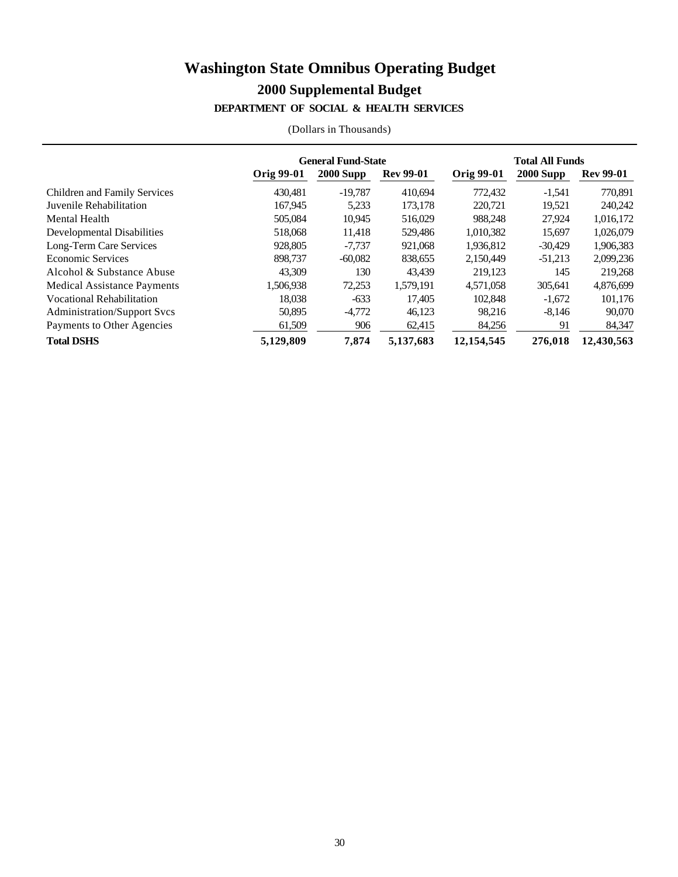# Washington State Omnibus Operating Budget

## 2000 Supplemental Budget

### DEPARTMENT OF SOCIAL & HEALTH SERVICES

(Dollars in Thousands)

| | General Fund-State | | | Total All Funds | | |
|---|---|---|---|---|---|---|
| | Orig 99-01 | 2000 Supp | Rev 99-01 | Orig 99-01 | 2000 Supp | Rev 99-01 |
| Children and Family Services | 430,481 | -19,787 | 410,694 | 772,432 | -1,541 | 770,891 |
| Juvenile Rehabilitation | 167,945 | 5,233 | 173,178 | 220,721 | 19,521 | 240,242 |
| Mental Health | 505,084 | 10,945 | 516,029 | 988,248 | 27,924 | 1,016,172 |
| Developmental Disabilities | 518,068 | 11,418 | 529,486 | 1,010,382 | 15,697 | 1,026,079 |
| Long-Term Care Services | 928,805 | -7,737 | 921,068 | 1,936,812 | -30,429 | 1,906,383 |
| Economic Services | 898,737 | -60,082 | 838,655 | 2,150,449 | -51,213 | 2,099,236 |
| Alcohol & Substance Abuse | 43,309 | 130 | 43,439 | 219,123 | 145 | 219,268 |
| Medical Assistance Payments | 1,506,938 | 72,253 | 1,579,191 | 4,571,058 | 305,641 | 4,876,699 |
| Vocational Rehabilitation | 18,038 | -633 | 17,405 | 102,848 | -1,672 | 101,176 |
| Administration/Support Svcs | 50,895 | -4,772 | 46,123 | 98,216 | -8,146 | 90,070 |
| Payments to Other Agencies | 61,509 | 906 | 62,415 | 84,256 | 91 | 84,347 |
| **Total DSHS** | **5,129,809** | **7,874** | **5,137,683** | **12,154,545** | **276,018** | **12,430,563** |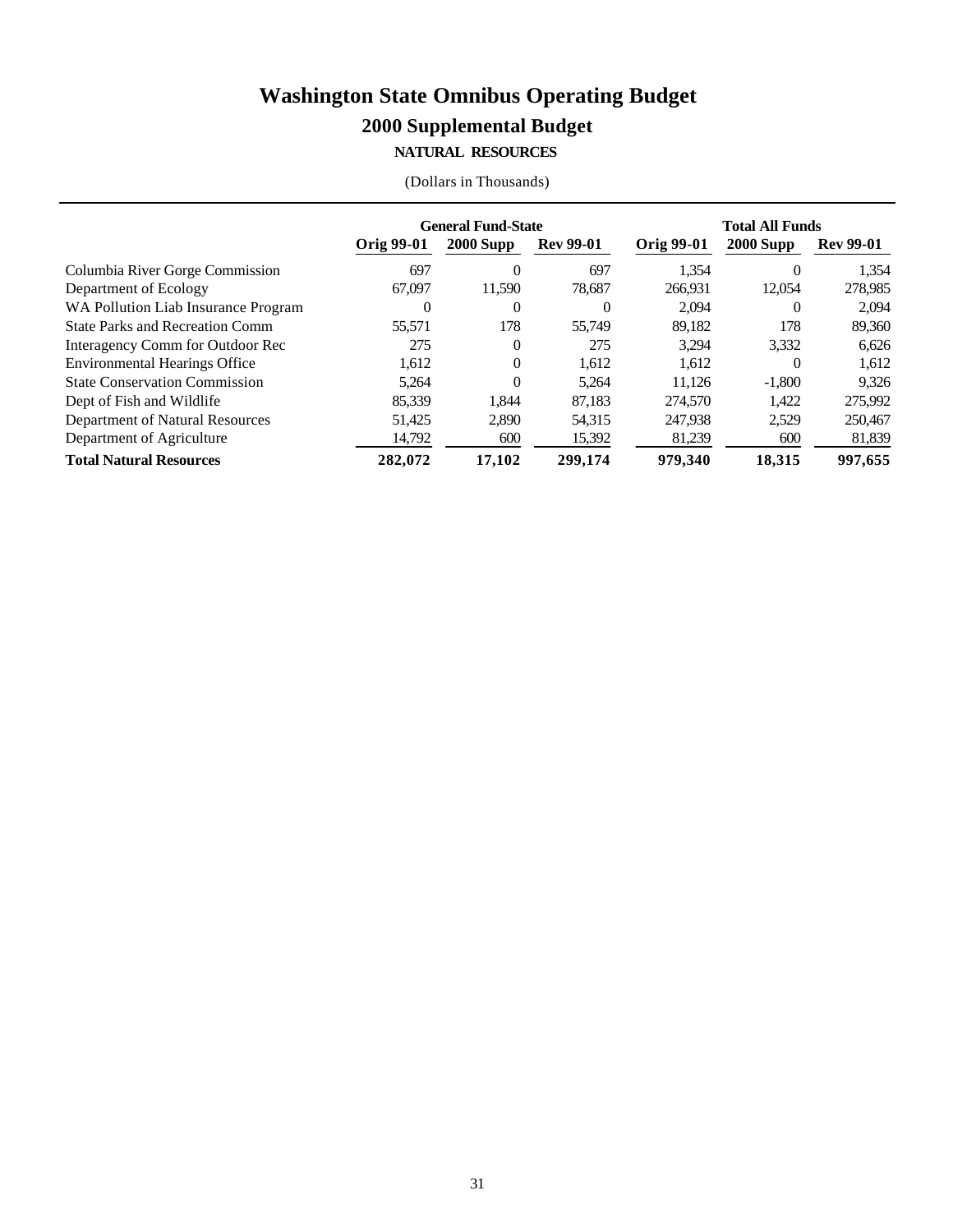# Washington State Omnibus Operating Budget

## 2000 Supplemental Budget

### NATURAL RESOURCES

(Dollars in Thousands)

| | General Fund-State | | | Total All Funds | | |
|---|---|---|---|---|---|---|
| | Orig 99-01 | 2000 Supp | Rev 99-01 | Orig 99-01 | 2000 Supp | Rev 99-01 |
| Columbia River Gorge Commission | 697 | 0 | 697 | 1,354 | 0 | 1,354 |
| Department of Ecology | 67,097 | 11,590 | 78,687 | 266,931 | 12,054 | 278,985 |
| WA Pollution Liab Insurance Program | 0 | 0 | 0 | 2,094 | 0 | 2,094 |
| State Parks and Recreation Comm | 55,571 | 178 | 55,749 | 89,182 | 178 | 89,360 |
| Interagency Comm for Outdoor Rec | 275 | 0 | 275 | 3,294 | 3,332 | 6,626 |
| Environmental Hearings Office | 1,612 | 0 | 1,612 | 1,612 | 0 | 1,612 |
| State Conservation Commission | 5,264 | 0 | 5,264 | 11,126 | -1,800 | 9,326 |
| Dept of Fish and Wildlife | 85,339 | 1,844 | 87,183 | 274,570 | 1,422 | 275,992 |
| Department of Natural Resources | 51,425 | 2,890 | 54,315 | 247,938 | 2,529 | 250,467 |
| Department of Agriculture | 14,792 | 600 | 15,392 | 81,239 | 600 | 81,839 |
| **Total Natural Resources** | **282,072** | **17,102** | **299,174** | **979,340** | **18,315** | **997,655** |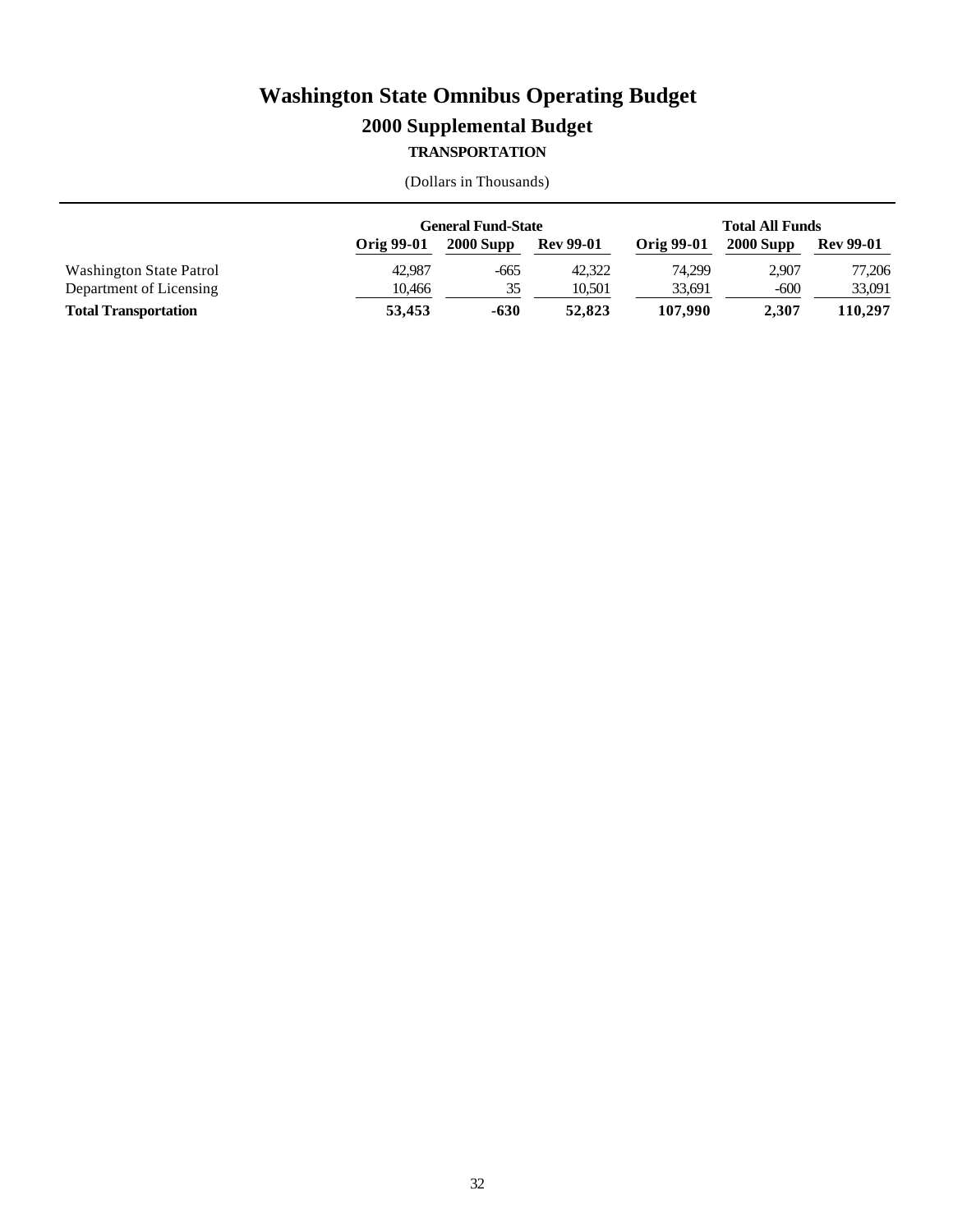# Washington State Omnibus Operating Budget

## 2000 Supplemental Budget

### TRANSPORTATION

(Dollars in Thousands)

| | General Fund-State | | | Total All Funds | | |
|---|---|---|---|---|---|---|
| | **Orig 99-01** | **2000 Supp** | **Rev 99-01** | **Orig 99-01** | **2000 Supp** | **Rev 99-01** |
| Washington State Patrol | 42,987 | -665 | 42,322 | 74,299 | 2,907 | 77,206 |
| Department of Licensing | 10,466 | 35 | 10,501 | 33,691 | -600 | 33,091 |
| **Total Transportation** | **53,453** | **-630** | **52,823** | **107,990** | **2,307** | **110,297** |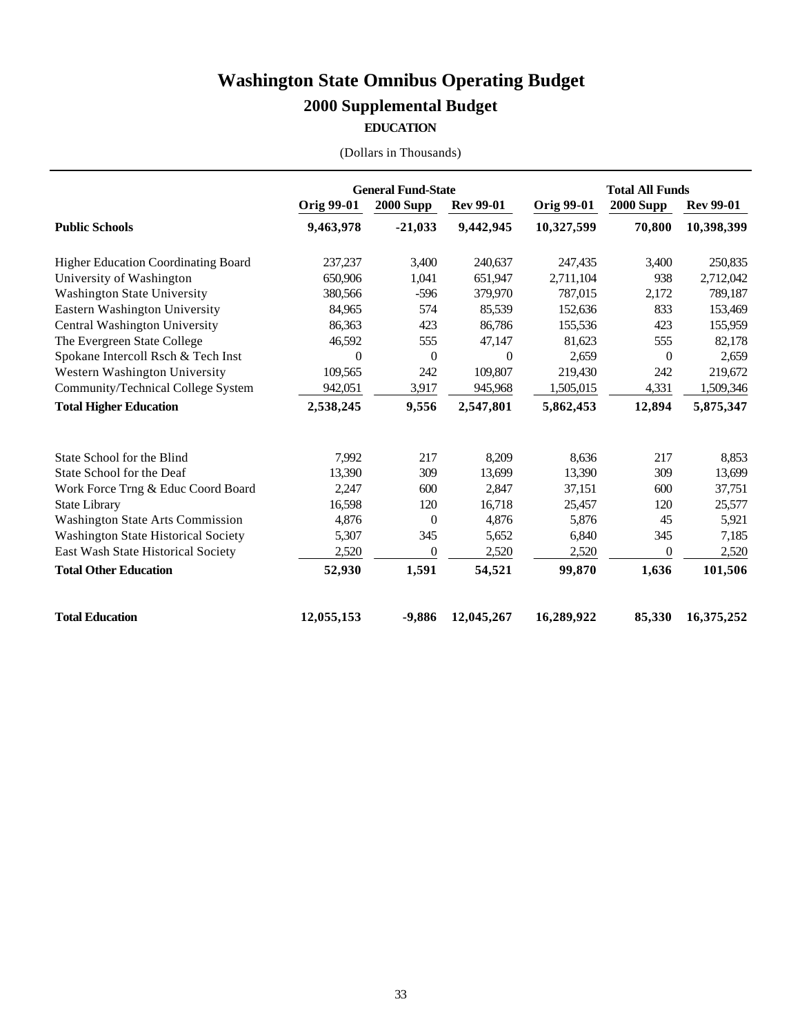# Washington State Omnibus Operating Budget

## 2000 Supplemental Budget

### EDUCATION

(Dollars in Thousands)

| | General Fund-State | | | Total All Funds | | |
|---|---|---|---|---|---|---|
| | Orig 99-01 | 2000 Supp | Rev 99-01 | Orig 99-01 | 2000 Supp | Rev 99-01 |
| **Public Schools** | **9,463,978** | **-21,033** | **9,442,945** | **10,327,599** | **70,800** | **10,398,399** |
| Higher Education Coordinating Board | 237,237 | 3,400 | 240,637 | 247,435 | 3,400 | 250,835 |
| University of Washington | 650,906 | 1,041 | 651,947 | 2,711,104 | 938 | 2,712,042 |
| Washington State University | 380,566 | -596 | 379,970 | 787,015 | 2,172 | 789,187 |
| Eastern Washington University | 84,965 | 574 | 85,539 | 152,636 | 833 | 153,469 |
| Central Washington University | 86,363 | 423 | 86,786 | 155,536 | 423 | 155,959 |
| The Evergreen State College | 46,592 | 555 | 47,147 | 81,623 | 555 | 82,178 |
| Spokane Intercoll Rsch & Tech Inst | 0 | 0 | 0 | 2,659 | 0 | 2,659 |
| Western Washington University | 109,565 | 242 | 109,807 | 219,430 | 242 | 219,672 |
| Community/Technical College System | 942,051 | 3,917 | 945,968 | 1,505,015 | 4,331 | 1,509,346 |
| **Total Higher Education** | **2,538,245** | **9,556** | **2,547,801** | **5,862,453** | **12,894** | **5,875,347** |
| State School for the Blind | 7,992 | 217 | 8,209 | 8,636 | 217 | 8,853 |
| State School for the Deaf | 13,390 | 309 | 13,699 | 13,390 | 309 | 13,699 |
| Work Force Trng & Educ Coord Board | 2,247 | 600 | 2,847 | 37,151 | 600 | 37,751 |
| State Library | 16,598 | 120 | 16,718 | 25,457 | 120 | 25,577 |
| Washington State Arts Commission | 4,876 | 0 | 4,876 | 5,876 | 45 | 5,921 |
| Washington State Historical Society | 5,307 | 345 | 5,652 | 6,840 | 345 | 7,185 |
| East Wash State Historical Society | 2,520 | 0 | 2,520 | 2,520 | 0 | 2,520 |
| **Total Other Education** | **52,930** | **1,591** | **54,521** | **99,870** | **1,636** | **101,506** |
| **Total Education** | **12,055,153** | **-9,886** | **12,045,267** | **16,289,922** | **85,330** | **16,375,252** |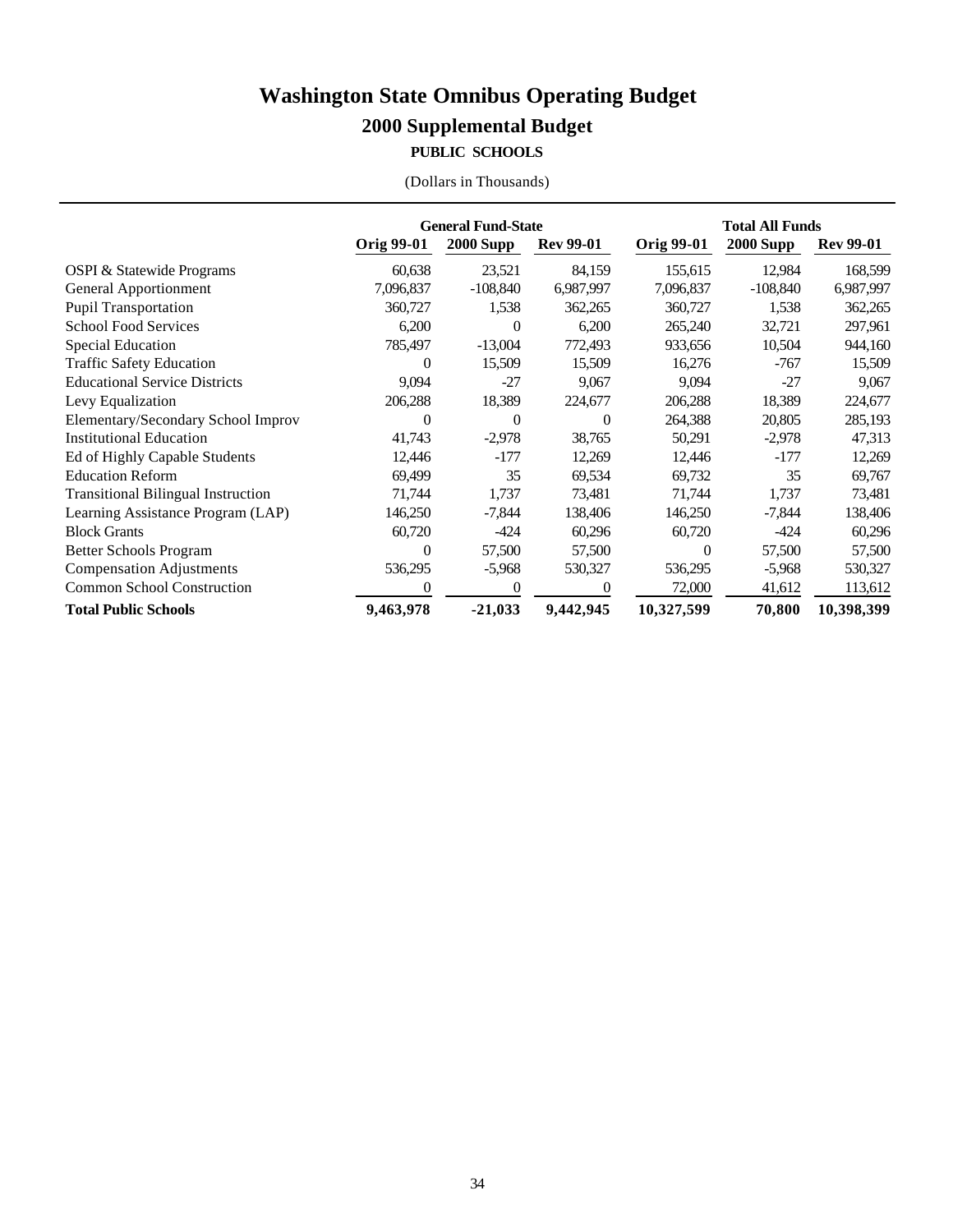# Washington State Omnibus Operating Budget

## 2000 Supplemental Budget

### PUBLIC SCHOOLS

(Dollars in Thousands)

| | General Fund-State | | | Total All Funds | | |
|---|---|---|---|---|---|---|
| | Orig 99-01 | 2000 Supp | Rev 99-01 | Orig 99-01 | 2000 Supp | Rev 99-01 |
| OSPI & Statewide Programs | 60,638 | 23,521 | 84,159 | 155,615 | 12,984 | 168,599 |
| General Apportionment | 7,096,837 | -108,840 | 6,987,997 | 7,096,837 | -108,840 | 6,987,997 |
| Pupil Transportation | 360,727 | 1,538 | 362,265 | 360,727 | 1,538 | 362,265 |
| School Food Services | 6,200 | 0 | 6,200 | 265,240 | 32,721 | 297,961 |
| Special Education | 785,497 | -13,004 | 772,493 | 933,656 | 10,504 | 944,160 |
| Traffic Safety Education | 0 | 15,509 | 15,509 | 16,276 | -767 | 15,509 |
| Educational Service Districts | 9,094 | -27 | 9,067 | 9,094 | -27 | 9,067 |
| Levy Equalization | 206,288 | 18,389 | 224,677 | 206,288 | 18,389 | 224,677 |
| Elementary/Secondary School Improv | 0 | 0 | 0 | 264,388 | 20,805 | 285,193 |
| Institutional Education | 41,743 | -2,978 | 38,765 | 50,291 | -2,978 | 47,313 |
| Ed of Highly Capable Students | 12,446 | -177 | 12,269 | 12,446 | -177 | 12,269 |
| Education Reform | 69,499 | 35 | 69,534 | 69,732 | 35 | 69,767 |
| Transitional Bilingual Instruction | 71,744 | 1,737 | 73,481 | 71,744 | 1,737 | 73,481 |
| Learning Assistance Program (LAP) | 146,250 | -7,844 | 138,406 | 146,250 | -7,844 | 138,406 |
| Block Grants | 60,720 | -424 | 60,296 | 60,720 | -424 | 60,296 |
| Better Schools Program | 0 | 57,500 | 57,500 | 0 | 57,500 | 57,500 |
| Compensation Adjustments | 536,295 | -5,968 | 530,327 | 536,295 | -5,968 | 530,327 |
| Common School Construction | 0 | 0 | 0 | 72,000 | 41,612 | 113,612 |
| **Total Public Schools** | **9,463,978** | **-21,033** | **9,442,945** | **10,327,599** | **70,800** | **10,398,399** |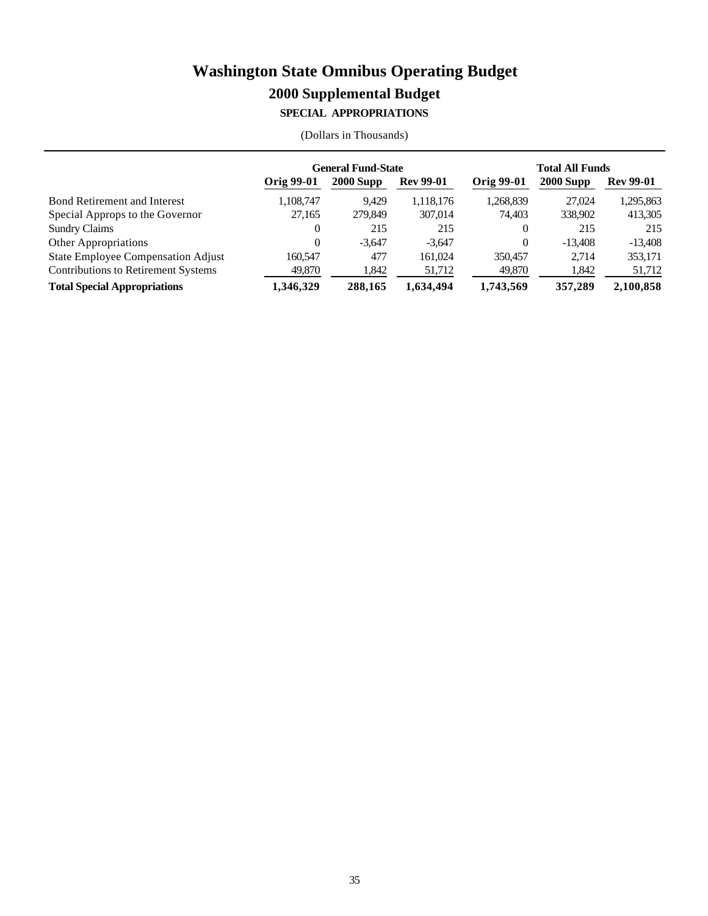# Washington State Omnibus Operating Budget

## 2000 Supplemental Budget

### SPECIAL APPROPRIATIONS

(Dollars in Thousands)

| | General Fund-State | | | Total All Funds | | |
|---|---|---|---|---|---|---|
| | Orig 99-01 | 2000 Supp | Rev 99-01 | Orig 99-01 | 2000 Supp | Rev 99-01 |
| Bond Retirement and Interest | 1,108,747 | 9,429 | 1,118,176 | 1,268,839 | 27,024 | 1,295,863 |
| Special Approps to the Governor | 27,165 | 279,849 | 307,014 | 74,403 | 338,902 | 413,305 |
| Sundry Claims | 0 | 215 | 215 | 0 | 215 | 215 |
| Other Appropriations | 0 | -3,647 | -3,647 | 0 | -13,408 | -13,408 |
| State Employee Compensation Adjust | 160,547 | 477 | 161,024 | 350,457 | 2,714 | 353,171 |
| Contributions to Retirement Systems | 49,870 | 1,842 | 51,712 | 49,870 | 1,842 | 51,712 |
| **Total Special Appropriations** | **1,346,329** | **288,165** | **1,634,494** | **1,743,569** | **357,289** | **2,100,858** |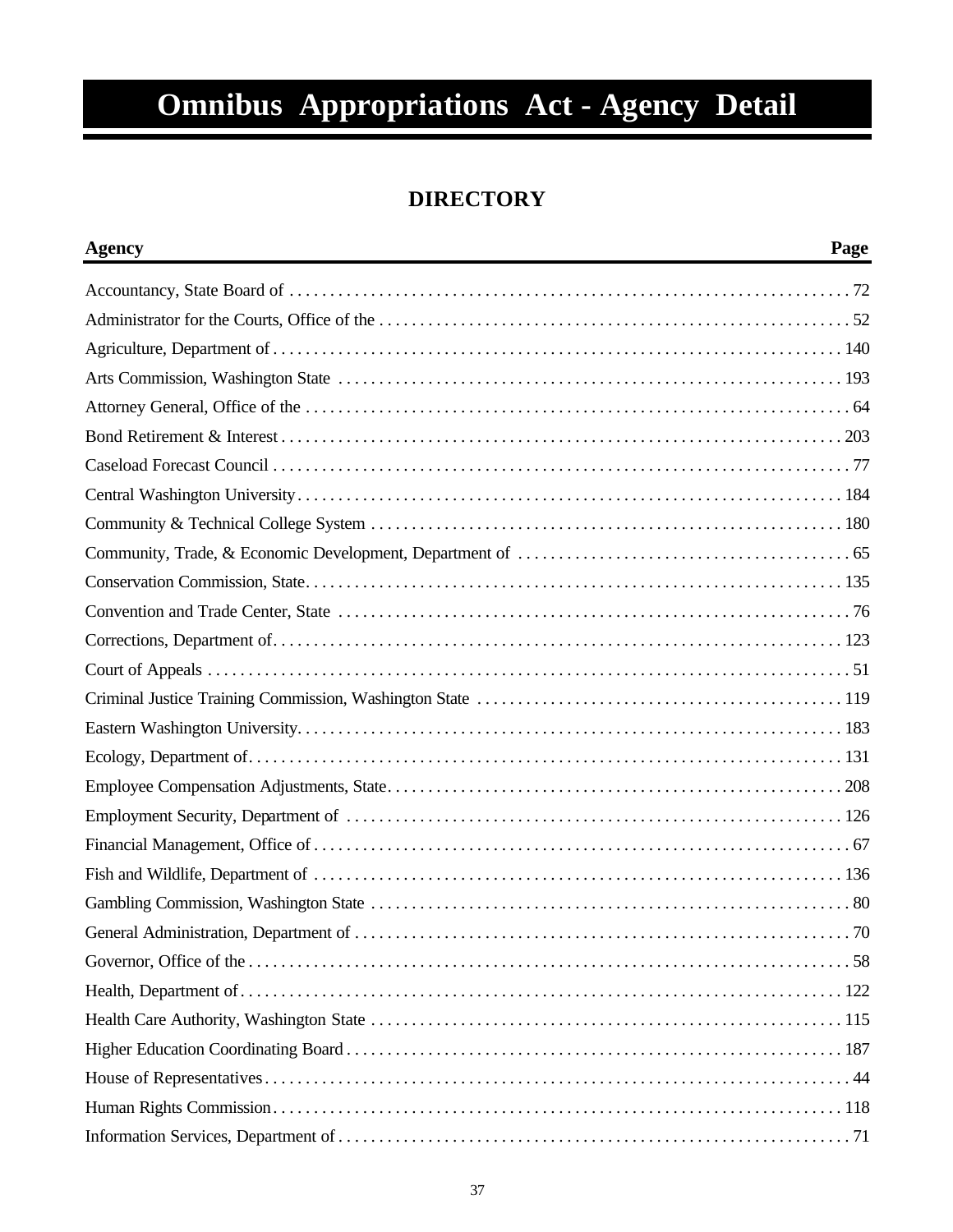# Omnibus Appropriations Act - Agency Detail

## DIRECTORY

| Agency | Page |
|---|---|
| Accountancy, State Board of | 72 |
| Administrator for the Courts, Office of the | 52 |
| Agriculture, Department of | 140 |
| Arts Commission, Washington State | 193 |
| Attorney General, Office of the | 64 |
| Bond Retirement & Interest | 203 |
| Caseload Forecast Council | 77 |
| Central Washington University | 184 |
| Community & Technical College System | 180 |
| Community, Trade, & Economic Development, Department of | 65 |
| Conservation Commission, State | 135 |
| Convention and Trade Center, State | 76 |
| Corrections, Department of | 123 |
| Court of Appeals | 51 |
| Criminal Justice Training Commission, Washington State | 119 |
| Eastern Washington University | 183 |
| Ecology, Department of | 131 |
| Employee Compensation Adjustments, State | 208 |
| Employment Security, Department of | 126 |
| Financial Management, Office of | 67 |
| Fish and Wildlife, Department of | 136 |
| Gambling Commission, Washington State | 80 |
| General Administration, Department of | 70 |
| Governor, Office of the | 58 |
| Health, Department of | 122 |
| Health Care Authority, Washington State | 115 |
| Higher Education Coordinating Board | 187 |
| House of Representatives | 44 |
| Human Rights Commission | 118 |
| Information Services, Department of | 71 |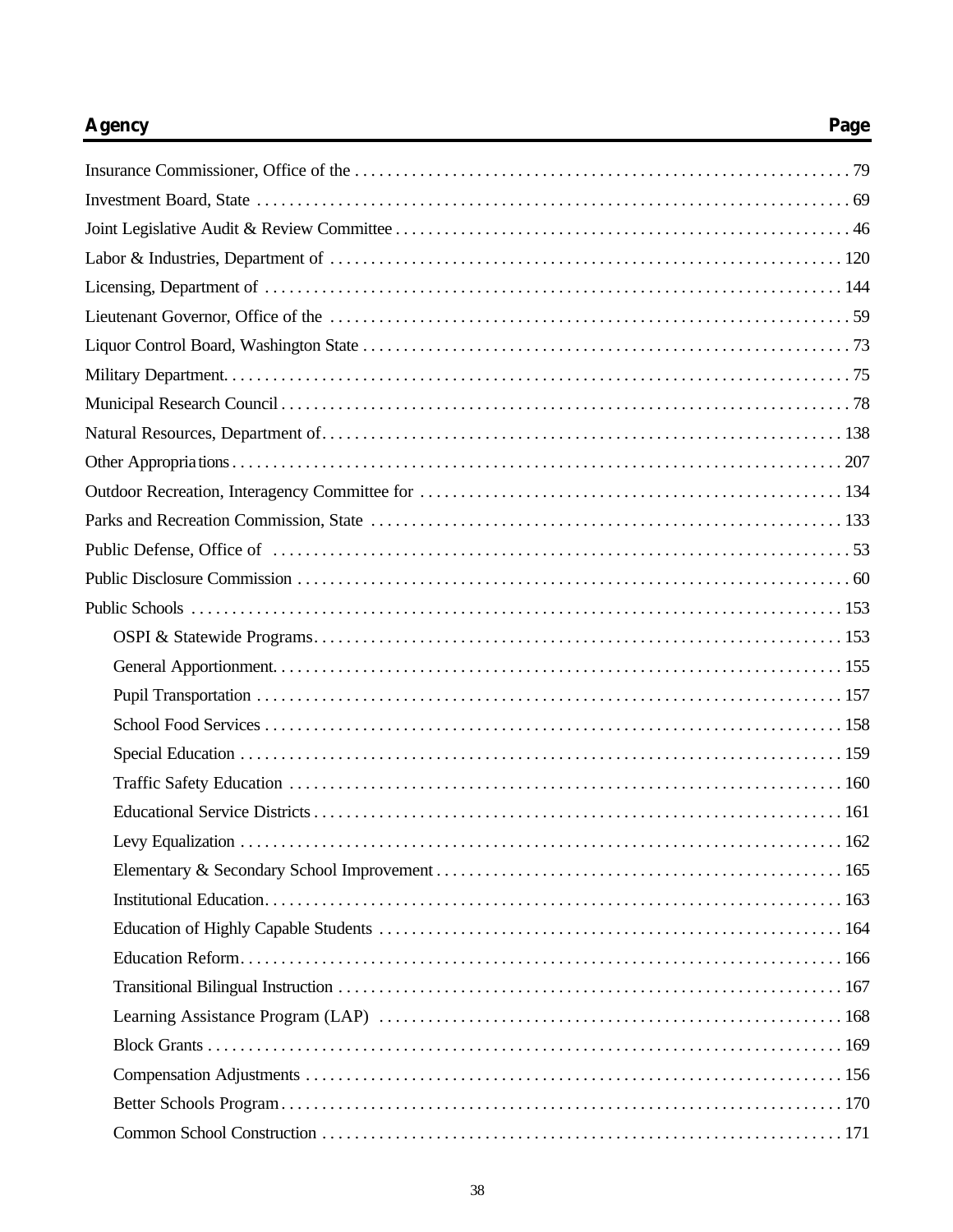| Agency | Page |
| --- | --- |
| Insurance Commissioner, Office of the | 79 |
| Investment Board, State | 69 |
| Joint Legislative Audit & Review Committee | 46 |
| Labor & Industries, Department of | 120 |
| Licensing, Department of | 144 |
| Lieutenant Governor, Office of the | 59 |
| Liquor Control Board, Washington State | 73 |
| Military Department | 75 |
| Municipal Research Council | 78 |
| Natural Resources, Department of | 138 |
| Other Appropriations | 207 |
| Outdoor Recreation, Interagency Committee for | 134 |
| Parks and Recreation Commission, State | 133 |
| Public Defense, Office of | 53 |
| Public Disclosure Commission | 60 |
| Public Schools | 153 |
| OSPI & Statewide Programs | 153 |
| General Apportionment | 155 |
| Pupil Transportation | 157 |
| School Food Services | 158 |
| Special Education | 159 |
| Traffic Safety Education | 160 |
| Educational Service Districts | 161 |
| Levy Equalization | 162 |
| Elementary & Secondary School Improvement | 165 |
| Institutional Education | 163 |
| Education of Highly Capable Students | 164 |
| Education Reform | 166 |
| Transitional Bilingual Instruction | 167 |
| Learning Assistance Program (LAP) | 168 |
| Block Grants | 169 |
| Compensation Adjustments | 156 |
| Better Schools Program | 170 |
| Common School Construction | 171 |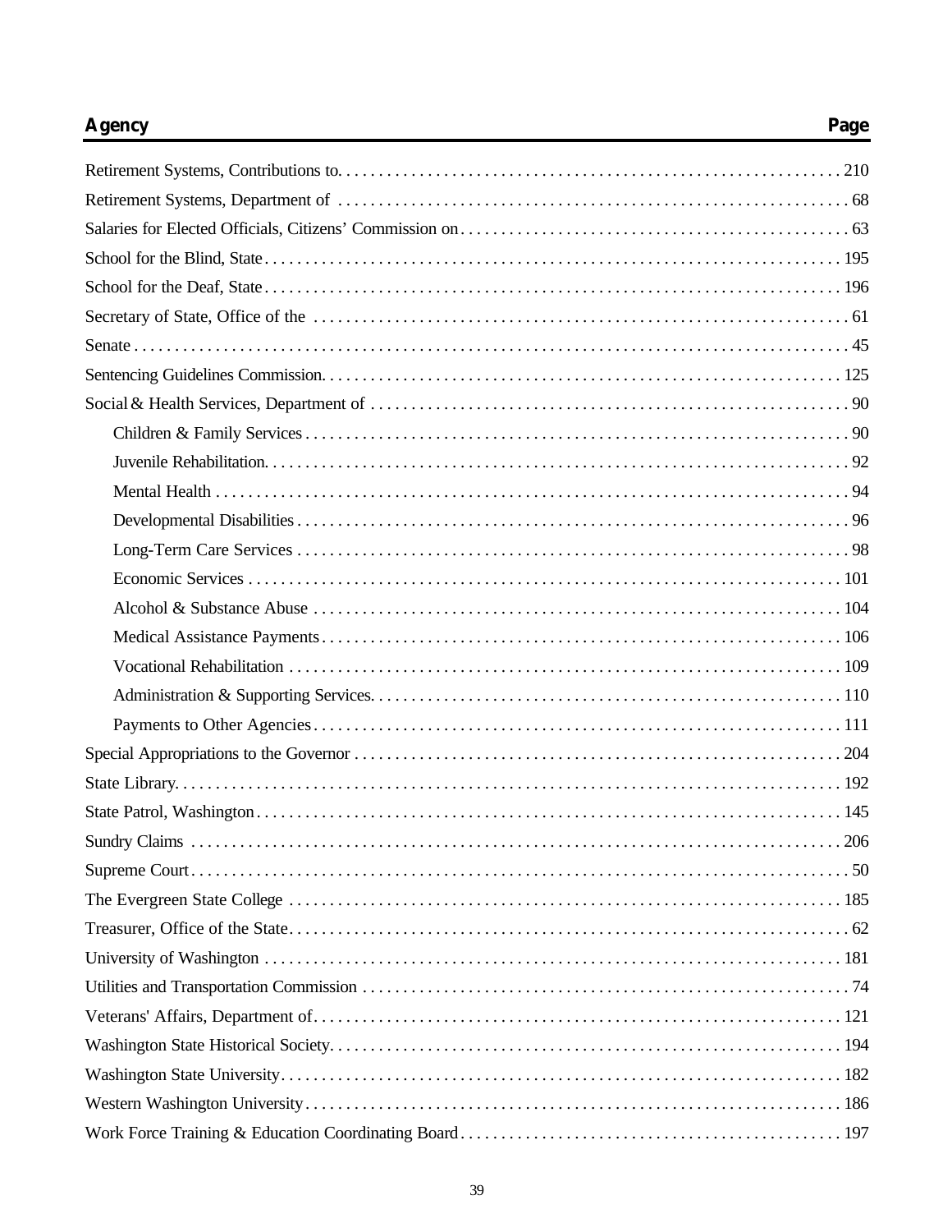| Agency | Page |
| --- | --- |
| Retirement Systems, Contributions to | 210 |
| Retirement Systems, Department of | 68 |
| Salaries for Elected Officials, Citizens' Commission on | 63 |
| School for the Blind, State | 195 |
| School for the Deaf, State | 196 |
| Secretary of State, Office of the | 61 |
| Senate | 45 |
| Sentencing Guidelines Commission | 125 |
| Social & Health Services, Department of | 90 |
| Children & Family Services | 90 |
| Juvenile Rehabilitation | 92 |
| Mental Health | 94 |
| Developmental Disabilities | 96 |
| Long-Term Care Services | 98 |
| Economic Services | 101 |
| Alcohol & Substance Abuse | 104 |
| Medical Assistance Payments | 106 |
| Vocational Rehabilitation | 109 |
| Administration & Supporting Services | 110 |
| Payments to Other Agencies | 111 |
| Special Appropriations to the Governor | 204 |
| State Library | 192 |
| State Patrol, Washington | 145 |
| Sundry Claims | 206 |
| Supreme Court | 50 |
| The Evergreen State College | 185 |
| Treasurer, Office of the State | 62 |
| University of Washington | 181 |
| Utilities and Transportation Commission | 74 |
| Veterans' Affairs, Department of | 121 |
| Washington State Historical Society | 194 |
| Washington State University | 182 |
| Western Washington University | 186 |
| Work Force Training & Education Coordinating Board | 197 |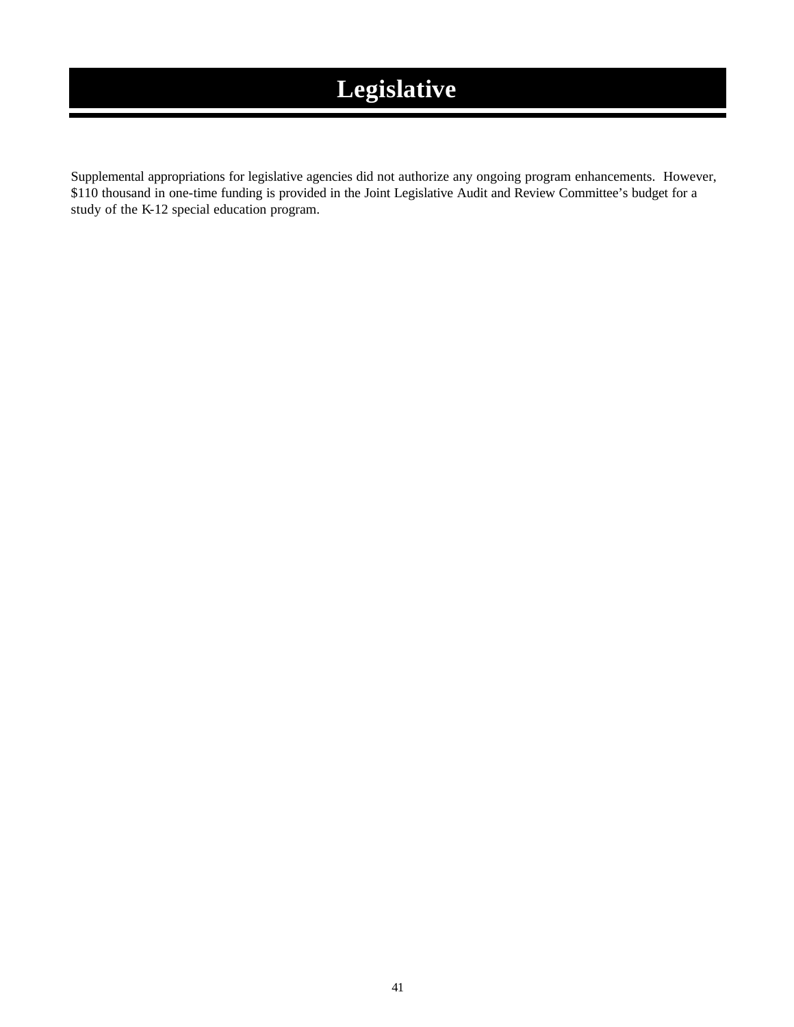# Legislative

Supplemental appropriations for legislative agencies did not authorize any ongoing program enhancements. However, $110 thousand in one-time funding is provided in the Joint Legislative Audit and Review Committee's budget for a study of the K-12 special education program.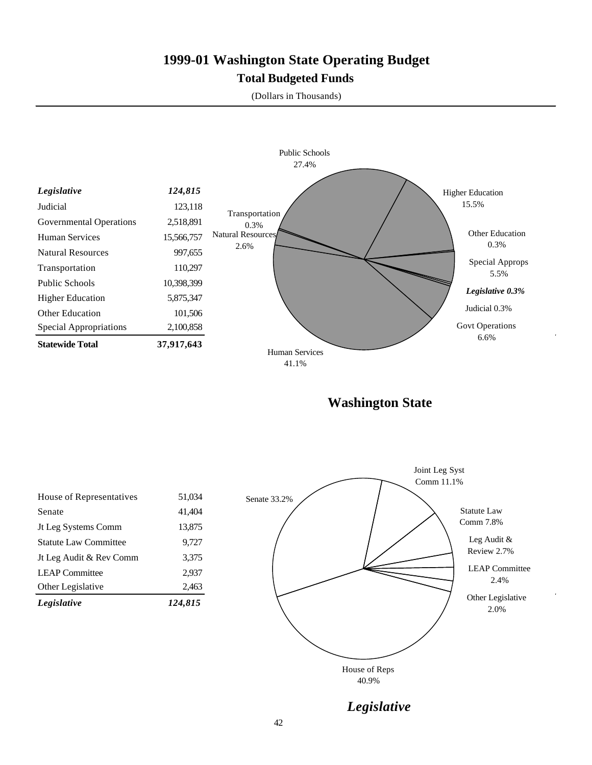# 1999-01 Washington State Operating Budget

## Total Budgeted Funds

(Dollars in Thousands)

| | |
|---|---:|
| ***Legislative*** | ***124,815*** |
| Judicial | 123,118 |
| Governmental Operations | 2,518,891 |
| Human Services | 15,566,757 |
| Natural Resources | 997,655 |
| Transportation | 110,297 |
| Public Schools | 10,398,399 |
| Higher Education | 5,875,347 |
| Other Education | 101,506 |
| Special Appropriations | 2,100,858 |
| **Statewide Total** | **37,917,643** |

Public Schools 27.4%
Higher Education 15.5%
Other Education 0.3%
Special Approps 5.5%
*Legislative 0.3%*
Judicial 0.3%
Govt Operations 6.6%
Human Services 41.1%
Natural Resources 2.6%
Transportation 0.3%

**Washington State**

| | |
|---|---:|
| House of Representatives | 51,034 |
| Senate | 41,404 |
| Jt Leg Systems Comm | 13,875 |
| Statute Law Committee | 9,727 |
| Jt Leg Audit & Rev Comm | 3,375 |
| LEAP Committee | 2,937 |
| Other Legislative | 2,463 |
| ***Legislative*** | ***124,815*** |

Senate 33.2%
Joint Leg Syst Comm 11.1%
Statute Law Comm 7.8%
Leg Audit & Review 2.7%
LEAP Committee 2.4%
Other Legislative 2.0%
House of Reps 40.9%

***Legislative***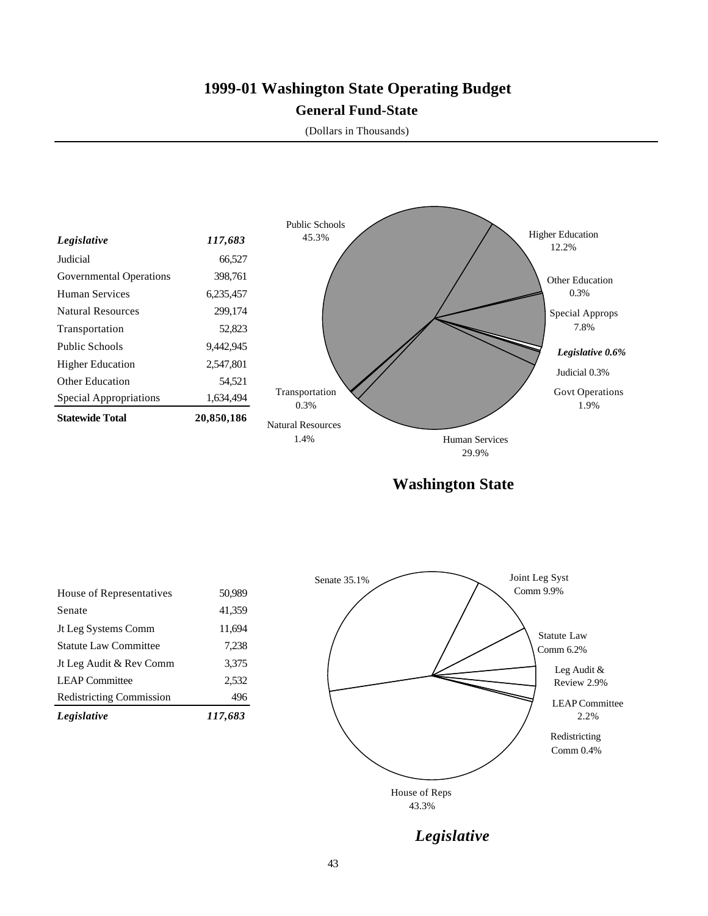# 1999-01 Washington State Operating Budget

## General Fund-State

(Dollars in Thousands)

| | |
|---|---|
| ***Legislative*** | ***117,683*** |
| Judicial | 66,527 |
| Governmental Operations | 398,761 |
| Human Services | 6,235,457 |
| Natural Resources | 299,174 |
| Transportation | 52,823 |
| Public Schools | 9,442,945 |
| Higher Education | 2,547,801 |
| Other Education | 54,521 |
| Special Appropriations | 1,634,494 |
| **Statewide Total** | **20,850,186** |

Public Schools 45.3%
Higher Education 12.2%
Other Education 0.3%
Special Approps 7.8%
*Legislative 0.6%*
Judicial 0.3%
Govt Operations 1.9%
Human Services 29.9%
Natural Resources 1.4%
Transportation 0.3%

**Washington State**

| | |
|---|---|
| House of Representatives | 50,989 |
| Senate | 41,359 |
| Jt Leg Systems Comm | 11,694 |
| Statute Law Committee | 7,238 |
| Jt Leg Audit & Rev Comm | 3,375 |
| LEAP Committee | 2,532 |
| Redistricting Commission | 496 |
| ***Legislative*** | ***117,683*** |

Senate 35.1%
Joint Leg Syst Comm 9.9%
Statute Law Comm 6.2%
Leg Audit & Review 2.9%
LEAP Committee 2.2%
Redistricting Comm 0.4%
House of Reps 43.3%

***Legislative***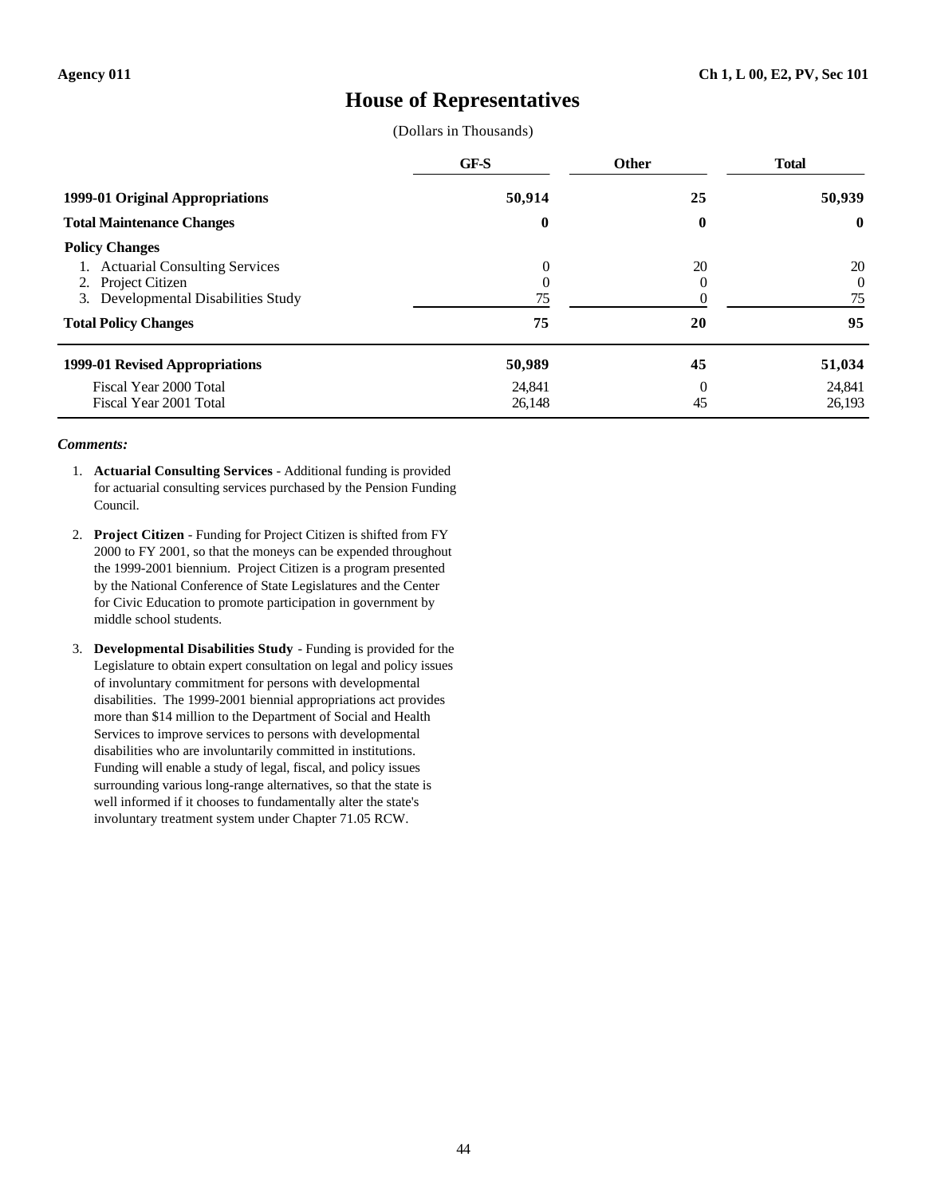Agency 011 | Ch 1, L 00, E2, PV, Sec 101

# House of Representatives

(Dollars in Thousands)

| | GF-S | Other | Total |
|---|---|---|---|
| **1999-01 Original Appropriations** | **50,914** | **25** | **50,939** |
| **Total Maintenance Changes** | **0** | **0** | **0** |
| **Policy Changes** | | | |
| 1. Actuarial Consulting Services | 0 | 20 | 20 |
| 2. Project Citizen | 0 | 0 | 0 |
| 3. Developmental Disabilities Study | 75 | 0 | 75 |
| **Total Policy Changes** | **75** | **20** | **95** |
| **1999-01 Revised Appropriations** | **50,989** | **45** | **51,034** |
| Fiscal Year 2000 Total | 24,841 | 0 | 24,841 |
| Fiscal Year 2001 Total | 26,148 | 45 | 26,193 |

***Comments:***

1. **Actuarial Consulting Services** - Additional funding is provided for actuarial consulting services purchased by the Pension Funding Council.

2. **Project Citizen** - Funding for Project Citizen is shifted from FY 2000 to FY 2001, so that the moneys can be expended throughout the 1999-2001 biennium. Project Citizen is a program presented by the National Conference of State Legislatures and the Center for Civic Education to promote participation in government by middle school students.

3. **Developmental Disabilities Study** - Funding is provided for the Legislature to obtain expert consultation on legal and policy issues of involuntary commitment for persons with developmental disabilities. The 1999-2001 biennial appropriations act provides more than $14 million to the Department of Social and Health Services to improve services to persons with developmental disabilities who are involuntarily committed in institutions. Funding will enable a study of legal, fiscal, and policy issues surrounding various long-range alternatives, so that the state is well informed if it chooses to fundamentally alter the state's involuntary treatment system under Chapter 71.05 RCW.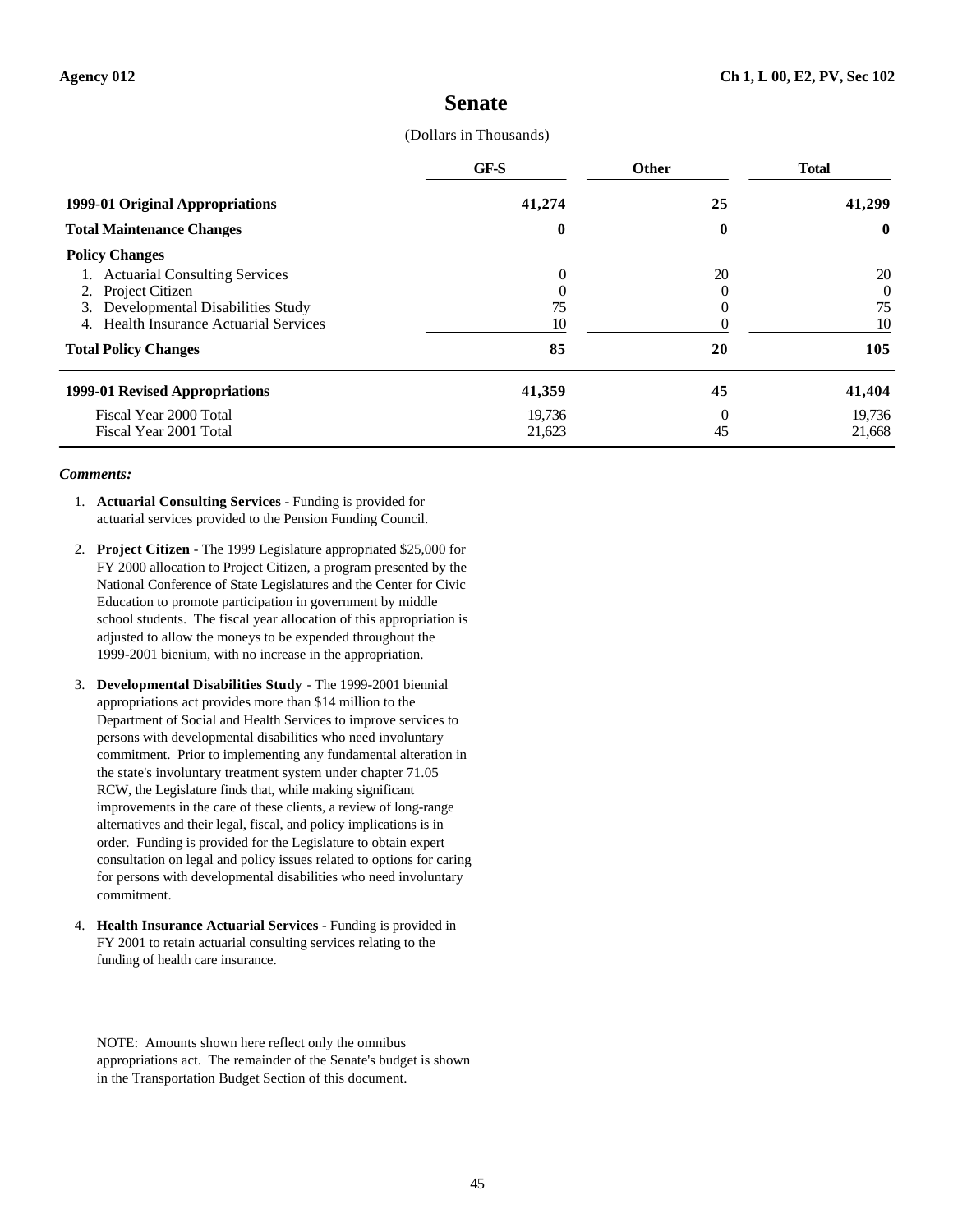Agency 012 | Ch 1, L 00, E2, PV, Sec 102

# Senate

(Dollars in Thousands)

| | GF-S | Other | Total |
|---|---|---|---|
| **1999-01 Original Appropriations** | **41,274** | **25** | **41,299** |
| **Total Maintenance Changes** | **0** | **0** | **0** |
| **Policy Changes** | | | |
| 1. Actuarial Consulting Services | 0 | 20 | 20 |
| 2. Project Citizen | 0 | 0 | 0 |
| 3. Developmental Disabilities Study | 75 | 0 | 75 |
| 4. Health Insurance Actuarial Services | 10 | 0 | 10 |
| **Total Policy Changes** | **85** | **20** | **105** |
| **1999-01 Revised Appropriations** | **41,359** | **45** | **41,404** |
| Fiscal Year 2000 Total | 19,736 | 0 | 19,736 |
| Fiscal Year 2001 Total | 21,623 | 45 | 21,668 |

***Comments:***

1. **Actuarial Consulting Services** - Funding is provided for actuarial services provided to the Pension Funding Council.

2. **Project Citizen** - The 1999 Legislature appropriated $25,000 for FY 2000 allocation to Project Citizen, a program presented by the National Conference of State Legislatures and the Center for Civic Education to promote participation in government by middle school students. The fiscal year allocation of this appropriation is adjusted to allow the moneys to be expended throughout the 1999-2001 bienium, with no increase in the appropriation.

3. **Developmental Disabilities Study** - The 1999-2001 biennial appropriations act provides more than $14 million to the Department of Social and Health Services to improve services to persons with developmental disabilities who need involuntary commitment. Prior to implementing any fundamental alteration in the state's involuntary treatment system under chapter 71.05 RCW, the Legislature finds that, while making significant improvements in the care of these clients, a review of long-range alternatives and their legal, fiscal, and policy implications is in order. Funding is provided for the Legislature to obtain expert consultation on legal and policy issues related to options for caring for persons with developmental disabilities who need involuntary commitment.

4. **Health Insurance Actuarial Services** - Funding is provided in FY 2001 to retain actuarial consulting services relating to the funding of health care insurance.

NOTE: Amounts shown here reflect only the omnibus appropriations act. The remainder of the Senate's budget is shown in the Transportation Budget Section of this document.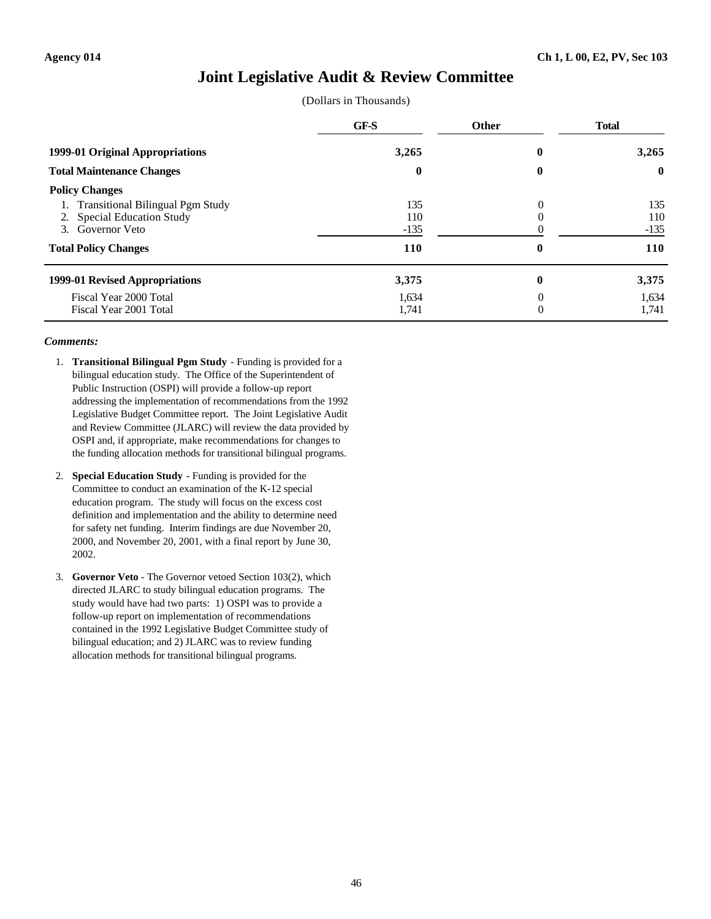Agency 014 — Ch 1, L 00, E2, PV, Sec 103

# Joint Legislative Audit & Review Committee

(Dollars in Thousands)

| | GF-S | Other | Total |
|---|---|---|---|
| **1999-01 Original Appropriations** | **3,265** | **0** | **3,265** |
| **Total Maintenance Changes** | **0** | **0** | **0** |
| **Policy Changes** | | | |
| 1. Transitional Bilingual Pgm Study | 135 | 0 | 135 |
| 2. Special Education Study | 110 | 0 | 110 |
| 3. Governor Veto | -135 | 0 | -135 |
| **Total Policy Changes** | **110** | **0** | **110** |
| **1999-01 Revised Appropriations** | **3,375** | **0** | **3,375** |
| Fiscal Year 2000 Total | 1,634 | 0 | 1,634 |
| Fiscal Year 2001 Total | 1,741 | 0 | 1,741 |

***Comments:***

1. **Transitional Bilingual Pgm Study** - Funding is provided for a bilingual education study. The Office of the Superintendent of Public Instruction (OSPI) will provide a follow-up report addressing the implementation of recommendations from the 1992 Legislative Budget Committee report. The Joint Legislative Audit and Review Committee (JLARC) will review the data provided by OSPI and, if appropriate, make recommendations for changes to the funding allocation methods for transitional bilingual programs.

2. **Special Education Study** - Funding is provided for the Committee to conduct an examination of the K-12 special education program. The study will focus on the excess cost definition and implementation and the ability to determine need for safety net funding. Interim findings are due November 20, 2000, and November 20, 2001, with a final report by June 30, 2002.

3. **Governor Veto** - The Governor vetoed Section 103(2), which directed JLARC to study bilingual education programs. The study would have had two parts: 1) OSPI was to provide a follow-up report on implementation of recommendations contained in the 1992 Legislative Budget Committee study of bilingual education; and 2) JLARC was to review funding allocation methods for transitional bilingual programs.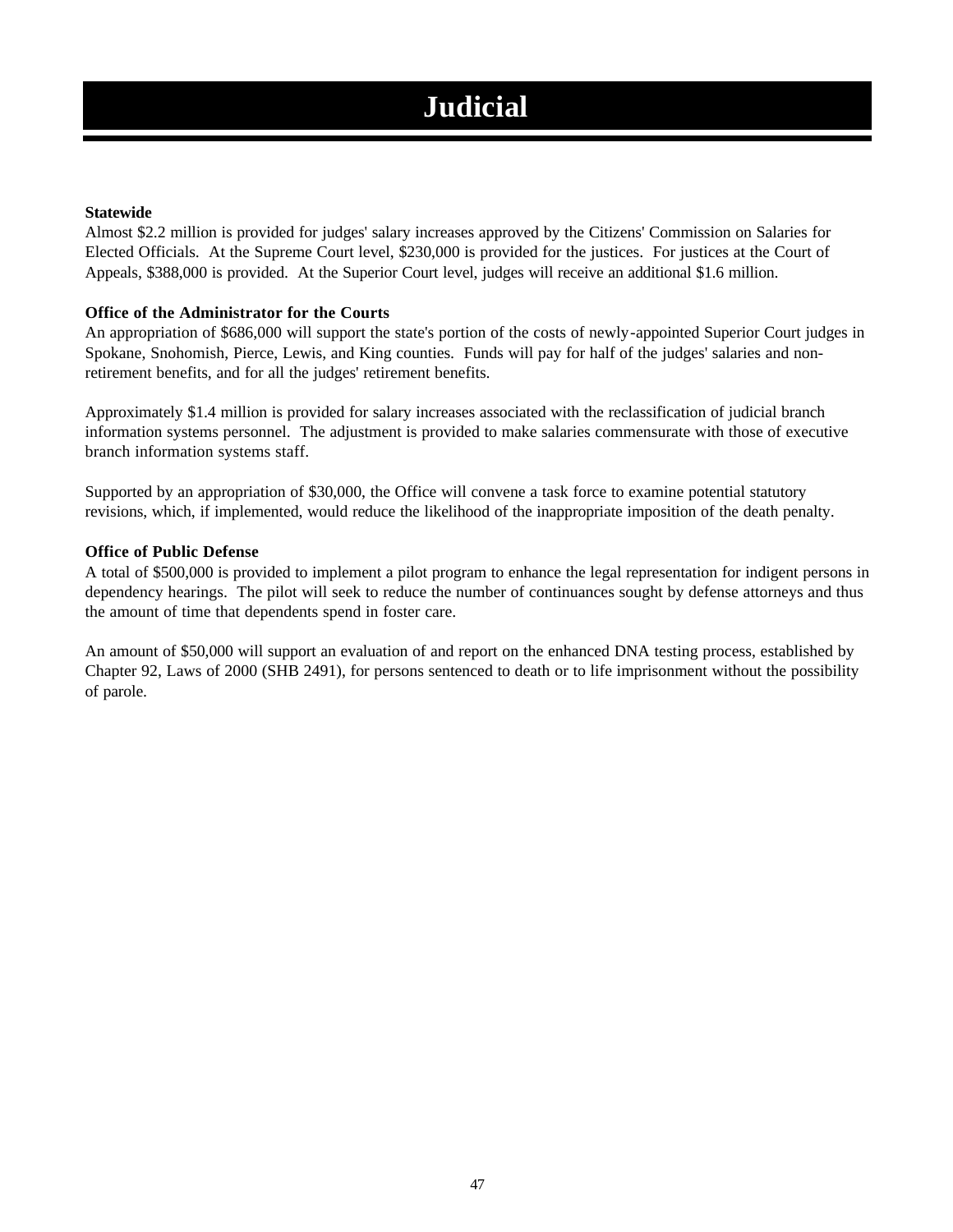# Judicial

**Statewide**

Almost $2.2 million is provided for judges' salary increases approved by the Citizens' Commission on Salaries for Elected Officials. At the Supreme Court level, $230,000 is provided for the justices. For justices at the Court of Appeals, $388,000 is provided. At the Superior Court level, judges will receive an additional $1.6 million.

**Office of the Administrator for the Courts**

An appropriation of $686,000 will support the state's portion of the costs of newly-appointed Superior Court judges in Spokane, Snohomish, Pierce, Lewis, and King counties. Funds will pay for half of the judges' salaries and non-retirement benefits, and for all the judges' retirement benefits.

Approximately $1.4 million is provided for salary increases associated with the reclassification of judicial branch information systems personnel. The adjustment is provided to make salaries commensurate with those of executive branch information systems staff.

Supported by an appropriation of $30,000, the Office will convene a task force to examine potential statutory revisions, which, if implemented, would reduce the likelihood of the inappropriate imposition of the death penalty.

**Office of Public Defense**

A total of $500,000 is provided to implement a pilot program to enhance the legal representation for indigent persons in dependency hearings. The pilot will seek to reduce the number of continuances sought by defense attorneys and thus the amount of time that dependents spend in foster care.

An amount of $50,000 will support an evaluation of and report on the enhanced DNA testing process, established by Chapter 92, Laws of 2000 (SHB 2491), for persons sentenced to death or to life imprisonment without the possibility of parole.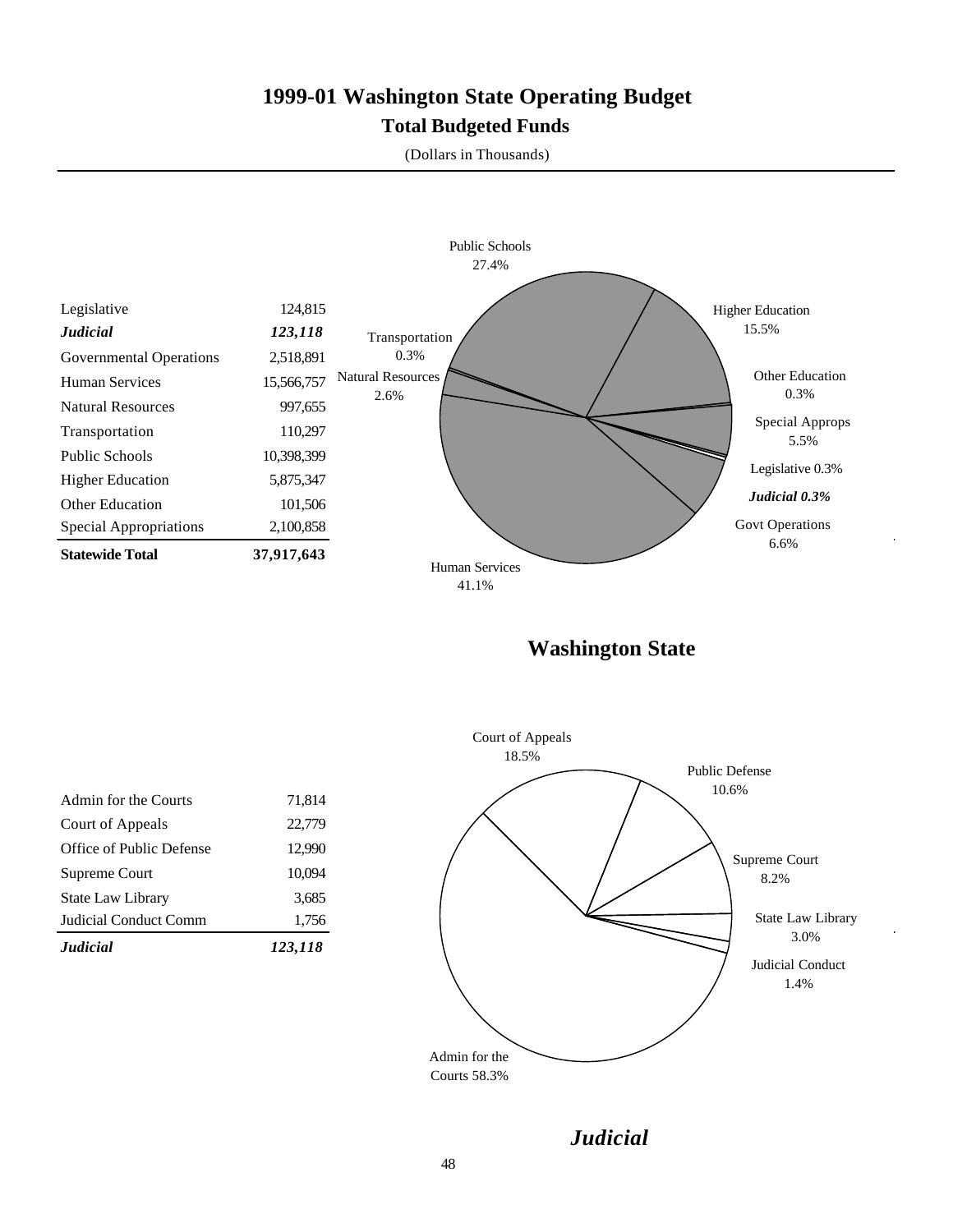# 1999-01 Washington State Operating Budget

## Total Budgeted Funds

(Dollars in Thousands)

| | |
|---|---|
| Legislative | 124,815 |
| ***Judicial*** | ***123,118*** |
| Governmental Operations | 2,518,891 |
| Human Services | 15,566,757 |
| Natural Resources | 997,655 |
| Transportation | 110,297 |
| Public Schools | 10,398,399 |
| Higher Education | 5,875,347 |
| Other Education | 101,506 |
| Special Appropriations | 2,100,858 |
| **Statewide Total** | **37,917,643** |

Public Schools 27.4%
Higher Education 15.5%
Other Education 0.3%
Special Approps 5.5%
Legislative 0.3%
*Judicial 0.3%*
Govt Operations 6.6%
Human Services 41.1%
Natural Resources 2.6%
Transportation 0.3%

## Washington State

| | |
|---|---|
| Admin for the Courts | 71,814 |
| Court of Appeals | 22,779 |
| Office of Public Defense | 12,990 |
| Supreme Court | 10,094 |
| State Law Library | 3,685 |
| Judicial Conduct Comm | 1,756 |
| ***Judicial*** | ***123,118*** |

Court of Appeals 18.5%
Public Defense 10.6%
Supreme Court 8.2%
State Law Library 3.0%
Judicial Conduct 1.4%
Admin for the Courts 58.3%

## *Judicial*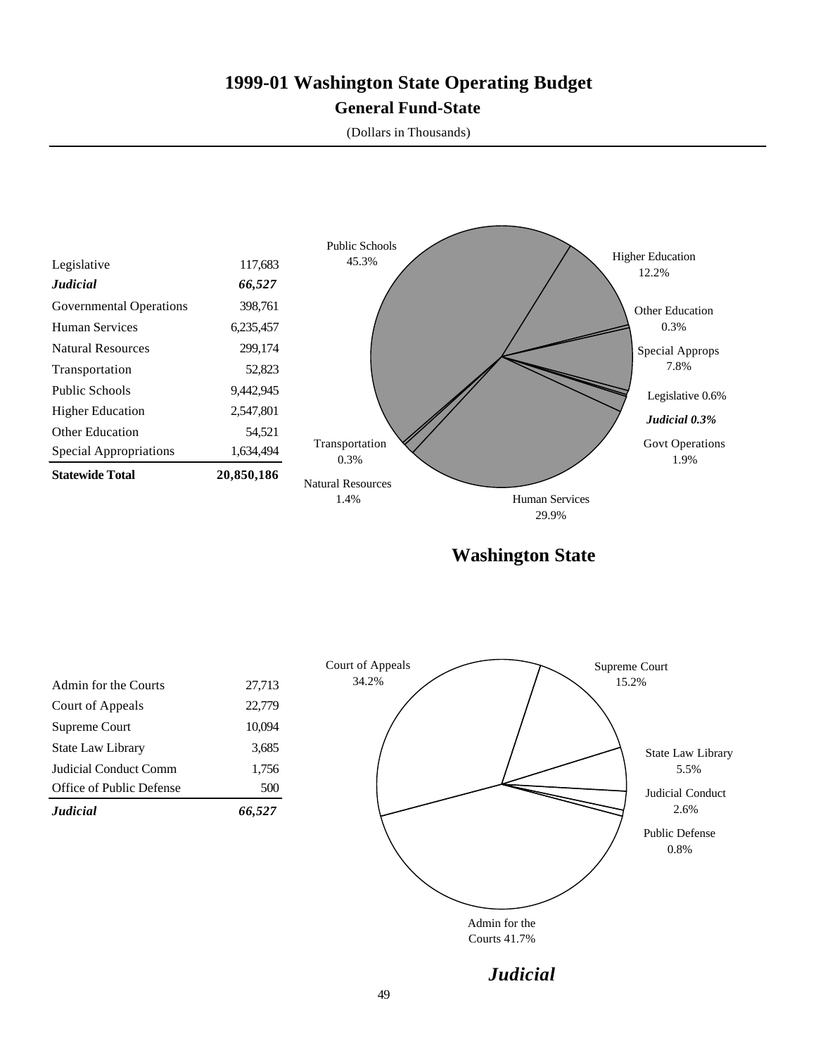# 1999-01 Washington State Operating Budget

## General Fund-State

(Dollars in Thousands)

| | |
|---|---:|
| Legislative | 117,683 |
| ***Judicial*** | ***66,527*** |
| Governmental Operations | 398,761 |
| Human Services | 6,235,457 |
| Natural Resources | 299,174 |
| Transportation | 52,823 |
| Public Schools | 9,442,945 |
| Higher Education | 2,547,801 |
| Other Education | 54,521 |
| Special Appropriations | 1,634,494 |
| **Statewide Total** | **20,850,186** |

Public Schools 45.3%
Higher Education 12.2%
Other Education 0.3%
Special Approps 7.8%
Legislative 0.6%
*Judicial 0.3%*
Govt Operations 1.9%
Human Services 29.9%
Natural Resources 1.4%
Transportation 0.3%

**Washington State**

| | |
|---|---:|
| Admin for the Courts | 27,713 |
| Court of Appeals | 22,779 |
| Supreme Court | 10,094 |
| State Law Library | 3,685 |
| Judicial Conduct Comm | 1,756 |
| Office of Public Defense | 500 |
| ***Judicial*** | ***66,527*** |

Court of Appeals 34.2%
Supreme Court 15.2%
State Law Library 5.5%
Judicial Conduct 2.6%
Public Defense 0.8%
Admin for the Courts 41.7%

***Judicial***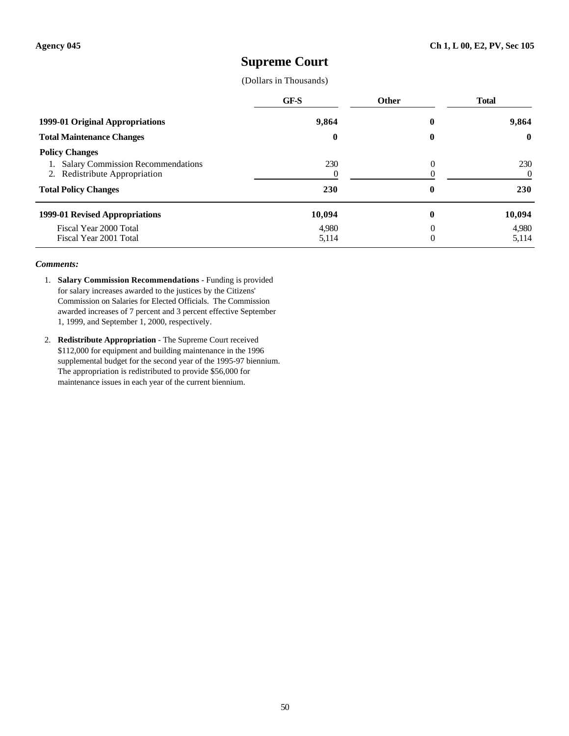Agency 045 Ch 1, L 00, E2, PV, Sec 105

# Supreme Court

(Dollars in Thousands)

| | GF-S | Other | Total |
|---|---|---|---|
| **1999-01 Original Appropriations** | **9,864** | **0** | **9,864** |
| **Total Maintenance Changes** | **0** | **0** | **0** |
| **Policy Changes** | | | |
| 1. Salary Commission Recommendations | 230 | 0 | 230 |
| 2. Redistribute Appropriation | 0 | 0 | 0 |
| **Total Policy Changes** | **230** | **0** | **230** |
| **1999-01 Revised Appropriations** | **10,094** | **0** | **10,094** |
| Fiscal Year 2000 Total | 4,980 | 0 | 4,980 |
| Fiscal Year 2001 Total | 5,114 | 0 | 5,114 |

***Comments:***

1. **Salary Commission Recommendations** - Funding is provided for salary increases awarded to the justices by the Citizens' Commission on Salaries for Elected Officials. The Commission awarded increases of 7 percent and 3 percent effective September 1, 1999, and September 1, 2000, respectively.

2. **Redistribute Appropriation** - The Supreme Court received $112,000 for equipment and building maintenance in the 1996 supplemental budget for the second year of the 1995-97 biennium. The appropriation is redistributed to provide $56,000 for maintenance issues in each year of the current biennium.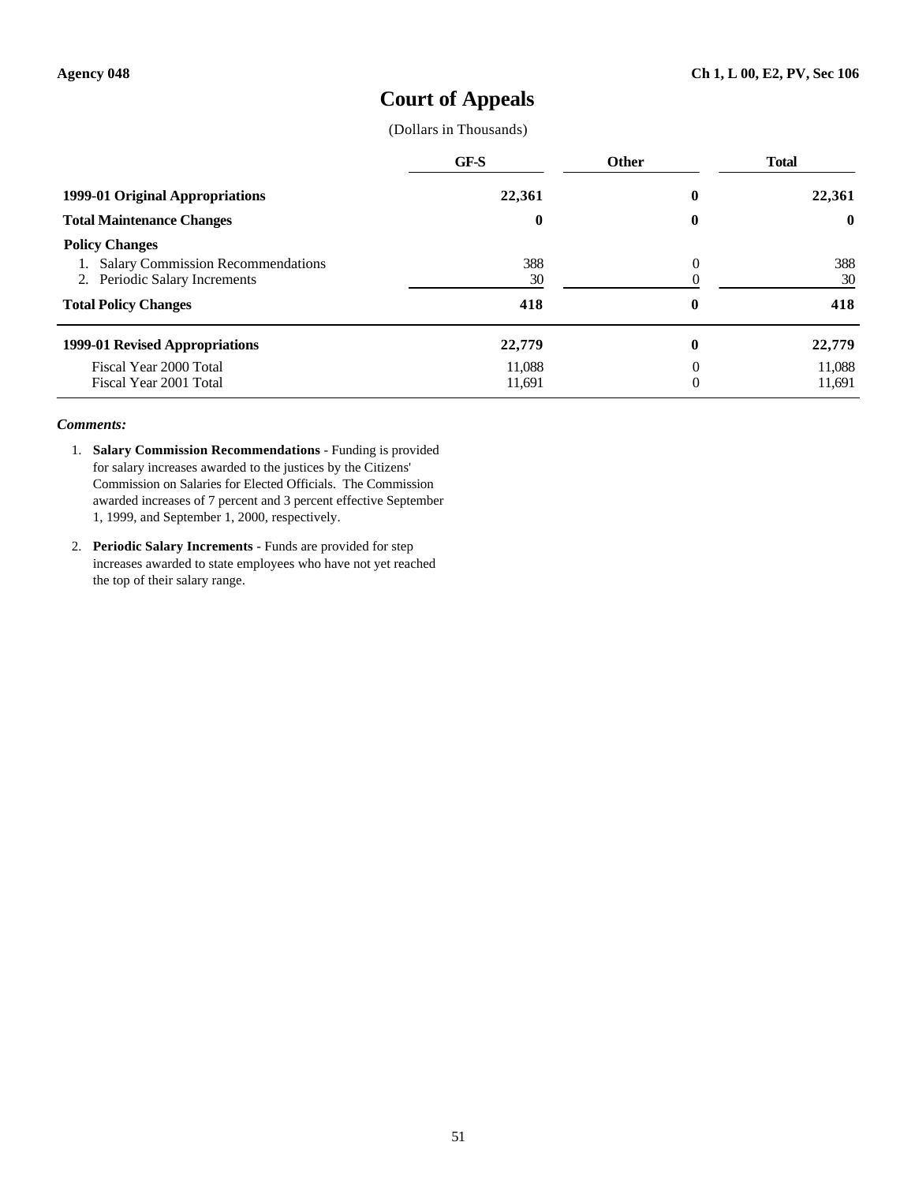Agency 048 | Ch 1, L 00, E2, PV, Sec 106

# Court of Appeals

(Dollars in Thousands)

| | GF-S | Other | Total |
|---|---|---|---|
| **1999-01 Original Appropriations** | **22,361** | **0** | **22,361** |
| **Total Maintenance Changes** | **0** | **0** | **0** |
| **Policy Changes** | | | |
| 1. Salary Commission Recommendations | 388 | 0 | 388 |
| 2. Periodic Salary Increments | 30 | 0 | 30 |
| **Total Policy Changes** | **418** | **0** | **418** |
| **1999-01 Revised Appropriations** | **22,779** | **0** | **22,779** |
| Fiscal Year 2000 Total | 11,088 | 0 | 11,088 |
| Fiscal Year 2001 Total | 11,691 | 0 | 11,691 |

***Comments:***

1. **Salary Commission Recommendations** - Funding is provided for salary increases awarded to the justices by the Citizens' Commission on Salaries for Elected Officials. The Commission awarded increases of 7 percent and 3 percent effective September 1, 1999, and September 1, 2000, respectively.

2. **Periodic Salary Increments** - Funds are provided for step increases awarded to state employees who have not yet reached the top of their salary range.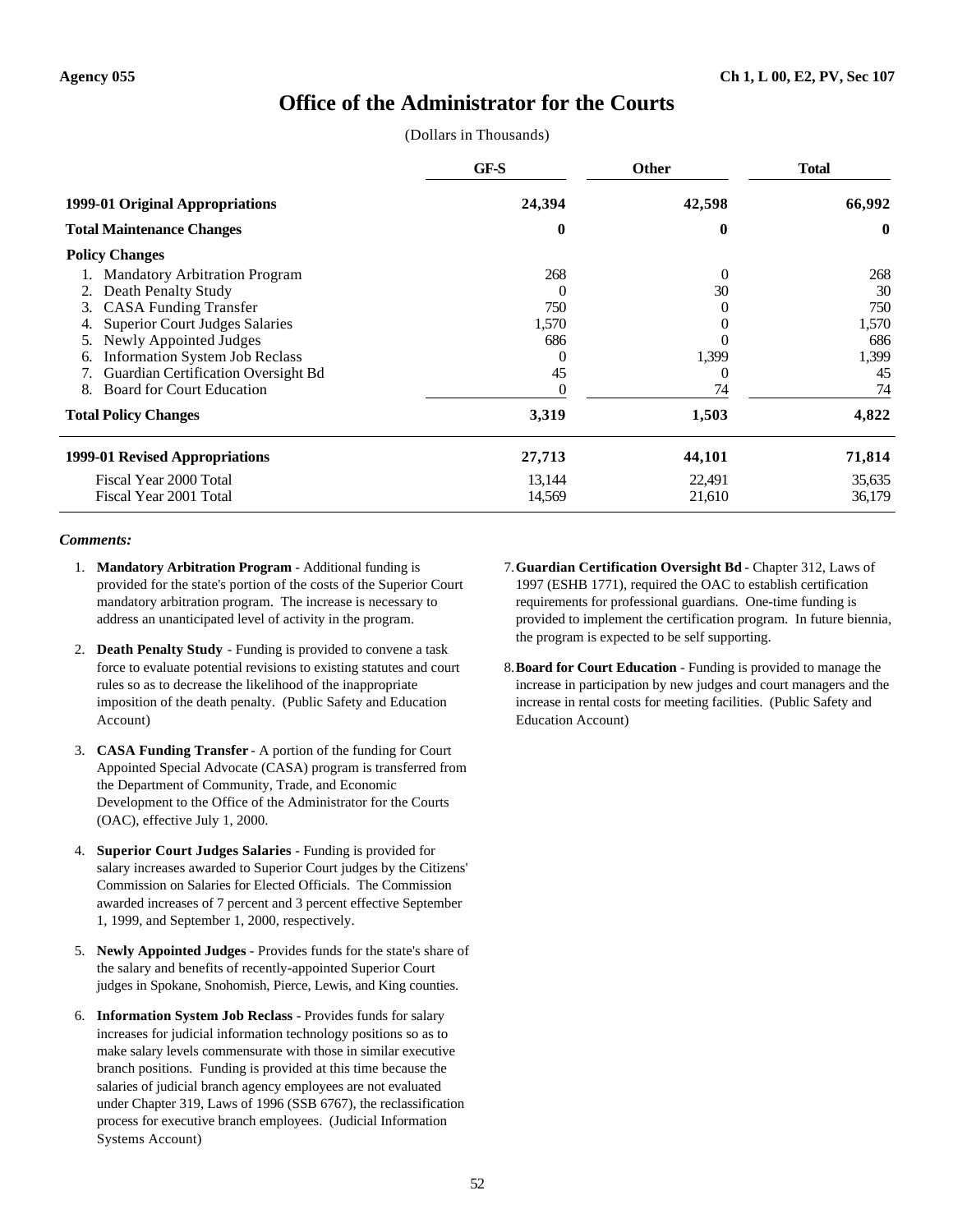Agency 055 | Ch 1, L 00, E2, PV, Sec 107

# Office of the Administrator for the Courts

(Dollars in Thousands)

| | GF-S | Other | Total |
|---|---|---|---|
| **1999-01 Original Appropriations** | **24,394** | **42,598** | **66,992** |
| **Total Maintenance Changes** | **0** | **0** | **0** |
| **Policy Changes** | | | |
| 1. Mandatory Arbitration Program | 268 | 0 | 268 |
| 2. Death Penalty Study | 0 | 30 | 30 |
| 3. CASA Funding Transfer | 750 | 0 | 750 |
| 4. Superior Court Judges Salaries | 1,570 | 0 | 1,570 |
| 5. Newly Appointed Judges | 686 | 0 | 686 |
| 6. Information System Job Reclass | 0 | 1,399 | 1,399 |
| 7. Guardian Certification Oversight Bd | 45 | 0 | 45 |
| 8. Board for Court Education | 0 | 74 | 74 |
| **Total Policy Changes** | **3,319** | **1,503** | **4,822** |
| **1999-01 Revised Appropriations** | **27,713** | **44,101** | **71,814** |
| Fiscal Year 2000 Total | 13,144 | 22,491 | 35,635 |
| Fiscal Year 2001 Total | 14,569 | 21,610 | 36,179 |

***Comments:***

1. **Mandatory Arbitration Program** - Additional funding is provided for the state's portion of the costs of the Superior Court mandatory arbitration program. The increase is necessary to address an unanticipated level of activity in the program.

2. **Death Penalty Study** - Funding is provided to convene a task force to evaluate potential revisions to existing statutes and court rules so as to decrease the likelihood of the inappropriate imposition of the death penalty. (Public Safety and Education Account)

3. **CASA Funding Transfer** - A portion of the funding for Court Appointed Special Advocate (CASA) program is transferred from the Department of Community, Trade, and Economic Development to the Office of the Administrator for the Courts (OAC), effective July 1, 2000.

4. **Superior Court Judges Salaries** - Funding is provided for salary increases awarded to Superior Court judges by the Citizens' Commission on Salaries for Elected Officials. The Commission awarded increases of 7 percent and 3 percent effective September 1, 1999, and September 1, 2000, respectively.

5. **Newly Appointed Judges** - Provides funds for the state's share of the salary and benefits of recently-appointed Superior Court judges in Spokane, Snohomish, Pierce, Lewis, and King counties.

6. **Information System Job Reclass** - Provides funds for salary increases for judicial information technology positions so as to make salary levels commensurate with those in similar executive branch positions. Funding is provided at this time because the salaries of judicial branch agency employees are not evaluated under Chapter 319, Laws of 1996 (SSB 6767), the reclassification process for executive branch employees. (Judicial Information Systems Account)

7. **Guardian Certification Oversight Bd** - Chapter 312, Laws of 1997 (ESHB 1771), required the OAC to establish certification requirements for professional guardians. One-time funding is provided to implement the certification program. In future biennia, the program is expected to be self supporting.

8. **Board for Court Education** - Funding is provided to manage the increase in participation by new judges and court managers and the increase in rental costs for meeting facilities. (Public Safety and Education Account)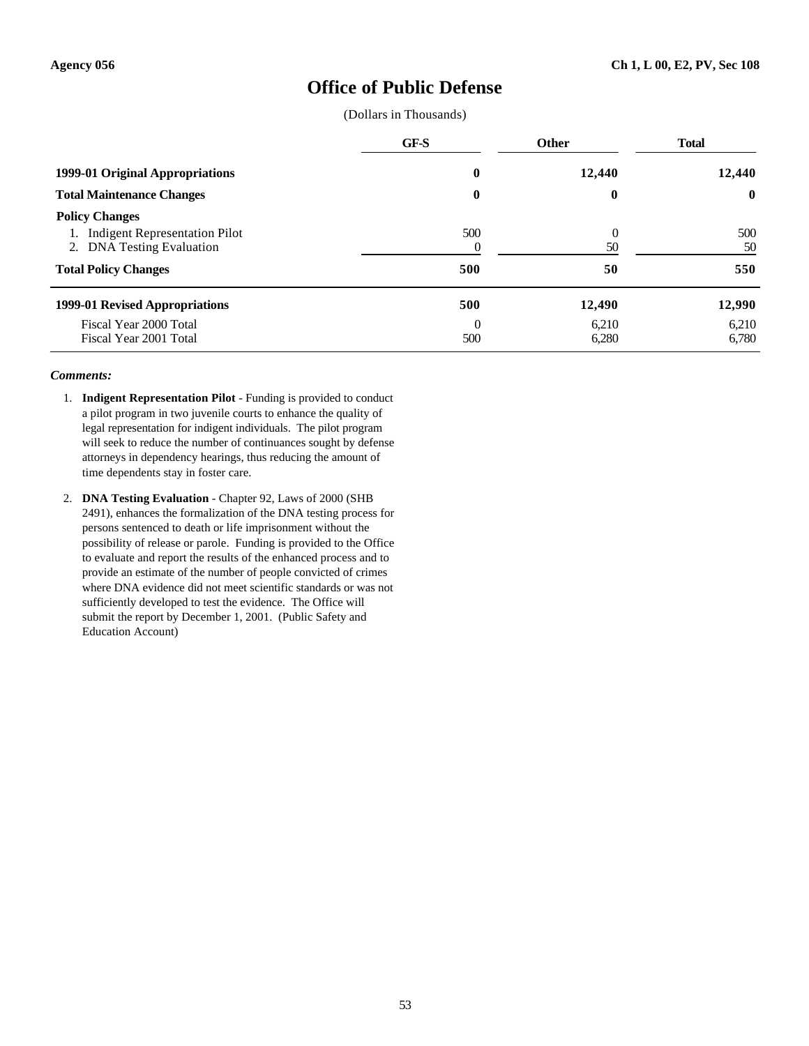Agency 056 | Ch 1, L 00, E2, PV, Sec 108

# Office of Public Defense

(Dollars in Thousands)

| | GF-S | Other | Total |
|---|---|---|---|
| **1999-01 Original Appropriations** | **0** | **12,440** | **12,440** |
| **Total Maintenance Changes** | **0** | **0** | **0** |
| **Policy Changes** | | | |
| 1. Indigent Representation Pilot | 500 | 0 | 500 |
| 2. DNA Testing Evaluation | 0 | 50 | 50 |
| **Total Policy Changes** | **500** | **50** | **550** |
| **1999-01 Revised Appropriations** | **500** | **12,490** | **12,990** |
| Fiscal Year 2000 Total | 0 | 6,210 | 6,210 |
| Fiscal Year 2001 Total | 500 | 6,280 | 6,780 |

***Comments:***

1. **Indigent Representation Pilot** - Funding is provided to conduct a pilot program in two juvenile courts to enhance the quality of legal representation for indigent individuals. The pilot program will seek to reduce the number of continuances sought by defense attorneys in dependency hearings, thus reducing the amount of time dependents stay in foster care.

2. **DNA Testing Evaluation** - Chapter 92, Laws of 2000 (SHB 2491), enhances the formalization of the DNA testing process for persons sentenced to death or life imprisonment without the possibility of release or parole. Funding is provided to the Office to evaluate and report the results of the enhanced process and to provide an estimate of the number of people convicted of crimes where DNA evidence did not meet scientific standards or was not sufficiently developed to test the evidence. The Office will submit the report by December 1, 2001. (Public Safety and Education Account)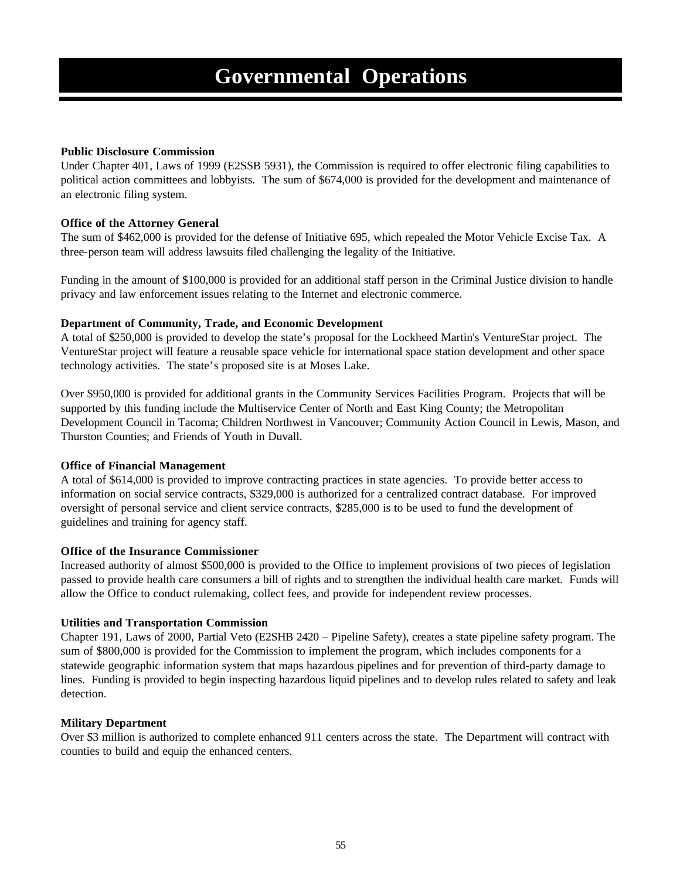# Governmental Operations

**Public Disclosure Commission**

Under Chapter 401, Laws of 1999 (E2SSB 5931), the Commission is required to offer electronic filing capabilities to political action committees and lobbyists. The sum of $674,000 is provided for the development and maintenance of an electronic filing system.

**Office of the Attorney General**

The sum of $462,000 is provided for the defense of Initiative 695, which repealed the Motor Vehicle Excise Tax. A three-person team will address lawsuits filed challenging the legality of the Initiative.

Funding in the amount of $100,000 is provided for an additional staff person in the Criminal Justice division to handle privacy and law enforcement issues relating to the Internet and electronic commerce.

**Department of Community, Trade, and Economic Development**

A total of $250,000 is provided to develop the state's proposal for the Lockheed Martin's VentureStar project. The VentureStar project will feature a reusable space vehicle for international space station development and other space technology activities. The state's proposed site is at Moses Lake.

Over $950,000 is provided for additional grants in the Community Services Facilities Program. Projects that will be supported by this funding include the Multiservice Center of North and East King County; the Metropolitan Development Council in Tacoma; Children Northwest in Vancouver; Community Action Council in Lewis, Mason, and Thurston Counties; and Friends of Youth in Duvall.

**Office of Financial Management**

A total of $614,000 is provided to improve contracting practices in state agencies. To provide better access to information on social service contracts, $329,000 is authorized for a centralized contract database. For improved oversight of personal service and client service contracts, $285,000 is to be used to fund the development of guidelines and training for agency staff.

**Office of the Insurance Commissioner**

Increased authority of almost $500,000 is provided to the Office to implement provisions of two pieces of legislation passed to provide health care consumers a bill of rights and to strengthen the individual health care market. Funds will allow the Office to conduct rulemaking, collect fees, and provide for independent review processes.

**Utilities and Transportation Commission**

Chapter 191, Laws of 2000, Partial Veto (E2SHB 2420 – Pipeline Safety), creates a state pipeline safety program. The sum of $800,000 is provided for the Commission to implement the program, which includes components for a statewide geographic information system that maps hazardous pipelines and for prevention of third-party damage to lines. Funding is provided to begin inspecting hazardous liquid pipelines and to develop rules related to safety and leak detection.

**Military Department**

Over $3 million is authorized to complete enhanced 911 centers across the state. The Department will contract with counties to build and equip the enhanced centers.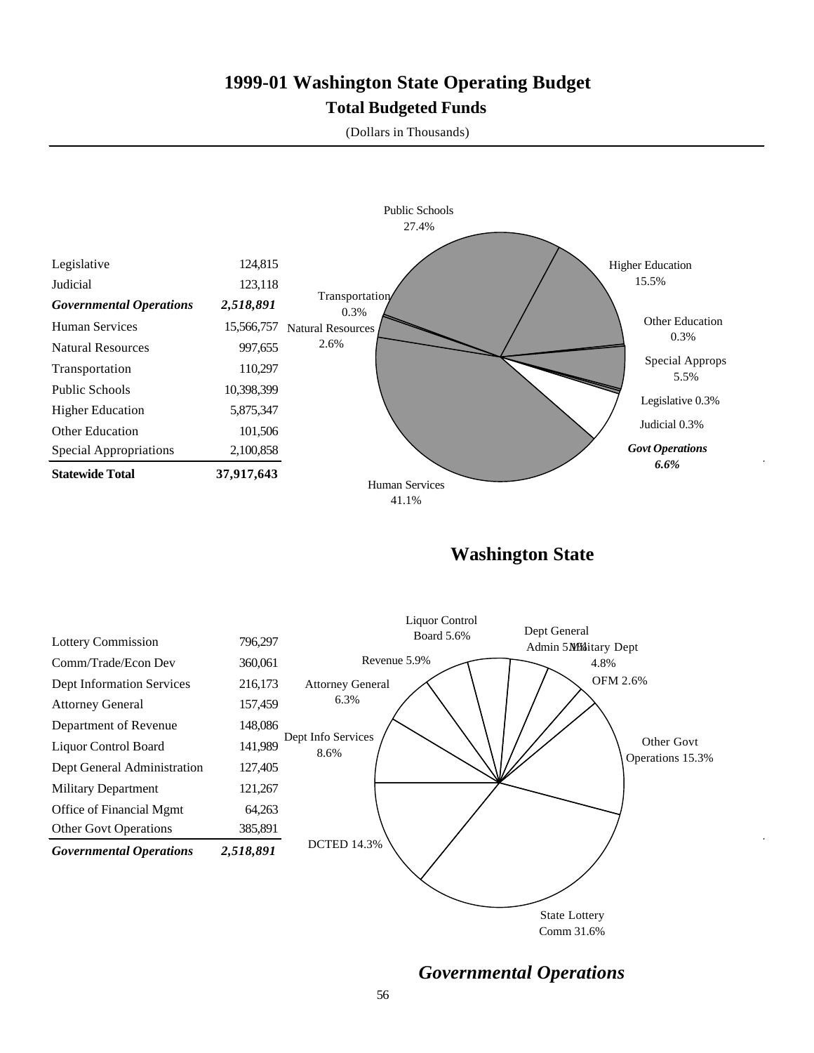# 1999-01 Washington State Operating Budget

## Total Budgeted Funds

(Dollars in Thousands)

| | |
|---|---|
| Legislative | 124,815 |
| Judicial | 123,118 |
| ***Governmental Operations*** | ***2,518,891*** |
| Human Services | 15,566,757 |
| Natural Resources | 997,655 |
| Transportation | 110,297 |
| Public Schools | 10,398,399 |
| Higher Education | 5,875,347 |
| Other Education | 101,506 |
| Special Appropriations | 2,100,858 |
| **Statewide Total** | **37,917,643** |

Public Schools 27.4%
Higher Education 15.5%
Other Education 0.3%
Special Approps 5.5%
Legislative 0.3%
Judicial 0.3%
***Govt Operations 6.6%***
Human Services 41.1%
Natural Resources 2.6%
Transportation 0.3%

## Washington State

| | |
|---|---|
| Lottery Commission | 796,297 |
| Comm/Trade/Econ Dev | 360,061 |
| Dept Information Services | 216,173 |
| Attorney General | 157,459 |
| Department of Revenue | 148,086 |
| Liquor Control Board | 141,989 |
| Dept General Administration | 127,405 |
| Military Department | 121,267 |
| Office of Financial Mgmt | 64,263 |
| Other Govt Operations | 385,891 |
| ***Governmental Operations*** | ***2,518,891*** |

Liquor Control Board 5.6%
Dept General Admin 5.1%
Military Dept 4.8%
OFM 2.6%
Other Govt Operations 15.3%
State Lottery Comm 31.6%
DCTED 14.3%
Dept Info Services 8.6%
Attorney General 6.3%
Revenue 5.9%

## *Governmental Operations*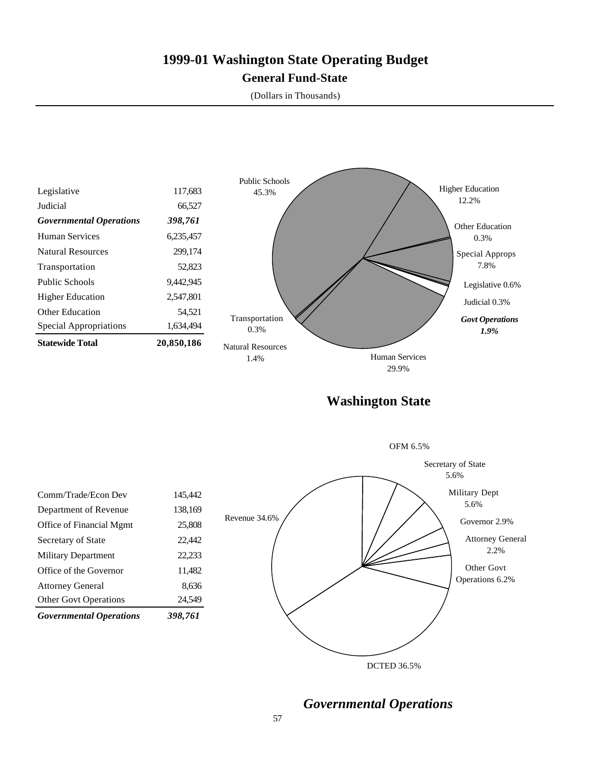# 1999-01 Washington State Operating Budget

## General Fund-State

(Dollars in Thousands)

| | |
|---|---|
| Legislative | 117,683 |
| Judicial | 66,527 |
| ***Governmental Operations*** | ***398,761*** |
| Human Services | 6,235,457 |
| Natural Resources | 299,174 |
| Transportation | 52,823 |
| Public Schools | 9,442,945 |
| Higher Education | 2,547,801 |
| Other Education | 54,521 |
| Special Appropriations | 1,634,494 |
| **Statewide Total** | **20,850,186** |

Public Schools 45.3%
Higher Education 12.2%
Other Education 0.3%
Special Approps 7.8%
Legislative 0.6%
Judicial 0.3%
***Govt Operations 1.9%***
Human Services 29.9%
Natural Resources 1.4%
Transportation 0.3%

## Washington State

| | |
|---|---|
| Comm/Trade/Econ Dev | 145,442 |
| Department of Revenue | 138,169 |
| Office of Financial Mgmt | 25,808 |
| Secretary of State | 22,442 |
| Military Department | 22,233 |
| Office of the Governor | 11,482 |
| Attorney General | 8,636 |
| Other Govt Operations | 24,549 |
| ***Governmental Operations*** | ***398,761*** |

OFM 6.5%
Secretary of State 5.6%
Military Dept 5.6%
Governor 2.9%
Attorney General 2.2%
Other Govt Operations 6.2%
DCTED 36.5%
Revenue 34.6%

## *Governmental Operations*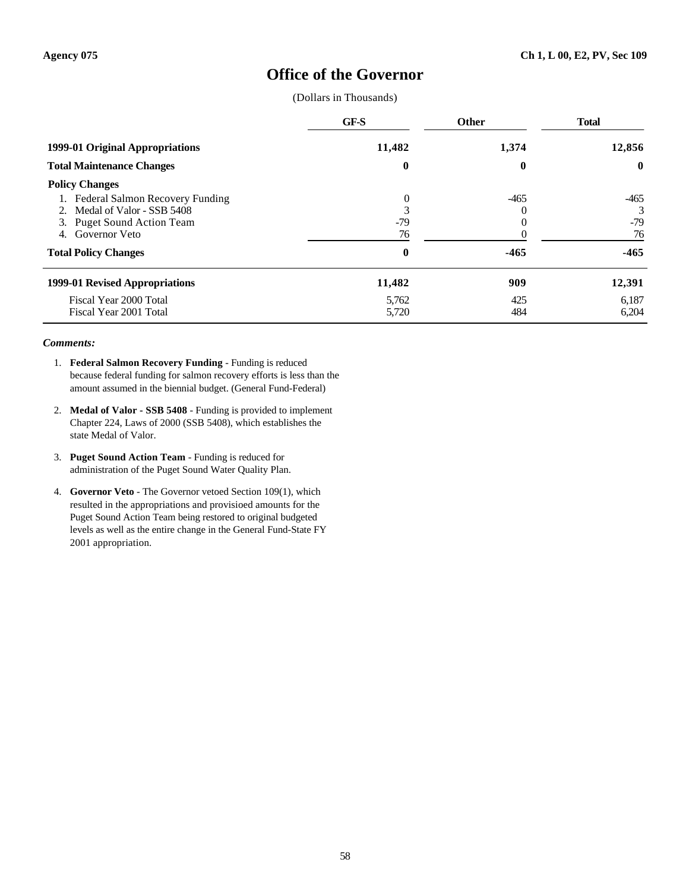Agency 075 | Ch 1, L 00, E2, PV, Sec 109

# Office of the Governor

(Dollars in Thousands)

| | GF-S | Other | Total |
|---|---|---|---|
| **1999-01 Original Appropriations** | **11,482** | **1,374** | **12,856** |
| **Total Maintenance Changes** | **0** | **0** | **0** |
| **Policy Changes** | | | |
| 1. Federal Salmon Recovery Funding | 0 | -465 | -465 |
| 2. Medal of Valor - SSB 5408 | 3 | 0 | 3 |
| 3. Puget Sound Action Team | -79 | 0 | -79 |
| 4. Governor Veto | 76 | 0 | 76 |
| **Total Policy Changes** | **0** | **-465** | **-465** |
| **1999-01 Revised Appropriations** | **11,482** | **909** | **12,391** |
| Fiscal Year 2000 Total | 5,762 | 425 | 6,187 |
| Fiscal Year 2001 Total | 5,720 | 484 | 6,204 |

***Comments:***

1. **Federal Salmon Recovery Funding** - Funding is reduced because federal funding for salmon recovery efforts is less than the amount assumed in the biennial budget. (General Fund-Federal)

2. **Medal of Valor - SSB 5408** - Funding is provided to implement Chapter 224, Laws of 2000 (SSB 5408), which establishes the state Medal of Valor.

3. **Puget Sound Action Team** - Funding is reduced for administration of the Puget Sound Water Quality Plan.

4. **Governor Veto** - The Governor vetoed Section 109(1), which resulted in the appropriations and provisioed amounts for the Puget Sound Action Team being restored to original budgeted levels as well as the entire change in the General Fund-State FY 2001 appropriation.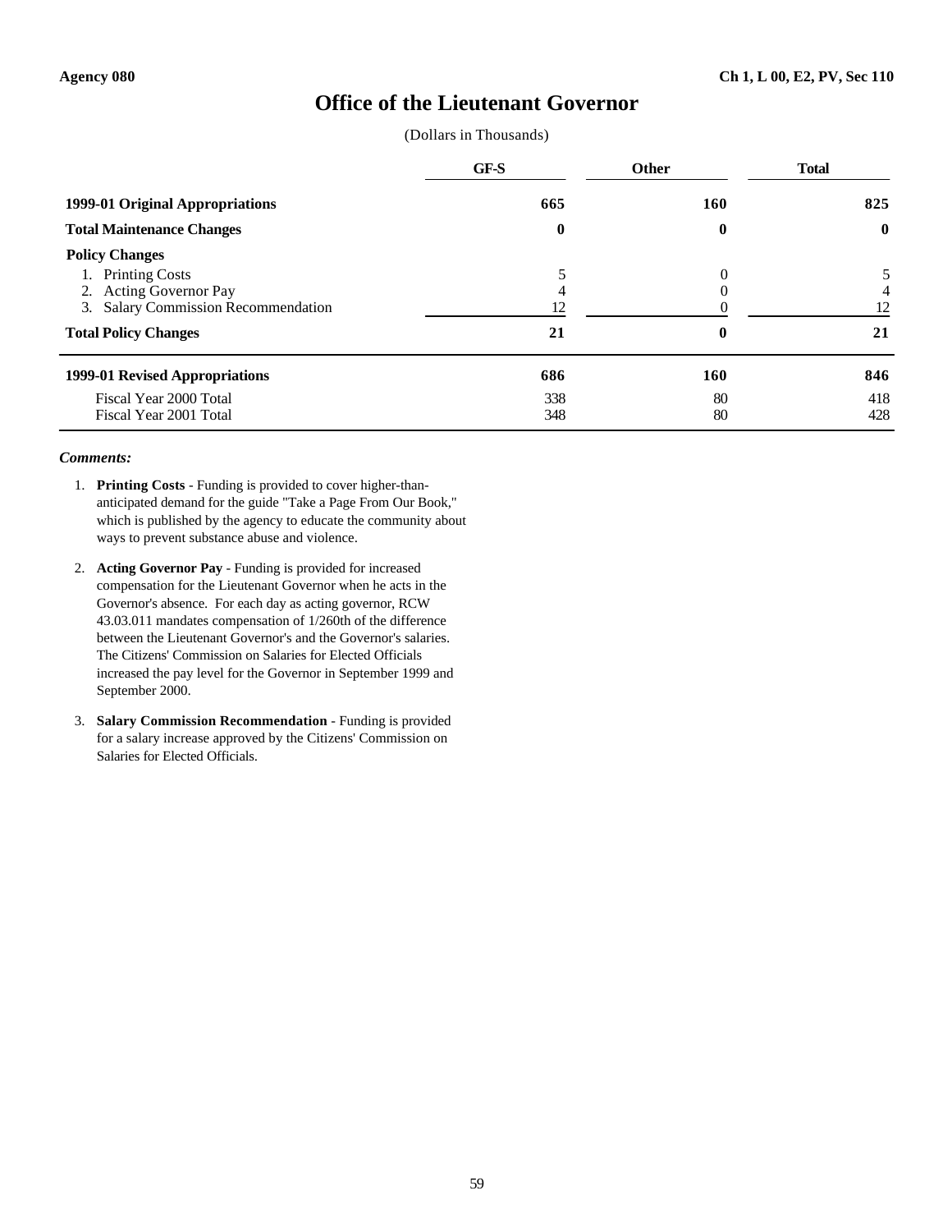Agency 080

Ch 1, L 00, E2, PV, Sec 110

# Office of the Lieutenant Governor

(Dollars in Thousands)

| | GF-S | Other | Total |
|---|---|---|---|
| **1999-01 Original Appropriations** | **665** | **160** | **825** |
| **Total Maintenance Changes** | **0** | **0** | **0** |
| **Policy Changes** | | | |
| 1. Printing Costs | 5 | 0 | 5 |
| 2. Acting Governor Pay | 4 | 0 | 4 |
| 3. Salary Commission Recommendation | 12 | 0 | 12 |
| **Total Policy Changes** | **21** | **0** | **21** |
| **1999-01 Revised Appropriations** | **686** | **160** | **846** |
| Fiscal Year 2000 Total | 338 | 80 | 418 |
| Fiscal Year 2001 Total | 348 | 80 | 428 |

***Comments:***

1. **Printing Costs** - Funding is provided to cover higher-than-anticipated demand for the guide "Take a Page From Our Book," which is published by the agency to educate the community about ways to prevent substance abuse and violence.

2. **Acting Governor Pay** - Funding is provided for increased compensation for the Lieutenant Governor when he acts in the Governor's absence. For each day as acting governor, RCW 43.03.011 mandates compensation of 1/260th of the difference between the Lieutenant Governor's and the Governor's salaries. The Citizens' Commission on Salaries for Elected Officials increased the pay level for the Governor in September 1999 and September 2000.

3. **Salary Commission Recommendation** - Funding is provided for a salary increase approved by the Citizens' Commission on Salaries for Elected Officials.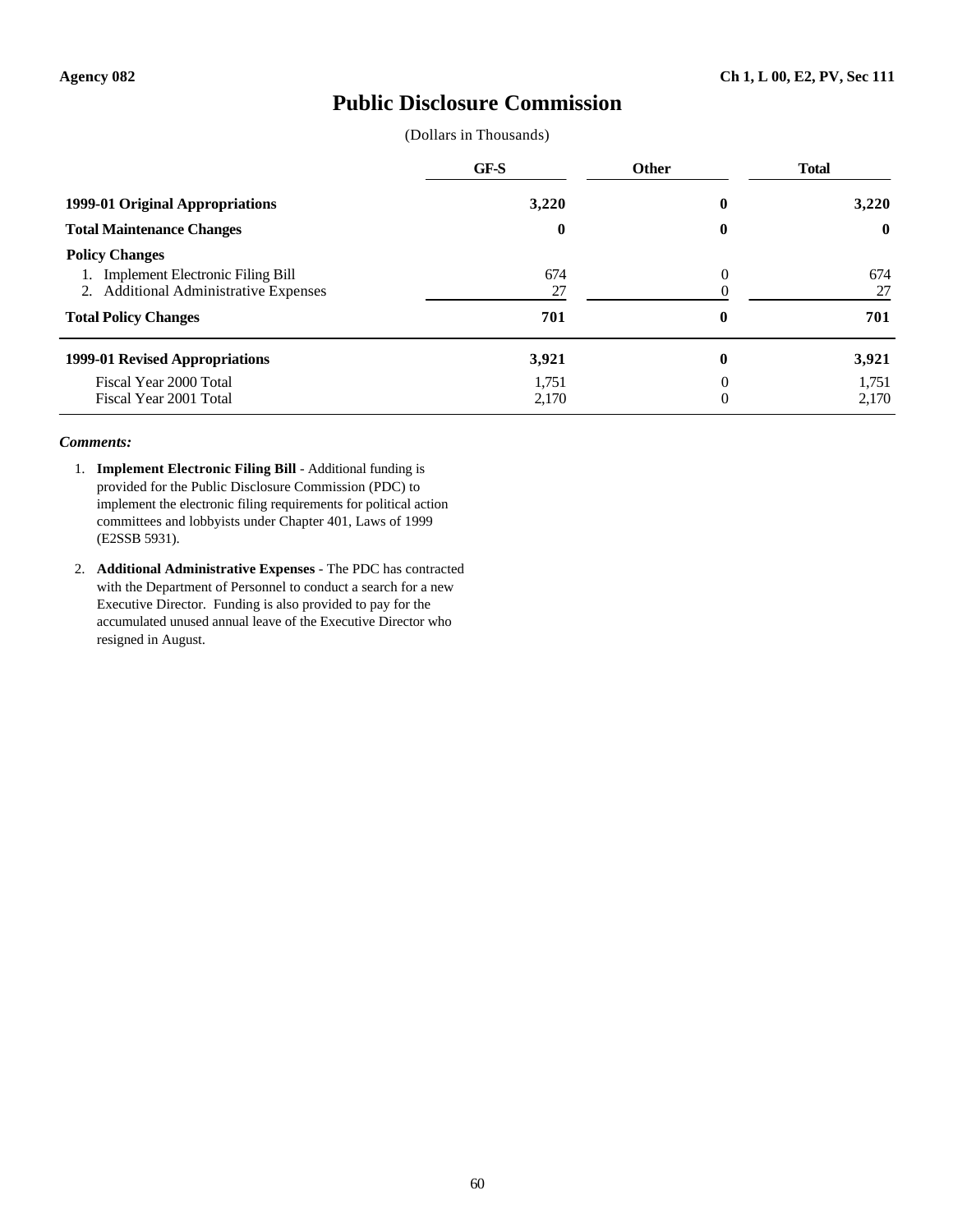Agency 082 | Ch 1, L 00, E2, PV, Sec 111

# Public Disclosure Commission

(Dollars in Thousands)

| | GF-S | Other | Total |
|---|---|---|---|
| **1999-01 Original Appropriations** | **3,220** | **0** | **3,220** |
| **Total Maintenance Changes** | **0** | **0** | **0** |
| **Policy Changes** | | | |
| 1. Implement Electronic Filing Bill | 674 | 0 | 674 |
| 2. Additional Administrative Expenses | 27 | 0 | 27 |
| **Total Policy Changes** | **701** | **0** | **701** |
| **1999-01 Revised Appropriations** | **3,921** | **0** | **3,921** |
| Fiscal Year 2000 Total | 1,751 | 0 | 1,751 |
| Fiscal Year 2001 Total | 2,170 | 0 | 2,170 |

***Comments:***

1. **Implement Electronic Filing Bill** - Additional funding is provided for the Public Disclosure Commission (PDC) to implement the electronic filing requirements for political action committees and lobbyists under Chapter 401, Laws of 1999 (E2SSB 5931).

2. **Additional Administrative Expenses** - The PDC has contracted with the Department of Personnel to conduct a search for a new Executive Director. Funding is also provided to pay for the accumulated unused annual leave of the Executive Director who resigned in August.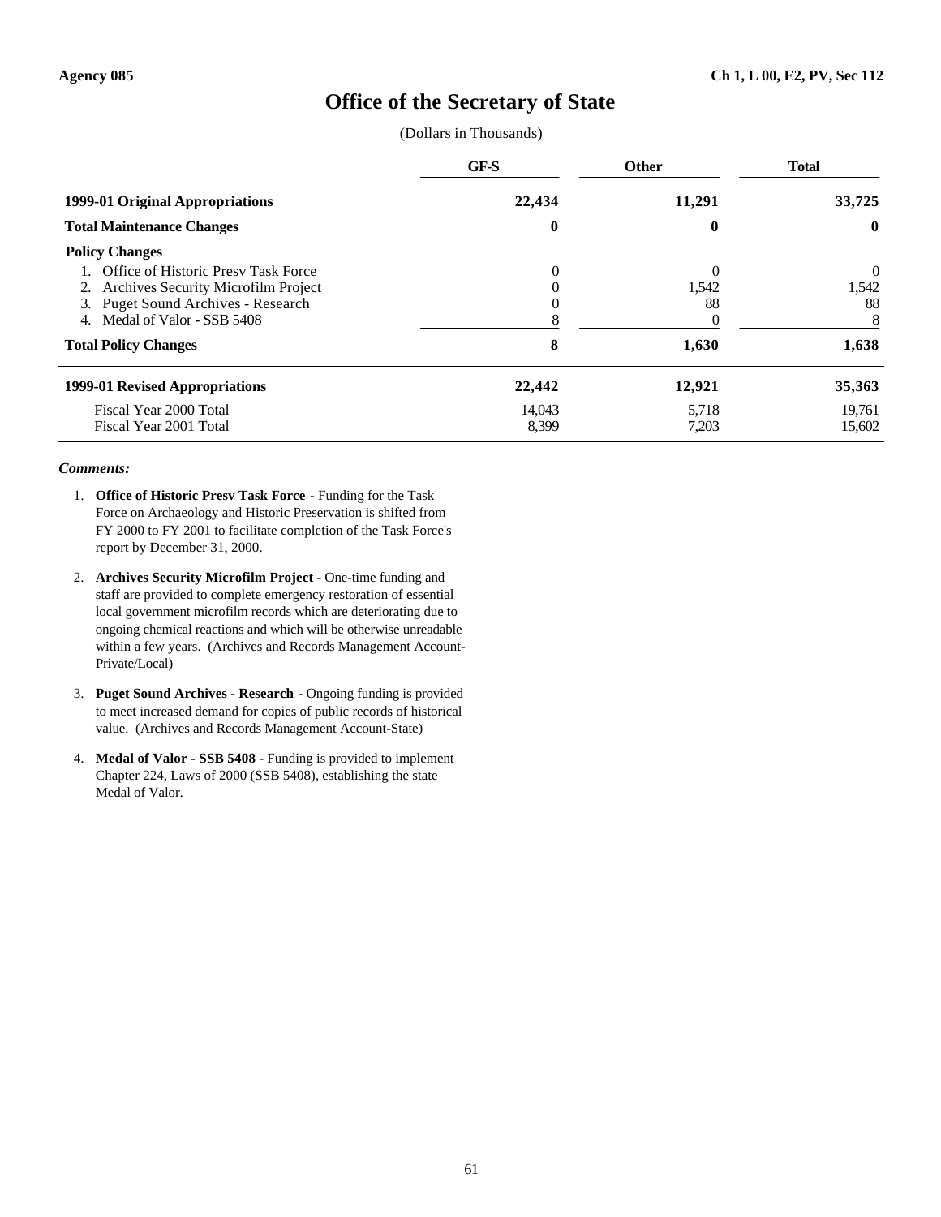Agency 085 | Ch 1, L 00, E2, PV, Sec 112

# Office of the Secretary of State

(Dollars in Thousands)

| | GF-S | Other | Total |
|---|---|---|---|
| **1999-01 Original Appropriations** | **22,434** | **11,291** | **33,725** |
| **Total Maintenance Changes** | **0** | **0** | **0** |
| **Policy Changes** | | | |
| 1. Office of Historic Presv Task Force | 0 | 0 | 0 |
| 2. Archives Security Microfilm Project | 0 | 1,542 | 1,542 |
| 3. Puget Sound Archives - Research | 0 | 88 | 88 |
| 4. Medal of Valor - SSB 5408 | 8 | 0 | 8 |
| **Total Policy Changes** | **8** | **1,630** | **1,638** |
| **1999-01 Revised Appropriations** | **22,442** | **12,921** | **35,363** |
| Fiscal Year 2000 Total | 14,043 | 5,718 | 19,761 |
| Fiscal Year 2001 Total | 8,399 | 7,203 | 15,602 |

***Comments:***

1. **Office of Historic Presv Task Force** - Funding for the Task Force on Archaeology and Historic Preservation is shifted from FY 2000 to FY 2001 to facilitate completion of the Task Force's report by December 31, 2000.

2. **Archives Security Microfilm Project** - One-time funding and staff are provided to complete emergency restoration of essential local government microfilm records which are deteriorating due to ongoing chemical reactions and which will be otherwise unreadable within a few years. (Archives and Records Management Account-Private/Local)

3. **Puget Sound Archives - Research** - Ongoing funding is provided to meet increased demand for copies of public records of historical value. (Archives and Records Management Account-State)

4. **Medal of Valor - SSB 5408** - Funding is provided to implement Chapter 224, Laws of 2000 (SSB 5408), establishing the state Medal of Valor.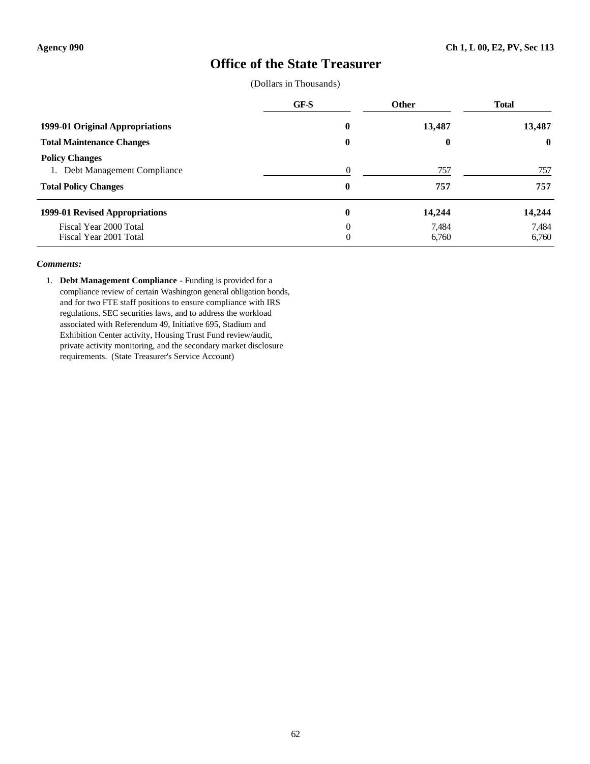Agency 090 | Ch 1, L 00, E2, PV, Sec 113

# Office of the State Treasurer

(Dollars in Thousands)

| | GF-S | Other | Total |
|---|---|---|---|
| **1999-01 Original Appropriations** | **0** | **13,487** | **13,487** |
| **Total Maintenance Changes** | **0** | **0** | **0** |
| **Policy Changes** | | | |
| 1. Debt Management Compliance | 0 | 757 | 757 |
| **Total Policy Changes** | **0** | **757** | **757** |
| **1999-01 Revised Appropriations** | **0** | **14,244** | **14,244** |
| Fiscal Year 2000 Total | 0 | 7,484 | 7,484 |
| Fiscal Year 2001 Total | 0 | 6,760 | 6,760 |

***Comments:***

1. **Debt Management Compliance** - Funding is provided for a compliance review of certain Washington general obligation bonds, and for two FTE staff positions to ensure compliance with IRS regulations, SEC securities laws, and to address the workload associated with Referendum 49, Initiative 695, Stadium and Exhibition Center activity, Housing Trust Fund review/audit, private activity monitoring, and the secondary market disclosure requirements. (State Treasurer's Service Account)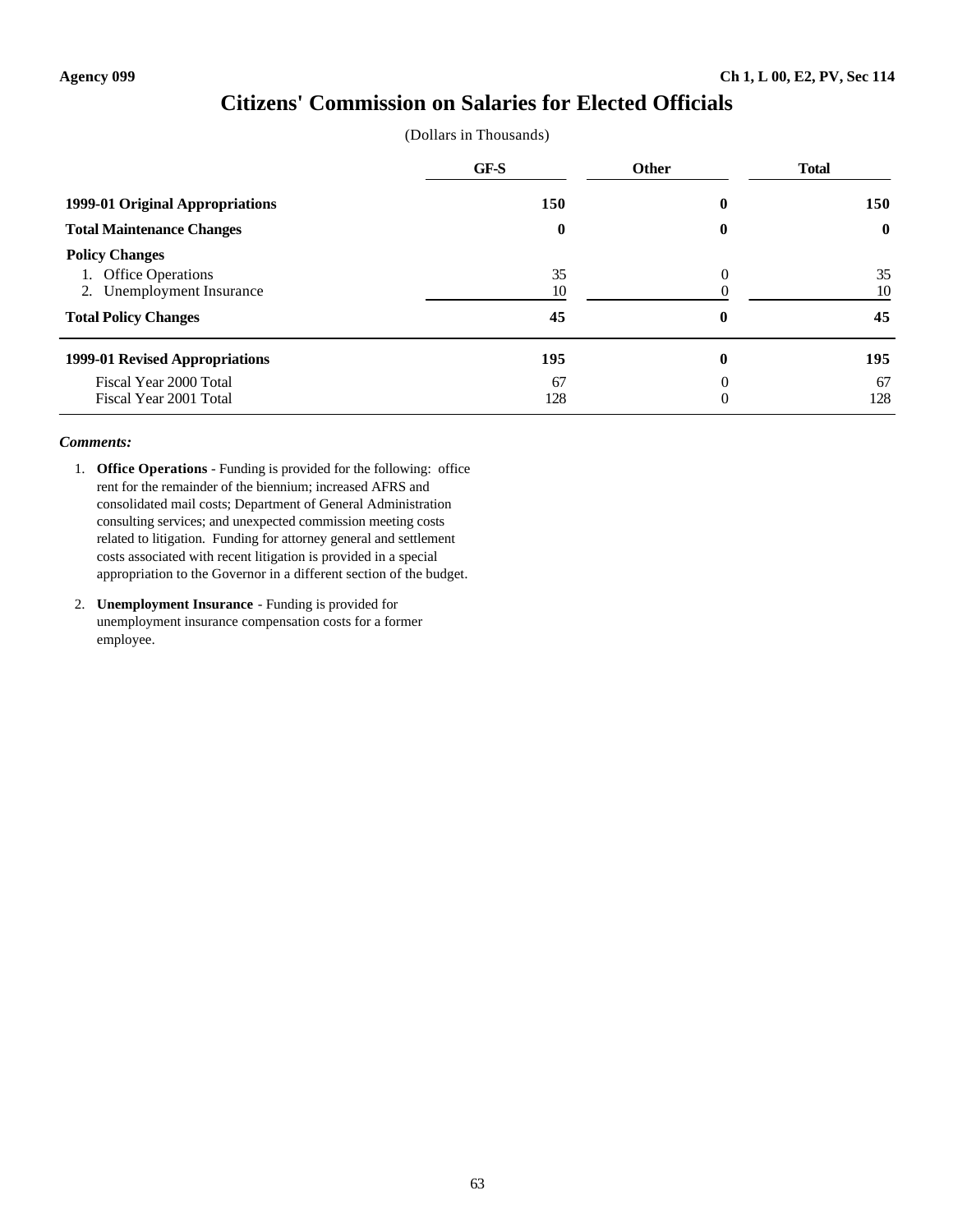Agency 099 | Ch 1, L 00, E2, PV, Sec 114

# Citizens' Commission on Salaries for Elected Officials

(Dollars in Thousands)

| | GF-S | Other | Total |
|---|---|---|---|
| **1999-01 Original Appropriations** | **150** | **0** | **150** |
| **Total Maintenance Changes** | **0** | **0** | **0** |
| **Policy Changes** | | | |
| 1. Office Operations | 35 | 0 | 35 |
| 2. Unemployment Insurance | 10 | 0 | 10 |
| **Total Policy Changes** | **45** | **0** | **45** |
| **1999-01 Revised Appropriations** | **195** | **0** | **195** |
| Fiscal Year 2000 Total | 67 | 0 | 67 |
| Fiscal Year 2001 Total | 128 | 0 | 128 |

***Comments:***

1. **Office Operations** - Funding is provided for the following: office rent for the remainder of the biennium; increased AFRS and consolidated mail costs; Department of General Administration consulting services; and unexpected commission meeting costs related to litigation. Funding for attorney general and settlement costs associated with recent litigation is provided in a special appropriation to the Governor in a different section of the budget.

2. **Unemployment Insurance** - Funding is provided for unemployment insurance compensation costs for a former employee.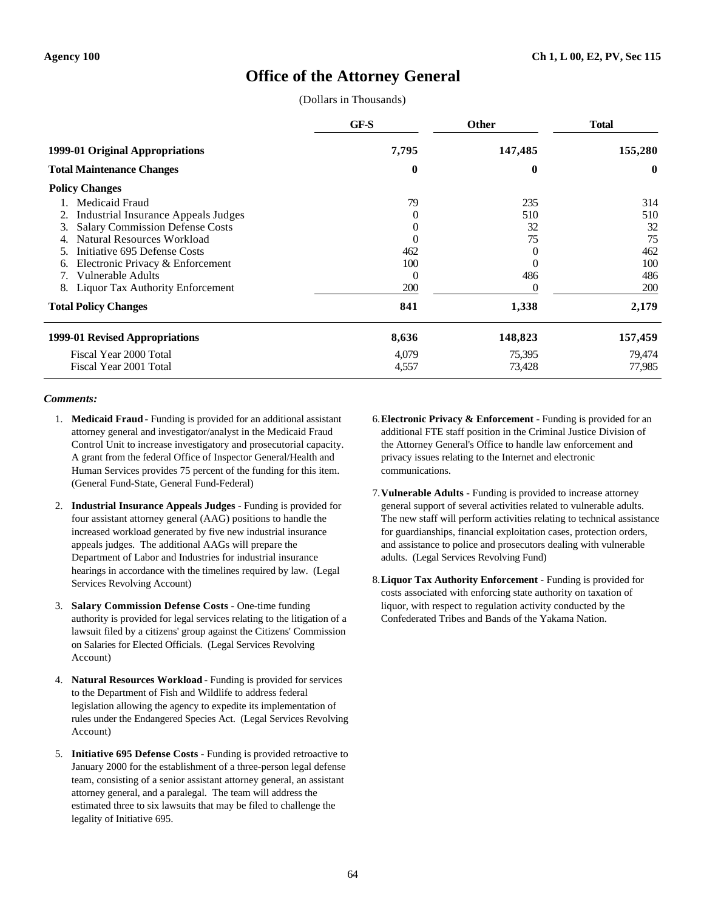# Office of the Attorney General

(Dollars in Thousands)

| | GF-S | Other | Total |
|---|---|---|---|
| **1999-01 Original Appropriations** | **7,795** | **147,485** | **155,280** |
| **Total Maintenance Changes** | **0** | **0** | **0** |
| **Policy Changes** | | | |
| 1. Medicaid Fraud | 79 | 235 | 314 |
| 2. Industrial Insurance Appeals Judges | 0 | 510 | 510 |
| 3. Salary Commission Defense Costs | 0 | 32 | 32 |
| 4. Natural Resources Workload | 0 | 75 | 75 |
| 5. Initiative 695 Defense Costs | 462 | 0 | 462 |
| 6. Electronic Privacy & Enforcement | 100 | 0 | 100 |
| 7. Vulnerable Adults | 0 | 486 | 486 |
| 8. Liquor Tax Authority Enforcement | 200 | 0 | 200 |
| **Total Policy Changes** | **841** | **1,338** | **2,179** |
| **1999-01 Revised Appropriations** | **8,636** | **148,823** | **157,459** |
| Fiscal Year 2000 Total | 4,079 | 75,395 | 79,474 |
| Fiscal Year 2001 Total | 4,557 | 73,428 | 77,985 |

***Comments:***

1. **Medicaid Fraud** - Funding is provided for an additional assistant attorney general and investigator/analyst in the Medicaid Fraud Control Unit to increase investigatory and prosecutorial capacity. A grant from the federal Office of Inspector General/Health and Human Services provides 75 percent of the funding for this item. (General Fund-State, General Fund-Federal)

2. **Industrial Insurance Appeals Judges** - Funding is provided for four assistant attorney general (AAG) positions to handle the increased workload generated by five new industrial insurance appeals judges. The additional AAGs will prepare the Department of Labor and Industries for industrial insurance hearings in accordance with the timelines required by law. (Legal Services Revolving Account)

3. **Salary Commission Defense Costs** - One-time funding authority is provided for legal services relating to the litigation of a lawsuit filed by a citizens' group against the Citizens' Commission on Salaries for Elected Officials. (Legal Services Revolving Account)

4. **Natural Resources Workload** - Funding is provided for services to the Department of Fish and Wildlife to address federal legislation allowing the agency to expedite its implementation of rules under the Endangered Species Act. (Legal Services Revolving Account)

5. **Initiative 695 Defense Costs** - Funding is provided retroactive to January 2000 for the establishment of a three-person legal defense team, consisting of a senior assistant attorney general, an assistant attorney general, and a paralegal. The team will address the estimated three to six lawsuits that may be filed to challenge the legality of Initiative 695.

6. **Electronic Privacy & Enforcement** - Funding is provided for an additional FTE staff position in the Criminal Justice Division of the Attorney General's Office to handle law enforcement and privacy issues relating to the Internet and electronic communications.

7. **Vulnerable Adults** - Funding is provided to increase attorney general support of several activities related to vulnerable adults. The new staff will perform activities relating to technical assistance for guardianships, financial exploitation cases, protection orders, and assistance to police and prosecutors dealing with vulnerable adults. (Legal Services Revolving Fund)

8. **Liquor Tax Authority Enforcement** - Funding is provided for costs associated with enforcing state authority on taxation of liquor, with respect to regulation activity conducted by the Confederated Tribes and Bands of the Yakama Nation.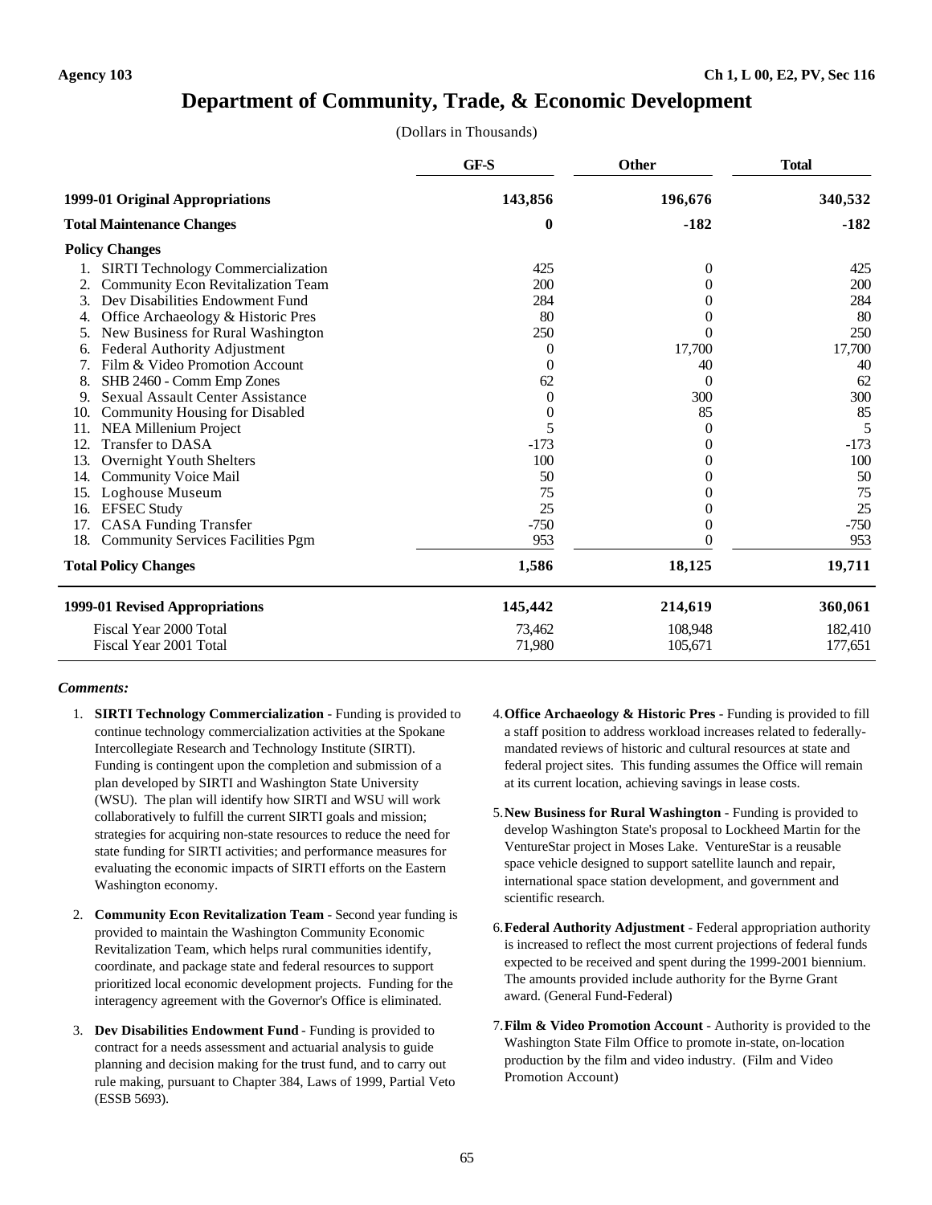Agency 103 — Ch 1, L 00, E2, PV, Sec 116

# Department of Community, Trade, & Economic Development

(Dollars in Thousands)

| | GF-S | Other | Total |
|---|---|---|---|
| **1999-01 Original Appropriations** | **143,856** | **196,676** | **340,532** |
| **Total Maintenance Changes** | **0** | **-182** | **-182** |
| **Policy Changes** | | | |
| 1. SIRTI Technology Commercialization | 425 | 0 | 425 |
| 2. Community Econ Revitalization Team | 200 | 0 | 200 |
| 3. Dev Disabilities Endowment Fund | 284 | 0 | 284 |
| 4. Office Archaeology & Historic Pres | 80 | 0 | 80 |
| 5. New Business for Rural Washington | 250 | 0 | 250 |
| 6. Federal Authority Adjustment | 0 | 17,700 | 17,700 |
| 7. Film & Video Promotion Account | 0 | 40 | 40 |
| 8. SHB 2460 - Comm Emp Zones | 62 | 0 | 62 |
| 9. Sexual Assault Center Assistance | 0 | 300 | 300 |
| 10. Community Housing for Disabled | 0 | 85 | 85 |
| 11. NEA Millenium Project | 5 | 0 | 5 |
| 12. Transfer to DASA | -173 | 0 | -173 |
| 13. Overnight Youth Shelters | 100 | 0 | 100 |
| 14. Community Voice Mail | 50 | 0 | 50 |
| 15. Loghouse Museum | 75 | 0 | 75 |
| 16. EFSEC Study | 25 | 0 | 25 |
| 17. CASA Funding Transfer | -750 | 0 | -750 |
| 18. Community Services Facilities Pgm | 953 | 0 | 953 |
| **Total Policy Changes** | **1,586** | **18,125** | **19,711** |
| **1999-01 Revised Appropriations** | **145,442** | **214,619** | **360,061** |
| Fiscal Year 2000 Total | 73,462 | 108,948 | 182,410 |
| Fiscal Year 2001 Total | 71,980 | 105,671 | 177,651 |

***Comments:***

1. **SIRTI Technology Commercialization** - Funding is provided to continue technology commercialization activities at the Spokane Intercollegiate Research and Technology Institute (SIRTI). Funding is contingent upon the completion and submission of a plan developed by SIRTI and Washington State University (WSU). The plan will identify how SIRTI and WSU will work collaboratively to fulfill the current SIRTI goals and mission; strategies for acquiring non-state resources to reduce the need for state funding for SIRTI activities; and performance measures for evaluating the economic impacts of SIRTI efforts on the Eastern Washington economy.

2. **Community Econ Revitalization Team** - Second year funding is provided to maintain the Washington Community Economic Revitalization Team, which helps rural communities identify, coordinate, and package state and federal resources to support prioritized local economic development projects. Funding for the interagency agreement with the Governor's Office is eliminated.

3. **Dev Disabilities Endowment Fund** - Funding is provided to contract for a needs assessment and actuarial analysis to guide planning and decision making for the trust fund, and to carry out rule making, pursuant to Chapter 384, Laws of 1999, Partial Veto (ESSB 5693).

4. **Office Archaeology & Historic Pres** - Funding is provided to fill a staff position to address workload increases related to federally-mandated reviews of historic and cultural resources at state and federal project sites. This funding assumes the Office will remain at its current location, achieving savings in lease costs.

5. **New Business for Rural Washington** - Funding is provided to develop Washington State's proposal to Lockheed Martin for the VentureStar project in Moses Lake. VentureStar is a reusable space vehicle designed to support satellite launch and repair, international space station development, and government and scientific research.

6. **Federal Authority Adjustment** - Federal appropriation authority is increased to reflect the most current projections of federal funds expected to be received and spent during the 1999-2001 biennium. The amounts provided include authority for the Byrne Grant award. (General Fund-Federal)

7. **Film & Video Promotion Account** - Authority is provided to the Washington State Film Office to promote in-state, on-location production by the film and video industry. (Film and Video Promotion Account)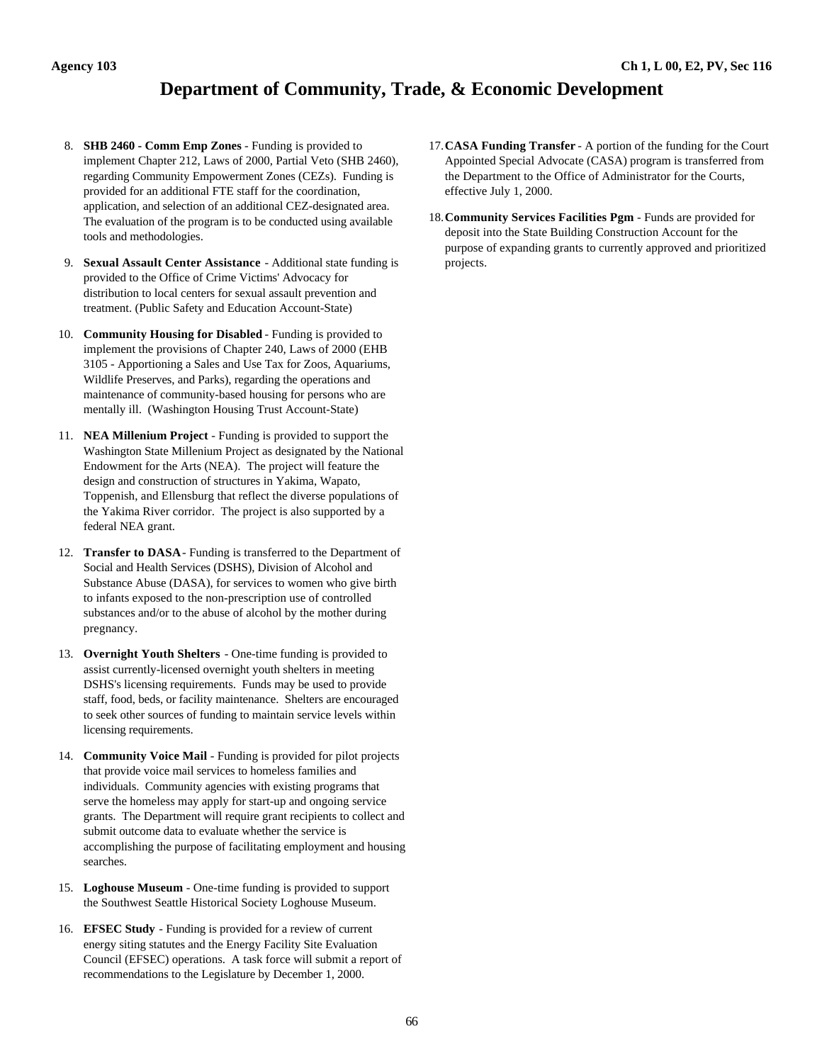# Department of Community, Trade, & Economic Development

8. **SHB 2460 - Comm Emp Zones** - Funding is provided to implement Chapter 212, Laws of 2000, Partial Veto (SHB 2460), regarding Community Empowerment Zones (CEZs). Funding is provided for an additional FTE staff for the coordination, application, and selection of an additional CEZ-designated area. The evaluation of the program is to be conducted using available tools and methodologies.

9. **Sexual Assault Center Assistance** - Additional state funding is provided to the Office of Crime Victims' Advocacy for distribution to local centers for sexual assault prevention and treatment. (Public Safety and Education Account-State)

10. **Community Housing for Disabled** - Funding is provided to implement the provisions of Chapter 240, Laws of 2000 (EHB 3105 - Apportioning a Sales and Use Tax for Zoos, Aquariums, Wildlife Preserves, and Parks), regarding the operations and maintenance of community-based housing for persons who are mentally ill. (Washington Housing Trust Account-State)

11. **NEA Millenium Project** - Funding is provided to support the Washington State Millenium Project as designated by the National Endowment for the Arts (NEA). The project will feature the design and construction of structures in Yakima, Wapato, Toppenish, and Ellensburg that reflect the diverse populations of the Yakima River corridor. The project is also supported by a federal NEA grant.

12. **Transfer to DASA** - Funding is transferred to the Department of Social and Health Services (DSHS), Division of Alcohol and Substance Abuse (DASA), for services to women who give birth to infants exposed to the non-prescription use of controlled substances and/or to the abuse of alcohol by the mother during pregnancy.

13. **Overnight Youth Shelters** - One-time funding is provided to assist currently-licensed overnight youth shelters in meeting DSHS's licensing requirements. Funds may be used to provide staff, food, beds, or facility maintenance. Shelters are encouraged to seek other sources of funding to maintain service levels within licensing requirements.

14. **Community Voice Mail** - Funding is provided for pilot projects that provide voice mail services to homeless families and individuals. Community agencies with existing programs that serve the homeless may apply for start-up and ongoing service grants. The Department will require grant recipients to collect and submit outcome data to evaluate whether the service is accomplishing the purpose of facilitating employment and housing searches.

15. **Loghouse Museum** - One-time funding is provided to support the Southwest Seattle Historical Society Loghouse Museum.

16. **EFSEC Study** - Funding is provided for a review of current energy siting statutes and the Energy Facility Site Evaluation Council (EFSEC) operations. A task force will submit a report of recommendations to the Legislature by December 1, 2000.

17. **CASA Funding Transfer** - A portion of the funding for the Court Appointed Special Advocate (CASA) program is transferred from the Department to the Office of Administrator for the Courts, effective July 1, 2000.

18. **Community Services Facilities Pgm** - Funds are provided for deposit into the State Building Construction Account for the purpose of expanding grants to currently approved and prioritized projects.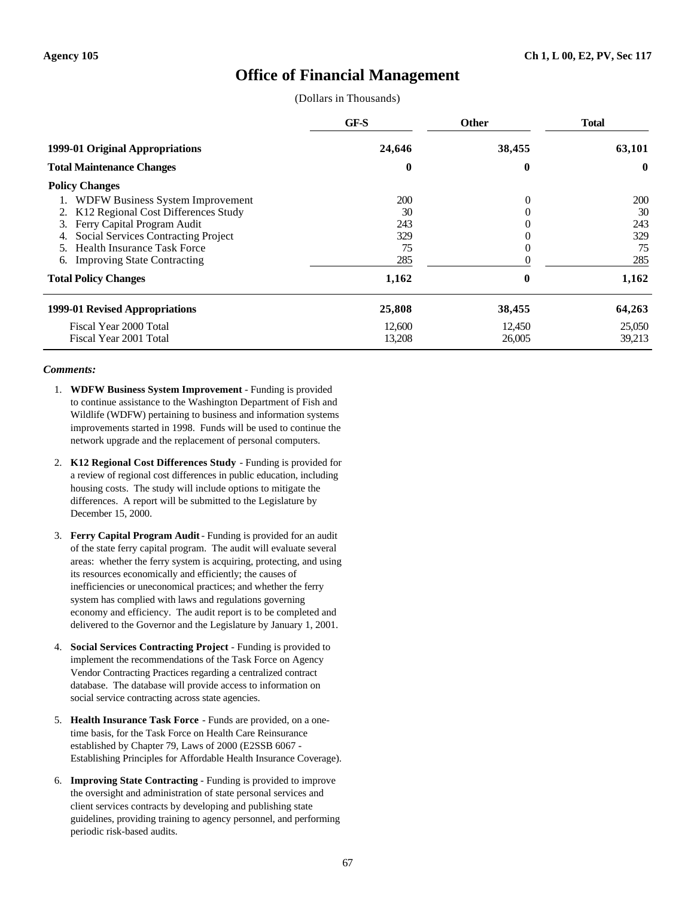Agency 105 Ch 1, L 00, E2, PV, Sec 117

# Office of Financial Management

(Dollars in Thousands)

| | GF-S | Other | Total |
|---|---|---|---|
| **1999-01 Original Appropriations** | **24,646** | **38,455** | **63,101** |
| **Total Maintenance Changes** | **0** | **0** | **0** |
| **Policy Changes** | | | |
| 1. WDFW Business System Improvement | 200 | 0 | 200 |
| 2. K12 Regional Cost Differences Study | 30 | 0 | 30 |
| 3. Ferry Capital Program Audit | 243 | 0 | 243 |
| 4. Social Services Contracting Project | 329 | 0 | 329 |
| 5. Health Insurance Task Force | 75 | 0 | 75 |
| 6. Improving State Contracting | 285 | 0 | 285 |
| **Total Policy Changes** | **1,162** | **0** | **1,162** |
| **1999-01 Revised Appropriations** | **25,808** | **38,455** | **64,263** |
| Fiscal Year 2000 Total | 12,600 | 12,450 | 25,050 |
| Fiscal Year 2001 Total | 13,208 | 26,005 | 39,213 |

***Comments:***

1. **WDFW Business System Improvement** - Funding is provided to continue assistance to the Washington Department of Fish and Wildlife (WDFW) pertaining to business and information systems improvements started in 1998. Funds will be used to continue the network upgrade and the replacement of personal computers.

2. **K12 Regional Cost Differences Study** - Funding is provided for a review of regional cost differences in public education, including housing costs. The study will include options to mitigate the differences. A report will be submitted to the Legislature by December 15, 2000.

3. **Ferry Capital Program Audit** - Funding is provided for an audit of the state ferry capital program. The audit will evaluate several areas: whether the ferry system is acquiring, protecting, and using its resources economically and efficiently; the causes of inefficiencies or uneconomical practices; and whether the ferry system has complied with laws and regulations governing economy and efficiency. The audit report is to be completed and delivered to the Governor and the Legislature by January 1, 2001.

4. **Social Services Contracting Project** - Funding is provided to implement the recommendations of the Task Force on Agency Vendor Contracting Practices regarding a centralized contract database. The database will provide access to information on social service contracting across state agencies.

5. **Health Insurance Task Force** - Funds are provided, on a one-time basis, for the Task Force on Health Care Reinsurance established by Chapter 79, Laws of 2000 (E2SSB 6067 - Establishing Principles for Affordable Health Insurance Coverage).

6. **Improving State Contracting** - Funding is provided to improve the oversight and administration of state personal services and client services contracts by developing and publishing state guidelines, providing training to agency personnel, and performing periodic risk-based audits.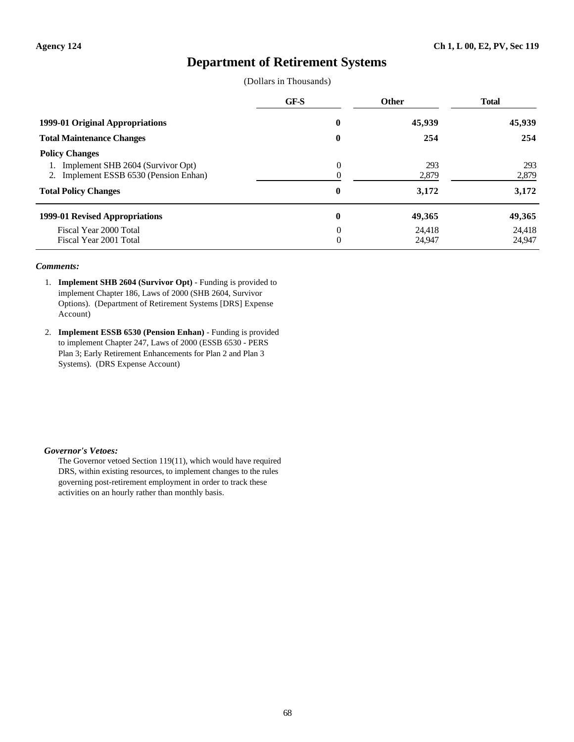Agency 124 — Ch 1, L 00, E2, PV, Sec 119

# Department of Retirement Systems

(Dollars in Thousands)

| | GF-S | Other | Total |
|---|---|---|---|
| **1999-01 Original Appropriations** | **0** | **45,939** | **45,939** |
| **Total Maintenance Changes** | **0** | **254** | **254** |
| **Policy Changes** | | | |
| 1. Implement SHB 2604 (Survivor Opt) | 0 | 293 | 293 |
| 2. Implement ESSB 6530 (Pension Enhan) | 0 | 2,879 | 2,879 |
| **Total Policy Changes** | **0** | **3,172** | **3,172** |
| **1999-01 Revised Appropriations** | **0** | **49,365** | **49,365** |
| Fiscal Year 2000 Total | 0 | 24,418 | 24,418 |
| Fiscal Year 2001 Total | 0 | 24,947 | 24,947 |

***Comments:***

1. **Implement SHB 2604 (Survivor Opt)** - Funding is provided to implement Chapter 186, Laws of 2000 (SHB 2604, Survivor Options). (Department of Retirement Systems [DRS] Expense Account)

2. **Implement ESSB 6530 (Pension Enhan)** - Funding is provided to implement Chapter 247, Laws of 2000 (ESSB 6530 - PERS Plan 3; Early Retirement Enhancements for Plan 2 and Plan 3 Systems). (DRS Expense Account)

***Governor's Vetoes:***

The Governor vetoed Section 119(11), which would have required DRS, within existing resources, to implement changes to the rules governing post-retirement employment in order to track these activities on an hourly rather than monthly basis.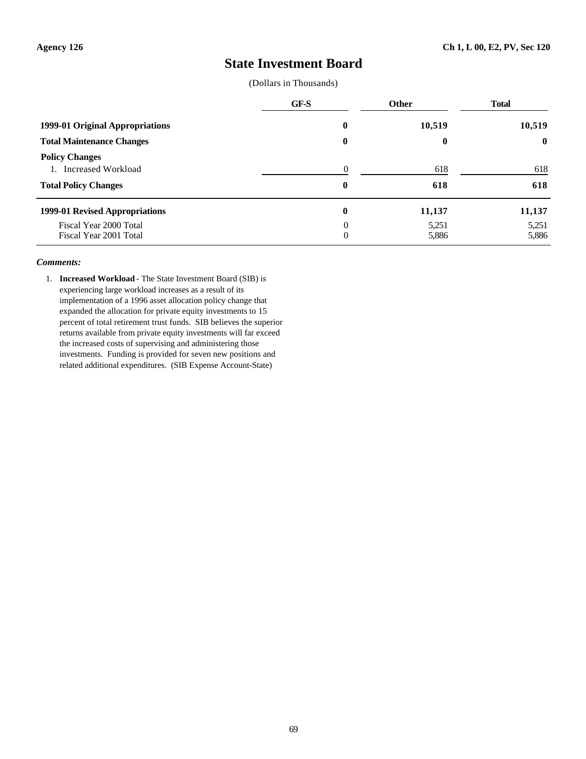Agency 126 Ch 1, L 00, E2, PV, Sec 120

# State Investment Board

(Dollars in Thousands)

| | GF-S | Other | Total |
|---|---|---|---|
| **1999-01 Original Appropriations** | **0** | **10,519** | **10,519** |
| **Total Maintenance Changes** | **0** | **0** | **0** |
| **Policy Changes** | | | |
| 1. Increased Workload | 0 | 618 | 618 |
| **Total Policy Changes** | **0** | **618** | **618** |
| **1999-01 Revised Appropriations** | **0** | **11,137** | **11,137** |
| Fiscal Year 2000 Total | 0 | 5,251 | 5,251 |
| Fiscal Year 2001 Total | 0 | 5,886 | 5,886 |

***Comments:***

1. **Increased Workload** - The State Investment Board (SIB) is experiencing large workload increases as a result of its implementation of a 1996 asset allocation policy change that expanded the allocation for private equity investments to 15 percent of total retirement trust funds. SIB believes the superior returns available from private equity investments will far exceed the increased costs of supervising and administering those investments. Funding is provided for seven new positions and related additional expenditures. (SIB Expense Account-State)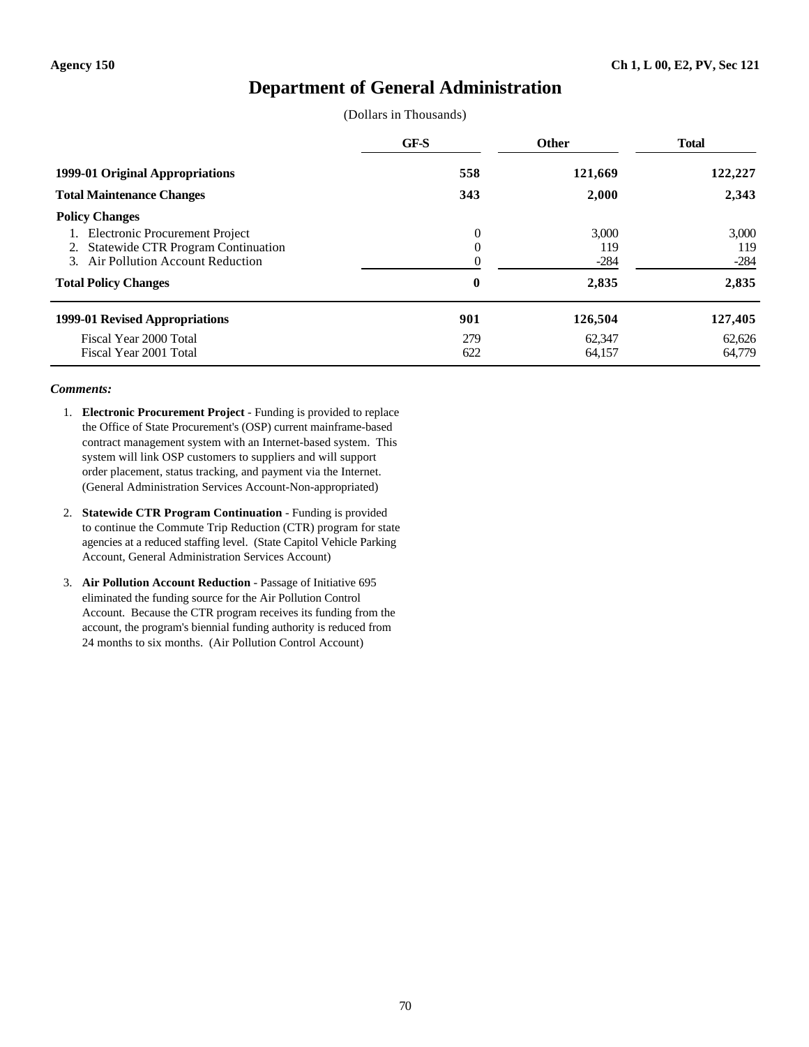Agency 150 | Ch 1, L 00, E2, PV, Sec 121

# Department of General Administration

(Dollars in Thousands)

| | GF-S | Other | Total |
|---|---|---|---|
| **1999-01 Original Appropriations** | **558** | **121,669** | **122,227** |
| **Total Maintenance Changes** | **343** | **2,000** | **2,343** |
| **Policy Changes** | | | |
| 1. Electronic Procurement Project | 0 | 3,000 | 3,000 |
| 2. Statewide CTR Program Continuation | 0 | 119 | 119 |
| 3. Air Pollution Account Reduction | 0 | -284 | -284 |
| **Total Policy Changes** | **0** | **2,835** | **2,835** |
| **1999-01 Revised Appropriations** | **901** | **126,504** | **127,405** |
| Fiscal Year 2000 Total | 279 | 62,347 | 62,626 |
| Fiscal Year 2001 Total | 622 | 64,157 | 64,779 |

***Comments:***

1. **Electronic Procurement Project** - Funding is provided to replace the Office of State Procurement's (OSP) current mainframe-based contract management system with an Internet-based system. This system will link OSP customers to suppliers and will support order placement, status tracking, and payment via the Internet. (General Administration Services Account-Non-appropriated)

2. **Statewide CTR Program Continuation** - Funding is provided to continue the Commute Trip Reduction (CTR) program for state agencies at a reduced staffing level. (State Capitol Vehicle Parking Account, General Administration Services Account)

3. **Air Pollution Account Reduction** - Passage of Initiative 695 eliminated the funding source for the Air Pollution Control Account. Because the CTR program receives its funding from the account, the program's biennial funding authority is reduced from 24 months to six months. (Air Pollution Control Account)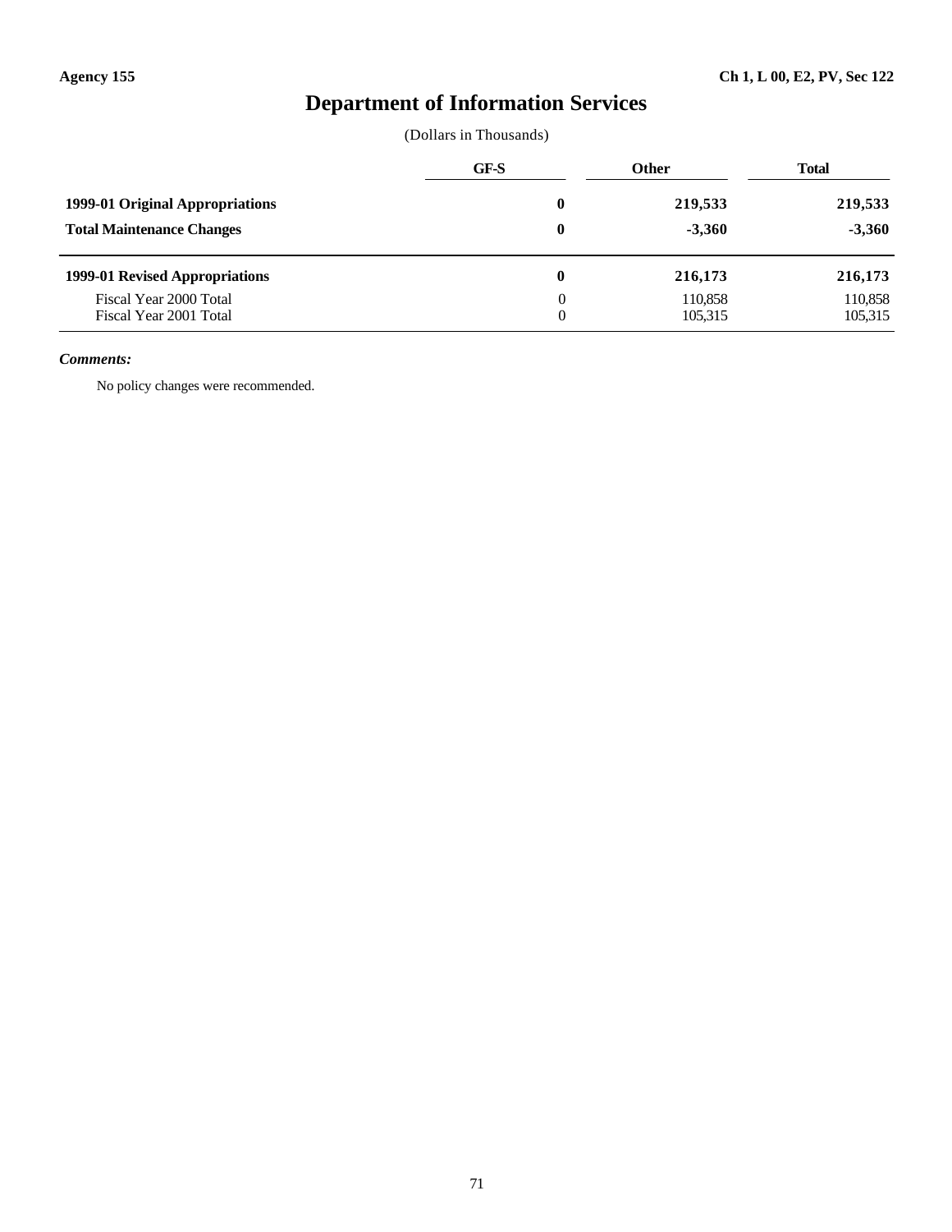Agency 155 Ch 1, L 00, E2, PV, Sec 122

# Department of Information Services

(Dollars in Thousands)

| | GF-S | Other | Total |
|---|---|---|---|
| **1999-01 Original Appropriations** | **0** | **219,533** | **219,533** |
| **Total Maintenance Changes** | **0** | **-3,360** | **-3,360** |
| **1999-01 Revised Appropriations** | **0** | **216,173** | **216,173** |
| Fiscal Year 2000 Total | 0 | 110,858 | 110,858 |
| Fiscal Year 2001 Total | 0 | 105,315 | 105,315 |

***Comments:***

No policy changes were recommended.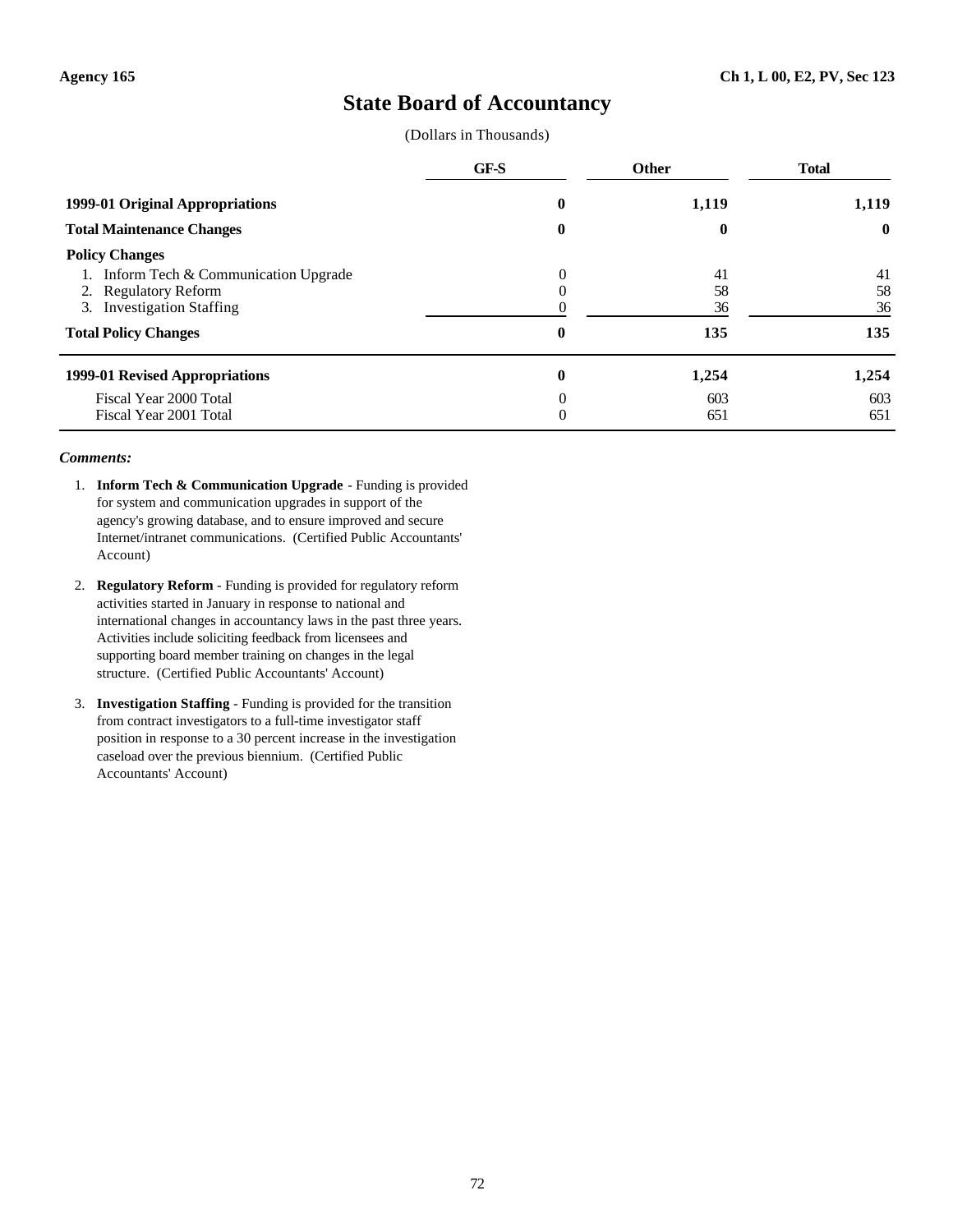Agency 165 | Ch 1, L 00, E2, PV, Sec 123

# State Board of Accountancy

(Dollars in Thousands)

| | GF-S | Other | Total |
|---|---|---|---|
| **1999-01 Original Appropriations** | **0** | **1,119** | **1,119** |
| **Total Maintenance Changes** | **0** | **0** | **0** |
| **Policy Changes** | | | |
| 1. Inform Tech & Communication Upgrade | 0 | 41 | 41 |
| 2. Regulatory Reform | 0 | 58 | 58 |
| 3. Investigation Staffing | 0 | 36 | 36 |
| **Total Policy Changes** | **0** | **135** | **135** |
| **1999-01 Revised Appropriations** | **0** | **1,254** | **1,254** |
| Fiscal Year 2000 Total | 0 | 603 | 603 |
| Fiscal Year 2001 Total | 0 | 651 | 651 |

***Comments:***

1. **Inform Tech & Communication Upgrade** - Funding is provided for system and communication upgrades in support of the agency's growing database, and to ensure improved and secure Internet/intranet communications. (Certified Public Accountants' Account)

2. **Regulatory Reform** - Funding is provided for regulatory reform activities started in January in response to national and international changes in accountancy laws in the past three years. Activities include soliciting feedback from licensees and supporting board member training on changes in the legal structure. (Certified Public Accountants' Account)

3. **Investigation Staffing** - Funding is provided for the transition from contract investigators to a full-time investigator staff position in response to a 30 percent increase in the investigation caseload over the previous biennium. (Certified Public Accountants' Account)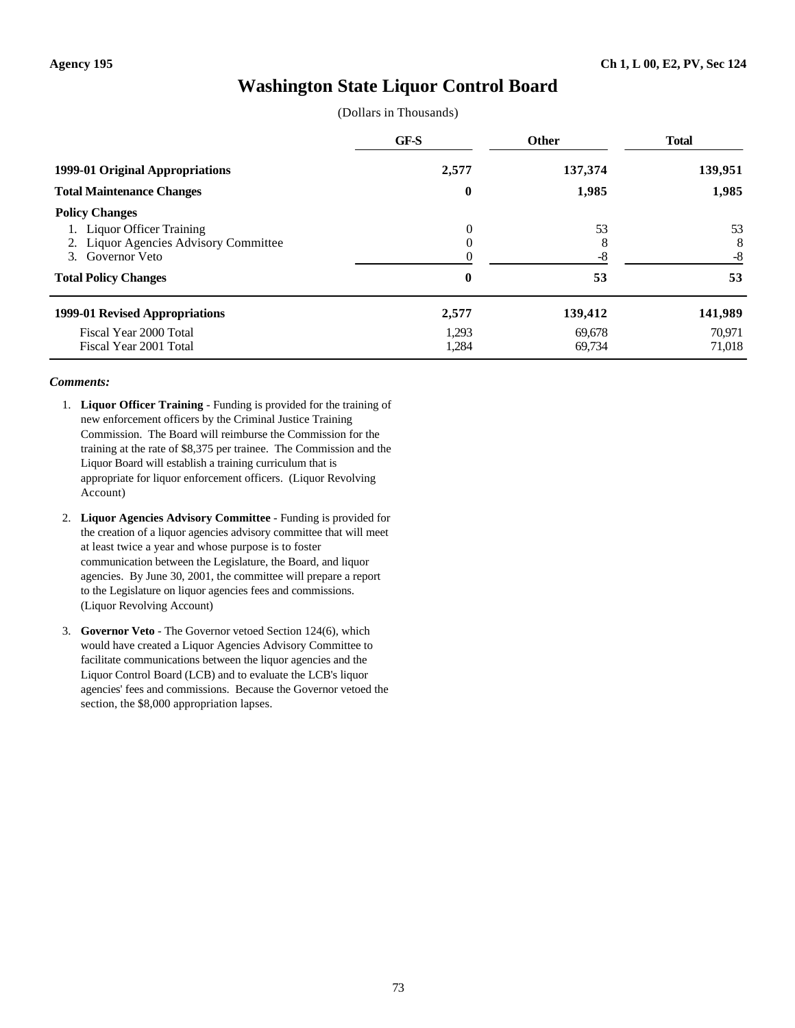Agency 195 Ch 1, L 00, E2, PV, Sec 124

# Washington State Liquor Control Board

(Dollars in Thousands)

| | GF-S | Other | Total |
|---|---|---|---|
| **1999-01 Original Appropriations** | **2,577** | **137,374** | **139,951** |
| **Total Maintenance Changes** | **0** | **1,985** | **1,985** |
| **Policy Changes** | | | |
| 1. Liquor Officer Training | 0 | 53 | 53 |
| 2. Liquor Agencies Advisory Committee | 0 | 8 | 8 |
| 3. Governor Veto | 0 | -8 | -8 |
| **Total Policy Changes** | **0** | **53** | **53** |
| **1999-01 Revised Appropriations** | **2,577** | **139,412** | **141,989** |
| Fiscal Year 2000 Total | 1,293 | 69,678 | 70,971 |
| Fiscal Year 2001 Total | 1,284 | 69,734 | 71,018 |

***Comments:***

1. **Liquor Officer Training** - Funding is provided for the training of new enforcement officers by the Criminal Justice Training Commission. The Board will reimburse the Commission for the training at the rate of $8,375 per trainee. The Commission and the Liquor Board will establish a training curriculum that is appropriate for liquor enforcement officers. (Liquor Revolving Account)

2. **Liquor Agencies Advisory Committee** - Funding is provided for the creation of a liquor agencies advisory committee that will meet at least twice a year and whose purpose is to foster communication between the Legislature, the Board, and liquor agencies. By June 30, 2001, the committee will prepare a report to the Legislature on liquor agencies fees and commissions. (Liquor Revolving Account)

3. **Governor Veto** - The Governor vetoed Section 124(6), which would have created a Liquor Agencies Advisory Committee to facilitate communications between the liquor agencies and the Liquor Control Board (LCB) and to evaluate the LCB's liquor agencies' fees and commissions. Because the Governor vetoed the section, the $8,000 appropriation lapses.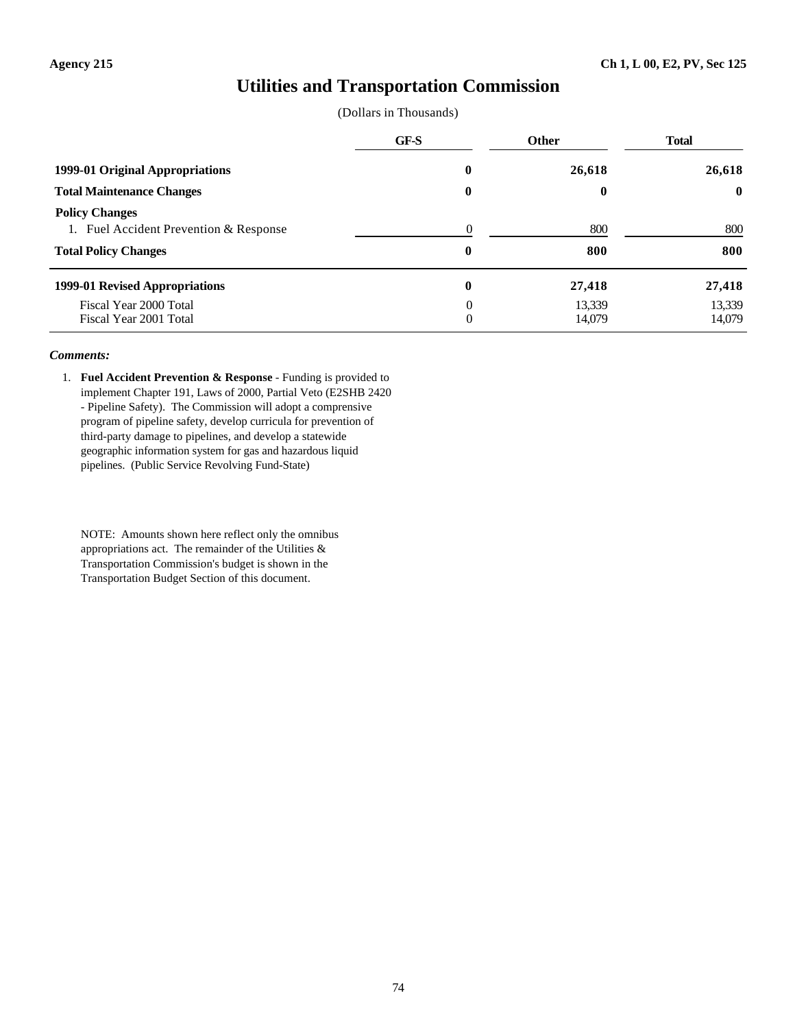**Agency 215** **Ch 1, L 00, E2, PV, Sec 125**

# Utilities and Transportation Commission

(Dollars in Thousands)

| | GF-S | Other | Total |
|---|---|---|---|
| **1999-01 Original Appropriations** | **0** | **26,618** | **26,618** |
| **Total Maintenance Changes** | **0** | **0** | **0** |
| **Policy Changes** | | | |
| 1. Fuel Accident Prevention & Response | 0 | 800 | 800 |
| **Total Policy Changes** | **0** | **800** | **800** |
| **1999-01 Revised Appropriations** | **0** | **27,418** | **27,418** |
| Fiscal Year 2000 Total | 0 | 13,339 | 13,339 |
| Fiscal Year 2001 Total | 0 | 14,079 | 14,079 |

***Comments:***

1. **Fuel Accident Prevention & Response** - Funding is provided to implement Chapter 191, Laws of 2000, Partial Veto (E2SHB 2420 - Pipeline Safety). The Commission will adopt a comprensive program of pipeline safety, develop curricula for prevention of third-party damage to pipelines, and develop a statewide geographic information system for gas and hazardous liquid pipelines. (Public Service Revolving Fund-State)

NOTE: Amounts shown here reflect only the omnibus appropriations act. The remainder of the Utilities & Transportation Commission's budget is shown in the Transportation Budget Section of this document.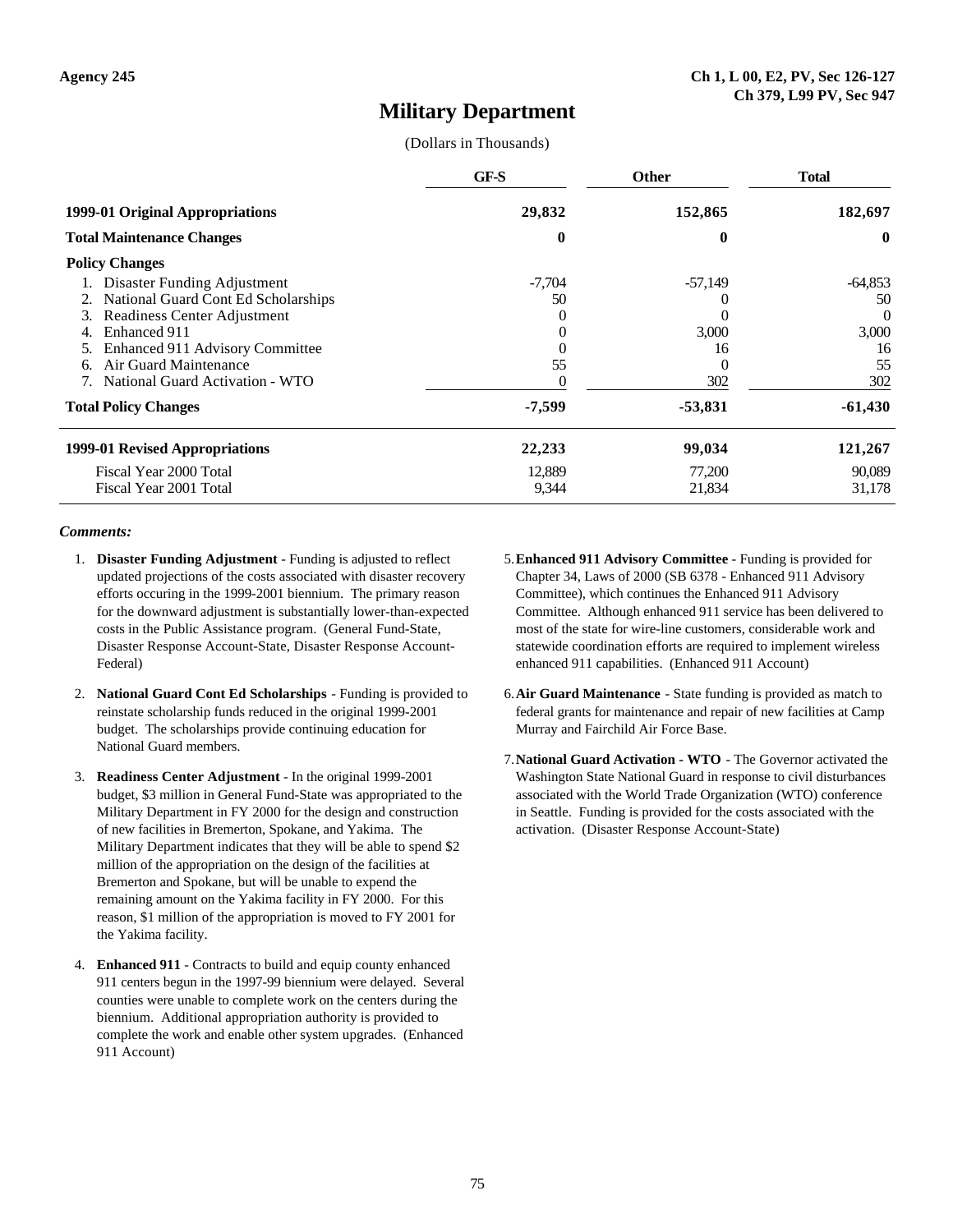**Agency 245**

**Ch 1, L 00, E2, PV, Sec 126-127**
**Ch 379, L99 PV, Sec 947**

# Military Department

(Dollars in Thousands)

| | GF-S | Other | Total |
|---|---|---|---|
| **1999-01 Original Appropriations** | **29,832** | **152,865** | **182,697** |
| **Total Maintenance Changes** | **0** | **0** | **0** |
| **Policy Changes** | | | |
| 1. Disaster Funding Adjustment | -7,704 | -57,149 | -64,853 |
| 2. National Guard Cont Ed Scholarships | 50 | 0 | 50 |
| 3. Readiness Center Adjustment | 0 | 0 | 0 |
| 4. Enhanced 911 | 0 | 3,000 | 3,000 |
| 5. Enhanced 911 Advisory Committee | 0 | 16 | 16 |
| 6. Air Guard Maintenance | 55 | 0 | 55 |
| 7. National Guard Activation - WTO | 0 | 302 | 302 |
| **Total Policy Changes** | **-7,599** | **-53,831** | **-61,430** |
| **1999-01 Revised Appropriations** | **22,233** | **99,034** | **121,267** |
| Fiscal Year 2000 Total | 12,889 | 77,200 | 90,089 |
| Fiscal Year 2001 Total | 9,344 | 21,834 | 31,178 |

***Comments:***

1. **Disaster Funding Adjustment** - Funding is adjusted to reflect updated projections of the costs associated with disaster recovery efforts occuring in the 1999-2001 biennium. The primary reason for the downward adjustment is substantially lower-than-expected costs in the Public Assistance program. (General Fund-State, Disaster Response Account-State, Disaster Response Account-Federal)

2. **National Guard Cont Ed Scholarships** - Funding is provided to reinstate scholarship funds reduced in the original 1999-2001 budget. The scholarships provide continuing education for National Guard members.

3. **Readiness Center Adjustment** - In the original 1999-2001 budget, $3 million in General Fund-State was appropriated to the Military Department in FY 2000 for the design and construction of new facilities in Bremerton, Spokane, and Yakima. The Military Department indicates that they will be able to spend $2 million of the appropriation on the design of the facilities at Bremerton and Spokane, but will be unable to expend the remaining amount on the Yakima facility in FY 2000. For this reason, $1 million of the appropriation is moved to FY 2001 for the Yakima facility.

4. **Enhanced 911** - Contracts to build and equip county enhanced 911 centers begun in the 1997-99 biennium were delayed. Several counties were unable to complete work on the centers during the biennium. Additional appropriation authority is provided to complete the work and enable other system upgrades. (Enhanced 911 Account)

5. **Enhanced 911 Advisory Committee** - Funding is provided for Chapter 34, Laws of 2000 (SB 6378 - Enhanced 911 Advisory Committee), which continues the Enhanced 911 Advisory Committee. Although enhanced 911 service has been delivered to most of the state for wire-line customers, considerable work and statewide coordination efforts are required to implement wireless enhanced 911 capabilities. (Enhanced 911 Account)

6. **Air Guard Maintenance** - State funding is provided as match to federal grants for maintenance and repair of new facilities at Camp Murray and Fairchild Air Force Base.

7. **National Guard Activation - WTO** - The Governor activated the Washington State National Guard in response to civil disturbances associated with the World Trade Organization (WTO) conference in Seattle. Funding is provided for the costs associated with the activation. (Disaster Response Account-State)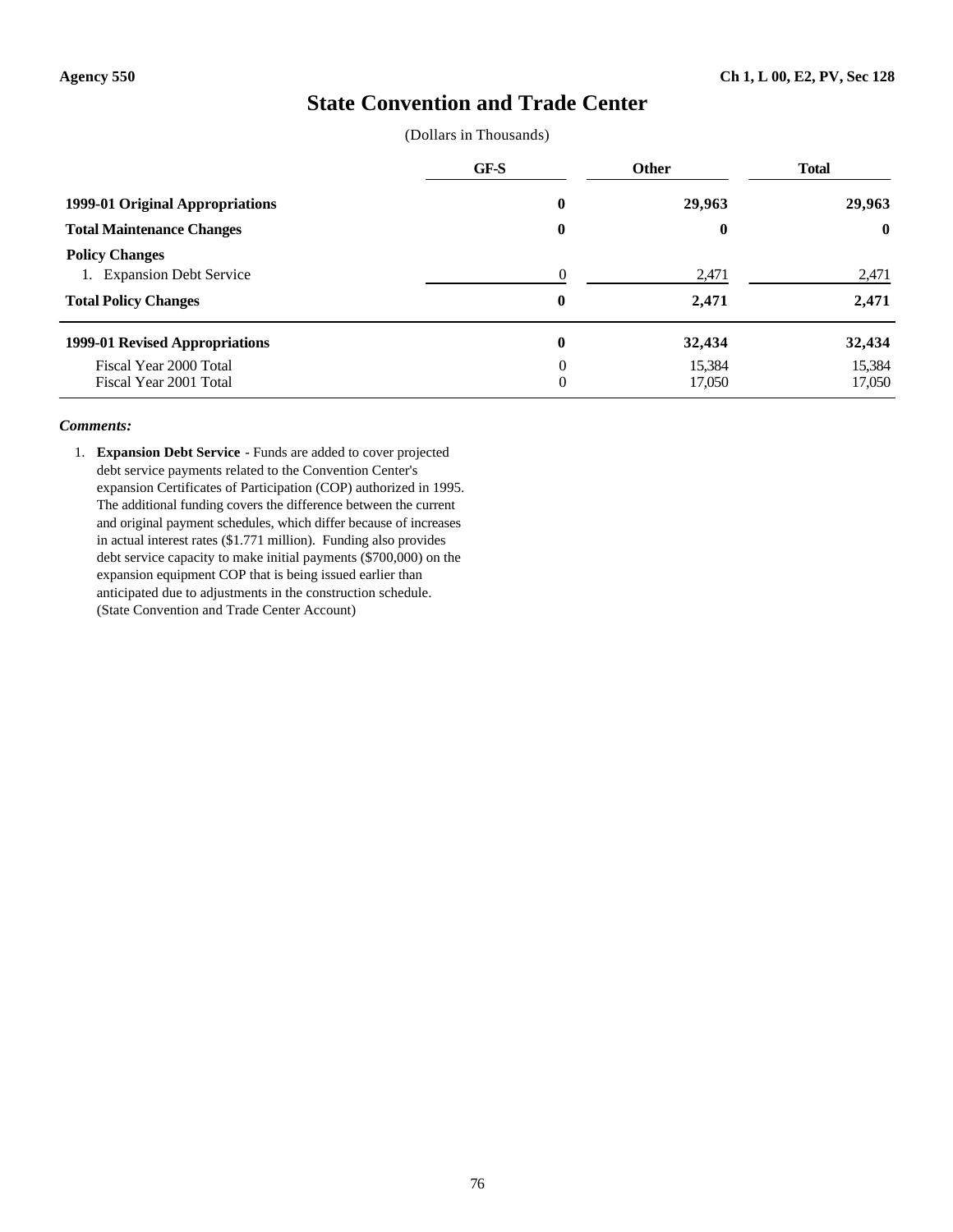Agency 550 | Ch 1, L 00, E2, PV, Sec 128

# State Convention and Trade Center

(Dollars in Thousands)

| | GF-S | Other | Total |
|---|---|---|---|
| **1999-01 Original Appropriations** | **0** | **29,963** | **29,963** |
| **Total Maintenance Changes** | **0** | **0** | **0** |
| **Policy Changes** | | | |
| 1. Expansion Debt Service | 0 | 2,471 | 2,471 |
| **Total Policy Changes** | **0** | **2,471** | **2,471** |
| **1999-01 Revised Appropriations** | **0** | **32,434** | **32,434** |
| Fiscal Year 2000 Total | 0 | 15,384 | 15,384 |
| Fiscal Year 2001 Total | 0 | 17,050 | 17,050 |

***Comments:***

1. **Expansion Debt Service** - Funds are added to cover projected debt service payments related to the Convention Center's expansion Certificates of Participation (COP) authorized in 1995. The additional funding covers the difference between the current and original payment schedules, which differ because of increases in actual interest rates ($1.771 million). Funding also provides debt service capacity to make initial payments ($700,000) on the expansion equipment COP that is being issued earlier than anticipated due to adjustments in the construction schedule. (State Convention and Trade Center Account)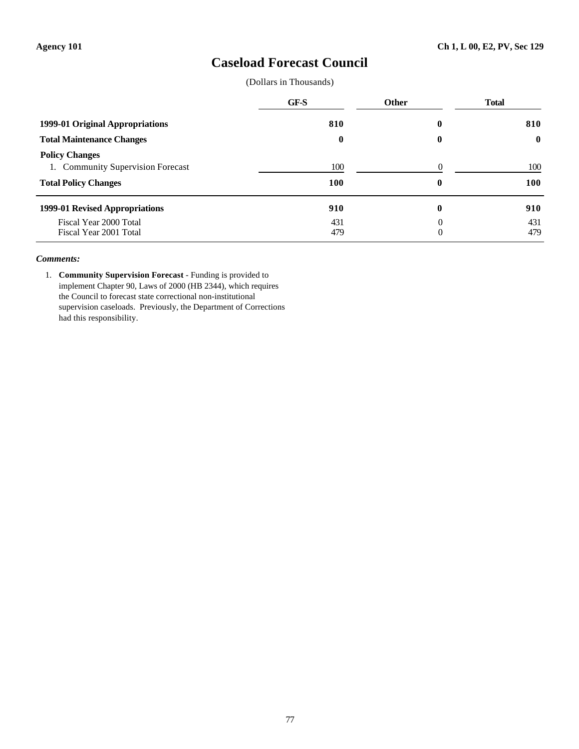Agency 101 Ch 1, L 00, E2, PV, Sec 129

# Caseload Forecast Council

(Dollars in Thousands)

| | GF-S | Other | Total |
|---|---|---|---|
| **1999-01 Original Appropriations** | **810** | **0** | **810** |
| **Total Maintenance Changes** | **0** | **0** | **0** |
| **Policy Changes** | | | |
| 1. Community Supervision Forecast | 100 | 0 | 100 |
| **Total Policy Changes** | **100** | **0** | **100** |
| **1999-01 Revised Appropriations** | **910** | **0** | **910** |
| Fiscal Year 2000 Total | 431 | 0 | 431 |
| Fiscal Year 2001 Total | 479 | 0 | 479 |

***Comments:***

1. **Community Supervision Forecast** - Funding is provided to implement Chapter 90, Laws of 2000 (HB 2344), which requires the Council to forecast state correctional non-institutional supervision caseloads. Previously, the Department of Corrections had this responsibility.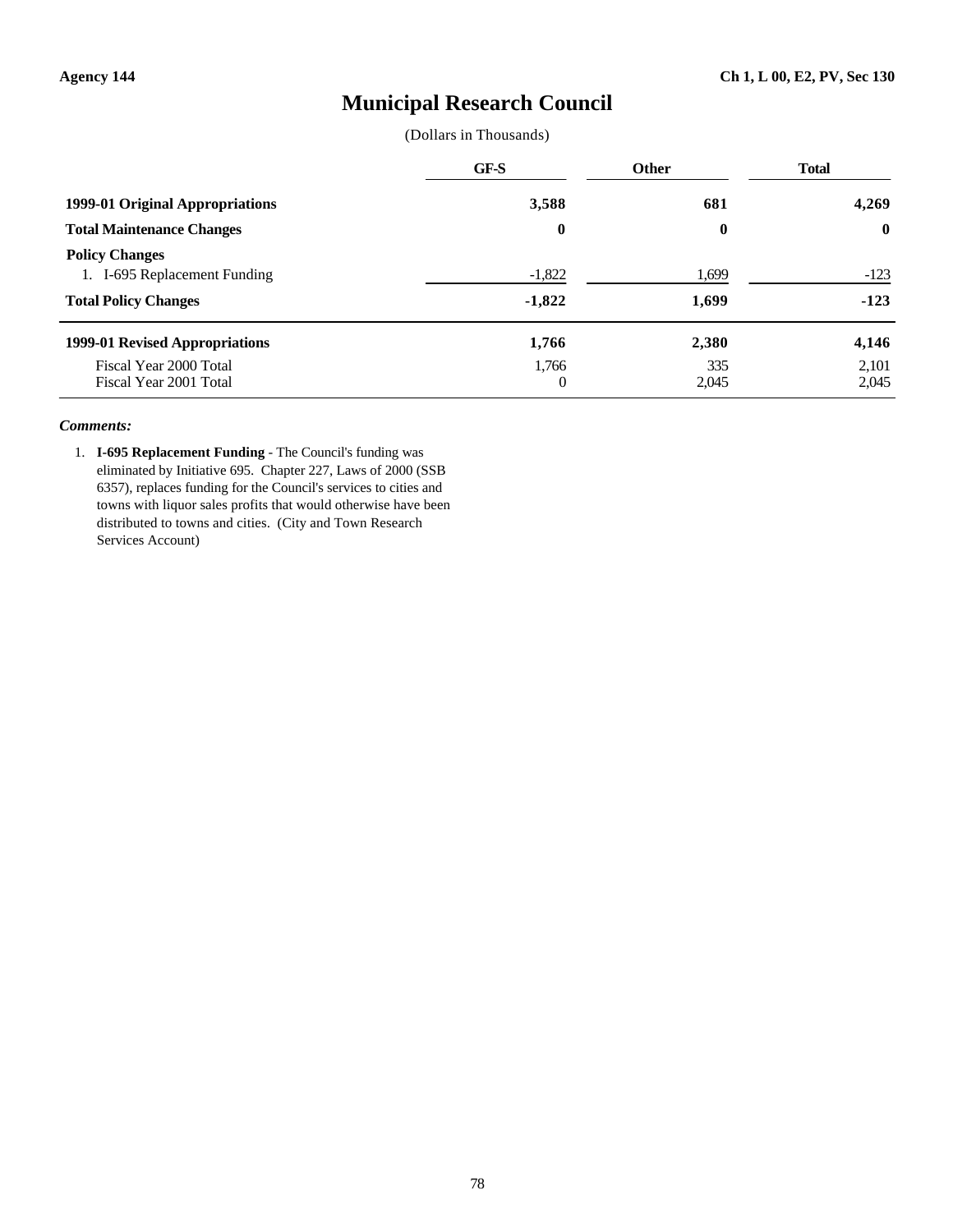Agency 144 | Ch 1, L 00, E2, PV, Sec 130

# Municipal Research Council

(Dollars in Thousands)

| | GF-S | Other | Total |
|---|---|---|---|
| **1999-01 Original Appropriations** | **3,588** | **681** | **4,269** |
| **Total Maintenance Changes** | **0** | **0** | **0** |
| **Policy Changes** | | | |
| 1. I-695 Replacement Funding | -1,822 | 1,699 | -123 |
| **Total Policy Changes** | **-1,822** | **1,699** | **-123** |
| **1999-01 Revised Appropriations** | **1,766** | **2,380** | **4,146** |
| Fiscal Year 2000 Total | 1,766 | 335 | 2,101 |
| Fiscal Year 2001 Total | 0 | 2,045 | 2,045 |

***Comments:***

1. **I-695 Replacement Funding** - The Council's funding was eliminated by Initiative 695. Chapter 227, Laws of 2000 (SSB 6357), replaces funding for the Council's services to cities and towns with liquor sales profits that would otherwise have been distributed to towns and cities. (City and Town Research Services Account)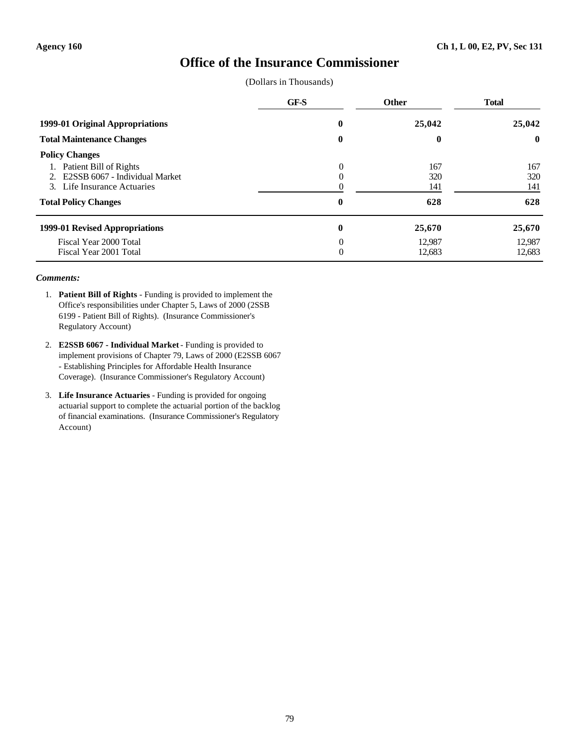Agency 160 | Ch 1, L 00, E2, PV, Sec 131

# Office of the Insurance Commissioner

(Dollars in Thousands)

| | GF-S | Other | Total |
|---|---|---|---|
| **1999-01 Original Appropriations** | **0** | **25,042** | **25,042** |
| **Total Maintenance Changes** | **0** | **0** | **0** |
| **Policy Changes** | | | |
| 1. Patient Bill of Rights | 0 | 167 | 167 |
| 2. E2SSB 6067 - Individual Market | 0 | 320 | 320 |
| 3. Life Insurance Actuaries | 0 | 141 | 141 |
| **Total Policy Changes** | **0** | **628** | **628** |
| **1999-01 Revised Appropriations** | **0** | **25,670** | **25,670** |
| Fiscal Year 2000 Total | 0 | 12,987 | 12,987 |
| Fiscal Year 2001 Total | 0 | 12,683 | 12,683 |

***Comments:***

1. **Patient Bill of Rights** - Funding is provided to implement the Office's responsibilities under Chapter 5, Laws of 2000 (2SSB 6199 - Patient Bill of Rights). (Insurance Commissioner's Regulatory Account)

2. **E2SSB 6067 - Individual Market** - Funding is provided to implement provisions of Chapter 79, Laws of 2000 (E2SSB 6067 - Establishing Principles for Affordable Health Insurance Coverage). (Insurance Commissioner's Regulatory Account)

3. **Life Insurance Actuaries** - Funding is provided for ongoing actuarial support to complete the actuarial portion of the backlog of financial examinations. (Insurance Commissioner's Regulatory Account)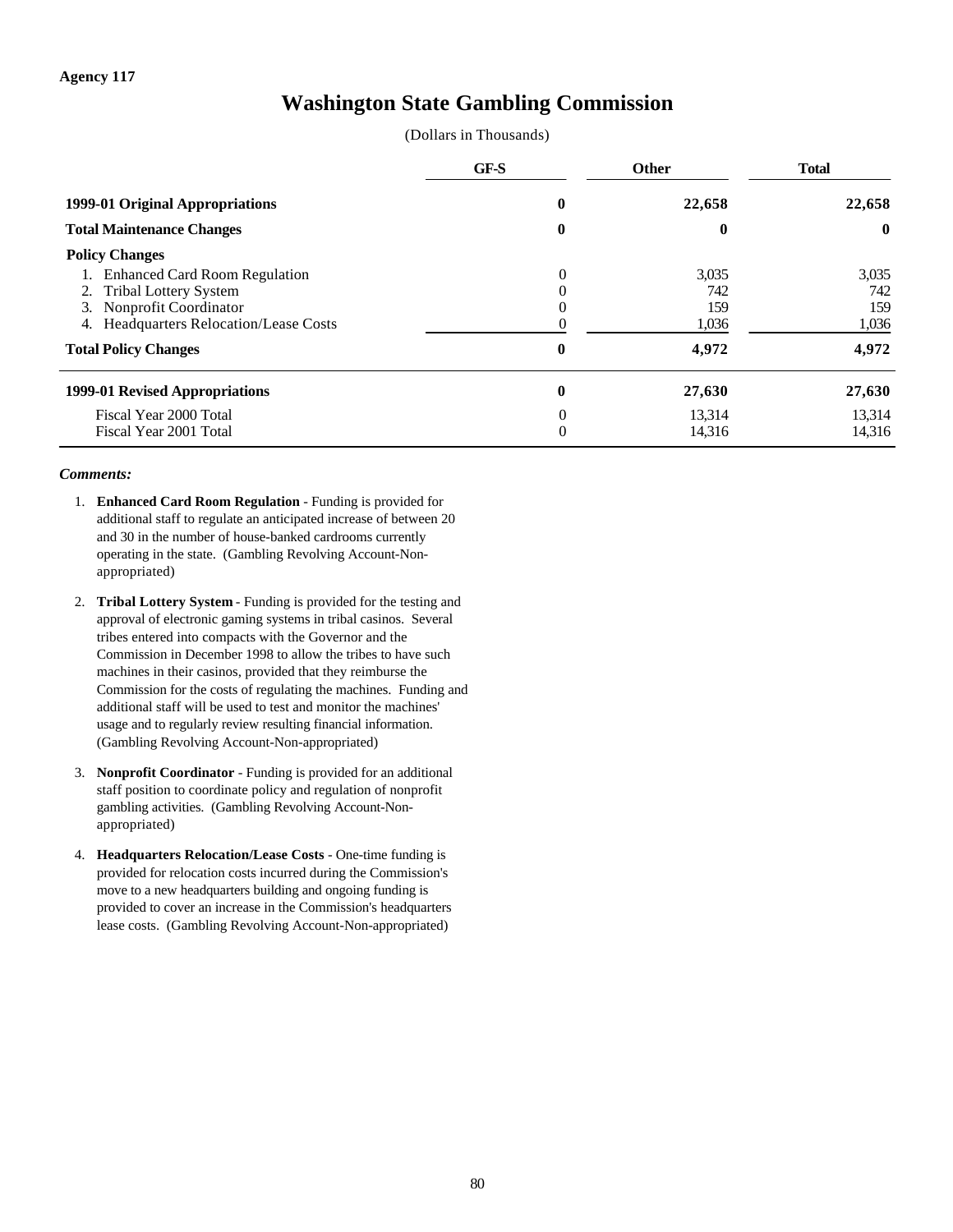**Agency 117**

# Washington State Gambling Commission

(Dollars in Thousands)

| | GF-S | Other | Total |
|---|---|---|---|
| **1999-01 Original Appropriations** | **0** | **22,658** | **22,658** |
| **Total Maintenance Changes** | **0** | **0** | **0** |
| **Policy Changes** | | | |
| 1. Enhanced Card Room Regulation | 0 | 3,035 | 3,035 |
| 2. Tribal Lottery System | 0 | 742 | 742 |
| 3. Nonprofit Coordinator | 0 | 159 | 159 |
| 4. Headquarters Relocation/Lease Costs | 0 | 1,036 | 1,036 |
| **Total Policy Changes** | **0** | **4,972** | **4,972** |
| **1999-01 Revised Appropriations** | **0** | **27,630** | **27,630** |
| Fiscal Year 2000 Total | 0 | 13,314 | 13,314 |
| Fiscal Year 2001 Total | 0 | 14,316 | 14,316 |

***Comments:***

1. **Enhanced Card Room Regulation** - Funding is provided for additional staff to regulate an anticipated increase of between 20 and 30 in the number of house-banked cardrooms currently operating in the state. (Gambling Revolving Account-Non-appropriated)

2. **Tribal Lottery System** - Funding is provided for the testing and approval of electronic gaming systems in tribal casinos. Several tribes entered into compacts with the Governor and the Commission in December 1998 to allow the tribes to have such machines in their casinos, provided that they reimburse the Commission for the costs of regulating the machines. Funding and additional staff will be used to test and monitor the machines' usage and to regularly review resulting financial information. (Gambling Revolving Account-Non-appropriated)

3. **Nonprofit Coordinator** - Funding is provided for an additional staff position to coordinate policy and regulation of nonprofit gambling activities. (Gambling Revolving Account-Non-appropriated)

4. **Headquarters Relocation/Lease Costs** - One-time funding is provided for relocation costs incurred during the Commission's move to a new headquarters building and ongoing funding is provided to cover an increase in the Commission's headquarters lease costs. (Gambling Revolving Account-Non-appropriated)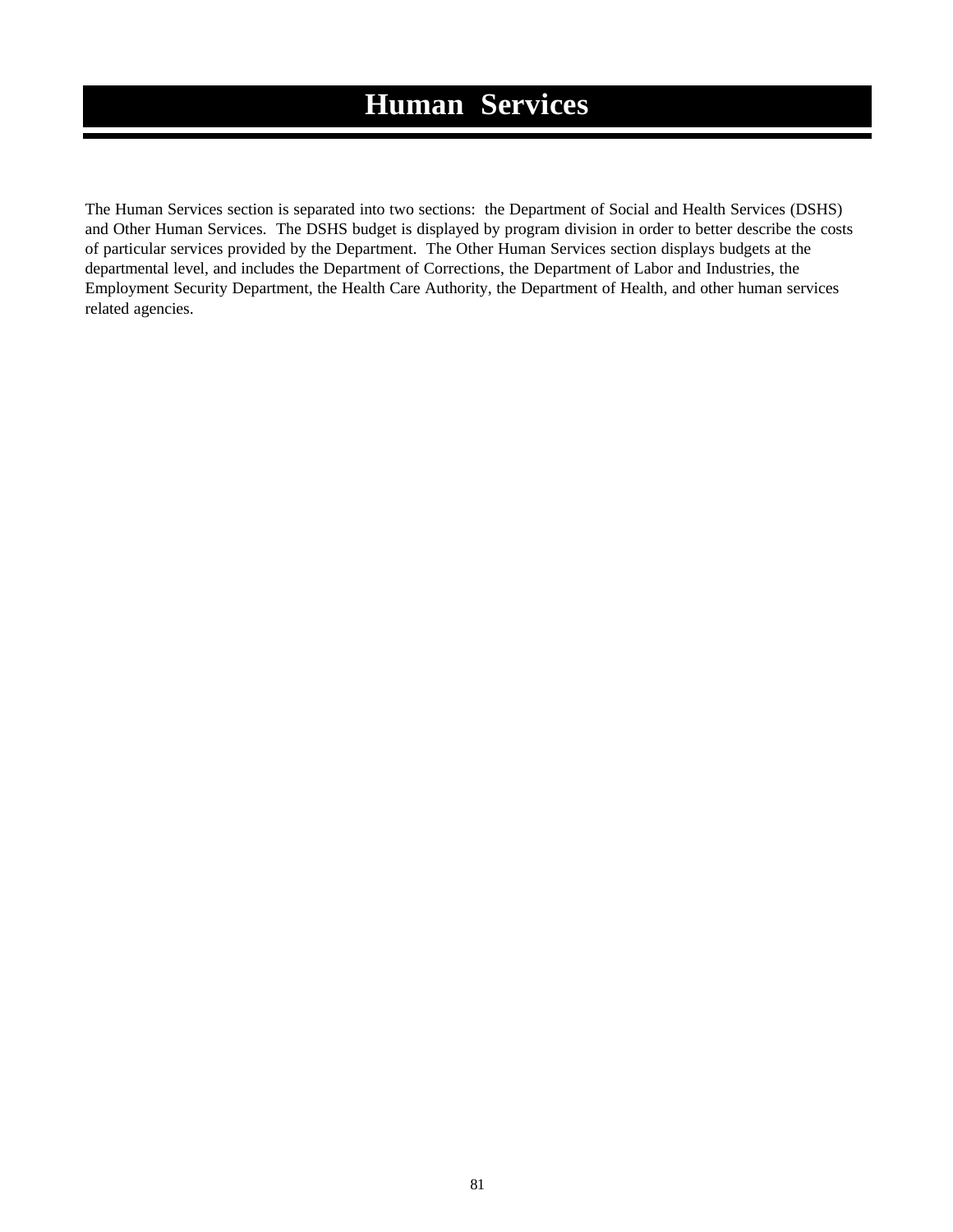# Human Services

The Human Services section is separated into two sections: the Department of Social and Health Services (DSHS) and Other Human Services. The DSHS budget is displayed by program division in order to better describe the costs of particular services provided by the Department. The Other Human Services section displays budgets at the departmental level, and includes the Department of Corrections, the Department of Labor and Industries, the Employment Security Department, the Health Care Authority, the Department of Health, and other human services related agencies.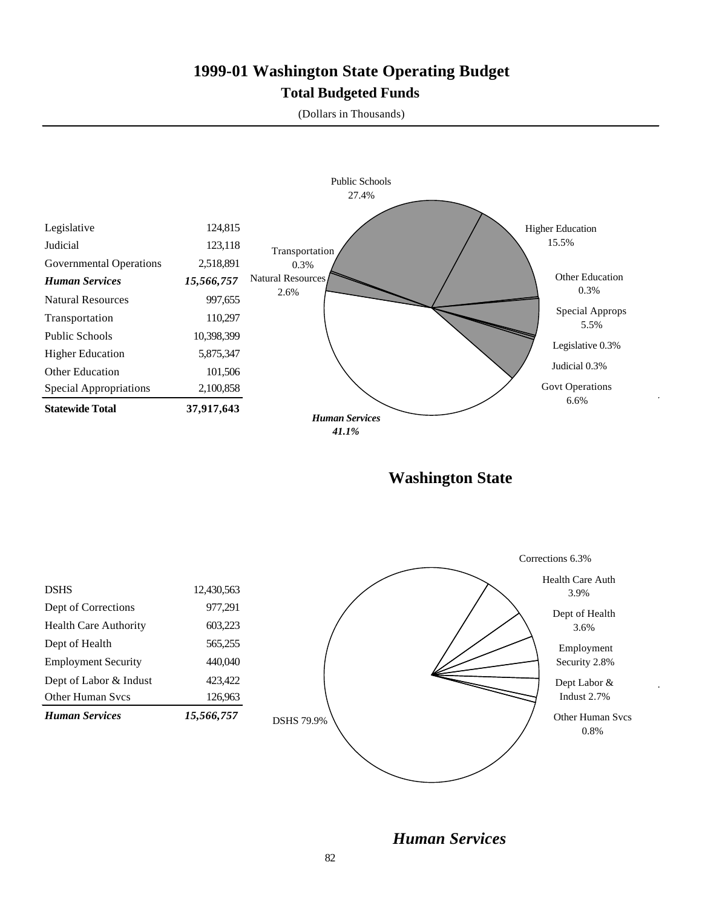# 1999-01 Washington State Operating Budget

## Total Budgeted Funds

(Dollars in Thousands)

| | |
|---|---|
| Legislative | 124,815 |
| Judicial | 123,118 |
| Governmental Operations | 2,518,891 |
| ***Human Services*** | ***15,566,757*** |
| Natural Resources | 997,655 |
| Transportation | 110,297 |
| Public Schools | 10,398,399 |
| Higher Education | 5,875,347 |
| Other Education | 101,506 |
| Special Appropriations | 2,100,858 |
| **Statewide Total** | **37,917,643** |

Public Schools 27.4%
Higher Education 15.5%
Other Education 0.3%
Special Approps 5.5%
Legislative 0.3%
Judicial 0.3%
Govt Operations 6.6%
***Human Services 41.1%***
Natural Resources 2.6%
Transportation 0.3%

## Washington State

| | |
|---|---|
| DSHS | 12,430,563 |
| Dept of Corrections | 977,291 |
| Health Care Authority | 603,223 |
| Dept of Health | 565,255 |
| Employment Security | 440,040 |
| Dept of Labor & Indust | 423,422 |
| Other Human Svcs | 126,963 |
| ***Human Services*** | ***15,566,757*** |

Corrections 6.3%
Health Care Auth 3.9%
Dept of Health 3.6%
Employment Security 2.8%
Dept Labor & Indust 2.7%
Other Human Svcs 0.8%
DSHS 79.9%

## *Human Services*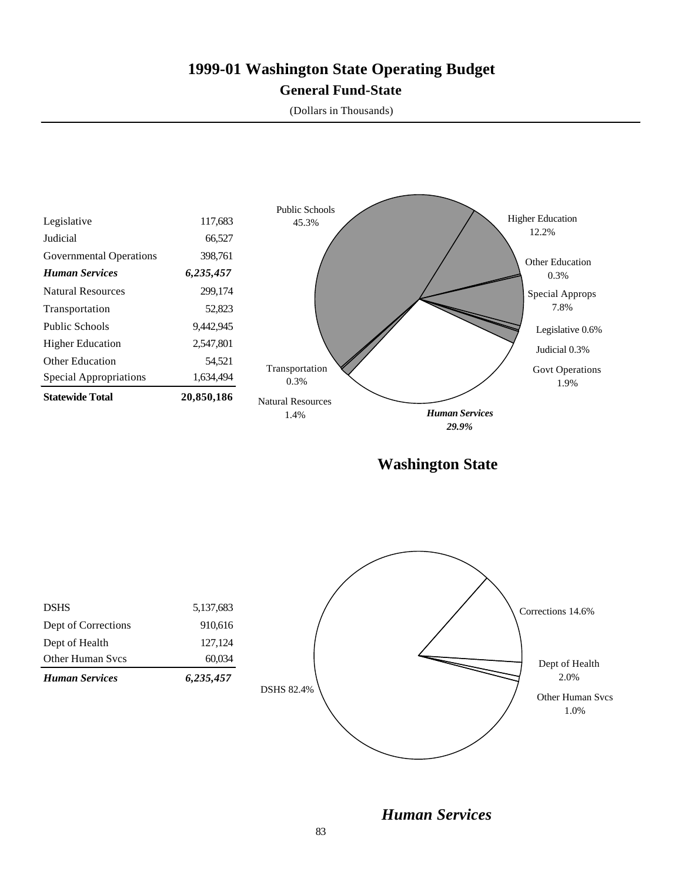# 1999-01 Washington State Operating Budget

## General Fund-State

(Dollars in Thousands)

| | |
|---|---|
| Legislative | 117,683 |
| Judicial | 66,527 |
| Governmental Operations | 398,761 |
| ***Human Services*** | ***6,235,457*** |
| Natural Resources | 299,174 |
| Transportation | 52,823 |
| Public Schools | 9,442,945 |
| Higher Education | 2,547,801 |
| Other Education | 54,521 |
| Special Appropriations | 1,634,494 |
| **Statewide Total** | **20,850,186** |

Public Schools 45.3%
Higher Education 12.2%
Other Education 0.3%
Special Approps 7.8%
Legislative 0.6%
Judicial 0.3%
Govt Operations 1.9%
***Human Services 29.9%***
Natural Resources 1.4%
Transportation 0.3%

**Washington State**

| | |
|---|---|
| DSHS | 5,137,683 |
| Dept of Corrections | 910,616 |
| Dept of Health | 127,124 |
| Other Human Svcs | 60,034 |
| ***Human Services*** | ***6,235,457*** |

Corrections 14.6%
Dept of Health 2.0%
Other Human Svcs 1.0%
DSHS 82.4%

***Human Services***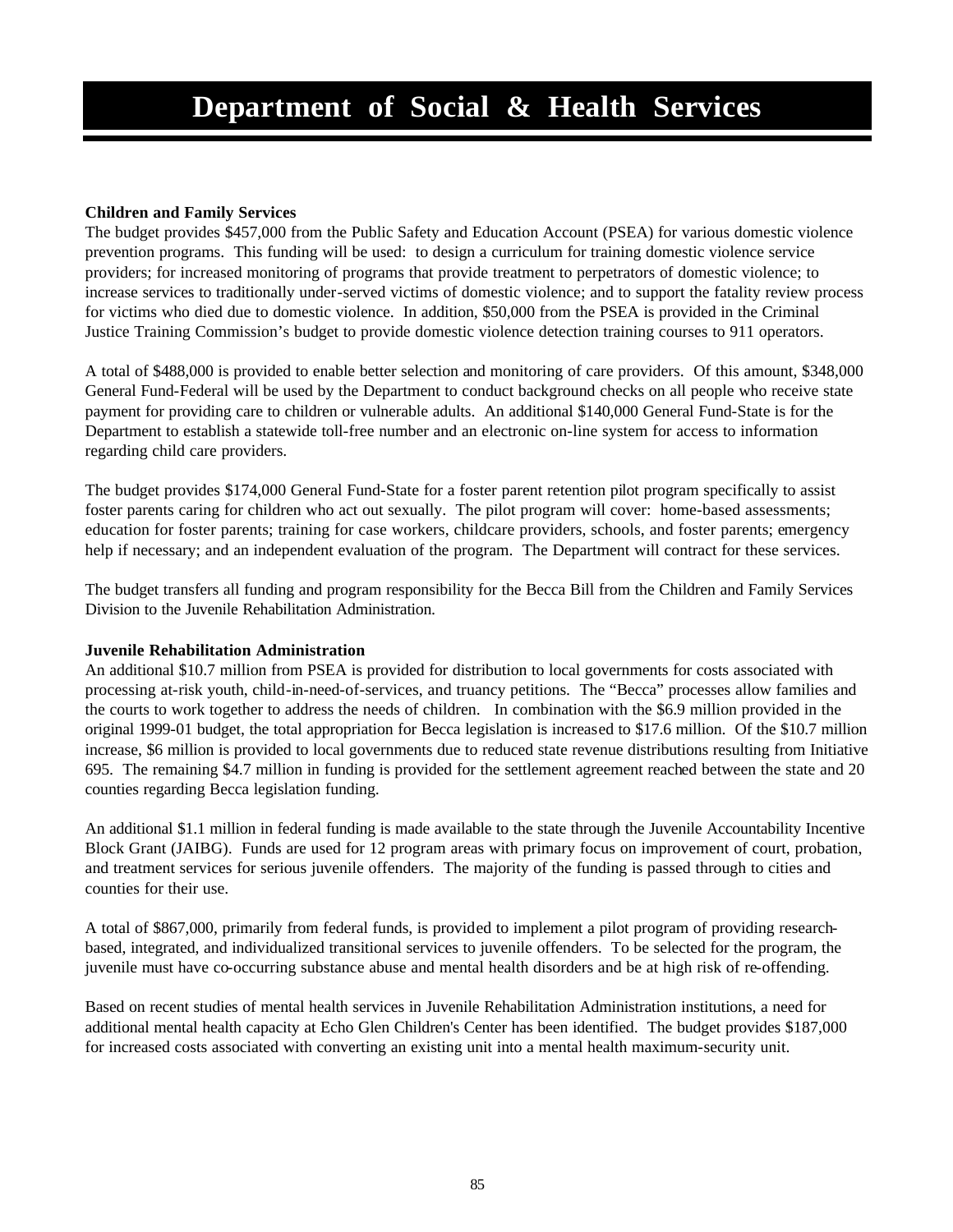# Department of Social & Health Services

**Children and Family Services**

The budget provides $457,000 from the Public Safety and Education Account (PSEA) for various domestic violence prevention programs. This funding will be used: to design a curriculum for training domestic violence service providers; for increased monitoring of programs that provide treatment to perpetrators of domestic violence; to increase services to traditionally under-served victims of domestic violence; and to support the fatality review process for victims who died due to domestic violence. In addition, $50,000 from the PSEA is provided in the Criminal Justice Training Commission's budget to provide domestic violence detection training courses to 911 operators.

A total of $488,000 is provided to enable better selection and monitoring of care providers. Of this amount, $348,000 General Fund-Federal will be used by the Department to conduct background checks on all people who receive state payment for providing care to children or vulnerable adults. An additional $140,000 General Fund-State is for the Department to establish a statewide toll-free number and an electronic on-line system for access to information regarding child care providers.

The budget provides $174,000 General Fund-State for a foster parent retention pilot program specifically to assist foster parents caring for children who act out sexually. The pilot program will cover: home-based assessments; education for foster parents; training for case workers, childcare providers, schools, and foster parents; emergency help if necessary; and an independent evaluation of the program. The Department will contract for these services.

The budget transfers all funding and program responsibility for the Becca Bill from the Children and Family Services Division to the Juvenile Rehabilitation Administration.

**Juvenile Rehabilitation Administration**

An additional $10.7 million from PSEA is provided for distribution to local governments for costs associated with processing at-risk youth, child-in-need-of-services, and truancy petitions. The "Becca" processes allow families and the courts to work together to address the needs of children. In combination with the $6.9 million provided in the original 1999-01 budget, the total appropriation for Becca legislation is increased to $17.6 million. Of the $10.7 million increase, $6 million is provided to local governments due to reduced state revenue distributions resulting from Initiative 695. The remaining $4.7 million in funding is provided for the settlement agreement reached between the state and 20 counties regarding Becca legislation funding.

An additional $1.1 million in federal funding is made available to the state through the Juvenile Accountability Incentive Block Grant (JAIBG). Funds are used for 12 program areas with primary focus on improvement of court, probation, and treatment services for serious juvenile offenders. The majority of the funding is passed through to cities and counties for their use.

A total of $867,000, primarily from federal funds, is provided to implement a pilot program of providing research-based, integrated, and individualized transitional services to juvenile offenders. To be selected for the program, the juvenile must have co-occurring substance abuse and mental health disorders and be at high risk of re-offending.

Based on recent studies of mental health services in Juvenile Rehabilitation Administration institutions, a need for additional mental health capacity at Echo Glen Children's Center has been identified. The budget provides $187,000 for increased costs associated with converting an existing unit into a mental health maximum-security unit.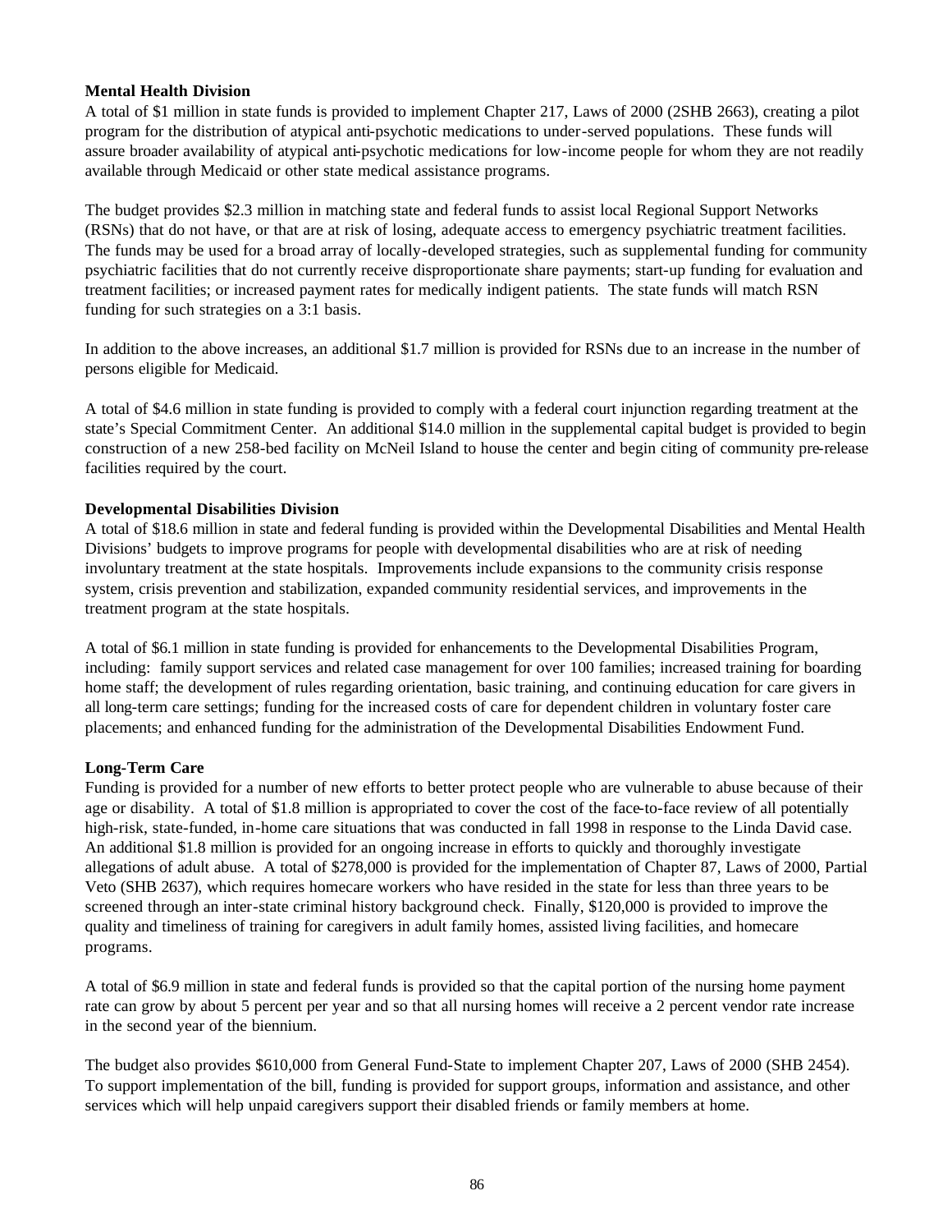**Mental Health Division**

A total of $1 million in state funds is provided to implement Chapter 217, Laws of 2000 (2SHB 2663), creating a pilot program for the distribution of atypical anti-psychotic medications to under-served populations. These funds will assure broader availability of atypical anti-psychotic medications for low-income people for whom they are not readily available through Medicaid or other state medical assistance programs.

The budget provides $2.3 million in matching state and federal funds to assist local Regional Support Networks (RSNs) that do not have, or that are at risk of losing, adequate access to emergency psychiatric treatment facilities. The funds may be used for a broad array of locally-developed strategies, such as supplemental funding for community psychiatric facilities that do not currently receive disproportionate share payments; start-up funding for evaluation and treatment facilities; or increased payment rates for medically indigent patients. The state funds will match RSN funding for such strategies on a 3:1 basis.

In addition to the above increases, an additional $1.7 million is provided for RSNs due to an increase in the number of persons eligible for Medicaid.

A total of $4.6 million in state funding is provided to comply with a federal court injunction regarding treatment at the state's Special Commitment Center. An additional $14.0 million in the supplemental capital budget is provided to begin construction of a new 258-bed facility on McNeil Island to house the center and begin citing of community pre-release facilities required by the court.

**Developmental Disabilities Division**

A total of $18.6 million in state and federal funding is provided within the Developmental Disabilities and Mental Health Divisions' budgets to improve programs for people with developmental disabilities who are at risk of needing involuntary treatment at the state hospitals. Improvements include expansions to the community crisis response system, crisis prevention and stabilization, expanded community residential services, and improvements in the treatment program at the state hospitals.

A total of $6.1 million in state funding is provided for enhancements to the Developmental Disabilities Program, including: family support services and related case management for over 100 families; increased training for boarding home staff; the development of rules regarding orientation, basic training, and continuing education for care givers in all long-term care settings; funding for the increased costs of care for dependent children in voluntary foster care placements; and enhanced funding for the administration of the Developmental Disabilities Endowment Fund.

**Long-Term Care**

Funding is provided for a number of new efforts to better protect people who are vulnerable to abuse because of their age or disability. A total of $1.8 million is appropriated to cover the cost of the face-to-face review of all potentially high-risk, state-funded, in-home care situations that was conducted in fall 1998 in response to the Linda David case. An additional $1.8 million is provided for an ongoing increase in efforts to quickly and thoroughly investigate allegations of adult abuse. A total of $278,000 is provided for the implementation of Chapter 87, Laws of 2000, Partial Veto (SHB 2637), which requires homecare workers who have resided in the state for less than three years to be screened through an inter-state criminal history background check. Finally, $120,000 is provided to improve the quality and timeliness of training for caregivers in adult family homes, assisted living facilities, and homecare programs.

A total of $6.9 million in state and federal funds is provided so that the capital portion of the nursing home payment rate can grow by about 5 percent per year and so that all nursing homes will receive a 2 percent vendor rate increase in the second year of the biennium.

The budget also provides $610,000 from General Fund-State to implement Chapter 207, Laws of 2000 (SHB 2454). To support implementation of the bill, funding is provided for support groups, information and assistance, and other services which will help unpaid caregivers support their disabled friends or family members at home.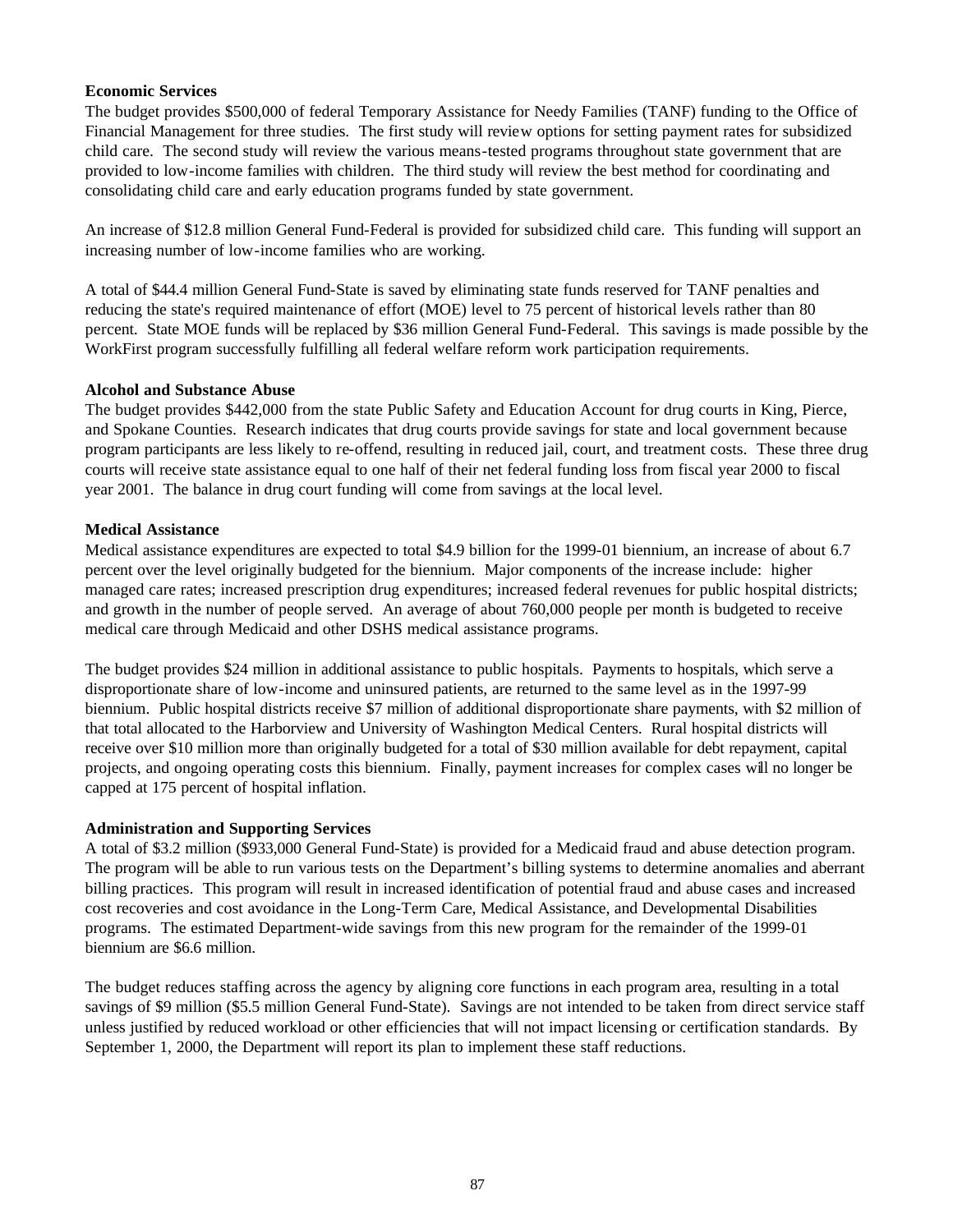**Economic Services**

The budget provides $500,000 of federal Temporary Assistance for Needy Families (TANF) funding to the Office of Financial Management for three studies. The first study will review options for setting payment rates for subsidized child care. The second study will review the various means-tested programs throughout state government that are provided to low-income families with children. The third study will review the best method for coordinating and consolidating child care and early education programs funded by state government.

An increase of $12.8 million General Fund-Federal is provided for subsidized child care. This funding will support an increasing number of low-income families who are working.

A total of $44.4 million General Fund-State is saved by eliminating state funds reserved for TANF penalties and reducing the state's required maintenance of effort (MOE) level to 75 percent of historical levels rather than 80 percent. State MOE funds will be replaced by $36 million General Fund-Federal. This savings is made possible by the WorkFirst program successfully fulfilling all federal welfare reform work participation requirements.

**Alcohol and Substance Abuse**

The budget provides $442,000 from the state Public Safety and Education Account for drug courts in King, Pierce, and Spokane Counties. Research indicates that drug courts provide savings for state and local government because program participants are less likely to re-offend, resulting in reduced jail, court, and treatment costs. These three drug courts will receive state assistance equal to one half of their net federal funding loss from fiscal year 2000 to fiscal year 2001. The balance in drug court funding will come from savings at the local level.

**Medical Assistance**

Medical assistance expenditures are expected to total $4.9 billion for the 1999-01 biennium, an increase of about 6.7 percent over the level originally budgeted for the biennium. Major components of the increase include: higher managed care rates; increased prescription drug expenditures; increased federal revenues for public hospital districts; and growth in the number of people served. An average of about 760,000 people per month is budgeted to receive medical care through Medicaid and other DSHS medical assistance programs.

The budget provides $24 million in additional assistance to public hospitals. Payments to hospitals, which serve a disproportionate share of low-income and uninsured patients, are returned to the same level as in the 1997-99 biennium. Public hospital districts receive $7 million of additional disproportionate share payments, with $2 million of that total allocated to the Harborview and University of Washington Medical Centers. Rural hospital districts will receive over $10 million more than originally budgeted for a total of $30 million available for debt repayment, capital projects, and ongoing operating costs this biennium. Finally, payment increases for complex cases will no longer be capped at 175 percent of hospital inflation.

**Administration and Supporting Services**

A total of $3.2 million ($933,000 General Fund-State) is provided for a Medicaid fraud and abuse detection program. The program will be able to run various tests on the Department's billing systems to determine anomalies and aberrant billing practices. This program will result in increased identification of potential fraud and abuse cases and increased cost recoveries and cost avoidance in the Long-Term Care, Medical Assistance, and Developmental Disabilities programs. The estimated Department-wide savings from this new program for the remainder of the 1999-01 biennium are $6.6 million.

The budget reduces staffing across the agency by aligning core functions in each program area, resulting in a total savings of $9 million ($5.5 million General Fund-State). Savings are not intended to be taken from direct service staff unless justified by reduced workload or other efficiencies that will not impact licensing or certification standards. By September 1, 2000, the Department will report its plan to implement these staff reductions.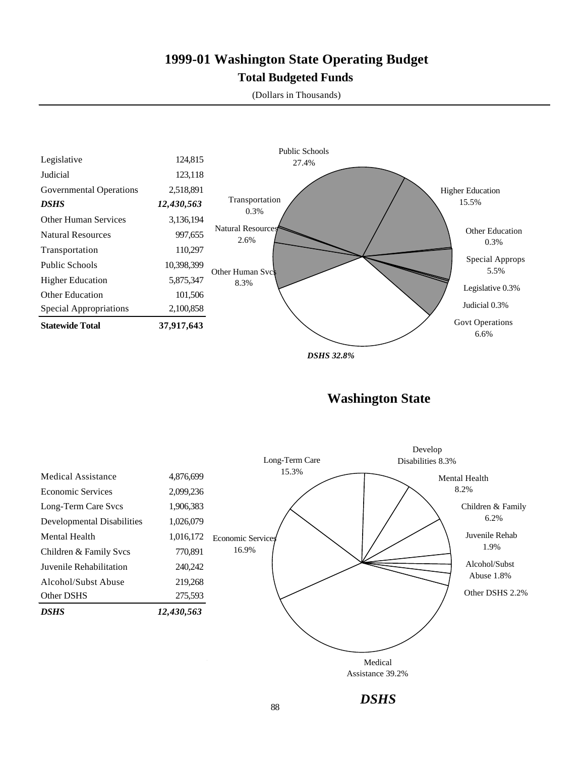# 1999-01 Washington State Operating Budget

## Total Budgeted Funds

(Dollars in Thousands)

| | |
|---|---|
| Legislative | 124,815 |
| Judicial | 123,118 |
| Governmental Operations | 2,518,891 |
| ***DSHS*** | ***12,430,563*** |
| Other Human Services | 3,136,194 |
| Natural Resources | 997,655 |
| Transportation | 110,297 |
| Public Schools | 10,398,399 |
| Higher Education | 5,875,347 |
| Other Education | 101,506 |
| Special Appropriations | 2,100,858 |
| **Statewide Total** | **37,917,643** |

Public Schools 27.4%
Higher Education 15.5%
Other Education 0.3%
Special Approps 5.5%
Legislative 0.3%
Judicial 0.3%
Govt Operations 6.6%
*DSHS 32.8%*
Other Human Svcs 8.3%
Natural Resources 2.6%
Transportation 0.3%

## Washington State

| | |
|---|---|
| Medical Assistance | 4,876,699 |
| Economic Services | 2,099,236 |
| Long-Term Care Svcs | 1,906,383 |
| Developmental Disabilities | 1,026,079 |
| Mental Health | 1,016,172 |
| Children & Family Svcs | 770,891 |
| Juvenile Rehabilitation | 240,242 |
| Alcohol/Subst Abuse | 219,268 |
| Other DSHS | 275,593 |
| ***DSHS*** | ***12,430,563*** |

Long-Term Care 15.3%
Develop Disabilities 8.3%
Mental Health 8.2%
Children & Family 6.2%
Juvenile Rehab 1.9%
Alcohol/Subst Abuse 1.8%
Other DSHS 2.2%
Medical Assistance 39.2%
Economic Services 16.9%

*DSHS*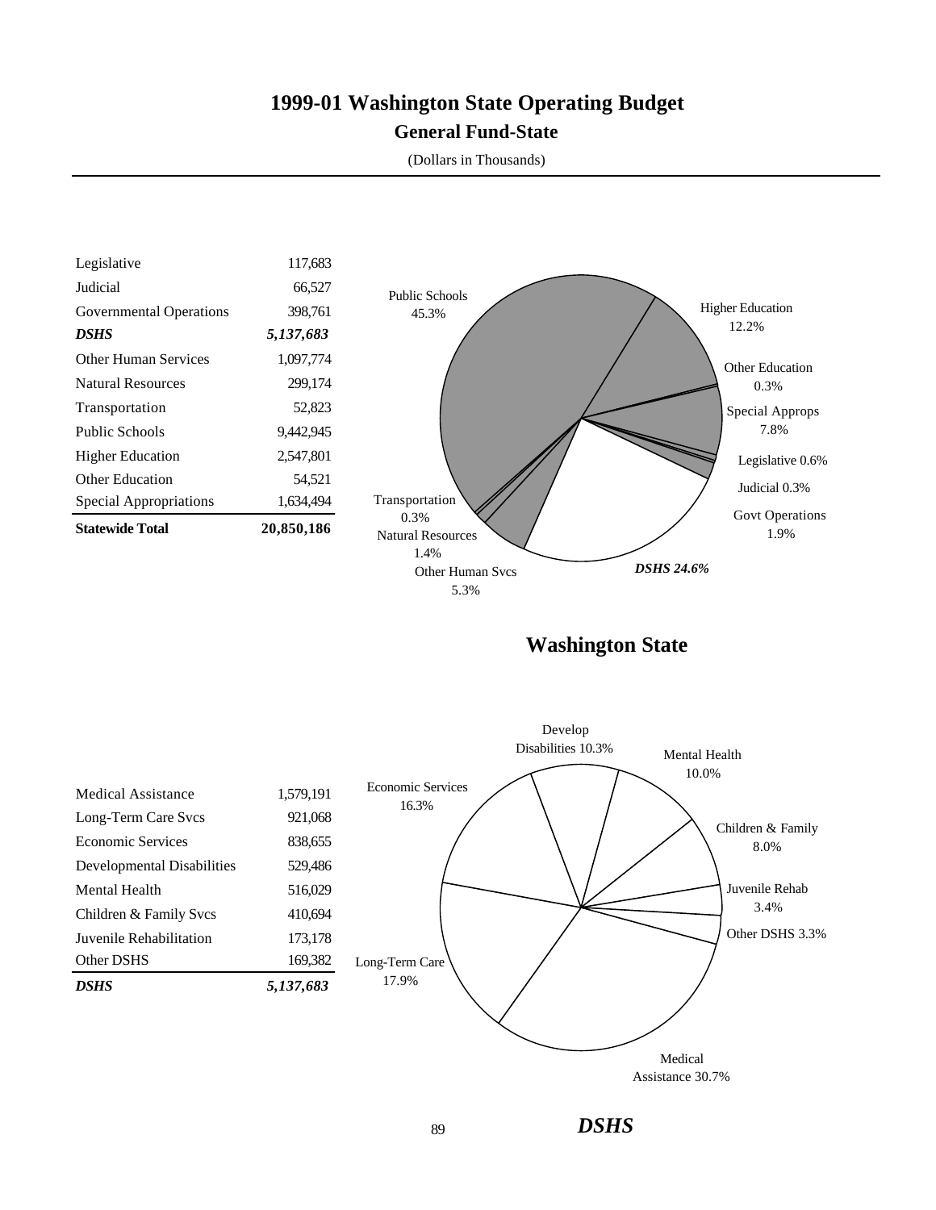# 1999-01 Washington State Operating Budget

## General Fund-State

(Dollars in Thousands)

| | |
|---|---|
| Legislative | 117,683 |
| Judicial | 66,527 |
| Governmental Operations | 398,761 |
| ***DSHS*** | ***5,137,683*** |
| Other Human Services | 1,097,774 |
| Natural Resources | 299,174 |
| Transportation | 52,823 |
| Public Schools | 9,442,945 |
| Higher Education | 2,547,801 |
| Other Education | 54,521 |
| Special Appropriations | 1,634,494 |
| **Statewide Total** | **20,850,186** |

Public Schools 45.3%
Higher Education 12.2%
Other Education 0.3%
Special Approps 7.8%
Legislative 0.6%
Judicial 0.3%
Govt Operations 1.9%
*DSHS 24.6%*
Other Human Svcs 5.3%
Natural Resources 1.4%
Transportation 0.3%

## Washington State

| | |
|---|---|
| Medical Assistance | 1,579,191 |
| Long-Term Care Svcs | 921,068 |
| Economic Services | 838,655 |
| Developmental Disabilities | 529,486 |
| Mental Health | 516,029 |
| Children & Family Svcs | 410,694 |
| Juvenile Rehabilitation | 173,178 |
| Other DSHS | 169,382 |
| ***DSHS*** | ***5,137,683*** |

Develop Disabilities 10.3%
Mental Health 10.0%
Children & Family 8.0%
Juvenile Rehab 3.4%
Other DSHS 3.3%
Medical Assistance 30.7%
Long-Term Care 17.9%
Economic Services 16.3%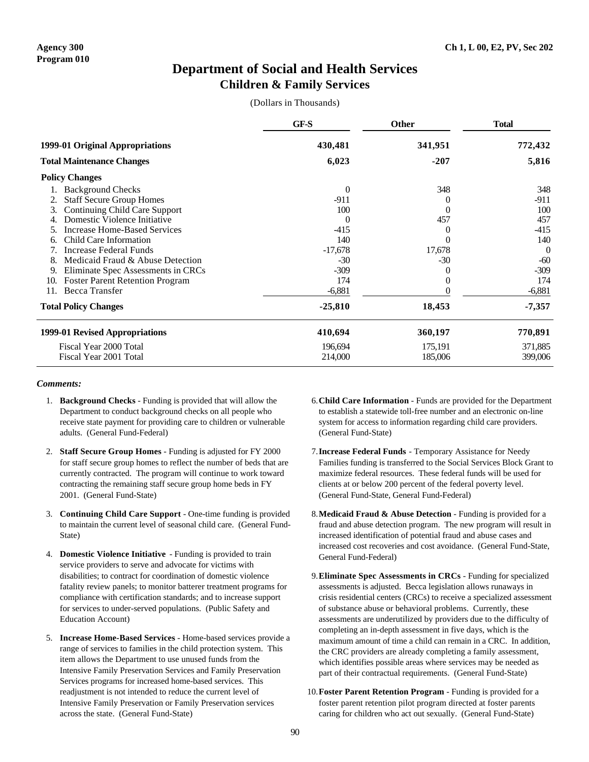Agency 300
Program 010

Ch 1, L 00, E2, PV, Sec 202

# Department of Social and Health Services
## Children & Family Services

(Dollars in Thousands)

| | GF-S | Other | Total |
|---|---|---|---|
| **1999-01 Original Appropriations** | **430,481** | **341,951** | **772,432** |
| **Total Maintenance Changes** | **6,023** | **-207** | **5,816** |
| **Policy Changes** | | | |
| 1. Background Checks | 0 | 348 | 348 |
| 2. Staff Secure Group Homes | -911 | 0 | -911 |
| 3. Continuing Child Care Support | 100 | 0 | 100 |
| 4. Domestic Violence Initiative | 0 | 457 | 457 |
| 5. Increase Home-Based Services | -415 | 0 | -415 |
| 6. Child Care Information | 140 | 0 | 140 |
| 7. Increase Federal Funds | -17,678 | 17,678 | 0 |
| 8. Medicaid Fraud & Abuse Detection | -30 | -30 | -60 |
| 9. Eliminate Spec Assessments in CRCs | -309 | 0 | -309 |
| 10. Foster Parent Retention Program | 174 | 0 | 174 |
| 11. Becca Transfer | -6,881 | 0 | -6,881 |
| **Total Policy Changes** | **-25,810** | **18,453** | **-7,357** |
| **1999-01 Revised Appropriations** | **410,694** | **360,197** | **770,891** |
| Fiscal Year 2000 Total | 196,694 | 175,191 | 371,885 |
| Fiscal Year 2001 Total | 214,000 | 185,006 | 399,006 |

***Comments:***

1. **Background Checks** - Funding is provided that will allow the Department to conduct background checks on all people who receive state payment for providing care to children or vulnerable adults. (General Fund-Federal)

2. **Staff Secure Group Homes** - Funding is adjusted for FY 2000 for staff secure group homes to reflect the number of beds that are currently contracted. The program will continue to work toward contracting the remaining staff secure group home beds in FY 2001. (General Fund-State)

3. **Continuing Child Care Support** - One-time funding is provided to maintain the current level of seasonal child care. (General Fund-State)

4. **Domestic Violence Initiative** - Funding is provided to train service providers to serve and advocate for victims with disabilities; to contract for coordination of domestic violence fatality review panels; to monitor batterer treatment programs for compliance with certification standards; and to increase support for services to under-served populations. (Public Safety and Education Account)

5. **Increase Home-Based Services** - Home-based services provide a range of services to families in the child protection system. This item allows the Department to use unused funds from the Intensive Family Preservation Services and Family Preservation Services programs for increased home-based services. This readjustment is not intended to reduce the current level of Intensive Family Preservation or Family Preservation services across the state. (General Fund-State)

6. **Child Care Information** - Funds are provided for the Department to establish a statewide toll-free number and an electronic on-line system for access to information regarding child care providers. (General Fund-State)

7. **Increase Federal Funds** - Temporary Assistance for Needy Families funding is transferred to the Social Services Block Grant to maximize federal resources. These federal funds will be used for clients at or below 200 percent of the federal poverty level. (General Fund-State, General Fund-Federal)

8. **Medicaid Fraud & Abuse Detection** - Funding is provided for a fraud and abuse detection program. The new program will result in increased identification of potential fraud and abuse cases and increased cost recoveries and cost avoidance. (General Fund-State, General Fund-Federal)

9. **Eliminate Spec Assessments in CRCs** - Funding for specialized assessments is adjusted. Becca legislation allows runaways in crisis residential centers (CRCs) to receive a specialized assessment of substance abuse or behavioral problems. Currently, these assessments are underutilized by providers due to the difficulty of completing an in-depth assessment in five days, which is the maximum amount of time a child can remain in a CRC. In addition, the CRC providers are already completing a family assessment, which identifies possible areas where services may be needed as part of their contractual requirements. (General Fund-State)

10. **Foster Parent Retention Program** - Funding is provided for a foster parent retention pilot program directed at foster parents caring for children who act out sexually. (General Fund-State)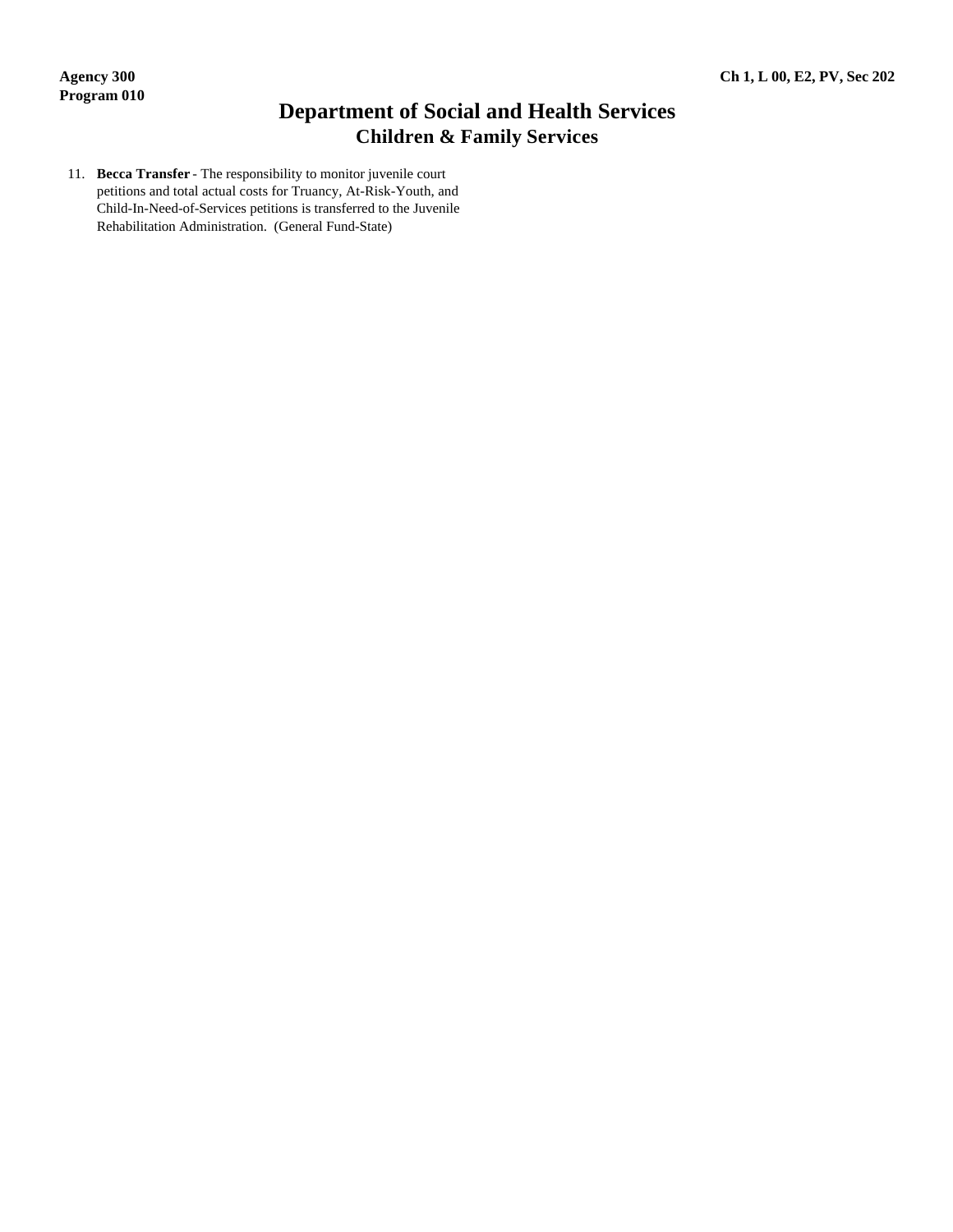# Department of Social and Health Services

## Children & Family Services

11. **Becca Transfer** - The responsibility to monitor juvenile court petitions and total actual costs for Truancy, At-Risk-Youth, and Child-In-Need-of-Services petitions is transferred to the Juvenile Rehabilitation Administration. (General Fund-State)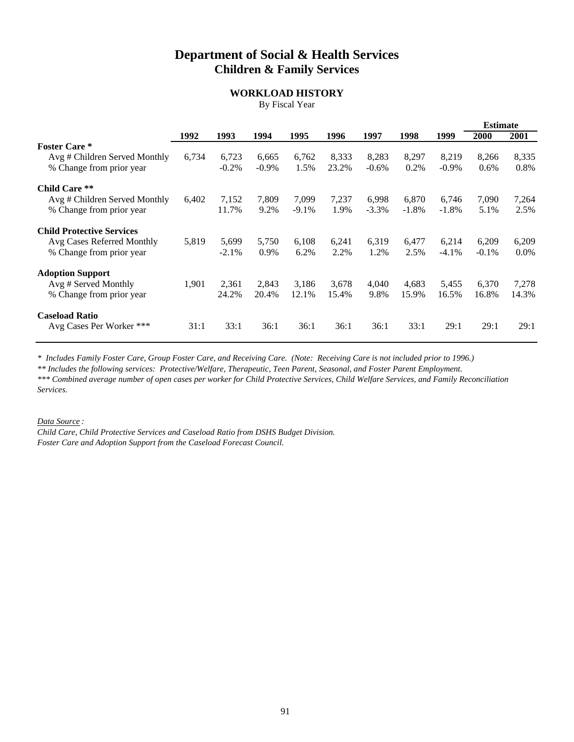# Department of Social & Health Services
## Children & Family Services

### WORKLOAD HISTORY
By Fiscal Year

| | 1992 | 1993 | 1994 | 1995 | 1996 | 1997 | 1998 | 1999 | Estimate 2000 | Estimate 2001 |
|---|---|---|---|---|---|---|---|---|---|---|
| **Foster Care *** | | | | | | | | | | |
| Avg # Children Served Monthly | 6,734 | 6,723 | 6,665 | 6,762 | 8,333 | 8,283 | 8,297 | 8,219 | 8,266 | 8,335 |
| % Change from prior year | | -0.2% | -0.9% | 1.5% | 23.2% | -0.6% | 0.2% | -0.9% | 0.6% | 0.8% |
| **Child Care **** | | | | | | | | | | |
| Avg # Children Served Monthly | 6,402 | 7,152 | 7,809 | 7,099 | 7,237 | 6,998 | 6,870 | 6,746 | 7,090 | 7,264 |
| % Change from prior year | | 11.7% | 9.2% | -9.1% | 1.9% | -3.3% | -1.8% | -1.8% | 5.1% | 2.5% |
| **Child Protective Services** | | | | | | | | | | |
| Avg Cases Referred Monthly | 5,819 | 5,699 | 5,750 | 6,108 | 6,241 | 6,319 | 6,477 | 6,214 | 6,209 | 6,209 |
| % Change from prior year | | -2.1% | 0.9% | 6.2% | 2.2% | 1.2% | 2.5% | -4.1% | -0.1% | 0.0% |
| **Adoption Support** | | | | | | | | | | |
| Avg # Served Monthly | 1,901 | 2,361 | 2,843 | 3,186 | 3,678 | 4,040 | 4,683 | 5,455 | 6,370 | 7,278 |
| % Change from prior year | | 24.2% | 20.4% | 12.1% | 15.4% | 9.8% | 15.9% | 16.5% | 16.8% | 14.3% |
| **Caseload Ratio** | | | | | | | | | | |
| Avg Cases Per Worker *** | 31:1 | 33:1 | 36:1 | 36:1 | 36:1 | 36:1 | 33:1 | 29:1 | 29:1 | 29:1 |

*\* Includes Family Foster Care, Group Foster Care, and Receiving Care. (Note: Receiving Care is not included prior to 1996.)*

*\*\* Includes the following services: Protective/Welfare, Therapeutic, Teen Parent, Seasonal, and Foster Parent Employment.*

*\*\*\* Combined average number of open cases per worker for Child Protective Services, Child Welfare Services, and Family Reconciliation Services.*

*Data Source :*

*Child Care, Child Protective Services and Caseload Ratio from DSHS Budget Division.*
*Foster Care and Adoption Support from the Caseload Forecast Council.*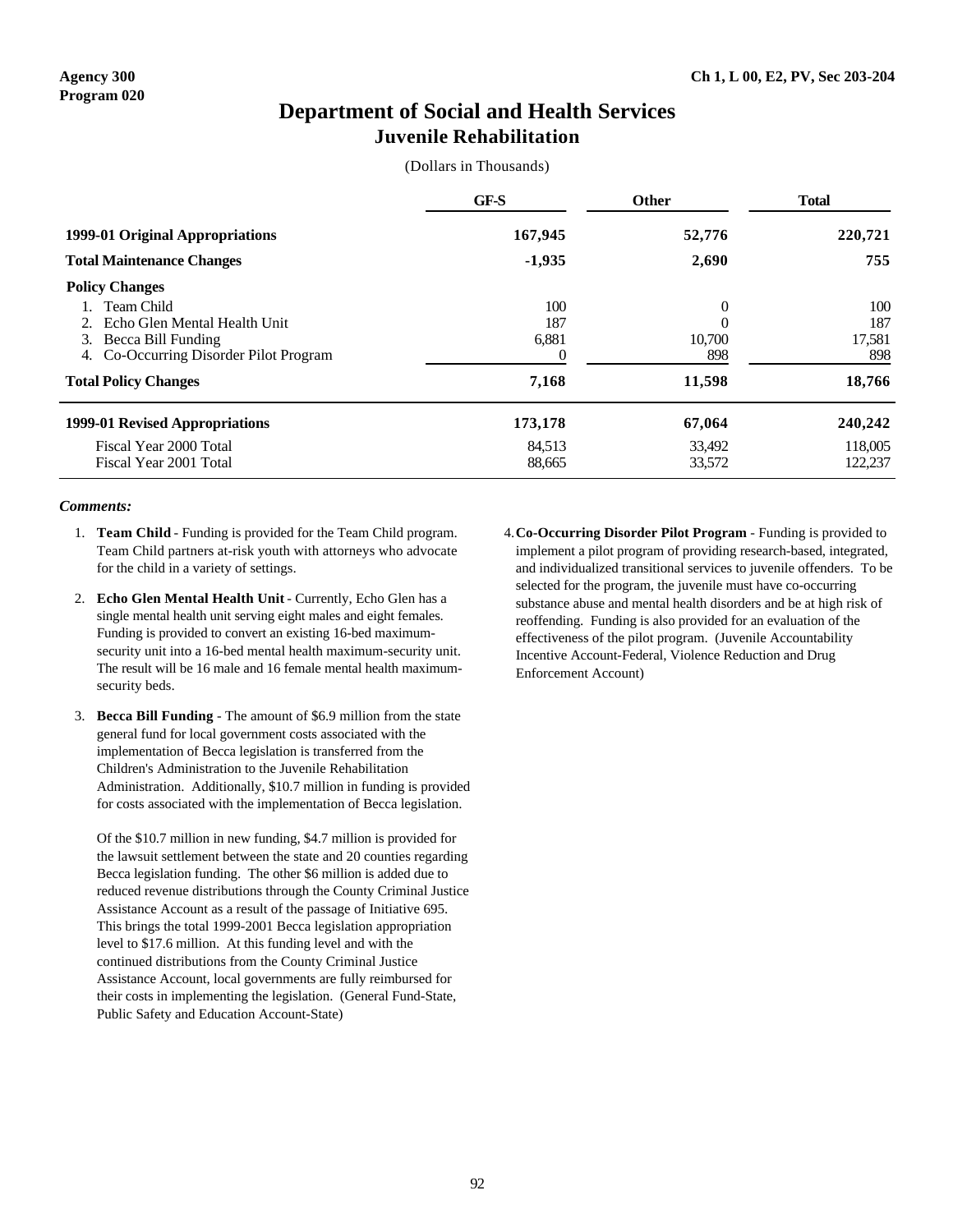Agency 300
Program 020

Ch 1, L 00, E2, PV, Sec 203-204

# Department of Social and Health Services
## Juvenile Rehabilitation

(Dollars in Thousands)

| | GF-S | Other | Total |
|---|---|---|---|
| **1999-01 Original Appropriations** | **167,945** | **52,776** | **220,721** |
| **Total Maintenance Changes** | **-1,935** | **2,690** | **755** |
| **Policy Changes** | | | |
| 1. Team Child | 100 | 0 | 100 |
| 2. Echo Glen Mental Health Unit | 187 | 0 | 187 |
| 3. Becca Bill Funding | 6,881 | 10,700 | 17,581 |
| 4. Co-Occurring Disorder Pilot Program | 0 | 898 | 898 |
| **Total Policy Changes** | **7,168** | **11,598** | **18,766** |
| **1999-01 Revised Appropriations** | **173,178** | **67,064** | **240,242** |
| Fiscal Year 2000 Total | 84,513 | 33,492 | 118,005 |
| Fiscal Year 2001 Total | 88,665 | 33,572 | 122,237 |

***Comments:***

1. **Team Child** - Funding is provided for the Team Child program. Team Child partners at-risk youth with attorneys who advocate for the child in a variety of settings.

2. **Echo Glen Mental Health Unit** - Currently, Echo Glen has a single mental health unit serving eight males and eight females. Funding is provided to convert an existing 16-bed maximum-security unit into a 16-bed mental health maximum-security unit. The result will be 16 male and 16 female mental health maximum-security beds.

3. **Becca Bill Funding** - The amount of $6.9 million from the state general fund for local government costs associated with the implementation of Becca legislation is transferred from the Children's Administration to the Juvenile Rehabilitation Administration. Additionally, $10.7 million in funding is provided for costs associated with the implementation of Becca legislation.

   Of the $10.7 million in new funding, $4.7 million is provided for the lawsuit settlement between the state and 20 counties regarding Becca legislation funding. The other $6 million is added due to reduced revenue distributions through the County Criminal Justice Assistance Account as a result of the passage of Initiative 695. This brings the total 1999-2001 Becca legislation appropriation level to $17.6 million. At this funding level and with the continued distributions from the County Criminal Justice Assistance Account, local governments are fully reimbursed for their costs in implementing the legislation. (General Fund-State, Public Safety and Education Account-State)

4. **Co-Occurring Disorder Pilot Program** - Funding is provided to implement a pilot program of providing research-based, integrated, and individualized transitional services to juvenile offenders. To be selected for the program, the juvenile must have co-occurring substance abuse and mental health disorders and be at high risk of reoffending. Funding is also provided for an evaluation of the effectiveness of the pilot program. (Juvenile Accountability Incentive Account-Federal, Violence Reduction and Drug Enforcement Account)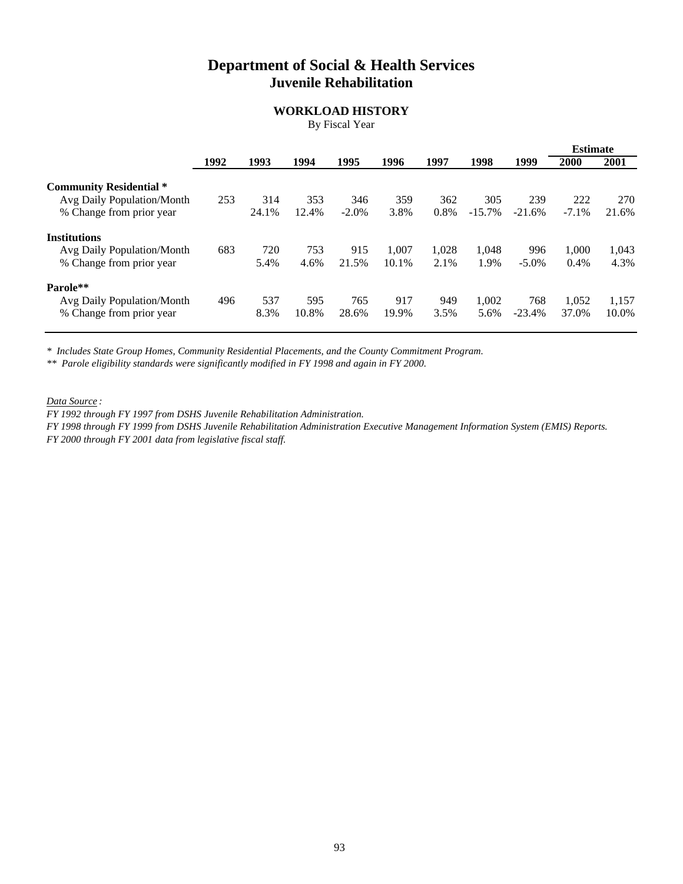# Department of Social & Health Services
## Juvenile Rehabilitation

### WORKLOAD HISTORY
By Fiscal Year

| | 1992 | 1993 | 1994 | 1995 | 1996 | 1997 | 1998 | 1999 | Estimate 2000 | 2001 |
|---|---|---|---|---|---|---|---|---|---|---|
| **Community Residential *** | | | | | | | | | | |
| Avg Daily Population/Month | 253 | 314 | 353 | 346 | 359 | 362 | 305 | 239 | 222 | 270 |
| % Change from prior year | | 24.1% | 12.4% | -2.0% | 3.8% | 0.8% | -15.7% | -21.6% | -7.1% | 21.6% |
| **Institutions** | | | | | | | | | | |
| Avg Daily Population/Month | 683 | 720 | 753 | 915 | 1,007 | 1,028 | 1,048 | 996 | 1,000 | 1,043 |
| % Change from prior year | | 5.4% | 4.6% | 21.5% | 10.1% | 2.1% | 1.9% | -5.0% | 0.4% | 4.3% |
| **Parole**** | | | | | | | | | | |
| Avg Daily Population/Month | 496 | 537 | 595 | 765 | 917 | 949 | 1,002 | 768 | 1,052 | 1,157 |
| % Change from prior year | | 8.3% | 10.8% | 28.6% | 19.9% | 3.5% | 5.6% | -23.4% | 37.0% | 10.0% |

*\* Includes State Group Homes, Community Residential Placements, and the County Commitment Program.*

*\*\* Parole eligibility standards were significantly modified in FY 1998 and again in FY 2000.*

*Data Source :*

*FY 1992 through FY 1997 from DSHS Juvenile Rehabilitation Administration.*

*FY 1998 through FY 1999 from DSHS Juvenile Rehabilitation Administration Executive Management Information System (EMIS) Reports.*

*FY 2000 through FY 2001 data from legislative fiscal staff.*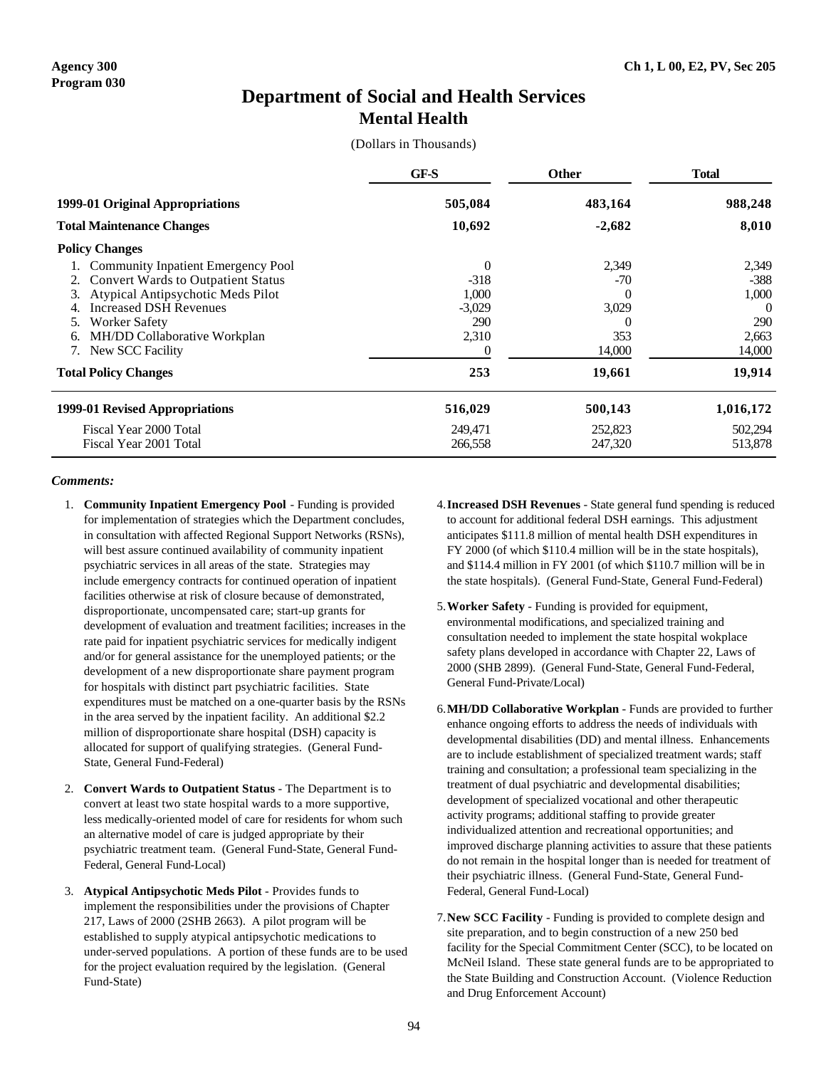Agency 300
Program 030

Ch 1, L 00, E2, PV, Sec 205

# Department of Social and Health Services
## Mental Health

(Dollars in Thousands)

| | GF-S | Other | Total |
|---|---|---|---|
| **1999-01 Original Appropriations** | **505,084** | **483,164** | **988,248** |
| **Total Maintenance Changes** | **10,692** | **-2,682** | **8,010** |
| **Policy Changes** | | | |
| 1. Community Inpatient Emergency Pool | 0 | 2,349 | 2,349 |
| 2. Convert Wards to Outpatient Status | -318 | -70 | -388 |
| 3. Atypical Antipsychotic Meds Pilot | 1,000 | 0 | 1,000 |
| 4. Increased DSH Revenues | -3,029 | 3,029 | 0 |
| 5. Worker Safety | 290 | 0 | 290 |
| 6. MH/DD Collaborative Workplan | 2,310 | 353 | 2,663 |
| 7. New SCC Facility | 0 | 14,000 | 14,000 |
| **Total Policy Changes** | **253** | **19,661** | **19,914** |
| **1999-01 Revised Appropriations** | **516,029** | **500,143** | **1,016,172** |
| Fiscal Year 2000 Total | 249,471 | 252,823 | 502,294 |
| Fiscal Year 2001 Total | 266,558 | 247,320 | 513,878 |

***Comments:***

1. **Community Inpatient Emergency Pool** - Funding is provided for implementation of strategies which the Department concludes, in consultation with affected Regional Support Networks (RSNs), will best assure continued availability of community inpatient psychiatric services in all areas of the state. Strategies may include emergency contracts for continued operation of inpatient facilities otherwise at risk of closure because of demonstrated, disproportionate, uncompensated care; start-up grants for development of evaluation and treatment facilities; increases in the rate paid for inpatient psychiatric services for medically indigent and/or for general assistance for the unemployed patients; or the development of a new disproportionate share payment program for hospitals with distinct part psychiatric facilities. State expenditures must be matched on a one-quarter basis by the RSNs in the area served by the inpatient facility. An additional $2.2 million of disproportionate share hospital (DSH) capacity is allocated for support of qualifying strategies. (General Fund-State, General Fund-Federal)

2. **Convert Wards to Outpatient Status** - The Department is to convert at least two state hospital wards to a more supportive, less medically-oriented model of care for residents for whom such an alternative model of care is judged appropriate by their psychiatric treatment team. (General Fund-State, General Fund-Federal, General Fund-Local)

3. **Atypical Antipsychotic Meds Pilot** - Provides funds to implement the responsibilities under the provisions of Chapter 217, Laws of 2000 (2SHB 2663). A pilot program will be established to supply atypical antipsychotic medications to under-served populations. A portion of these funds are to be used for the project evaluation required by the legislation. (General Fund-State)

4. **Increased DSH Revenues** - State general fund spending is reduced to account for additional federal DSH earnings. This adjustment anticipates $111.8 million of mental health DSH expenditures in FY 2000 (of which $110.4 million will be in the state hospitals), and $114.4 million in FY 2001 (of which $110.7 million will be in the state hospitals). (General Fund-State, General Fund-Federal)

5. **Worker Safety** - Funding is provided for equipment, environmental modifications, and specialized training and consultation needed to implement the state hospital wokplace safety plans developed in accordance with Chapter 22, Laws of 2000 (SHB 2899). (General Fund-State, General Fund-Federal, General Fund-Private/Local)

6. **MH/DD Collaborative Workplan** - Funds are provided to further enhance ongoing efforts to address the needs of individuals with developmental disabilities (DD) and mental illness. Enhancements are to include establishment of specialized treatment wards; staff training and consultation; a professional team specializing in the treatment of dual psychiatric and developmental disabilities; development of specialized vocational and other therapeutic activity programs; additional staffing to provide greater individualized attention and recreational opportunities; and improved discharge planning activities to assure that these patients do not remain in the hospital longer than is needed for treatment of their psychiatric illness. (General Fund-State, General Fund-Federal, General Fund-Local)

7. **New SCC Facility** - Funding is provided to complete design and site preparation, and to begin construction of a new 250 bed facility for the Special Commitment Center (SCC), to be located on McNeil Island. These state general funds are to be appropriated to the State Building and Construction Account. (Violence Reduction and Drug Enforcement Account)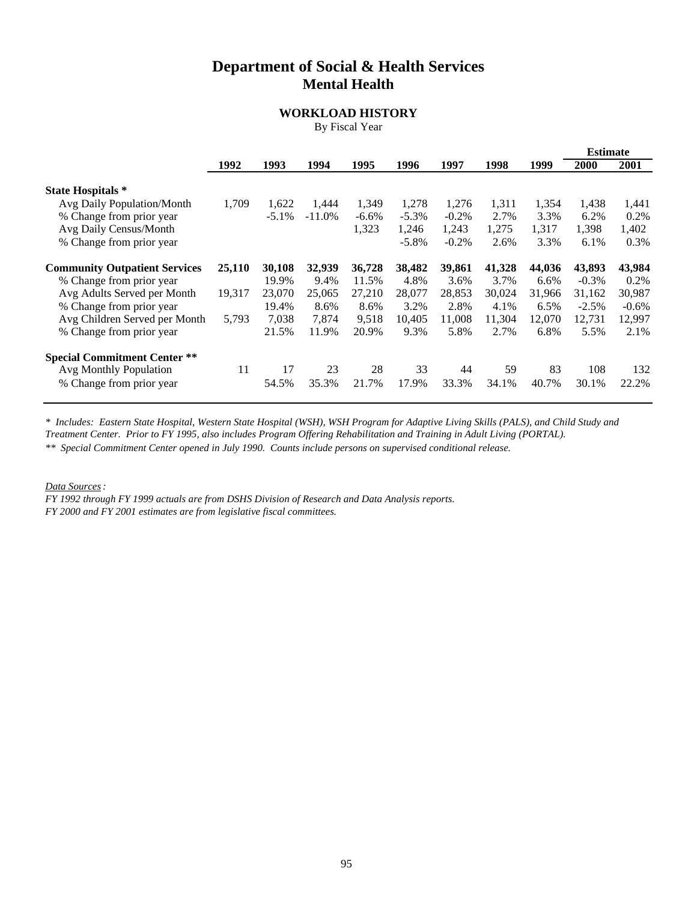# Department of Social & Health Services
## Mental Health

### WORKLOAD HISTORY

By Fiscal Year

| | 1992 | 1993 | 1994 | 1995 | 1996 | 1997 | 1998 | 1999 | Estimate 2000 | 2001 |
|---|---|---|---|---|---|---|---|---|---|---|
| **State Hospitals *** | | | | | | | | | | |
| Avg Daily Population/Month | 1,709 | 1,622 | 1,444 | 1,349 | 1,278 | 1,276 | 1,311 | 1,354 | 1,438 | 1,441 |
| % Change from prior year | | -5.1% | -11.0% | -6.6% | -5.3% | -0.2% | 2.7% | 3.3% | 6.2% | 0.2% |
| Avg Daily Census/Month | | | | 1,323 | 1,246 | 1,243 | 1,275 | 1,317 | 1,398 | 1,402 |
| % Change from prior year | | | | | -5.8% | -0.2% | 2.6% | 3.3% | 6.1% | 0.3% |
| **Community Outpatient Services** | **25,110** | **30,108** | **32,939** | **36,728** | **38,482** | **39,861** | **41,328** | **44,036** | **43,893** | **43,984** |
| % Change from prior year | | 19.9% | 9.4% | 11.5% | 4.8% | 3.6% | 3.7% | 6.6% | -0.3% | 0.2% |
| Avg Adults Served per Month | 19,317 | 23,070 | 25,065 | 27,210 | 28,077 | 28,853 | 30,024 | 31,966 | 31,162 | 30,987 |
| % Change from prior year | | 19.4% | 8.6% | 8.6% | 3.2% | 2.8% | 4.1% | 6.5% | -2.5% | -0.6% |
| Avg Children Served per Month | 5,793 | 7,038 | 7,874 | 9,518 | 10,405 | 11,008 | 11,304 | 12,070 | 12,731 | 12,997 |
| % Change from prior year | | 21.5% | 11.9% | 20.9% | 9.3% | 5.8% | 2.7% | 6.8% | 5.5% | 2.1% |
| **Special Commitment Center **** | | | | | | | | | | |
| Avg Monthly Population | 11 | 17 | 23 | 28 | 33 | 44 | 59 | 83 | 108 | 132 |
| % Change from prior year | | 54.5% | 35.3% | 21.7% | 17.9% | 33.3% | 34.1% | 40.7% | 30.1% | 22.2% |

*\* Includes: Eastern State Hospital, Western State Hospital (WSH), WSH Program for Adaptive Living Skills (PALS), and Child Study and Treatment Center. Prior to FY 1995, also includes Program Offering Rehabilitation and Training in Adult Living (PORTAL).*

*\*\* Special Commitment Center opened in July 1990. Counts include persons on supervised conditional release.*

*Data Sources:*

*FY 1992 through FY 1999 actuals are from DSHS Division of Research and Data Analysis reports.*

*FY 2000 and FY 2001 estimates are from legislative fiscal committees.*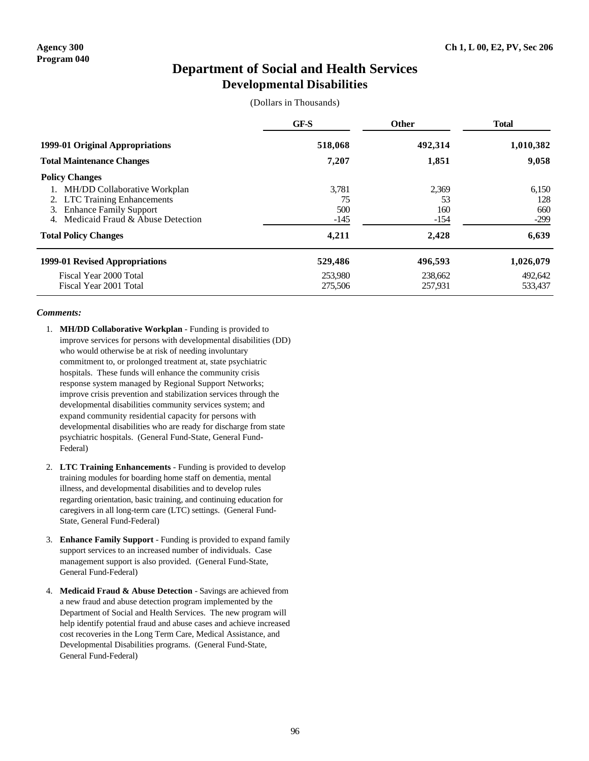Agency 300
Program 040

Ch 1, L 00, E2, PV, Sec 206

# Department of Social and Health Services
## Developmental Disabilities

(Dollars in Thousands)

| | GF-S | Other | Total |
|---|---|---|---|
| **1999-01 Original Appropriations** | **518,068** | **492,314** | **1,010,382** |
| **Total Maintenance Changes** | **7,207** | **1,851** | **9,058** |
| **Policy Changes** | | | |
| 1. MH/DD Collaborative Workplan | 3,781 | 2,369 | 6,150 |
| 2. LTC Training Enhancements | 75 | 53 | 128 |
| 3. Enhance Family Support | 500 | 160 | 660 |
| 4. Medicaid Fraud & Abuse Detection | -145 | -154 | -299 |
| **Total Policy Changes** | **4,211** | **2,428** | **6,639** |
| **1999-01 Revised Appropriations** | **529,486** | **496,593** | **1,026,079** |
| Fiscal Year 2000 Total | 253,980 | 238,662 | 492,642 |
| Fiscal Year 2001 Total | 275,506 | 257,931 | 533,437 |

***Comments:***

1. **MH/DD Collaborative Workplan** - Funding is provided to improve services for persons with developmental disabilities (DD) who would otherwise be at risk of needing involuntary commitment to, or prolonged treatment at, state psychiatric hospitals. These funds will enhance the community crisis response system managed by Regional Support Networks; improve crisis prevention and stabilization services through the developmental disabilities community services system; and expand community residential capacity for persons with developmental disabilities who are ready for discharge from state psychiatric hospitals. (General Fund-State, General Fund-Federal)

2. **LTC Training Enhancements** - Funding is provided to develop training modules for boarding home staff on dementia, mental illness, and developmental disabilities and to develop rules regarding orientation, basic training, and continuing education for caregivers in all long-term care (LTC) settings. (General Fund-State, General Fund-Federal)

3. **Enhance Family Support** - Funding is provided to expand family support services to an increased number of individuals. Case management support is also provided. (General Fund-State, General Fund-Federal)

4. **Medicaid Fraud & Abuse Detection** - Savings are achieved from a new fraud and abuse detection program implemented by the Department of Social and Health Services. The new program will help identify potential fraud and abuse cases and achieve increased cost recoveries in the Long Term Care, Medical Assistance, and Developmental Disabilities programs. (General Fund-State, General Fund-Federal)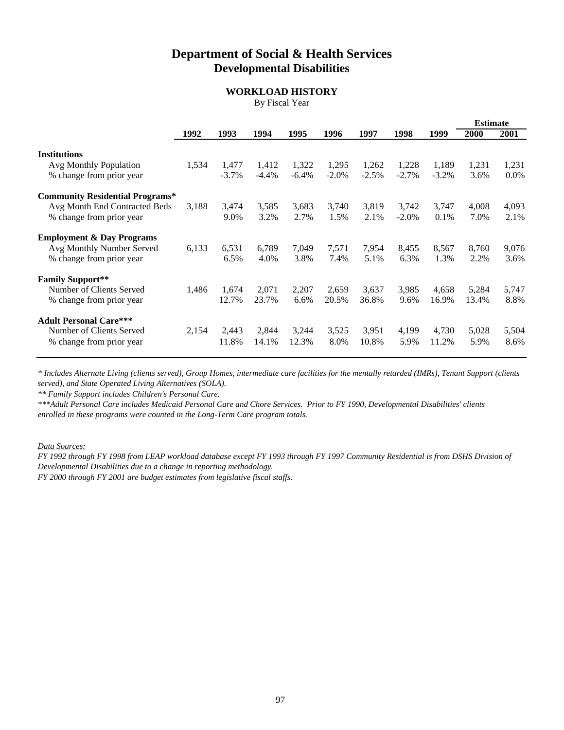# Department of Social & Health Services
## Developmental Disabilities

### WORKLOAD HISTORY

By Fiscal Year

| | 1992 | 1993 | 1994 | 1995 | 1996 | 1997 | 1998 | 1999 | Estimate 2000 | Estimate 2001 |
|---|---|---|---|---|---|---|---|---|---|---|
| **Institutions** | | | | | | | | | | |
| Avg Monthly Population | 1,534 | 1,477 | 1,412 | 1,322 | 1,295 | 1,262 | 1,228 | 1,189 | 1,231 | 1,231 |
| % change from prior year | | -3.7% | -4.4% | -6.4% | -2.0% | -2.5% | -2.7% | -3.2% | 3.6% | 0.0% |
| **Community Residential Programs*** | | | | | | | | | | |
| Avg Month End Contracted Beds | 3,188 | 3,474 | 3,585 | 3,683 | 3,740 | 3,819 | 3,742 | 3,747 | 4,008 | 4,093 |
| % change from prior year | | 9.0% | 3.2% | 2.7% | 1.5% | 2.1% | -2.0% | 0.1% | 7.0% | 2.1% |
| **Employment & Day Programs** | | | | | | | | | | |
| Avg Monthly Number Served | 6,133 | 6,531 | 6,789 | 7,049 | 7,571 | 7,954 | 8,455 | 8,567 | 8,760 | 9,076 |
| % change from prior year | | 6.5% | 4.0% | 3.8% | 7.4% | 5.1% | 6.3% | 1.3% | 2.2% | 3.6% |
| **Family Support**** | | | | | | | | | | |
| Number of Clients Served | 1,486 | 1,674 | 2,071 | 2,207 | 2,659 | 3,637 | 3,985 | 4,658 | 5,284 | 5,747 |
| % change from prior year | | 12.7% | 23.7% | 6.6% | 20.5% | 36.8% | 9.6% | 16.9% | 13.4% | 8.8% |
| **Adult Personal Care***** | | | | | | | | | | |
| Number of Clients Served | 2,154 | 2,443 | 2,844 | 3,244 | 3,525 | 3,951 | 4,199 | 4,730 | 5,028 | 5,504 |
| % change from prior year | | 11.8% | 14.1% | 12.3% | 8.0% | 10.8% | 5.9% | 11.2% | 5.9% | 8.6% |

*\* Includes Alternate Living (clients served), Group Homes, intermediate care facilities for the mentally retarded (IMRs), Tenant Support (clients served), and State Operated Living Alternatives (SOLA).*

*\*\* Family Support includes Children's Personal Care.*

*\*\*\*Adult Personal Care includes Medicaid Personal Care and Chore Services. Prior to FY 1990, Developmental Disabilities' clients enrolled in these programs were counted in the Long-Term Care program totals.*

*Data Sources:*

*FY 1992 through FY 1998 from LEAP workload database except FY 1993 through FY 1997 Community Residential is from DSHS Division of Developmental Disabilities due to a change in reporting methodology.*

*FY 2000 through FY 2001 are budget estimates from legislative fiscal staffs.*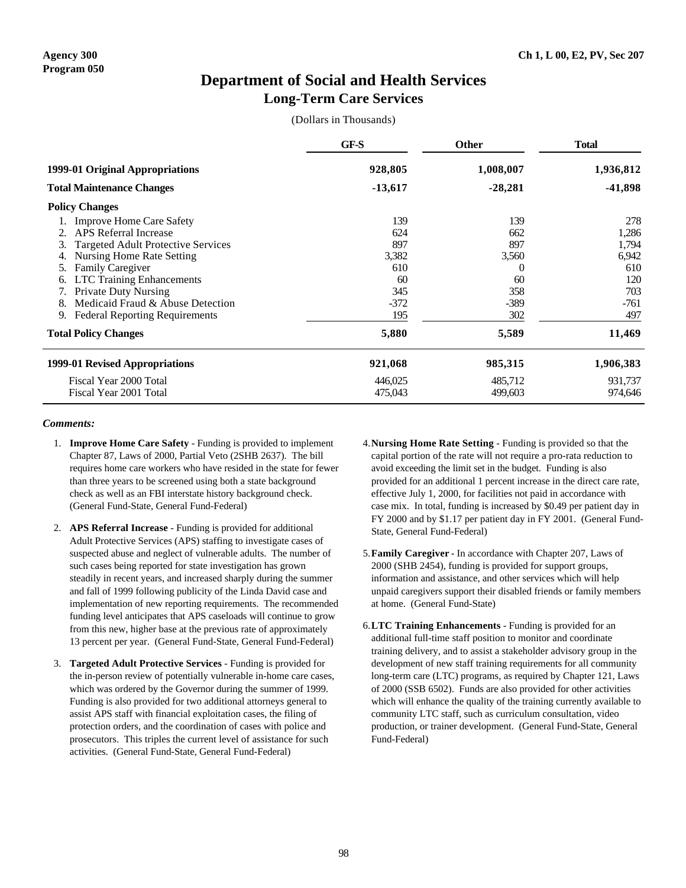Agency 300
Program 050

Ch 1, L 00, E2, PV, Sec 207

# Department of Social and Health Services
## Long-Term Care Services

(Dollars in Thousands)

| | GF-S | Other | Total |
|---|---|---|---|
| **1999-01 Original Appropriations** | **928,805** | **1,008,007** | **1,936,812** |
| **Total Maintenance Changes** | **-13,617** | **-28,281** | **-41,898** |
| **Policy Changes** | | | |
| 1. Improve Home Care Safety | 139 | 139 | 278 |
| 2. APS Referral Increase | 624 | 662 | 1,286 |
| 3. Targeted Adult Protective Services | 897 | 897 | 1,794 |
| 4. Nursing Home Rate Setting | 3,382 | 3,560 | 6,942 |
| 5. Family Caregiver | 610 | 0 | 610 |
| 6. LTC Training Enhancements | 60 | 60 | 120 |
| 7. Private Duty Nursing | 345 | 358 | 703 |
| 8. Medicaid Fraud & Abuse Detection | -372 | -389 | -761 |
| 9. Federal Reporting Requirements | 195 | 302 | 497 |
| **Total Policy Changes** | **5,880** | **5,589** | **11,469** |
| **1999-01 Revised Appropriations** | **921,068** | **985,315** | **1,906,383** |
| Fiscal Year 2000 Total | 446,025 | 485,712 | 931,737 |
| Fiscal Year 2001 Total | 475,043 | 499,603 | 974,646 |

***Comments:***

1. **Improve Home Care Safety** - Funding is provided to implement Chapter 87, Laws of 2000, Partial Veto (2SHB 2637). The bill requires home care workers who have resided in the state for fewer than three years to be screened using both a state background check as well as an FBI interstate history background check. (General Fund-State, General Fund-Federal)

2. **APS Referral Increase** - Funding is provided for additional Adult Protective Services (APS) staffing to investigate cases of suspected abuse and neglect of vulnerable adults. The number of such cases being reported for state investigation has grown steadily in recent years, and increased sharply during the summer and fall of 1999 following publicity of the Linda David case and implementation of new reporting requirements. The recommended funding level anticipates that APS caseloads will continue to grow from this new, higher base at the previous rate of approximately 13 percent per year. (General Fund-State, General Fund-Federal)

3. **Targeted Adult Protective Services** - Funding is provided for the in-person review of potentially vulnerable in-home care cases, which was ordered by the Governor during the summer of 1999. Funding is also provided for two additional attorneys general to assist APS staff with financial exploitation cases, the filing of protection orders, and the coordination of cases with police and prosecutors. This triples the current level of assistance for such activities. (General Fund-State, General Fund-Federal)

4. **Nursing Home Rate Setting** - Funding is provided so that the capital portion of the rate will not require a pro-rata reduction to avoid exceeding the limit set in the budget. Funding is also provided for an additional 1 percent increase in the direct care rate, effective July 1, 2000, for facilities not paid in accordance with case mix. In total, funding is increased by $0.49 per patient day in FY 2000 and by $1.17 per patient day in FY 2001. (General Fund-State, General Fund-Federal)

5. **Family Caregiver** - In accordance with Chapter 207, Laws of 2000 (SHB 2454), funding is provided for support groups, information and assistance, and other services which will help unpaid caregivers support their disabled friends or family members at home. (General Fund-State)

6. **LTC Training Enhancements** - Funding is provided for an additional full-time staff position to monitor and coordinate training delivery, and to assist a stakeholder advisory group in the development of new staff training requirements for all community long-term care (LTC) programs, as required by Chapter 121, Laws of 2000 (SSB 6502). Funds are also provided for other activities which will enhance the quality of the training currently available to community LTC staff, such as curriculum consultation, video production, or trainer development. (General Fund-State, General Fund-Federal)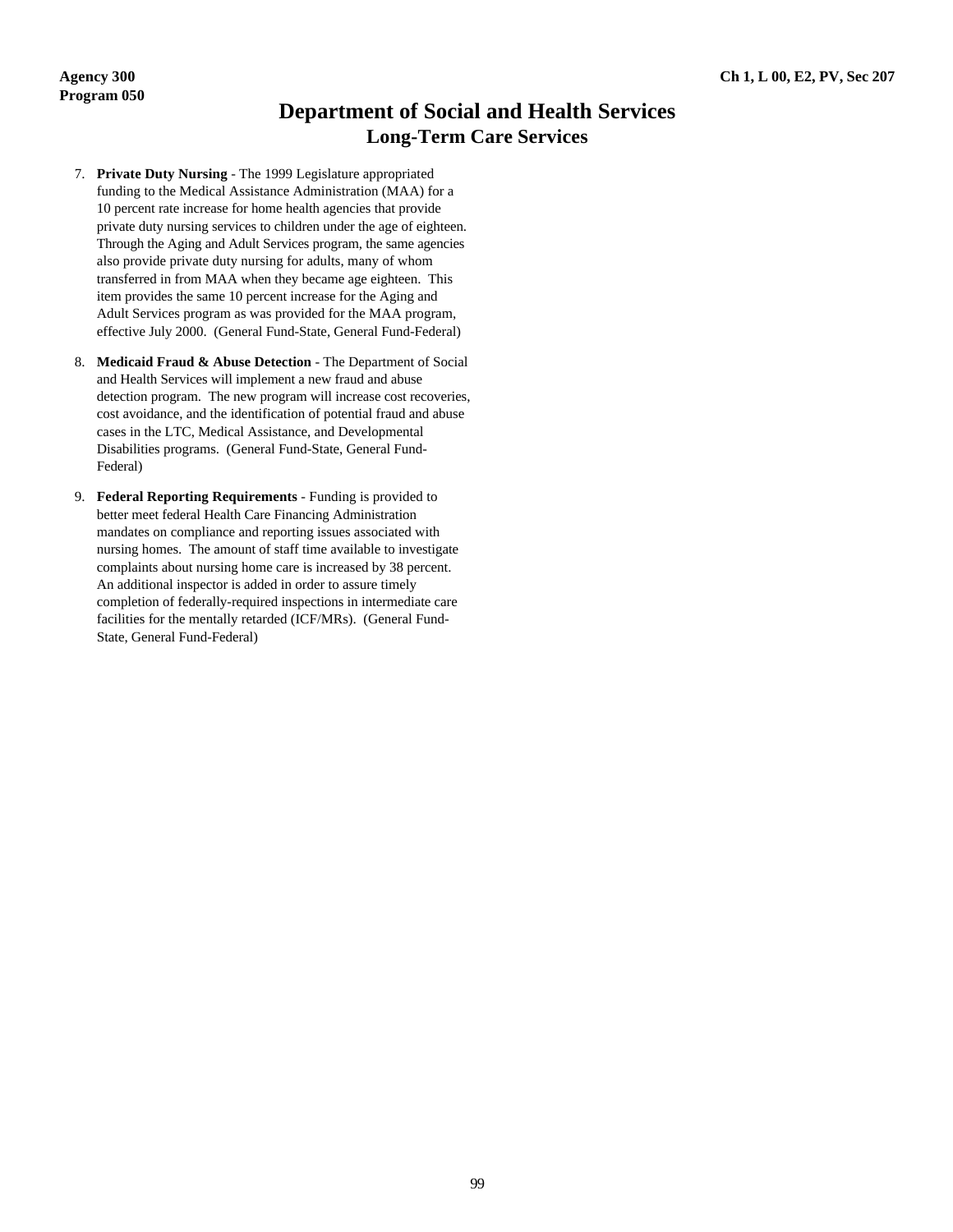# Department of Social and Health Services
## Long-Term Care Services

7. **Private Duty Nursing** - The 1999 Legislature appropriated funding to the Medical Assistance Administration (MAA) for a 10 percent rate increase for home health agencies that provide private duty nursing services to children under the age of eighteen. Through the Aging and Adult Services program, the same agencies also provide private duty nursing for adults, many of whom transferred in from MAA when they became age eighteen. This item provides the same 10 percent increase for the Aging and Adult Services program as was provided for the MAA program, effective July 2000. (General Fund-State, General Fund-Federal)

8. **Medicaid Fraud & Abuse Detection** - The Department of Social and Health Services will implement a new fraud and abuse detection program. The new program will increase cost recoveries, cost avoidance, and the identification of potential fraud and abuse cases in the LTC, Medical Assistance, and Developmental Disabilities programs. (General Fund-State, General Fund-Federal)

9. **Federal Reporting Requirements** - Funding is provided to better meet federal Health Care Financing Administration mandates on compliance and reporting issues associated with nursing homes. The amount of staff time available to investigate complaints about nursing home care is increased by 38 percent. An additional inspector is added in order to assure timely completion of federally-required inspections in intermediate care facilities for the mentally retarded (ICF/MRs). (General Fund-State, General Fund-Federal)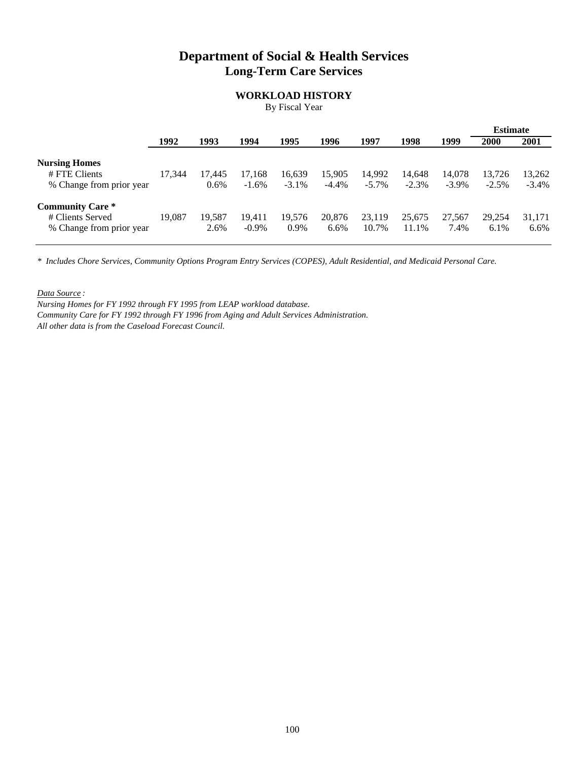# Department of Social & Health Services
## Long-Term Care Services

### WORKLOAD HISTORY
By Fiscal Year

| | 1992 | 1993 | 1994 | 1995 | 1996 | 1997 | 1998 | 1999 | Estimate 2000 | Estimate 2001 |
|---|---|---|---|---|---|---|---|---|---|---|
| **Nursing Homes** | | | | | | | | | | |
| # FTE Clients | 17,344 | 17,445 | 17,168 | 16,639 | 15,905 | 14,992 | 14,648 | 14,078 | 13,726 | 13,262 |
| % Change from prior year | | 0.6% | -1.6% | -3.1% | -4.4% | -5.7% | -2.3% | -3.9% | -2.5% | -3.4% |
| **Community Care *** | | | | | | | | | | |
| # Clients Served | 19,087 | 19,587 | 19,411 | 19,576 | 20,876 | 23,119 | 25,675 | 27,567 | 29,254 | 31,171 |
| % Change from prior year | | 2.6% | -0.9% | 0.9% | 6.6% | 10.7% | 11.1% | 7.4% | 6.1% | 6.6% |

*\* Includes Chore Services, Community Options Program Entry Services (COPES), Adult Residential, and Medicaid Personal Care.*

*Data Source :*
*Nursing Homes for FY 1992 through FY 1995 from LEAP workload database.*
*Community Care for FY 1992 through FY 1996 from Aging and Adult Services Administration.*
*All other data is from the Caseload Forecast Council.*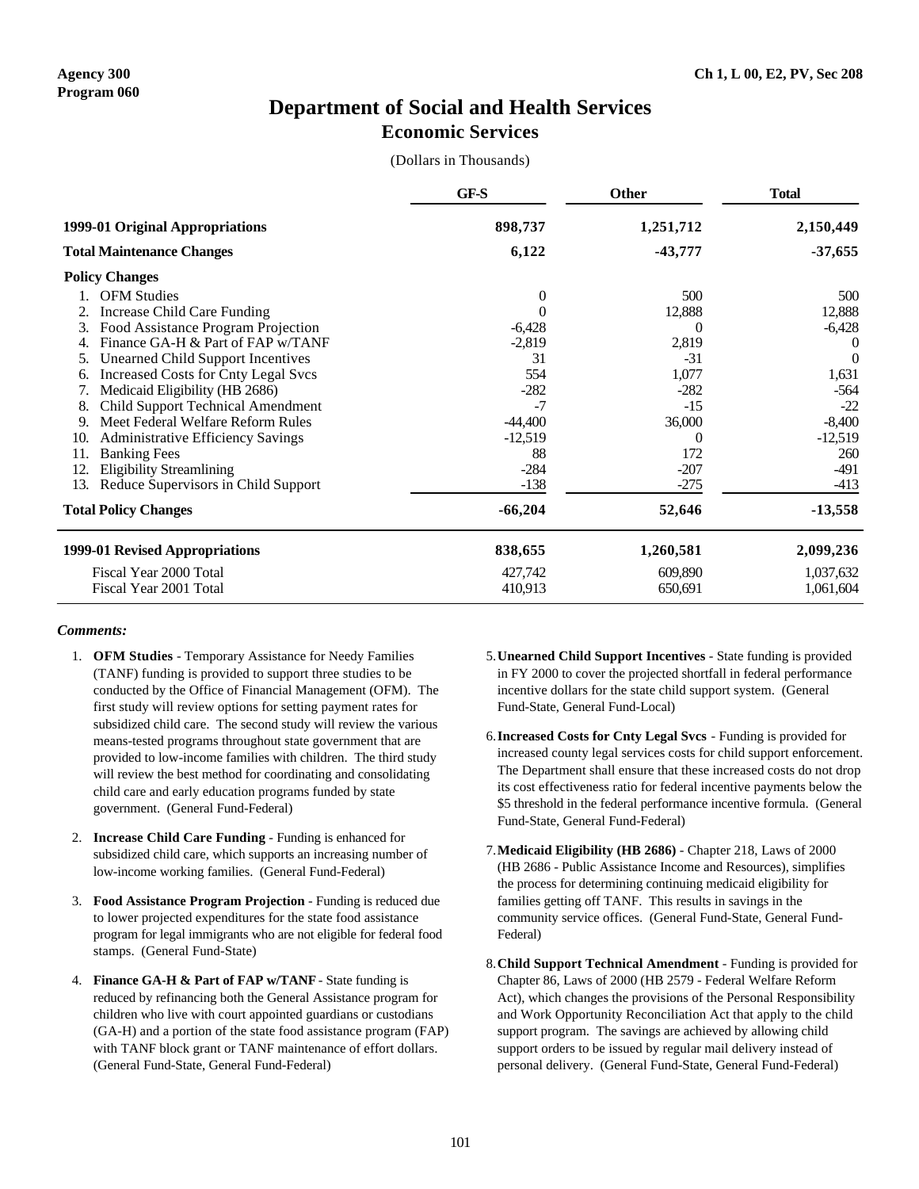Agency 300
Program 060

Ch 1, L 00, E2, PV, Sec 208

# Department of Social and Health Services
## Economic Services

(Dollars in Thousands)

| | GF-S | Other | Total |
|---|---|---|---|
| **1999-01 Original Appropriations** | **898,737** | **1,251,712** | **2,150,449** |
| **Total Maintenance Changes** | **6,122** | **-43,777** | **-37,655** |
| **Policy Changes** | | | |
| 1. OFM Studies | 0 | 500 | 500 |
| 2. Increase Child Care Funding | 0 | 12,888 | 12,888 |
| 3. Food Assistance Program Projection | -6,428 | 0 | -6,428 |
| 4. Finance GA-H & Part of FAP w/TANF | -2,819 | 2,819 | 0 |
| 5. Unearned Child Support Incentives | 31 | -31 | 0 |
| 6. Increased Costs for Cnty Legal Svcs | 554 | 1,077 | 1,631 |
| 7. Medicaid Eligibility (HB 2686) | -282 | -282 | -564 |
| 8. Child Support Technical Amendment | -7 | -15 | -22 |
| 9. Meet Federal Welfare Reform Rules | -44,400 | 36,000 | -8,400 |
| 10. Administrative Efficiency Savings | -12,519 | 0 | -12,519 |
| 11. Banking Fees | 88 | 172 | 260 |
| 12. Eligibility Streamlining | -284 | -207 | -491 |
| 13. Reduce Supervisors in Child Support | -138 | -275 | -413 |
| **Total Policy Changes** | **-66,204** | **52,646** | **-13,558** |
| **1999-01 Revised Appropriations** | **838,655** | **1,260,581** | **2,099,236** |
| Fiscal Year 2000 Total | 427,742 | 609,890 | 1,037,632 |
| Fiscal Year 2001 Total | 410,913 | 650,691 | 1,061,604 |

***Comments:***

1. **OFM Studies** - Temporary Assistance for Needy Families (TANF) funding is provided to support three studies to be conducted by the Office of Financial Management (OFM). The first study will review options for setting payment rates for subsidized child care. The second study will review the various means-tested programs throughout state government that are provided to low-income families with children. The third study will review the best method for coordinating and consolidating child care and early education programs funded by state government. (General Fund-Federal)

2. **Increase Child Care Funding** - Funding is enhanced for subsidized child care, which supports an increasing number of low-income working families. (General Fund-Federal)

3. **Food Assistance Program Projection** - Funding is reduced due to lower projected expenditures for the state food assistance program for legal immigrants who are not eligible for federal food stamps. (General Fund-State)

4. **Finance GA-H & Part of FAP w/TANF** - State funding is reduced by refinancing both the General Assistance program for children who live with court appointed guardians or custodians (GA-H) and a portion of the state food assistance program (FAP) with TANF block grant or TANF maintenance of effort dollars. (General Fund-State, General Fund-Federal)

5. **Unearned Child Support Incentives** - State funding is provided in FY 2000 to cover the projected shortfall in federal performance incentive dollars for the state child support system. (General Fund-State, General Fund-Local)

6. **Increased Costs for Cnty Legal Svcs** - Funding is provided for increased county legal services costs for child support enforcement. The Department shall ensure that these increased costs do not drop its cost effectiveness ratio for federal incentive payments below the $5 threshold in the federal performance incentive formula. (General Fund-State, General Fund-Federal)

7. **Medicaid Eligibility (HB 2686)** - Chapter 218, Laws of 2000 (HB 2686 - Public Assistance Income and Resources), simplifies the process for determining continuing medicaid eligibility for families getting off TANF. This results in savings in the community service offices. (General Fund-State, General Fund-Federal)

8. **Child Support Technical Amendment** - Funding is provided for Chapter 86, Laws of 2000 (HB 2579 - Federal Welfare Reform Act), which changes the provisions of the Personal Responsibility and Work Opportunity Reconciliation Act that apply to the child support program. The savings are achieved by allowing child support orders to be issued by regular mail delivery instead of personal delivery. (General Fund-State, General Fund-Federal)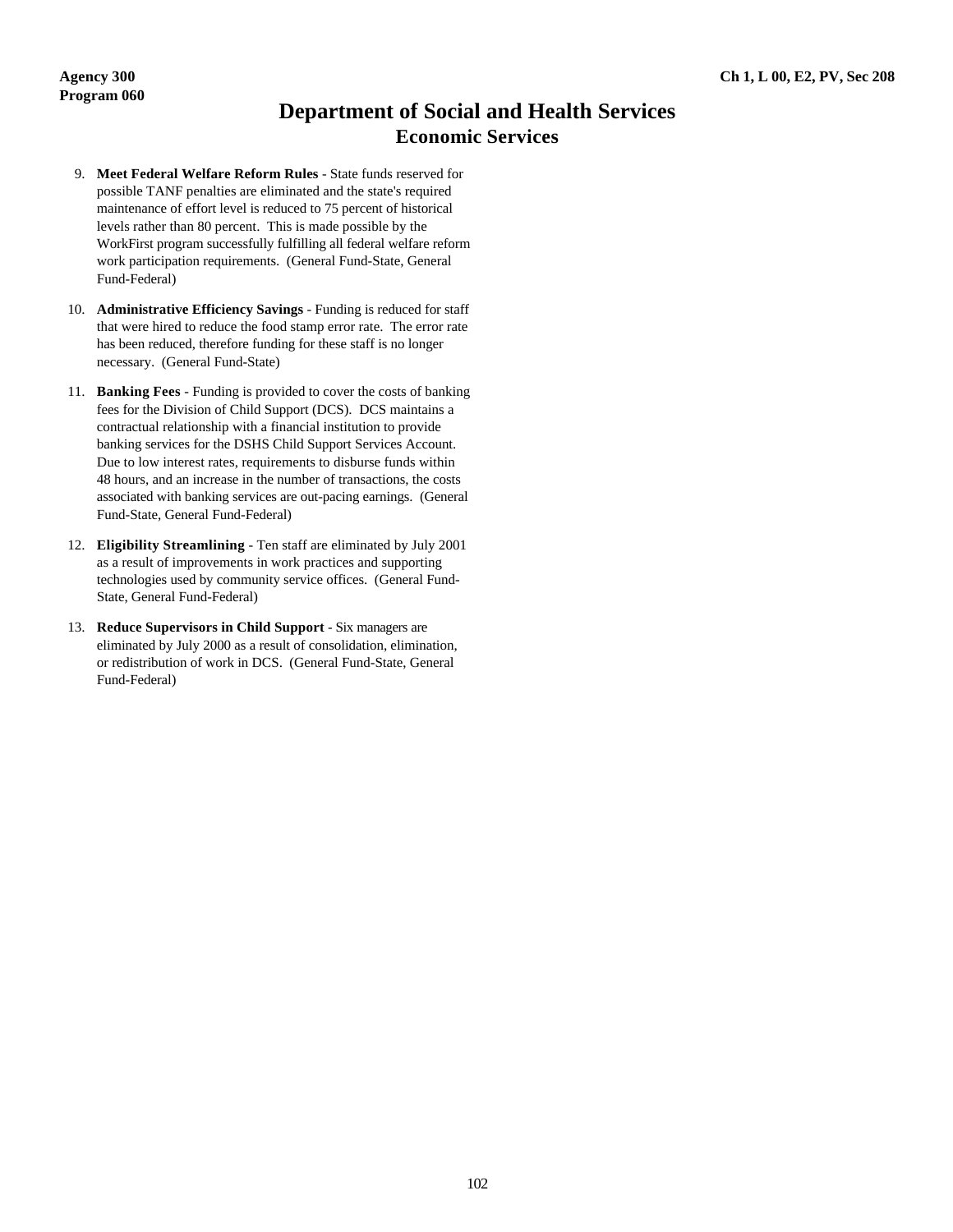# Department of Social and Health Services
## Economic Services

9. **Meet Federal Welfare Reform Rules** - State funds reserved for possible TANF penalties are eliminated and the state's required maintenance of effort level is reduced to 75 percent of historical levels rather than 80 percent. This is made possible by the WorkFirst program successfully fulfilling all federal welfare reform work participation requirements. (General Fund-State, General Fund-Federal)

10. **Administrative Efficiency Savings** - Funding is reduced for staff that were hired to reduce the food stamp error rate. The error rate has been reduced, therefore funding for these staff is no longer necessary. (General Fund-State)

11. **Banking Fees** - Funding is provided to cover the costs of banking fees for the Division of Child Support (DCS). DCS maintains a contractual relationship with a financial institution to provide banking services for the DSHS Child Support Services Account. Due to low interest rates, requirements to disburse funds within 48 hours, and an increase in the number of transactions, the costs associated with banking services are out-pacing earnings. (General Fund-State, General Fund-Federal)

12. **Eligibility Streamlining** - Ten staff are eliminated by July 2001 as a result of improvements in work practices and supporting technologies used by community service offices. (General Fund-State, General Fund-Federal)

13. **Reduce Supervisors in Child Support** - Six managers are eliminated by July 2000 as a result of consolidation, elimination, or redistribution of work in DCS. (General Fund-State, General Fund-Federal)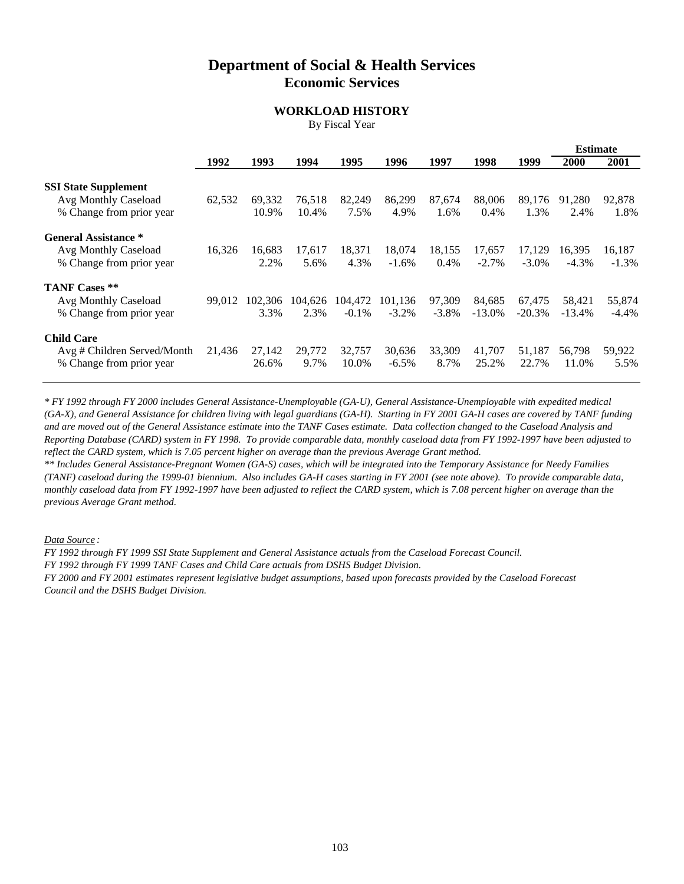# Department of Social & Health Services
## Economic Services

### WORKLOAD HISTORY
By Fiscal Year

| | 1992 | 1993 | 1994 | 1995 | 1996 | 1997 | 1998 | 1999 | Estimate 2000 | Estimate 2001 |
|---|---|---|---|---|---|---|---|---|---|---|
| **SSI State Supplement** | | | | | | | | | | |
| Avg Monthly Caseload | 62,532 | 69,332 | 76,518 | 82,249 | 86,299 | 87,674 | 88,006 | 89,176 | 91,280 | 92,878 |
| % Change from prior year | | 10.9% | 10.4% | 7.5% | 4.9% | 1.6% | 0.4% | 1.3% | 2.4% | 1.8% |
| **General Assistance \*** | | | | | | | | | | |
| Avg Monthly Caseload | 16,326 | 16,683 | 17,617 | 18,371 | 18,074 | 18,155 | 17,657 | 17,129 | 16,395 | 16,187 |
| % Change from prior year | | 2.2% | 5.6% | 4.3% | -1.6% | 0.4% | -2.7% | -3.0% | -4.3% | -1.3% |
| **TANF Cases \*\*** | | | | | | | | | | |
| Avg Monthly Caseload | 99,012 | 102,306 | 104,626 | 104,472 | 101,136 | 97,309 | 84,685 | 67,475 | 58,421 | 55,874 |
| % Change from prior year | | 3.3% | 2.3% | -0.1% | -3.2% | -3.8% | -13.0% | -20.3% | -13.4% | -4.4% |
| **Child Care** | | | | | | | | | | |
| Avg # Children Served/Month | 21,436 | 27,142 | 29,772 | 32,757 | 30,636 | 33,309 | 41,707 | 51,187 | 56,798 | 59,922 |
| % Change from prior year | | 26.6% | 9.7% | 10.0% | -6.5% | 8.7% | 25.2% | 22.7% | 11.0% | 5.5% |

*\* FY 1992 through FY 2000 includes General Assistance-Unemployable (GA-U), General Assistance-Unemployable with expedited medical (GA-X), and General Assistance for children living with legal guardians (GA-H). Starting in FY 2001 GA-H cases are covered by TANF funding and are moved out of the General Assistance estimate into the TANF Cases estimate. Data collection changed to the Caseload Analysis and Reporting Database (CARD) system in FY 1998. To provide comparable data, monthly caseload data from FY 1992-1997 have been adjusted to reflect the CARD system, which is 7.05 percent higher on average than the previous Average Grant method.*

*\*\* Includes General Assistance-Pregnant Women (GA-S) cases, which will be integrated into the Temporary Assistance for Needy Families (TANF) caseload during the 1999-01 biennium. Also includes GA-H cases starting in FY 2001 (see note above). To provide comparable data, monthly caseload data from FY 1992-1997 have been adjusted to reflect the CARD system, which is 7.08 percent higher on average than the previous Average Grant method.*

*Data Source :*

*FY 1992 through FY 1999 SSI State Supplement and General Assistance actuals from the Caseload Forecast Council.*

*FY 1992 through FY 1999 TANF Cases and Child Care actuals from DSHS Budget Division.*

*FY 2000 and FY 2001 estimates represent legislative budget assumptions, based upon forecasts provided by the Caseload Forecast Council and the DSHS Budget Division.*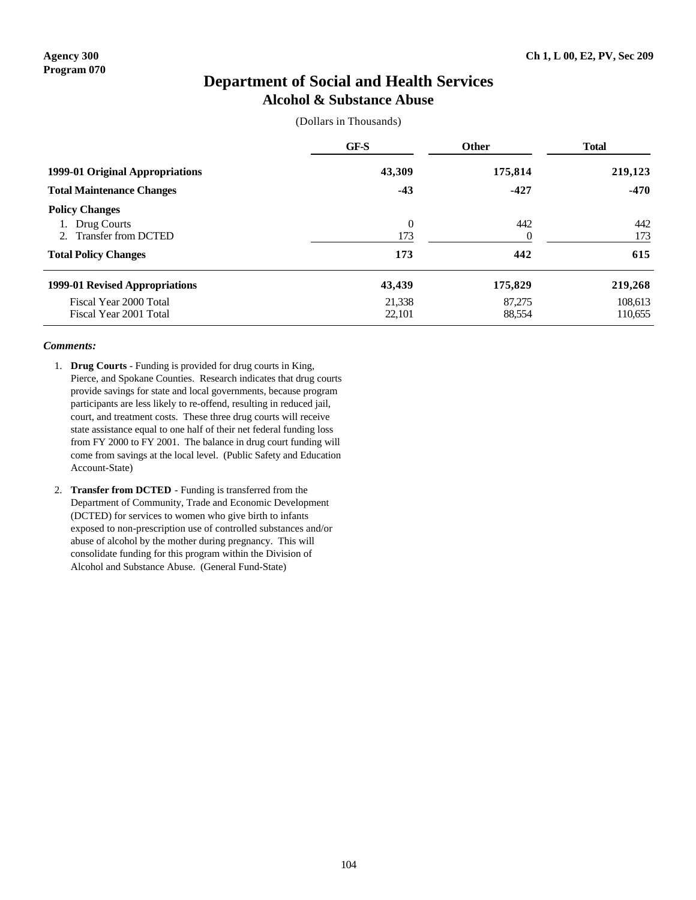Agency 300
Program 070

Ch 1, L 00, E2, PV, Sec 209

# Department of Social and Health Services
## Alcohol & Substance Abuse

(Dollars in Thousands)

| | GF-S | Other | Total |
|---|---|---|---|
| **1999-01 Original Appropriations** | **43,309** | **175,814** | **219,123** |
| **Total Maintenance Changes** | **-43** | **-427** | **-470** |
| **Policy Changes** | | | |
| 1. Drug Courts | 0 | 442 | 442 |
| 2. Transfer from DCTED | 173 | 0 | 173 |
| **Total Policy Changes** | **173** | **442** | **615** |
| **1999-01 Revised Appropriations** | **43,439** | **175,829** | **219,268** |
| Fiscal Year 2000 Total | 21,338 | 87,275 | 108,613 |
| Fiscal Year 2001 Total | 22,101 | 88,554 | 110,655 |

***Comments:***

1. **Drug Courts** - Funding is provided for drug courts in King, Pierce, and Spokane Counties. Research indicates that drug courts provide savings for state and local governments, because program participants are less likely to re-offend, resulting in reduced jail, court, and treatment costs. These three drug courts will receive state assistance equal to one half of their net federal funding loss from FY 2000 to FY 2001. The balance in drug court funding will come from savings at the local level. (Public Safety and Education Account-State)

2. **Transfer from DCTED** - Funding is transferred from the Department of Community, Trade and Economic Development (DCTED) for services to women who give birth to infants exposed to non-prescription use of controlled substances and/or abuse of alcohol by the mother during pregnancy. This will consolidate funding for this program within the Division of Alcohol and Substance Abuse. (General Fund-State)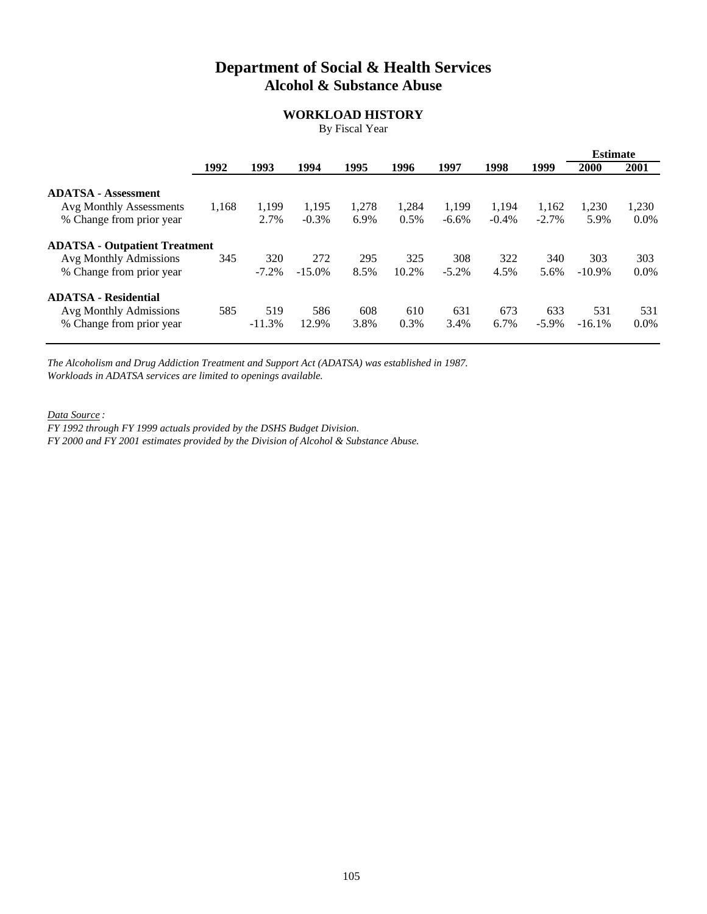# Department of Social & Health Services
## Alcohol & Substance Abuse

### WORKLOAD HISTORY
By Fiscal Year

| | 1992 | 1993 | 1994 | 1995 | 1996 | 1997 | 1998 | 1999 | Estimate 2000 | Estimate 2001 |
|---|---|---|---|---|---|---|---|---|---|---|
| **ADATSA - Assessment** | | | | | | | | | | |
| Avg Monthly Assessments | 1,168 | 1,199 | 1,195 | 1,278 | 1,284 | 1,199 | 1,194 | 1,162 | 1,230 | 1,230 |
| % Change from prior year | | 2.7% | -0.3% | 6.9% | 0.5% | -6.6% | -0.4% | -2.7% | 5.9% | 0.0% |
| **ADATSA - Outpatient Treatment** | | | | | | | | | | |
| Avg Monthly Admissions | 345 | 320 | 272 | 295 | 325 | 308 | 322 | 340 | 303 | 303 |
| % Change from prior year | | -7.2% | -15.0% | 8.5% | 10.2% | -5.2% | 4.5% | 5.6% | -10.9% | 0.0% |
| **ADATSA - Residential** | | | | | | | | | | |
| Avg Monthly Admissions | 585 | 519 | 586 | 608 | 610 | 631 | 673 | 633 | 531 | 531 |
| % Change from prior year | | -11.3% | 12.9% | 3.8% | 0.3% | 3.4% | 6.7% | -5.9% | -16.1% | 0.0% |

*The Alcoholism and Drug Addiction Treatment and Support Act (ADATSA) was established in 1987.*
*Workloads in ADATSA services are limited to openings available.*

*Data Source :*
*FY 1992 through FY 1999 actuals provided by the DSHS Budget Division.*
*FY 2000 and FY 2001 estimates provided by the Division of Alcohol & Substance Abuse.*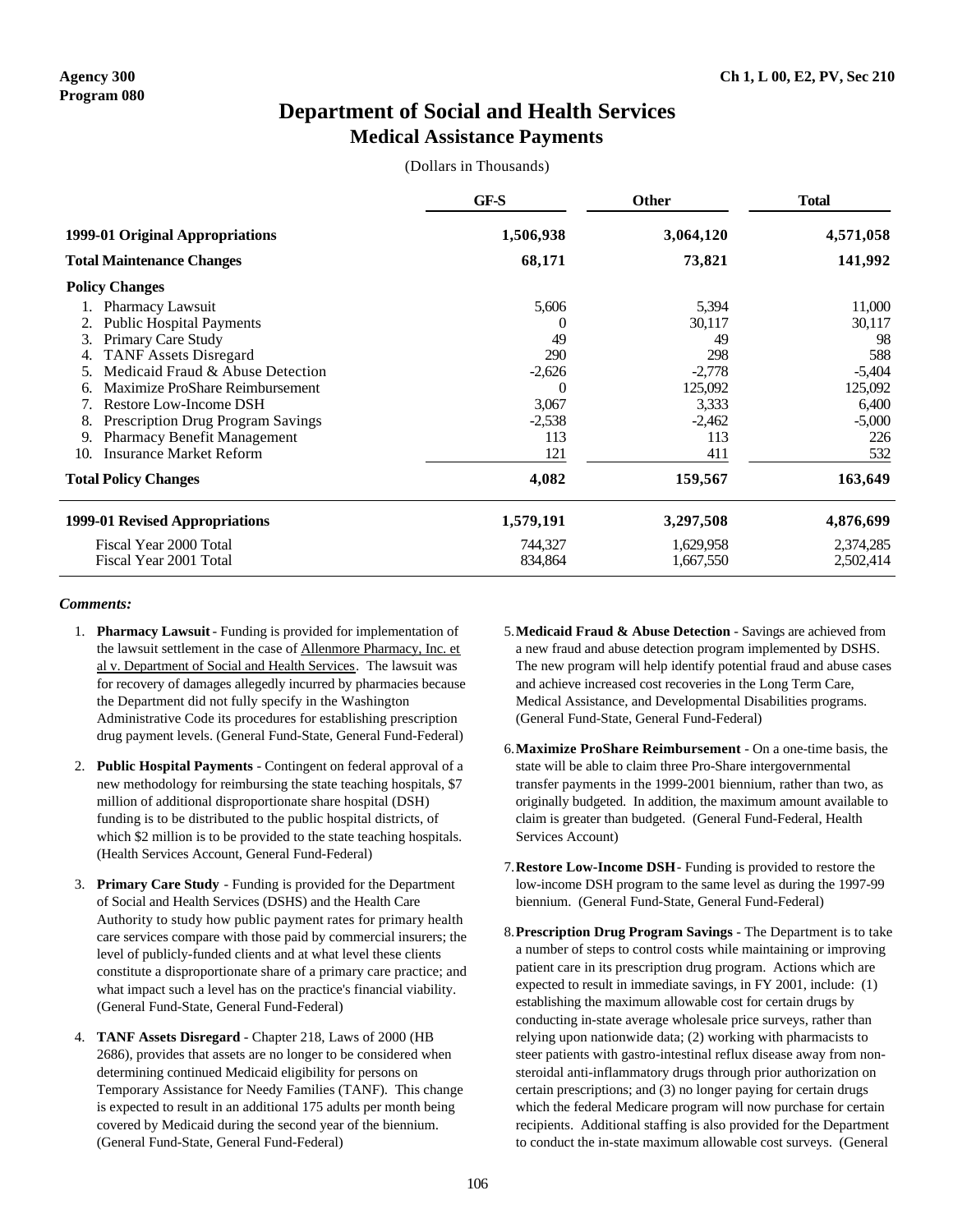Agency 300
Program 080

Ch 1, L 00, E2, PV, Sec 210

# Department of Social and Health Services
## Medical Assistance Payments

(Dollars in Thousands)

| | GF-S | Other | Total |
|---|---|---|---|
| **1999-01 Original Appropriations** | **1,506,938** | **3,064,120** | **4,571,058** |
| **Total Maintenance Changes** | **68,171** | **73,821** | **141,992** |
| **Policy Changes** | | | |
| 1. Pharmacy Lawsuit | 5,606 | 5,394 | 11,000 |
| 2. Public Hospital Payments | 0 | 30,117 | 30,117 |
| 3. Primary Care Study | 49 | 49 | 98 |
| 4. TANF Assets Disregard | 290 | 298 | 588 |
| 5. Medicaid Fraud & Abuse Detection | -2,626 | -2,778 | -5,404 |
| 6. Maximize ProShare Reimbursement | 0 | 125,092 | 125,092 |
| 7. Restore Low-Income DSH | 3,067 | 3,333 | 6,400 |
| 8. Prescription Drug Program Savings | -2,538 | -2,462 | -5,000 |
| 9. Pharmacy Benefit Management | 113 | 113 | 226 |
| 10. Insurance Market Reform | 121 | 411 | 532 |
| **Total Policy Changes** | **4,082** | **159,567** | **163,649** |
| **1999-01 Revised Appropriations** | **1,579,191** | **3,297,508** | **4,876,699** |
| Fiscal Year 2000 Total | 744,327 | 1,629,958 | 2,374,285 |
| Fiscal Year 2001 Total | 834,864 | 1,667,550 | 2,502,414 |

***Comments:***

1. **Pharmacy Lawsuit** - Funding is provided for implementation of the lawsuit settlement in the case of Allenmore Pharmacy, Inc. et al v. Department of Social and Health Services. The lawsuit was for recovery of damages allegedly incurred by pharmacies because the Department did not fully specify in the Washington Administrative Code its procedures for establishing prescription drug payment levels. (General Fund-State, General Fund-Federal)

2. **Public Hospital Payments** - Contingent on federal approval of a new methodology for reimbursing the state teaching hospitals, $7 million of additional disproportionate share hospital (DSH) funding is to be distributed to the public hospital districts, of which $2 million is to be provided to the state teaching hospitals. (Health Services Account, General Fund-Federal)

3. **Primary Care Study** - Funding is provided for the Department of Social and Health Services (DSHS) and the Health Care Authority to study how public payment rates for primary health care services compare with those paid by commercial insurers; the level of publicly-funded clients and at what level these clients constitute a disproportionate share of a primary care practice; and what impact such a level has on the practice's financial viability. (General Fund-State, General Fund-Federal)

4. **TANF Assets Disregard** - Chapter 218, Laws of 2000 (HB 2686), provides that assets are no longer to be considered when determining continued Medicaid eligibility for persons on Temporary Assistance for Needy Families (TANF). This change is expected to result in an additional 175 adults per month being covered by Medicaid during the second year of the biennium. (General Fund-State, General Fund-Federal)

5. **Medicaid Fraud & Abuse Detection** - Savings are achieved from a new fraud and abuse detection program implemented by DSHS. The new program will help identify potential fraud and abuse cases and achieve increased cost recoveries in the Long Term Care, Medical Assistance, and Developmental Disabilities programs. (General Fund-State, General Fund-Federal)

6. **Maximize ProShare Reimbursement** - On a one-time basis, the state will be able to claim three Pro-Share intergovernmental transfer payments in the 1999-2001 biennium, rather than two, as originally budgeted. In addition, the maximum amount available to claim is greater than budgeted. (General Fund-Federal, Health Services Account)

7. **Restore Low-Income DSH** - Funding is provided to restore the low-income DSH program to the same level as during the 1997-99 biennium. (General Fund-State, General Fund-Federal)

8. **Prescription Drug Program Savings** - The Department is to take a number of steps to control costs while maintaining or improving patient care in its prescription drug program. Actions which are expected to result in immediate savings, in FY 2001, include: (1) establishing the maximum allowable cost for certain drugs by conducting in-state average wholesale price surveys, rather than relying upon nationwide data; (2) working with pharmacists to steer patients with gastro-intestinal reflux disease away from non-steroidal anti-inflammatory drugs through prior authorization on certain prescriptions; and (3) no longer paying for certain drugs which the federal Medicare program will now purchase for certain recipients. Additional staffing is also provided for the Department to conduct the in-state maximum allowable cost surveys. (General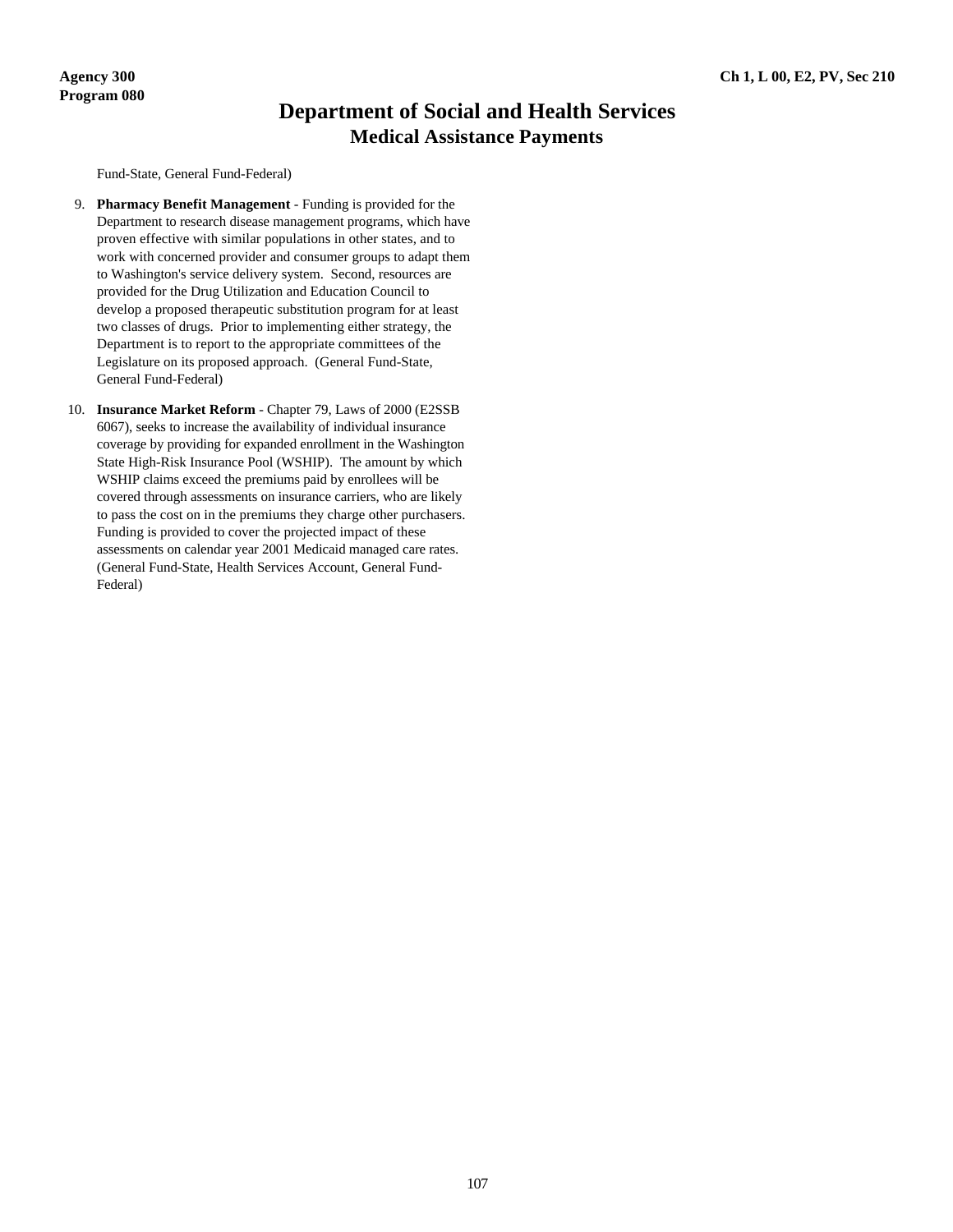Fund-State, General Fund-Federal)

9. **Pharmacy Benefit Management** - Funding is provided for the Department to research disease management programs, which have proven effective with similar populations in other states, and to work with concerned provider and consumer groups to adapt them to Washington's service delivery system. Second, resources are provided for the Drug Utilization and Education Council to develop a proposed therapeutic substitution program for at least two classes of drugs. Prior to implementing either strategy, the Department is to report to the appropriate committees of the Legislature on its proposed approach. (General Fund-State, General Fund-Federal)

10. **Insurance Market Reform** - Chapter 79, Laws of 2000 (E2SSB 6067), seeks to increase the availability of individual insurance coverage by providing for expanded enrollment in the Washington State High-Risk Insurance Pool (WSHIP). The amount by which WSHIP claims exceed the premiums paid by enrollees will be covered through assessments on insurance carriers, who are likely to pass the cost on in the premiums they charge other purchasers. Funding is provided to cover the projected impact of these assessments on calendar year 2001 Medicaid managed care rates. (General Fund-State, Health Services Account, General Fund-Federal)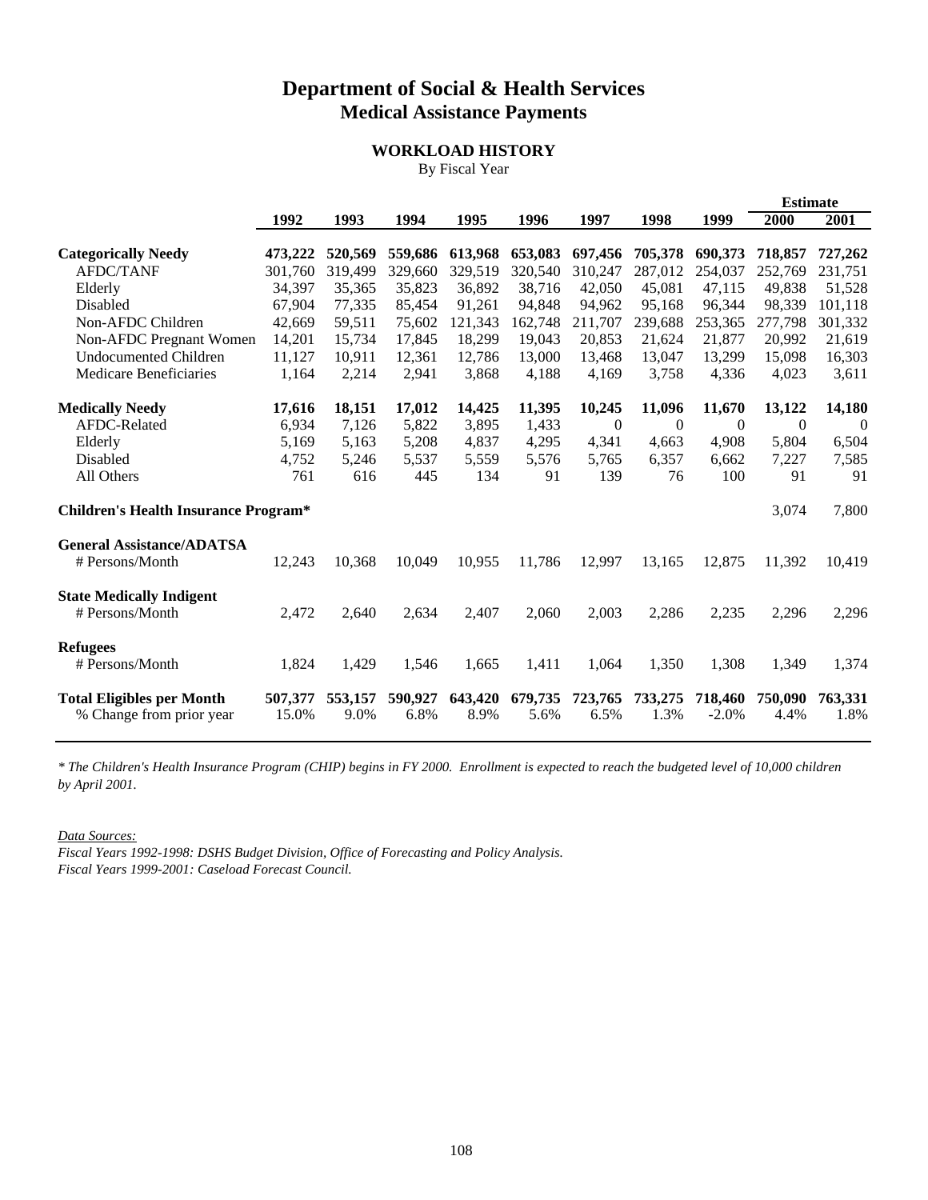# Department of Social & Health Services
## Medical Assistance Payments

### WORKLOAD HISTORY

By Fiscal Year

| | 1992 | 1993 | 1994 | 1995 | 1996 | 1997 | 1998 | 1999 | Estimate 2000 | Estimate 2001 |
|---|---|---|---|---|---|---|---|---|---|---|
| **Categorically Needy** | **473,222** | **520,569** | **559,686** | **613,968** | **653,083** | **697,456** | **705,378** | **690,373** | **718,857** | **727,262** |
| AFDC/TANF | 301,760 | 319,499 | 329,660 | 329,519 | 320,540 | 310,247 | 287,012 | 254,037 | 252,769 | 231,751 |
| Elderly | 34,397 | 35,365 | 35,823 | 36,892 | 38,716 | 42,050 | 45,081 | 47,115 | 49,838 | 51,528 |
| Disabled | 67,904 | 77,335 | 85,454 | 91,261 | 94,848 | 94,962 | 95,168 | 96,344 | 98,339 | 101,118 |
| Non-AFDC Children | 42,669 | 59,511 | 75,602 | 121,343 | 162,748 | 211,707 | 239,688 | 253,365 | 277,798 | 301,332 |
| Non-AFDC Pregnant Women | 14,201 | 15,734 | 17,845 | 18,299 | 19,043 | 20,853 | 21,624 | 21,877 | 20,992 | 21,619 |
| Undocumented Children | 11,127 | 10,911 | 12,361 | 12,786 | 13,000 | 13,468 | 13,047 | 13,299 | 15,098 | 16,303 |
| Medicare Beneficiaries | 1,164 | 2,214 | 2,941 | 3,868 | 4,188 | 4,169 | 3,758 | 4,336 | 4,023 | 3,611 |
| **Medically Needy** | **17,616** | **18,151** | **17,012** | **14,425** | **11,395** | **10,245** | **11,096** | **11,670** | **13,122** | **14,180** |
| AFDC-Related | 6,934 | 7,126 | 5,822 | 3,895 | 1,433 | 0 | 0 | 0 | 0 | 0 |
| Elderly | 5,169 | 5,163 | 5,208 | 4,837 | 4,295 | 4,341 | 4,663 | 4,908 | 5,804 | 6,504 |
| Disabled | 4,752 | 5,246 | 5,537 | 5,559 | 5,576 | 5,765 | 6,357 | 6,662 | 7,227 | 7,585 |
| All Others | 761 | 616 | 445 | 134 | 91 | 139 | 76 | 100 | 91 | 91 |
| **Children's Health Insurance Program*** | | | | | | | | | 3,074 | 7,800 |
| **General Assistance/ADATSA** | | | | | | | | | | |
| # Persons/Month | 12,243 | 10,368 | 10,049 | 10,955 | 11,786 | 12,997 | 13,165 | 12,875 | 11,392 | 10,419 |
| **State Medically Indigent** | | | | | | | | | | |
| # Persons/Month | 2,472 | 2,640 | 2,634 | 2,407 | 2,060 | 2,003 | 2,286 | 2,235 | 2,296 | 2,296 |
| **Refugees** | | | | | | | | | | |
| # Persons/Month | 1,824 | 1,429 | 1,546 | 1,665 | 1,411 | 1,064 | 1,350 | 1,308 | 1,349 | 1,374 |
| **Total Eligibles per Month** | **507,377** | **553,157** | **590,927** | **643,420** | **679,735** | **723,765** | **733,275** | **718,460** | **750,090** | **763,331** |
| % Change from prior year | 15.0% | 9.0% | 6.8% | 8.9% | 5.6% | 6.5% | 1.3% | -2.0% | 4.4% | 1.8% |

*\* The Children's Health Insurance Program (CHIP) begins in FY 2000. Enrollment is expected to reach the budgeted level of 10,000 children by April 2001.*

*Data Sources:*
*Fiscal Years 1992-1998: DSHS Budget Division, Office of Forecasting and Policy Analysis.*
*Fiscal Years 1999-2001: Caseload Forecast Council.*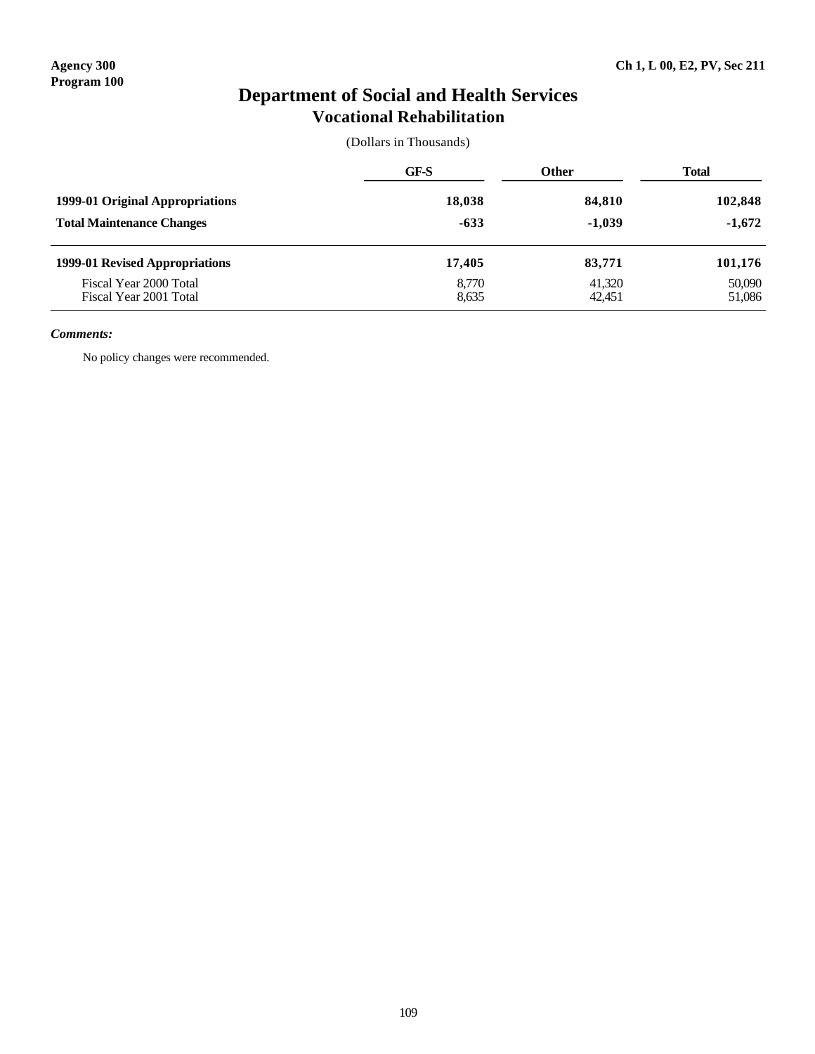Agency 300
Program 100

Ch 1, L 00, E2, PV, Sec 211

# Department of Social and Health Services
## Vocational Rehabilitation

(Dollars in Thousands)

| | GF-S | Other | Total |
|---|---|---|---|
| **1999-01 Original Appropriations** | **18,038** | **84,810** | **102,848** |
| **Total Maintenance Changes** | **-633** | **-1,039** | **-1,672** |
| **1999-01 Revised Appropriations** | **17,405** | **83,771** | **101,176** |
| Fiscal Year 2000 Total | 8,770 | 41,320 | 50,090 |
| Fiscal Year 2001 Total | 8,635 | 42,451 | 51,086 |

***Comments:***

No policy changes were recommended.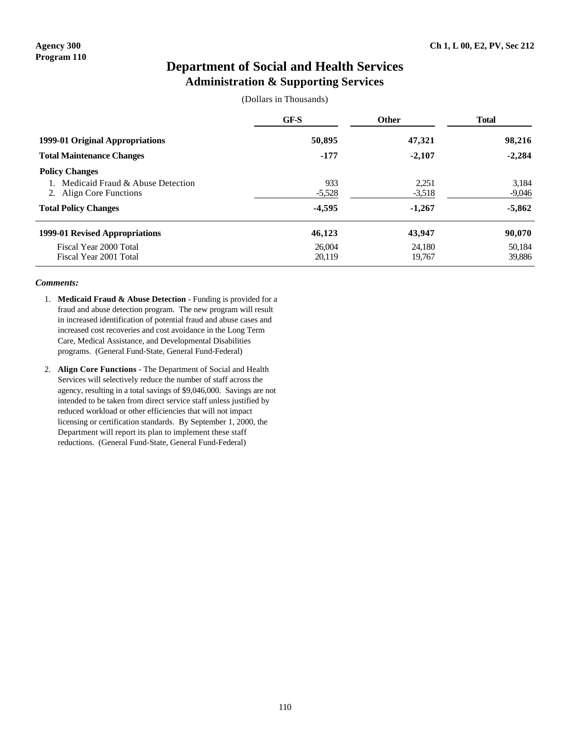Agency 300
Program 110

Ch 1, L 00, E2, PV, Sec 212

# Department of Social and Health Services
## Administration & Supporting Services

(Dollars in Thousands)

| | GF-S | Other | Total |
|---|---|---|---|
| **1999-01 Original Appropriations** | **50,895** | **47,321** | **98,216** |
| **Total Maintenance Changes** | **-177** | **-2,107** | **-2,284** |
| **Policy Changes** | | | |
| 1. Medicaid Fraud & Abuse Detection | 933 | 2,251 | 3,184 |
| 2. Align Core Functions | -5,528 | -3,518 | -9,046 |
| **Total Policy Changes** | **-4,595** | **-1,267** | **-5,862** |
| **1999-01 Revised Appropriations** | **46,123** | **43,947** | **90,070** |
| Fiscal Year 2000 Total | 26,004 | 24,180 | 50,184 |
| Fiscal Year 2001 Total | 20,119 | 19,767 | 39,886 |

***Comments:***

1. **Medicaid Fraud & Abuse Detection** - Funding is provided for a fraud and abuse detection program. The new program will result in increased identification of potential fraud and abuse cases and increased cost recoveries and cost avoidance in the Long Term Care, Medical Assistance, and Developmental Disabilities programs. (General Fund-State, General Fund-Federal)

2. **Align Core Functions** - The Department of Social and Health Services will selectively reduce the number of staff across the agency, resulting in a total savings of $9,046,000. Savings are not intended to be taken from direct service staff unless justified by reduced workload or other efficiencies that will not impact licensing or certification standards. By September 1, 2000, the Department will report its plan to implement these staff reductions. (General Fund-State, General Fund-Federal)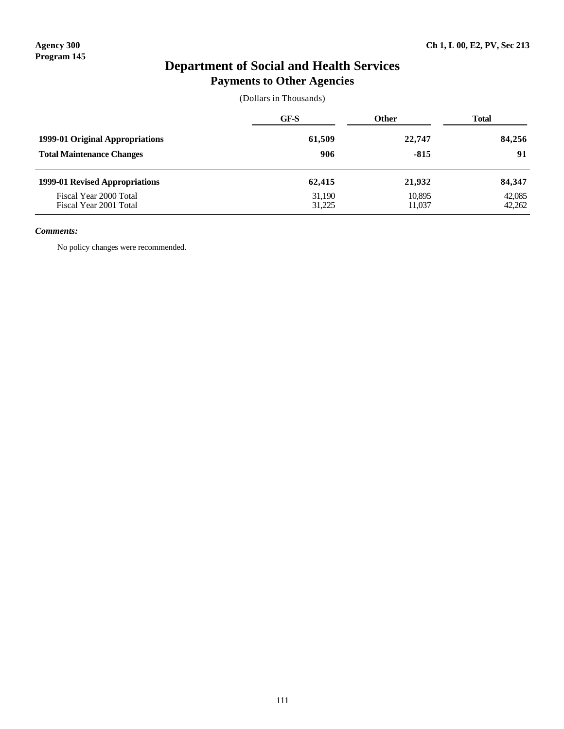Agency 300
Program 145

Ch 1, L 00, E2, PV, Sec 213

# Department of Social and Health Services
## Payments to Other Agencies

(Dollars in Thousands)

| | GF-S | Other | Total |
|---|---|---|---|
| **1999-01 Original Appropriations** | **61,509** | **22,747** | **84,256** |
| **Total Maintenance Changes** | **906** | **-815** | **91** |
| **1999-01 Revised Appropriations** | **62,415** | **21,932** | **84,347** |
| Fiscal Year 2000 Total | 31,190 | 10,895 | 42,085 |
| Fiscal Year 2001 Total | 31,225 | 11,037 | 42,262 |

***Comments:***

No policy changes were recommended.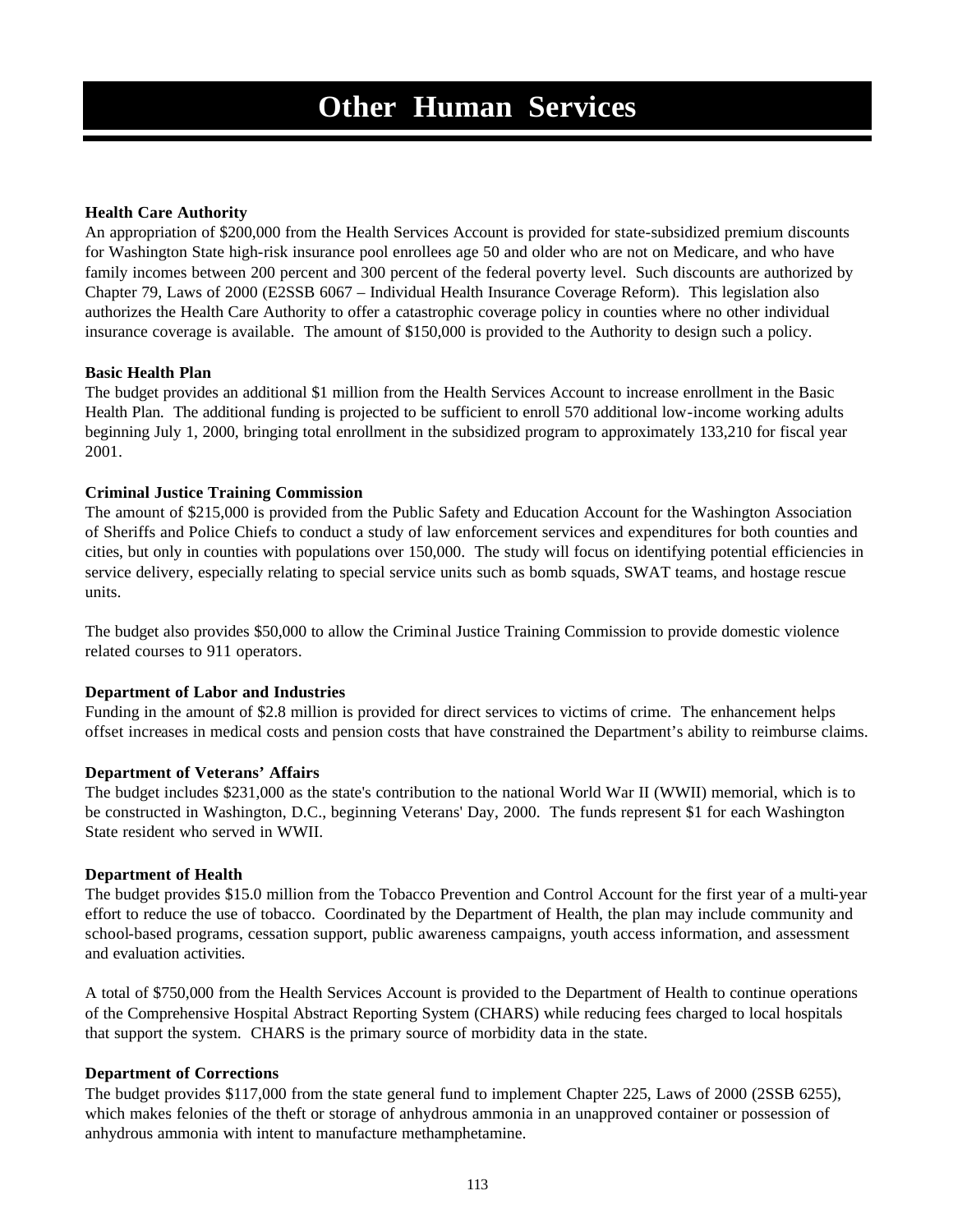# Other Human Services

**Health Care Authority**

An appropriation of $200,000 from the Health Services Account is provided for state-subsidized premium discounts for Washington State high-risk insurance pool enrollees age 50 and older who are not on Medicare, and who have family incomes between 200 percent and 300 percent of the federal poverty level. Such discounts are authorized by Chapter 79, Laws of 2000 (E2SSB 6067 – Individual Health Insurance Coverage Reform). This legislation also authorizes the Health Care Authority to offer a catastrophic coverage policy in counties where no other individual insurance coverage is available. The amount of $150,000 is provided to the Authority to design such a policy.

**Basic Health Plan**

The budget provides an additional $1 million from the Health Services Account to increase enrollment in the Basic Health Plan. The additional funding is projected to be sufficient to enroll 570 additional low-income working adults beginning July 1, 2000, bringing total enrollment in the subsidized program to approximately 133,210 for fiscal year 2001.

**Criminal Justice Training Commission**

The amount of $215,000 is provided from the Public Safety and Education Account for the Washington Association of Sheriffs and Police Chiefs to conduct a study of law enforcement services and expenditures for both counties and cities, but only in counties with populations over 150,000. The study will focus on identifying potential efficiencies in service delivery, especially relating to special service units such as bomb squads, SWAT teams, and hostage rescue units.

The budget also provides $50,000 to allow the Criminal Justice Training Commission to provide domestic violence related courses to 911 operators.

**Department of Labor and Industries**

Funding in the amount of $2.8 million is provided for direct services to victims of crime. The enhancement helps offset increases in medical costs and pension costs that have constrained the Department's ability to reimburse claims.

**Department of Veterans' Affairs**

The budget includes $231,000 as the state's contribution to the national World War II (WWII) memorial, which is to be constructed in Washington, D.C., beginning Veterans' Day, 2000. The funds represent $1 for each Washington State resident who served in WWII.

**Department of Health**

The budget provides $15.0 million from the Tobacco Prevention and Control Account for the first year of a multi-year effort to reduce the use of tobacco. Coordinated by the Department of Health, the plan may include community and school-based programs, cessation support, public awareness campaigns, youth access information, and assessment and evaluation activities.

A total of $750,000 from the Health Services Account is provided to the Department of Health to continue operations of the Comprehensive Hospital Abstract Reporting System (CHARS) while reducing fees charged to local hospitals that support the system. CHARS is the primary source of morbidity data in the state.

**Department of Corrections**

The budget provides $117,000 from the state general fund to implement Chapter 225, Laws of 2000 (2SSB 6255), which makes felonies of the theft or storage of anhydrous ammonia in an unapproved container or possession of anhydrous ammonia with intent to manufacture methamphetamine.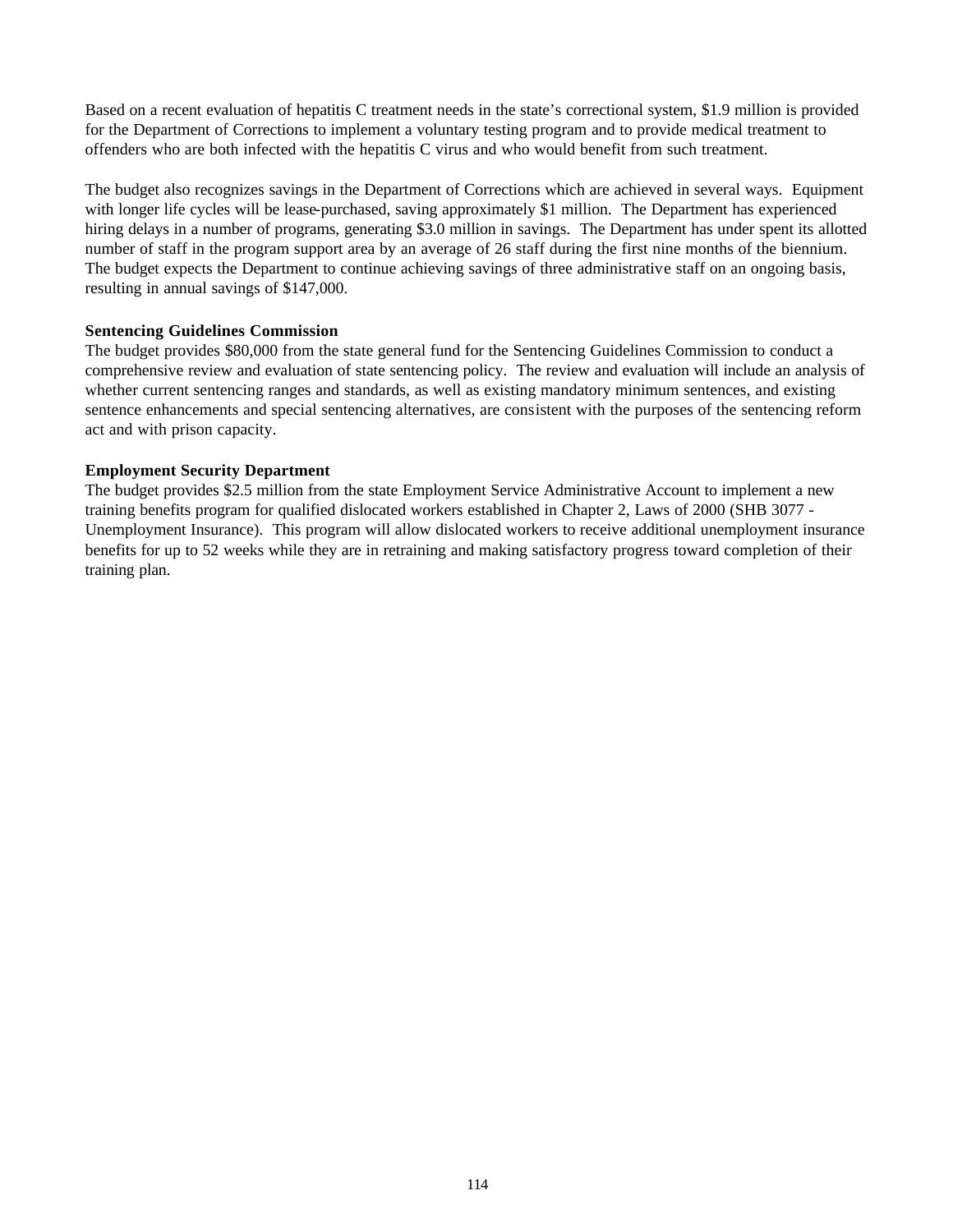Based on a recent evaluation of hepatitis C treatment needs in the state's correctional system, $1.9 million is provided for the Department of Corrections to implement a voluntary testing program and to provide medical treatment to offenders who are both infected with the hepatitis C virus and who would benefit from such treatment.

The budget also recognizes savings in the Department of Corrections which are achieved in several ways. Equipment with longer life cycles will be lease-purchased, saving approximately $1 million. The Department has experienced hiring delays in a number of programs, generating $3.0 million in savings. The Department has under spent its allotted number of staff in the program support area by an average of 26 staff during the first nine months of the biennium. The budget expects the Department to continue achieving savings of three administrative staff on an ongoing basis, resulting in annual savings of $147,000.

**Sentencing Guidelines Commission**

The budget provides $80,000 from the state general fund for the Sentencing Guidelines Commission to conduct a comprehensive review and evaluation of state sentencing policy. The review and evaluation will include an analysis of whether current sentencing ranges and standards, as well as existing mandatory minimum sentences, and existing sentence enhancements and special sentencing alternatives, are consistent with the purposes of the sentencing reform act and with prison capacity.

**Employment Security Department**

The budget provides $2.5 million from the state Employment Service Administrative Account to implement a new training benefits program for qualified dislocated workers established in Chapter 2, Laws of 2000 (SHB 3077 - Unemployment Insurance). This program will allow dislocated workers to receive additional unemployment insurance benefits for up to 52 weeks while they are in retraining and making satisfactory progress toward completion of their training plan.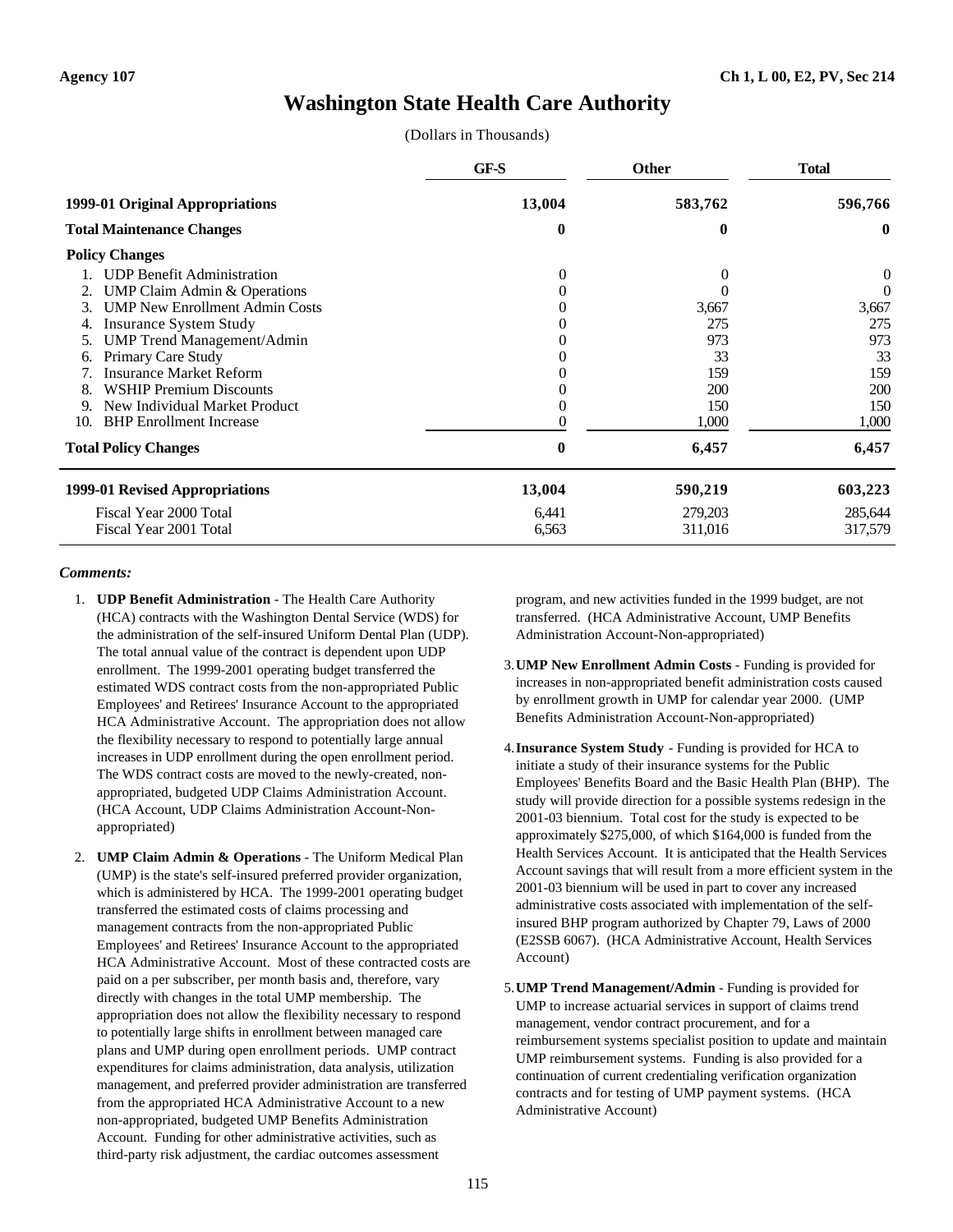Agency 107 Ch 1, L 00, E2, PV, Sec 214

# Washington State Health Care Authority

(Dollars in Thousands)

| | GF-S | Other | Total |
|---|---|---|---|
| **1999-01 Original Appropriations** | **13,004** | **583,762** | **596,766** |
| **Total Maintenance Changes** | **0** | **0** | **0** |
| **Policy Changes** | | | |
| 1. UDP Benefit Administration | 0 | 0 | 0 |
| 2. UMP Claim Admin & Operations | 0 | 0 | 0 |
| 3. UMP New Enrollment Admin Costs | 0 | 3,667 | 3,667 |
| 4. Insurance System Study | 0 | 275 | 275 |
| 5. UMP Trend Management/Admin | 0 | 973 | 973 |
| 6. Primary Care Study | 0 | 33 | 33 |
| 7. Insurance Market Reform | 0 | 159 | 159 |
| 8. WSHIP Premium Discounts | 0 | 200 | 200 |
| 9. New Individual Market Product | 0 | 150 | 150 |
| 10. BHP Enrollment Increase | 0 | 1,000 | 1,000 |
| **Total Policy Changes** | **0** | **6,457** | **6,457** |
| **1999-01 Revised Appropriations** | **13,004** | **590,219** | **603,223** |
| Fiscal Year 2000 Total | 6,441 | 279,203 | 285,644 |
| Fiscal Year 2001 Total | 6,563 | 311,016 | 317,579 |

***Comments:***

1. **UDP Benefit Administration** - The Health Care Authority (HCA) contracts with the Washington Dental Service (WDS) for the administration of the self-insured Uniform Dental Plan (UDP). The total annual value of the contract is dependent upon UDP enrollment. The 1999-2001 operating budget transferred the estimated WDS contract costs from the non-appropriated Public Employees' and Retirees' Insurance Account to the appropriated HCA Administrative Account. The appropriation does not allow the flexibility necessary to respond to potentially large annual increases in UDP enrollment during the open enrollment period. The WDS contract costs are moved to the newly-created, non-appropriated, budgeted UDP Claims Administration Account. (HCA Account, UDP Claims Administration Account-Non-appropriated)

2. **UMP Claim Admin & Operations** - The Uniform Medical Plan (UMP) is the state's self-insured preferred provider organization, which is administered by HCA. The 1999-2001 operating budget transferred the estimated costs of claims processing and management contracts from the non-appropriated Public Employees' and Retirees' Insurance Account to the appropriated HCA Administrative Account. Most of these contracted costs are paid on a per subscriber, per month basis and, therefore, vary directly with changes in the total UMP membership. The appropriation does not allow the flexibility necessary to respond to potentially large shifts in enrollment between managed care plans and UMP during open enrollment periods. UMP contract expenditures for claims administration, data analysis, utilization management, and preferred provider administration are transferred from the appropriated HCA Administrative Account to a new non-appropriated, budgeted UMP Benefits Administration Account. Funding for other administrative activities, such as third-party risk adjustment, the cardiac outcomes assessment program, and new activities funded in the 1999 budget, are not transferred. (HCA Administrative Account, UMP Benefits Administration Account-Non-appropriated)

3. **UMP New Enrollment Admin Costs** - Funding is provided for increases in non-appropriated benefit administration costs caused by enrollment growth in UMP for calendar year 2000. (UMP Benefits Administration Account-Non-appropriated)

4. **Insurance System Study** - Funding is provided for HCA to initiate a study of their insurance systems for the Public Employees' Benefits Board and the Basic Health Plan (BHP). The study will provide direction for a possible systems redesign in the 2001-03 biennium. Total cost for the study is expected to be approximately $275,000, of which $164,000 is funded from the Health Services Account. It is anticipated that the Health Services Account savings that will result from a more efficient system in the 2001-03 biennium will be used in part to cover any increased administrative costs associated with implementation of the self-insured BHP program authorized by Chapter 79, Laws of 2000 (E2SSB 6067). (HCA Administrative Account, Health Services Account)

5. **UMP Trend Management/Admin** - Funding is provided for UMP to increase actuarial services in support of claims trend management, vendor contract procurement, and for a reimbursement systems specialist position to update and maintain UMP reimbursement systems. Funding is also provided for a continuation of current credentialing verification organization contracts and for testing of UMP payment systems. (HCA Administrative Account)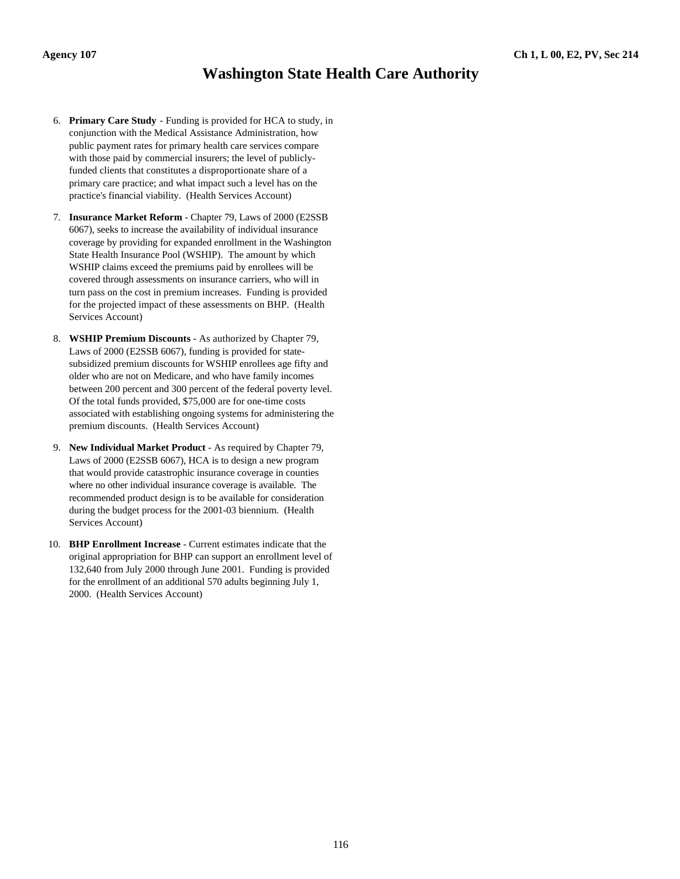# Washington State Health Care Authority

6. **Primary Care Study** - Funding is provided for HCA to study, in conjunction with the Medical Assistance Administration, how public payment rates for primary health care services compare with those paid by commercial insurers; the level of publicly-funded clients that constitutes a disproportionate share of a primary care practice; and what impact such a level has on the practice's financial viability. (Health Services Account)

7. **Insurance Market Reform** - Chapter 79, Laws of 2000 (E2SSB 6067), seeks to increase the availability of individual insurance coverage by providing for expanded enrollment in the Washington State Health Insurance Pool (WSHIP). The amount by which WSHIP claims exceed the premiums paid by enrollees will be covered through assessments on insurance carriers, who will in turn pass on the cost in premium increases. Funding is provided for the projected impact of these assessments on BHP. (Health Services Account)

8. **WSHIP Premium Discounts** - As authorized by Chapter 79, Laws of 2000 (E2SSB 6067), funding is provided for state-subsidized premium discounts for WSHIP enrollees age fifty and older who are not on Medicare, and who have family incomes between 200 percent and 300 percent of the federal poverty level. Of the total funds provided, $75,000 are for one-time costs associated with establishing ongoing systems for administering the premium discounts. (Health Services Account)

9. **New Individual Market Product** - As required by Chapter 79, Laws of 2000 (E2SSB 6067), HCA is to design a new program that would provide catastrophic insurance coverage in counties where no other individual insurance coverage is available. The recommended product design is to be available for consideration during the budget process for the 2001-03 biennium. (Health Services Account)

10. **BHP Enrollment Increase** - Current estimates indicate that the original appropriation for BHP can support an enrollment level of 132,640 from July 2000 through June 2001. Funding is provided for the enrollment of an additional 570 adults beginning July 1, 2000. (Health Services Account)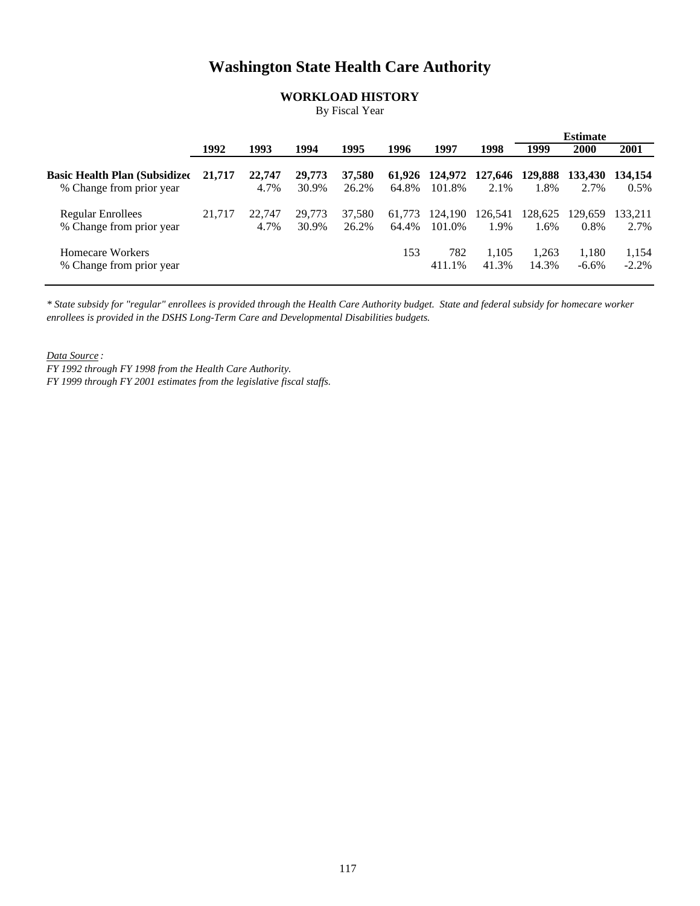# Washington State Health Care Authority

## WORKLOAD HISTORY

By Fiscal Year

| | 1992 | 1993 | 1994 | 1995 | 1996 | 1997 | 1998 | Estimate 1999 | 2000 | 2001 |
|---|---|---|---|---|---|---|---|---|---|---|
| **Basic Health Plan (Subsidized** | **21,717** | **22,747** | **29,773** | **37,580** | **61,926** | **124,972** | **127,646** | **129,888** | **133,430** | **134,154** |
| % Change from prior year | | 4.7% | 30.9% | 26.2% | 64.8% | 101.8% | 2.1% | 1.8% | 2.7% | 0.5% |
| Regular Enrollees | 21,717 | 22,747 | 29,773 | 37,580 | 61,773 | 124,190 | 126,541 | 128,625 | 129,659 | 133,211 |
| % Change from prior year | | 4.7% | 30.9% | 26.2% | 64.4% | 101.0% | 1.9% | 1.6% | 0.8% | 2.7% |
| Homecare Workers | | | | | 153 | 782 | 1,105 | 1,263 | 1,180 | 1,154 |
| % Change from prior year | | | | | | 411.1% | 41.3% | 14.3% | -6.6% | -2.2% |

*\* State subsidy for "regular" enrollees is provided through the Health Care Authority budget. State and federal subsidy for homecare worker enrollees is provided in the DSHS Long-Term Care and Developmental Disabilities budgets.*

*Data Source :*
*FY 1992 through FY 1998 from the Health Care Authority.*
*FY 1999 through FY 2001 estimates from the legislative fiscal staffs.*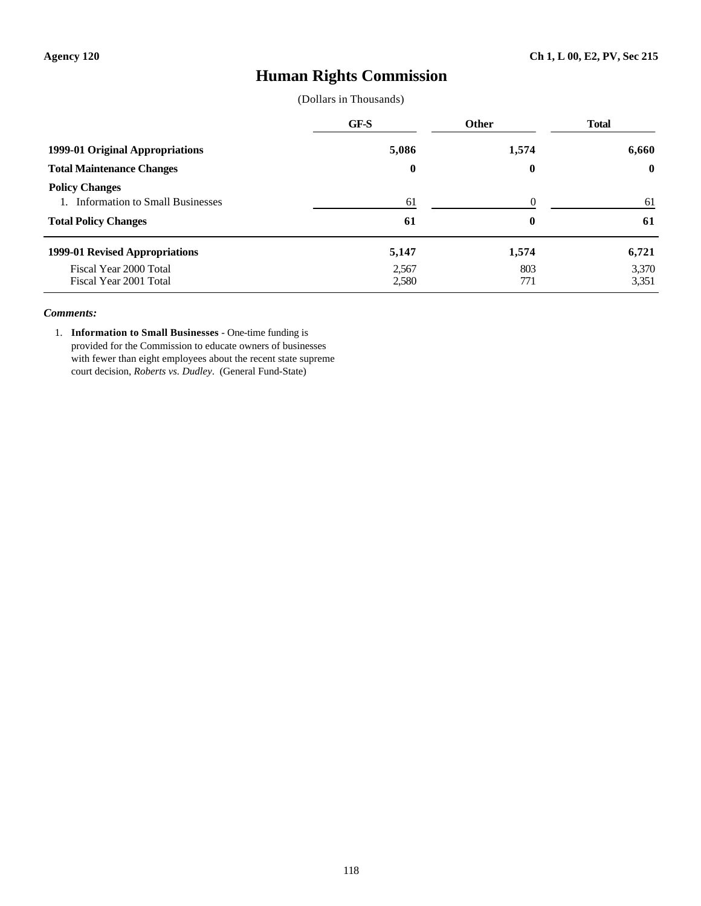Agency 120 | Ch 1, L 00, E2, PV, Sec 215

# Human Rights Commission

(Dollars in Thousands)

| | GF-S | Other | Total |
|---|---|---|---|
| **1999-01 Original Appropriations** | **5,086** | **1,574** | **6,660** |
| **Total Maintenance Changes** | **0** | **0** | **0** |
| **Policy Changes** | | | |
| 1. Information to Small Businesses | 61 | 0 | 61 |
| **Total Policy Changes** | **61** | **0** | **61** |
| **1999-01 Revised Appropriations** | **5,147** | **1,574** | **6,721** |
| Fiscal Year 2000 Total | 2,567 | 803 | 3,370 |
| Fiscal Year 2001 Total | 2,580 | 771 | 3,351 |

***Comments:***

1. **Information to Small Businesses** - One-time funding is provided for the Commission to educate owners of businesses with fewer than eight employees about the recent state supreme court decision, *Roberts vs. Dudley*. (General Fund-State)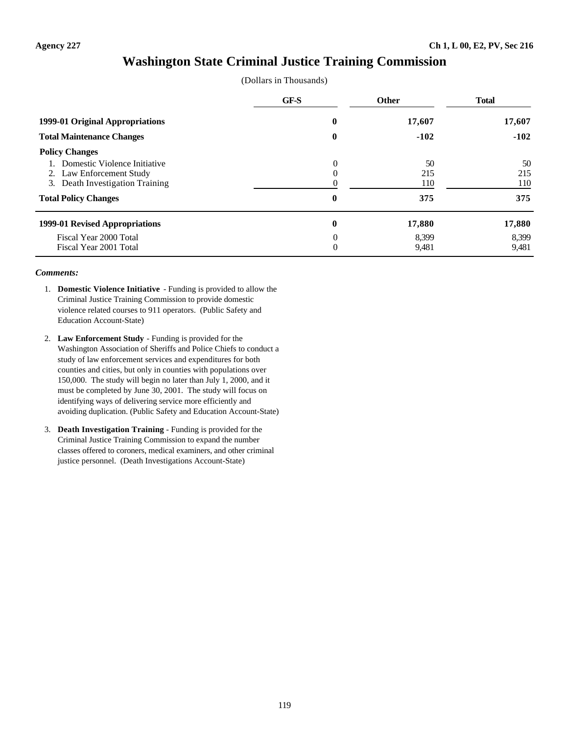Agency 227 Ch 1, L 00, E2, PV, Sec 216

# Washington State Criminal Justice Training Commission

(Dollars in Thousands)

| | GF-S | Other | Total |
|---|---|---|---|
| **1999-01 Original Appropriations** | **0** | **17,607** | **17,607** |
| **Total Maintenance Changes** | **0** | **-102** | **-102** |
| **Policy Changes** | | | |
| 1. Domestic Violence Initiative | 0 | 50 | 50 |
| 2. Law Enforcement Study | 0 | 215 | 215 |
| 3. Death Investigation Training | 0 | 110 | 110 |
| **Total Policy Changes** | **0** | **375** | **375** |
| **1999-01 Revised Appropriations** | **0** | **17,880** | **17,880** |
| Fiscal Year 2000 Total | 0 | 8,399 | 8,399 |
| Fiscal Year 2001 Total | 0 | 9,481 | 9,481 |

***Comments:***

1. **Domestic Violence Initiative** - Funding is provided to allow the Criminal Justice Training Commission to provide domestic violence related courses to 911 operators. (Public Safety and Education Account-State)

2. **Law Enforcement Study** - Funding is provided for the Washington Association of Sheriffs and Police Chiefs to conduct a study of law enforcement services and expenditures for both counties and cities, but only in counties with populations over 150,000. The study will begin no later than July 1, 2000, and it must be completed by June 30, 2001. The study will focus on identifying ways of delivering service more efficiently and avoiding duplication. (Public Safety and Education Account-State)

3. **Death Investigation Training** - Funding is provided for the Criminal Justice Training Commission to expand the number classes offered to coroners, medical examiners, and other criminal justice personnel. (Death Investigations Account-State)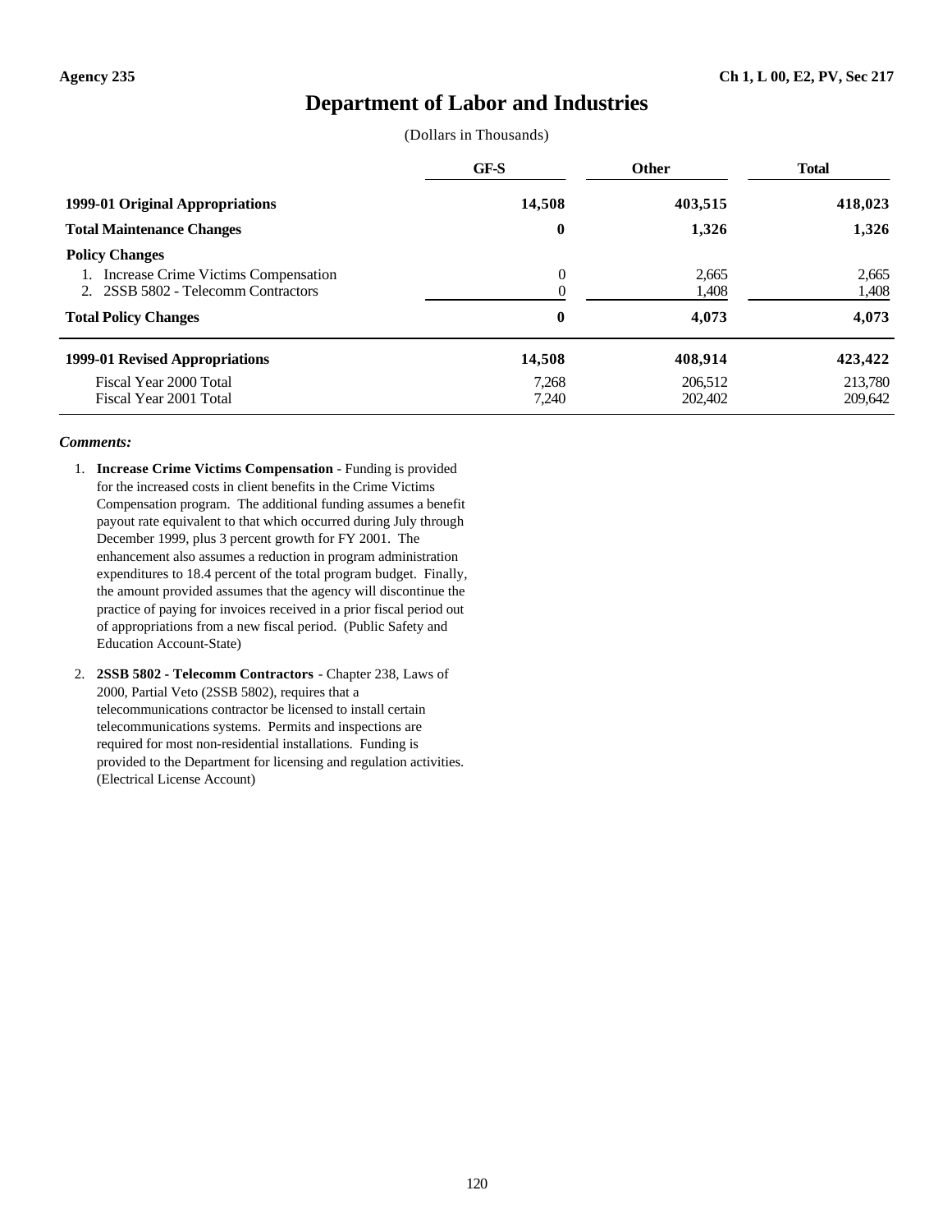Agency 235 | Ch 1, L 00, E2, PV, Sec 217

# Department of Labor and Industries

(Dollars in Thousands)

| | GF-S | Other | Total |
|---|---|---|---|
| **1999-01 Original Appropriations** | **14,508** | **403,515** | **418,023** |
| **Total Maintenance Changes** | **0** | **1,326** | **1,326** |
| **Policy Changes** | | | |
| 1. Increase Crime Victims Compensation | 0 | 2,665 | 2,665 |
| 2. 2SSB 5802 - Telecomm Contractors | 0 | 1,408 | 1,408 |
| **Total Policy Changes** | **0** | **4,073** | **4,073** |
| **1999-01 Revised Appropriations** | **14,508** | **408,914** | **423,422** |
| Fiscal Year 2000 Total | 7,268 | 206,512 | 213,780 |
| Fiscal Year 2001 Total | 7,240 | 202,402 | 209,642 |

***Comments:***

1. **Increase Crime Victims Compensation** - Funding is provided for the increased costs in client benefits in the Crime Victims Compensation program. The additional funding assumes a benefit payout rate equivalent to that which occurred during July through December 1999, plus 3 percent growth for FY 2001. The enhancement also assumes a reduction in program administration expenditures to 18.4 percent of the total program budget. Finally, the amount provided assumes that the agency will discontinue the practice of paying for invoices received in a prior fiscal period out of appropriations from a new fiscal period. (Public Safety and Education Account-State)

2. **2SSB 5802 - Telecomm Contractors** - Chapter 238, Laws of 2000, Partial Veto (2SSB 5802), requires that a telecommunications contractor be licensed to install certain telecommunications systems. Permits and inspections are required for most non-residential installations. Funding is provided to the Department for licensing and regulation activities. (Electrical License Account)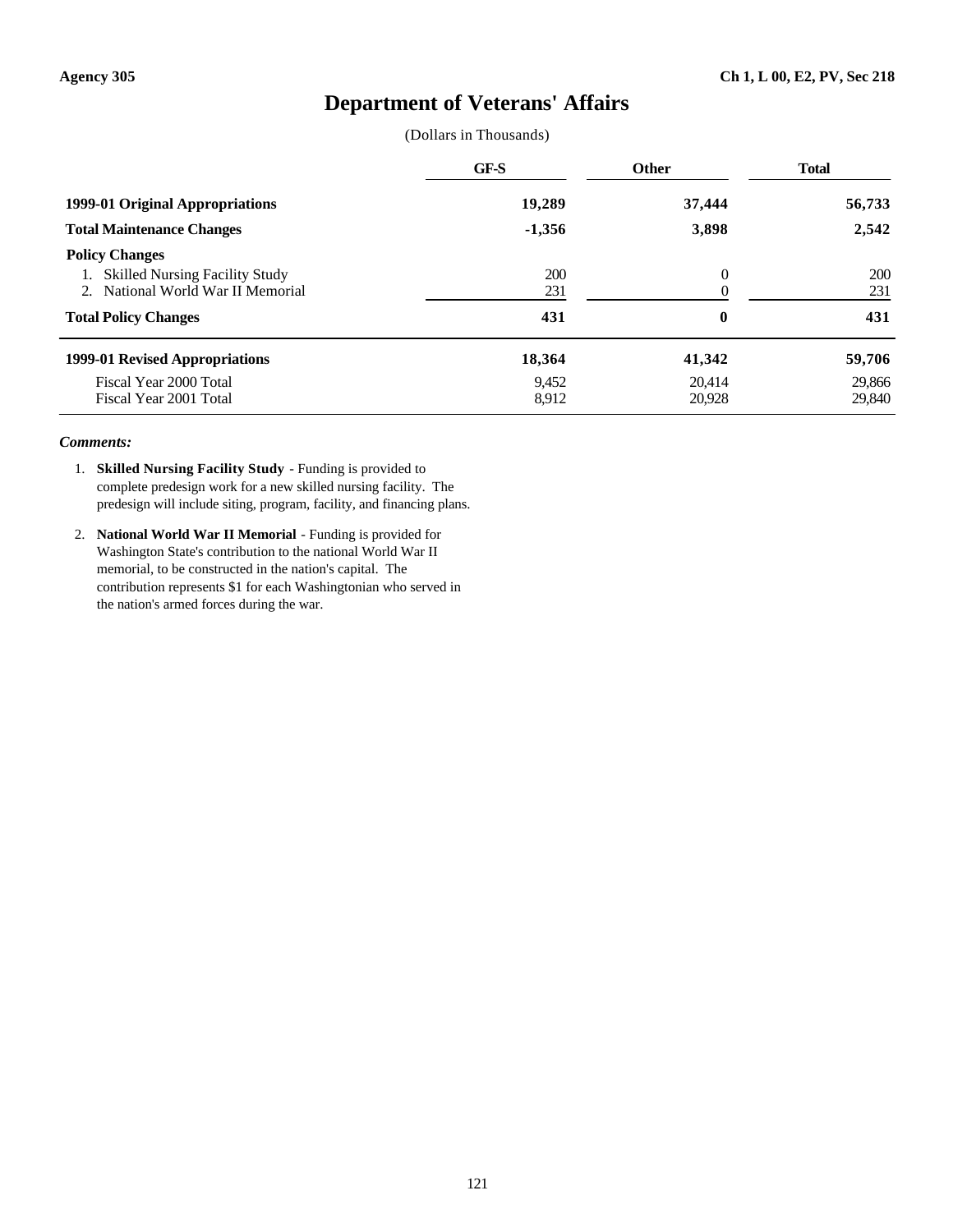Agency 305 | Ch 1, L 00, E2, PV, Sec 218

# Department of Veterans' Affairs

(Dollars in Thousands)

| | GF-S | Other | Total |
|---|---|---|---|
| **1999-01 Original Appropriations** | **19,289** | **37,444** | **56,733** |
| **Total Maintenance Changes** | **-1,356** | **3,898** | **2,542** |
| **Policy Changes** | | | |
| 1. Skilled Nursing Facility Study | 200 | 0 | 200 |
| 2. National World War II Memorial | 231 | 0 | 231 |
| **Total Policy Changes** | **431** | **0** | **431** |
| **1999-01 Revised Appropriations** | **18,364** | **41,342** | **59,706** |
| Fiscal Year 2000 Total | 9,452 | 20,414 | 29,866 |
| Fiscal Year 2001 Total | 8,912 | 20,928 | 29,840 |

***Comments:***

1. **Skilled Nursing Facility Study** - Funding is provided to complete predesign work for a new skilled nursing facility. The predesign will include siting, program, facility, and financing plans.

2. **National World War II Memorial** - Funding is provided for Washington State's contribution to the national World War II memorial, to be constructed in the nation's capital. The contribution represents $1 for each Washingtonian who served in the nation's armed forces during the war.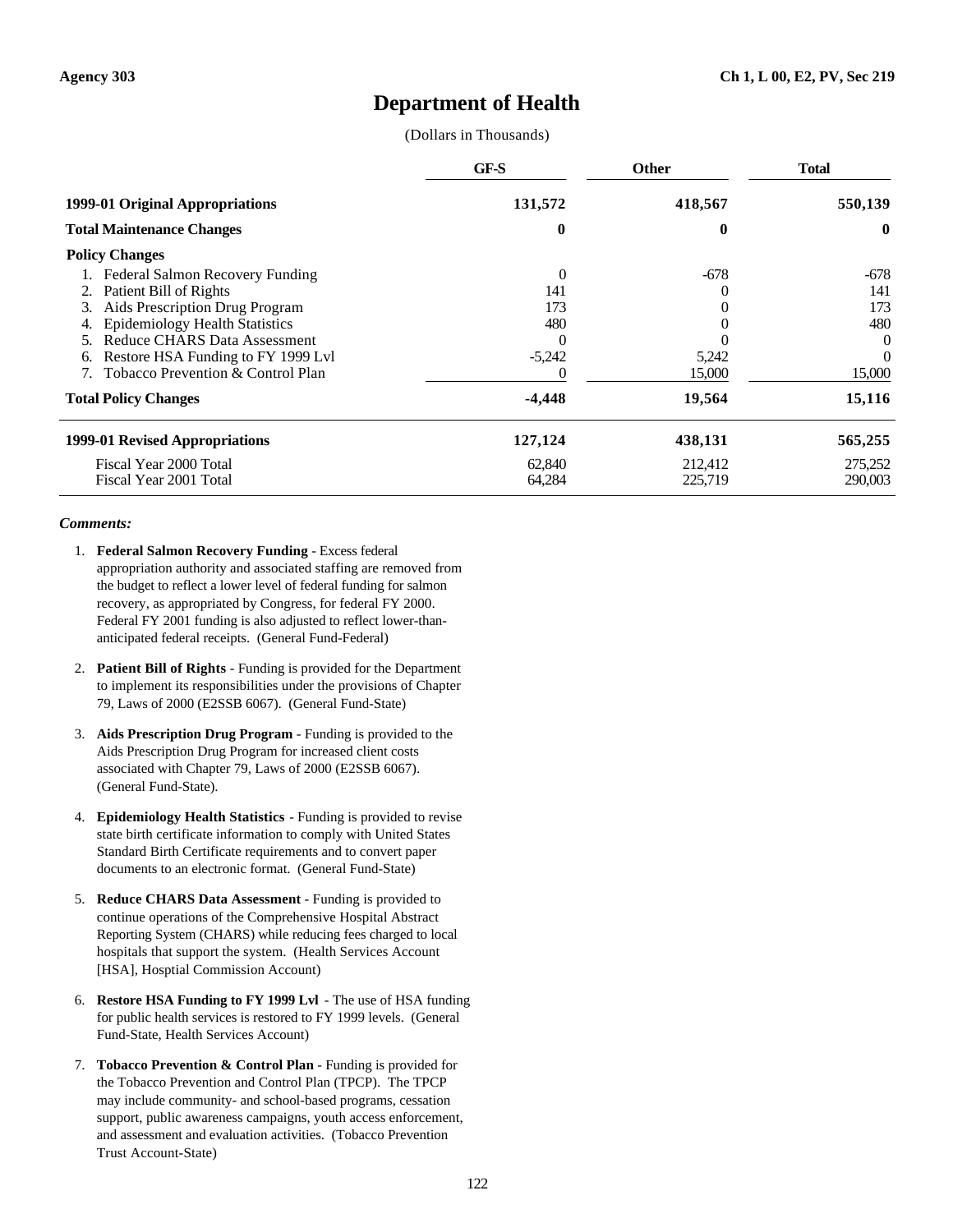Agency 303 — Ch 1, L 00, E2, PV, Sec 219

# Department of Health

(Dollars in Thousands)

| | GF-S | Other | Total |
|---|---|---|---|
| **1999-01 Original Appropriations** | **131,572** | **418,567** | **550,139** |
| **Total Maintenance Changes** | **0** | **0** | **0** |
| **Policy Changes** | | | |
| 1. Federal Salmon Recovery Funding | 0 | -678 | -678 |
| 2. Patient Bill of Rights | 141 | 0 | 141 |
| 3. Aids Prescription Drug Program | 173 | 0 | 173 |
| 4. Epidemiology Health Statistics | 480 | 0 | 480 |
| 5. Reduce CHARS Data Assessment | 0 | 0 | 0 |
| 6. Restore HSA Funding to FY 1999 Lvl | -5,242 | 5,242 | 0 |
| 7. Tobacco Prevention & Control Plan | 0 | 15,000 | 15,000 |
| **Total Policy Changes** | **-4,448** | **19,564** | **15,116** |
| **1999-01 Revised Appropriations** | **127,124** | **438,131** | **565,255** |
| Fiscal Year 2000 Total | 62,840 | 212,412 | 275,252 |
| Fiscal Year 2001 Total | 64,284 | 225,719 | 290,003 |

***Comments:***

1. **Federal Salmon Recovery Funding** - Excess federal appropriation authority and associated staffing are removed from the budget to reflect a lower level of federal funding for salmon recovery, as appropriated by Congress, for federal FY 2000. Federal FY 2001 funding is also adjusted to reflect lower-than-anticipated federal receipts. (General Fund-Federal)

2. **Patient Bill of Rights** - Funding is provided for the Department to implement its responsibilities under the provisions of Chapter 79, Laws of 2000 (E2SSB 6067). (General Fund-State)

3. **Aids Prescription Drug Program** - Funding is provided to the Aids Prescription Drug Program for increased client costs associated with Chapter 79, Laws of 2000 (E2SSB 6067). (General Fund-State).

4. **Epidemiology Health Statistics** - Funding is provided to revise state birth certificate information to comply with United States Standard Birth Certificate requirements and to convert paper documents to an electronic format. (General Fund-State)

5. **Reduce CHARS Data Assessment** - Funding is provided to continue operations of the Comprehensive Hospital Abstract Reporting System (CHARS) while reducing fees charged to local hospitals that support the system. (Health Services Account [HSA], Hosptial Commission Account)

6. **Restore HSA Funding to FY 1999 Lvl** - The use of HSA funding for public health services is restored to FY 1999 levels. (General Fund-State, Health Services Account)

7. **Tobacco Prevention & Control Plan** - Funding is provided for the Tobacco Prevention and Control Plan (TPCP). The TPCP may include community- and school-based programs, cessation support, public awareness campaigns, youth access enforcement, and assessment and evaluation activities. (Tobacco Prevention Trust Account-State)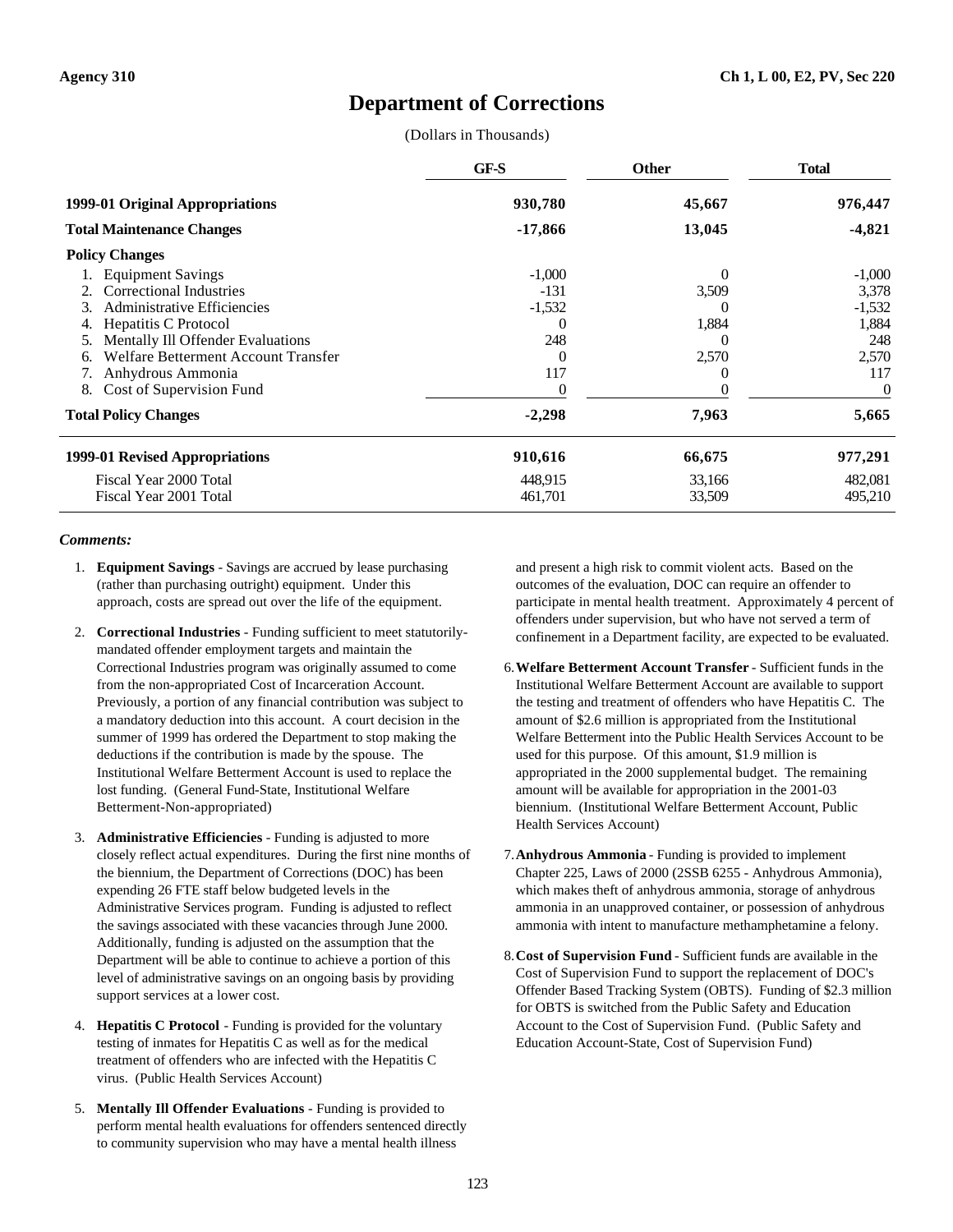Agency 310 | Ch 1, L 00, E2, PV, Sec 220

# Department of Corrections

(Dollars in Thousands)

| | GF-S | Other | Total |
|---|---|---|---|
| **1999-01 Original Appropriations** | **930,780** | **45,667** | **976,447** |
| **Total Maintenance Changes** | **-17,866** | **13,045** | **-4,821** |
| **Policy Changes** | | | |
| 1. Equipment Savings | -1,000 | 0 | -1,000 |
| 2. Correctional Industries | -131 | 3,509 | 3,378 |
| 3. Administrative Efficiencies | -1,532 | 0 | -1,532 |
| 4. Hepatitis C Protocol | 0 | 1,884 | 1,884 |
| 5. Mentally Ill Offender Evaluations | 248 | 0 | 248 |
| 6. Welfare Betterment Account Transfer | 0 | 2,570 | 2,570 |
| 7. Anhydrous Ammonia | 117 | 0 | 117 |
| 8. Cost of Supervision Fund | 0 | 0 | 0 |
| **Total Policy Changes** | **-2,298** | **7,963** | **5,665** |
| **1999-01 Revised Appropriations** | **910,616** | **66,675** | **977,291** |
| Fiscal Year 2000 Total | 448,915 | 33,166 | 482,081 |
| Fiscal Year 2001 Total | 461,701 | 33,509 | 495,210 |

***Comments:***

1. **Equipment Savings** - Savings are accrued by lease purchasing (rather than purchasing outright) equipment. Under this approach, costs are spread out over the life of the equipment.

2. **Correctional Industries** - Funding sufficient to meet statutorily-mandated offender employment targets and maintain the Correctional Industries program was originally assumed to come from the non-appropriated Cost of Incarceration Account. Previously, a portion of any financial contribution was subject to a mandatory deduction into this account. A court decision in the summer of 1999 has ordered the Department to stop making the deductions if the contribution is made by the spouse. The Institutional Welfare Betterment Account is used to replace the lost funding. (General Fund-State, Institutional Welfare Betterment-Non-appropriated)

3. **Administrative Efficiencies** - Funding is adjusted to more closely reflect actual expenditures. During the first nine months of the biennium, the Department of Corrections (DOC) has been expending 26 FTE staff below budgeted levels in the Administrative Services program. Funding is adjusted to reflect the savings associated with these vacancies through June 2000. Additionally, funding is adjusted on the assumption that the Department will be able to continue to achieve a portion of this level of administrative savings on an ongoing basis by providing support services at a lower cost.

4. **Hepatitis C Protocol** - Funding is provided for the voluntary testing of inmates for Hepatitis C as well as for the medical treatment of offenders who are infected with the Hepatitis C virus. (Public Health Services Account)

5. **Mentally Ill Offender Evaluations** - Funding is provided to perform mental health evaluations for offenders sentenced directly to community supervision who may have a mental health illness and present a high risk to commit violent acts. Based on the outcomes of the evaluation, DOC can require an offender to participate in mental health treatment. Approximately 4 percent of offenders under supervision, but who have not served a term of confinement in a Department facility, are expected to be evaluated.

6. **Welfare Betterment Account Transfer** - Sufficient funds in the Institutional Welfare Betterment Account are available to support the testing and treatment of offenders who have Hepatitis C. The amount of $2.6 million is appropriated from the Institutional Welfare Betterment into the Public Health Services Account to be used for this purpose. Of this amount, $1.9 million is appropriated in the 2000 supplemental budget. The remaining amount will be available for appropriation in the 2001-03 biennium. (Institutional Welfare Betterment Account, Public Health Services Account)

7. **Anhydrous Ammonia** - Funding is provided to implement Chapter 225, Laws of 2000 (2SSB 6255 - Anhydrous Ammonia), which makes theft of anhydrous ammonia, storage of anhydrous ammonia in an unapproved container, or possession of anhydrous ammonia with intent to manufacture methamphetamine a felony.

8. **Cost of Supervision Fund** - Sufficient funds are available in the Cost of Supervision Fund to support the replacement of DOC's Offender Based Tracking System (OBTS). Funding of $2.3 million for OBTS is switched from the Public Safety and Education Account to the Cost of Supervision Fund. (Public Safety and Education Account-State, Cost of Supervision Fund)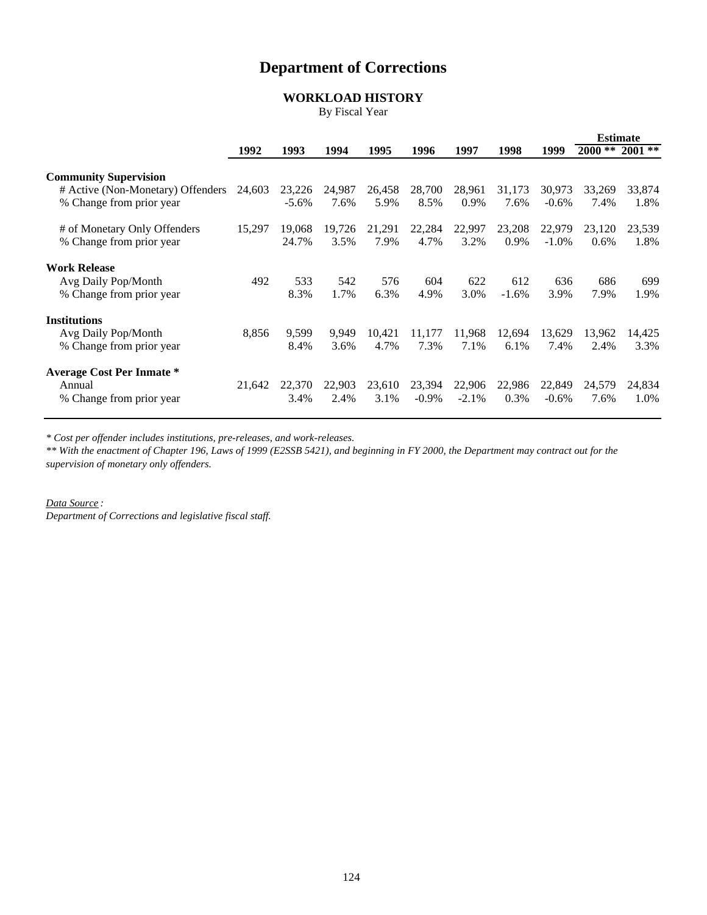# Department of Corrections

## WORKLOAD HISTORY

By Fiscal Year

| | 1992 | 1993 | 1994 | 1995 | 1996 | 1997 | 1998 | 1999 | Estimate 2000 ** | Estimate 2001 ** |
|---|---|---|---|---|---|---|---|---|---|---|
| **Community Supervision** | | | | | | | | | | |
| # Active (Non-Monetary) Offenders | 24,603 | 23,226 | 24,987 | 26,458 | 28,700 | 28,961 | 31,173 | 30,973 | 33,269 | 33,874 |
| % Change from prior year | | -5.6% | 7.6% | 5.9% | 8.5% | 0.9% | 7.6% | -0.6% | 7.4% | 1.8% |
| # of Monetary Only Offenders | 15,297 | 19,068 | 19,726 | 21,291 | 22,284 | 22,997 | 23,208 | 22,979 | 23,120 | 23,539 |
| % Change from prior year | | 24.7% | 3.5% | 7.9% | 4.7% | 3.2% | 0.9% | -1.0% | 0.6% | 1.8% |
| **Work Release** | | | | | | | | | | |
| Avg Daily Pop/Month | 492 | 533 | 542 | 576 | 604 | 622 | 612 | 636 | 686 | 699 |
| % Change from prior year | | 8.3% | 1.7% | 6.3% | 4.9% | 3.0% | -1.6% | 3.9% | 7.9% | 1.9% |
| **Institutions** | | | | | | | | | | |
| Avg Daily Pop/Month | 8,856 | 9,599 | 9,949 | 10,421 | 11,177 | 11,968 | 12,694 | 13,629 | 13,962 | 14,425 |
| % Change from prior year | | 8.4% | 3.6% | 4.7% | 7.3% | 7.1% | 6.1% | 7.4% | 2.4% | 3.3% |
| **Average Cost Per Inmate *** | | | | | | | | | | |
| Annual | 21,642 | 22,370 | 22,903 | 23,610 | 23,394 | 22,906 | 22,986 | 22,849 | 24,579 | 24,834 |
| % Change from prior year | | 3.4% | 2.4% | 3.1% | -0.9% | -2.1% | 0.3% | -0.6% | 7.6% | 1.0% |

*\* Cost per offender includes institutions, pre-releases, and work-releases.*

*\*\* With the enactment of Chapter 196, Laws of 1999 (E2SSB 5421), and beginning in FY 2000, the Department may contract out for the supervision of monetary only offenders.*

*Data Source :*

*Department of Corrections and legislative fiscal staff.*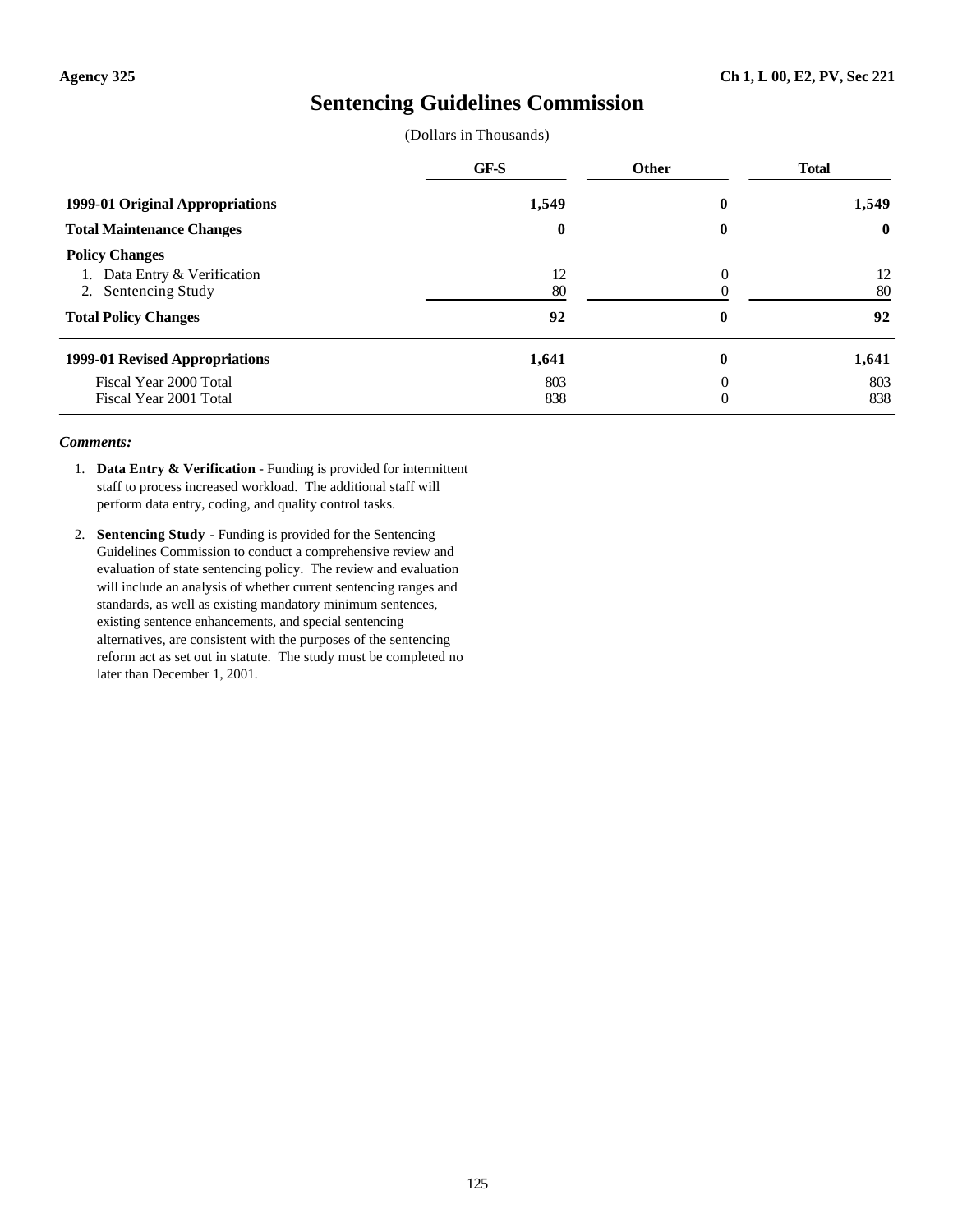Agency 325 | Ch 1, L 00, E2, PV, Sec 221

# Sentencing Guidelines Commission

(Dollars in Thousands)

| | GF-S | Other | Total |
|---|---|---|---|
| **1999-01 Original Appropriations** | **1,549** | **0** | **1,549** |
| **Total Maintenance Changes** | **0** | **0** | **0** |
| **Policy Changes** | | | |
| 1. Data Entry & Verification | 12 | 0 | 12 |
| 2. Sentencing Study | 80 | 0 | 80 |
| **Total Policy Changes** | **92** | **0** | **92** |
| **1999-01 Revised Appropriations** | **1,641** | **0** | **1,641** |
| Fiscal Year 2000 Total | 803 | 0 | 803 |
| Fiscal Year 2001 Total | 838 | 0 | 838 |

***Comments:***

1. **Data Entry & Verification** - Funding is provided for intermittent staff to process increased workload. The additional staff will perform data entry, coding, and quality control tasks.

2. **Sentencing Study** - Funding is provided for the Sentencing Guidelines Commission to conduct a comprehensive review and evaluation of state sentencing policy. The review and evaluation will include an analysis of whether current sentencing ranges and standards, as well as existing mandatory minimum sentences, existing sentence enhancements, and special sentencing alternatives, are consistent with the purposes of the sentencing reform act as set out in statute. The study must be completed no later than December 1, 2001.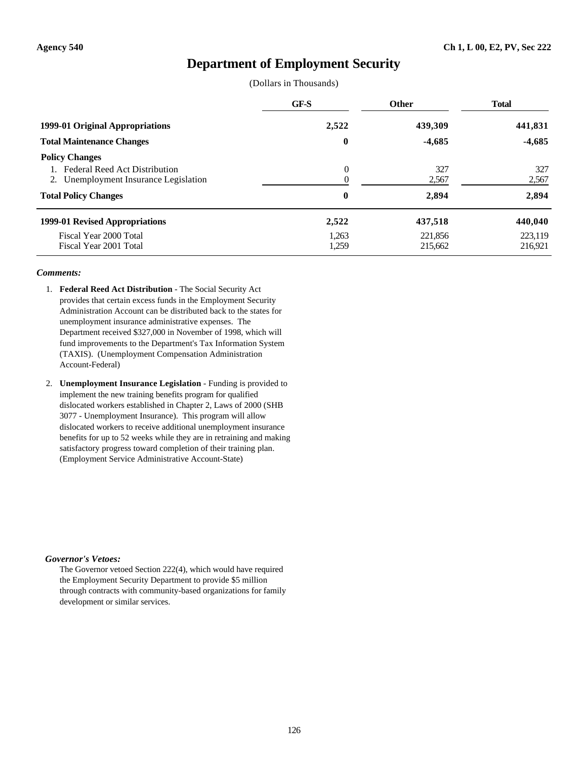Agency 540 | Ch 1, L 00, E2, PV, Sec 222

# Department of Employment Security

(Dollars in Thousands)

| | GF-S | Other | Total |
|---|---|---|---|
| **1999-01 Original Appropriations** | **2,522** | **439,309** | **441,831** |
| **Total Maintenance Changes** | **0** | **-4,685** | **-4,685** |
| **Policy Changes** | | | |
| 1. Federal Reed Act Distribution | 0 | 327 | 327 |
| 2. Unemployment Insurance Legislation | 0 | 2,567 | 2,567 |
| **Total Policy Changes** | **0** | **2,894** | **2,894** |
| **1999-01 Revised Appropriations** | **2,522** | **437,518** | **440,040** |
| Fiscal Year 2000 Total | 1,263 | 221,856 | 223,119 |
| Fiscal Year 2001 Total | 1,259 | 215,662 | 216,921 |

***Comments:***

1. **Federal Reed Act Distribution** - The Social Security Act provides that certain excess funds in the Employment Security Administration Account can be distributed back to the states for unemployment insurance administrative expenses. The Department received $327,000 in November of 1998, which will fund improvements to the Department's Tax Information System (TAXIS). (Unemployment Compensation Administration Account-Federal)

2. **Unemployment Insurance Legislation** - Funding is provided to implement the new training benefits program for qualified dislocated workers established in Chapter 2, Laws of 2000 (SHB 3077 - Unemployment Insurance). This program will allow dislocated workers to receive additional unemployment insurance benefits for up to 52 weeks while they are in retraining and making satisfactory progress toward completion of their training plan. (Employment Service Administrative Account-State)

***Governor's Vetoes:***

The Governor vetoed Section 222(4), which would have required the Employment Security Department to provide $5 million through contracts with community-based organizations for family development or similar services.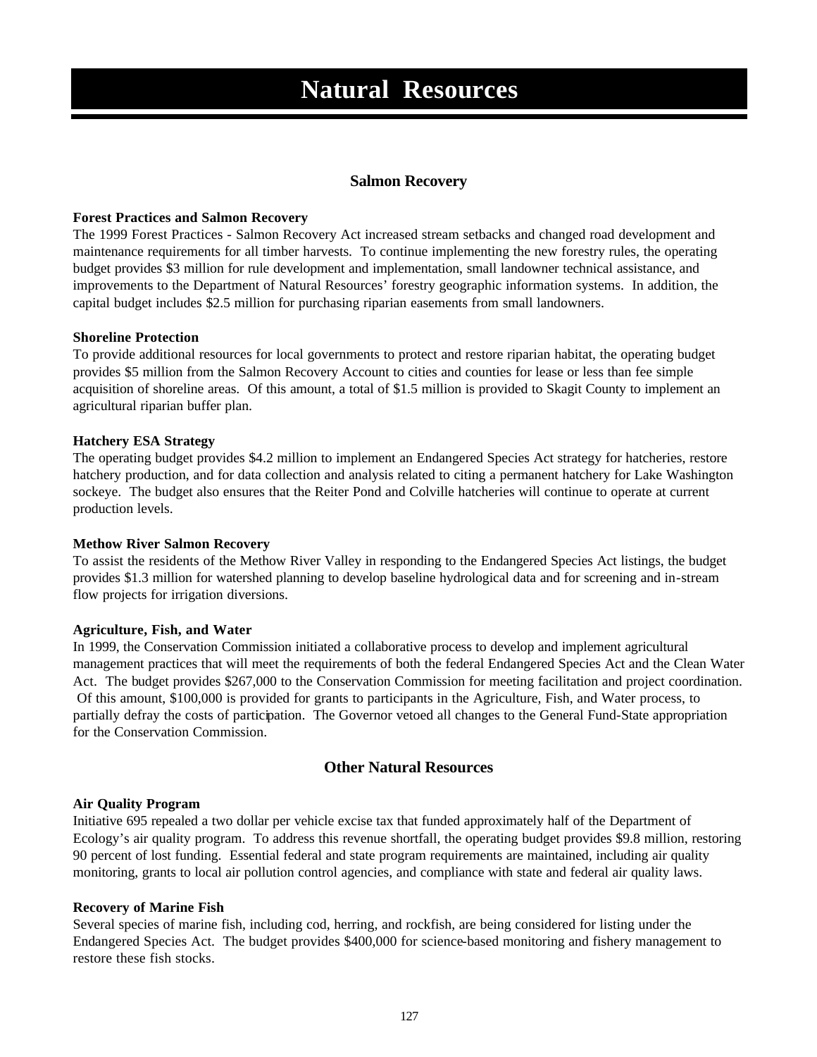# Natural Resources

## Salmon Recovery

**Forest Practices and Salmon Recovery**

The 1999 Forest Practices - Salmon Recovery Act increased stream setbacks and changed road development and maintenance requirements for all timber harvests. To continue implementing the new forestry rules, the operating budget provides $3 million for rule development and implementation, small landowner technical assistance, and improvements to the Department of Natural Resources' forestry geographic information systems. In addition, the capital budget includes $2.5 million for purchasing riparian easements from small landowners.

**Shoreline Protection**

To provide additional resources for local governments to protect and restore riparian habitat, the operating budget provides $5 million from the Salmon Recovery Account to cities and counties for lease or less than fee simple acquisition of shoreline areas. Of this amount, a total of $1.5 million is provided to Skagit County to implement an agricultural riparian buffer plan.

**Hatchery ESA Strategy**

The operating budget provides $4.2 million to implement an Endangered Species Act strategy for hatcheries, restore hatchery production, and for data collection and analysis related to citing a permanent hatchery for Lake Washington sockeye. The budget also ensures that the Reiter Pond and Colville hatcheries will continue to operate at current production levels.

**Methow River Salmon Recovery**

To assist the residents of the Methow River Valley in responding to the Endangered Species Act listings, the budget provides $1.3 million for watershed planning to develop baseline hydrological data and for screening and in-stream flow projects for irrigation diversions.

**Agriculture, Fish, and Water**

In 1999, the Conservation Commission initiated a collaborative process to develop and implement agricultural management practices that will meet the requirements of both the federal Endangered Species Act and the Clean Water Act. The budget provides $267,000 to the Conservation Commission for meeting facilitation and project coordination. Of this amount, $100,000 is provided for grants to participants in the Agriculture, Fish, and Water process, to partially defray the costs of participation. The Governor vetoed all changes to the General Fund-State appropriation for the Conservation Commission.

## Other Natural Resources

**Air Quality Program**

Initiative 695 repealed a two dollar per vehicle excise tax that funded approximately half of the Department of Ecology's air quality program. To address this revenue shortfall, the operating budget provides $9.8 million, restoring 90 percent of lost funding. Essential federal and state program requirements are maintained, including air quality monitoring, grants to local air pollution control agencies, and compliance with state and federal air quality laws.

**Recovery of Marine Fish**

Several species of marine fish, including cod, herring, and rockfish, are being considered for listing under the Endangered Species Act. The budget provides $400,000 for science-based monitoring and fishery management to restore these fish stocks.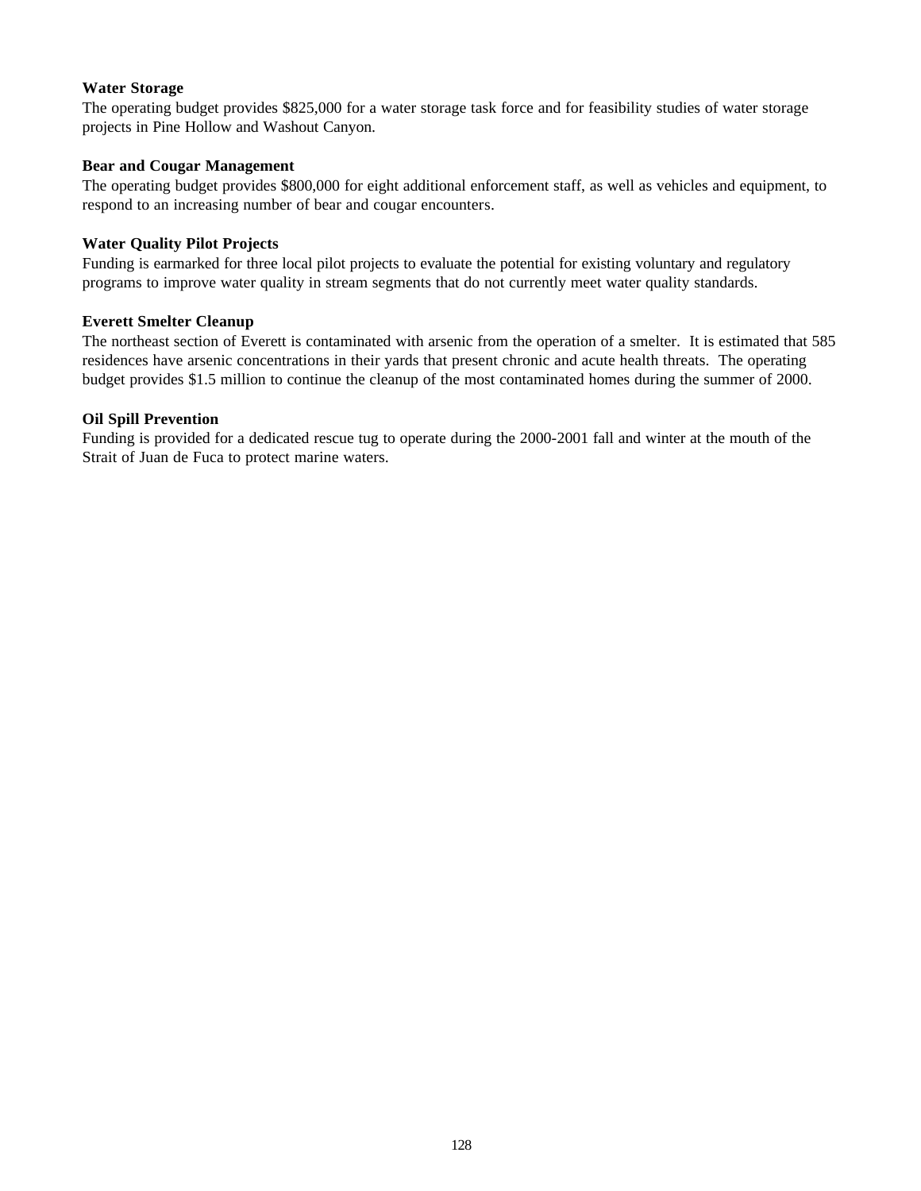**Water Storage**

The operating budget provides $825,000 for a water storage task force and for feasibility studies of water storage projects in Pine Hollow and Washout Canyon.

**Bear and Cougar Management**

The operating budget provides $800,000 for eight additional enforcement staff, as well as vehicles and equipment, to respond to an increasing number of bear and cougar encounters.

**Water Quality Pilot Projects**

Funding is earmarked for three local pilot projects to evaluate the potential for existing voluntary and regulatory programs to improve water quality in stream segments that do not currently meet water quality standards.

**Everett Smelter Cleanup**

The northeast section of Everett is contaminated with arsenic from the operation of a smelter. It is estimated that 585 residences have arsenic concentrations in their yards that present chronic and acute health threats. The operating budget provides $1.5 million to continue the cleanup of the most contaminated homes during the summer of 2000.

**Oil Spill Prevention**

Funding is provided for a dedicated rescue tug to operate during the 2000-2001 fall and winter at the mouth of the Strait of Juan de Fuca to protect marine waters.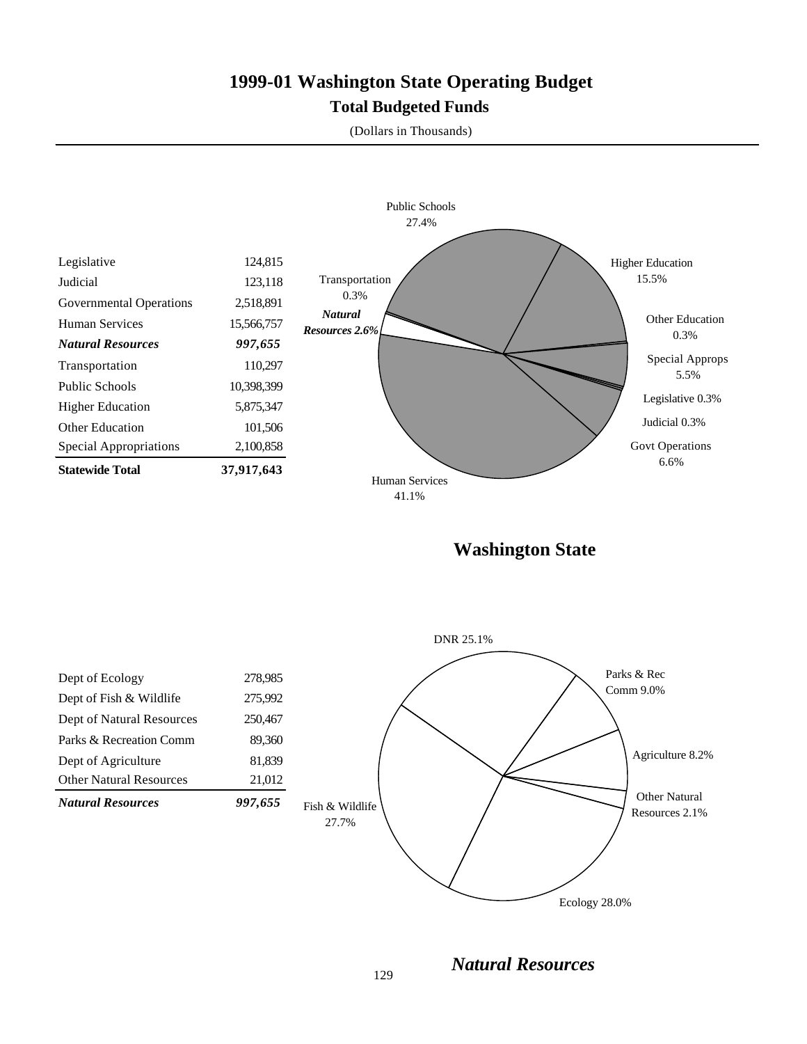# 1999-01 Washington State Operating Budget

## Total Budgeted Funds

(Dollars in Thousands)

| | |
|---|---|
| Legislative | 124,815 |
| Judicial | 123,118 |
| Governmental Operations | 2,518,891 |
| Human Services | 15,566,757 |
| ***Natural Resources*** | ***997,655*** |
| Transportation | 110,297 |
| Public Schools | 10,398,399 |
| Higher Education | 5,875,347 |
| Other Education | 101,506 |
| Special Appropriations | 2,100,858 |
| **Statewide Total** | **37,917,643** |

Public Schools 27.4%
Higher Education 15.5%
Other Education 0.3%
Special Approps 5.5%
Legislative 0.3%
Judicial 0.3%
Govt Operations 6.6%
Human Services 41.1%
*Natural Resources 2.6%*
Transportation 0.3%

## Washington State

| | |
|---|---|
| Dept of Ecology | 278,985 |
| Dept of Fish & Wildlife | 275,992 |
| Dept of Natural Resources | 250,467 |
| Parks & Recreation Comm | 89,360 |
| Dept of Agriculture | 81,839 |
| Other Natural Resources | 21,012 |
| ***Natural Resources*** | ***997,655*** |

DNR 25.1%
Parks & Rec Comm 9.0%
Agriculture 8.2%
Other Natural Resources 2.1%
Ecology 28.0%
Fish & Wildlife 27.7%

## *Natural Resources*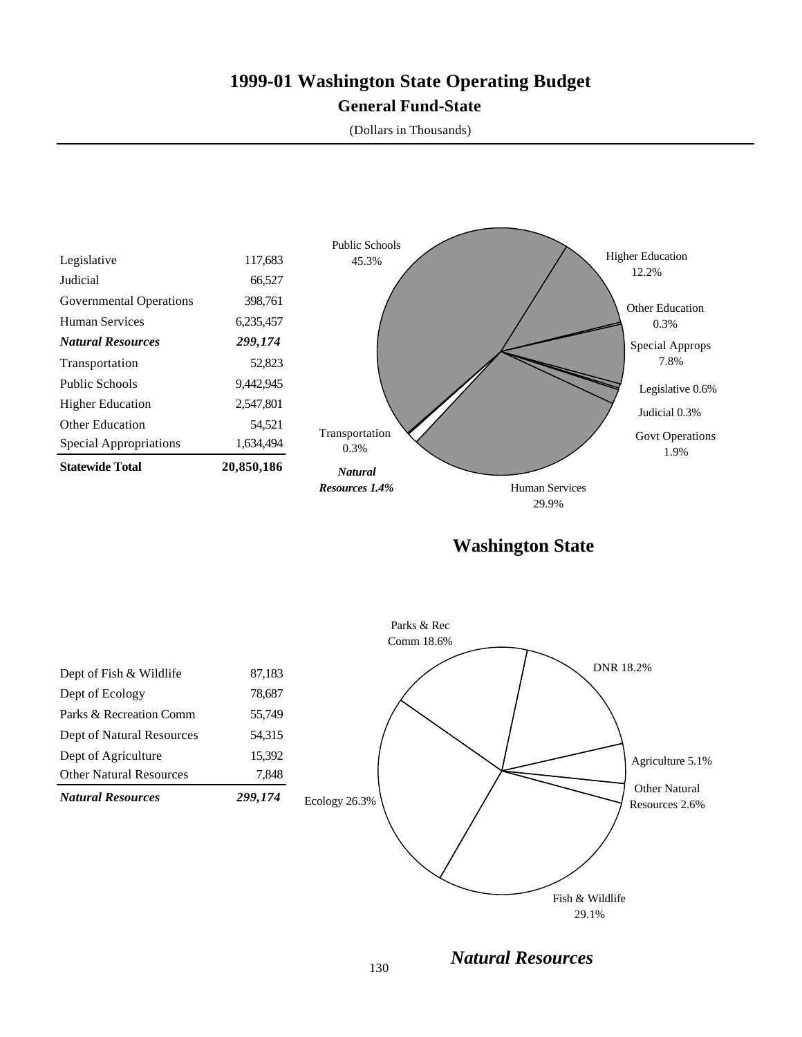# 1999-01 Washington State Operating Budget

## General Fund-State

(Dollars in Thousands)

| | |
|---|---|
| Legislative | 117,683 |
| Judicial | 66,527 |
| Governmental Operations | 398,761 |
| Human Services | 6,235,457 |
| ***Natural Resources*** | ***299,174*** |
| Transportation | 52,823 |
| Public Schools | 9,442,945 |
| Higher Education | 2,547,801 |
| Other Education | 54,521 |
| Special Appropriations | 1,634,494 |
| **Statewide Total** | **20,850,186** |

Public Schools 45.3%
Higher Education 12.2%
Other Education 0.3%
Special Approps 7.8%
Legislative 0.6%
Judicial 0.3%
Govt Operations 1.9%
Human Services 29.9%
***Natural Resources 1.4%***
Transportation 0.3%

**Washington State**

| | |
|---|---|
| Dept of Fish & Wildlife | 87,183 |
| Dept of Ecology | 78,687 |
| Parks & Recreation Comm | 55,749 |
| Dept of Natural Resources | 54,315 |
| Dept of Agriculture | 15,392 |
| Other Natural Resources | 7,848 |
| ***Natural Resources*** | ***299,174*** |

Parks & Rec Comm 18.6%
DNR 18.2%
Agriculture 5.1%
Other Natural Resources 2.6%
Fish & Wildlife 29.1%
Ecology 26.3%

***Natural Resources***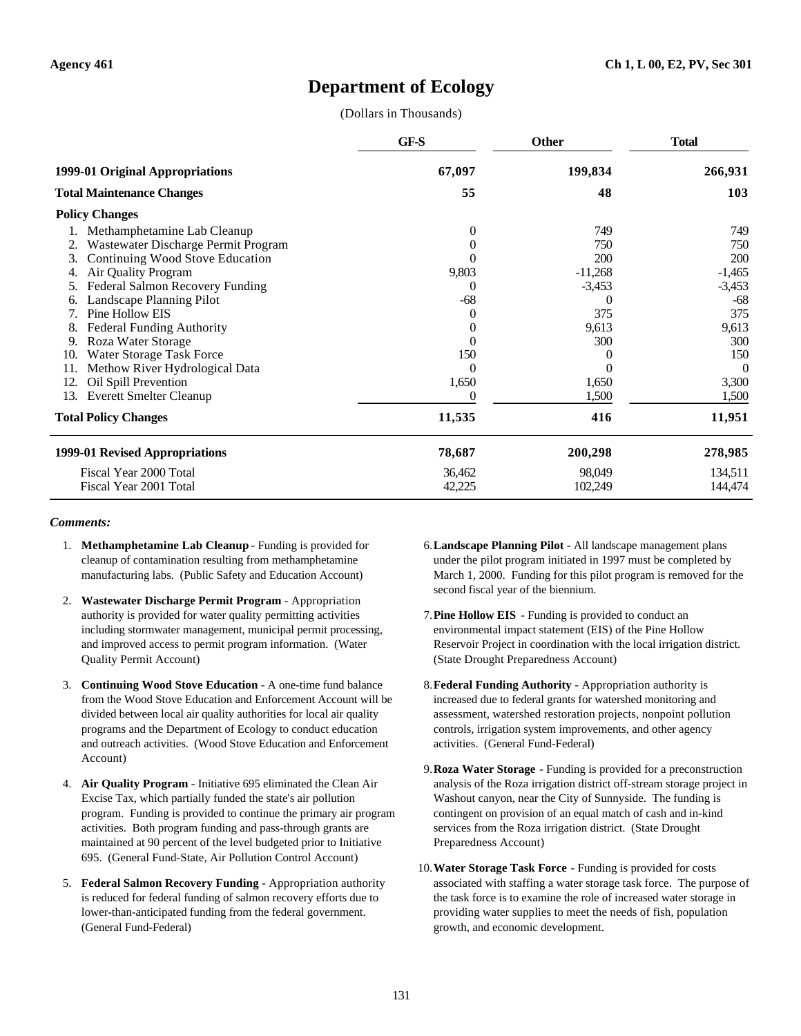# Department of Ecology

(Dollars in Thousands)

| | GF-S | Other | Total |
|---|---|---|---|
| **1999-01 Original Appropriations** | **67,097** | **199,834** | **266,931** |
| **Total Maintenance Changes** | **55** | **48** | **103** |
| **Policy Changes** | | | |
| 1. Methamphetamine Lab Cleanup | 0 | 749 | 749 |
| 2. Wastewater Discharge Permit Program | 0 | 750 | 750 |
| 3. Continuing Wood Stove Education | 0 | 200 | 200 |
| 4. Air Quality Program | 9,803 | -11,268 | -1,465 |
| 5. Federal Salmon Recovery Funding | 0 | -3,453 | -3,453 |
| 6. Landscape Planning Pilot | -68 | 0 | -68 |
| 7. Pine Hollow EIS | 0 | 375 | 375 |
| 8. Federal Funding Authority | 0 | 9,613 | 9,613 |
| 9. Roza Water Storage | 0 | 300 | 300 |
| 10. Water Storage Task Force | 150 | 0 | 150 |
| 11. Methow River Hydrological Data | 0 | 0 | 0 |
| 12. Oil Spill Prevention | 1,650 | 1,650 | 3,300 |
| 13. Everett Smelter Cleanup | 0 | 1,500 | 1,500 |
| **Total Policy Changes** | **11,535** | **416** | **11,951** |
| **1999-01 Revised Appropriations** | **78,687** | **200,298** | **278,985** |
| Fiscal Year 2000 Total | 36,462 | 98,049 | 134,511 |
| Fiscal Year 2001 Total | 42,225 | 102,249 | 144,474 |

***Comments:***

1. **Methamphetamine Lab Cleanup** - Funding is provided for cleanup of contamination resulting from methamphetamine manufacturing labs. (Public Safety and Education Account)

2. **Wastewater Discharge Permit Program** - Appropriation authority is provided for water quality permitting activities including stormwater management, municipal permit processing, and improved access to permit program information. (Water Quality Permit Account)

3. **Continuing Wood Stove Education** - A one-time fund balance from the Wood Stove Education and Enforcement Account will be divided between local air quality authorities for local air quality programs and the Department of Ecology to conduct education and outreach activities. (Wood Stove Education and Enforcement Account)

4. **Air Quality Program** - Initiative 695 eliminated the Clean Air Excise Tax, which partially funded the state's air pollution program. Funding is provided to continue the primary air program activities. Both program funding and pass-through grants are maintained at 90 percent of the level budgeted prior to Initiative 695. (General Fund-State, Air Pollution Control Account)

5. **Federal Salmon Recovery Funding** - Appropriation authority is reduced for federal funding of salmon recovery efforts due to lower-than-anticipated funding from the federal government. (General Fund-Federal)

6. **Landscape Planning Pilot** - All landscape management plans under the pilot program initiated in 1997 must be completed by March 1, 2000. Funding for this pilot program is removed for the second fiscal year of the biennium.

7. **Pine Hollow EIS** - Funding is provided to conduct an environmental impact statement (EIS) of the Pine Hollow Reservoir Project in coordination with the local irrigation district. (State Drought Preparedness Account)

8. **Federal Funding Authority** - Appropriation authority is increased due to federal grants for watershed monitoring and assessment, watershed restoration projects, nonpoint pollution controls, irrigation system improvements, and other agency activities. (General Fund-Federal)

9. **Roza Water Storage** - Funding is provided for a preconstruction analysis of the Roza irrigation district off-stream storage project in Washout canyon, near the City of Sunnyside. The funding is contingent on provision of an equal match of cash and in-kind services from the Roza irrigation district. (State Drought Preparedness Account)

10. **Water Storage Task Force** - Funding is provided for costs associated with staffing a water storage task force. The purpose of the task force is to examine the role of increased water storage in providing water supplies to meet the needs of fish, population growth, and economic development.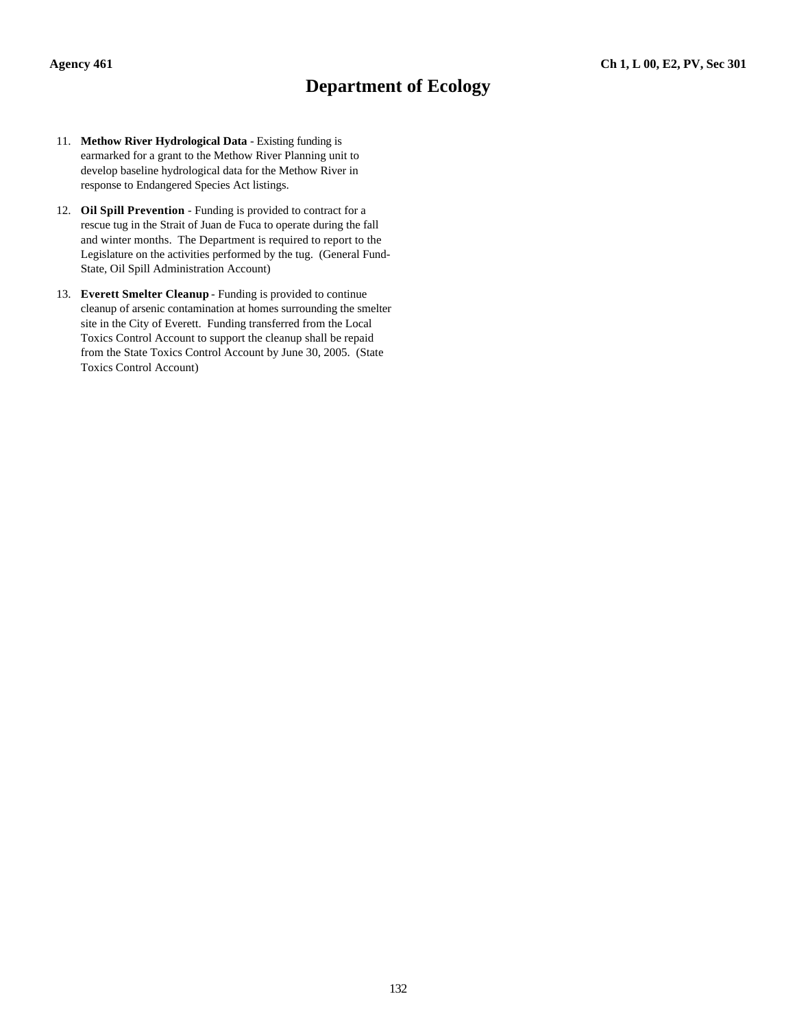# Department of Ecology

11. **Methow River Hydrological Data** - Existing funding is earmarked for a grant to the Methow River Planning unit to develop baseline hydrological data for the Methow River in response to Endangered Species Act listings.

12. **Oil Spill Prevention** - Funding is provided to contract for a rescue tug in the Strait of Juan de Fuca to operate during the fall and winter months. The Department is required to report to the Legislature on the activities performed by the tug. (General Fund-State, Oil Spill Administration Account)

13. **Everett Smelter Cleanup** - Funding is provided to continue cleanup of arsenic contamination at homes surrounding the smelter site in the City of Everett. Funding transferred from the Local Toxics Control Account to support the cleanup shall be repaid from the State Toxics Control Account by June 30, 2005. (State Toxics Control Account)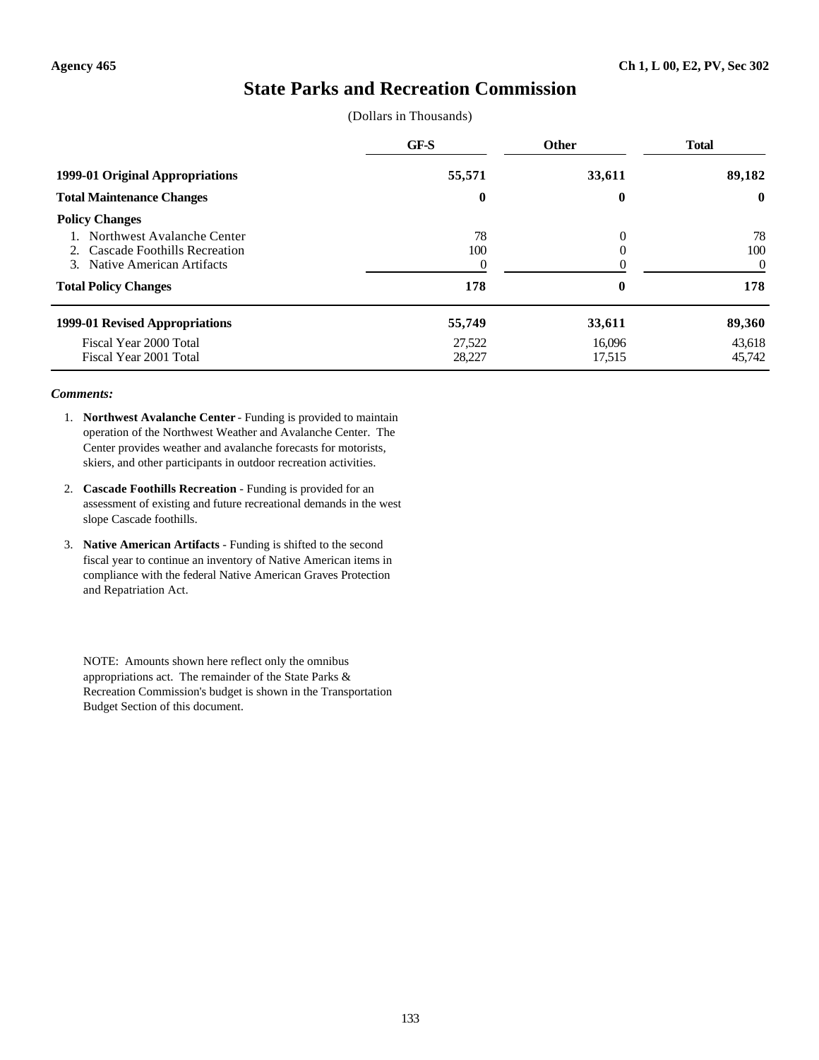Agency 465 | Ch 1, L 00, E2, PV, Sec 302

# State Parks and Recreation Commission

(Dollars in Thousands)

| | GF-S | Other | Total |
|---|---|---|---|
| **1999-01 Original Appropriations** | **55,571** | **33,611** | **89,182** |
| **Total Maintenance Changes** | **0** | **0** | **0** |
| **Policy Changes** | | | |
| 1. Northwest Avalanche Center | 78 | 0 | 78 |
| 2. Cascade Foothills Recreation | 100 | 0 | 100 |
| 3. Native American Artifacts | 0 | 0 | 0 |
| **Total Policy Changes** | **178** | **0** | **178** |
| **1999-01 Revised Appropriations** | **55,749** | **33,611** | **89,360** |
| Fiscal Year 2000 Total | 27,522 | 16,096 | 43,618 |
| Fiscal Year 2001 Total | 28,227 | 17,515 | 45,742 |

***Comments:***

1. **Northwest Avalanche Center** - Funding is provided to maintain operation of the Northwest Weather and Avalanche Center. The Center provides weather and avalanche forecasts for motorists, skiers, and other participants in outdoor recreation activities.

2. **Cascade Foothills Recreation** - Funding is provided for an assessment of existing and future recreational demands in the west slope Cascade foothills.

3. **Native American Artifacts** - Funding is shifted to the second fiscal year to continue an inventory of Native American items in compliance with the federal Native American Graves Protection and Repatriation Act.

NOTE: Amounts shown here reflect only the omnibus appropriations act. The remainder of the State Parks & Recreation Commission's budget is shown in the Transportation Budget Section of this document.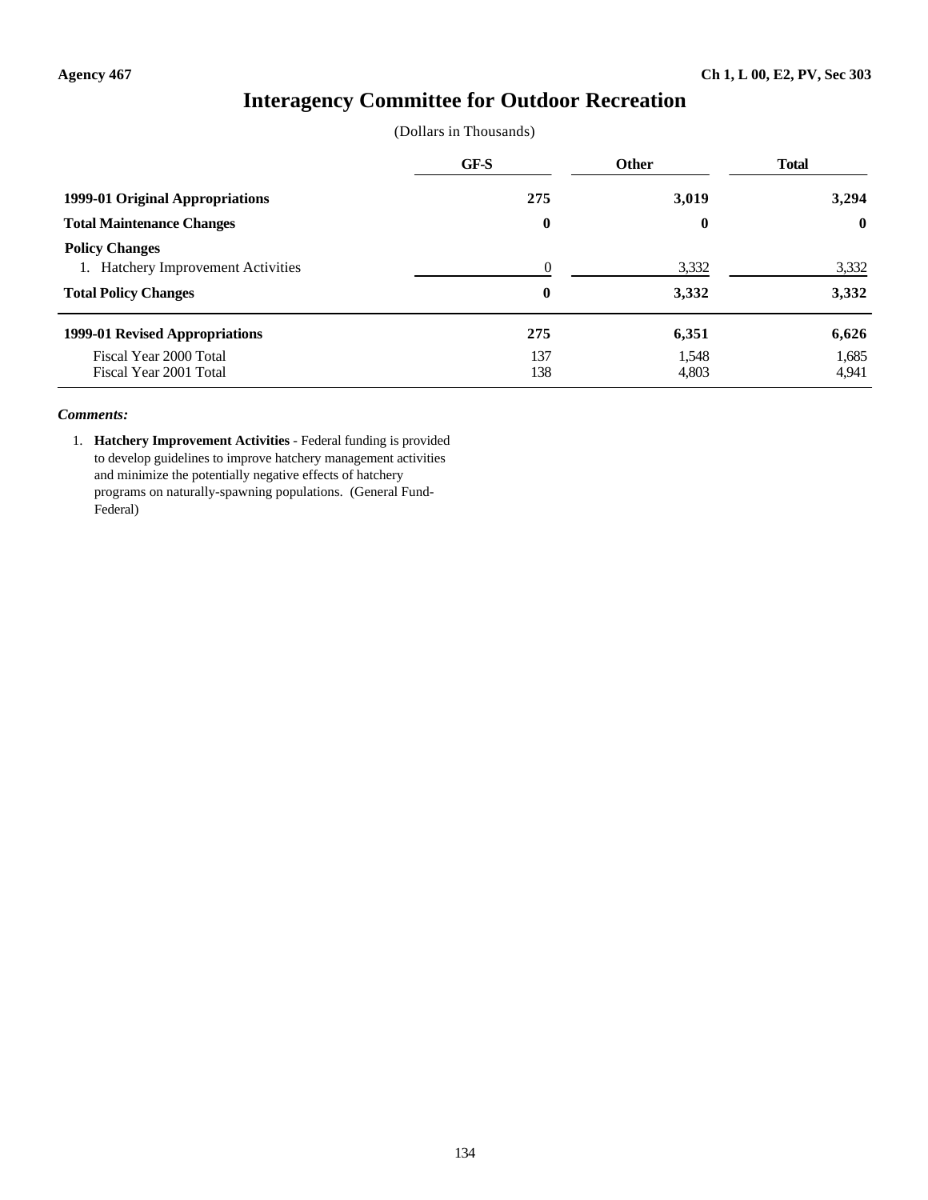Agency 467 | Ch 1, L 00, E2, PV, Sec 303

# Interagency Committee for Outdoor Recreation

(Dollars in Thousands)

| | GF-S | Other | Total |
|---|---|---|---|
| **1999-01 Original Appropriations** | **275** | **3,019** | **3,294** |
| **Total Maintenance Changes** | **0** | **0** | **0** |
| **Policy Changes** | | | |
| 1. Hatchery Improvement Activities | 0 | 3,332 | 3,332 |
| **Total Policy Changes** | **0** | **3,332** | **3,332** |
| **1999-01 Revised Appropriations** | **275** | **6,351** | **6,626** |
| Fiscal Year 2000 Total | 137 | 1,548 | 1,685 |
| Fiscal Year 2001 Total | 138 | 4,803 | 4,941 |

***Comments:***

1. **Hatchery Improvement Activities** - Federal funding is provided to develop guidelines to improve hatchery management activities and minimize the potentially negative effects of hatchery programs on naturally-spawning populations. (General Fund-Federal)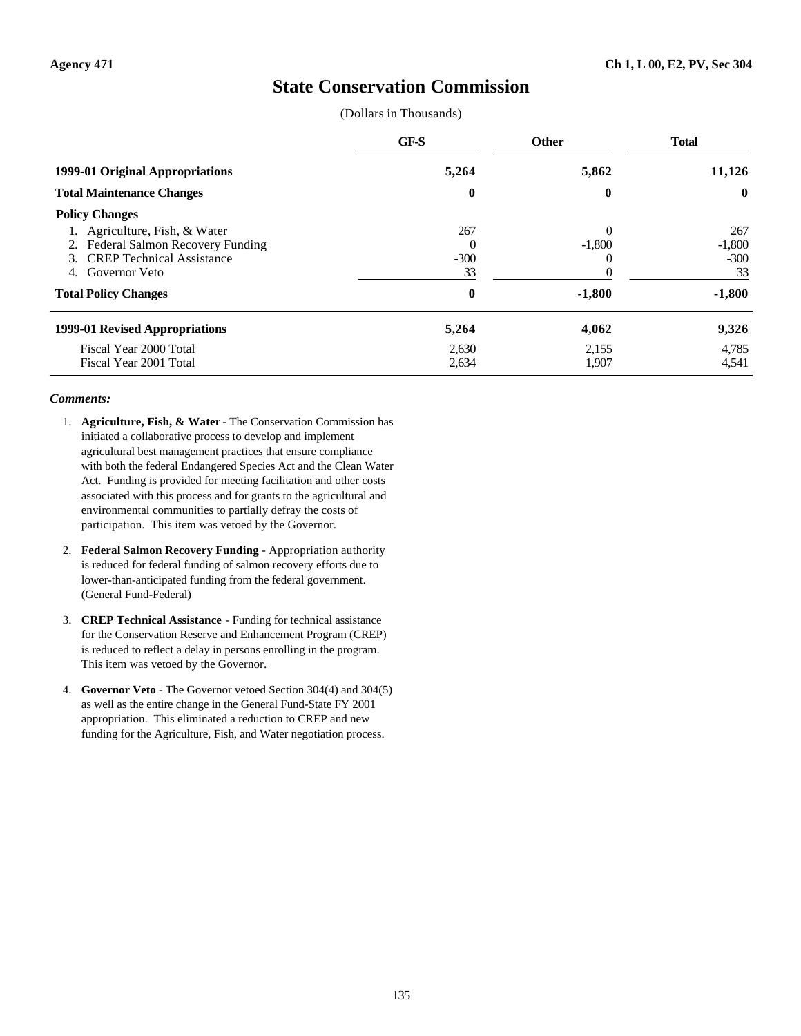Agency 471 | Ch 1, L 00, E2, PV, Sec 304

# State Conservation Commission

(Dollars in Thousands)

| | GF-S | Other | Total |
|---|---|---|---|
| **1999-01 Original Appropriations** | **5,264** | **5,862** | **11,126** |
| **Total Maintenance Changes** | **0** | **0** | **0** |
| **Policy Changes** | | | |
| 1. Agriculture, Fish, & Water | 267 | 0 | 267 |
| 2. Federal Salmon Recovery Funding | 0 | -1,800 | -1,800 |
| 3. CREP Technical Assistance | -300 | 0 | -300 |
| 4. Governor Veto | 33 | 0 | 33 |
| **Total Policy Changes** | **0** | **-1,800** | **-1,800** |
| **1999-01 Revised Appropriations** | **5,264** | **4,062** | **9,326** |
| Fiscal Year 2000 Total | 2,630 | 2,155 | 4,785 |
| Fiscal Year 2001 Total | 2,634 | 1,907 | 4,541 |

***Comments:***

1. **Agriculture, Fish, & Water** - The Conservation Commission has initiated a collaborative process to develop and implement agricultural best management practices that ensure compliance with both the federal Endangered Species Act and the Clean Water Act. Funding is provided for meeting facilitation and other costs associated with this process and for grants to the agricultural and environmental communities to partially defray the costs of participation. This item was vetoed by the Governor.

2. **Federal Salmon Recovery Funding** - Appropriation authority is reduced for federal funding of salmon recovery efforts due to lower-than-anticipated funding from the federal government. (General Fund-Federal)

3. **CREP Technical Assistance** - Funding for technical assistance for the Conservation Reserve and Enhancement Program (CREP) is reduced to reflect a delay in persons enrolling in the program. This item was vetoed by the Governor.

4. **Governor Veto** - The Governor vetoed Section 304(4) and 304(5) as well as the entire change in the General Fund-State FY 2001 appropriation. This eliminated a reduction to CREP and new funding for the Agriculture, Fish, and Water negotiation process.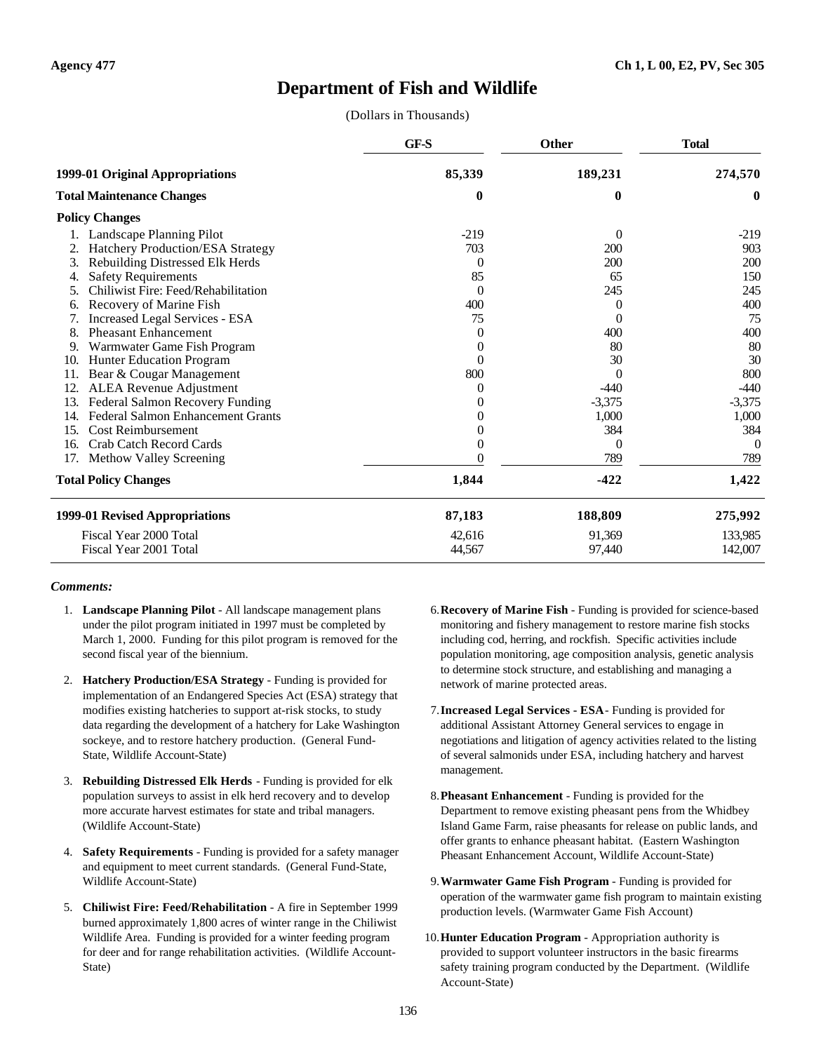# Department of Fish and Wildlife

(Dollars in Thousands)

| | GF-S | Other | Total |
|---|---|---|---|
| **1999-01 Original Appropriations** | **85,339** | **189,231** | **274,570** |
| **Total Maintenance Changes** | **0** | **0** | **0** |
| **Policy Changes** | | | |
| 1. Landscape Planning Pilot | -219 | 0 | -219 |
| 2. Hatchery Production/ESA Strategy | 703 | 200 | 903 |
| 3. Rebuilding Distressed Elk Herds | 0 | 200 | 200 |
| 4. Safety Requirements | 85 | 65 | 150 |
| 5. Chiliwist Fire: Feed/Rehabilitation | 0 | 245 | 245 |
| 6. Recovery of Marine Fish | 400 | 0 | 400 |
| 7. Increased Legal Services - ESA | 75 | 0 | 75 |
| 8. Pheasant Enhancement | 0 | 400 | 400 |
| 9. Warmwater Game Fish Program | 0 | 80 | 80 |
| 10. Hunter Education Program | 0 | 30 | 30 |
| 11. Bear & Cougar Management | 800 | 0 | 800 |
| 12. ALEA Revenue Adjustment | 0 | -440 | -440 |
| 13. Federal Salmon Recovery Funding | 0 | -3,375 | -3,375 |
| 14. Federal Salmon Enhancement Grants | 0 | 1,000 | 1,000 |
| 15. Cost Reimbursement | 0 | 384 | 384 |
| 16. Crab Catch Record Cards | 0 | 0 | 0 |
| 17. Methow Valley Screening | 0 | 789 | 789 |
| **Total Policy Changes** | **1,844** | **-422** | **1,422** |
| **1999-01 Revised Appropriations** | **87,183** | **188,809** | **275,992** |
| Fiscal Year 2000 Total | 42,616 | 91,369 | 133,985 |
| Fiscal Year 2001 Total | 44,567 | 97,440 | 142,007 |

***Comments:***

1. **Landscape Planning Pilot** - All landscape management plans under the pilot program initiated in 1997 must be completed by March 1, 2000. Funding for this pilot program is removed for the second fiscal year of the biennium.

2. **Hatchery Production/ESA Strategy** - Funding is provided for implementation of an Endangered Species Act (ESA) strategy that modifies existing hatcheries to support at-risk stocks, to study data regarding the development of a hatchery for Lake Washington sockeye, and to restore hatchery production. (General Fund-State, Wildlife Account-State)

3. **Rebuilding Distressed Elk Herds** - Funding is provided for elk population surveys to assist in elk herd recovery and to develop more accurate harvest estimates for state and tribal managers. (Wildlife Account-State)

4. **Safety Requirements** - Funding is provided for a safety manager and equipment to meet current standards. (General Fund-State, Wildlife Account-State)

5. **Chiliwist Fire: Feed/Rehabilitation** - A fire in September 1999 burned approximately 1,800 acres of winter range in the Chiliwist Wildlife Area. Funding is provided for a winter feeding program for deer and for range rehabilitation activities. (Wildlife Account-State)

6. **Recovery of Marine Fish** - Funding is provided for science-based monitoring and fishery management to restore marine fish stocks including cod, herring, and rockfish. Specific activities include population monitoring, age composition analysis, genetic analysis to determine stock structure, and establishing and managing a network of marine protected areas.

7. **Increased Legal Services - ESA**- Funding is provided for additional Assistant Attorney General services to engage in negotiations and litigation of agency activities related to the listing of several salmonids under ESA, including hatchery and harvest management.

8. **Pheasant Enhancement** - Funding is provided for the Department to remove existing pheasant pens from the Whidbey Island Game Farm, raise pheasants for release on public lands, and offer grants to enhance pheasant habitat. (Eastern Washington Pheasant Enhancement Account, Wildlife Account-State)

9. **Warmwater Game Fish Program** - Funding is provided for operation of the warmwater game fish program to maintain existing production levels. (Warmwater Game Fish Account)

10. **Hunter Education Program** - Appropriation authority is provided to support volunteer instructors in the basic firearms safety training program conducted by the Department. (Wildlife Account-State)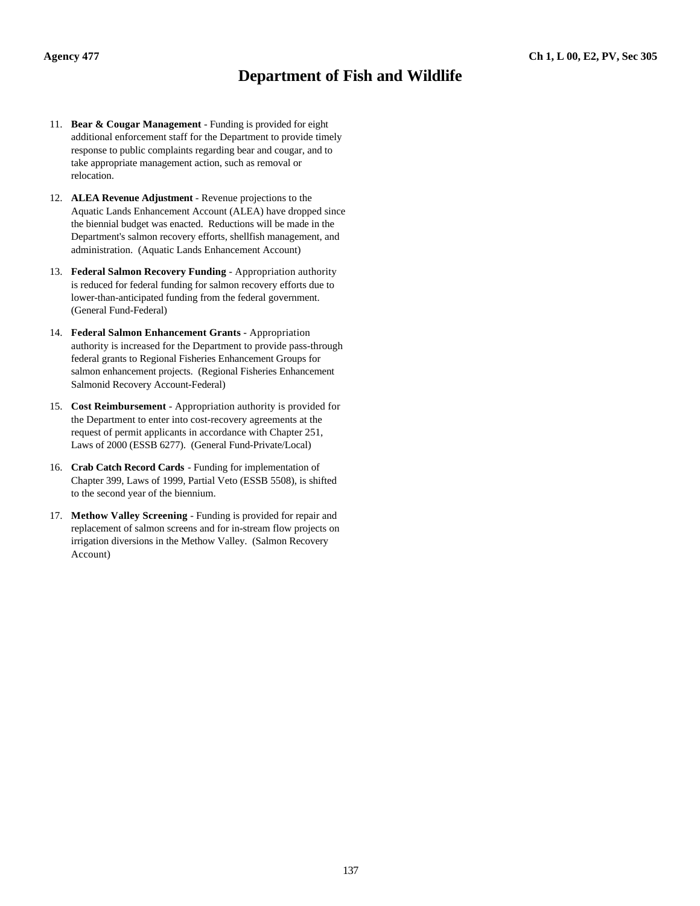# Department of Fish and Wildlife

11. **Bear & Cougar Management** - Funding is provided for eight additional enforcement staff for the Department to provide timely response to public complaints regarding bear and cougar, and to take appropriate management action, such as removal or relocation.

12. **ALEA Revenue Adjustment** - Revenue projections to the Aquatic Lands Enhancement Account (ALEA) have dropped since the biennial budget was enacted. Reductions will be made in the Department's salmon recovery efforts, shellfish management, and administration. (Aquatic Lands Enhancement Account)

13. **Federal Salmon Recovery Funding** - Appropriation authority is reduced for federal funding for salmon recovery efforts due to lower-than-anticipated funding from the federal government. (General Fund-Federal)

14. **Federal Salmon Enhancement Grants** - Appropriation authority is increased for the Department to provide pass-through federal grants to Regional Fisheries Enhancement Groups for salmon enhancement projects. (Regional Fisheries Enhancement Salmonid Recovery Account-Federal)

15. **Cost Reimbursement** - Appropriation authority is provided for the Department to enter into cost-recovery agreements at the request of permit applicants in accordance with Chapter 251, Laws of 2000 (ESSB 6277). (General Fund-Private/Local)

16. **Crab Catch Record Cards** - Funding for implementation of Chapter 399, Laws of 1999, Partial Veto (ESSB 5508), is shifted to the second year of the biennium.

17. **Methow Valley Screening** - Funding is provided for repair and replacement of salmon screens and for in-stream flow projects on irrigation diversions in the Methow Valley. (Salmon Recovery Account)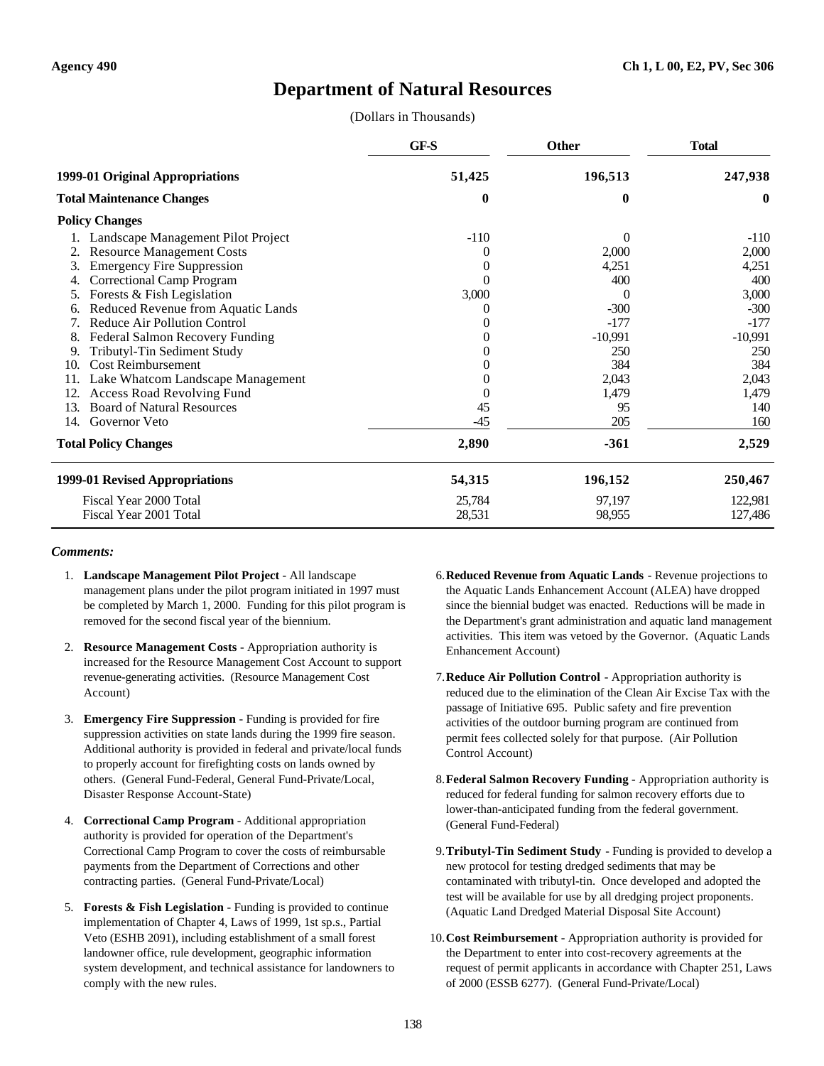**Agency 490** | **Ch 1, L 00, E2, PV, Sec 306**

# Department of Natural Resources

(Dollars in Thousands)

| | GF-S | Other | Total |
|---|---|---|---|
| **1999-01 Original Appropriations** | **51,425** | **196,513** | **247,938** |
| **Total Maintenance Changes** | **0** | **0** | **0** |
| **Policy Changes** | | | |
| 1. Landscape Management Pilot Project | -110 | 0 | -110 |
| 2. Resource Management Costs | 0 | 2,000 | 2,000 |
| 3. Emergency Fire Suppression | 0 | 4,251 | 4,251 |
| 4. Correctional Camp Program | 0 | 400 | 400 |
| 5. Forests & Fish Legislation | 3,000 | 0 | 3,000 |
| 6. Reduced Revenue from Aquatic Lands | 0 | -300 | -300 |
| 7. Reduce Air Pollution Control | 0 | -177 | -177 |
| 8. Federal Salmon Recovery Funding | 0 | -10,991 | -10,991 |
| 9. Tributyl-Tin Sediment Study | 0 | 250 | 250 |
| 10. Cost Reimbursement | 0 | 384 | 384 |
| 11. Lake Whatcom Landscape Management | 0 | 2,043 | 2,043 |
| 12. Access Road Revolving Fund | 0 | 1,479 | 1,479 |
| 13. Board of Natural Resources | 45 | 95 | 140 |
| 14. Governor Veto | -45 | 205 | 160 |
| **Total Policy Changes** | **2,890** | **-361** | **2,529** |
| **1999-01 Revised Appropriations** | **54,315** | **196,152** | **250,467** |
| Fiscal Year 2000 Total | 25,784 | 97,197 | 122,981 |
| Fiscal Year 2001 Total | 28,531 | 98,955 | 127,486 |

***Comments:***

1. **Landscape Management Pilot Project** - All landscape management plans under the pilot program initiated in 1997 must be completed by March 1, 2000. Funding for this pilot program is removed for the second fiscal year of the biennium.

2. **Resource Management Costs** - Appropriation authority is increased for the Resource Management Cost Account to support revenue-generating activities. (Resource Management Cost Account)

3. **Emergency Fire Suppression** - Funding is provided for fire suppression activities on state lands during the 1999 fire season. Additional authority is provided in federal and private/local funds to properly account for firefighting costs on lands owned by others. (General Fund-Federal, General Fund-Private/Local, Disaster Response Account-State)

4. **Correctional Camp Program** - Additional appropriation authority is provided for operation of the Department's Correctional Camp Program to cover the costs of reimbursable payments from the Department of Corrections and other contracting parties. (General Fund-Private/Local)

5. **Forests & Fish Legislation** - Funding is provided to continue implementation of Chapter 4, Laws of 1999, 1st sp.s., Partial Veto (ESHB 2091), including establishment of a small forest landowner office, rule development, geographic information system development, and technical assistance for landowners to comply with the new rules.

6. **Reduced Revenue from Aquatic Lands** - Revenue projections to the Aquatic Lands Enhancement Account (ALEA) have dropped since the biennial budget was enacted. Reductions will be made in the Department's grant administration and aquatic land management activities. This item was vetoed by the Governor. (Aquatic Lands Enhancement Account)

7. **Reduce Air Pollution Control** - Appropriation authority is reduced due to the elimination of the Clean Air Excise Tax with the passage of Initiative 695. Public safety and fire prevention activities of the outdoor burning program are continued from permit fees collected solely for that purpose. (Air Pollution Control Account)

8. **Federal Salmon Recovery Funding** - Appropriation authority is reduced for federal funding for salmon recovery efforts due to lower-than-anticipated funding from the federal government. (General Fund-Federal)

9. **Tributyl-Tin Sediment Study** - Funding is provided to develop a new protocol for testing dredged sediments that may be contaminated with tributyl-tin. Once developed and adopted the test will be available for use by all dredging project proponents. (Aquatic Land Dredged Material Disposal Site Account)

10. **Cost Reimbursement** - Appropriation authority is provided for the Department to enter into cost-recovery agreements at the request of permit applicants in accordance with Chapter 251, Laws of 2000 (ESSB 6277). (General Fund-Private/Local)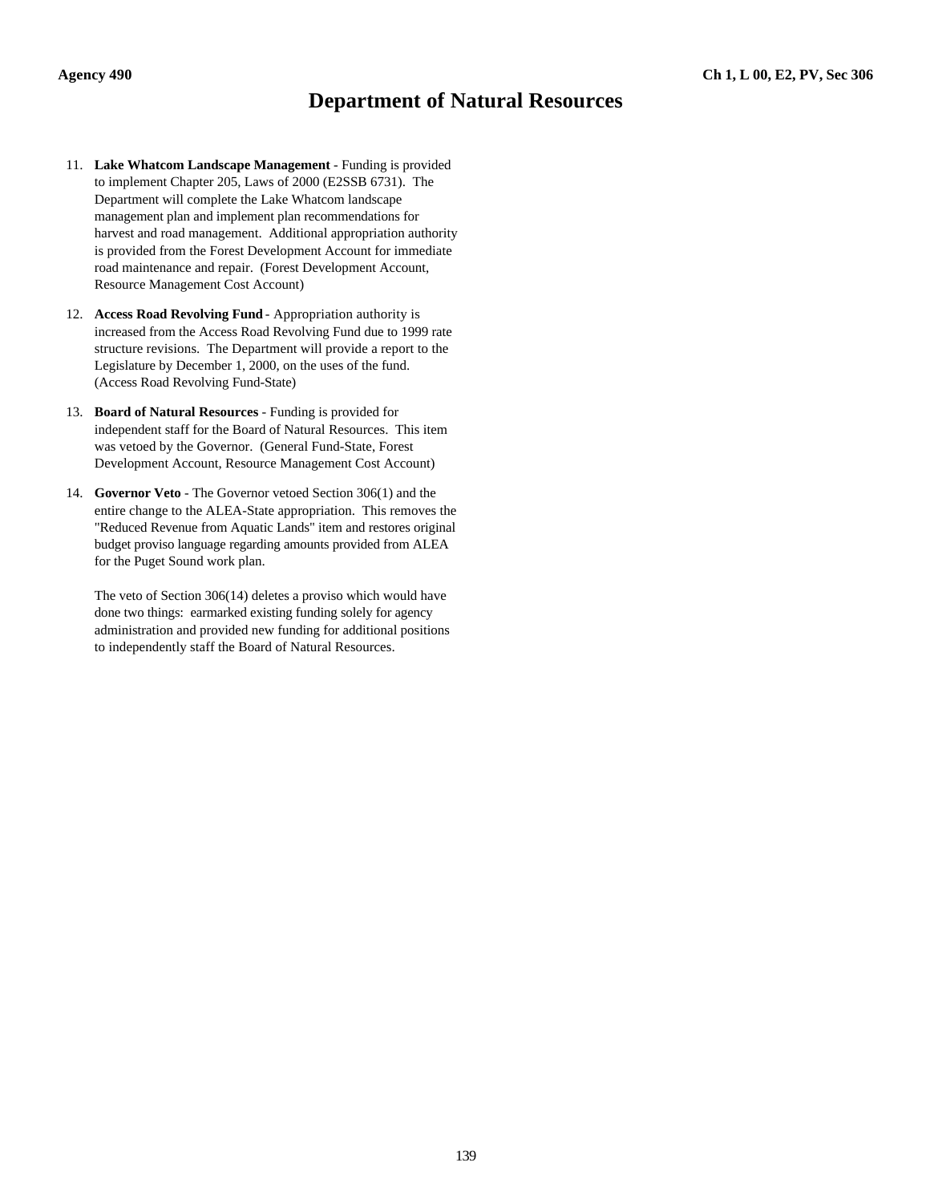# Department of Natural Resources

11. **Lake Whatcom Landscape Management** - Funding is provided to implement Chapter 205, Laws of 2000 (E2SSB 6731). The Department will complete the Lake Whatcom landscape management plan and implement plan recommendations for harvest and road management. Additional appropriation authority is provided from the Forest Development Account for immediate road maintenance and repair. (Forest Development Account, Resource Management Cost Account)

12. **Access Road Revolving Fund** - Appropriation authority is increased from the Access Road Revolving Fund due to 1999 rate structure revisions. The Department will provide a report to the Legislature by December 1, 2000, on the uses of the fund. (Access Road Revolving Fund-State)

13. **Board of Natural Resources** - Funding is provided for independent staff for the Board of Natural Resources. This item was vetoed by the Governor. (General Fund-State, Forest Development Account, Resource Management Cost Account)

14. **Governor Veto** - The Governor vetoed Section 306(1) and the entire change to the ALEA-State appropriation. This removes the "Reduced Revenue from Aquatic Lands" item and restores original budget proviso language regarding amounts provided from ALEA for the Puget Sound work plan.

    The veto of Section 306(14) deletes a proviso which would have done two things: earmarked existing funding solely for agency administration and provided new funding for additional positions to independently staff the Board of Natural Resources.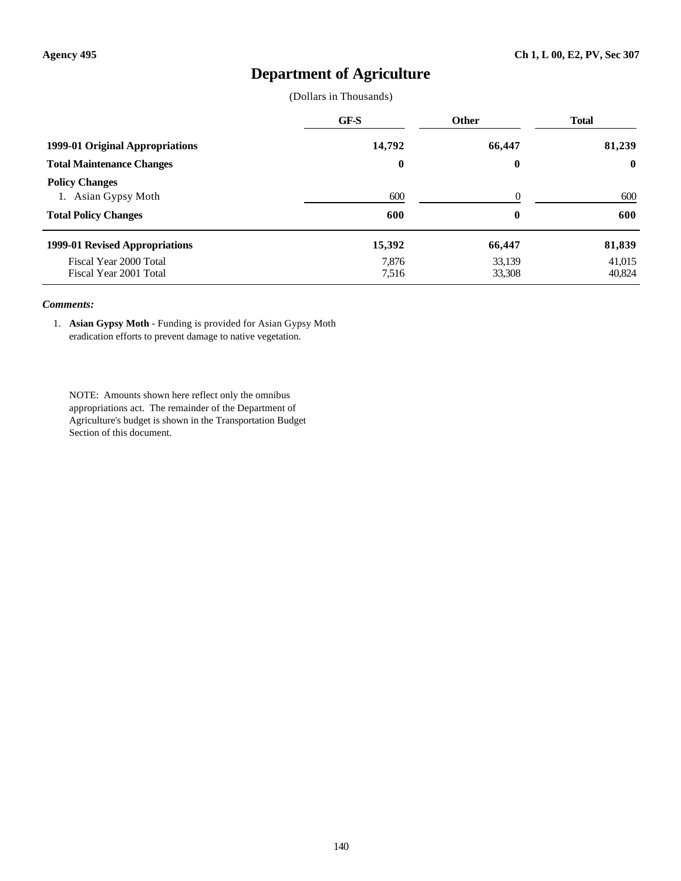Agency 495

Ch 1, L 00, E2, PV, Sec 307

# Department of Agriculture

(Dollars in Thousands)

| | GF-S | Other | Total |
|---|---|---|---|
| **1999-01 Original Appropriations** | **14,792** | **66,447** | **81,239** |
| **Total Maintenance Changes** | **0** | **0** | **0** |
| **Policy Changes** | | | |
| 1. Asian Gypsy Moth | 600 | 0 | 600 |
| **Total Policy Changes** | **600** | **0** | **600** |
| **1999-01 Revised Appropriations** | **15,392** | **66,447** | **81,839** |
| Fiscal Year 2000 Total | 7,876 | 33,139 | 41,015 |
| Fiscal Year 2001 Total | 7,516 | 33,308 | 40,824 |

***Comments:***

1. **Asian Gypsy Moth** - Funding is provided for Asian Gypsy Moth eradication efforts to prevent damage to native vegetation.

NOTE: Amounts shown here reflect only the omnibus appropriations act. The remainder of the Department of Agriculture's budget is shown in the Transportation Budget Section of this document.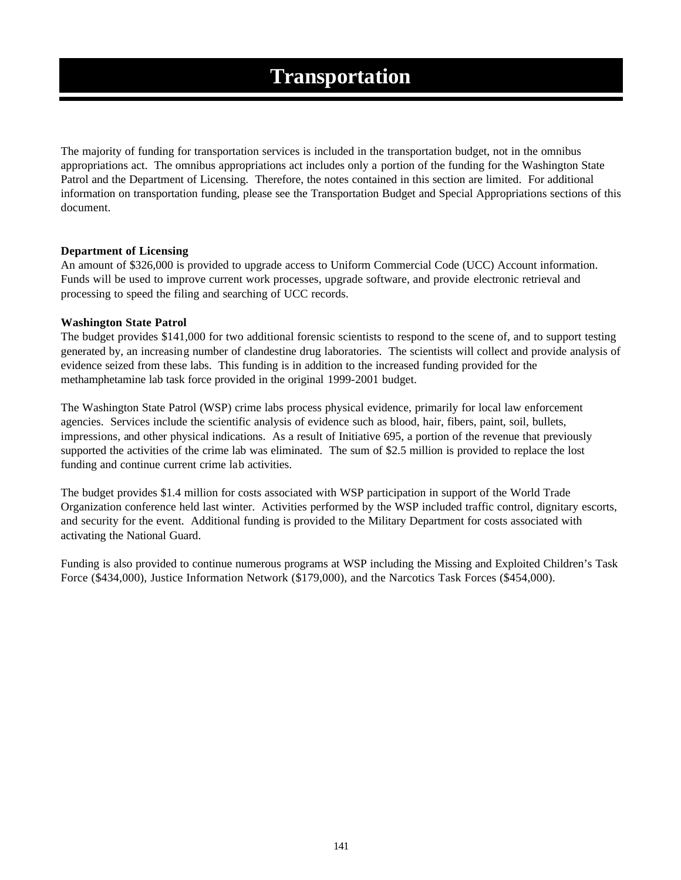# Transportation

The majority of funding for transportation services is included in the transportation budget, not in the omnibus appropriations act. The omnibus appropriations act includes only a portion of the funding for the Washington State Patrol and the Department of Licensing. Therefore, the notes contained in this section are limited. For additional information on transportation funding, please see the Transportation Budget and Special Appropriations sections of this document.

**Department of Licensing**

An amount of $326,000 is provided to upgrade access to Uniform Commercial Code (UCC) Account information. Funds will be used to improve current work processes, upgrade software, and provide electronic retrieval and processing to speed the filing and searching of UCC records.

**Washington State Patrol**

The budget provides $141,000 for two additional forensic scientists to respond to the scene of, and to support testing generated by, an increasing number of clandestine drug laboratories. The scientists will collect and provide analysis of evidence seized from these labs. This funding is in addition to the increased funding provided for the methamphetamine lab task force provided in the original 1999-2001 budget.

The Washington State Patrol (WSP) crime labs process physical evidence, primarily for local law enforcement agencies. Services include the scientific analysis of evidence such as blood, hair, fibers, paint, soil, bullets, impressions, and other physical indications. As a result of Initiative 695, a portion of the revenue that previously supported the activities of the crime lab was eliminated. The sum of $2.5 million is provided to replace the lost funding and continue current crime lab activities.

The budget provides $1.4 million for costs associated with WSP participation in support of the World Trade Organization conference held last winter. Activities performed by the WSP included traffic control, dignitary escorts, and security for the event. Additional funding is provided to the Military Department for costs associated with activating the National Guard.

Funding is also provided to continue numerous programs at WSP including the Missing and Exploited Children's Task Force ($434,000), Justice Information Network ($179,000), and the Narcotics Task Forces ($454,000).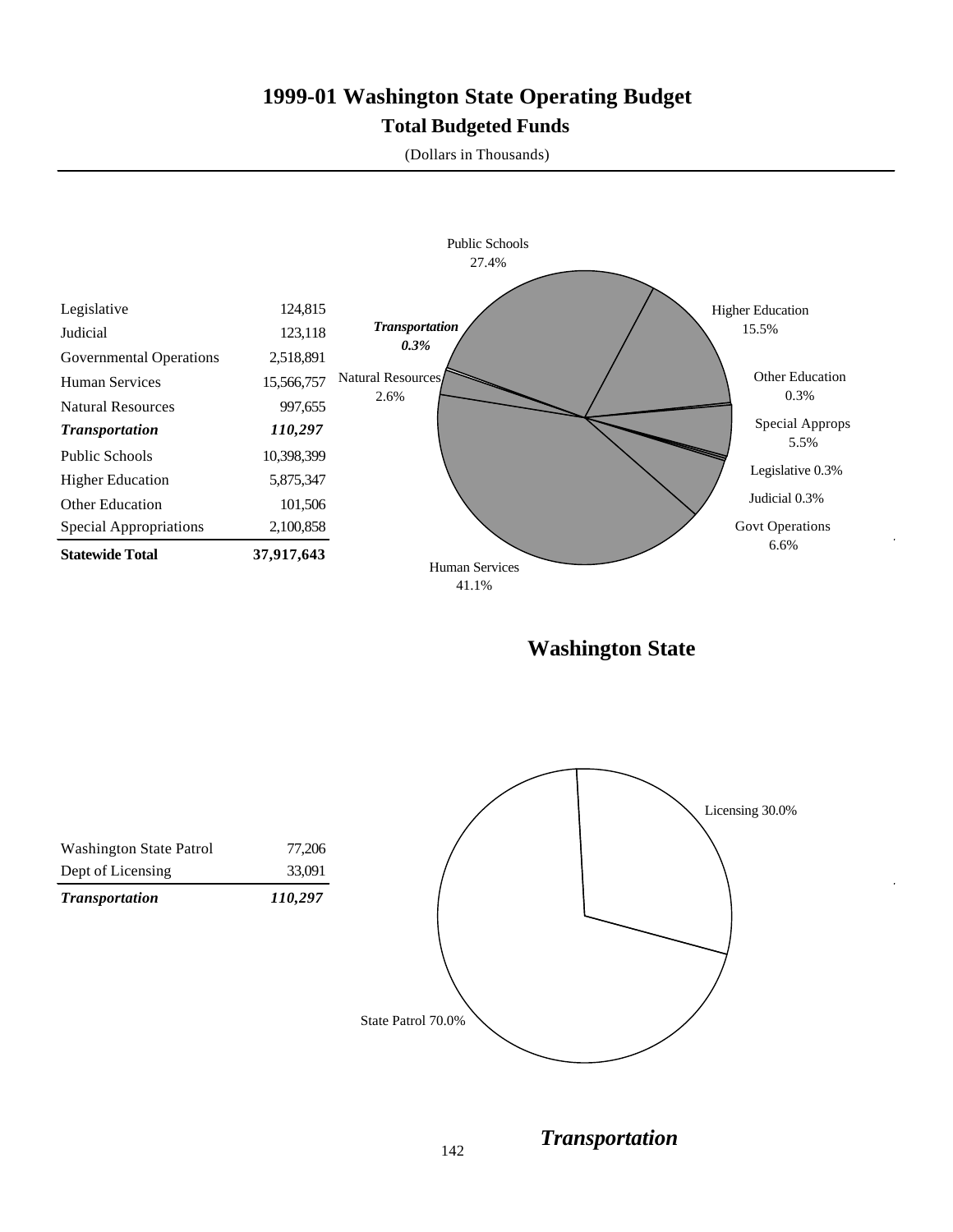# 1999-01 Washington State Operating Budget

## Total Budgeted Funds

(Dollars in Thousands)

| | |
|---|---:|
| Legislative | 124,815 |
| Judicial | 123,118 |
| Governmental Operations | 2,518,891 |
| Human Services | 15,566,757 |
| Natural Resources | 997,655 |
| ***Transportation*** | ***110,297*** |
| Public Schools | 10,398,399 |
| Higher Education | 5,875,347 |
| Other Education | 101,506 |
| Special Appropriations | 2,100,858 |
| **Statewide Total** | **37,917,643** |

Public Schools 27.4%
Higher Education 15.5%
Other Education 0.3%
Special Approps 5.5%
Legislative 0.3%
Judicial 0.3%
Govt Operations 6.6%
Human Services 41.1%
Natural Resources 2.6%
*Transportation 0.3%*

**Washington State**

| | |
|---|---:|
| Washington State Patrol | 77,206 |
| Dept of Licensing | 33,091 |
| ***Transportation*** | ***110,297*** |

Licensing 30.0%
State Patrol 70.0%

***Transportation***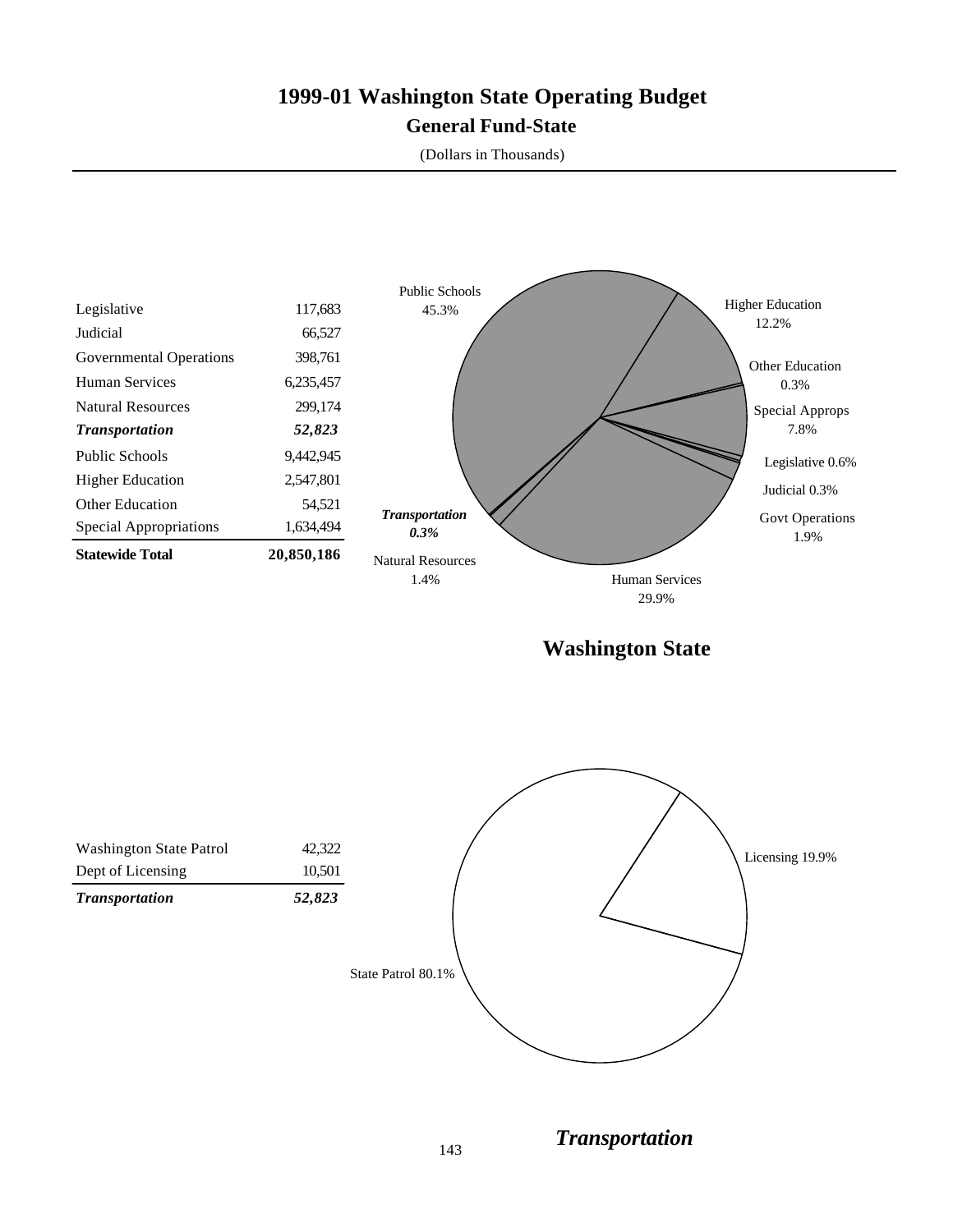# 1999-01 Washington State Operating Budget

## General Fund-State

(Dollars in Thousands)

| | |
|---|---|
| Legislative | 117,683 |
| Judicial | 66,527 |
| Governmental Operations | 398,761 |
| Human Services | 6,235,457 |
| Natural Resources | 299,174 |
| ***Transportation*** | ***52,823*** |
| Public Schools | 9,442,945 |
| Higher Education | 2,547,801 |
| Other Education | 54,521 |
| Special Appropriations | 1,634,494 |
| **Statewide Total** | **20,850,186** |

Public Schools 45.3%
Higher Education 12.2%
Other Education 0.3%
Special Approps 7.8%
Legislative 0.6%
Judicial 0.3%
Govt Operations 1.9%
Human Services 29.9%
Natural Resources 1.4%
*Transportation 0.3%*

**Washington State**

| | |
|---|---|
| Washington State Patrol | 42,322 |
| Dept of Licensing | 10,501 |
| ***Transportation*** | ***52,823*** |

Licensing 19.9%
State Patrol 80.1%

***Transportation***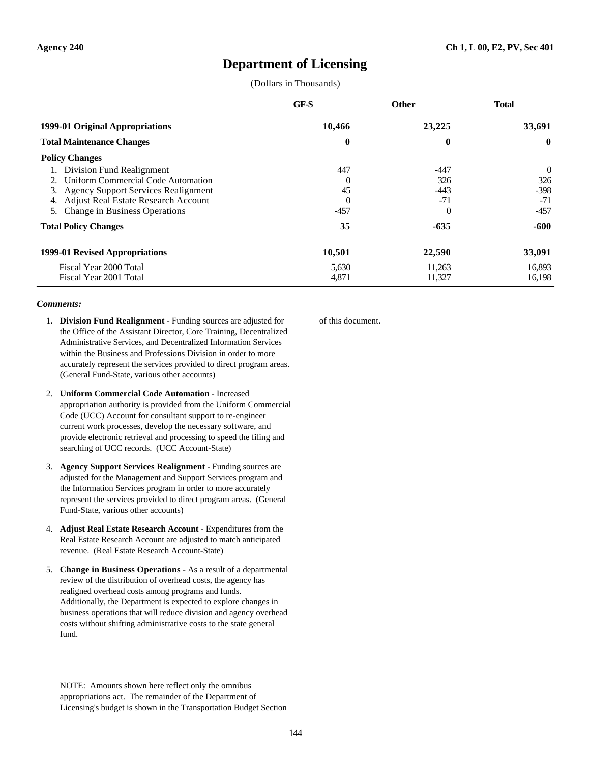Agency 240 | Ch 1, L 00, E2, PV, Sec 401

# Department of Licensing

(Dollars in Thousands)

| | GF-S | Other | Total |
|---|---|---|---|
| **1999-01 Original Appropriations** | **10,466** | **23,225** | **33,691** |
| **Total Maintenance Changes** | **0** | **0** | **0** |
| **Policy Changes** | | | |
| 1. Division Fund Realignment | 447 | -447 | 0 |
| 2. Uniform Commercial Code Automation | 0 | 326 | 326 |
| 3. Agency Support Services Realignment | 45 | -443 | -398 |
| 4. Adjust Real Estate Research Account | 0 | -71 | -71 |
| 5. Change in Business Operations | -457 | 0 | -457 |
| **Total Policy Changes** | **35** | **-635** | **-600** |
| **1999-01 Revised Appropriations** | **10,501** | **22,590** | **33,091** |
| Fiscal Year 2000 Total | 5,630 | 11,263 | 16,893 |
| Fiscal Year 2001 Total | 4,871 | 11,327 | 16,198 |

***Comments:***

1. **Division Fund Realignment** - Funding sources are adjusted for the Office of the Assistant Director, Core Training, Decentralized Administrative Services, and Decentralized Information Services within the Business and Professions Division in order to more accurately represent the services provided to direct program areas. (General Fund-State, various other accounts)

2. **Uniform Commercial Code Automation** - Increased appropriation authority is provided from the Uniform Commercial Code (UCC) Account for consultant support to re-engineer current work processes, develop the necessary software, and provide electronic retrieval and processing to speed the filing and searching of UCC records. (UCC Account-State)

3. **Agency Support Services Realignment** - Funding sources are adjusted for the Management and Support Services program and the Information Services program in order to more accurately represent the services provided to direct program areas. (General Fund-State, various other accounts)

4. **Adjust Real Estate Research Account** - Expenditures from the Real Estate Research Account are adjusted to match anticipated revenue. (Real Estate Research Account-State)

5. **Change in Business Operations** - As a result of a departmental review of the distribution of overhead costs, the agency has realigned overhead costs among programs and funds. Additionally, the Department is expected to explore changes in business operations that will reduce division and agency overhead costs without shifting administrative costs to the state general fund.

NOTE: Amounts shown here reflect only the omnibus appropriations act. The remainder of the Department of Licensing's budget is shown in the Transportation Budget Section of this document.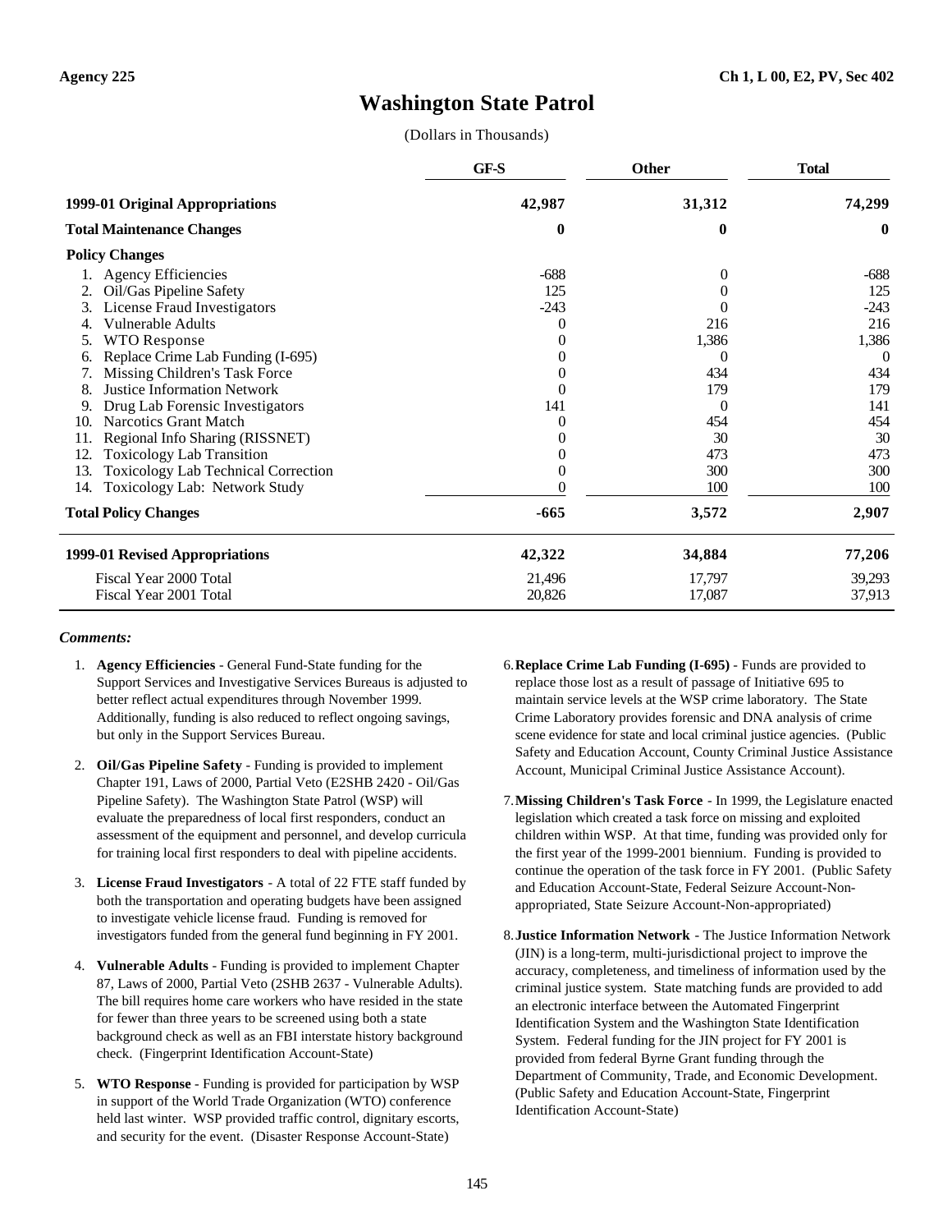Agency 225 — Ch 1, L 00, E2, PV, Sec 402

# Washington State Patrol

(Dollars in Thousands)

| | GF-S | Other | Total |
|---|---|---|---|
| **1999-01 Original Appropriations** | **42,987** | **31,312** | **74,299** |
| **Total Maintenance Changes** | **0** | **0** | **0** |
| **Policy Changes** | | | |
| 1. Agency Efficiencies | -688 | 0 | -688 |
| 2. Oil/Gas Pipeline Safety | 125 | 0 | 125 |
| 3. License Fraud Investigators | -243 | 0 | -243 |
| 4. Vulnerable Adults | 0 | 216 | 216 |
| 5. WTO Response | 0 | 1,386 | 1,386 |
| 6. Replace Crime Lab Funding (I-695) | 0 | 0 | 0 |
| 7. Missing Children's Task Force | 0 | 434 | 434 |
| 8. Justice Information Network | 0 | 179 | 179 |
| 9. Drug Lab Forensic Investigators | 141 | 0 | 141 |
| 10. Narcotics Grant Match | 0 | 454 | 454 |
| 11. Regional Info Sharing (RISSNET) | 0 | 30 | 30 |
| 12. Toxicology Lab Transition | 0 | 473 | 473 |
| 13. Toxicology Lab Technical Correction | 0 | 300 | 300 |
| 14. Toxicology Lab: Network Study | 0 | 100 | 100 |
| **Total Policy Changes** | **-665** | **3,572** | **2,907** |
| **1999-01 Revised Appropriations** | **42,322** | **34,884** | **77,206** |
| Fiscal Year 2000 Total | 21,496 | 17,797 | 39,293 |
| Fiscal Year 2001 Total | 20,826 | 17,087 | 37,913 |

***Comments:***

1. **Agency Efficiencies** - General Fund-State funding for the Support Services and Investigative Services Bureaus is adjusted to better reflect actual expenditures through November 1999. Additionally, funding is also reduced to reflect ongoing savings, but only in the Support Services Bureau.

2. **Oil/Gas Pipeline Safety** - Funding is provided to implement Chapter 191, Laws of 2000, Partial Veto (E2SHB 2420 - Oil/Gas Pipeline Safety). The Washington State Patrol (WSP) will evaluate the preparedness of local first responders, conduct an assessment of the equipment and personnel, and develop curricula for training local first responders to deal with pipeline accidents.

3. **License Fraud Investigators** - A total of 22 FTE staff funded by both the transportation and operating budgets have been assigned to investigate vehicle license fraud. Funding is removed for investigators funded from the general fund beginning in FY 2001.

4. **Vulnerable Adults** - Funding is provided to implement Chapter 87, Laws of 2000, Partial Veto (2SHB 2637 - Vulnerable Adults). The bill requires home care workers who have resided in the state for fewer than three years to be screened using both a state background check as well as an FBI interstate history background check. (Fingerprint Identification Account-State)

5. **WTO Response** - Funding is provided for participation by WSP in support of the World Trade Organization (WTO) conference held last winter. WSP provided traffic control, dignitary escorts, and security for the event. (Disaster Response Account-State)

6. **Replace Crime Lab Funding (I-695)** - Funds are provided to replace those lost as a result of passage of Initiative 695 to maintain service levels at the WSP crime laboratory. The State Crime Laboratory provides forensic and DNA analysis of crime scene evidence for state and local criminal justice agencies. (Public Safety and Education Account, County Criminal Justice Assistance Account, Municipal Criminal Justice Assistance Account).

7. **Missing Children's Task Force** - In 1999, the Legislature enacted legislation which created a task force on missing and exploited children within WSP. At that time, funding was provided only for the first year of the 1999-2001 biennium. Funding is provided to continue the operation of the task force in FY 2001. (Public Safety and Education Account-State, Federal Seizure Account-Non-appropriated, State Seizure Account-Non-appropriated)

8. **Justice Information Network** - The Justice Information Network (JIN) is a long-term, multi-jurisdictional project to improve the accuracy, completeness, and timeliness of information used by the criminal justice system. State matching funds are provided to add an electronic interface between the Automated Fingerprint Identification System and the Washington State Identification System. Federal funding for the JIN project for FY 2001 is provided from federal Byrne Grant funding through the Department of Community, Trade, and Economic Development. (Public Safety and Education Account-State, Fingerprint Identification Account-State)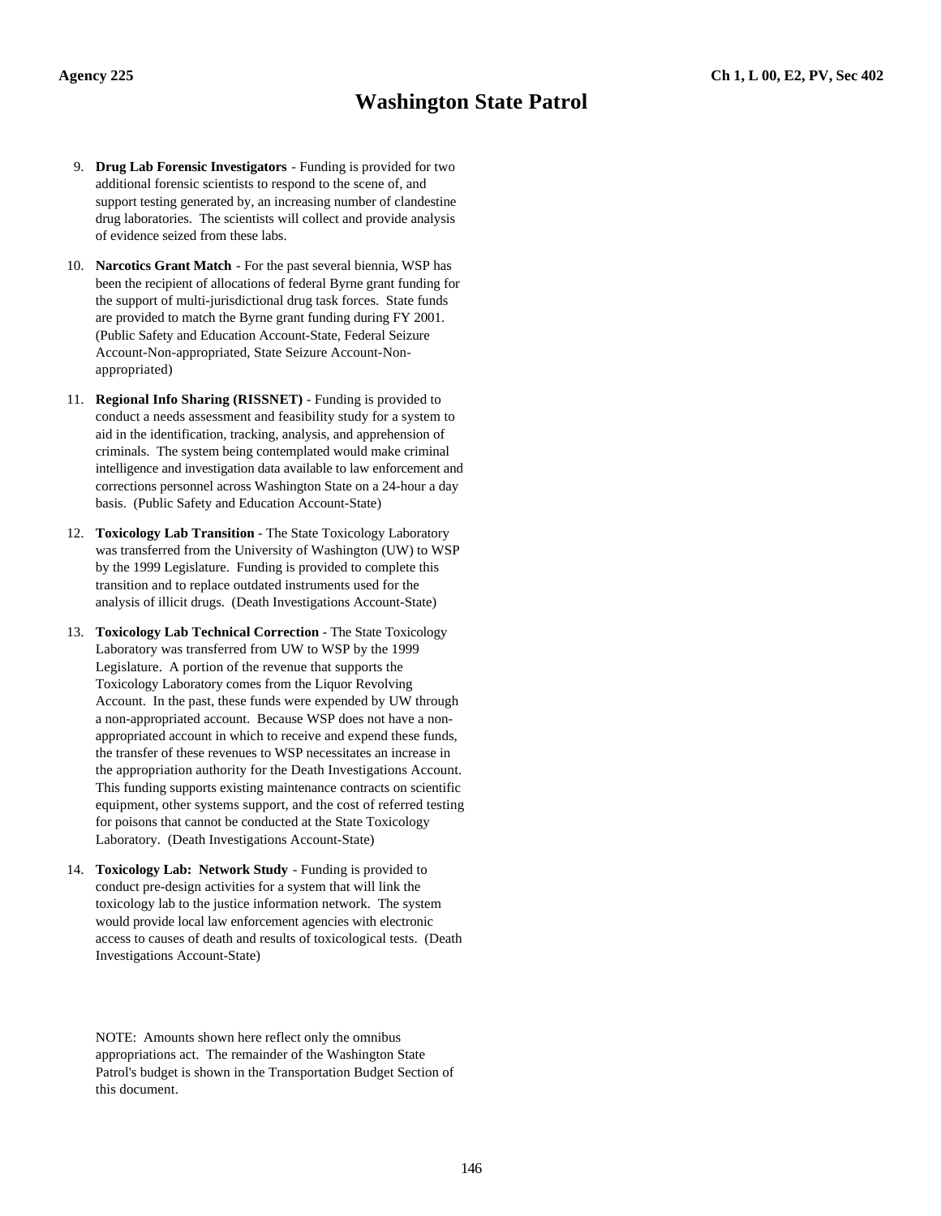# Washington State Patrol

9. **Drug Lab Forensic Investigators** - Funding is provided for two additional forensic scientists to respond to the scene of, and support testing generated by, an increasing number of clandestine drug laboratories. The scientists will collect and provide analysis of evidence seized from these labs.

10. **Narcotics Grant Match** - For the past several biennia, WSP has been the recipient of allocations of federal Byrne grant funding for the support of multi-jurisdictional drug task forces. State funds are provided to match the Byrne grant funding during FY 2001. (Public Safety and Education Account-State, Federal Seizure Account-Non-appropriated, State Seizure Account-Non-appropriated)

11. **Regional Info Sharing (RISSNET)** - Funding is provided to conduct a needs assessment and feasibility study for a system to aid in the identification, tracking, analysis, and apprehension of criminals. The system being contemplated would make criminal intelligence and investigation data available to law enforcement and corrections personnel across Washington State on a 24-hour a day basis. (Public Safety and Education Account-State)

12. **Toxicology Lab Transition** - The State Toxicology Laboratory was transferred from the University of Washington (UW) to WSP by the 1999 Legislature. Funding is provided to complete this transition and to replace outdated instruments used for the analysis of illicit drugs. (Death Investigations Account-State)

13. **Toxicology Lab Technical Correction** - The State Toxicology Laboratory was transferred from UW to WSP by the 1999 Legislature. A portion of the revenue that supports the Toxicology Laboratory comes from the Liquor Revolving Account. In the past, these funds were expended by UW through a non-appropriated account. Because WSP does not have a non-appropriated account in which to receive and expend these funds, the transfer of these revenues to WSP necessitates an increase in the appropriation authority for the Death Investigations Account. This funding supports existing maintenance contracts on scientific equipment, other systems support, and the cost of referred testing for poisons that cannot be conducted at the State Toxicology Laboratory. (Death Investigations Account-State)

14. **Toxicology Lab: Network Study** - Funding is provided to conduct pre-design activities for a system that will link the toxicology lab to the justice information network. The system would provide local law enforcement agencies with electronic access to causes of death and results of toxicological tests. (Death Investigations Account-State)

NOTE: Amounts shown here reflect only the omnibus appropriations act. The remainder of the Washington State Patrol's budget is shown in the Transportation Budget Section of this document.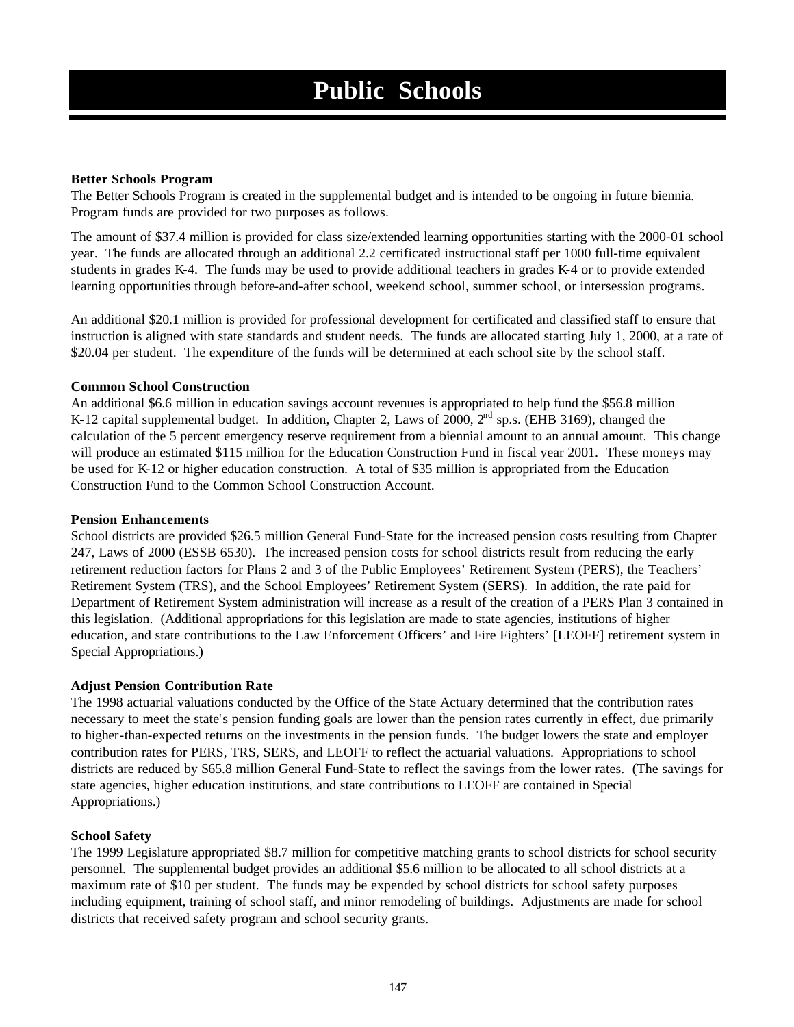# Public Schools

**Better Schools Program**

The Better Schools Program is created in the supplemental budget and is intended to be ongoing in future biennia. Program funds are provided for two purposes as follows.

The amount of $37.4 million is provided for class size/extended learning opportunities starting with the 2000-01 school year. The funds are allocated through an additional 2.2 certificated instructional staff per 1000 full-time equivalent students in grades K-4. The funds may be used to provide additional teachers in grades K-4 or to provide extended learning opportunities through before-and-after school, weekend school, summer school, or intersession programs.

An additional $20.1 million is provided for professional development for certificated and classified staff to ensure that instruction is aligned with state standards and student needs. The funds are allocated starting July 1, 2000, at a rate of $20.04 per student. The expenditure of the funds will be determined at each school site by the school staff.

**Common School Construction**

An additional $6.6 million in education savings account revenues is appropriated to help fund the $56.8 million K-12 capital supplemental budget. In addition, Chapter 2, Laws of 2000, 2nd sp.s. (EHB 3169), changed the calculation of the 5 percent emergency reserve requirement from a biennial amount to an annual amount. This change will produce an estimated $115 million for the Education Construction Fund in fiscal year 2001. These moneys may be used for K-12 or higher education construction. A total of $35 million is appropriated from the Education Construction Fund to the Common School Construction Account.

**Pension Enhancements**

School districts are provided $26.5 million General Fund-State for the increased pension costs resulting from Chapter 247, Laws of 2000 (ESSB 6530). The increased pension costs for school districts result from reducing the early retirement reduction factors for Plans 2 and 3 of the Public Employees' Retirement System (PERS), the Teachers' Retirement System (TRS), and the School Employees' Retirement System (SERS). In addition, the rate paid for Department of Retirement System administration will increase as a result of the creation of a PERS Plan 3 contained in this legislation. (Additional appropriations for this legislation are made to state agencies, institutions of higher education, and state contributions to the Law Enforcement Officers' and Fire Fighters' [LEOFF] retirement system in Special Appropriations.)

**Adjust Pension Contribution Rate**

The 1998 actuarial valuations conducted by the Office of the State Actuary determined that the contribution rates necessary to meet the state's pension funding goals are lower than the pension rates currently in effect, due primarily to higher-than-expected returns on the investments in the pension funds. The budget lowers the state and employer contribution rates for PERS, TRS, SERS, and LEOFF to reflect the actuarial valuations. Appropriations to school districts are reduced by $65.8 million General Fund-State to reflect the savings from the lower rates. (The savings for state agencies, higher education institutions, and state contributions to LEOFF are contained in Special Appropriations.)

**School Safety**

The 1999 Legislature appropriated $8.7 million for competitive matching grants to school districts for school security personnel. The supplemental budget provides an additional $5.6 million to be allocated to all school districts at a maximum rate of $10 per student. The funds may be expended by school districts for school safety purposes including equipment, training of school staff, and minor remodeling of buildings. Adjustments are made for school districts that received safety program and school security grants.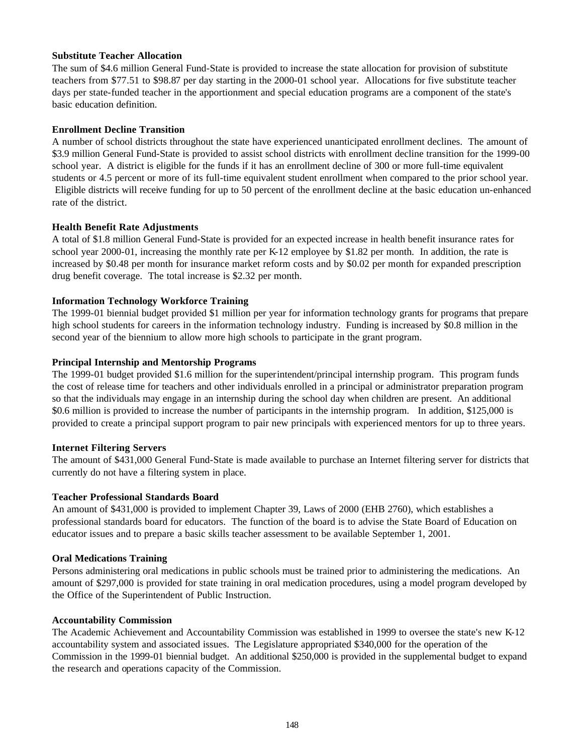**Substitute Teacher Allocation**

The sum of $4.6 million General Fund-State is provided to increase the state allocation for provision of substitute teachers from $77.51 to $98.87 per day starting in the 2000-01 school year. Allocations for five substitute teacher days per state-funded teacher in the apportionment and special education programs are a component of the state's basic education definition.

**Enrollment Decline Transition**

A number of school districts throughout the state have experienced unanticipated enrollment declines. The amount of $3.9 million General Fund-State is provided to assist school districts with enrollment decline transition for the 1999-00 school year. A district is eligible for the funds if it has an enrollment decline of 300 or more full-time equivalent students or 4.5 percent or more of its full-time equivalent student enrollment when compared to the prior school year. Eligible districts will receive funding for up to 50 percent of the enrollment decline at the basic education un-enhanced rate of the district.

**Health Benefit Rate Adjustments**

A total of $1.8 million General Fund-State is provided for an expected increase in health benefit insurance rates for school year 2000-01, increasing the monthly rate per K-12 employee by $1.82 per month. In addition, the rate is increased by $0.48 per month for insurance market reform costs and by $0.02 per month for expanded prescription drug benefit coverage. The total increase is $2.32 per month.

**Information Technology Workforce Training**

The 1999-01 biennial budget provided $1 million per year for information technology grants for programs that prepare high school students for careers in the information technology industry. Funding is increased by $0.8 million in the second year of the biennium to allow more high schools to participate in the grant program.

**Principal Internship and Mentorship Programs**

The 1999-01 budget provided $1.6 million for the superintendent/principal internship program. This program funds the cost of release time for teachers and other individuals enrolled in a principal or administrator preparation program so that the individuals may engage in an internship during the school day when children are present. An additional $0.6 million is provided to increase the number of participants in the internship program. In addition, $125,000 is provided to create a principal support program to pair new principals with experienced mentors for up to three years.

**Internet Filtering Servers**

The amount of $431,000 General Fund-State is made available to purchase an Internet filtering server for districts that currently do not have a filtering system in place.

**Teacher Professional Standards Board**

An amount of $431,000 is provided to implement Chapter 39, Laws of 2000 (EHB 2760), which establishes a professional standards board for educators. The function of the board is to advise the State Board of Education on educator issues and to prepare a basic skills teacher assessment to be available September 1, 2001.

**Oral Medications Training**

Persons administering oral medications in public schools must be trained prior to administering the medications. An amount of $297,000 is provided for state training in oral medication procedures, using a model program developed by the Office of the Superintendent of Public Instruction.

**Accountability Commission**

The Academic Achievement and Accountability Commission was established in 1999 to oversee the state's new K-12 accountability system and associated issues. The Legislature appropriated $340,000 for the operation of the Commission in the 1999-01 biennial budget. An additional $250,000 is provided in the supplemental budget to expand the research and operations capacity of the Commission.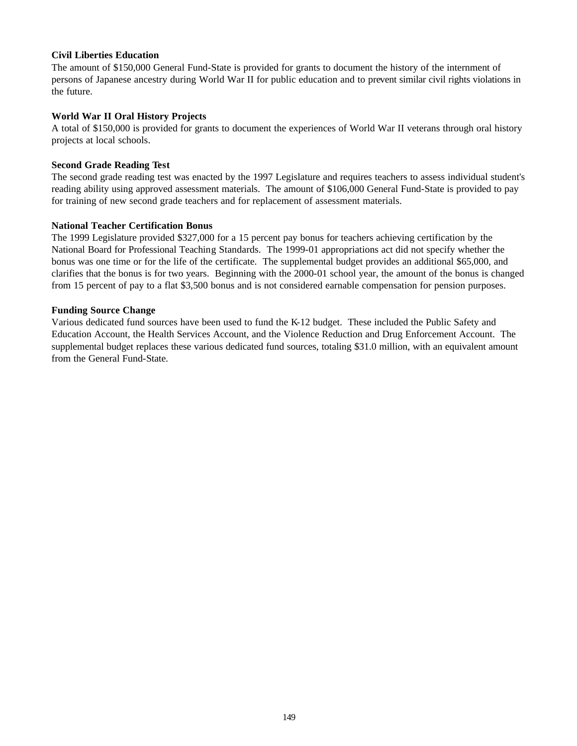**Civil Liberties Education**

The amount of $150,000 General Fund-State is provided for grants to document the history of the internment of persons of Japanese ancestry during World War II for public education and to prevent similar civil rights violations in the future.

**World War II Oral History Projects**

A total of $150,000 is provided for grants to document the experiences of World War II veterans through oral history projects at local schools.

**Second Grade Reading Test**

The second grade reading test was enacted by the 1997 Legislature and requires teachers to assess individual student's reading ability using approved assessment materials. The amount of $106,000 General Fund-State is provided to pay for training of new second grade teachers and for replacement of assessment materials.

**National Teacher Certification Bonus**

The 1999 Legislature provided $327,000 for a 15 percent pay bonus for teachers achieving certification by the National Board for Professional Teaching Standards. The 1999-01 appropriations act did not specify whether the bonus was one time or for the life of the certificate. The supplemental budget provides an additional $65,000, and clarifies that the bonus is for two years. Beginning with the 2000-01 school year, the amount of the bonus is changed from 15 percent of pay to a flat $3,500 bonus and is not considered earnable compensation for pension purposes.

**Funding Source Change**

Various dedicated fund sources have been used to fund the K-12 budget. These included the Public Safety and Education Account, the Health Services Account, and the Violence Reduction and Drug Enforcement Account. The supplemental budget replaces these various dedicated fund sources, totaling $31.0 million, with an equivalent amount from the General Fund-State.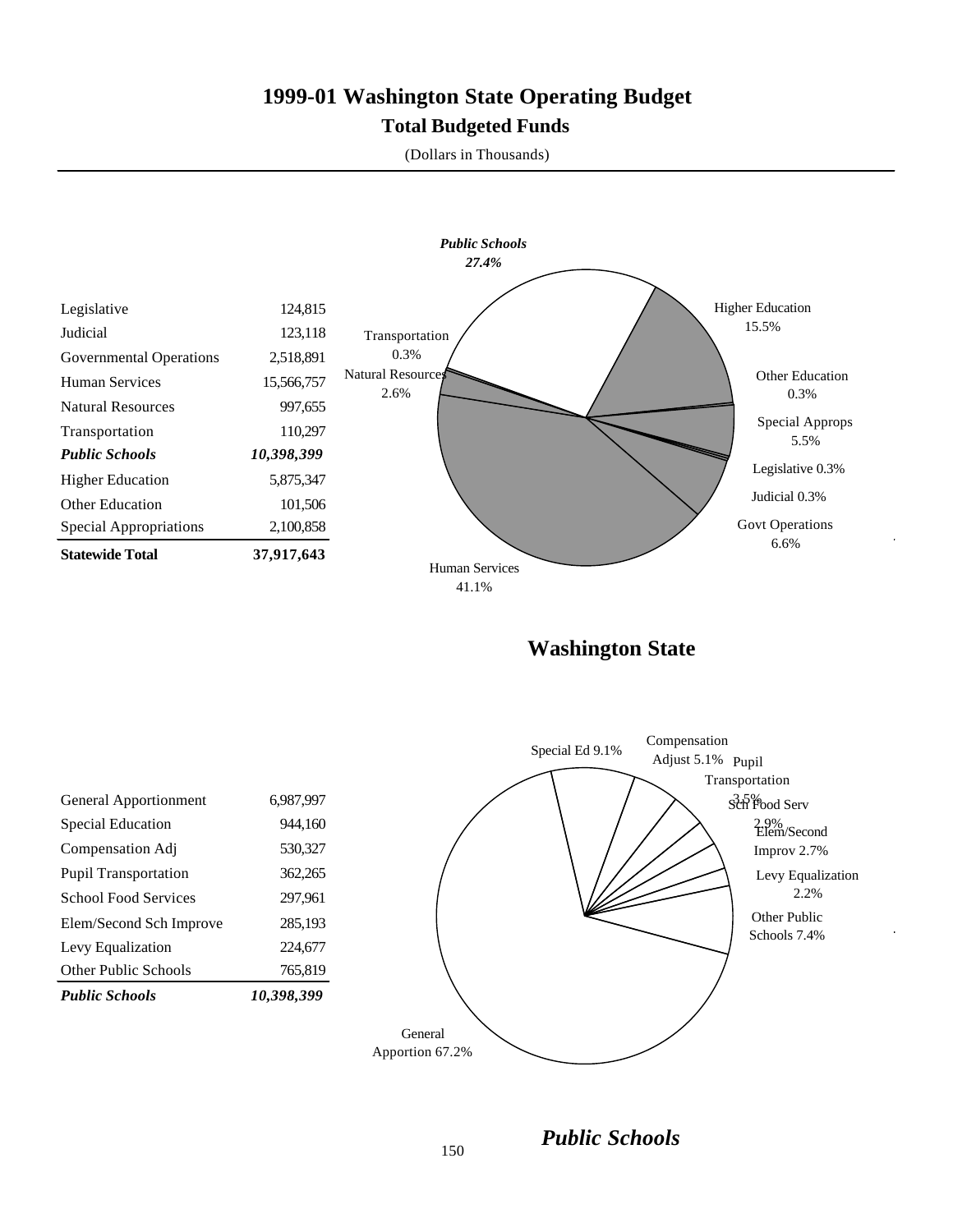# 1999-01 Washington State Operating Budget

## Total Budgeted Funds

(Dollars in Thousands)

| | |
|---|---:|
| Legislative | 124,815 |
| Judicial | 123,118 |
| Governmental Operations | 2,518,891 |
| Human Services | 15,566,757 |
| Natural Resources | 997,655 |
| Transportation | 110,297 |
| ***Public Schools*** | ***10,398,399*** |
| Higher Education | 5,875,347 |
| Other Education | 101,506 |
| Special Appropriations | 2,100,858 |
| **Statewide Total** | **37,917,643** |

*Public Schools* *27.4%*

Higher Education 15.5%

Other Education 0.3%

Special Approps 5.5%

Legislative 0.3%

Judicial 0.3%

Govt Operations 6.6%

Human Services 41.1%

Natural Resources 2.6%

Transportation 0.3%

## Washington State

| | |
|---|---:|
| General Apportionment | 6,987,997 |
| Special Education | 944,160 |
| Compensation Adj | 530,327 |
| Pupil Transportation | 362,265 |
| School Food Services | 297,961 |
| Elem/Second Sch Improve | 285,193 |
| Levy Equalization | 224,677 |
| Other Public Schools | 765,819 |
| ***Public Schools*** | ***10,398,399*** |

Special Ed 9.1%

Compensation Adjust 5.1%

Pupil Transportation 3.5%

Sch Food Serv 2.9%

Elem/Second Improv 2.7%

Levy Equalization 2.2%

Other Public Schools 7.4%

General Apportion 67.2%

## *Public Schools*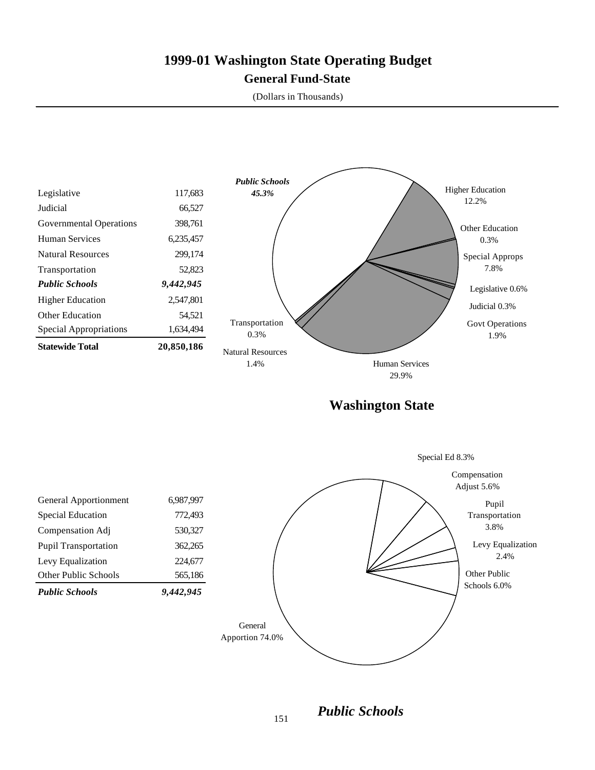# 1999-01 Washington State Operating Budget

## General Fund-State

(Dollars in Thousands)

| | |
|---|---|
| Legislative | 117,683 |
| Judicial | 66,527 |
| Governmental Operations | 398,761 |
| Human Services | 6,235,457 |
| Natural Resources | 299,174 |
| Transportation | 52,823 |
| ***Public Schools*** | ***9,442,945*** |
| Higher Education | 2,547,801 |
| Other Education | 54,521 |
| Special Appropriations | 1,634,494 |
| **Statewide Total** | **20,850,186** |

***Public Schools 45.3%***, Higher Education 12.2%, Other Education 0.3%, Special Approps 7.8%, Legislative 0.6%, Judicial 0.3%, Govt Operations 1.9%, Human Services 29.9%, Natural Resources 1.4%, Transportation 0.3%

## Washington State

| | |
|---|---|
| General Apportionment | 6,987,997 |
| Special Education | 772,493 |
| Compensation Adj | 530,327 |
| Pupil Transportation | 362,265 |
| Levy Equalization | 224,677 |
| Other Public Schools | 565,186 |
| ***Public Schools*** | ***9,442,945*** |

Special Ed 8.3%, Compensation Adjust 5.6%, Pupil Transportation 3.8%, Levy Equalization 2.4%, Other Public Schools 6.0%, General Apportion 74.0%

## *Public Schools*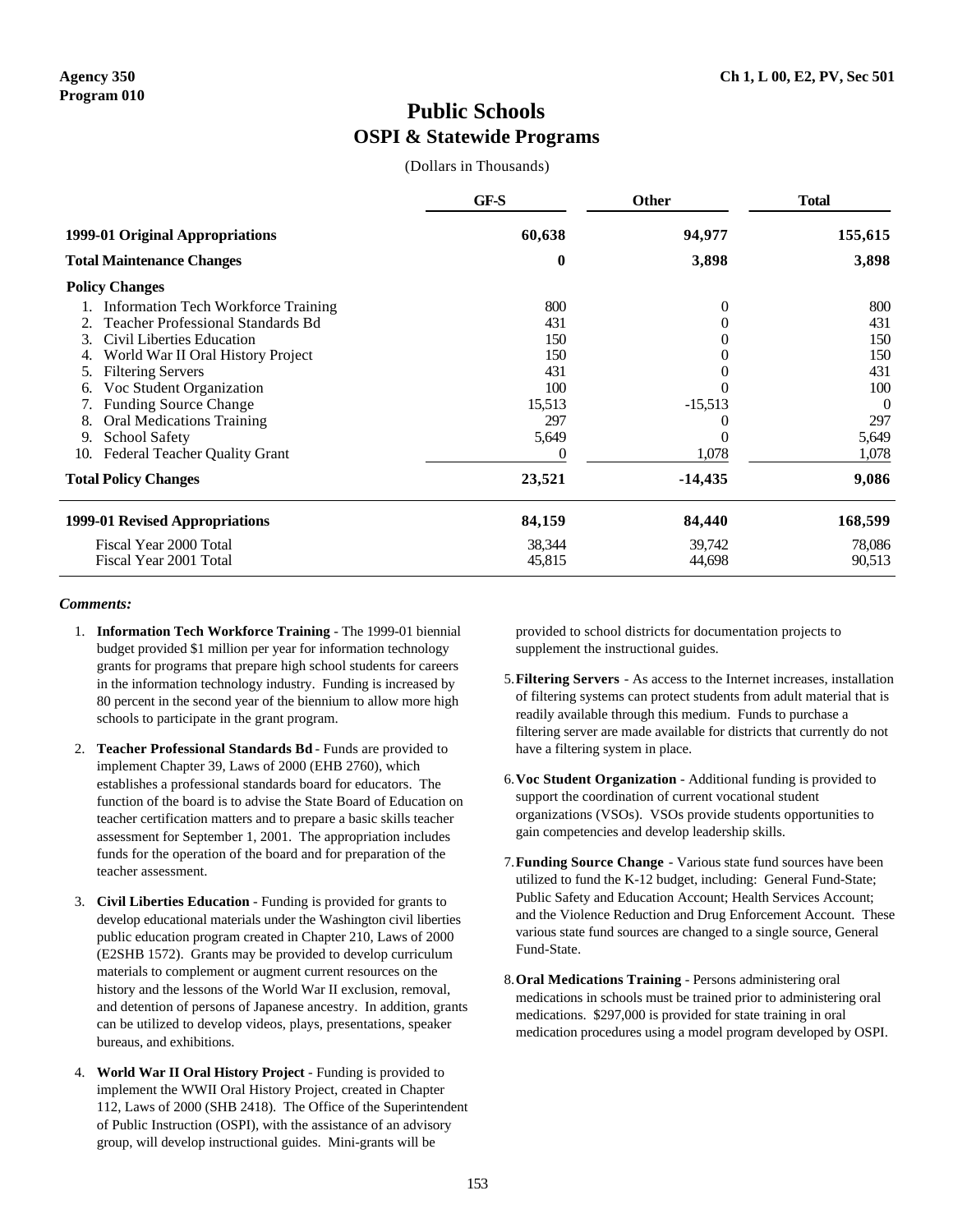**Agency 350**
**Program 010**

**Ch 1, L 00, E2, PV, Sec 501**

# Public Schools
## OSPI & Statewide Programs

(Dollars in Thousands)

| | GF-S | Other | Total |
|---|---|---|---|
| **1999-01 Original Appropriations** | **60,638** | **94,977** | **155,615** |
| **Total Maintenance Changes** | **0** | **3,898** | **3,898** |
| **Policy Changes** | | | |
| 1. Information Tech Workforce Training | 800 | 0 | 800 |
| 2. Teacher Professional Standards Bd | 431 | 0 | 431 |
| 3. Civil Liberties Education | 150 | 0 | 150 |
| 4. World War II Oral History Project | 150 | 0 | 150 |
| 5. Filtering Servers | 431 | 0 | 431 |
| 6. Voc Student Organization | 100 | 0 | 100 |
| 7. Funding Source Change | 15,513 | -15,513 | 0 |
| 8. Oral Medications Training | 297 | 0 | 297 |
| 9. School Safety | 5,649 | 0 | 5,649 |
| 10. Federal Teacher Quality Grant | 0 | 1,078 | 1,078 |
| **Total Policy Changes** | **23,521** | **-14,435** | **9,086** |
| **1999-01 Revised Appropriations** | **84,159** | **84,440** | **168,599** |
| Fiscal Year 2000 Total | 38,344 | 39,742 | 78,086 |
| Fiscal Year 2001 Total | 45,815 | 44,698 | 90,513 |

***Comments:***

1. **Information Tech Workforce Training** - The 1999-01 biennial budget provided $1 million per year for information technology grants for programs that prepare high school students for careers in the information technology industry. Funding is increased by 80 percent in the second year of the biennium to allow more high schools to participate in the grant program.

2. **Teacher Professional Standards Bd** - Funds are provided to implement Chapter 39, Laws of 2000 (EHB 2760), which establishes a professional standards board for educators. The function of the board is to advise the State Board of Education on teacher certification matters and to prepare a basic skills teacher assessment for September 1, 2001. The appropriation includes funds for the operation of the board and for preparation of the teacher assessment.

3. **Civil Liberties Education** - Funding is provided for grants to develop educational materials under the Washington civil liberties public education program created in Chapter 210, Laws of 2000 (E2SHB 1572). Grants may be provided to develop curriculum materials to complement or augment current resources on the history and the lessons of the World War II exclusion, removal, and detention of persons of Japanese ancestry. In addition, grants can be utilized to develop videos, plays, presentations, speaker bureaus, and exhibitions.

4. **World War II Oral History Project** - Funding is provided to implement the WWII Oral History Project, created in Chapter 112, Laws of 2000 (SHB 2418). The Office of the Superintendent of Public Instruction (OSPI), with the assistance of an advisory group, will develop instructional guides. Mini-grants will be provided to school districts for documentation projects to supplement the instructional guides.

5. **Filtering Servers** - As access to the Internet increases, installation of filtering systems can protect students from adult material that is readily available through this medium. Funds to purchase a filtering server are made available for districts that currently do not have a filtering system in place.

6. **Voc Student Organization** - Additional funding is provided to support the coordination of current vocational student organizations (VSOs). VSOs provide students opportunities to gain competencies and develop leadership skills.

7. **Funding Source Change** - Various state fund sources have been utilized to fund the K-12 budget, including: General Fund-State; Public Safety and Education Account; Health Services Account; and the Violence Reduction and Drug Enforcement Account. These various state fund sources are changed to a single source, General Fund-State.

8. **Oral Medications Training** - Persons administering oral medications in schools must be trained prior to administering oral medications. $297,000 is provided for state training in oral medication procedures using a model program developed by OSPI.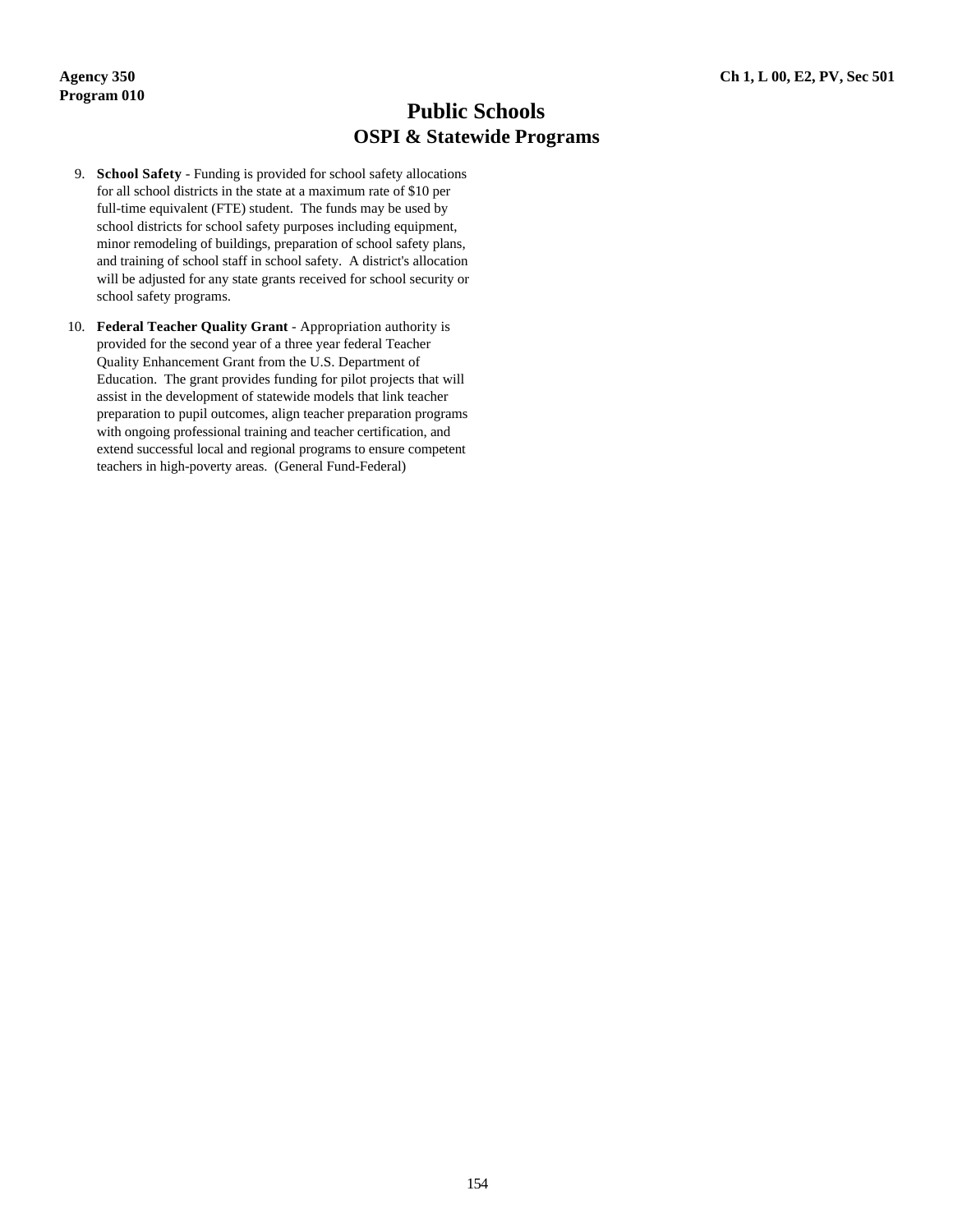# Public Schools
## OSPI & Statewide Programs

9. **School Safety** - Funding is provided for school safety allocations for all school districts in the state at a maximum rate of $10 per full-time equivalent (FTE) student. The funds may be used by school districts for school safety purposes including equipment, minor remodeling of buildings, preparation of school safety plans, and training of school staff in school safety. A district's allocation will be adjusted for any state grants received for school security or school safety programs.

10. **Federal Teacher Quality Grant** - Appropriation authority is provided for the second year of a three year federal Teacher Quality Enhancement Grant from the U.S. Department of Education. The grant provides funding for pilot projects that will assist in the development of statewide models that link teacher preparation to pupil outcomes, align teacher preparation programs with ongoing professional training and teacher certification, and extend successful local and regional programs to ensure competent teachers in high-poverty areas. (General Fund-Federal)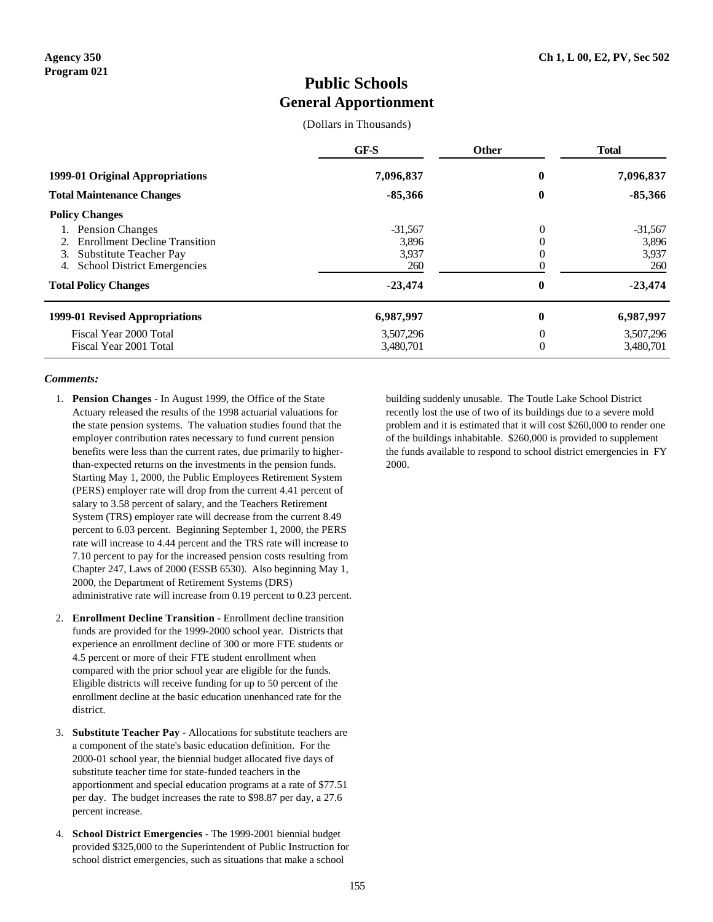**Agency 350**
**Program 021**

**Ch 1, L 00, E2, PV, Sec 502**

# Public Schools
## General Apportionment

(Dollars in Thousands)

| | GF-S | Other | Total |
|---|---|---|---|
| **1999-01 Original Appropriations** | **7,096,837** | **0** | **7,096,837** |
| **Total Maintenance Changes** | **-85,366** | **0** | **-85,366** |
| **Policy Changes** | | | |
| 1. Pension Changes | -31,567 | 0 | -31,567 |
| 2. Enrollment Decline Transition | 3,896 | 0 | 3,896 |
| 3. Substitute Teacher Pay | 3,937 | 0 | 3,937 |
| 4. School District Emergencies | 260 | 0 | 260 |
| **Total Policy Changes** | **-23,474** | **0** | **-23,474** |
| **1999-01 Revised Appropriations** | **6,987,997** | **0** | **6,987,997** |
| Fiscal Year 2000 Total | 3,507,296 | 0 | 3,507,296 |
| Fiscal Year 2001 Total | 3,480,701 | 0 | 3,480,701 |

***Comments:***

1. **Pension Changes** - In August 1999, the Office of the State Actuary released the results of the 1998 actuarial valuations for the state pension systems. The valuation studies found that the employer contribution rates necessary to fund current pension benefits were less than the current rates, due primarily to higher-than-expected returns on the investments in the pension funds. Starting May 1, 2000, the Public Employees Retirement System (PERS) employer rate will drop from the current 4.41 percent of salary to 3.58 percent of salary, and the Teachers Retirement System (TRS) employer rate will decrease from the current 8.49 percent to 6.03 percent. Beginning September 1, 2000, the PERS rate will increase to 4.44 percent and the TRS rate will increase to 7.10 percent to pay for the increased pension costs resulting from Chapter 247, Laws of 2000 (ESSB 6530). Also beginning May 1, 2000, the Department of Retirement Systems (DRS) administrative rate will increase from 0.19 percent to 0.23 percent.

2. **Enrollment Decline Transition** - Enrollment decline transition funds are provided for the 1999-2000 school year. Districts that experience an enrollment decline of 300 or more FTE students or 4.5 percent or more of their FTE student enrollment when compared with the prior school year are eligible for the funds. Eligible districts will receive funding for up to 50 percent of the enrollment decline at the basic education unenhanced rate for the district.

3. **Substitute Teacher Pay** - Allocations for substitute teachers are a component of the state's basic education definition. For the 2000-01 school year, the biennial budget allocated five days of substitute teacher time for state-funded teachers in the apportionment and special education programs at a rate of $77.51 per day. The budget increases the rate to $98.87 per day, a 27.6 percent increase.

4. **School District Emergencies** - The 1999-2001 biennial budget provided $325,000 to the Superintendent of Public Instruction for school district emergencies, such as situations that make a school building suddenly unusable. The Toutle Lake School District recently lost the use of two of its buildings due to a severe mold problem and it is estimated that it will cost $260,000 to render one of the buildings inhabitable. $260,000 is provided to supplement the funds available to respond to school district emergencies in FY 2000.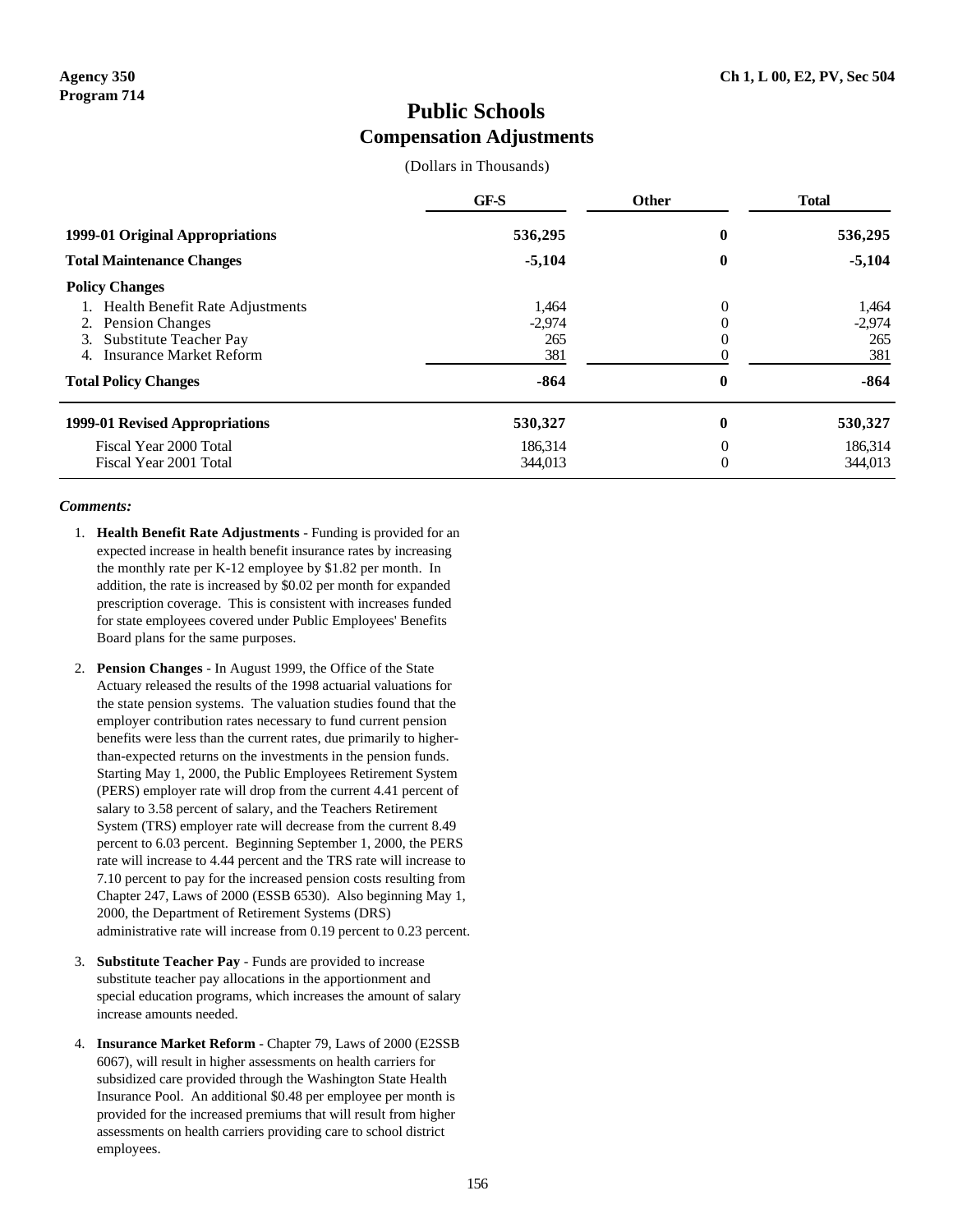Agency 350
Program 714

Ch 1, L 00, E2, PV, Sec 504

# Public Schools
## Compensation Adjustments

(Dollars in Thousands)

| | GF-S | Other | Total |
|---|---|---|---|
| **1999-01 Original Appropriations** | **536,295** | **0** | **536,295** |
| **Total Maintenance Changes** | **-5,104** | **0** | **-5,104** |
| **Policy Changes** | | | |
| 1. Health Benefit Rate Adjustments | 1,464 | 0 | 1,464 |
| 2. Pension Changes | -2,974 | 0 | -2,974 |
| 3. Substitute Teacher Pay | 265 | 0 | 265 |
| 4. Insurance Market Reform | 381 | 0 | 381 |
| **Total Policy Changes** | **-864** | **0** | **-864** |
| **1999-01 Revised Appropriations** | **530,327** | **0** | **530,327** |
| Fiscal Year 2000 Total | 186,314 | 0 | 186,314 |
| Fiscal Year 2001 Total | 344,013 | 0 | 344,013 |

***Comments:***

1. **Health Benefit Rate Adjustments** - Funding is provided for an expected increase in health benefit insurance rates by increasing the monthly rate per K-12 employee by $1.82 per month. In addition, the rate is increased by $0.02 per month for expanded prescription coverage. This is consistent with increases funded for state employees covered under Public Employees' Benefits Board plans for the same purposes.

2. **Pension Changes** - In August 1999, the Office of the State Actuary released the results of the 1998 actuarial valuations for the state pension systems. The valuation studies found that the employer contribution rates necessary to fund current pension benefits were less than the current rates, due primarily to higher-than-expected returns on the investments in the pension funds. Starting May 1, 2000, the Public Employees Retirement System (PERS) employer rate will drop from the current 4.41 percent of salary to 3.58 percent of salary, and the Teachers Retirement System (TRS) employer rate will decrease from the current 8.49 percent to 6.03 percent. Beginning September 1, 2000, the PERS rate will increase to 4.44 percent and the TRS rate will increase to 7.10 percent to pay for the increased pension costs resulting from Chapter 247, Laws of 2000 (ESSB 6530). Also beginning May 1, 2000, the Department of Retirement Systems (DRS) administrative rate will increase from 0.19 percent to 0.23 percent.

3. **Substitute Teacher Pay** - Funds are provided to increase substitute teacher pay allocations in the apportionment and special education programs, which increases the amount of salary increase amounts needed.

4. **Insurance Market Reform** - Chapter 79, Laws of 2000 (E2SSB 6067), will result in higher assessments on health carriers for subsidized care provided through the Washington State Health Insurance Pool. An additional $0.48 per employee per month is provided for the increased premiums that will result from higher assessments on health carriers providing care to school district employees.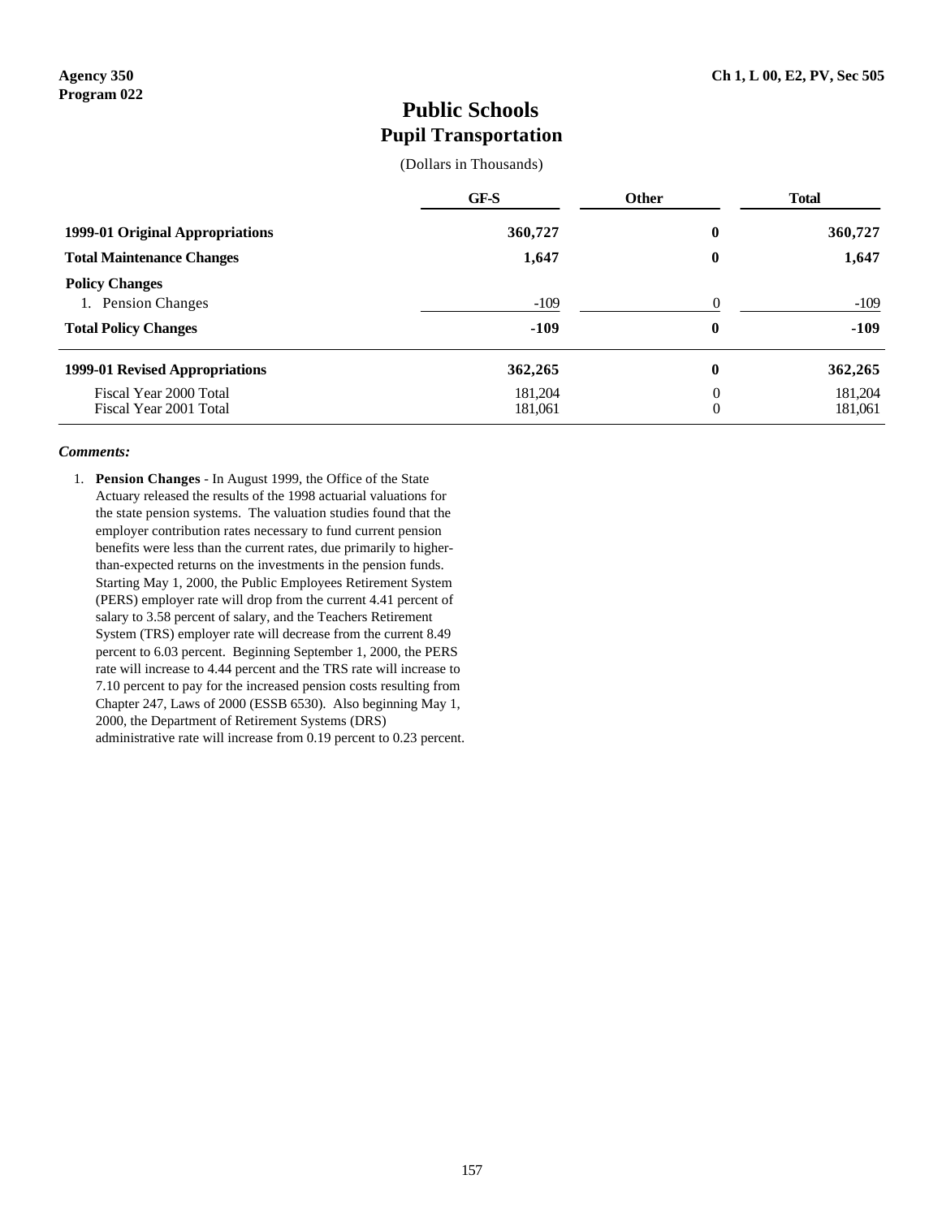**Agency 350**
**Program 022**

**Ch 1, L 00, E2, PV, Sec 505**

# Public Schools
## Pupil Transportation

(Dollars in Thousands)

| | GF-S | Other | Total |
|---|---|---|---|
| **1999-01 Original Appropriations** | **360,727** | **0** | **360,727** |
| **Total Maintenance Changes** | **1,647** | **0** | **1,647** |
| **Policy Changes** | | | |
| 1. Pension Changes | -109 | 0 | -109 |
| **Total Policy Changes** | **-109** | **0** | **-109** |
| **1999-01 Revised Appropriations** | **362,265** | **0** | **362,265** |
| Fiscal Year 2000 Total | 181,204 | 0 | 181,204 |
| Fiscal Year 2001 Total | 181,061 | 0 | 181,061 |

***Comments:***

1. **Pension Changes** - In August 1999, the Office of the State Actuary released the results of the 1998 actuarial valuations for the state pension systems. The valuation studies found that the employer contribution rates necessary to fund current pension benefits were less than the current rates, due primarily to higher-than-expected returns on the investments in the pension funds. Starting May 1, 2000, the Public Employees Retirement System (PERS) employer rate will drop from the current 4.41 percent of salary to 3.58 percent of salary, and the Teachers Retirement System (TRS) employer rate will decrease from the current 8.49 percent to 6.03 percent. Beginning September 1, 2000, the PERS rate will increase to 4.44 percent and the TRS rate will increase to 7.10 percent to pay for the increased pension costs resulting from Chapter 247, Laws of 2000 (ESSB 6530). Also beginning May 1, 2000, the Department of Retirement Systems (DRS) administrative rate will increase from 0.19 percent to 0.23 percent.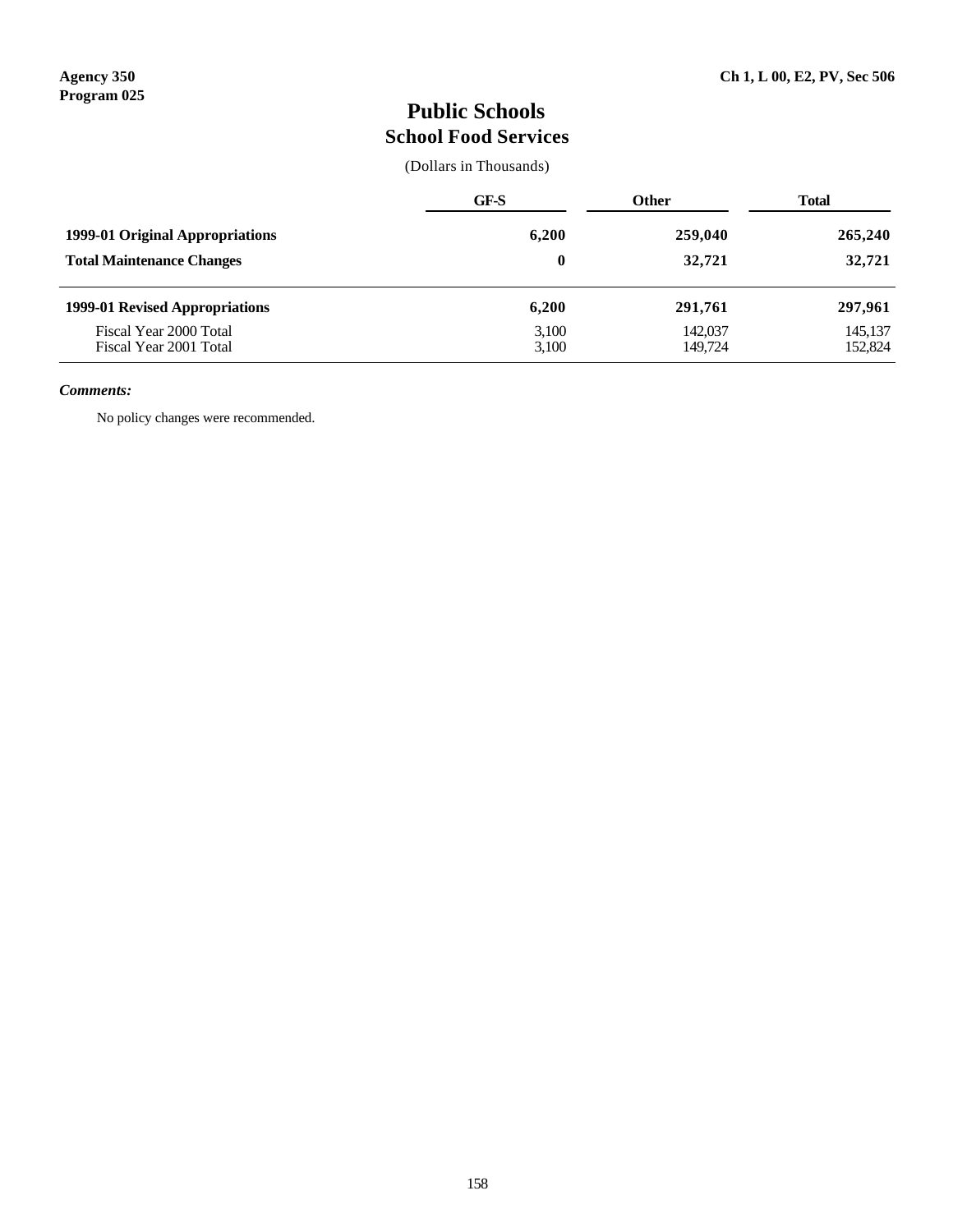Agency 350
Program 025

Ch 1, L 00, E2, PV, Sec 506

# Public Schools
## School Food Services

(Dollars in Thousands)

| | GF-S | Other | Total |
|---|---|---|---|
| **1999-01 Original Appropriations** | **6,200** | **259,040** | **265,240** |
| **Total Maintenance Changes** | **0** | **32,721** | **32,721** |
| **1999-01 Revised Appropriations** | **6,200** | **291,761** | **297,961** |
| Fiscal Year 2000 Total | 3,100 | 142,037 | 145,137 |
| Fiscal Year 2001 Total | 3,100 | 149,724 | 152,824 |

***Comments:***

No policy changes were recommended.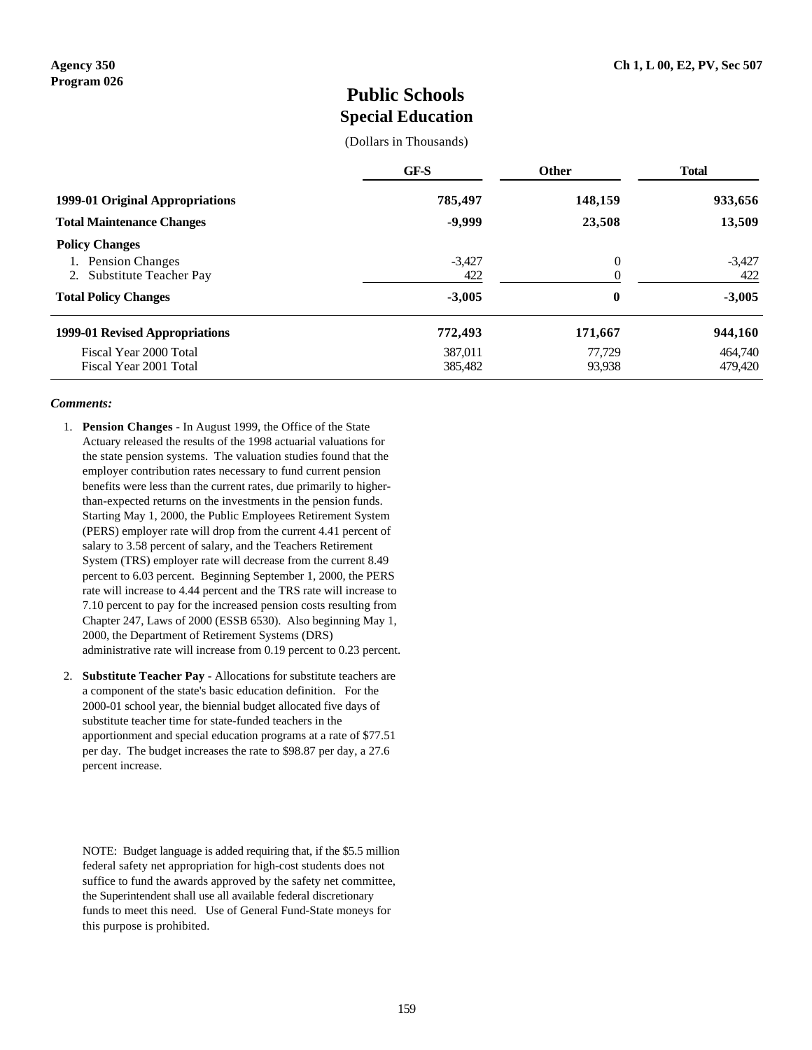**Agency 350**
**Program 026**

**Ch 1, L 00, E2, PV, Sec 507**

# Public Schools
## Special Education

(Dollars in Thousands)

| | GF-S | Other | Total |
|---|---|---|---|
| **1999-01 Original Appropriations** | **785,497** | **148,159** | **933,656** |
| **Total Maintenance Changes** | **-9,999** | **23,508** | **13,509** |
| **Policy Changes** | | | |
| 1. Pension Changes | -3,427 | 0 | -3,427 |
| 2. Substitute Teacher Pay | 422 | 0 | 422 |
| **Total Policy Changes** | **-3,005** | **0** | **-3,005** |
| **1999-01 Revised Appropriations** | **772,493** | **171,667** | **944,160** |
| Fiscal Year 2000 Total | 387,011 | 77,729 | 464,740 |
| Fiscal Year 2001 Total | 385,482 | 93,938 | 479,420 |

***Comments:***

1. **Pension Changes** - In August 1999, the Office of the State Actuary released the results of the 1998 actuarial valuations for the state pension systems. The valuation studies found that the employer contribution rates necessary to fund current pension benefits were less than the current rates, due primarily to higher-than-expected returns on the investments in the pension funds. Starting May 1, 2000, the Public Employees Retirement System (PERS) employer rate will drop from the current 4.41 percent of salary to 3.58 percent of salary, and the Teachers Retirement System (TRS) employer rate will decrease from the current 8.49 percent to 6.03 percent. Beginning September 1, 2000, the PERS rate will increase to 4.44 percent and the TRS rate will increase to 7.10 percent to pay for the increased pension costs resulting from Chapter 247, Laws of 2000 (ESSB 6530). Also beginning May 1, 2000, the Department of Retirement Systems (DRS) administrative rate will increase from 0.19 percent to 0.23 percent.

2. **Substitute Teacher Pay** - Allocations for substitute teachers are a component of the state's basic education definition. For the 2000-01 school year, the biennial budget allocated five days of substitute teacher time for state-funded teachers in the apportionment and special education programs at a rate of $77.51 per day. The budget increases the rate to $98.87 per day, a 27.6 percent increase.

NOTE: Budget language is added requiring that, if the $5.5 million federal safety net appropriation for high-cost students does not suffice to fund the awards approved by the safety net committee, the Superintendent shall use all available federal discretionary funds to meet this need. Use of General Fund-State moneys for this purpose is prohibited.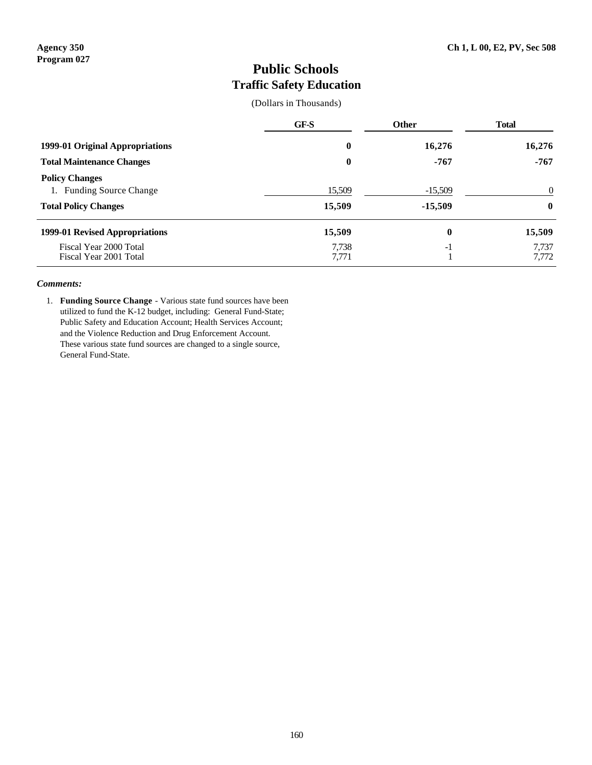Agency 350
Program 027

Ch 1, L 00, E2, PV, Sec 508

# Public Schools
## Traffic Safety Education

(Dollars in Thousands)

| | GF-S | Other | Total |
|---|---|---|---|
| **1999-01 Original Appropriations** | **0** | **16,276** | **16,276** |
| **Total Maintenance Changes** | **0** | **-767** | **-767** |
| **Policy Changes** | | | |
| 1. Funding Source Change | 15,509 | -15,509 | 0 |
| **Total Policy Changes** | **15,509** | **-15,509** | **0** |
| **1999-01 Revised Appropriations** | **15,509** | **0** | **15,509** |
| Fiscal Year 2000 Total | 7,738 | -1 | 7,737 |
| Fiscal Year 2001 Total | 7,771 | 1 | 7,772 |

***Comments:***

1. **Funding Source Change** - Various state fund sources have been utilized to fund the K-12 budget, including: General Fund-State; Public Safety and Education Account; Health Services Account; and the Violence Reduction and Drug Enforcement Account. These various state fund sources are changed to a single source, General Fund-State.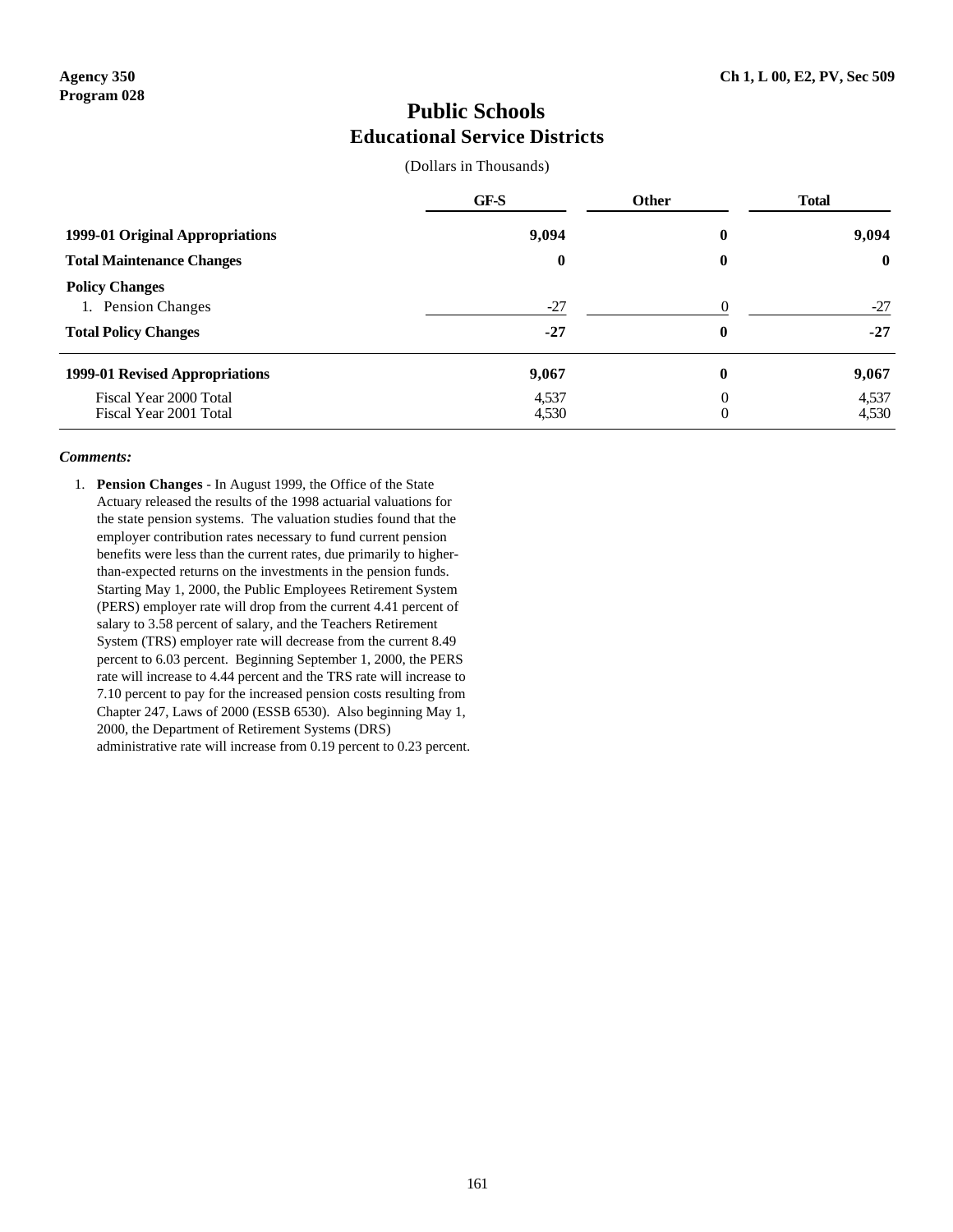Agency 350
Program 028

Ch 1, L 00, E2, PV, Sec 509

# Public Schools
## Educational Service Districts

(Dollars in Thousands)

| | GF-S | Other | Total |
|---|---|---|---|
| **1999-01 Original Appropriations** | **9,094** | **0** | **9,094** |
| **Total Maintenance Changes** | **0** | **0** | **0** |
| **Policy Changes** | | | |
| 1. Pension Changes | -27 | 0 | -27 |
| **Total Policy Changes** | **-27** | **0** | **-27** |
| **1999-01 Revised Appropriations** | **9,067** | **0** | **9,067** |
| Fiscal Year 2000 Total | 4,537 | 0 | 4,537 |
| Fiscal Year 2001 Total | 4,530 | 0 | 4,530 |

***Comments:***

1. **Pension Changes** - In August 1999, the Office of the State Actuary released the results of the 1998 actuarial valuations for the state pension systems. The valuation studies found that the employer contribution rates necessary to fund current pension benefits were less than the current rates, due primarily to higher-than-expected returns on the investments in the pension funds. Starting May 1, 2000, the Public Employees Retirement System (PERS) employer rate will drop from the current 4.41 percent of salary to 3.58 percent of salary, and the Teachers Retirement System (TRS) employer rate will decrease from the current 8.49 percent to 6.03 percent. Beginning September 1, 2000, the PERS rate will increase to 4.44 percent and the TRS rate will increase to 7.10 percent to pay for the increased pension costs resulting from Chapter 247, Laws of 2000 (ESSB 6530). Also beginning May 1, 2000, the Department of Retirement Systems (DRS) administrative rate will increase from 0.19 percent to 0.23 percent.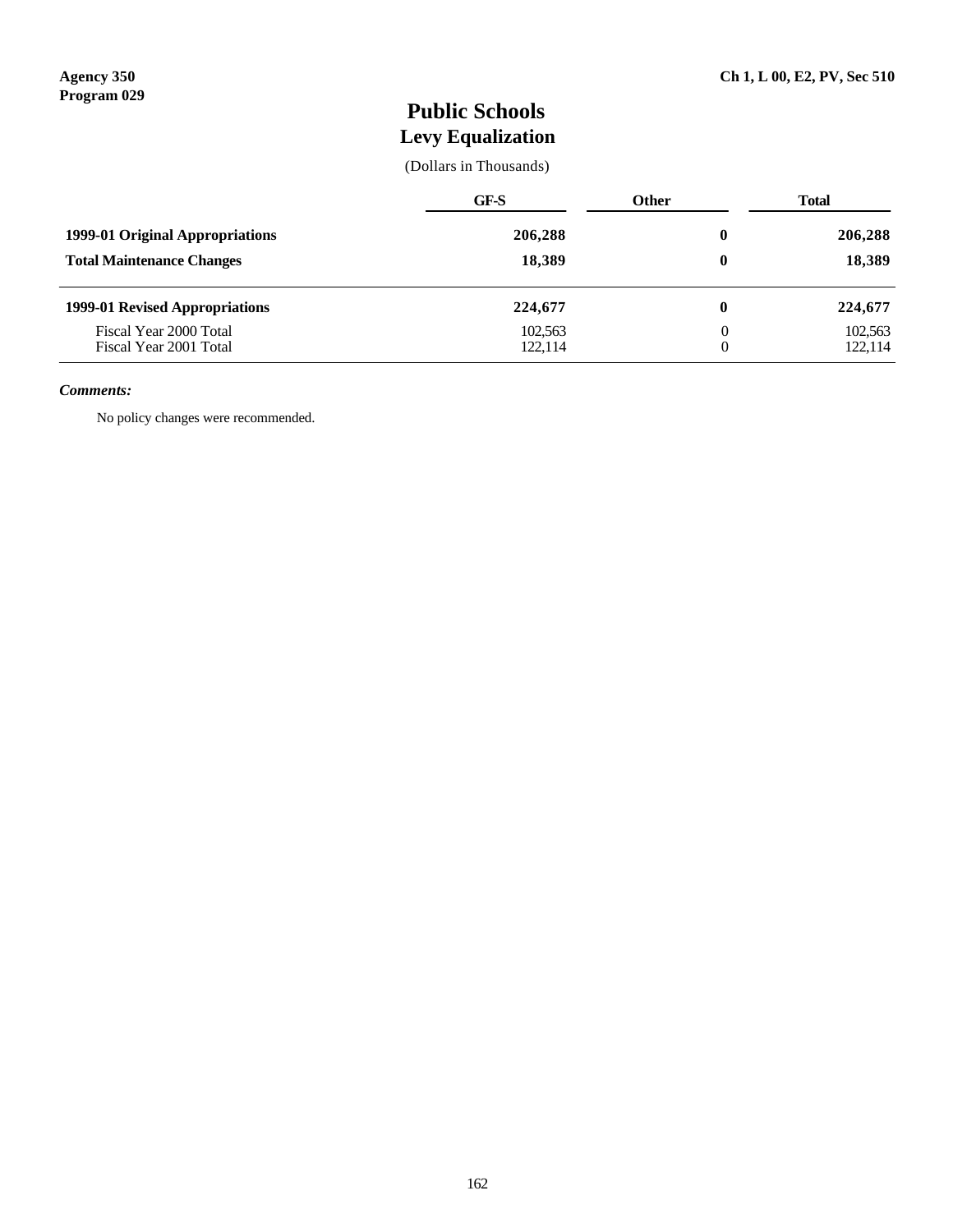Agency 350
Program 029

Ch 1, L 00, E2, PV, Sec 510

# Public Schools
## Levy Equalization

(Dollars in Thousands)

| | GF-S | Other | Total |
|---|---|---|---|
| **1999-01 Original Appropriations** | **206,288** | **0** | **206,288** |
| **Total Maintenance Changes** | **18,389** | **0** | **18,389** |
| **1999-01 Revised Appropriations** | **224,677** | **0** | **224,677** |
| Fiscal Year 2000 Total | 102,563 | 0 | 102,563 |
| Fiscal Year 2001 Total | 122,114 | 0 | 122,114 |

***Comments:***

No policy changes were recommended.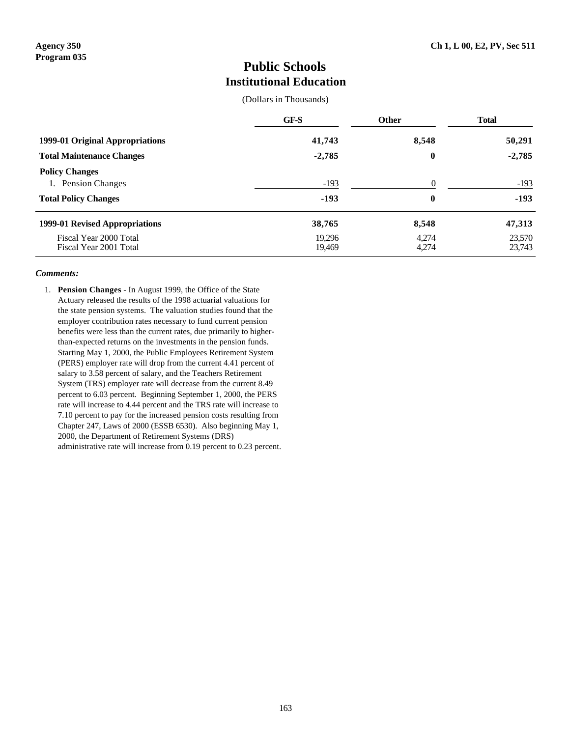**Agency 350**
**Program 035**

**Ch 1, L 00, E2, PV, Sec 511**

# Public Schools
## Institutional Education

(Dollars in Thousands)

| | GF-S | Other | Total |
|---|---|---|---|
| **1999-01 Original Appropriations** | **41,743** | **8,548** | **50,291** |
| **Total Maintenance Changes** | **-2,785** | **0** | **-2,785** |
| **Policy Changes** | | | |
| 1. Pension Changes | -193 | 0 | -193 |
| **Total Policy Changes** | **-193** | **0** | **-193** |
| **1999-01 Revised Appropriations** | **38,765** | **8,548** | **47,313** |
| Fiscal Year 2000 Total | 19,296 | 4,274 | 23,570 |
| Fiscal Year 2001 Total | 19,469 | 4,274 | 23,743 |

***Comments:***

1. **Pension Changes** - In August 1999, the Office of the State Actuary released the results of the 1998 actuarial valuations for the state pension systems. The valuation studies found that the employer contribution rates necessary to fund current pension benefits were less than the current rates, due primarily to higher-than-expected returns on the investments in the pension funds. Starting May 1, 2000, the Public Employees Retirement System (PERS) employer rate will drop from the current 4.41 percent of salary to 3.58 percent of salary, and the Teachers Retirement System (TRS) employer rate will decrease from the current 8.49 percent to 6.03 percent. Beginning September 1, 2000, the PERS rate will increase to 4.44 percent and the TRS rate will increase to 7.10 percent to pay for the increased pension costs resulting from Chapter 247, Laws of 2000 (ESSB 6530). Also beginning May 1, 2000, the Department of Retirement Systems (DRS) administrative rate will increase from 0.19 percent to 0.23 percent.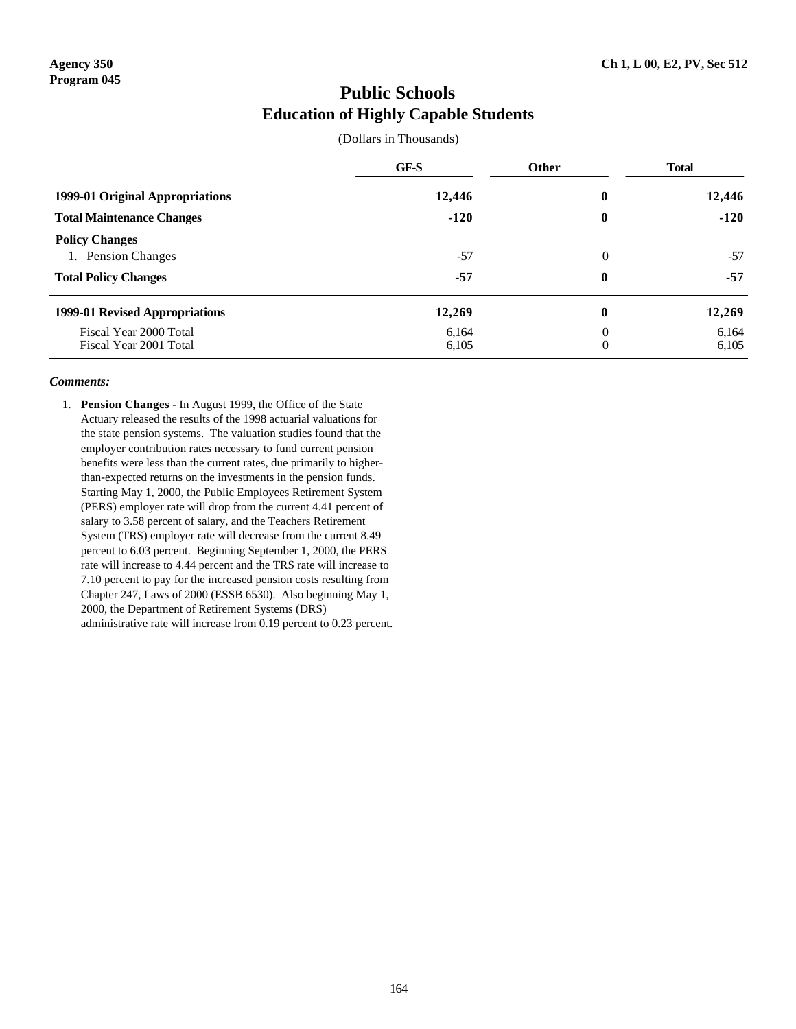Agency 350
Program 045

Ch 1, L 00, E2, PV, Sec 512

# Public Schools
## Education of Highly Capable Students

(Dollars in Thousands)

| | GF-S | Other | Total |
|---|---|---|---|
| **1999-01 Original Appropriations** | **12,446** | **0** | **12,446** |
| **Total Maintenance Changes** | **-120** | **0** | **-120** |
| **Policy Changes** | | | |
| 1. Pension Changes | -57 | 0 | -57 |
| **Total Policy Changes** | **-57** | **0** | **-57** |
| **1999-01 Revised Appropriations** | **12,269** | **0** | **12,269** |
| Fiscal Year 2000 Total | 6,164 | 0 | 6,164 |
| Fiscal Year 2001 Total | 6,105 | 0 | 6,105 |

***Comments:***

1. **Pension Changes** - In August 1999, the Office of the State Actuary released the results of the 1998 actuarial valuations for the state pension systems. The valuation studies found that the employer contribution rates necessary to fund current pension benefits were less than the current rates, due primarily to higher-than-expected returns on the investments in the pension funds. Starting May 1, 2000, the Public Employees Retirement System (PERS) employer rate will drop from the current 4.41 percent of salary to 3.58 percent of salary, and the Teachers Retirement System (TRS) employer rate will decrease from the current 8.49 percent to 6.03 percent. Beginning September 1, 2000, the PERS rate will increase to 4.44 percent and the TRS rate will increase to 7.10 percent to pay for the increased pension costs resulting from Chapter 247, Laws of 2000 (ESSB 6530). Also beginning May 1, 2000, the Department of Retirement Systems (DRS) administrative rate will increase from 0.19 percent to 0.23 percent.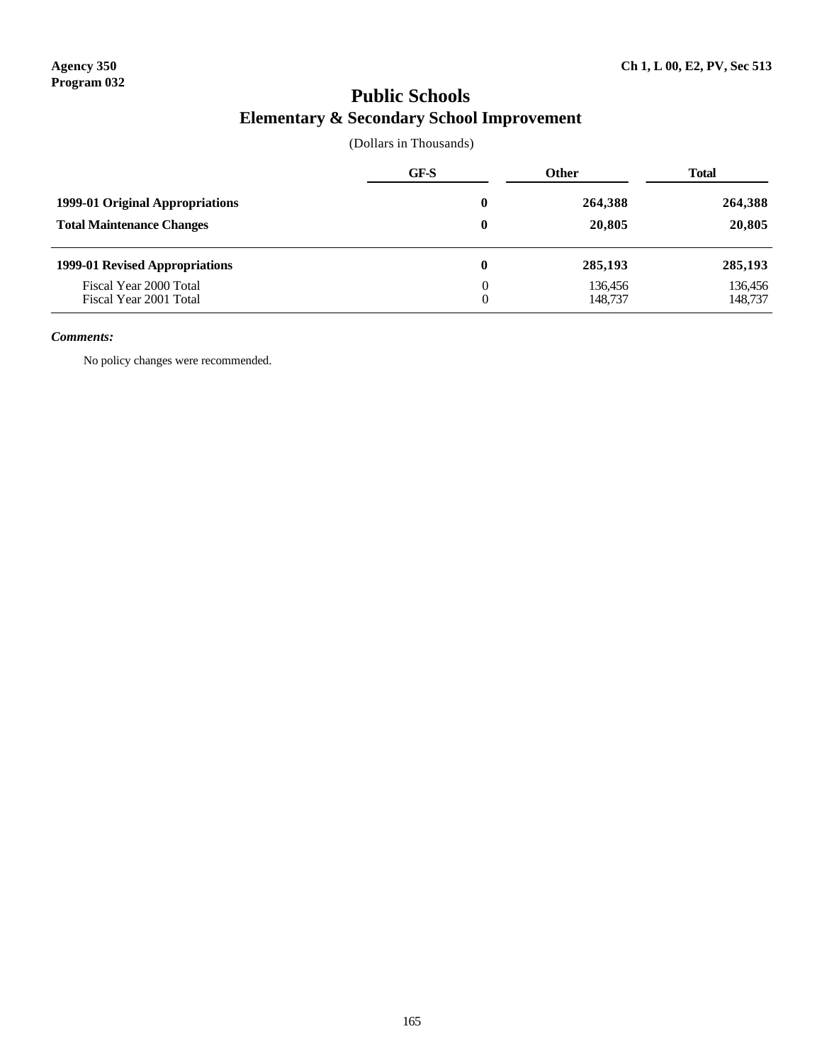Agency 350
Program 032

Ch 1, L 00, E2, PV, Sec 513

# Public Schools
## Elementary & Secondary School Improvement

(Dollars in Thousands)

| | GF-S | Other | Total |
|---|---|---|---|
| **1999-01 Original Appropriations** | **0** | **264,388** | **264,388** |
| **Total Maintenance Changes** | **0** | **20,805** | **20,805** |
| **1999-01 Revised Appropriations** | **0** | **285,193** | **285,193** |
| Fiscal Year 2000 Total | 0 | 136,456 | 136,456 |
| Fiscal Year 2001 Total | 0 | 148,737 | 148,737 |

***Comments:***

No policy changes were recommended.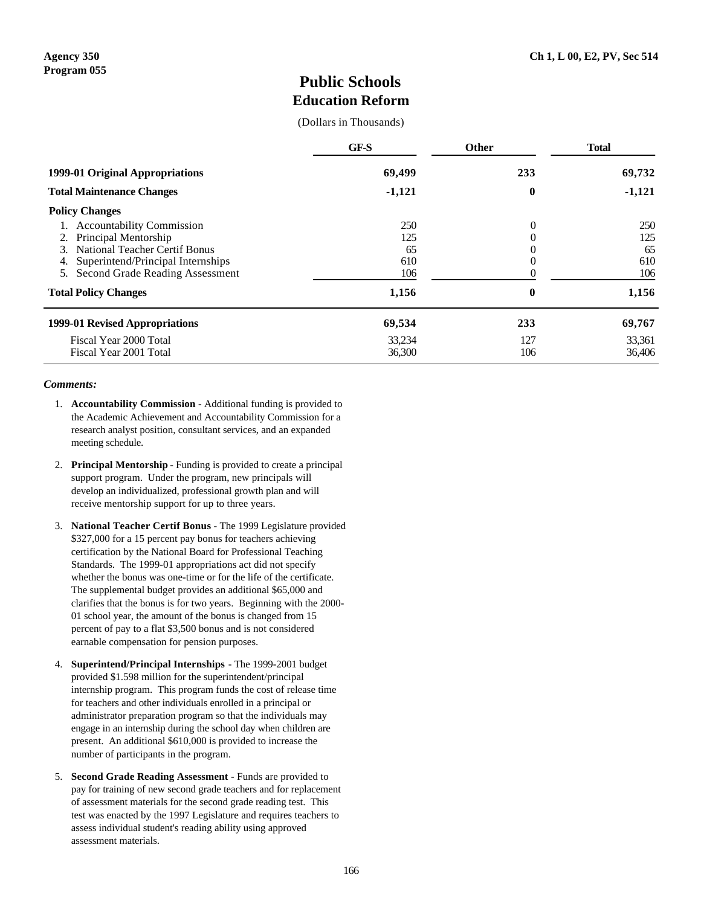**Agency 350**
**Program 055**

**Ch 1, L 00, E2, PV, Sec 514**

# Public Schools
## Education Reform

(Dollars in Thousands)

| | GF-S | Other | Total |
|---|---|---|---|
| **1999-01 Original Appropriations** | **69,499** | **233** | **69,732** |
| **Total Maintenance Changes** | **-1,121** | **0** | **-1,121** |
| **Policy Changes** | | | |
| 1. Accountability Commission | 250 | 0 | 250 |
| 2. Principal Mentorship | 125 | 0 | 125 |
| 3. National Teacher Certif Bonus | 65 | 0 | 65 |
| 4. Superintend/Principal Internships | 610 | 0 | 610 |
| 5. Second Grade Reading Assessment | 106 | 0 | 106 |
| **Total Policy Changes** | **1,156** | **0** | **1,156** |
| **1999-01 Revised Appropriations** | **69,534** | **233** | **69,767** |
| Fiscal Year 2000 Total | 33,234 | 127 | 33,361 |
| Fiscal Year 2001 Total | 36,300 | 106 | 36,406 |

***Comments:***

1. **Accountability Commission** - Additional funding is provided to the Academic Achievement and Accountability Commission for a research analyst position, consultant services, and an expanded meeting schedule.

2. **Principal Mentorship** - Funding is provided to create a principal support program. Under the program, new principals will develop an individualized, professional growth plan and will receive mentorship support for up to three years.

3. **National Teacher Certif Bonus** - The 1999 Legislature provided $327,000 for a 15 percent pay bonus for teachers achieving certification by the National Board for Professional Teaching Standards. The 1999-01 appropriations act did not specify whether the bonus was one-time or for the life of the certificate. The supplemental budget provides an additional $65,000 and clarifies that the bonus is for two years. Beginning with the 2000-01 school year, the amount of the bonus is changed from 15 percent of pay to a flat $3,500 bonus and is not considered earnable compensation for pension purposes.

4. **Superintend/Principal Internships** - The 1999-2001 budget provided $1.598 million for the superintendent/principal internship program. This program funds the cost of release time for teachers and other individuals enrolled in a principal or administrator preparation program so that the individuals may engage in an internship during the school day when children are present. An additional $610,000 is provided to increase the number of participants in the program.

5. **Second Grade Reading Assessment** - Funds are provided to pay for training of new second grade teachers and for replacement of assessment materials for the second grade reading test. This test was enacted by the 1997 Legislature and requires teachers to assess individual student's reading ability using approved assessment materials.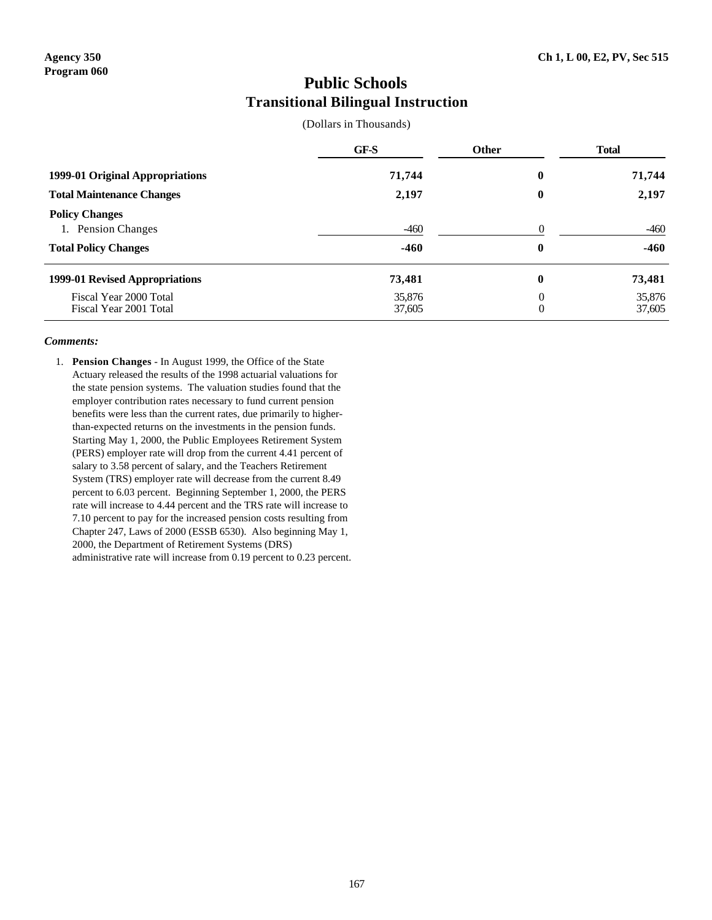Agency 350
Program 060

Ch 1, L 00, E2, PV, Sec 515

# Public Schools
## Transitional Bilingual Instruction

(Dollars in Thousands)

| | GF-S | Other | Total |
|---|---|---|---|
| **1999-01 Original Appropriations** | **71,744** | **0** | **71,744** |
| **Total Maintenance Changes** | **2,197** | **0** | **2,197** |
| **Policy Changes** | | | |
| 1. Pension Changes | -460 | 0 | -460 |
| **Total Policy Changes** | **-460** | **0** | **-460** |
| **1999-01 Revised Appropriations** | **73,481** | **0** | **73,481** |
| Fiscal Year 2000 Total | 35,876 | 0 | 35,876 |
| Fiscal Year 2001 Total | 37,605 | 0 | 37,605 |

***Comments:***

1. **Pension Changes** - In August 1999, the Office of the State Actuary released the results of the 1998 actuarial valuations for the state pension systems. The valuation studies found that the employer contribution rates necessary to fund current pension benefits were less than the current rates, due primarily to higher-than-expected returns on the investments in the pension funds. Starting May 1, 2000, the Public Employees Retirement System (PERS) employer rate will drop from the current 4.41 percent of salary to 3.58 percent of salary, and the Teachers Retirement System (TRS) employer rate will decrease from the current 8.49 percent to 6.03 percent. Beginning September 1, 2000, the PERS rate will increase to 4.44 percent and the TRS rate will increase to 7.10 percent to pay for the increased pension costs resulting from Chapter 247, Laws of 2000 (ESSB 6530). Also beginning May 1, 2000, the Department of Retirement Systems (DRS) administrative rate will increase from 0.19 percent to 0.23 percent.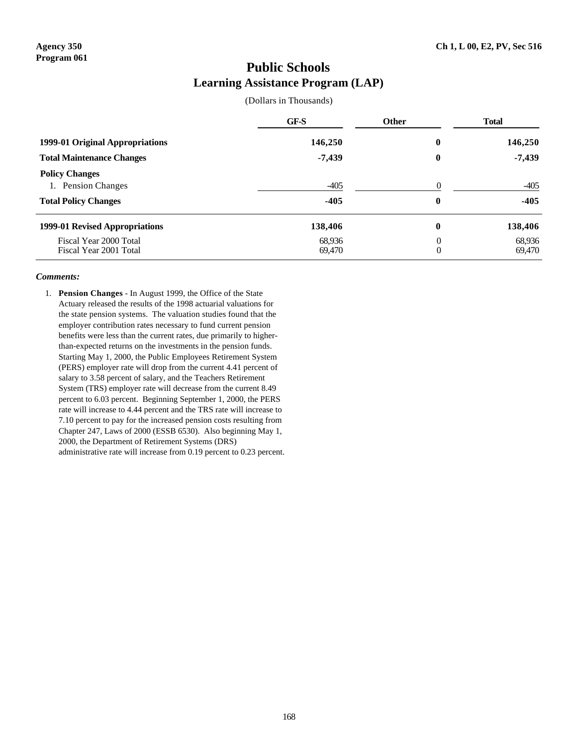Agency 350
Program 061

Ch 1, L 00, E2, PV, Sec 516

# Public Schools
## Learning Assistance Program (LAP)

(Dollars in Thousands)

| | GF-S | Other | Total |
|---|---|---|---|
| **1999-01 Original Appropriations** | **146,250** | **0** | **146,250** |
| **Total Maintenance Changes** | **-7,439** | **0** | **-7,439** |
| **Policy Changes** | | | |
| 1. Pension Changes | -405 | 0 | -405 |
| **Total Policy Changes** | **-405** | **0** | **-405** |
| **1999-01 Revised Appropriations** | **138,406** | **0** | **138,406** |
| Fiscal Year 2000 Total | 68,936 | 0 | 68,936 |
| Fiscal Year 2001 Total | 69,470 | 0 | 69,470 |

***Comments:***

1. **Pension Changes** - In August 1999, the Office of the State Actuary released the results of the 1998 actuarial valuations for the state pension systems. The valuation studies found that the employer contribution rates necessary to fund current pension benefits were less than the current rates, due primarily to higher-than-expected returns on the investments in the pension funds. Starting May 1, 2000, the Public Employees Retirement System (PERS) employer rate will drop from the current 4.41 percent of salary to 3.58 percent of salary, and the Teachers Retirement System (TRS) employer rate will decrease from the current 8.49 percent to 6.03 percent. Beginning September 1, 2000, the PERS rate will increase to 4.44 percent and the TRS rate will increase to 7.10 percent to pay for the increased pension costs resulting from Chapter 247, Laws of 2000 (ESSB 6530). Also beginning May 1, 2000, the Department of Retirement Systems (DRS) administrative rate will increase from 0.19 percent to 0.23 percent.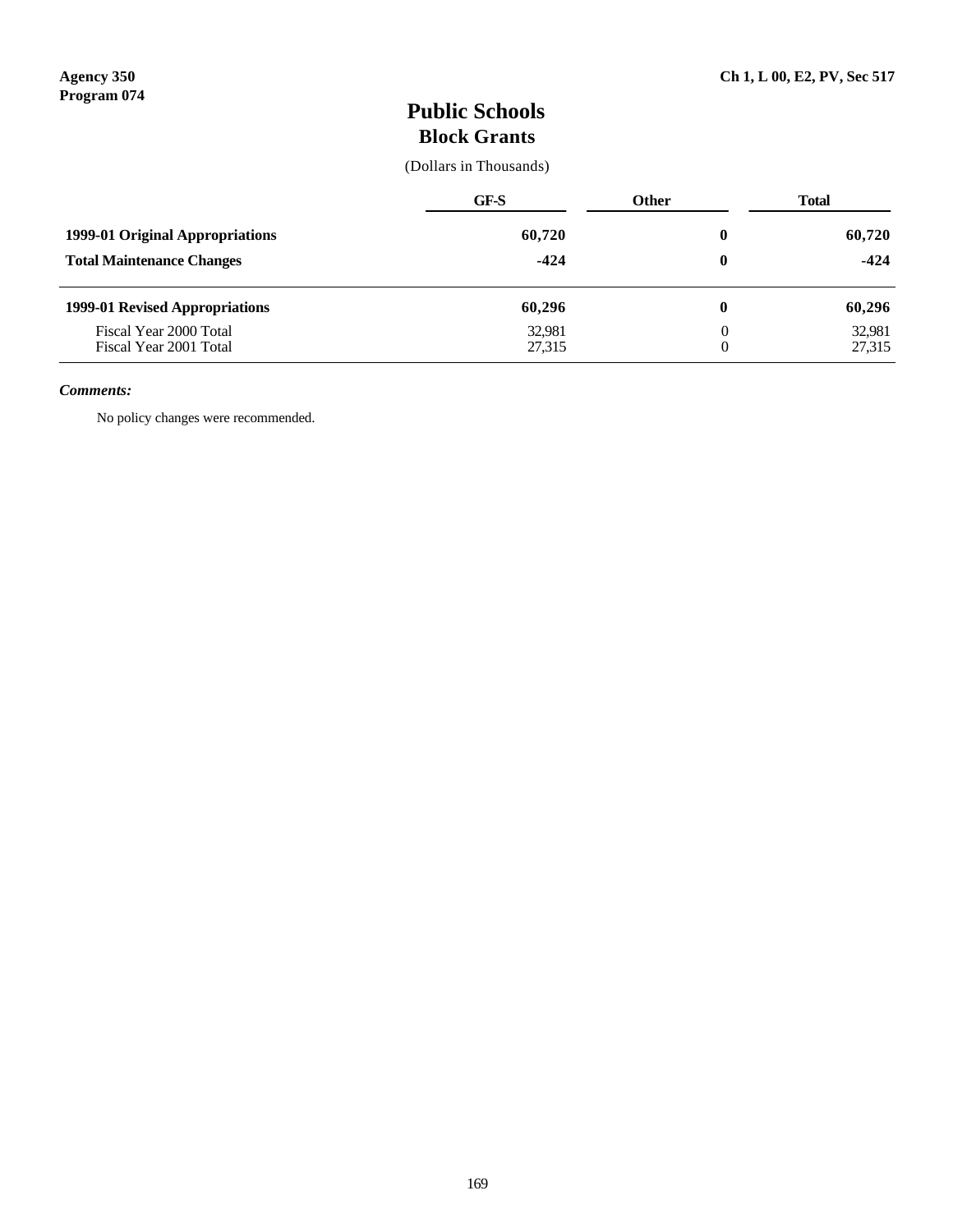**Agency 350**
**Program 074**

**Ch 1, L 00, E2, PV, Sec 517**

# Public Schools
## Block Grants

(Dollars in Thousands)

| | GF-S | Other | Total |
|---|---|---|---|
| **1999-01 Original Appropriations** | **60,720** | **0** | **60,720** |
| **Total Maintenance Changes** | **-424** | **0** | **-424** |
| **1999-01 Revised Appropriations** | **60,296** | **0** | **60,296** |
| Fiscal Year 2000 Total | 32,981 | 0 | 32,981 |
| Fiscal Year 2001 Total | 27,315 | 0 | 27,315 |

***Comments:***

No policy changes were recommended.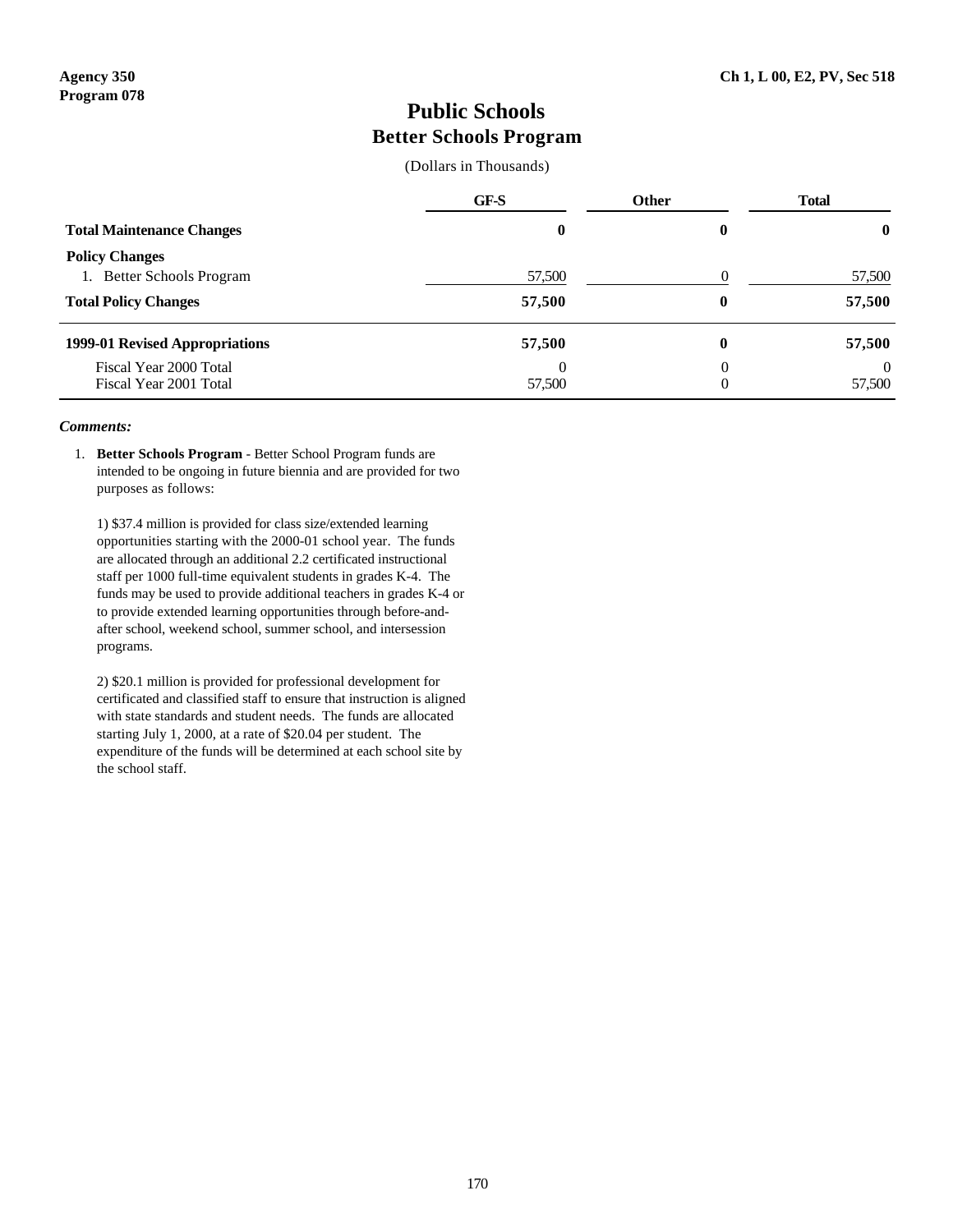Agency 350
Program 078

Ch 1, L 00, E2, PV, Sec 518

# Public Schools
## Better Schools Program

(Dollars in Thousands)

| | GF-S | Other | Total |
|---|---|---|---|
| **Total Maintenance Changes** | **0** | **0** | **0** |
| **Policy Changes** | | | |
| 1. Better Schools Program | 57,500 | 0 | 57,500 |
| **Total Policy Changes** | **57,500** | **0** | **57,500** |
| **1999-01 Revised Appropriations** | **57,500** | **0** | **57,500** |
| Fiscal Year 2000 Total | 0 | 0 | 0 |
| Fiscal Year 2001 Total | 57,500 | 0 | 57,500 |

***Comments:***

1. **Better Schools Program** - Better School Program funds are intended to be ongoing in future biennia and are provided for two purposes as follows:

   1) $37.4 million is provided for class size/extended learning opportunities starting with the 2000-01 school year. The funds are allocated through an additional 2.2 certificated instructional staff per 1000 full-time equivalent students in grades K-4. The funds may be used to provide additional teachers in grades K-4 or to provide extended learning opportunities through before-and-after school, weekend school, summer school, and intersession programs.

   2) $20.1 million is provided for professional development for certificated and classified staff to ensure that instruction is aligned with state standards and student needs. The funds are allocated starting July 1, 2000, at a rate of $20.04 per student. The expenditure of the funds will be determined at each school site by the school staff.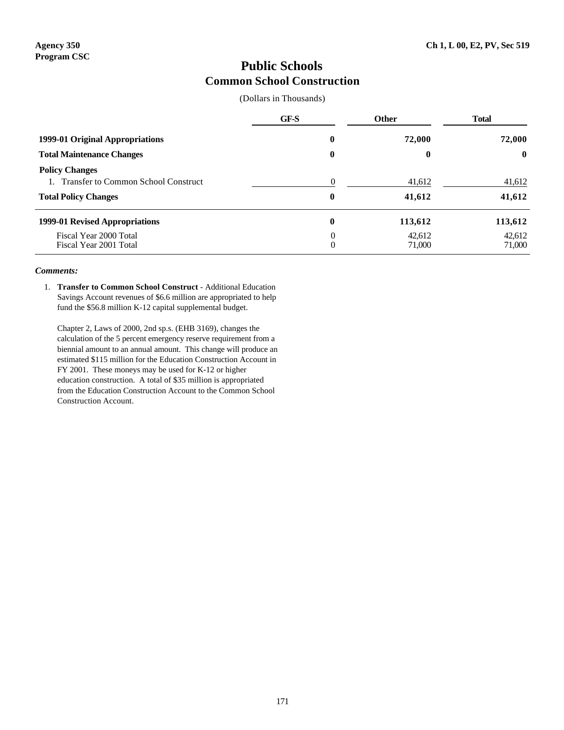Agency 350
Program CSC

Ch 1, L 00, E2, PV, Sec 519

# Public Schools
## Common School Construction

(Dollars in Thousands)

| | GF-S | Other | Total |
|---|---|---|---|
| **1999-01 Original Appropriations** | **0** | **72,000** | **72,000** |
| **Total Maintenance Changes** | **0** | **0** | **0** |
| **Policy Changes** | | | |
| 1. Transfer to Common School Construct | 0 | 41,612 | 41,612 |
| **Total Policy Changes** | **0** | **41,612** | **41,612** |
| **1999-01 Revised Appropriations** | **0** | **113,612** | **113,612** |
| Fiscal Year 2000 Total | 0 | 42,612 | 42,612 |
| Fiscal Year 2001 Total | 0 | 71,000 | 71,000 |

***Comments:***

1. **Transfer to Common School Construct** - Additional Education Savings Account revenues of $6.6 million are appropriated to help fund the $56.8 million K-12 capital supplemental budget.

   Chapter 2, Laws of 2000, 2nd sp.s. (EHB 3169), changes the calculation of the 5 percent emergency reserve requirement from a biennial amount to an annual amount. This change will produce an estimated $115 million for the Education Construction Account in FY 2001. These moneys may be used for K-12 or higher education construction. A total of $35 million is appropriated from the Education Construction Account to the Common School Construction Account.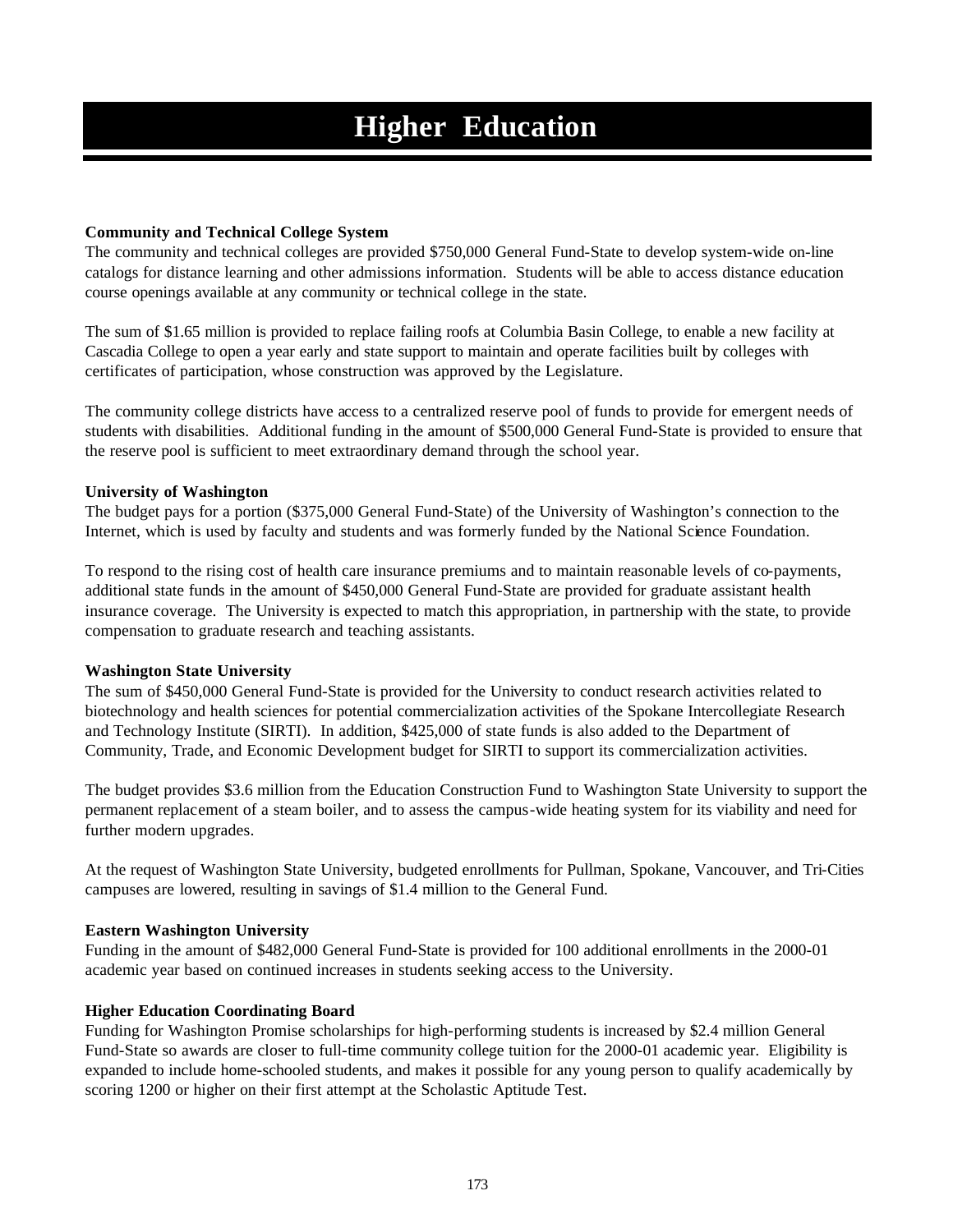# Higher Education

**Community and Technical College System**

The community and technical colleges are provided $750,000 General Fund-State to develop system-wide on-line catalogs for distance learning and other admissions information. Students will be able to access distance education course openings available at any community or technical college in the state.

The sum of $1.65 million is provided to replace failing roofs at Columbia Basin College, to enable a new facility at Cascadia College to open a year early and state support to maintain and operate facilities built by colleges with certificates of participation, whose construction was approved by the Legislature.

The community college districts have access to a centralized reserve pool of funds to provide for emergent needs of students with disabilities. Additional funding in the amount of $500,000 General Fund-State is provided to ensure that the reserve pool is sufficient to meet extraordinary demand through the school year.

**University of Washington**

The budget pays for a portion ($375,000 General Fund-State) of the University of Washington's connection to the Internet, which is used by faculty and students and was formerly funded by the National Science Foundation.

To respond to the rising cost of health care insurance premiums and to maintain reasonable levels of co-payments, additional state funds in the amount of $450,000 General Fund-State are provided for graduate assistant health insurance coverage. The University is expected to match this appropriation, in partnership with the state, to provide compensation to graduate research and teaching assistants.

**Washington State University**

The sum of $450,000 General Fund-State is provided for the University to conduct research activities related to biotechnology and health sciences for potential commercialization activities of the Spokane Intercollegiate Research and Technology Institute (SIRTI). In addition, $425,000 of state funds is also added to the Department of Community, Trade, and Economic Development budget for SIRTI to support its commercialization activities.

The budget provides $3.6 million from the Education Construction Fund to Washington State University to support the permanent replacement of a steam boiler, and to assess the campus-wide heating system for its viability and need for further modern upgrades.

At the request of Washington State University, budgeted enrollments for Pullman, Spokane, Vancouver, and Tri-Cities campuses are lowered, resulting in savings of $1.4 million to the General Fund.

**Eastern Washington University**

Funding in the amount of $482,000 General Fund-State is provided for 100 additional enrollments in the 2000-01 academic year based on continued increases in students seeking access to the University.

**Higher Education Coordinating Board**

Funding for Washington Promise scholarships for high-performing students is increased by $2.4 million General Fund-State so awards are closer to full-time community college tuition for the 2000-01 academic year. Eligibility is expanded to include home-schooled students, and makes it possible for any young person to qualify academically by scoring 1200 or higher on their first attempt at the Scholastic Aptitude Test.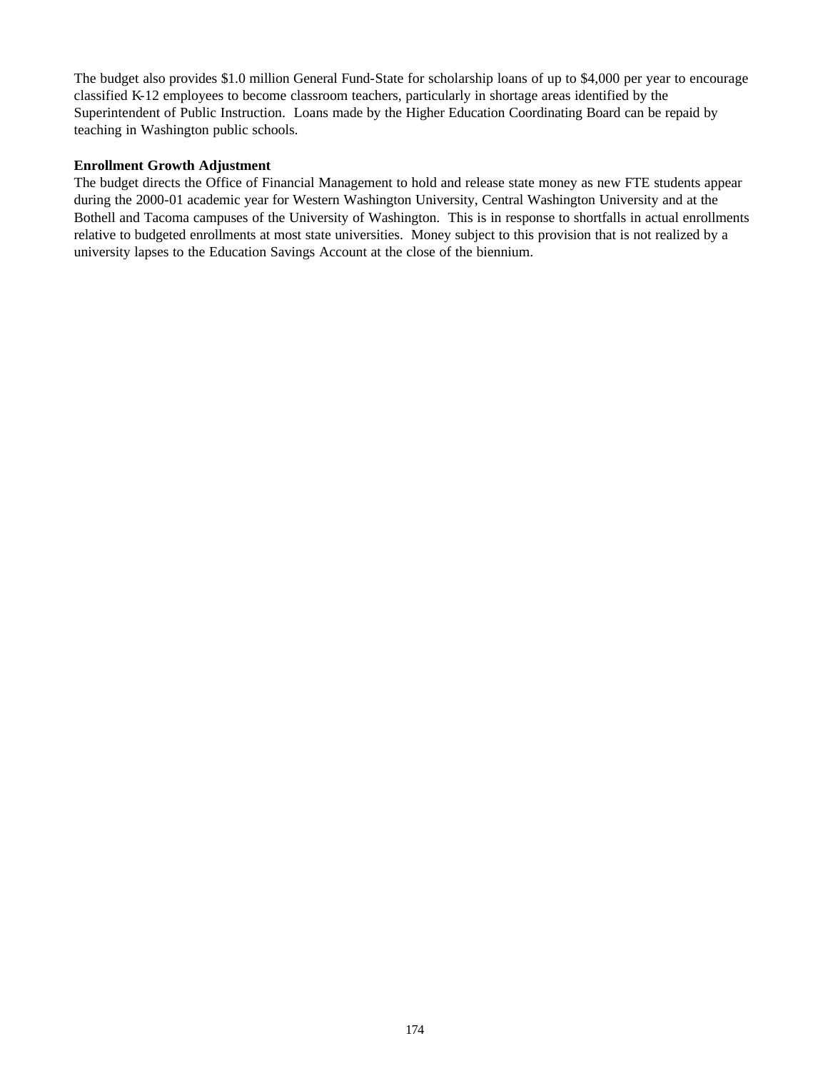The budget also provides $1.0 million General Fund-State for scholarship loans of up to $4,000 per year to encourage classified K-12 employees to become classroom teachers, particularly in shortage areas identified by the Superintendent of Public Instruction. Loans made by the Higher Education Coordinating Board can be repaid by teaching in Washington public schools.

**Enrollment Growth Adjustment**

The budget directs the Office of Financial Management to hold and release state money as new FTE students appear during the 2000-01 academic year for Western Washington University, Central Washington University and at the Bothell and Tacoma campuses of the University of Washington. This is in response to shortfalls in actual enrollments relative to budgeted enrollments at most state universities. Money subject to this provision that is not realized by a university lapses to the Education Savings Account at the close of the biennium.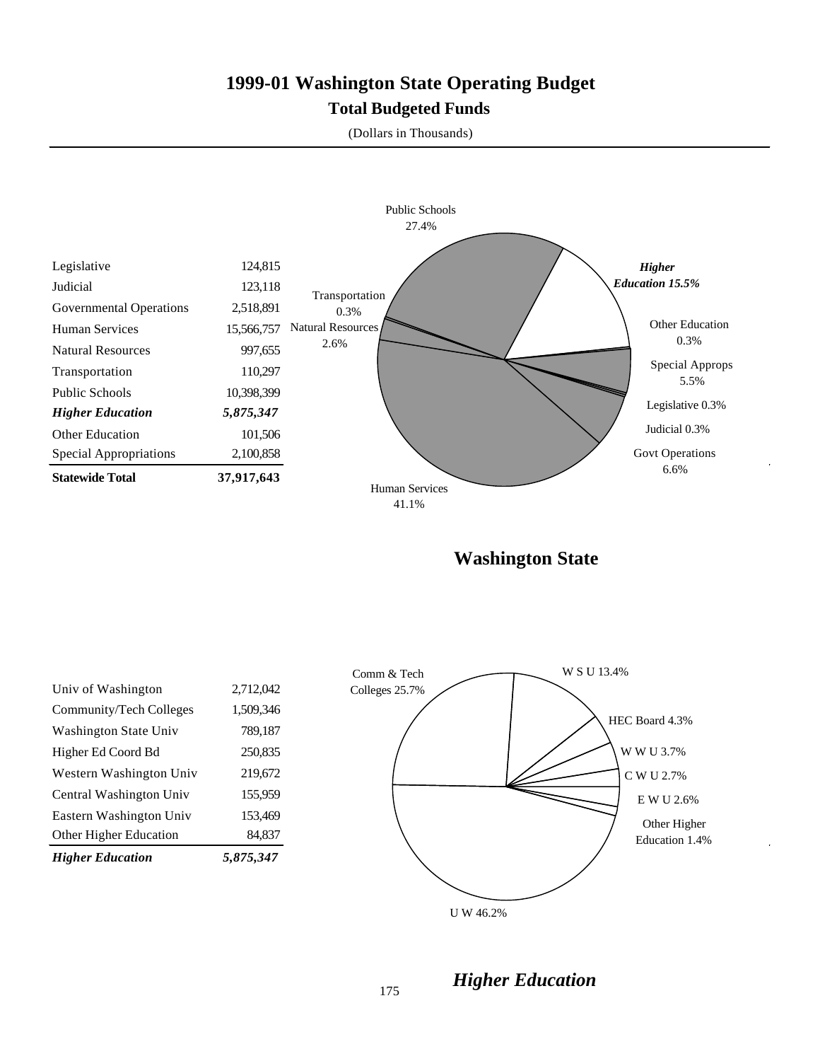# 1999-01 Washington State Operating Budget

## Total Budgeted Funds

(Dollars in Thousands)

| | |
|---|---|
| Legislative | 124,815 |
| Judicial | 123,118 |
| Governmental Operations | 2,518,891 |
| Human Services | 15,566,757 |
| Natural Resources | 997,655 |
| Transportation | 110,297 |
| Public Schools | 10,398,399 |
| ***Higher Education*** | ***5,875,347*** |
| Other Education | 101,506 |
| Special Appropriations | 2,100,858 |
| **Statewide Total** | **37,917,643** |

Public Schools 27.4%
***Higher Education 15.5%***
Other Education 0.3%
Special Approps 5.5%
Legislative 0.3%
Judicial 0.3%
Govt Operations 6.6%
Human Services 41.1%
Natural Resources 2.6%
Transportation 0.3%

## Washington State

| | |
|---|---|
| Univ of Washington | 2,712,042 |
| Community/Tech Colleges | 1,509,346 |
| Washington State Univ | 789,187 |
| Higher Ed Coord Bd | 250,835 |
| Western Washington Univ | 219,672 |
| Central Washington Univ | 155,959 |
| Eastern Washington Univ | 153,469 |
| Other Higher Education | 84,837 |
| ***Higher Education*** | ***5,875,347*** |

Comm & Tech Colleges 25.7%
W S U 13.4%
HEC Board 4.3%
W W U 3.7%
C W U 2.7%
E W U 2.6%
Other Higher Education 1.4%
U W 46.2%

## *Higher Education*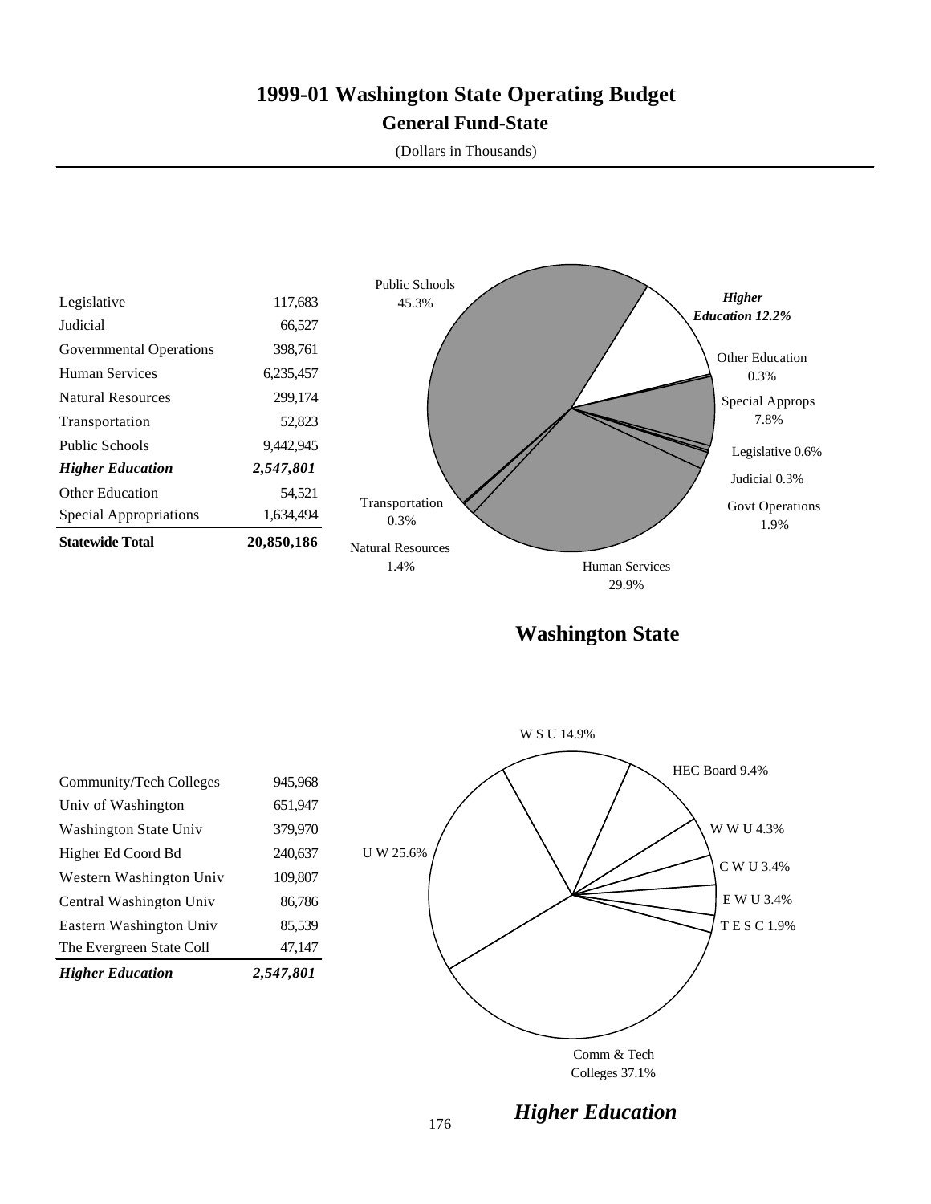# 1999-01 Washington State Operating Budget

## General Fund-State

(Dollars in Thousands)

| | |
|---|---|
| Legislative | 117,683 |
| Judicial | 66,527 |
| Governmental Operations | 398,761 |
| Human Services | 6,235,457 |
| Natural Resources | 299,174 |
| Transportation | 52,823 |
| Public Schools | 9,442,945 |
| ***Higher Education*** | ***2,547,801*** |
| Other Education | 54,521 |
| Special Appropriations | 1,634,494 |
| **Statewide Total** | **20,850,186** |

Public Schools 45.3%
*Higher Education 12.2%*
Other Education 0.3%
Special Approps 7.8%
Legislative 0.6%
Judicial 0.3%
Govt Operations 1.9%
Human Services 29.9%
Natural Resources 1.4%
Transportation 0.3%

**Washington State**

| | |
|---|---|
| Community/Tech Colleges | 945,968 |
| Univ of Washington | 651,947 |
| Washington State Univ | 379,970 |
| Higher Ed Coord Bd | 240,637 |
| Western Washington Univ | 109,807 |
| Central Washington Univ | 86,786 |
| Eastern Washington Univ | 85,539 |
| The Evergreen State Coll | 47,147 |
| ***Higher Education*** | ***2,547,801*** |

W S U 14.9%
HEC Board 9.4%
W W U 4.3%
C W U 3.4%
E W U 3.4%
T E S C 1.9%
Comm & Tech Colleges 37.1%
U W 25.6%

***Higher Education***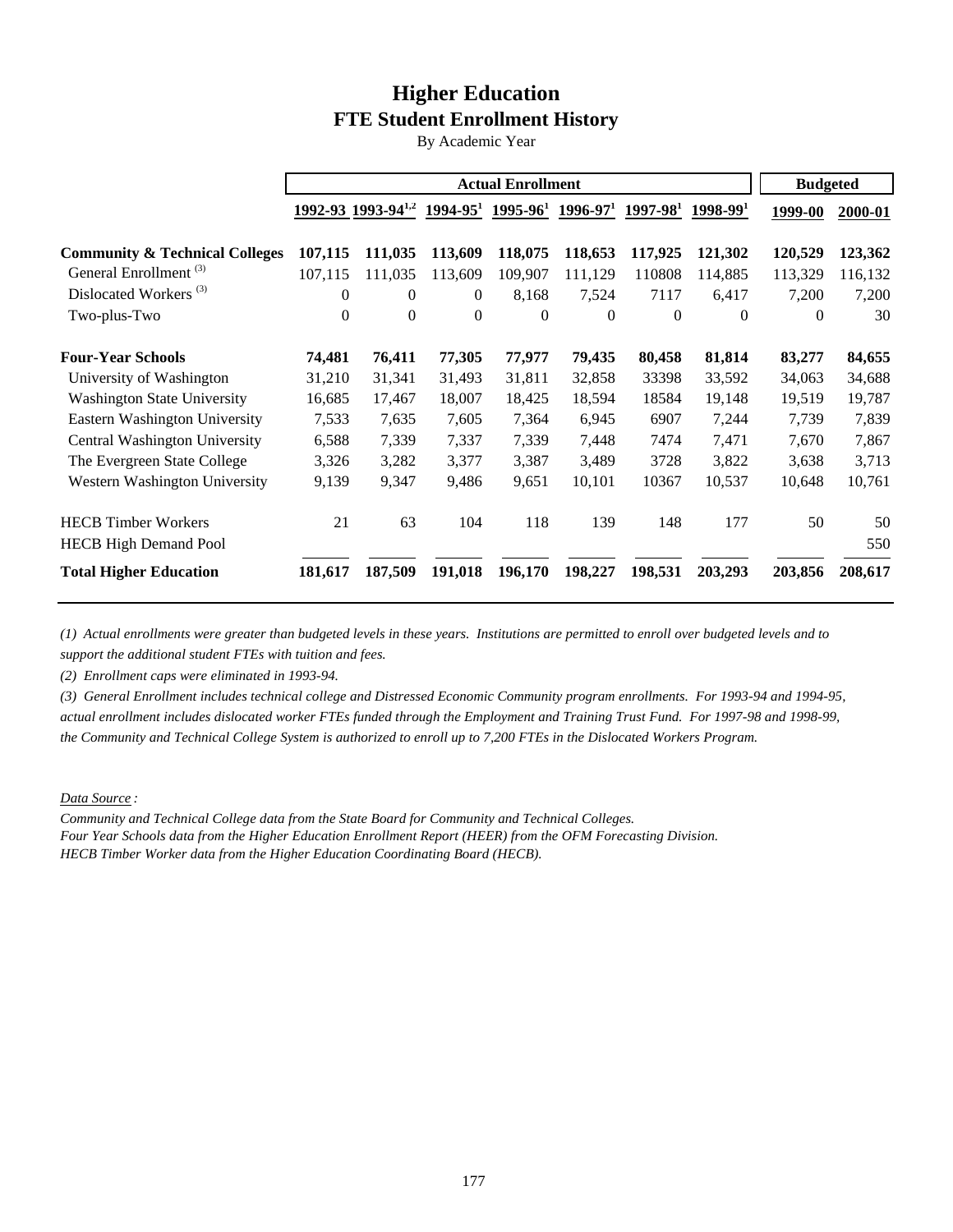# Higher Education

## FTE Student Enrollment History

By Academic Year

| | Actual Enrollment | | | | | | | Budgeted | |
|---|---|---|---|---|---|---|---|---|---|
| | 1992-93 | 1993-94[1,2] | 1994-95[1] | 1995-96[1] | 1996-97[1] | 1997-98[1] | 1998-99[1] | 1999-00 | 2000-01 |
| **Community & Technical Colleges** | **107,115** | **111,035** | **113,609** | **118,075** | **118,653** | **117,925** | **121,302** | **120,529** | **123,362** |
| General Enrollment [(3)] | 107,115 | 111,035 | 113,609 | 109,907 | 111,129 | 110808 | 114,885 | 113,329 | 116,132 |
| Dislocated Workers [(3)] | 0 | 0 | 0 | 8,168 | 7,524 | 7117 | 6,417 | 7,200 | 7,200 |
| Two-plus-Two | 0 | 0 | 0 | 0 | 0 | 0 | 0 | 0 | 30 |
| **Four-Year Schools** | **74,481** | **76,411** | **77,305** | **77,977** | **79,435** | **80,458** | **81,814** | **83,277** | **84,655** |
| University of Washington | 31,210 | 31,341 | 31,493 | 31,811 | 32,858 | 33398 | 33,592 | 34,063 | 34,688 |
| Washington State University | 16,685 | 17,467 | 18,007 | 18,425 | 18,594 | 18584 | 19,148 | 19,519 | 19,787 |
| Eastern Washington University | 7,533 | 7,635 | 7,605 | 7,364 | 6,945 | 6907 | 7,244 | 7,739 | 7,839 |
| Central Washington University | 6,588 | 7,339 | 7,337 | 7,339 | 7,448 | 7474 | 7,471 | 7,670 | 7,867 |
| The Evergreen State College | 3,326 | 3,282 | 3,377 | 3,387 | 3,489 | 3728 | 3,822 | 3,638 | 3,713 |
| Western Washington University | 9,139 | 9,347 | 9,486 | 9,651 | 10,101 | 10367 | 10,537 | 10,648 | 10,761 |
| HECB Timber Workers | 21 | 63 | 104 | 118 | 139 | 148 | 177 | 50 | 50 |
| HECB High Demand Pool | | | | | | | | | 550 |
| **Total Higher Education** | **181,617** | **187,509** | **191,018** | **196,170** | **198,227** | **198,531** | **203,293** | **203,856** | **208,617** |

*(1) Actual enrollments were greater than budgeted levels in these years. Institutions are permitted to enroll over budgeted levels and to support the additional student FTEs with tuition and fees.*

*(2) Enrollment caps were eliminated in 1993-94.*

*(3) General Enrollment includes technical college and Distressed Economic Community program enrollments. For 1993-94 and 1994-95, actual enrollment includes dislocated worker FTEs funded through the Employment and Training Trust Fund. For 1997-98 and 1998-99, the Community and Technical College System is authorized to enroll up to 7,200 FTEs in the Dislocated Workers Program.*

*Data Source :*

*Community and Technical College data from the State Board for Community and Technical Colleges.*
*Four Year Schools data from the Higher Education Enrollment Report (HEER) from the OFM Forecasting Division.*
*HECB Timber Worker data from the Higher Education Coordinating Board (HECB).*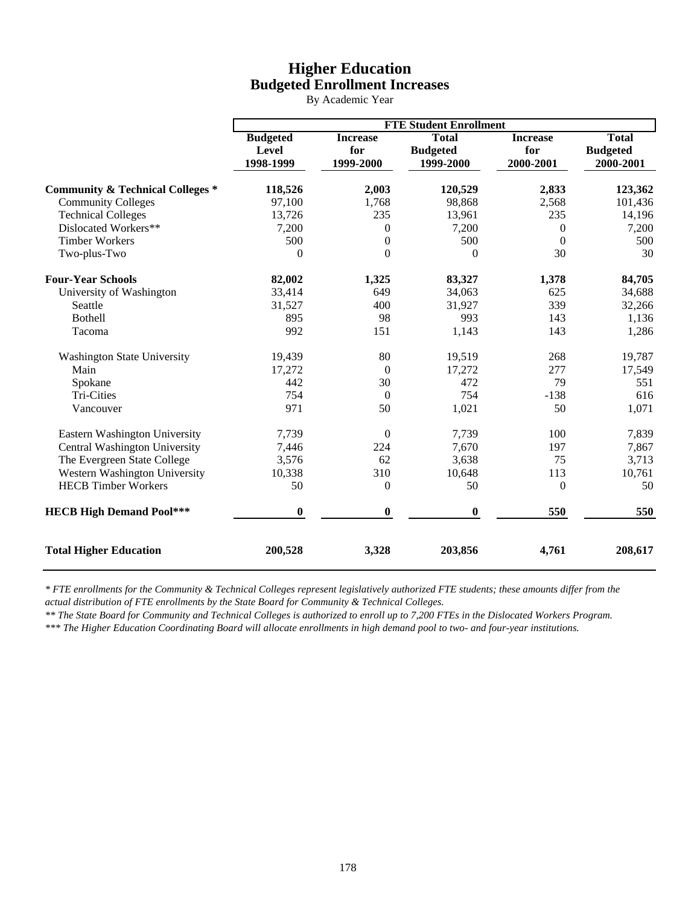# Higher Education
## Budgeted Enrollment Increases

By Academic Year

| | FTE Student Enrollment | | | | |
|---|---|---|---|---|---|
| | **Budgeted Level 1998-1999** | **Increase for 1999-2000** | **Total Budgeted 1999-2000** | **Increase for 2000-2001** | **Total Budgeted 2000-2001** |
| **Community & Technical Colleges *** | **118,526** | **2,003** | **120,529** | **2,833** | **123,362** |
| Community Colleges | 97,100 | 1,768 | 98,868 | 2,568 | 101,436 |
| Technical Colleges | 13,726 | 235 | 13,961 | 235 | 14,196 |
| Dislocated Workers** | 7,200 | 0 | 7,200 | 0 | 7,200 |
| Timber Workers | 500 | 0 | 500 | 0 | 500 |
| Two-plus-Two | 0 | 0 | 0 | 30 | 30 |
| **Four-Year Schools** | **82,002** | **1,325** | **83,327** | **1,378** | **84,705** |
| University of Washington | 33,414 | 649 | 34,063 | 625 | 34,688 |
| Seattle | 31,527 | 400 | 31,927 | 339 | 32,266 |
| Bothell | 895 | 98 | 993 | 143 | 1,136 |
| Tacoma | 992 | 151 | 1,143 | 143 | 1,286 |
| Washington State University | 19,439 | 80 | 19,519 | 268 | 19,787 |
| Main | 17,272 | 0 | 17,272 | 277 | 17,549 |
| Spokane | 442 | 30 | 472 | 79 | 551 |
| Tri-Cities | 754 | 0 | 754 | -138 | 616 |
| Vancouver | 971 | 50 | 1,021 | 50 | 1,071 |
| Eastern Washington University | 7,739 | 0 | 7,739 | 100 | 7,839 |
| Central Washington University | 7,446 | 224 | 7,670 | 197 | 7,867 |
| The Evergreen State College | 3,576 | 62 | 3,638 | 75 | 3,713 |
| Western Washington University | 10,338 | 310 | 10,648 | 113 | 10,761 |
| HECB Timber Workers | 50 | 0 | 50 | 0 | 50 |
| **HECB High Demand Pool***** | **0** | **0** | **0** | **550** | **550** |
| **Total Higher Education** | **200,528** | **3,328** | **203,856** | **4,761** | **208,617** |

*\* FTE enrollments for the Community & Technical Colleges represent legislatively authorized FTE students; these amounts differ from the actual distribution of FTE enrollments by the State Board for Community & Technical Colleges.*

*\*\* The State Board for Community and Technical Colleges is authorized to enroll up to 7,200 FTEs in the Dislocated Workers Program.*

*\*\*\* The Higher Education Coordinating Board will allocate enrollments in high demand pool to two- and four-year institutions.*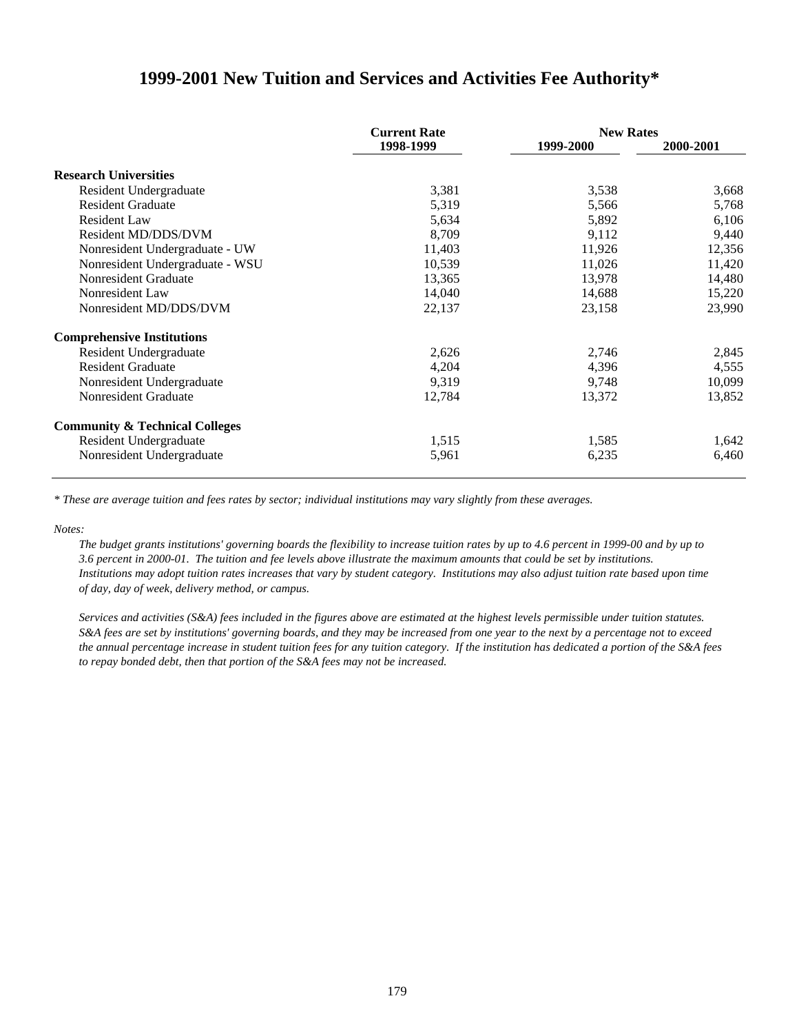# 1999-2001 New Tuition and Services and Activities Fee Authority*

| | Current Rate | New Rates | |
|---|---|---|---|
| | 1998-1999 | 1999-2000 | 2000-2001 |
| **Research Universities** | | | |
| Resident Undergraduate | 3,381 | 3,538 | 3,668 |
| Resident Graduate | 5,319 | 5,566 | 5,768 |
| Resident Law | 5,634 | 5,892 | 6,106 |
| Resident MD/DDS/DVM | 8,709 | 9,112 | 9,440 |
| Nonresident Undergraduate - UW | 11,403 | 11,926 | 12,356 |
| Nonresident Undergraduate - WSU | 10,539 | 11,026 | 11,420 |
| Nonresident Graduate | 13,365 | 13,978 | 14,480 |
| Nonresident Law | 14,040 | 14,688 | 15,220 |
| Nonresident MD/DDS/DVM | 22,137 | 23,158 | 23,990 |
| **Comprehensive Institutions** | | | |
| Resident Undergraduate | 2,626 | 2,746 | 2,845 |
| Resident Graduate | 4,204 | 4,396 | 4,555 |
| Nonresident Undergraduate | 9,319 | 9,748 | 10,099 |
| Nonresident Graduate | 12,784 | 13,372 | 13,852 |
| **Community & Technical Colleges** | | | |
| Resident Undergraduate | 1,515 | 1,585 | 1,642 |
| Nonresident Undergraduate | 5,961 | 6,235 | 6,460 |

*\* These are average tuition and fees rates by sector; individual institutions may vary slightly from these averages.*

*Notes:*

*The budget grants institutions' governing boards the flexibility to increase tuition rates by up to 4.6 percent in 1999-00 and by up to 3.6 percent in 2000-01. The tuition and fee levels above illustrate the maximum amounts that could be set by institutions. Institutions may adopt tuition rates increases that vary by student category. Institutions may also adjust tuition rate based upon time of day, day of week, delivery method, or campus.*

*Services and activities (S&A) fees included in the figures above are estimated at the highest levels permissible under tuition statutes. S&A fees are set by institutions' governing boards, and they may be increased from one year to the next by a percentage not to exceed the annual percentage increase in student tuition fees for any tuition category. If the institution has dedicated a portion of the S&A fees to repay bonded debt, then that portion of the S&A fees may not be increased.*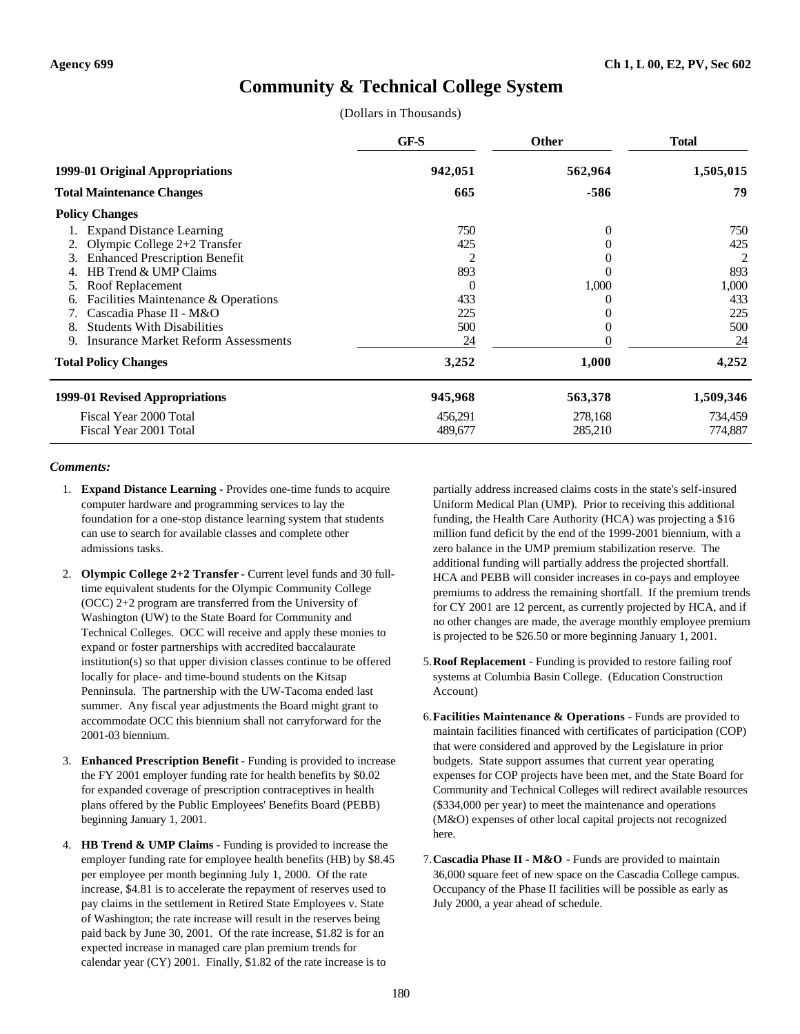# Community & Technical College System

(Dollars in Thousands)

| | GF-S | Other | Total |
|---|---|---|---|
| **1999-01 Original Appropriations** | **942,051** | **562,964** | **1,505,015** |
| **Total Maintenance Changes** | **665** | **-586** | **79** |
| **Policy Changes** | | | |
| 1. Expand Distance Learning | 750 | 0 | 750 |
| 2. Olympic College 2+2 Transfer | 425 | 0 | 425 |
| 3. Enhanced Prescription Benefit | 2 | 0 | 2 |
| 4. HB Trend & UMP Claims | 893 | 0 | 893 |
| 5. Roof Replacement | 0 | 1,000 | 1,000 |
| 6. Facilities Maintenance & Operations | 433 | 0 | 433 |
| 7. Cascadia Phase II - M&O | 225 | 0 | 225 |
| 8. Students With Disabilities | 500 | 0 | 500 |
| 9. Insurance Market Reform Assessments | 24 | 0 | 24 |
| **Total Policy Changes** | **3,252** | **1,000** | **4,252** |
| **1999-01 Revised Appropriations** | **945,968** | **563,378** | **1,509,346** |
| Fiscal Year 2000 Total | 456,291 | 278,168 | 734,459 |
| Fiscal Year 2001 Total | 489,677 | 285,210 | 774,887 |

***Comments:***

1. **Expand Distance Learning** - Provides one-time funds to acquire computer hardware and programming services to lay the foundation for a one-stop distance learning system that students can use to search for available classes and complete other admissions tasks.

2. **Olympic College 2+2 Transfer** - Current level funds and 30 full-time equivalent students for the Olympic Community College (OCC) 2+2 program are transferred from the University of Washington (UW) to the State Board for Community and Technical Colleges. OCC will receive and apply these monies to expand or foster partnerships with accredited baccalaurate institution(s) so that upper division classes continue to be offered locally for place- and time-bound students on the Kitsap Penninsula. The partnership with the UW-Tacoma ended last summer. Any fiscal year adjustments the Board might grant to accommodate OCC this biennium shall not carryforward for the 2001-03 biennium.

3. **Enhanced Prescription Benefit** - Funding is provided to increase the FY 2001 employer funding rate for health benefits by $0.02 for expanded coverage of prescription contraceptives in health plans offered by the Public Employees' Benefits Board (PEBB) beginning January 1, 2001.

4. **HB Trend & UMP Claims** - Funding is provided to increase the employer funding rate for employee health benefits (HB) by $8.45 per employee per month beginning July 1, 2000. Of the rate increase, $4.81 is to accelerate the repayment of reserves used to pay claims in the settlement in Retired State Employees v. State of Washington; the rate increase will result in the reserves being paid back by June 30, 2001. Of the rate increase, $1.82 is for an expected increase in managed care plan premium trends for calendar year (CY) 2001. Finally, $1.82 of the rate increase is to partially address increased claims costs in the state's self-insured Uniform Medical Plan (UMP). Prior to receiving this additional funding, the Health Care Authority (HCA) was projecting a $16 million fund deficit by the end of the 1999-2001 biennium, with a zero balance in the UMP premium stabilization reserve. The additional funding will partially address the projected shortfall. HCA and PEBB will consider increases in co-pays and employee premiums to address the remaining shortfall. If the premium trends for CY 2001 are 12 percent, as currently projected by HCA, and if no other changes are made, the average monthly employee premium is projected to be $26.50 or more beginning January 1, 2001.

5. **Roof Replacement** - Funding is provided to restore failing roof systems at Columbia Basin College. (Education Construction Account)

6. **Facilities Maintenance & Operations** - Funds are provided to maintain facilities financed with certificates of participation (COP) that were considered and approved by the Legislature in prior budgets. State support assumes that current year operating expenses for COP projects have been met, and the State Board for Community and Technical Colleges will redirect available resources ($334,000 per year) to meet the maintenance and operations (M&O) expenses of other local capital projects not recognized here.

7. **Cascadia Phase II - M&O** - Funds are provided to maintain 36,000 square feet of new space on the Cascadia College campus. Occupancy of the Phase II facilities will be possible as early as July 2000, a year ahead of schedule.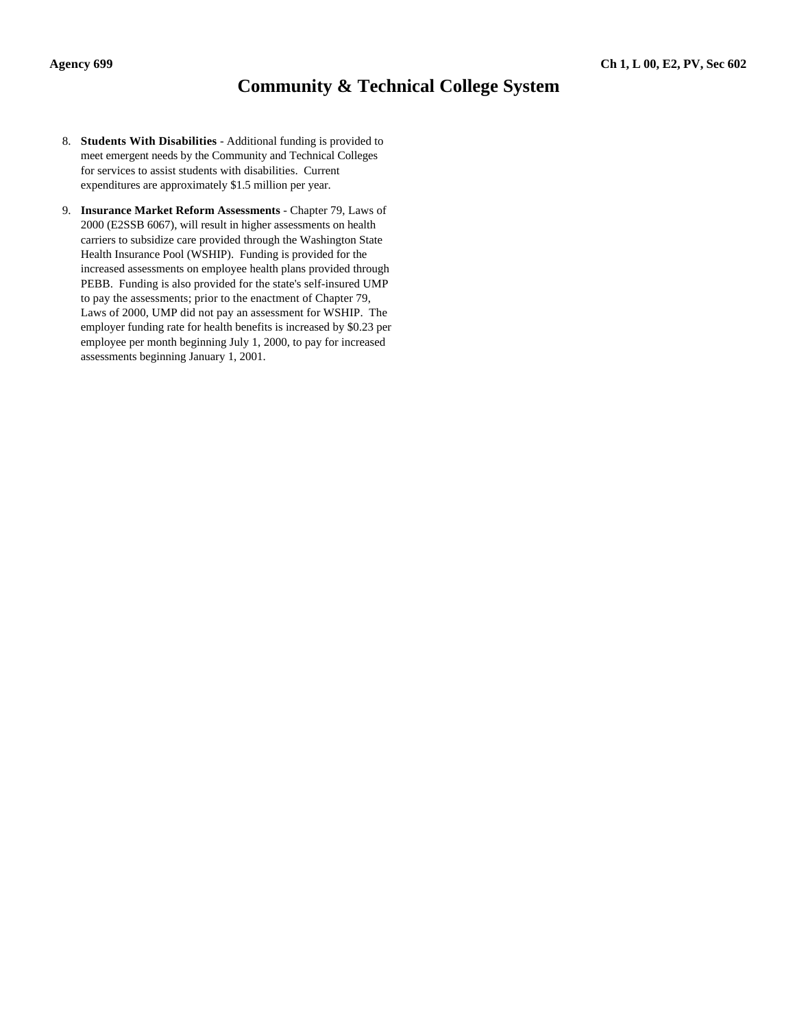8. **Students With Disabilities** - Additional funding is provided to meet emergent needs by the Community and Technical Colleges for services to assist students with disabilities. Current expenditures are approximately $1.5 million per year.

9. **Insurance Market Reform Assessments** - Chapter 79, Laws of 2000 (E2SSB 6067), will result in higher assessments on health carriers to subsidize care provided through the Washington State Health Insurance Pool (WSHIP). Funding is provided for the increased assessments on employee health plans provided through PEBB. Funding is also provided for the state's self-insured UMP to pay the assessments; prior to the enactment of Chapter 79, Laws of 2000, UMP did not pay an assessment for WSHIP. The employer funding rate for health benefits is increased by $0.23 per employee per month beginning July 1, 2000, to pay for increased assessments beginning January 1, 2001.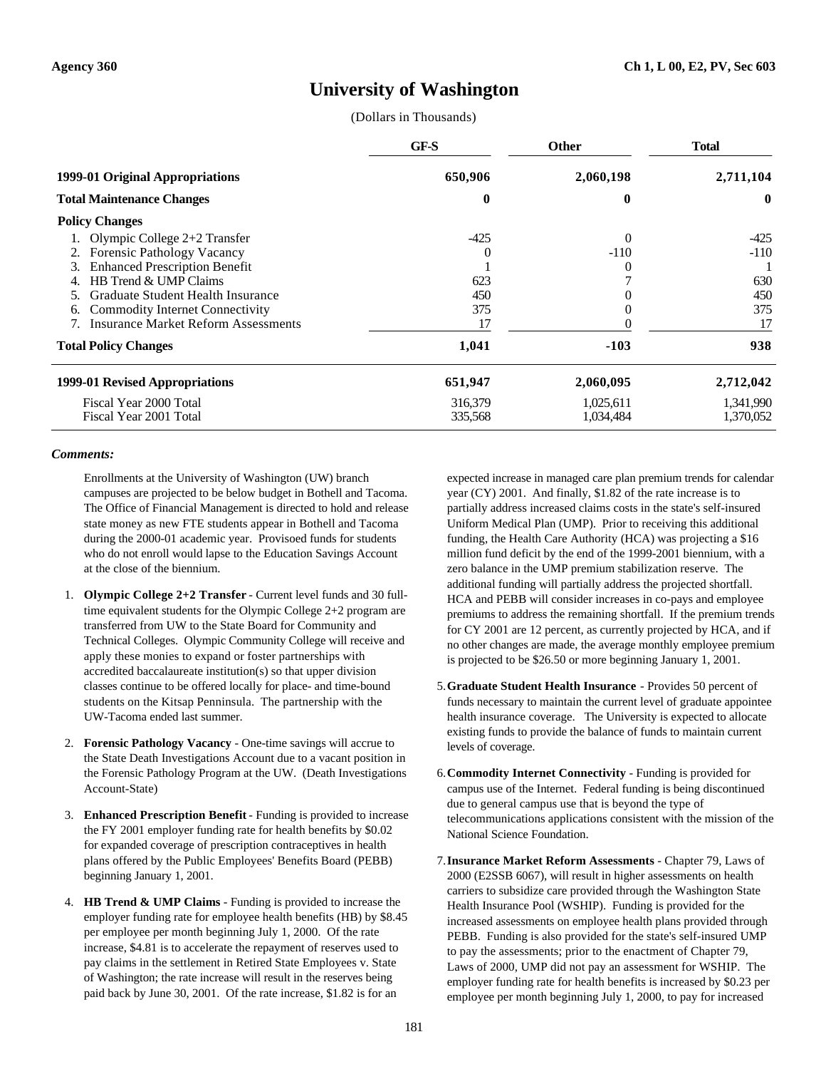Agency 360 | Ch 1, L 00, E2, PV, Sec 603

# University of Washington

(Dollars in Thousands)

| | GF-S | Other | Total |
|---|---|---|---|
| **1999-01 Original Appropriations** | **650,906** | **2,060,198** | **2,711,104** |
| **Total Maintenance Changes** | **0** | **0** | **0** |
| **Policy Changes** | | | |
| 1. Olympic College 2+2 Transfer | -425 | 0 | -425 |
| 2. Forensic Pathology Vacancy | 0 | -110 | -110 |
| 3. Enhanced Prescription Benefit | 1 | 0 | 1 |
| 4. HB Trend & UMP Claims | 623 | 7 | 630 |
| 5. Graduate Student Health Insurance | 450 | 0 | 450 |
| 6. Commodity Internet Connectivity | 375 | 0 | 375 |
| 7. Insurance Market Reform Assessments | 17 | 0 | 17 |
| **Total Policy Changes** | **1,041** | **-103** | **938** |
| **1999-01 Revised Appropriations** | **651,947** | **2,060,095** | **2,712,042** |
| Fiscal Year 2000 Total | 316,379 | 1,025,611 | 1,341,990 |
| Fiscal Year 2001 Total | 335,568 | 1,034,484 | 1,370,052 |

***Comments:***

Enrollments at the University of Washington (UW) branch campuses are projected to be below budget in Bothell and Tacoma. The Office of Financial Management is directed to hold and release state money as new FTE students appear in Bothell and Tacoma during the 2000-01 academic year. Provisoed funds for students who do not enroll would lapse to the Education Savings Account at the close of the biennium.

1. **Olympic College 2+2 Transfer** - Current level funds and 30 full-time equivalent students for the Olympic College 2+2 program are transferred from UW to the State Board for Community and Technical Colleges. Olympic Community College will receive and apply these monies to expand or foster partnerships with accredited baccalaureate institution(s) so that upper division classes continue to be offered locally for place- and time-bound students on the Kitsap Penninsula. The partnership with the UW-Tacoma ended last summer.

2. **Forensic Pathology Vacancy** - One-time savings will accrue to the State Death Investigations Account due to a vacant position in the Forensic Pathology Program at the UW. (Death Investigations Account-State)

3. **Enhanced Prescription Benefit** - Funding is provided to increase the FY 2001 employer funding rate for health benefits by $0.02 for expanded coverage of prescription contraceptives in health plans offered by the Public Employees' Benefits Board (PEBB) beginning January 1, 2001.

4. **HB Trend & UMP Claims** - Funding is provided to increase the employer funding rate for employee health benefits (HB) by $8.45 per employee per month beginning July 1, 2000. Of the rate increase, $4.81 is to accelerate the repayment of reserves used to pay claims in the settlement in Retired State Employees v. State of Washington; the rate increase will result in the reserves being paid back by June 30, 2001. Of the rate increase, $1.82 is for an expected increase in managed care plan premium trends for calendar year (CY) 2001. And finally, $1.82 of the rate increase is to partially address increased claims costs in the state's self-insured Uniform Medical Plan (UMP). Prior to receiving this additional funding, the Health Care Authority (HCA) was projecting a $16 million fund deficit by the end of the 1999-2001 biennium, with a zero balance in the UMP premium stabilization reserve. The additional funding will partially address the projected shortfall. HCA and PEBB will consider increases in co-pays and employee premiums to address the remaining shortfall. If the premium trends for CY 2001 are 12 percent, as currently projected by HCA, and if no other changes are made, the average monthly employee premium is projected to be $26.50 or more beginning January 1, 2001.

5. **Graduate Student Health Insurance** - Provides 50 percent of funds necessary to maintain the current level of graduate appointee health insurance coverage. The University is expected to allocate existing funds to provide the balance of funds to maintain current levels of coverage.

6. **Commodity Internet Connectivity** - Funding is provided for campus use of the Internet. Federal funding is being discontinued due to general campus use that is beyond the type of telecommunications applications consistent with the mission of the National Science Foundation.

7. **Insurance Market Reform Assessments** - Chapter 79, Laws of 2000 (E2SSB 6067), will result in higher assessments on health carriers to subsidize care provided through the Washington State Health Insurance Pool (WSHIP). Funding is provided for the increased assessments on employee health plans provided through PEBB. Funding is also provided for the state's self-insured UMP to pay the assessments; prior to the enactment of Chapter 79, Laws of 2000, UMP did not pay an assessment for WSHIP. The employer funding rate for health benefits is increased by $0.23 per employee per month beginning July 1, 2000, to pay for increased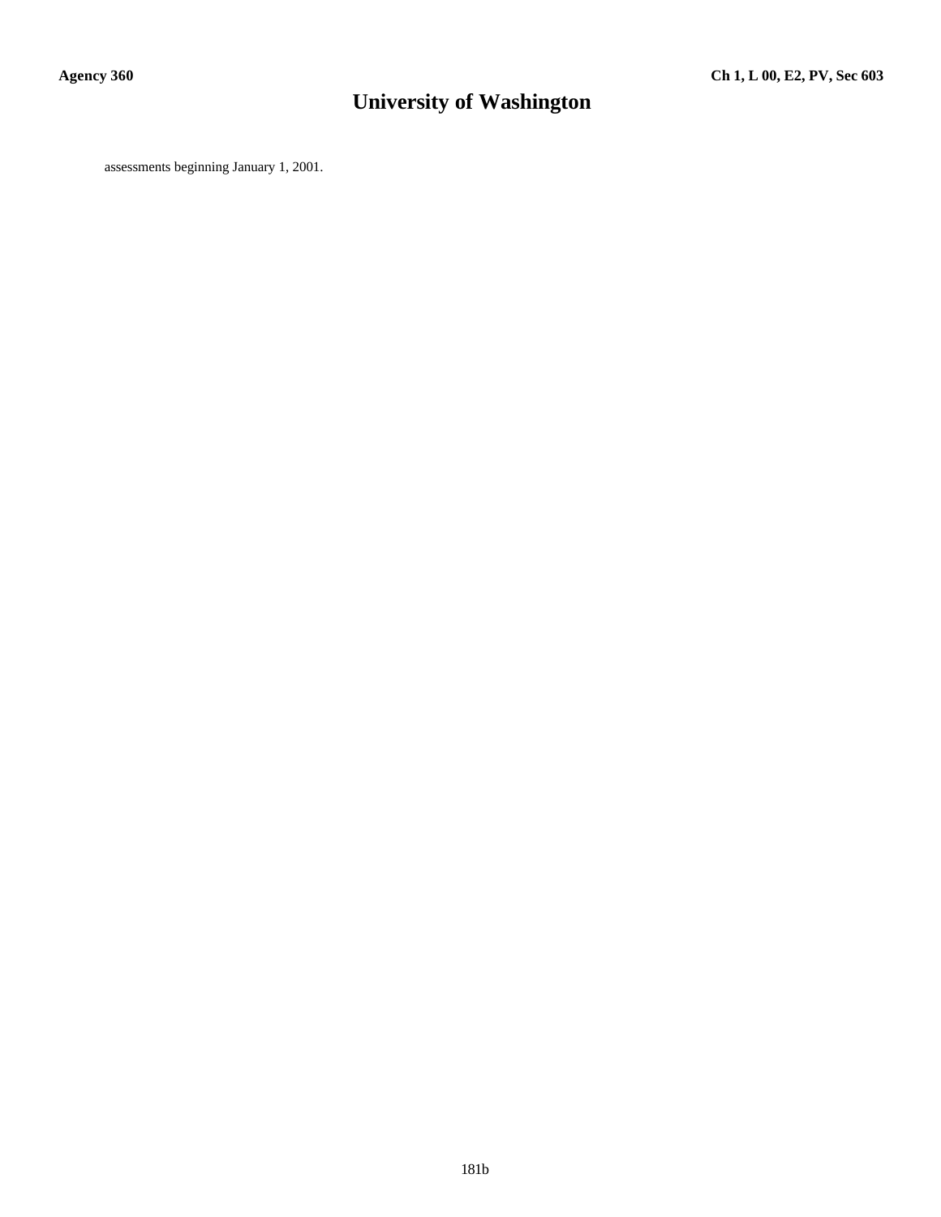assessments beginning January 1, 2001.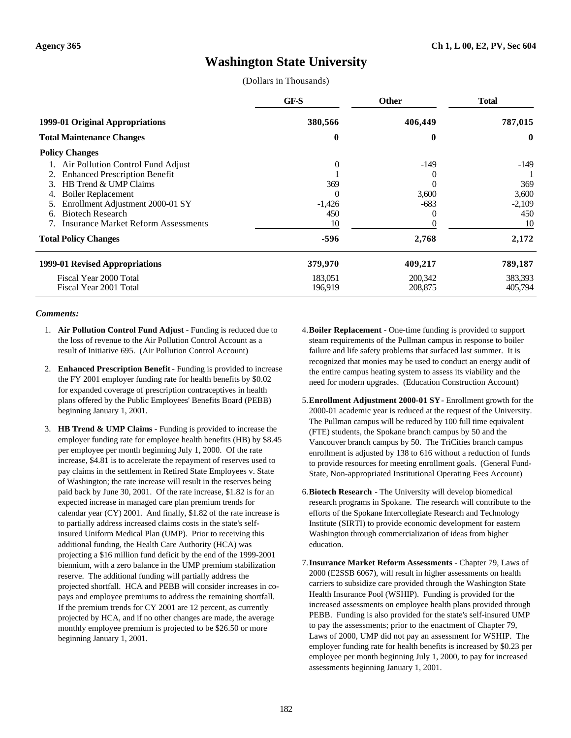# Washington State University

(Dollars in Thousands)

| | GF-S | Other | Total |
|---|---|---|---|
| **1999-01 Original Appropriations** | **380,566** | **406,449** | **787,015** |
| **Total Maintenance Changes** | **0** | **0** | **0** |
| **Policy Changes** | | | |
| 1. Air Pollution Control Fund Adjust | 0 | -149 | -149 |
| 2. Enhanced Prescription Benefit | 1 | 0 | 1 |
| 3. HB Trend & UMP Claims | 369 | 0 | 369 |
| 4. Boiler Replacement | 0 | 3,600 | 3,600 |
| 5. Enrollment Adjustment 2000-01 SY | -1,426 | -683 | -2,109 |
| 6. Biotech Research | 450 | 0 | 450 |
| 7. Insurance Market Reform Assessments | 10 | 0 | 10 |
| **Total Policy Changes** | **-596** | **2,768** | **2,172** |
| **1999-01 Revised Appropriations** | **379,970** | **409,217** | **789,187** |
| Fiscal Year 2000 Total | 183,051 | 200,342 | 383,393 |
| Fiscal Year 2001 Total | 196,919 | 208,875 | 405,794 |

***Comments:***

1. **Air Pollution Control Fund Adjust** - Funding is reduced due to the loss of revenue to the Air Pollution Control Account as a result of Initiative 695. (Air Pollution Control Account)

2. **Enhanced Prescription Benefit** - Funding is provided to increase the FY 2001 employer funding rate for health benefits by $0.02 for expanded coverage of prescription contraceptives in health plans offered by the Public Employees' Benefits Board (PEBB) beginning January 1, 2001.

3. **HB Trend & UMP Claims** - Funding is provided to increase the employer funding rate for employee health benefits (HB) by $8.45 per employee per month beginning July 1, 2000. Of the rate increase, $4.81 is to accelerate the repayment of reserves used to pay claims in the settlement in Retired State Employees v. State of Washington; the rate increase will result in the reserves being paid back by June 30, 2001. Of the rate increase, $1.82 is for an expected increase in managed care plan premium trends for calendar year (CY) 2001. And finally, $1.82 of the rate increase is to partially address increased claims costs in the state's self-insured Uniform Medical Plan (UMP). Prior to receiving this additional funding, the Health Care Authority (HCA) was projecting a $16 million fund deficit by the end of the 1999-2001 biennium, with a zero balance in the UMP premium stabilization reserve. The additional funding will partially address the projected shortfall. HCA and PEBB will consider increases in co-pays and employee premiums to address the remaining shortfall. If the premium trends for CY 2001 are 12 percent, as currently projected by HCA, and if no other changes are made, the average monthly employee premium is projected to be $26.50 or more beginning January 1, 2001.

4. **Boiler Replacement** - One-time funding is provided to support steam requirements of the Pullman campus in response to boiler failure and life safety problems that surfaced last summer. It is recognized that monies may be used to conduct an energy audit of the entire campus heating system to assess its viability and the need for modern upgrades. (Education Construction Account)

5. **Enrollment Adjustment 2000-01 SY** - Enrollment growth for the 2000-01 academic year is reduced at the request of the University. The Pullman campus will be reduced by 100 full time equivalent (FTE) students, the Spokane branch campus by 50 and the Vancouver branch campus by 50. The TriCities branch campus enrollment is adjusted by 138 to 616 without a reduction of funds to provide resources for meeting enrollment goals. (General Fund-State, Non-appropriated Institutional Operating Fees Account)

6. **Biotech Research** - The University will develop biomedical research programs in Spokane. The research will contribute to the efforts of the Spokane Intercollegiate Research and Technology Institute (SIRTI) to provide economic development for eastern Washington through commercialization of ideas from higher education.

7. **Insurance Market Reform Assessments** - Chapter 79, Laws of 2000 (E2SSB 6067), will result in higher assessments on health carriers to subsidize care provided through the Washington State Health Insurance Pool (WSHIP). Funding is provided for the increased assessments on employee health plans provided through PEBB. Funding is also provided for the state's self-insured UMP to pay the assessments; prior to the enactment of Chapter 79, Laws of 2000, UMP did not pay an assessment for WSHIP. The employer funding rate for health benefits is increased by $0.23 per employee per month beginning July 1, 2000, to pay for increased assessments beginning January 1, 2001.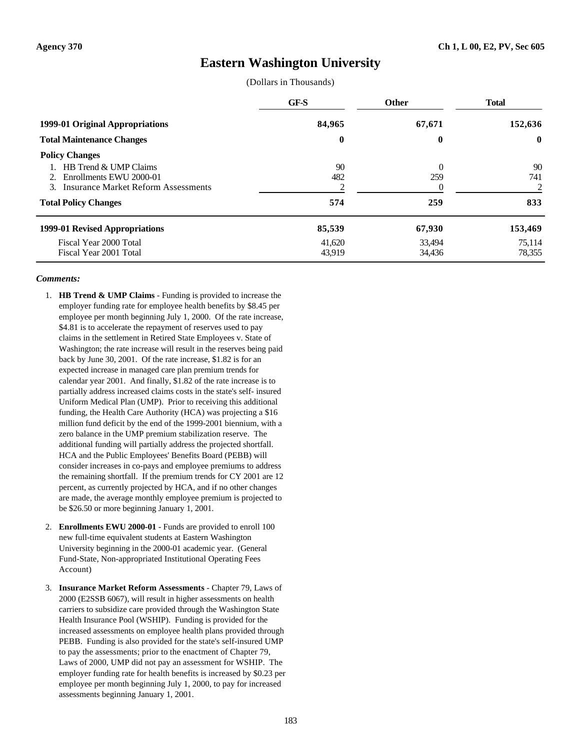Agency 370 | Ch 1, L 00, E2, PV, Sec 605

# Eastern Washington University

(Dollars in Thousands)

| | GF-S | Other | Total |
|---|---|---|---|
| **1999-01 Original Appropriations** | **84,965** | **67,671** | **152,636** |
| **Total Maintenance Changes** | **0** | **0** | **0** |
| **Policy Changes** | | | |
| 1. HB Trend & UMP Claims | 90 | 0 | 90 |
| 2. Enrollments EWU 2000-01 | 482 | 259 | 741 |
| 3. Insurance Market Reform Assessments | 2 | 0 | 2 |
| **Total Policy Changes** | **574** | **259** | **833** |
| **1999-01 Revised Appropriations** | **85,539** | **67,930** | **153,469** |
| Fiscal Year 2000 Total | 41,620 | 33,494 | 75,114 |
| Fiscal Year 2001 Total | 43,919 | 34,436 | 78,355 |

***Comments:***

1. **HB Trend & UMP Claims** - Funding is provided to increase the employer funding rate for employee health benefits by $8.45 per employee per month beginning July 1, 2000. Of the rate increase, $4.81 is to accelerate the repayment of reserves used to pay claims in the settlement in Retired State Employees v. State of Washington; the rate increase will result in the reserves being paid back by June 30, 2001. Of the rate increase, $1.82 is for an expected increase in managed care plan premium trends for calendar year 2001. And finally, $1.82 of the rate increase is to partially address increased claims costs in the state's self- insured Uniform Medical Plan (UMP). Prior to receiving this additional funding, the Health Care Authority (HCA) was projecting a $16 million fund deficit by the end of the 1999-2001 biennium, with a zero balance in the UMP premium stabilization reserve. The additional funding will partially address the projected shortfall. HCA and the Public Employees' Benefits Board (PEBB) will consider increases in co-pays and employee premiums to address the remaining shortfall. If the premium trends for CY 2001 are 12 percent, as currently projected by HCA, and if no other changes are made, the average monthly employee premium is projected to be $26.50 or more beginning January 1, 2001.

2. **Enrollments EWU 2000-01** - Funds are provided to enroll 100 new full-time equivalent students at Eastern Washington University beginning in the 2000-01 academic year. (General Fund-State, Non-appropriated Institutional Operating Fees Account)

3. **Insurance Market Reform Assessments** - Chapter 79, Laws of 2000 (E2SSB 6067), will result in higher assessments on health carriers to subsidize care provided through the Washington State Health Insurance Pool (WSHIP). Funding is provided for the increased assessments on employee health plans provided through PEBB. Funding is also provided for the state's self-insured UMP to pay the assessments; prior to the enactment of Chapter 79, Laws of 2000, UMP did not pay an assessment for WSHIP. The employer funding rate for health benefits is increased by $0.23 per employee per month beginning July 1, 2000, to pay for increased assessments beginning January 1, 2001.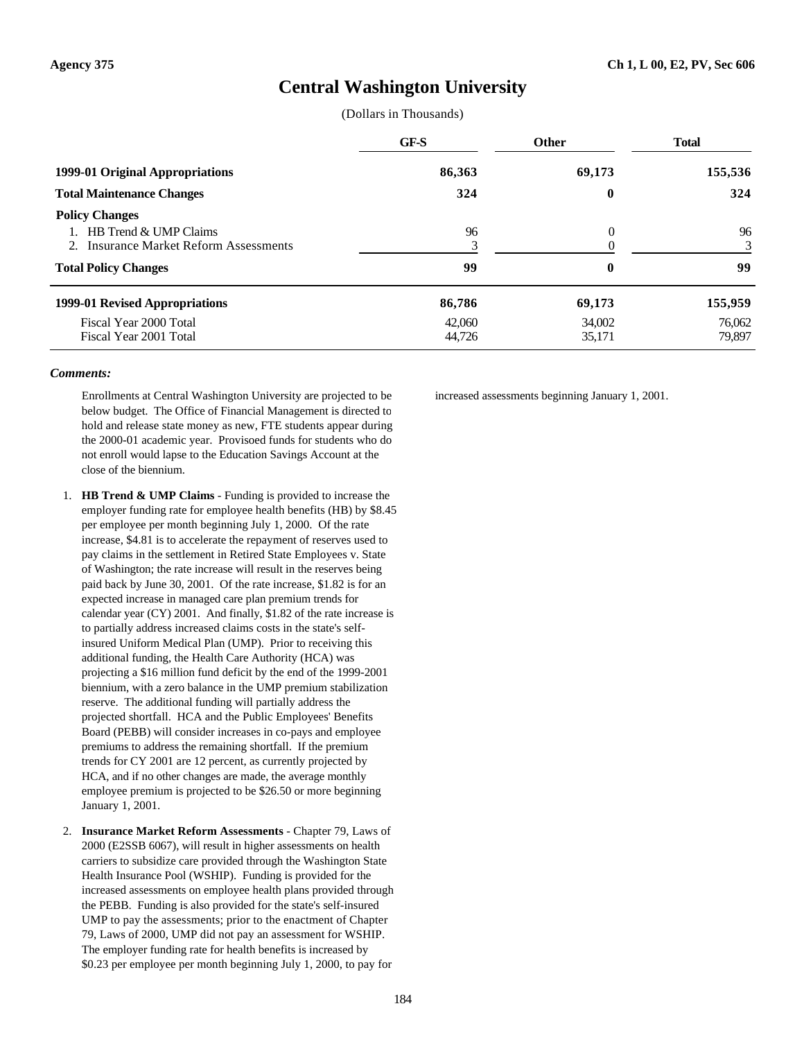Agency 375 | Ch 1, L 00, E2, PV, Sec 606

# Central Washington University

(Dollars in Thousands)

| | GF-S | Other | Total |
|---|---|---|---|
| **1999-01 Original Appropriations** | **86,363** | **69,173** | **155,536** |
| **Total Maintenance Changes** | **324** | **0** | **324** |
| **Policy Changes** | | | |
| 1. HB Trend & UMP Claims | 96 | 0 | 96 |
| 2. Insurance Market Reform Assessments | 3 | 0 | 3 |
| **Total Policy Changes** | **99** | **0** | **99** |
| **1999-01 Revised Appropriations** | **86,786** | **69,173** | **155,959** |
| Fiscal Year 2000 Total | 42,060 | 34,002 | 76,062 |
| Fiscal Year 2001 Total | 44,726 | 35,171 | 79,897 |

***Comments:***

Enrollments at Central Washington University are projected to be below budget. The Office of Financial Management is directed to hold and release state money as new, FTE students appear during the 2000-01 academic year. Provisoed funds for students who do not enroll would lapse to the Education Savings Account at the close of the biennium.

1. **HB Trend & UMP Claims** - Funding is provided to increase the employer funding rate for employee health benefits (HB) by $8.45 per employee per month beginning July 1, 2000. Of the rate increase, $4.81 is to accelerate the repayment of reserves used to pay claims in the settlement in Retired State Employees v. State of Washington; the rate increase will result in the reserves being paid back by June 30, 2001. Of the rate increase, $1.82 is for an expected increase in managed care plan premium trends for calendar year (CY) 2001. And finally, $1.82 of the rate increase is to partially address increased claims costs in the state's self-insured Uniform Medical Plan (UMP). Prior to receiving this additional funding, the Health Care Authority (HCA) was projecting a $16 million fund deficit by the end of the 1999-2001 biennium, with a zero balance in the UMP premium stabilization reserve. The additional funding will partially address the projected shortfall. HCA and the Public Employees' Benefits Board (PEBB) will consider increases in co-pays and employee premiums to address the remaining shortfall. If the premium trends for CY 2001 are 12 percent, as currently projected by HCA, and if no other changes are made, the average monthly employee premium is projected to be $26.50 or more beginning January 1, 2001.

2. **Insurance Market Reform Assessments** - Chapter 79, Laws of 2000 (E2SSB 6067), will result in higher assessments on health carriers to subsidize care provided through the Washington State Health Insurance Pool (WSHIP). Funding is provided for the increased assessments on employee health plans provided through the PEBB. Funding is also provided for the state's self-insured UMP to pay the assessments; prior to the enactment of Chapter 79, Laws of 2000, UMP did not pay an assessment for WSHIP. The employer funding rate for health benefits is increased by $0.23 per employee per month beginning July 1, 2000, to pay for increased assessments beginning January 1, 2001.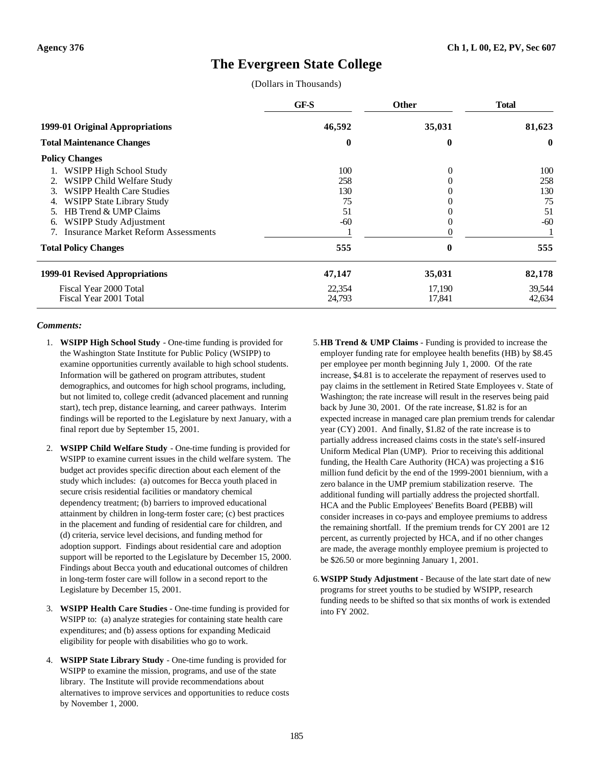Agency 376 | Ch 1, L 00, E2, PV, Sec 607

# The Evergreen State College

(Dollars in Thousands)

| | GF-S | Other | Total |
|---|---|---|---|
| **1999-01 Original Appropriations** | **46,592** | **35,031** | **81,623** |
| **Total Maintenance Changes** | **0** | **0** | **0** |
| **Policy Changes** | | | |
| 1. WSIPP High School Study | 100 | 0 | 100 |
| 2. WSIPP Child Welfare Study | 258 | 0 | 258 |
| 3. WSIPP Health Care Studies | 130 | 0 | 130 |
| 4. WSIPP State Library Study | 75 | 0 | 75 |
| 5. HB Trend & UMP Claims | 51 | 0 | 51 |
| 6. WSIPP Study Adjustment | -60 | 0 | -60 |
| 7. Insurance Market Reform Assessments | 1 | 0 | 1 |
| **Total Policy Changes** | **555** | **0** | **555** |
| **1999-01 Revised Appropriations** | **47,147** | **35,031** | **82,178** |
| Fiscal Year 2000 Total | 22,354 | 17,190 | 39,544 |
| Fiscal Year 2001 Total | 24,793 | 17,841 | 42,634 |

***Comments:***

1. **WSIPP High School Study** - One-time funding is provided for the Washington State Institute for Public Policy (WSIPP) to examine opportunities currently available to high school students. Information will be gathered on program attributes, student demographics, and outcomes for high school programs, including, but not limited to, college credit (advanced placement and running start), tech prep, distance learning, and career pathways. Interim findings will be reported to the Legislature by next January, with a final report due by September 15, 2001.

2. **WSIPP Child Welfare Study** - One-time funding is provided for WSIPP to examine current issues in the child welfare system. The budget act provides specific direction about each element of the study which includes: (a) outcomes for Becca youth placed in secure crisis residential facilities or mandatory chemical dependency treatment; (b) barriers to improved educational attainment by children in long-term foster care; (c) best practices in the placement and funding of residential care for children, and (d) criteria, service level decisions, and funding method for adoption support. Findings about residential care and adoption support will be reported to the Legislature by December 15, 2000. Findings about Becca youth and educational outcomes of children in long-term foster care will follow in a second report to the Legislature by December 15, 2001.

3. **WSIPP Health Care Studies** - One-time funding is provided for WSIPP to: (a) analyze strategies for containing state health care expenditures; and (b) assess options for expanding Medicaid eligibility for people with disabilities who go to work.

4. **WSIPP State Library Study** - One-time funding is provided for WSIPP to examine the mission, programs, and use of the state library. The Institute will provide recommendations about alternatives to improve services and opportunities to reduce costs by November 1, 2000.

5. **HB Trend & UMP Claims** - Funding is provided to increase the employer funding rate for employee health benefits (HB) by $8.45 per employee per month beginning July 1, 2000. Of the rate increase, $4.81 is to accelerate the repayment of reserves used to pay claims in the settlement in Retired State Employees v. State of Washington; the rate increase will result in the reserves being paid back by June 30, 2001. Of the rate increase, $1.82 is for an expected increase in managed care plan premium trends for calendar year (CY) 2001. And finally, $1.82 of the rate increase is to partially address increased claims costs in the state's self-insured Uniform Medical Plan (UMP). Prior to receiving this additional funding, the Health Care Authority (HCA) was projecting a $16 million fund deficit by the end of the 1999-2001 biennium, with a zero balance in the UMP premium stabilization reserve. The additional funding will partially address the projected shortfall. HCA and the Public Employees' Benefits Board (PEBB) will consider increases in co-pays and employee premiums to address the remaining shortfall. If the premium trends for CY 2001 are 12 percent, as currently projected by HCA, and if no other changes are made, the average monthly employee premium is projected to be $26.50 or more beginning January 1, 2001.

6. **WSIPP Study Adjustment** - Because of the late start date of new programs for street youths to be studied by WSIPP, research funding needs to be shifted so that six months of work is extended into FY 2002.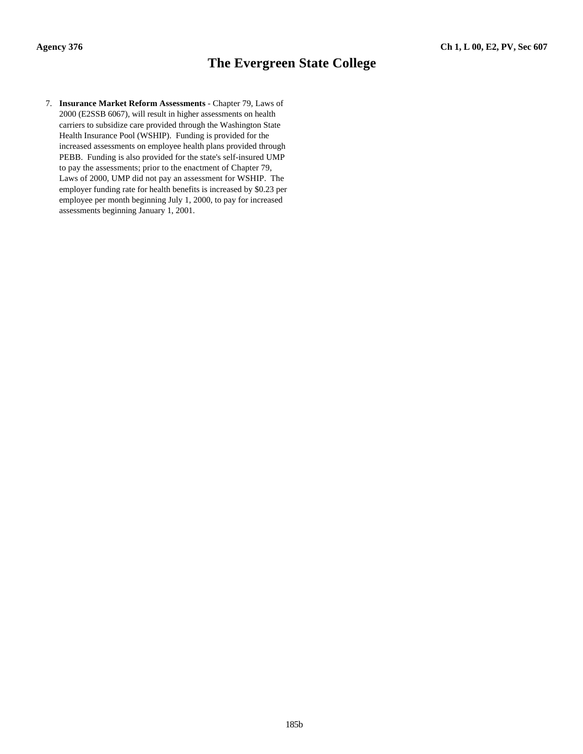# The Evergreen State College

7. **Insurance Market Reform Assessments** - Chapter 79, Laws of 2000 (E2SSB 6067), will result in higher assessments on health carriers to subsidize care provided through the Washington State Health Insurance Pool (WSHIP). Funding is provided for the increased assessments on employee health plans provided through PEBB. Funding is also provided for the state's self-insured UMP to pay the assessments; prior to the enactment of Chapter 79, Laws of 2000, UMP did not pay an assessment for WSHIP. The employer funding rate for health benefits is increased by $0.23 per employee per month beginning July 1, 2000, to pay for increased assessments beginning January 1, 2001.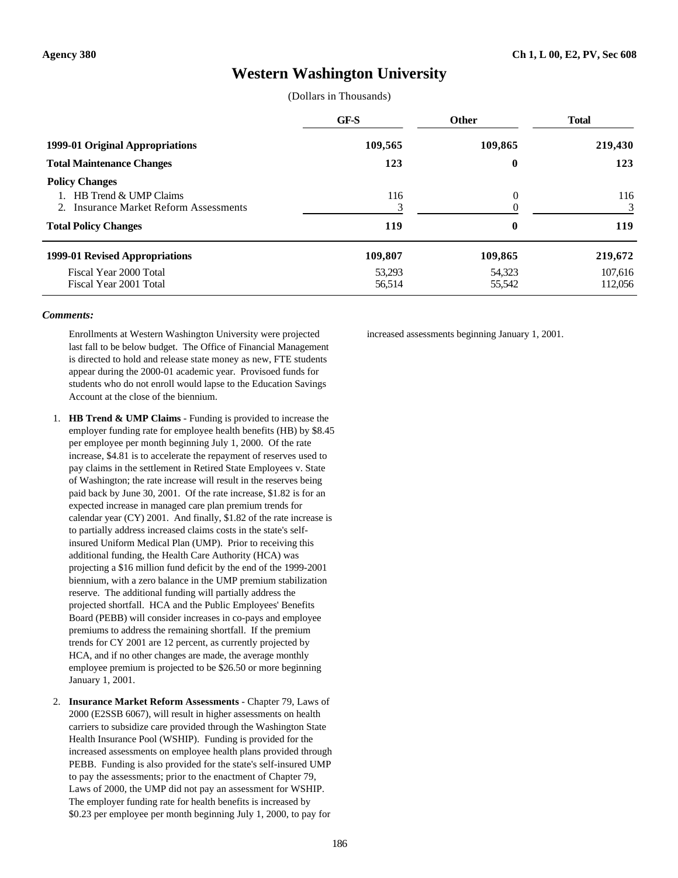Agency 380 | Ch 1, L 00, E2, PV, Sec 608

# Western Washington University

(Dollars in Thousands)

| | GF-S | Other | Total |
|---|---|---|---|
| **1999-01 Original Appropriations** | **109,565** | **109,865** | **219,430** |
| **Total Maintenance Changes** | **123** | **0** | **123** |
| **Policy Changes** | | | |
| 1. HB Trend & UMP Claims | 116 | 0 | 116 |
| 2. Insurance Market Reform Assessments | 3 | 0 | 3 |
| **Total Policy Changes** | **119** | **0** | **119** |
| **1999-01 Revised Appropriations** | **109,807** | **109,865** | **219,672** |
| Fiscal Year 2000 Total | 53,293 | 54,323 | 107,616 |
| Fiscal Year 2001 Total | 56,514 | 55,542 | 112,056 |

***Comments:***

Enrollments at Western Washington University were projected last fall to be below budget. The Office of Financial Management is directed to hold and release state money as new, FTE students appear during the 2000-01 academic year. Provisoed funds for students who do not enroll would lapse to the Education Savings Account at the close of the biennium.

1. **HB Trend & UMP Claims** - Funding is provided to increase the employer funding rate for employee health benefits (HB) by $8.45 per employee per month beginning July 1, 2000. Of the rate increase, $4.81 is to accelerate the repayment of reserves used to pay claims in the settlement in Retired State Employees v. State of Washington; the rate increase will result in the reserves being paid back by June 30, 2001. Of the rate increase, $1.82 is for an expected increase in managed care plan premium trends for calendar year (CY) 2001. And finally, $1.82 of the rate increase is to partially address increased claims costs in the state's self-insured Uniform Medical Plan (UMP). Prior to receiving this additional funding, the Health Care Authority (HCA) was projecting a $16 million fund deficit by the end of the 1999-2001 biennium, with a zero balance in the UMP premium stabilization reserve. The additional funding will partially address the projected shortfall. HCA and the Public Employees' Benefits Board (PEBB) will consider increases in co-pays and employee premiums to address the remaining shortfall. If the premium trends for CY 2001 are 12 percent, as currently projected by HCA, and if no other changes are made, the average monthly employee premium is projected to be $26.50 or more beginning January 1, 2001.

2. **Insurance Market Reform Assessments** - Chapter 79, Laws of 2000 (E2SSB 6067), will result in higher assessments on health carriers to subsidize care provided through the Washington State Health Insurance Pool (WSHIP). Funding is provided for the increased assessments on employee health plans provided through PEBB. Funding is also provided for the state's self-insured UMP to pay the assessments; prior to the enactment of Chapter 79, Laws of 2000, the UMP did not pay an assessment for WSHIP. The employer funding rate for health benefits is increased by $0.23 per employee per month beginning July 1, 2000, to pay for increased assessments beginning January 1, 2001.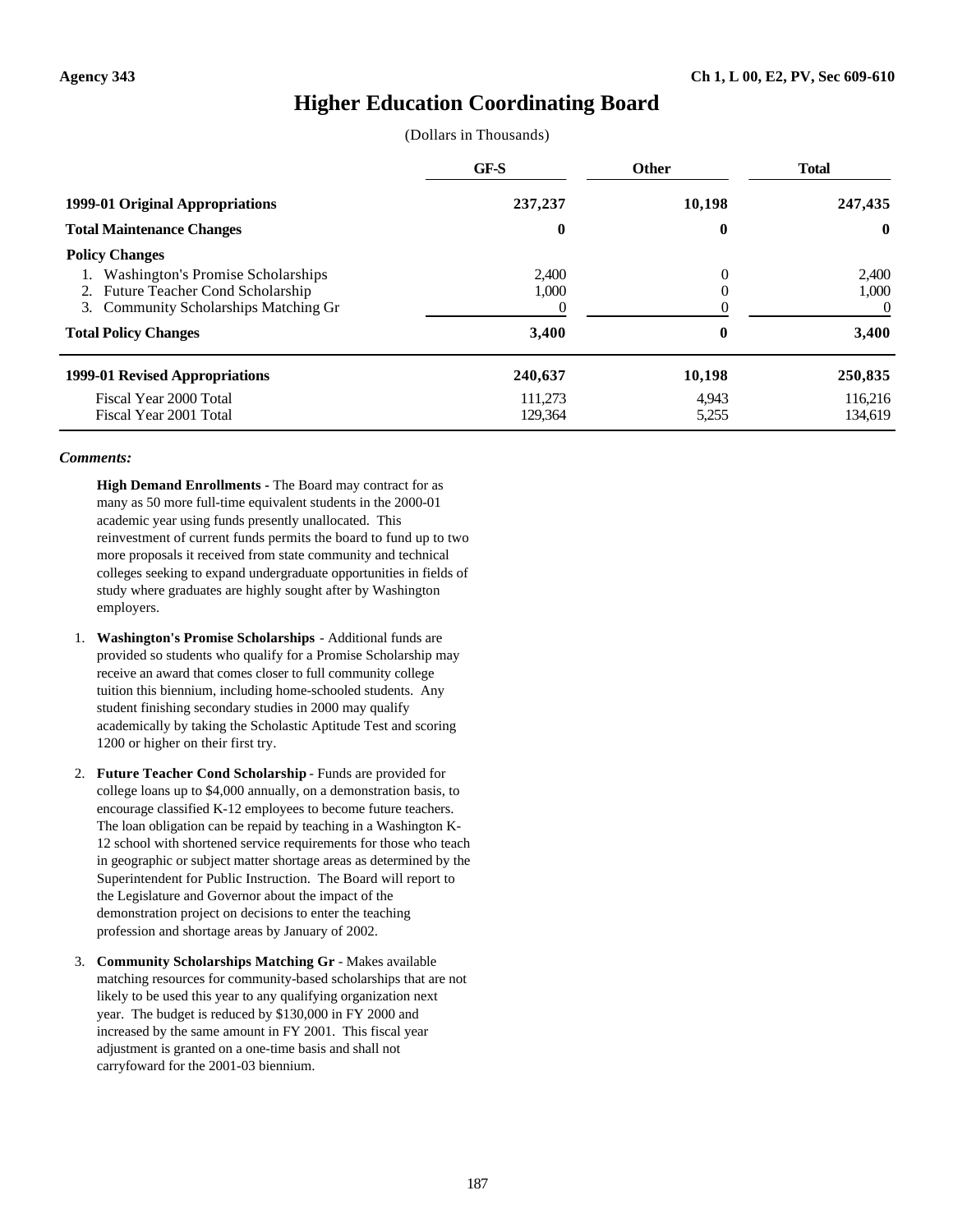Agency 343

Ch 1, L 00, E2, PV, Sec 609-610

# Higher Education Coordinating Board

(Dollars in Thousands)

| | GF-S | Other | Total |
|---|---|---|---|
| **1999-01 Original Appropriations** | **237,237** | **10,198** | **247,435** |
| **Total Maintenance Changes** | **0** | **0** | **0** |
| **Policy Changes** | | | |
| 1. Washington's Promise Scholarships | 2,400 | 0 | 2,400 |
| 2. Future Teacher Cond Scholarship | 1,000 | 0 | 1,000 |
| 3. Community Scholarships Matching Gr | 0 | 0 | 0 |
| **Total Policy Changes** | **3,400** | **0** | **3,400** |
| **1999-01 Revised Appropriations** | **240,637** | **10,198** | **250,835** |
| Fiscal Year 2000 Total | 111,273 | 4,943 | 116,216 |
| Fiscal Year 2001 Total | 129,364 | 5,255 | 134,619 |

***Comments:***

**High Demand Enrollments -** The Board may contract for as many as 50 more full-time equivalent students in the 2000-01 academic year using funds presently unallocated. This reinvestment of current funds permits the board to fund up to two more proposals it received from state community and technical colleges seeking to expand undergraduate opportunities in fields of study where graduates are highly sought after by Washington employers.

1. **Washington's Promise Scholarships** - Additional funds are provided so students who qualify for a Promise Scholarship may receive an award that comes closer to full community college tuition this biennium, including home-schooled students. Any student finishing secondary studies in 2000 may qualify academically by taking the Scholastic Aptitude Test and scoring 1200 or higher on their first try.

2. **Future Teacher Cond Scholarship** - Funds are provided for college loans up to $4,000 annually, on a demonstration basis, to encourage classified K-12 employees to become future teachers. The loan obligation can be repaid by teaching in a Washington K-12 school with shortened service requirements for those who teach in geographic or subject matter shortage areas as determined by the Superintendent for Public Instruction. The Board will report to the Legislature and Governor about the impact of the demonstration project on decisions to enter the teaching profession and shortage areas by January of 2002.

3. **Community Scholarships Matching Gr** - Makes available matching resources for community-based scholarships that are not likely to be used this year to any qualifying organization next year. The budget is reduced by $130,000 in FY 2000 and increased by the same amount in FY 2001. This fiscal year adjustment is granted on a one-time basis and shall not carryfoward for the 2001-03 biennium.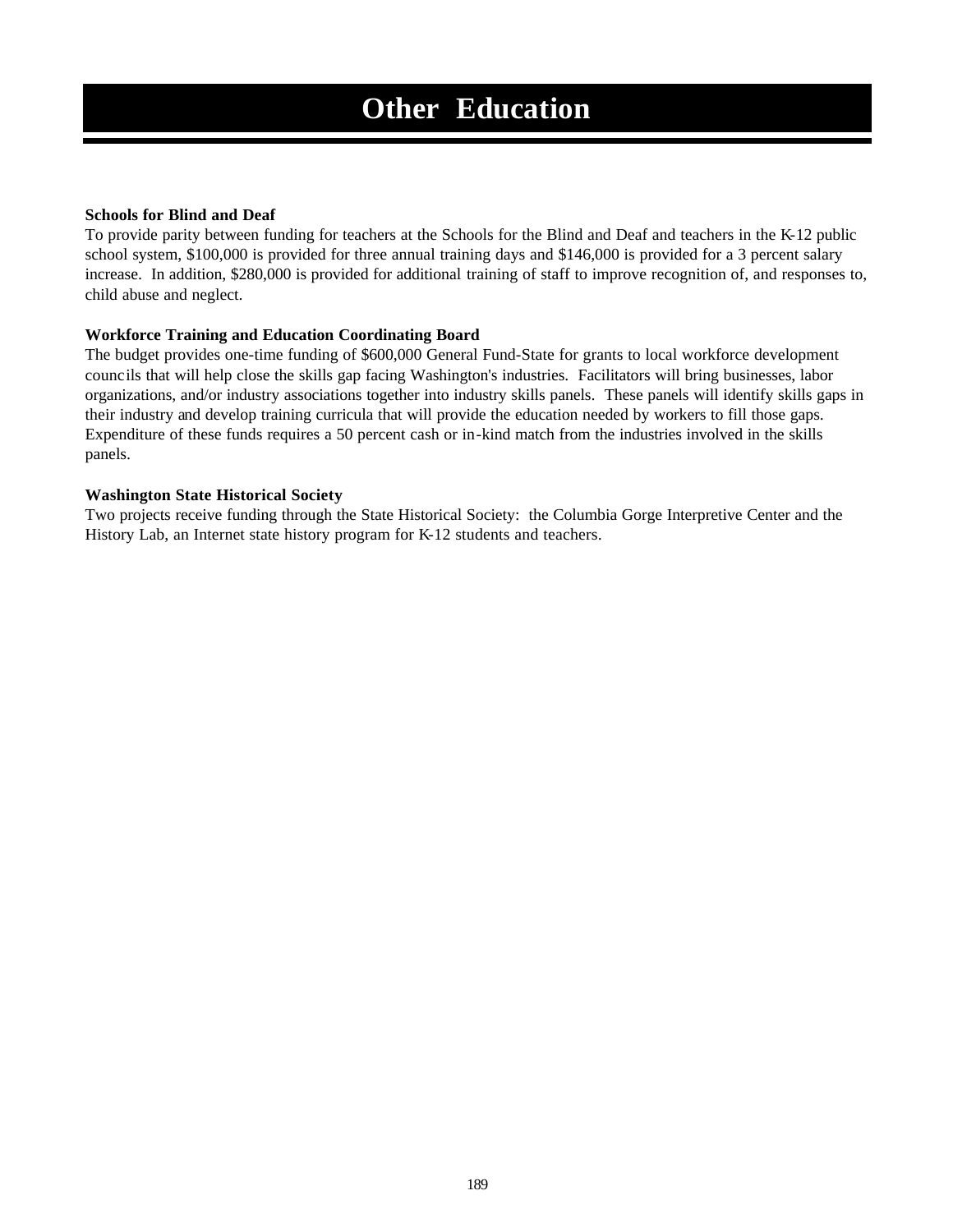# Other Education

**Schools for Blind and Deaf**

To provide parity between funding for teachers at the Schools for the Blind and Deaf and teachers in the K-12 public school system, $100,000 is provided for three annual training days and $146,000 is provided for a 3 percent salary increase. In addition, $280,000 is provided for additional training of staff to improve recognition of, and responses to, child abuse and neglect.

**Workforce Training and Education Coordinating Board**

The budget provides one-time funding of $600,000 General Fund-State for grants to local workforce development councils that will help close the skills gap facing Washington's industries. Facilitators will bring businesses, labor organizations, and/or industry associations together into industry skills panels. These panels will identify skills gaps in their industry and develop training curricula that will provide the education needed by workers to fill those gaps. Expenditure of these funds requires a 50 percent cash or in-kind match from the industries involved in the skills panels.

**Washington State Historical Society**

Two projects receive funding through the State Historical Society: the Columbia Gorge Interpretive Center and the History Lab, an Internet state history program for K-12 students and teachers.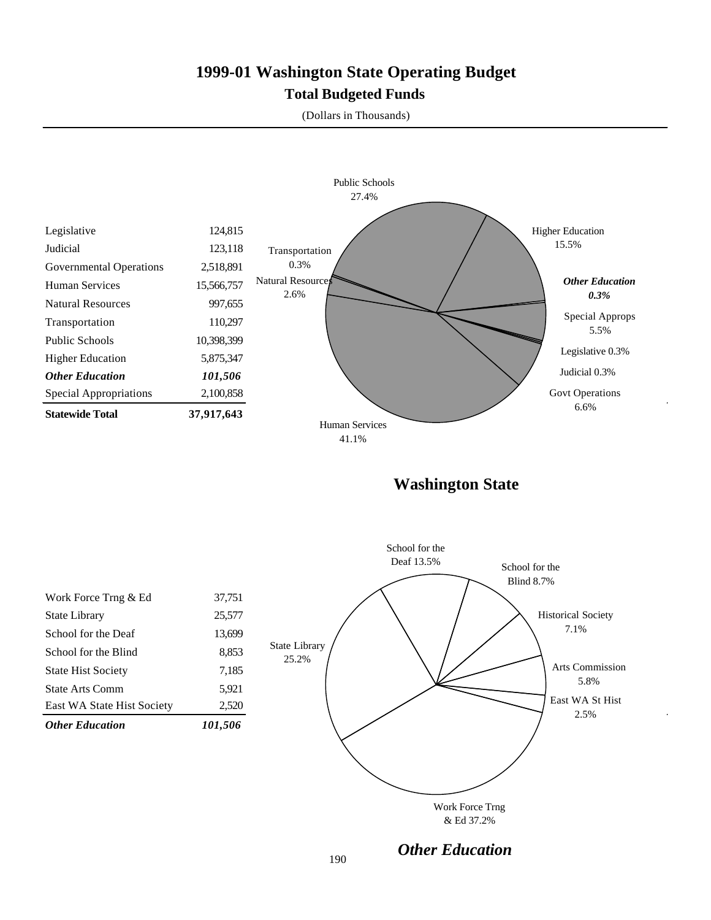# 1999-01 Washington State Operating Budget

## Total Budgeted Funds

(Dollars in Thousands)

| | |
|---|---|
| Legislative | 124,815 |
| Judicial | 123,118 |
| Governmental Operations | 2,518,891 |
| Human Services | 15,566,757 |
| Natural Resources | 997,655 |
| Transportation | 110,297 |
| Public Schools | 10,398,399 |
| Higher Education | 5,875,347 |
| ***Other Education*** | ***101,506*** |
| Special Appropriations | 2,100,858 |
| **Statewide Total** | **37,917,643** |

Public Schools 27.4%
Higher Education 15.5%
*Other Education 0.3%*
Special Approps 5.5%
Legislative 0.3%
Judicial 0.3%
Govt Operations 6.6%
Human Services 41.1%
Natural Resources 2.6%
Transportation 0.3%

**Washington State**

| | |
|---|---|
| Work Force Trng & Ed | 37,751 |
| State Library | 25,577 |
| School for the Deaf | 13,699 |
| School for the Blind | 8,853 |
| State Hist Society | 7,185 |
| State Arts Comm | 5,921 |
| East WA State Hist Society | 2,520 |
| ***Other Education*** | ***101,506*** |

School for the Deaf 13.5%
School for the Blind 8.7%
Historical Society 7.1%
Arts Commission 5.8%
East WA St Hist 2.5%
Work Force Trng & Ed 37.2%
State Library 25.2%

***Other Education***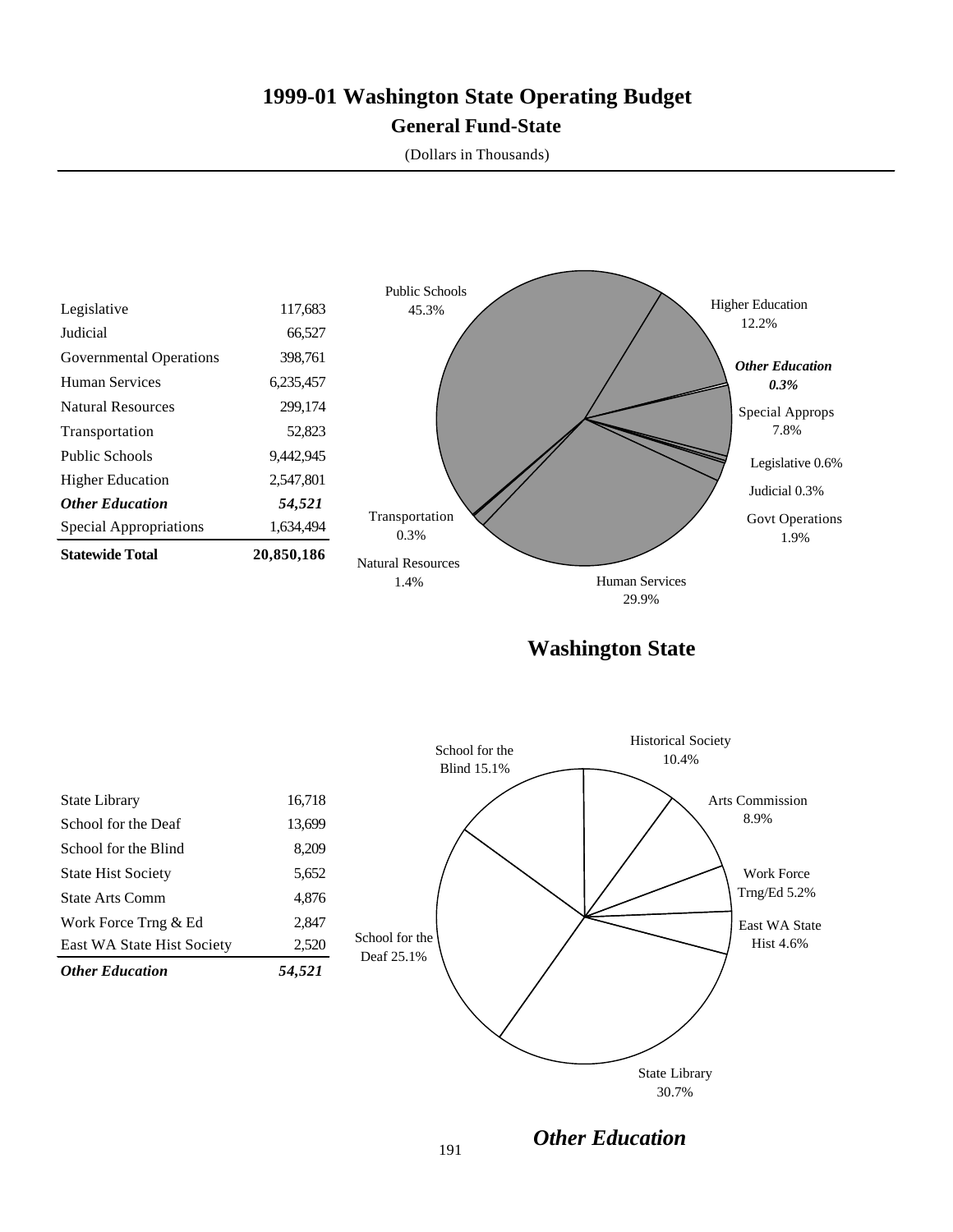# 1999-01 Washington State Operating Budget

## General Fund-State

(Dollars in Thousands)

| | |
|---|---:|
| Legislative | 117,683 |
| Judicial | 66,527 |
| Governmental Operations | 398,761 |
| Human Services | 6,235,457 |
| Natural Resources | 299,174 |
| Transportation | 52,823 |
| Public Schools | 9,442,945 |
| Higher Education | 2,547,801 |
| ***Other Education*** | ***54,521*** |
| Special Appropriations | 1,634,494 |
| **Statewide Total** | **20,850,186** |

Public Schools 45.3%
Higher Education 12.2%
***Other Education 0.3%***
Special Approps 7.8%
Legislative 0.6%
Judicial 0.3%
Govt Operations 1.9%
Human Services 29.9%
Natural Resources 1.4%
Transportation 0.3%

**Washington State**

| | |
|---|---:|
| State Library | 16,718 |
| School for the Deaf | 13,699 |
| School for the Blind | 8,209 |
| State Hist Society | 5,652 |
| State Arts Comm | 4,876 |
| Work Force Trng & Ed | 2,847 |
| East WA State Hist Society | 2,520 |
| ***Other Education*** | ***54,521*** |

School for the Blind 15.1%
Historical Society 10.4%
Arts Commission 8.9%
Work Force Trng/Ed 5.2%
East WA State Hist 4.6%
State Library 30.7%
School for the Deaf 25.1%

***Other Education***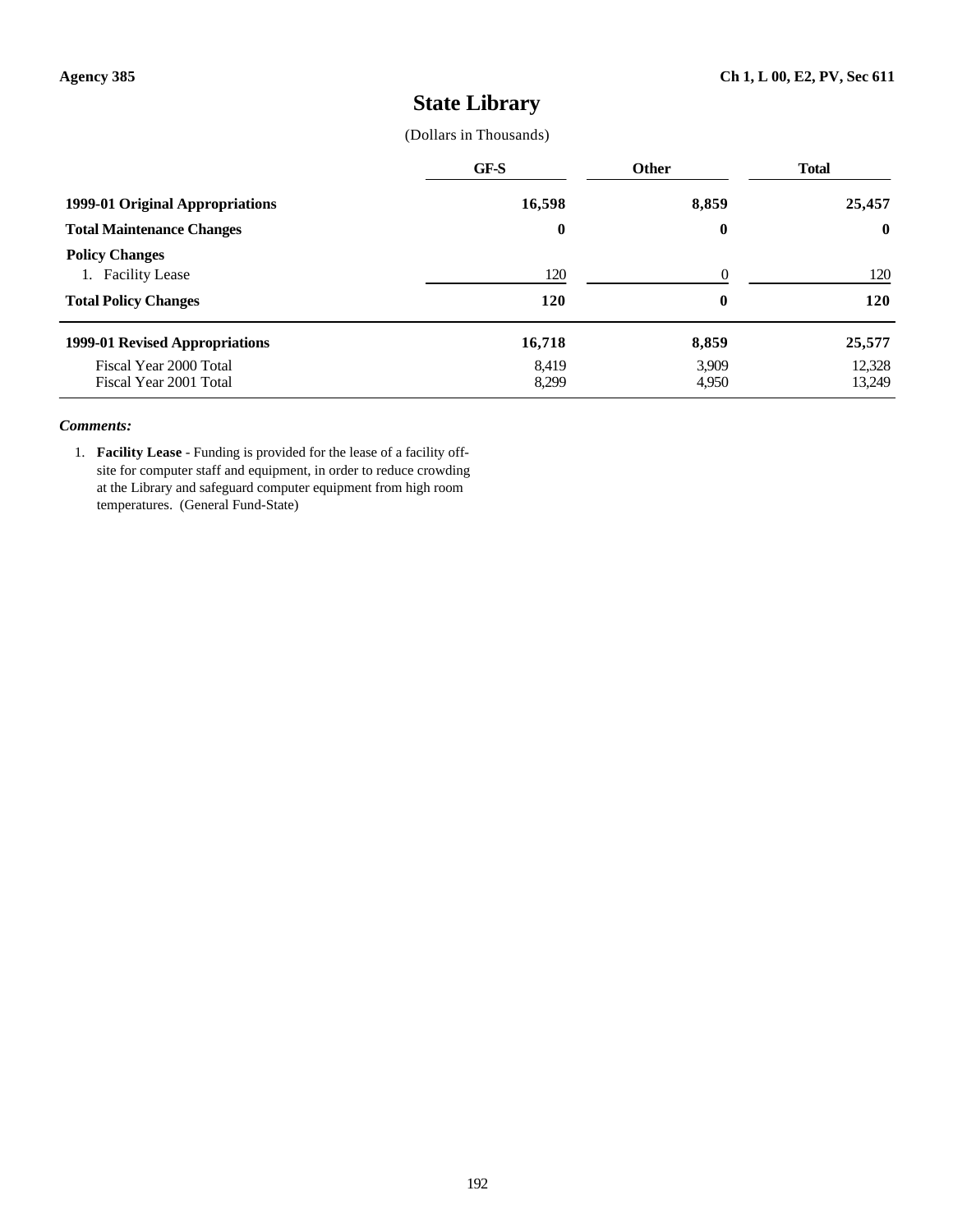**Agency 385** | **Ch 1, L 00, E2, PV, Sec 611**

# State Library

(Dollars in Thousands)

| | GF-S | Other | Total |
|---|---|---|---|
| **1999-01 Original Appropriations** | **16,598** | **8,859** | **25,457** |
| **Total Maintenance Changes** | **0** | **0** | **0** |
| **Policy Changes** | | | |
| 1. Facility Lease | 120 | 0 | 120 |
| **Total Policy Changes** | **120** | **0** | **120** |
| **1999-01 Revised Appropriations** | **16,718** | **8,859** | **25,577** |
| Fiscal Year 2000 Total | 8,419 | 3,909 | 12,328 |
| Fiscal Year 2001 Total | 8,299 | 4,950 | 13,249 |

***Comments:***

1. **Facility Lease** - Funding is provided for the lease of a facility off-site for computer staff and equipment, in order to reduce crowding at the Library and safeguard computer equipment from high room temperatures. (General Fund-State)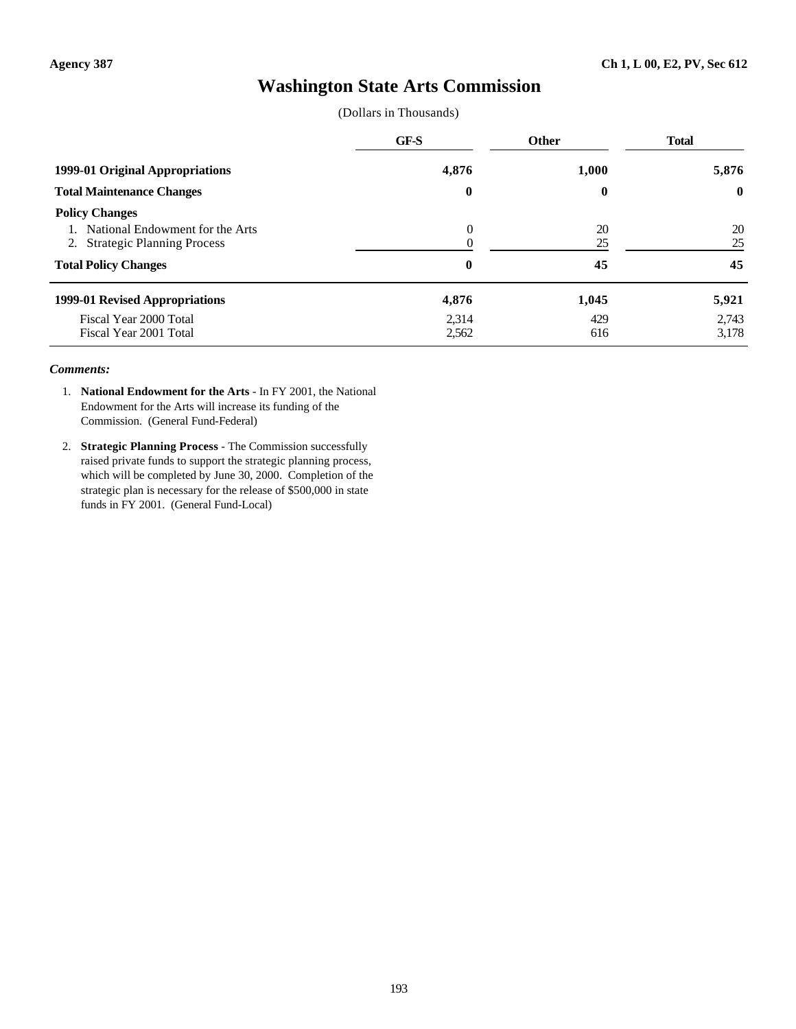Agency 387 | Ch 1, L 00, E2, PV, Sec 612

# Washington State Arts Commission

(Dollars in Thousands)

| | GF-S | Other | Total |
|---|---|---|---|
| **1999-01 Original Appropriations** | **4,876** | **1,000** | **5,876** |
| **Total Maintenance Changes** | **0** | **0** | **0** |
| **Policy Changes** | | | |
| 1. National Endowment for the Arts | 0 | 20 | 20 |
| 2. Strategic Planning Process | 0 | 25 | 25 |
| **Total Policy Changes** | **0** | **45** | **45** |
| **1999-01 Revised Appropriations** | **4,876** | **1,045** | **5,921** |
| Fiscal Year 2000 Total | 2,314 | 429 | 2,743 |
| Fiscal Year 2001 Total | 2,562 | 616 | 3,178 |

***Comments:***

1. **National Endowment for the Arts** - In FY 2001, the National Endowment for the Arts will increase its funding of the Commission. (General Fund-Federal)

2. **Strategic Planning Process** - The Commission successfully raised private funds to support the strategic planning process, which will be completed by June 30, 2000. Completion of the strategic plan is necessary for the release of $500,000 in state funds in FY 2001. (General Fund-Local)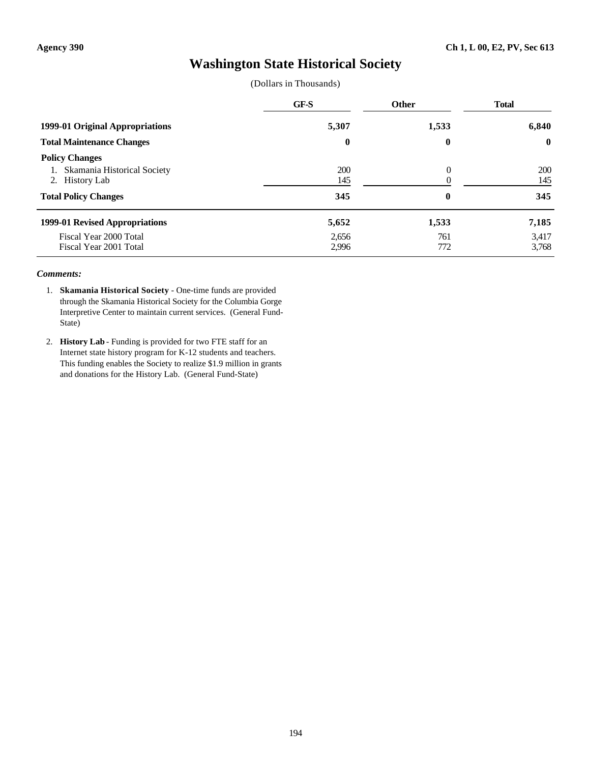Agency 390 | Ch 1, L 00, E2, PV, Sec 613

# Washington State Historical Society

(Dollars in Thousands)

| | GF-S | Other | Total |
|---|---|---|---|
| **1999-01 Original Appropriations** | **5,307** | **1,533** | **6,840** |
| **Total Maintenance Changes** | **0** | **0** | **0** |
| **Policy Changes** | | | |
| 1. Skamania Historical Society | 200 | 0 | 200 |
| 2. History Lab | 145 | 0 | 145 |
| **Total Policy Changes** | **345** | **0** | **345** |
| **1999-01 Revised Appropriations** | **5,652** | **1,533** | **7,185** |
| Fiscal Year 2000 Total | 2,656 | 761 | 3,417 |
| Fiscal Year 2001 Total | 2,996 | 772 | 3,768 |

***Comments:***

1. **Skamania Historical Society** - One-time funds are provided through the Skamania Historical Society for the Columbia Gorge Interpretive Center to maintain current services. (General Fund-State)

2. **History Lab** - Funding is provided for two FTE staff for an Internet state history program for K-12 students and teachers. This funding enables the Society to realize $1.9 million in grants and donations for the History Lab. (General Fund-State)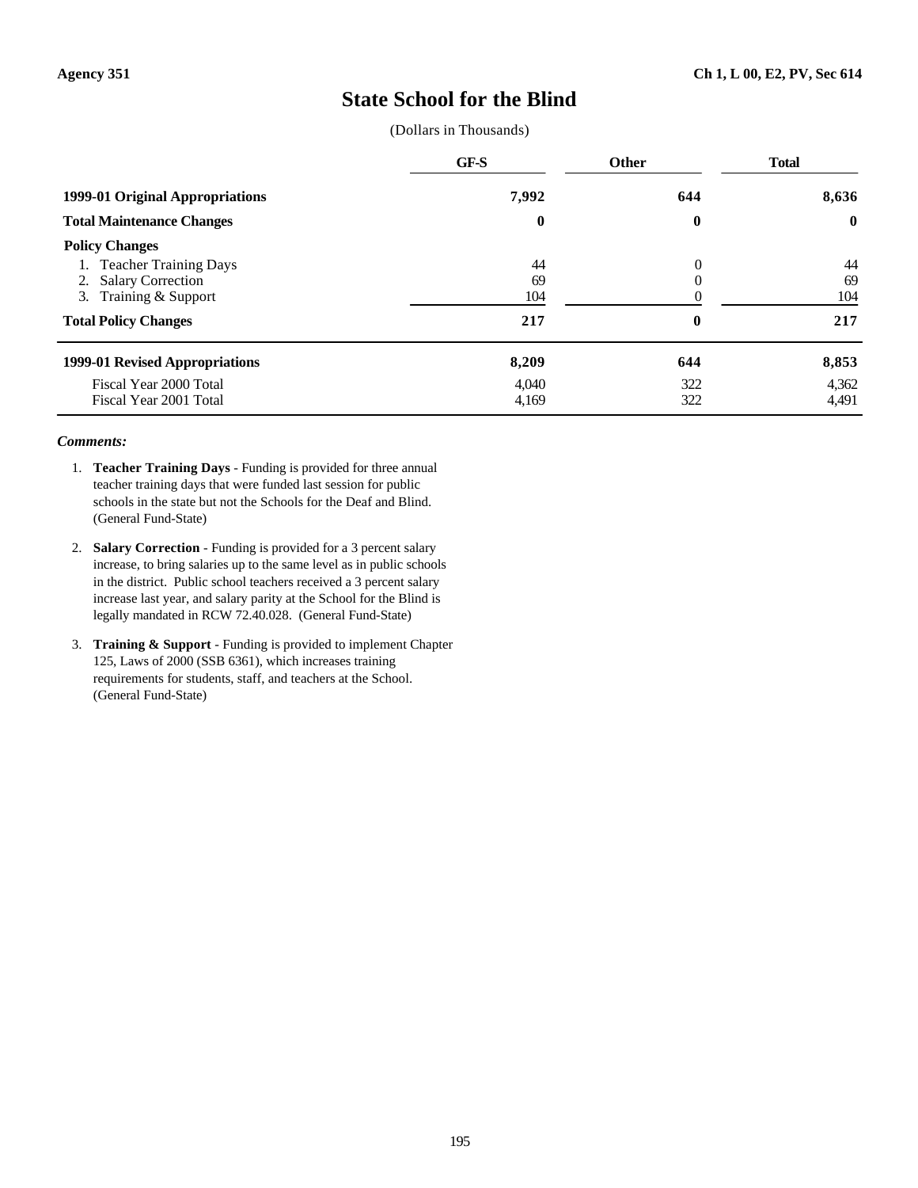Agency 351 | Ch 1, L 00, E2, PV, Sec 614

# State School for the Blind

(Dollars in Thousands)

| | GF-S | Other | Total |
|---|---|---|---|
| **1999-01 Original Appropriations** | **7,992** | **644** | **8,636** |
| **Total Maintenance Changes** | **0** | **0** | **0** |
| **Policy Changes** | | | |
| 1. Teacher Training Days | 44 | 0 | 44 |
| 2. Salary Correction | 69 | 0 | 69 |
| 3. Training & Support | 104 | 0 | 104 |
| **Total Policy Changes** | **217** | **0** | **217** |
| **1999-01 Revised Appropriations** | **8,209** | **644** | **8,853** |
| Fiscal Year 2000 Total | 4,040 | 322 | 4,362 |
| Fiscal Year 2001 Total | 4,169 | 322 | 4,491 |

***Comments:***

1. **Teacher Training Days** - Funding is provided for three annual teacher training days that were funded last session for public schools in the state but not the Schools for the Deaf and Blind. (General Fund-State)

2. **Salary Correction** - Funding is provided for a 3 percent salary increase, to bring salaries up to the same level as in public schools in the district. Public school teachers received a 3 percent salary increase last year, and salary parity at the School for the Blind is legally mandated in RCW 72.40.028. (General Fund-State)

3. **Training & Support** - Funding is provided to implement Chapter 125, Laws of 2000 (SSB 6361), which increases training requirements for students, staff, and teachers at the School. (General Fund-State)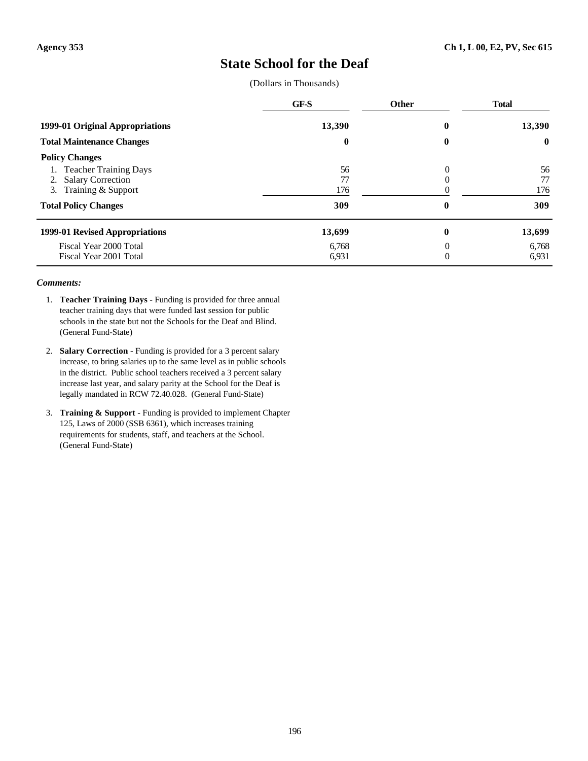**Agency 353** **Ch 1, L 00, E2, PV, Sec 615**

# State School for the Deaf

(Dollars in Thousands)

| | GF-S | Other | Total |
|---|---|---|---|
| **1999-01 Original Appropriations** | **13,390** | **0** | **13,390** |
| **Total Maintenance Changes** | **0** | **0** | **0** |
| **Policy Changes** | | | |
| 1. Teacher Training Days | 56 | 0 | 56 |
| 2. Salary Correction | 77 | 0 | 77 |
| 3. Training & Support | 176 | 0 | 176 |
| **Total Policy Changes** | **309** | **0** | **309** |
| **1999-01 Revised Appropriations** | **13,699** | **0** | **13,699** |
| Fiscal Year 2000 Total | 6,768 | 0 | 6,768 |
| Fiscal Year 2001 Total | 6,931 | 0 | 6,931 |

***Comments:***

1. **Teacher Training Days** - Funding is provided for three annual teacher training days that were funded last session for public schools in the state but not the Schools for the Deaf and Blind. (General Fund-State)

2. **Salary Correction** - Funding is provided for a 3 percent salary increase, to bring salaries up to the same level as in public schools in the district. Public school teachers received a 3 percent salary increase last year, and salary parity at the School for the Deaf is legally mandated in RCW 72.40.028. (General Fund-State)

3. **Training & Support** - Funding is provided to implement Chapter 125, Laws of 2000 (SSB 6361), which increases training requirements for students, staff, and teachers at the School. (General Fund-State)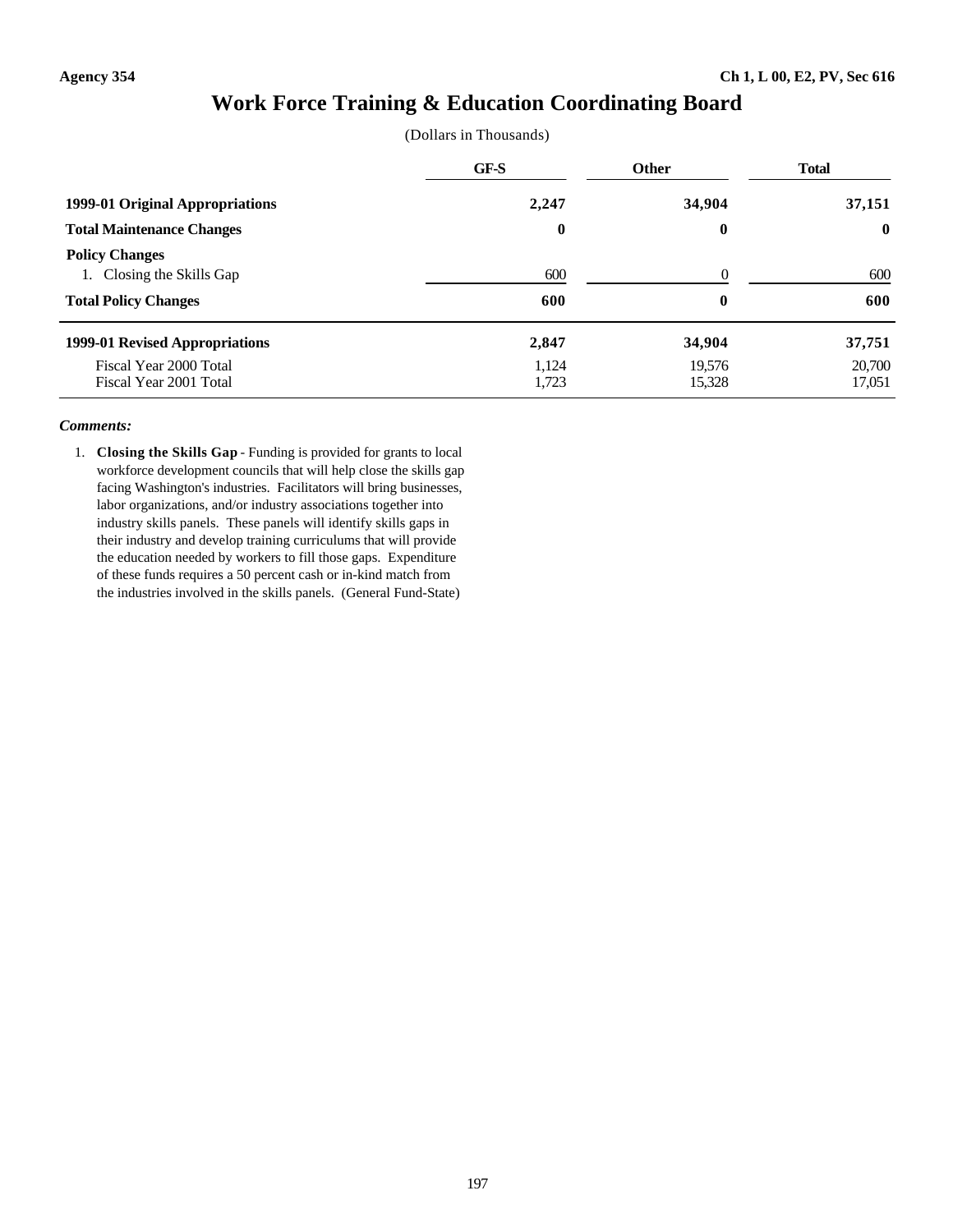Agency 354 Ch 1, L 00, E2, PV, Sec 616

# Work Force Training & Education Coordinating Board

(Dollars in Thousands)

| | GF-S | Other | Total |
|---|---|---|---|
| **1999-01 Original Appropriations** | **2,247** | **34,904** | **37,151** |
| **Total Maintenance Changes** | **0** | **0** | **0** |
| **Policy Changes** | | | |
| 1. Closing the Skills Gap | 600 | 0 | 600 |
| **Total Policy Changes** | **600** | **0** | **600** |
| **1999-01 Revised Appropriations** | **2,847** | **34,904** | **37,751** |
| Fiscal Year 2000 Total | 1,124 | 19,576 | 20,700 |
| Fiscal Year 2001 Total | 1,723 | 15,328 | 17,051 |

***Comments:***

1. **Closing the Skills Gap** - Funding is provided for grants to local workforce development councils that will help close the skills gap facing Washington's industries. Facilitators will bring businesses, labor organizations, and/or industry associations together into industry skills panels. These panels will identify skills gaps in their industry and develop training curriculums that will provide the education needed by workers to fill those gaps. Expenditure of these funds requires a 50 percent cash or in-kind match from the industries involved in the skills panels. (General Fund-State)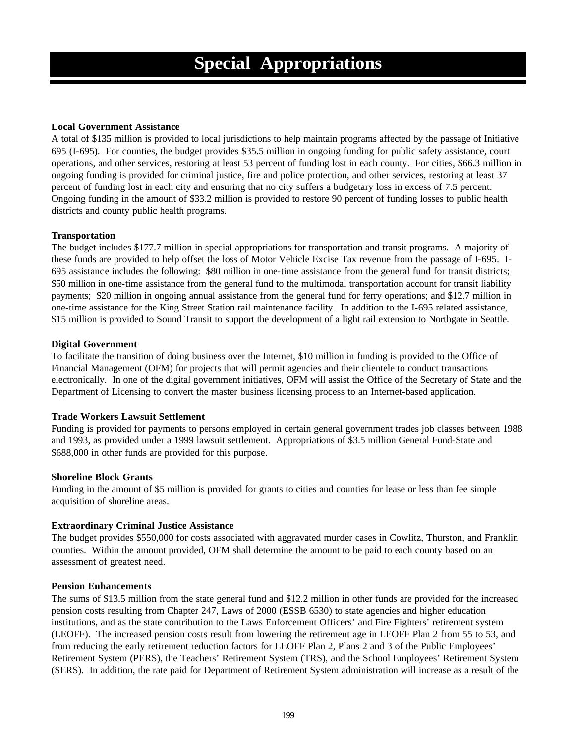# Special Appropriations

**Local Government Assistance**

A total of $135 million is provided to local jurisdictions to help maintain programs affected by the passage of Initiative 695 (I-695). For counties, the budget provides $35.5 million in ongoing funding for public safety assistance, court operations, and other services, restoring at least 53 percent of funding lost in each county. For cities, $66.3 million in ongoing funding is provided for criminal justice, fire and police protection, and other services, restoring at least 37 percent of funding lost in each city and ensuring that no city suffers a budgetary loss in excess of 7.5 percent. Ongoing funding in the amount of $33.2 million is provided to restore 90 percent of funding losses to public health districts and county public health programs.

**Transportation**

The budget includes $177.7 million in special appropriations for transportation and transit programs. A majority of these funds are provided to help offset the loss of Motor Vehicle Excise Tax revenue from the passage of I-695. I-695 assistance includes the following: $80 million in one-time assistance from the general fund for transit districts; $50 million in one-time assistance from the general fund to the multimodal transportation account for transit liability payments; $20 million in ongoing annual assistance from the general fund for ferry operations; and $12.7 million in one-time assistance for the King Street Station rail maintenance facility. In addition to the I-695 related assistance, $15 million is provided to Sound Transit to support the development of a light rail extension to Northgate in Seattle.

**Digital Government**

To facilitate the transition of doing business over the Internet, $10 million in funding is provided to the Office of Financial Management (OFM) for projects that will permit agencies and their clientele to conduct transactions electronically. In one of the digital government initiatives, OFM will assist the Office of the Secretary of State and the Department of Licensing to convert the master business licensing process to an Internet-based application.

**Trade Workers Lawsuit Settlement**

Funding is provided for payments to persons employed in certain general government trades job classes between 1988 and 1993, as provided under a 1999 lawsuit settlement. Appropriations of $3.5 million General Fund-State and $688,000 in other funds are provided for this purpose.

**Shoreline Block Grants**

Funding in the amount of $5 million is provided for grants to cities and counties for lease or less than fee simple acquisition of shoreline areas.

**Extraordinary Criminal Justice Assistance**

The budget provides $550,000 for costs associated with aggravated murder cases in Cowlitz, Thurston, and Franklin counties. Within the amount provided, OFM shall determine the amount to be paid to each county based on an assessment of greatest need.

**Pension Enhancements**

The sums of $13.5 million from the state general fund and $12.2 million in other funds are provided for the increased pension costs resulting from Chapter 247, Laws of 2000 (ESSB 6530) to state agencies and higher education institutions, and as the state contribution to the Laws Enforcement Officers' and Fire Fighters' retirement system (LEOFF). The increased pension costs result from lowering the retirement age in LEOFF Plan 2 from 55 to 53, and from reducing the early retirement reduction factors for LEOFF Plan 2, Plans 2 and 3 of the Public Employees' Retirement System (PERS), the Teachers' Retirement System (TRS), and the School Employees' Retirement System (SERS). In addition, the rate paid for Department of Retirement System administration will increase as a result of the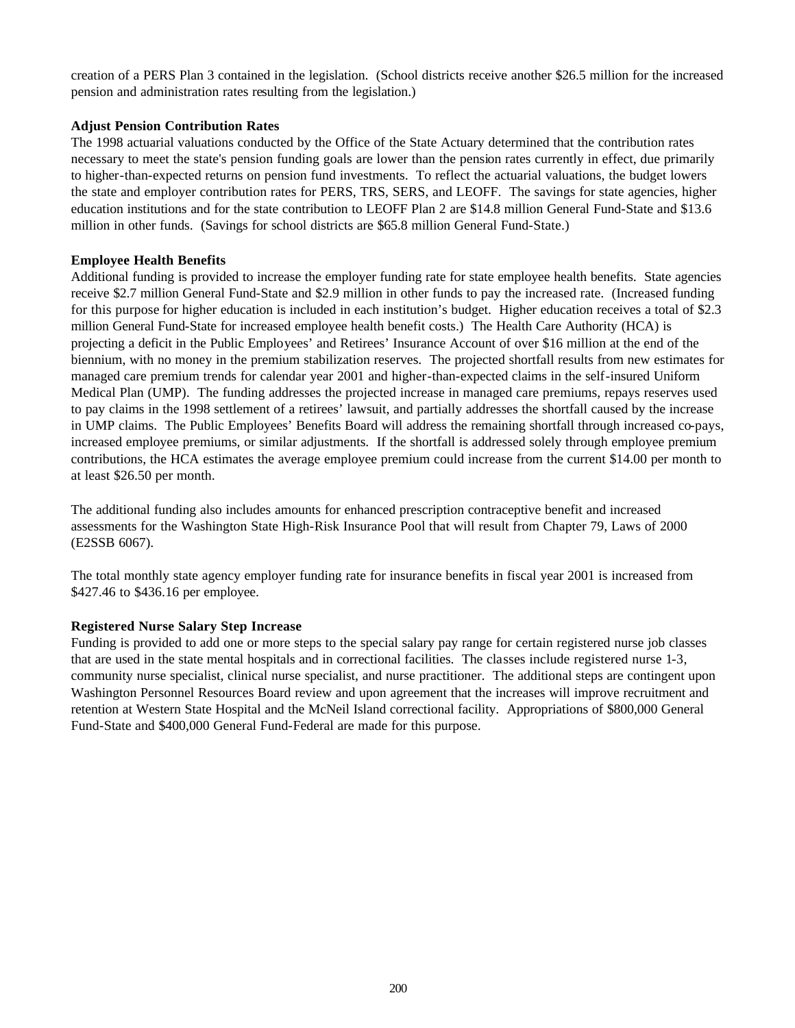creation of a PERS Plan 3 contained in the legislation. (School districts receive another $26.5 million for the increased pension and administration rates resulting from the legislation.)

**Adjust Pension Contribution Rates**

The 1998 actuarial valuations conducted by the Office of the State Actuary determined that the contribution rates necessary to meet the state's pension funding goals are lower than the pension rates currently in effect, due primarily to higher-than-expected returns on pension fund investments. To reflect the actuarial valuations, the budget lowers the state and employer contribution rates for PERS, TRS, SERS, and LEOFF. The savings for state agencies, higher education institutions and for the state contribution to LEOFF Plan 2 are $14.8 million General Fund-State and $13.6 million in other funds. (Savings for school districts are $65.8 million General Fund-State.)

**Employee Health Benefits**

Additional funding is provided to increase the employer funding rate for state employee health benefits. State agencies receive $2.7 million General Fund-State and $2.9 million in other funds to pay the increased rate. (Increased funding for this purpose for higher education is included in each institution's budget. Higher education receives a total of $2.3 million General Fund-State for increased employee health benefit costs.) The Health Care Authority (HCA) is projecting a deficit in the Public Employees' and Retirees' Insurance Account of over $16 million at the end of the biennium, with no money in the premium stabilization reserves. The projected shortfall results from new estimates for managed care premium trends for calendar year 2001 and higher-than-expected claims in the self-insured Uniform Medical Plan (UMP). The funding addresses the projected increase in managed care premiums, repays reserves used to pay claims in the 1998 settlement of a retirees' lawsuit, and partially addresses the shortfall caused by the increase in UMP claims. The Public Employees' Benefits Board will address the remaining shortfall through increased co-pays, increased employee premiums, or similar adjustments. If the shortfall is addressed solely through employee premium contributions, the HCA estimates the average employee premium could increase from the current $14.00 per month to at least $26.50 per month.

The additional funding also includes amounts for enhanced prescription contraceptive benefit and increased assessments for the Washington State High-Risk Insurance Pool that will result from Chapter 79, Laws of 2000 (E2SSB 6067).

The total monthly state agency employer funding rate for insurance benefits in fiscal year 2001 is increased from $427.46 to $436.16 per employee.

**Registered Nurse Salary Step Increase**

Funding is provided to add one or more steps to the special salary pay range for certain registered nurse job classes that are used in the state mental hospitals and in correctional facilities. The classes include registered nurse 1-3, community nurse specialist, clinical nurse specialist, and nurse practitioner. The additional steps are contingent upon Washington Personnel Resources Board review and upon agreement that the increases will improve recruitment and retention at Western State Hospital and the McNeil Island correctional facility. Appropriations of $800,000 General Fund-State and $400,000 General Fund-Federal are made for this purpose.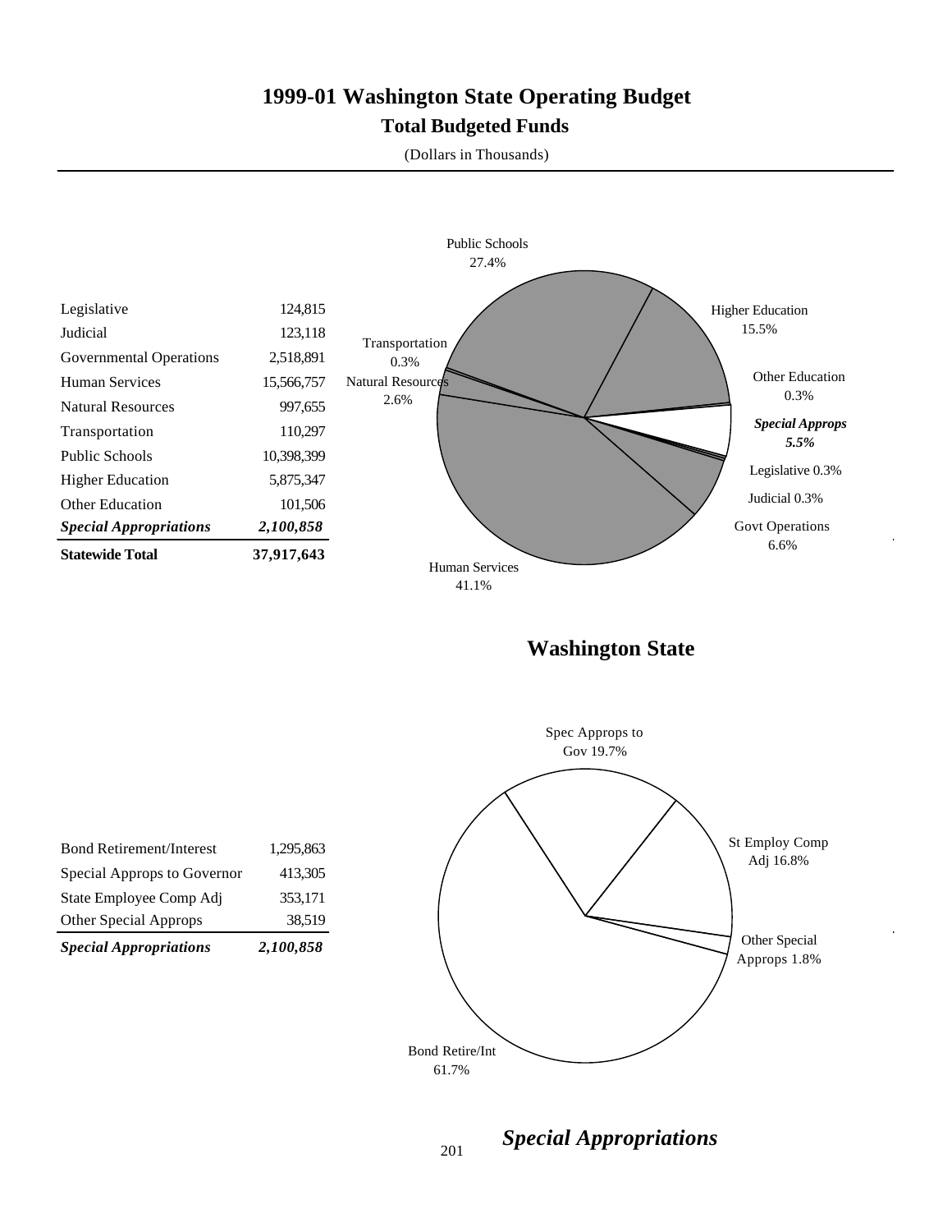# 1999-01 Washington State Operating Budget

## Total Budgeted Funds

(Dollars in Thousands)

| | |
|---|---:|
| Legislative | 124,815 |
| Judicial | 123,118 |
| Governmental Operations | 2,518,891 |
| Human Services | 15,566,757 |
| Natural Resources | 997,655 |
| Transportation | 110,297 |
| Public Schools | 10,398,399 |
| Higher Education | 5,875,347 |
| Other Education | 101,506 |
| ***Special Appropriations*** | ***2,100,858*** |
| **Statewide Total** | **37,917,643** |

Public Schools 27.4%
Higher Education 15.5%
Other Education 0.3%
***Special Approps 5.5%***
Legislative 0.3%
Judicial 0.3%
Govt Operations 6.6%
Human Services 41.1%
Natural Resources 2.6%
Transportation 0.3%

## Washington State

| | |
|---|---:|
| Bond Retirement/Interest | 1,295,863 |
| Special Approps to Governor | 413,305 |
| State Employee Comp Adj | 353,171 |
| Other Special Approps | 38,519 |
| ***Special Appropriations*** | ***2,100,858*** |

Spec Approps to Gov 19.7%
St Employ Comp Adj 16.8%
Other Special Approps 1.8%
Bond Retire/Int 61.7%

## *Special Appropriations*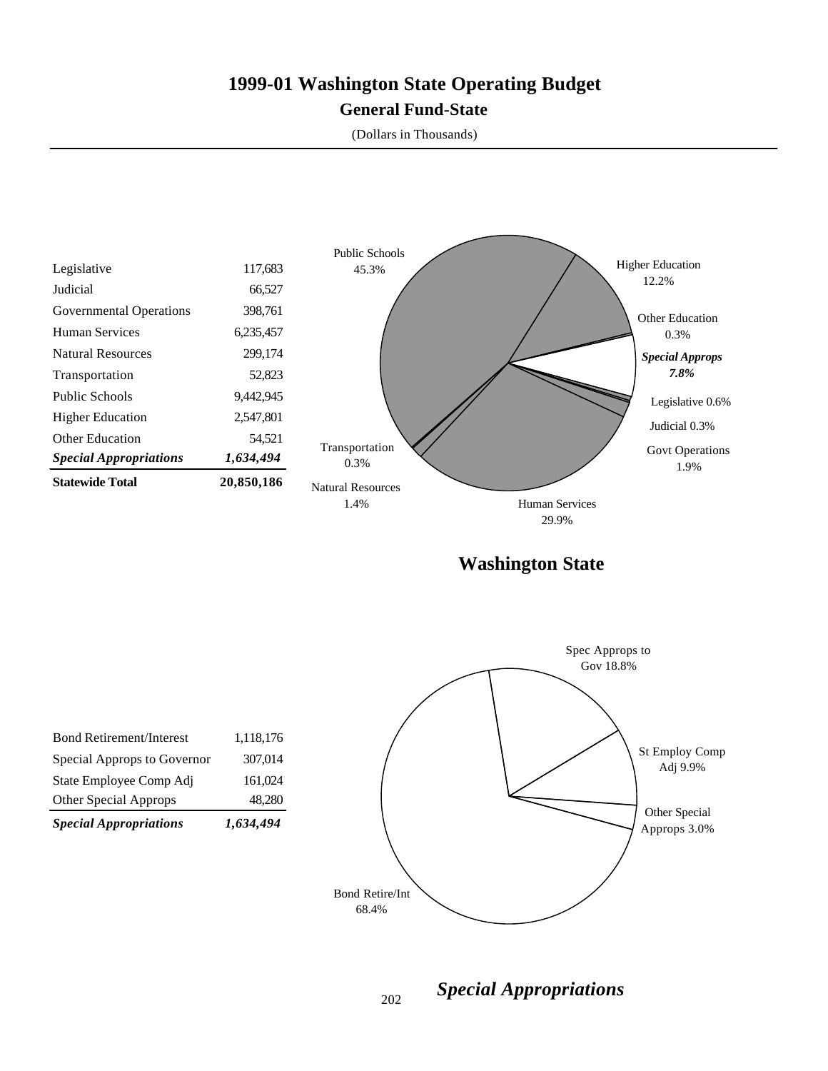# 1999-01 Washington State Operating Budget

## General Fund-State

(Dollars in Thousands)

| | |
|---|---|
| Legislative | 117,683 |
| Judicial | 66,527 |
| Governmental Operations | 398,761 |
| Human Services | 6,235,457 |
| Natural Resources | 299,174 |
| Transportation | 52,823 |
| Public Schools | 9,442,945 |
| Higher Education | 2,547,801 |
| Other Education | 54,521 |
| ***Special Appropriations*** | ***1,634,494*** |
| **Statewide Total** | **20,850,186** |

Public Schools 45.3%
Higher Education 12.2%
Other Education 0.3%
***Special Approps 7.8%***
Legislative 0.6%
Judicial 0.3%
Govt Operations 1.9%
Human Services 29.9%
Natural Resources 1.4%
Transportation 0.3%

**Washington State**

| | |
|---|---|
| Bond Retirement/Interest | 1,118,176 |
| Special Approps to Governor | 307,014 |
| State Employee Comp Adj | 161,024 |
| Other Special Approps | 48,280 |
| ***Special Appropriations*** | ***1,634,494*** |

Spec Approps to Gov 18.8%
St Employ Comp Adj 9.9%
Other Special Approps 3.0%
Bond Retire/Int 68.4%

***Special Appropriations***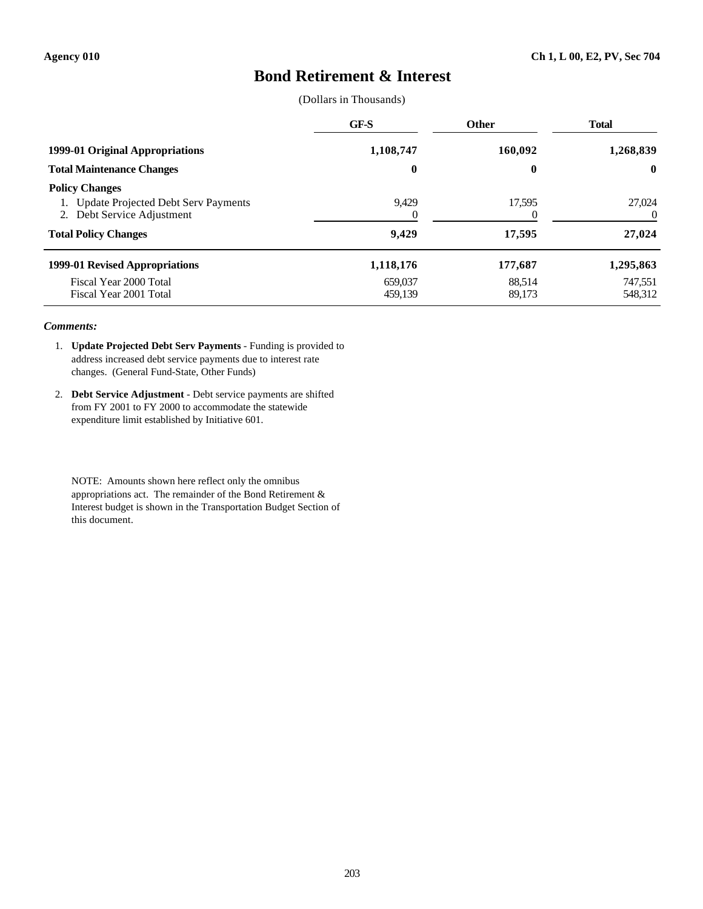Agency 010 | Ch 1, L 00, E2, PV, Sec 704

# Bond Retirement & Interest

(Dollars in Thousands)

| | GF-S | Other | Total |
|---|---|---|---|
| **1999-01 Original Appropriations** | **1,108,747** | **160,092** | **1,268,839** |
| **Total Maintenance Changes** | **0** | **0** | **0** |
| **Policy Changes** | | | |
| 1. Update Projected Debt Serv Payments | 9,429 | 17,595 | 27,024 |
| 2. Debt Service Adjustment | 0 | 0 | 0 |
| **Total Policy Changes** | **9,429** | **17,595** | **27,024** |
| **1999-01 Revised Appropriations** | **1,118,176** | **177,687** | **1,295,863** |
| Fiscal Year 2000 Total | 659,037 | 88,514 | 747,551 |
| Fiscal Year 2001 Total | 459,139 | 89,173 | 548,312 |

***Comments:***

1. **Update Projected Debt Serv Payments** - Funding is provided to address increased debt service payments due to interest rate changes. (General Fund-State, Other Funds)

2. **Debt Service Adjustment** - Debt service payments are shifted from FY 2001 to FY 2000 to accommodate the statewide expenditure limit established by Initiative 601.

NOTE: Amounts shown here reflect only the omnibus appropriations act. The remainder of the Bond Retirement & Interest budget is shown in the Transportation Budget Section of this document.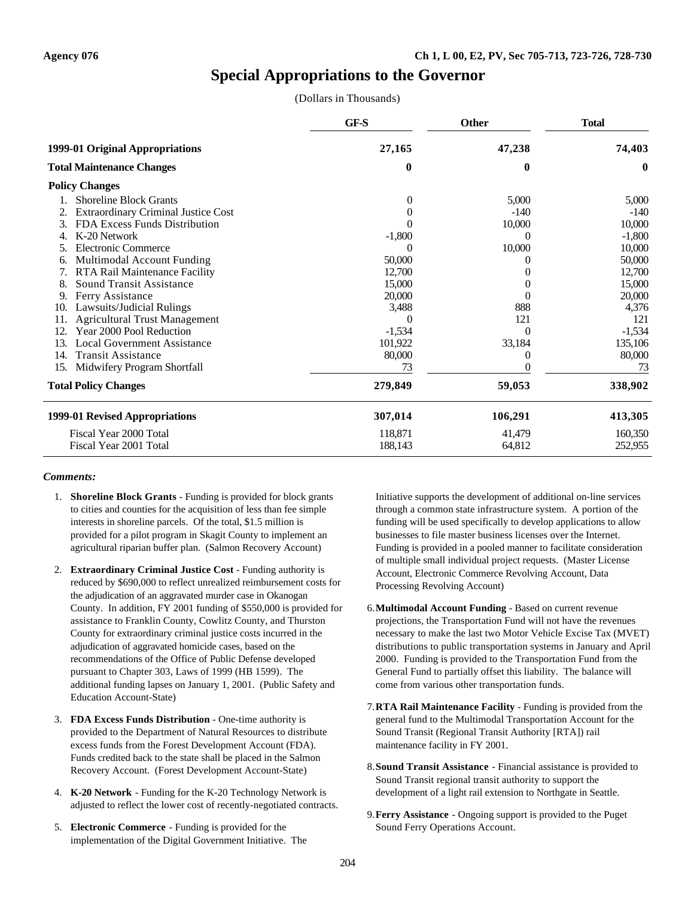Agency 076 — Ch 1, L 00, E2, PV, Sec 705-713, 723-726, 728-730

# Special Appropriations to the Governor

(Dollars in Thousands)

| | GF-S | Other | Total |
|---|---|---|---|
| **1999-01 Original Appropriations** | **27,165** | **47,238** | **74,403** |
| **Total Maintenance Changes** | **0** | **0** | **0** |
| **Policy Changes** | | | |
| 1. Shoreline Block Grants | 0 | 5,000 | 5,000 |
| 2. Extraordinary Criminal Justice Cost | 0 | -140 | -140 |
| 3. FDA Excess Funds Distribution | 0 | 10,000 | 10,000 |
| 4. K-20 Network | -1,800 | 0 | -1,800 |
| 5. Electronic Commerce | 0 | 10,000 | 10,000 |
| 6. Multimodal Account Funding | 50,000 | 0 | 50,000 |
| 7. RTA Rail Maintenance Facility | 12,700 | 0 | 12,700 |
| 8. Sound Transit Assistance | 15,000 | 0 | 15,000 |
| 9. Ferry Assistance | 20,000 | 0 | 20,000 |
| 10. Lawsuits/Judicial Rulings | 3,488 | 888 | 4,376 |
| 11. Agricultural Trust Management | 0 | 121 | 121 |
| 12. Year 2000 Pool Reduction | -1,534 | 0 | -1,534 |
| 13. Local Government Assistance | 101,922 | 33,184 | 135,106 |
| 14. Transit Assistance | 80,000 | 0 | 80,000 |
| 15. Midwifery Program Shortfall | 73 | 0 | 73 |
| **Total Policy Changes** | **279,849** | **59,053** | **338,902** |
| **1999-01 Revised Appropriations** | **307,014** | **106,291** | **413,305** |
| Fiscal Year 2000 Total | 118,871 | 41,479 | 160,350 |
| Fiscal Year 2001 Total | 188,143 | 64,812 | 252,955 |

***Comments:***

1. **Shoreline Block Grants** - Funding is provided for block grants to cities and counties for the acquisition of less than fee simple interests in shoreline parcels. Of the total, $1.5 million is provided for a pilot program in Skagit County to implement an agricultural riparian buffer plan. (Salmon Recovery Account)

2. **Extraordinary Criminal Justice Cost** - Funding authority is reduced by $690,000 to reflect unrealized reimbursement costs for the adjudication of an aggravated murder case in Okanogan County. In addition, FY 2001 funding of $550,000 is provided for assistance to Franklin County, Cowlitz County, and Thurston County for extraordinary criminal justice costs incurred in the adjudication of aggravated homicide cases, based on the recommendations of the Office of Public Defense developed pursuant to Chapter 303, Laws of 1999 (HB 1599). The additional funding lapses on January 1, 2001. (Public Safety and Education Account-State)

3. **FDA Excess Funds Distribution** - One-time authority is provided to the Department of Natural Resources to distribute excess funds from the Forest Development Account (FDA). Funds credited back to the state shall be placed in the Salmon Recovery Account. (Forest Development Account-State)

4. **K-20 Network** - Funding for the K-20 Technology Network is adjusted to reflect the lower cost of recently-negotiated contracts.

5. **Electronic Commerce** - Funding is provided for the implementation of the Digital Government Initiative. The Initiative supports the development of additional on-line services through a common state infrastructure system. A portion of the funding will be used specifically to develop applications to allow businesses to file master business licenses over the Internet. Funding is provided in a pooled manner to facilitate consideration of multiple small individual project requests. (Master License Account, Electronic Commerce Revolving Account, Data Processing Revolving Account)

6. **Multimodal Account Funding** - Based on current revenue projections, the Transportation Fund will not have the revenues necessary to make the last two Motor Vehicle Excise Tax (MVET) distributions to public transportation systems in January and April 2000. Funding is provided to the Transportation Fund from the General Fund to partially offset this liability. The balance will come from various other transportation funds.

7. **RTA Rail Maintenance Facility** - Funding is provided from the general fund to the Multimodal Transportation Account for the Sound Transit (Regional Transit Authority [RTA]) rail maintenance facility in FY 2001.

8. **Sound Transit Assistance** - Financial assistance is provided to Sound Transit regional transit authority to support the development of a light rail extension to Northgate in Seattle.

9. **Ferry Assistance** - Ongoing support is provided to the Puget Sound Ferry Operations Account.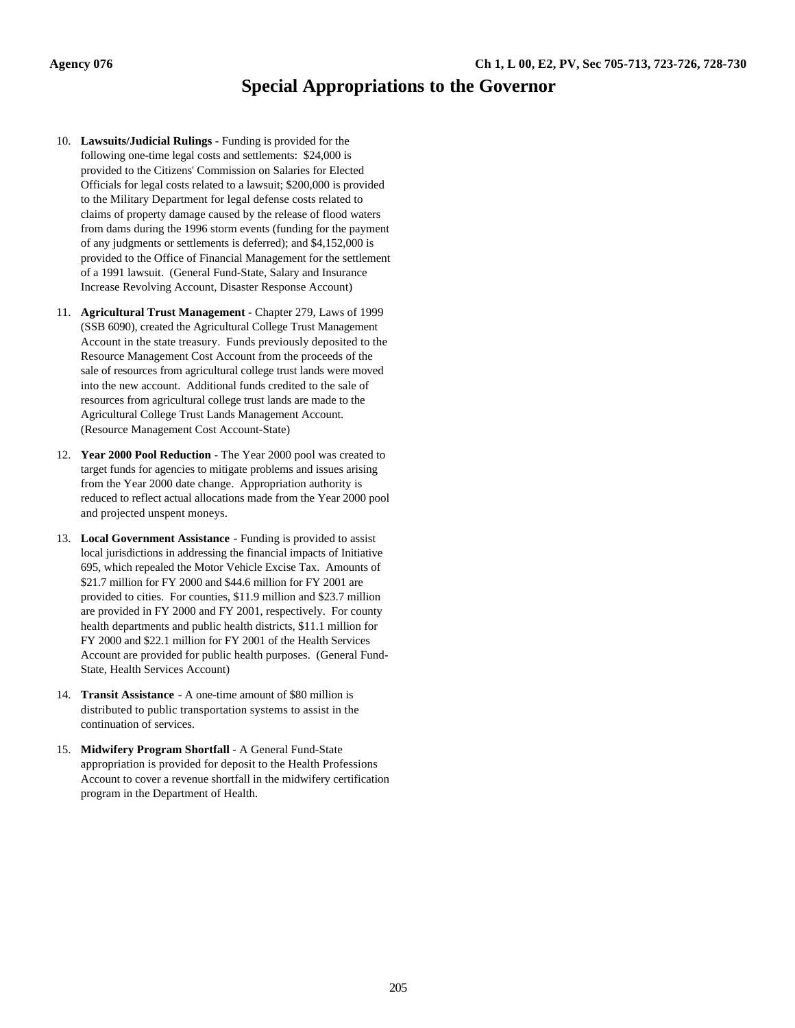# Special Appropriations to the Governor

10. **Lawsuits/Judicial Rulings** - Funding is provided for the following one-time legal costs and settlements: $24,000 is provided to the Citizens' Commission on Salaries for Elected Officials for legal costs related to a lawsuit; $200,000 is provided to the Military Department for legal defense costs related to claims of property damage caused by the release of flood waters from dams during the 1996 storm events (funding for the payment of any judgments or settlements is deferred); and $4,152,000 is provided to the Office of Financial Management for the settlement of a 1991 lawsuit. (General Fund-State, Salary and Insurance Increase Revolving Account, Disaster Response Account)

11. **Agricultural Trust Management** - Chapter 279, Laws of 1999 (SSB 6090), created the Agricultural College Trust Management Account in the state treasury. Funds previously deposited to the Resource Management Cost Account from the proceeds of the sale of resources from agricultural college trust lands were moved into the new account. Additional funds credited to the sale of resources from agricultural college trust lands are made to the Agricultural College Trust Lands Management Account. (Resource Management Cost Account-State)

12. **Year 2000 Pool Reduction** - The Year 2000 pool was created to target funds for agencies to mitigate problems and issues arising from the Year 2000 date change. Appropriation authority is reduced to reflect actual allocations made from the Year 2000 pool and projected unspent moneys.

13. **Local Government Assistance** - Funding is provided to assist local jurisdictions in addressing the financial impacts of Initiative 695, which repealed the Motor Vehicle Excise Tax. Amounts of $21.7 million for FY 2000 and $44.6 million for FY 2001 are provided to cities. For counties, $11.9 million and $23.7 million are provided in FY 2000 and FY 2001, respectively. For county health departments and public health districts, $11.1 million for FY 2000 and $22.1 million for FY 2001 of the Health Services Account are provided for public health purposes. (General Fund-State, Health Services Account)

14. **Transit Assistance** - A one-time amount of $80 million is distributed to public transportation systems to assist in the continuation of services.

15. **Midwifery Program Shortfall** - A General Fund-State appropriation is provided for deposit to the Health Professions Account to cover a revenue shortfall in the midwifery certification program in the Department of Health.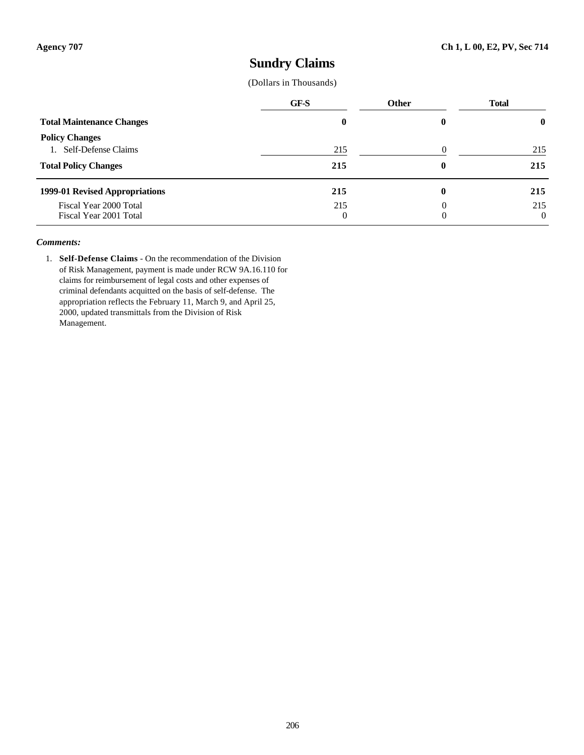Agency 707 | Ch 1, L 00, E2, PV, Sec 714

# Sundry Claims

(Dollars in Thousands)

| | GF-S | Other | Total |
|---|---|---|---|
| **Total Maintenance Changes** | **0** | **0** | **0** |
| **Policy Changes** | | | |
| 1. Self-Defense Claims | 215 | 0 | 215 |
| **Total Policy Changes** | **215** | **0** | **215** |
| **1999-01 Revised Appropriations** | **215** | **0** | **215** |
| Fiscal Year 2000 Total | 215 | 0 | 215 |
| Fiscal Year 2001 Total | 0 | 0 | 0 |

***Comments:***

1. **Self-Defense Claims** - On the recommendation of the Division of Risk Management, payment is made under RCW 9A.16.110 for claims for reimbursement of legal costs and other expenses of criminal defendants acquitted on the basis of self-defense. The appropriation reflects the February 11, March 9, and April 25, 2000, updated transmittals from the Division of Risk Management.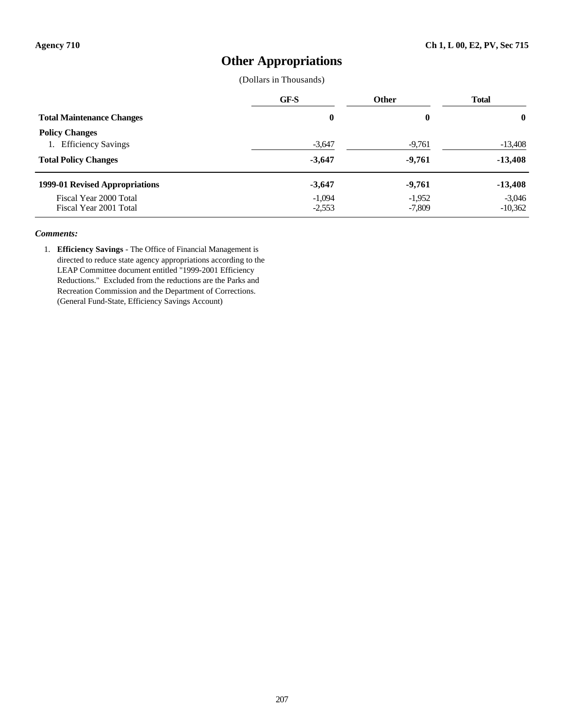Agency 710 | Ch 1, L 00, E2, PV, Sec 715

# Other Appropriations

(Dollars in Thousands)

| | GF-S | Other | Total |
|---|---|---|---|
| **Total Maintenance Changes** | **0** | **0** | **0** |
| **Policy Changes** | | | |
| 1. Efficiency Savings | -3,647 | -9,761 | -13,408 |
| **Total Policy Changes** | **-3,647** | **-9,761** | **-13,408** |
| **1999-01 Revised Appropriations** | **-3,647** | **-9,761** | **-13,408** |
| Fiscal Year 2000 Total | -1,094 | -1,952 | -3,046 |
| Fiscal Year 2001 Total | -2,553 | -7,809 | -10,362 |

***Comments:***

1. **Efficiency Savings** - The Office of Financial Management is directed to reduce state agency appropriations according to the LEAP Committee document entitled "1999-2001 Efficiency Reductions." Excluded from the reductions are the Parks and Recreation Commission and the Department of Corrections. (General Fund-State, Efficiency Savings Account)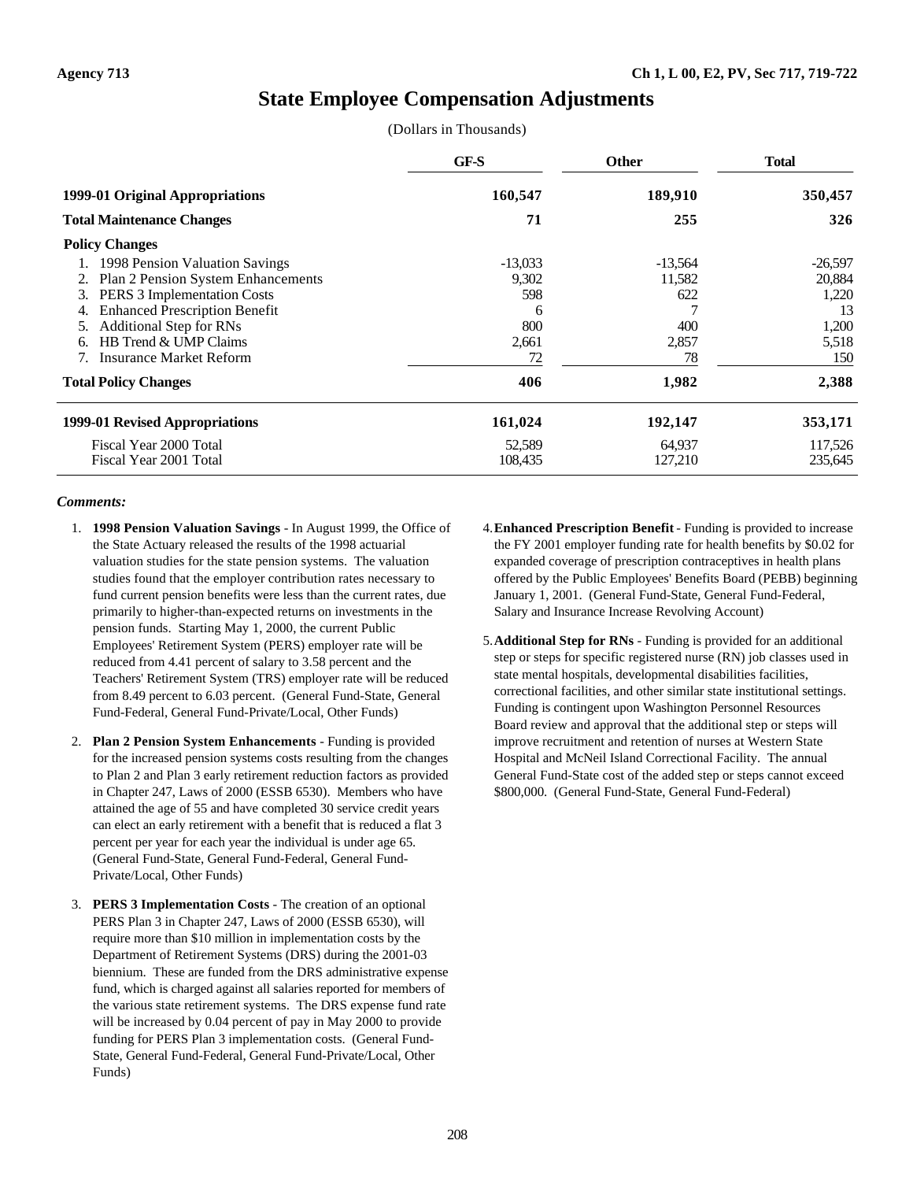**Agency 713** **Ch 1, L 00, E2, PV, Sec 717, 719-722**

# State Employee Compensation Adjustments

(Dollars in Thousands)

| | GF-S | Other | Total |
|---|---|---|---|
| **1999-01 Original Appropriations** | **160,547** | **189,910** | **350,457** |
| **Total Maintenance Changes** | **71** | **255** | **326** |
| **Policy Changes** | | | |
| 1. 1998 Pension Valuation Savings | -13,033 | -13,564 | -26,597 |
| 2. Plan 2 Pension System Enhancements | 9,302 | 11,582 | 20,884 |
| 3. PERS 3 Implementation Costs | 598 | 622 | 1,220 |
| 4. Enhanced Prescription Benefit | 6 | 7 | 13 |
| 5. Additional Step for RNs | 800 | 400 | 1,200 |
| 6. HB Trend & UMP Claims | 2,661 | 2,857 | 5,518 |
| 7. Insurance Market Reform | 72 | 78 | 150 |
| **Total Policy Changes** | **406** | **1,982** | **2,388** |
| **1999-01 Revised Appropriations** | **161,024** | **192,147** | **353,171** |
| Fiscal Year 2000 Total | 52,589 | 64,937 | 117,526 |
| Fiscal Year 2001 Total | 108,435 | 127,210 | 235,645 |

***Comments:***

1. **1998 Pension Valuation Savings** - In August 1999, the Office of the State Actuary released the results of the 1998 actuarial valuation studies for the state pension systems. The valuation studies found that the employer contribution rates necessary to fund current pension benefits were less than the current rates, due primarily to higher-than-expected returns on investments in the pension funds. Starting May 1, 2000, the current Public Employees' Retirement System (PERS) employer rate will be reduced from 4.41 percent of salary to 3.58 percent and the Teachers' Retirement System (TRS) employer rate will be reduced from 8.49 percent to 6.03 percent. (General Fund-State, General Fund-Federal, General Fund-Private/Local, Other Funds)

2. **Plan 2 Pension System Enhancements** - Funding is provided for the increased pension systems costs resulting from the changes to Plan 2 and Plan 3 early retirement reduction factors as provided in Chapter 247, Laws of 2000 (ESSB 6530). Members who have attained the age of 55 and have completed 30 service credit years can elect an early retirement with a benefit that is reduced a flat 3 percent per year for each year the individual is under age 65. (General Fund-State, General Fund-Federal, General Fund-Private/Local, Other Funds)

3. **PERS 3 Implementation Costs** - The creation of an optional PERS Plan 3 in Chapter 247, Laws of 2000 (ESSB 6530), will require more than $10 million in implementation costs by the Department of Retirement Systems (DRS) during the 2001-03 biennium. These are funded from the DRS administrative expense fund, which is charged against all salaries reported for members of the various state retirement systems. The DRS expense fund rate will be increased by 0.04 percent of pay in May 2000 to provide funding for PERS Plan 3 implementation costs. (General Fund-State, General Fund-Federal, General Fund-Private/Local, Other Funds)

4. **Enhanced Prescription Benefit** - Funding is provided to increase the FY 2001 employer funding rate for health benefits by $0.02 for expanded coverage of prescription contraceptives in health plans offered by the Public Employees' Benefits Board (PEBB) beginning January 1, 2001. (General Fund-State, General Fund-Federal, Salary and Insurance Increase Revolving Account)

5. **Additional Step for RNs** - Funding is provided for an additional step or steps for specific registered nurse (RN) job classes used in state mental hospitals, developmental disabilities facilities, correctional facilities, and other similar state institutional settings. Funding is contingent upon Washington Personnel Resources Board review and approval that the additional step or steps will improve recruitment and retention of nurses at Western State Hospital and McNeil Island Correctional Facility. The annual General Fund-State cost of the added step or steps cannot exceed $800,000. (General Fund-State, General Fund-Federal)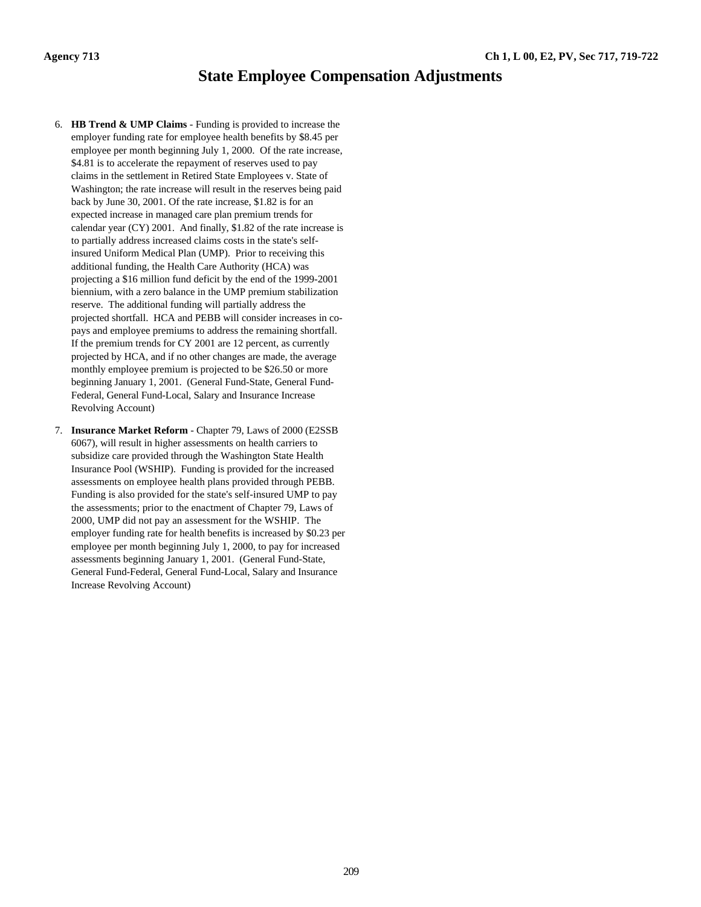# State Employee Compensation Adjustments

6. **HB Trend & UMP Claims** - Funding is provided to increase the employer funding rate for employee health benefits by $8.45 per employee per month beginning July 1, 2000. Of the rate increase, $4.81 is to accelerate the repayment of reserves used to pay claims in the settlement in Retired State Employees v. State of Washington; the rate increase will result in the reserves being paid back by June 30, 2001. Of the rate increase, $1.82 is for an expected increase in managed care plan premium trends for calendar year (CY) 2001. And finally, $1.82 of the rate increase is to partially address increased claims costs in the state's self-insured Uniform Medical Plan (UMP). Prior to receiving this additional funding, the Health Care Authority (HCA) was projecting a $16 million fund deficit by the end of the 1999-2001 biennium, with a zero balance in the UMP premium stabilization reserve. The additional funding will partially address the projected shortfall. HCA and PEBB will consider increases in co-pays and employee premiums to address the remaining shortfall. If the premium trends for CY 2001 are 12 percent, as currently projected by HCA, and if no other changes are made, the average monthly employee premium is projected to be $26.50 or more beginning January 1, 2001. (General Fund-State, General Fund-Federal, General Fund-Local, Salary and Insurance Increase Revolving Account)

7. **Insurance Market Reform** - Chapter 79, Laws of 2000 (E2SSB 6067), will result in higher assessments on health carriers to subsidize care provided through the Washington State Health Insurance Pool (WSHIP). Funding is provided for the increased assessments on employee health plans provided through PEBB. Funding is also provided for the state's self-insured UMP to pay the assessments; prior to the enactment of Chapter 79, Laws of 2000, UMP did not pay an assessment for the WSHIP. The employer funding rate for health benefits is increased by $0.23 per employee per month beginning July 1, 2000, to pay for increased assessments beginning January 1, 2001. (General Fund-State, General Fund-Federal, General Fund-Local, Salary and Insurance Increase Revolving Account)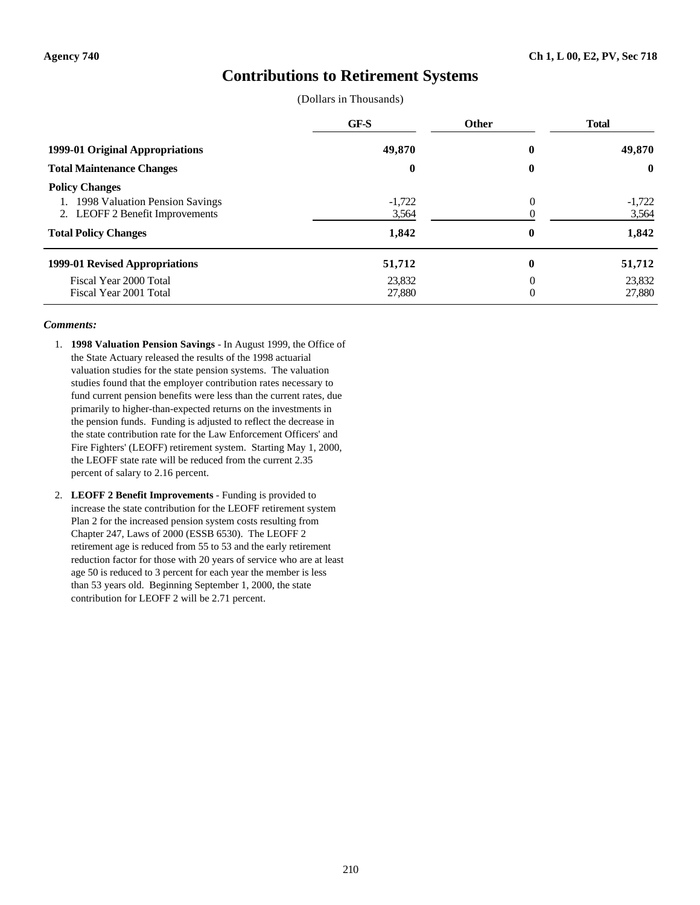Agency 740 | Ch 1, L 00, E2, PV, Sec 718

# Contributions to Retirement Systems

(Dollars in Thousands)

| | GF-S | Other | Total |
|---|---|---|---|
| **1999-01 Original Appropriations** | **49,870** | **0** | **49,870** |
| **Total Maintenance Changes** | **0** | **0** | **0** |
| **Policy Changes** | | | |
| 1. 1998 Valuation Pension Savings | -1,722 | 0 | -1,722 |
| 2. LEOFF 2 Benefit Improvements | 3,564 | 0 | 3,564 |
| **Total Policy Changes** | **1,842** | **0** | **1,842** |
| **1999-01 Revised Appropriations** | **51,712** | **0** | **51,712** |
| Fiscal Year 2000 Total | 23,832 | 0 | 23,832 |
| Fiscal Year 2001 Total | 27,880 | 0 | 27,880 |

***Comments:***

1. **1998 Valuation Pension Savings** - In August 1999, the Office of the State Actuary released the results of the 1998 actuarial valuation studies for the state pension systems. The valuation studies found that the employer contribution rates necessary to fund current pension benefits were less than the current rates, due primarily to higher-than-expected returns on the investments in the pension funds. Funding is adjusted to reflect the decrease in the state contribution rate for the Law Enforcement Officers' and Fire Fighters' (LEOFF) retirement system. Starting May 1, 2000, the LEOFF state rate will be reduced from the current 2.35 percent of salary to 2.16 percent.

2. **LEOFF 2 Benefit Improvements** - Funding is provided to increase the state contribution for the LEOFF retirement system Plan 2 for the increased pension system costs resulting from Chapter 247, Laws of 2000 (ESSB 6530). The LEOFF 2 retirement age is reduced from 55 to 53 and the early retirement reduction factor for those with 20 years of service who are at least age 50 is reduced to 3 percent for each year the member is less than 53 years old. Beginning September 1, 2000, the state contribution for LEOFF 2 will be 2.71 percent.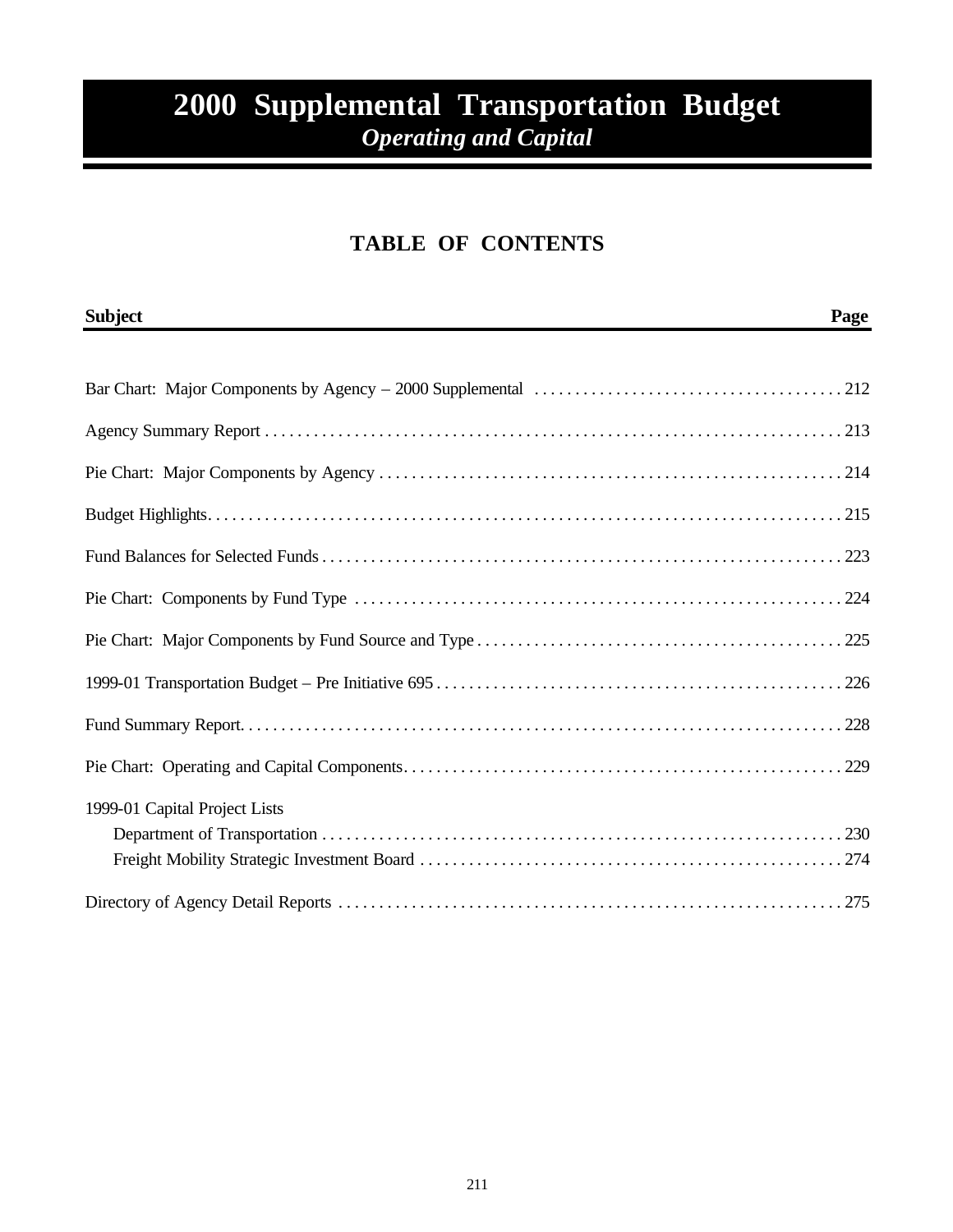# 2000 Supplemental Transportation Budget
## *Operating and Capital*

## TABLE OF CONTENTS

| Subject | Page |
|---|---|
| Bar Chart: Major Components by Agency – 2000 Supplemental | 212 |
| Agency Summary Report | 213 |
| Pie Chart: Major Components by Agency | 214 |
| Budget Highlights | 215 |
| Fund Balances for Selected Funds | 223 |
| Pie Chart: Components by Fund Type | 224 |
| Pie Chart: Major Components by Fund Source and Type | 225 |
| 1999-01 Transportation Budget – Pre Initiative 695 | 226 |
| Fund Summary Report | 228 |
| Pie Chart: Operating and Capital Components | 229 |
| 1999-01 Capital Project Lists | |
| Department of Transportation | 230 |
| Freight Mobility Strategic Investment Board | 274 |
| Directory of Agency Detail Reports | 275 |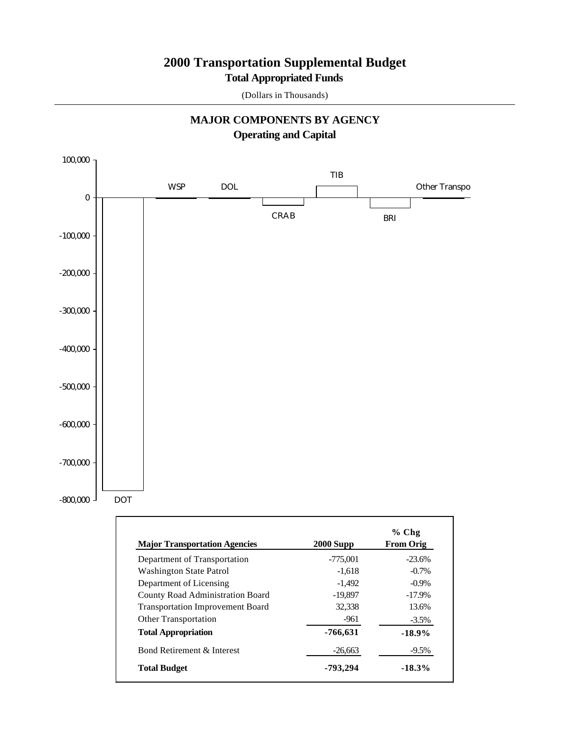# 2000 Transportation Supplemental Budget

## Total Appropriated Funds

(Dollars in Thousands)

### MAJOR COMPONENTS BY AGENCY

### Operating and Capital

| Major Transportation Agencies | 2000 Supp | % Chg From Orig |
|---|---|---|
| Department of Transportation | -775,001 | -23.6% |
| Washington State Patrol | -1,618 | -0.7% |
| Department of Licensing | -1,492 | -0.9% |
| County Road Administration Board | -19,897 | -17.9% |
| Transportation Improvement Board | 32,338 | 13.6% |
| Other Transportation | -961 | -3.5% |
| **Total Appropriation** | **-766,631** | **-18.9%** |
| Bond Retirement & Interest | -26,663 | -9.5% |
| **Total Budget** | **-793,294** | **-18.3%** |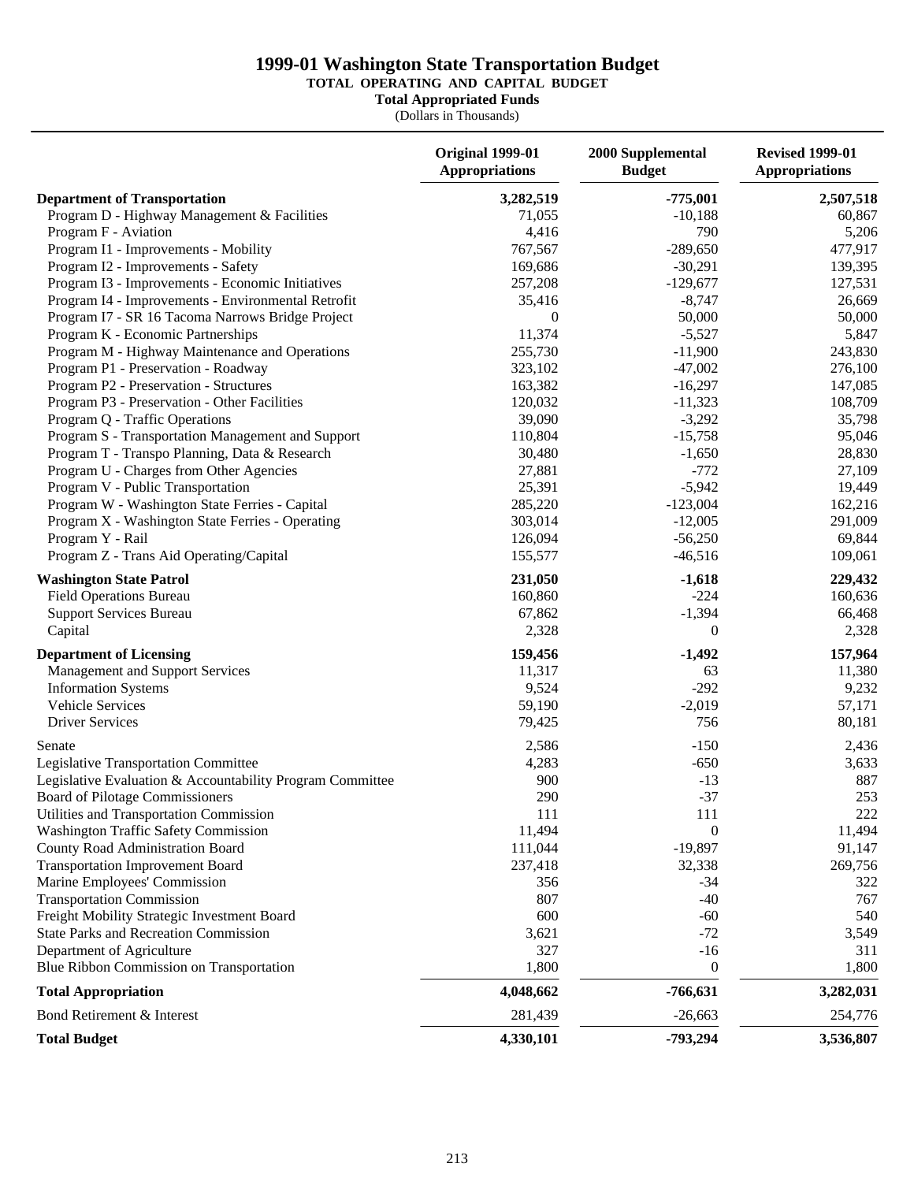# 1999-01 Washington State Transportation Budget

**TOTAL OPERATING AND CAPITAL BUDGET**

**Total Appropriated Funds**

(Dollars in Thousands)

| | Original 1999-01 Appropriations | 2000 Supplemental Budget | Revised 1999-01 Appropriations |
|---|---|---|---|
| **Department of Transportation** | **3,282,519** | **-775,001** | **2,507,518** |
| Program D - Highway Management & Facilities | 71,055 | -10,188 | 60,867 |
| Program F - Aviation | 4,416 | 790 | 5,206 |
| Program I1 - Improvements - Mobility | 767,567 | -289,650 | 477,917 |
| Program I2 - Improvements - Safety | 169,686 | -30,291 | 139,395 |
| Program I3 - Improvements - Economic Initiatives | 257,208 | -129,677 | 127,531 |
| Program I4 - Improvements - Environmental Retrofit | 35,416 | -8,747 | 26,669 |
| Program I7 - SR 16 Tacoma Narrows Bridge Project | 0 | 50,000 | 50,000 |
| Program K - Economic Partnerships | 11,374 | -5,527 | 5,847 |
| Program M - Highway Maintenance and Operations | 255,730 | -11,900 | 243,830 |
| Program P1 - Preservation - Roadway | 323,102 | -47,002 | 276,100 |
| Program P2 - Preservation - Structures | 163,382 | -16,297 | 147,085 |
| Program P3 - Preservation - Other Facilities | 120,032 | -11,323 | 108,709 |
| Program Q - Traffic Operations | 39,090 | -3,292 | 35,798 |
| Program S - Transportation Management and Support | 110,804 | -15,758 | 95,046 |
| Program T - Transpo Planning, Data & Research | 30,480 | -1,650 | 28,830 |
| Program U - Charges from Other Agencies | 27,881 | -772 | 27,109 |
| Program V - Public Transportation | 25,391 | -5,942 | 19,449 |
| Program W - Washington State Ferries - Capital | 285,220 | -123,004 | 162,216 |
| Program X - Washington State Ferries - Operating | 303,014 | -12,005 | 291,009 |
| Program Y - Rail | 126,094 | -56,250 | 69,844 |
| Program Z - Trans Aid Operating/Capital | 155,577 | -46,516 | 109,061 |
| **Washington State Patrol** | **231,050** | **-1,618** | **229,432** |
| Field Operations Bureau | 160,860 | -224 | 160,636 |
| Support Services Bureau | 67,862 | -1,394 | 66,468 |
| Capital | 2,328 | 0 | 2,328 |
| **Department of Licensing** | **159,456** | **-1,492** | **157,964** |
| Management and Support Services | 11,317 | 63 | 11,380 |
| Information Systems | 9,524 | -292 | 9,232 |
| Vehicle Services | 59,190 | -2,019 | 57,171 |
| Driver Services | 79,425 | 756 | 80,181 |
| Senate | 2,586 | -150 | 2,436 |
| Legislative Transportation Committee | 4,283 | -650 | 3,633 |
| Legislative Evaluation & Accountability Program Committee | 900 | -13 | 887 |
| Board of Pilotage Commissioners | 290 | -37 | 253 |
| Utilities and Transportation Commission | 111 | 111 | 222 |
| Washington Traffic Safety Commission | 11,494 | 0 | 11,494 |
| County Road Administration Board | 111,044 | -19,897 | 91,147 |
| Transportation Improvement Board | 237,418 | 32,338 | 269,756 |
| Marine Employees' Commission | 356 | -34 | 322 |
| Transportation Commission | 807 | -40 | 767 |
| Freight Mobility Strategic Investment Board | 600 | -60 | 540 |
| State Parks and Recreation Commission | 3,621 | -72 | 3,549 |
| Department of Agriculture | 327 | -16 | 311 |
| Blue Ribbon Commission on Transportation | 1,800 | 0 | 1,800 |
| **Total Appropriation** | **4,048,662** | **-766,631** | **3,282,031** |
| Bond Retirement & Interest | 281,439 | -26,663 | 254,776 |
| **Total Budget** | **4,330,101** | **-793,294** | **3,536,807** |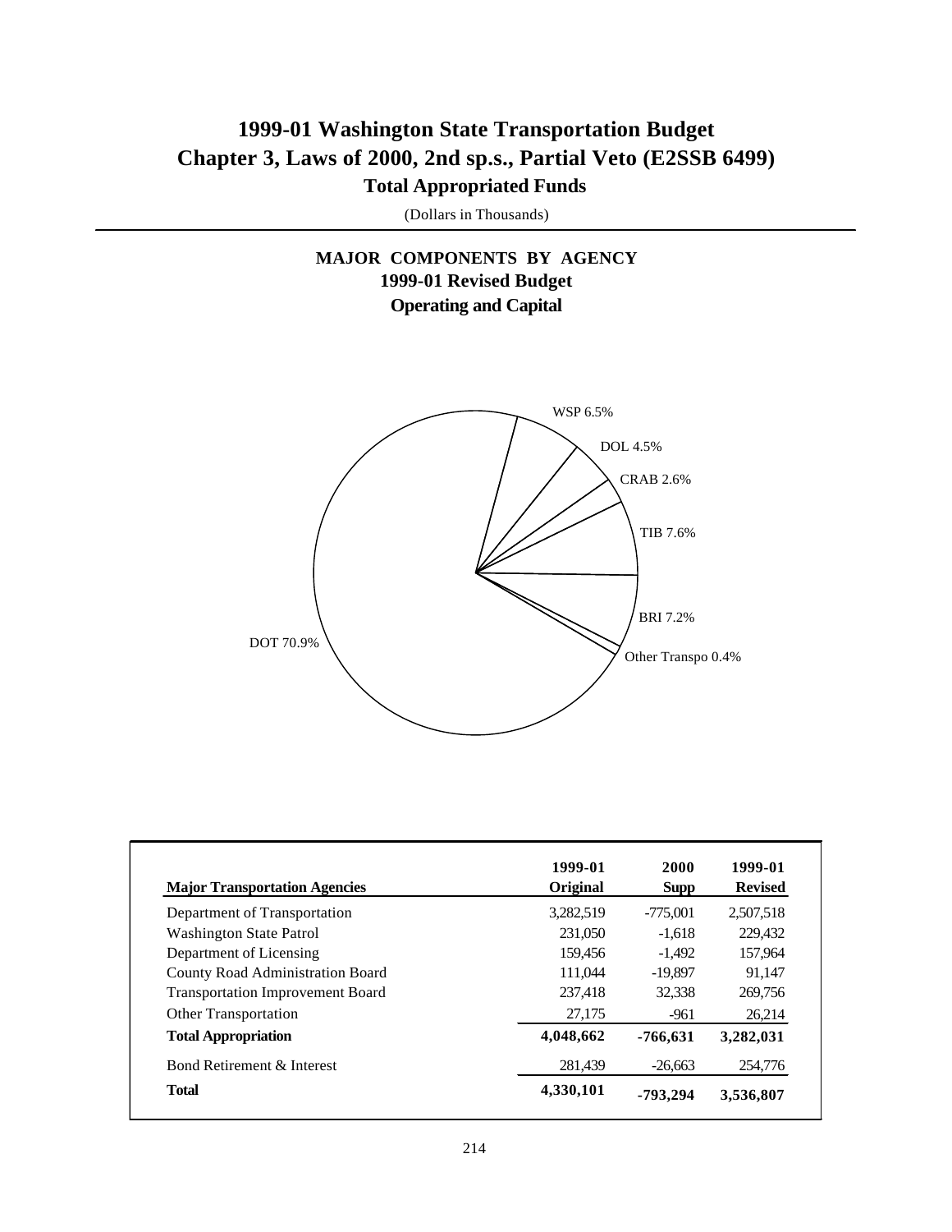# 1999-01 Washington State Transportation Budget
# Chapter 3, Laws of 2000, 2nd sp.s., Partial Veto (E2SSB 6499)
## Total Appropriated Funds

(Dollars in Thousands)

### MAJOR COMPONENTS BY AGENCY
### 1999-01 Revised Budget
### Operating and Capital

WSP 6.5%

DOL 4.5%

CRAB 2.6%

TIB 7.6%

BRI 7.2%

Other Transpo 0.4%

DOT 70.9%

| Major Transportation Agencies | 1999-01 Original | 2000 Supp | 1999-01 Revised |
|---|---|---|---|
| Department of Transportation | 3,282,519 | -775,001 | 2,507,518 |
| Washington State Patrol | 231,050 | -1,618 | 229,432 |
| Department of Licensing | 159,456 | -1,492 | 157,964 |
| County Road Administration Board | 111,044 | -19,897 | 91,147 |
| Transportation Improvement Board | 237,418 | 32,338 | 269,756 |
| Other Transportation | 27,175 | -961 | 26,214 |
| **Total Appropriation** | **4,048,662** | **-766,631** | **3,282,031** |
| Bond Retirement & Interest | 281,439 | -26,663 | 254,776 |
| **Total** | **4,330,101** | **-793,294** | **3,536,807** |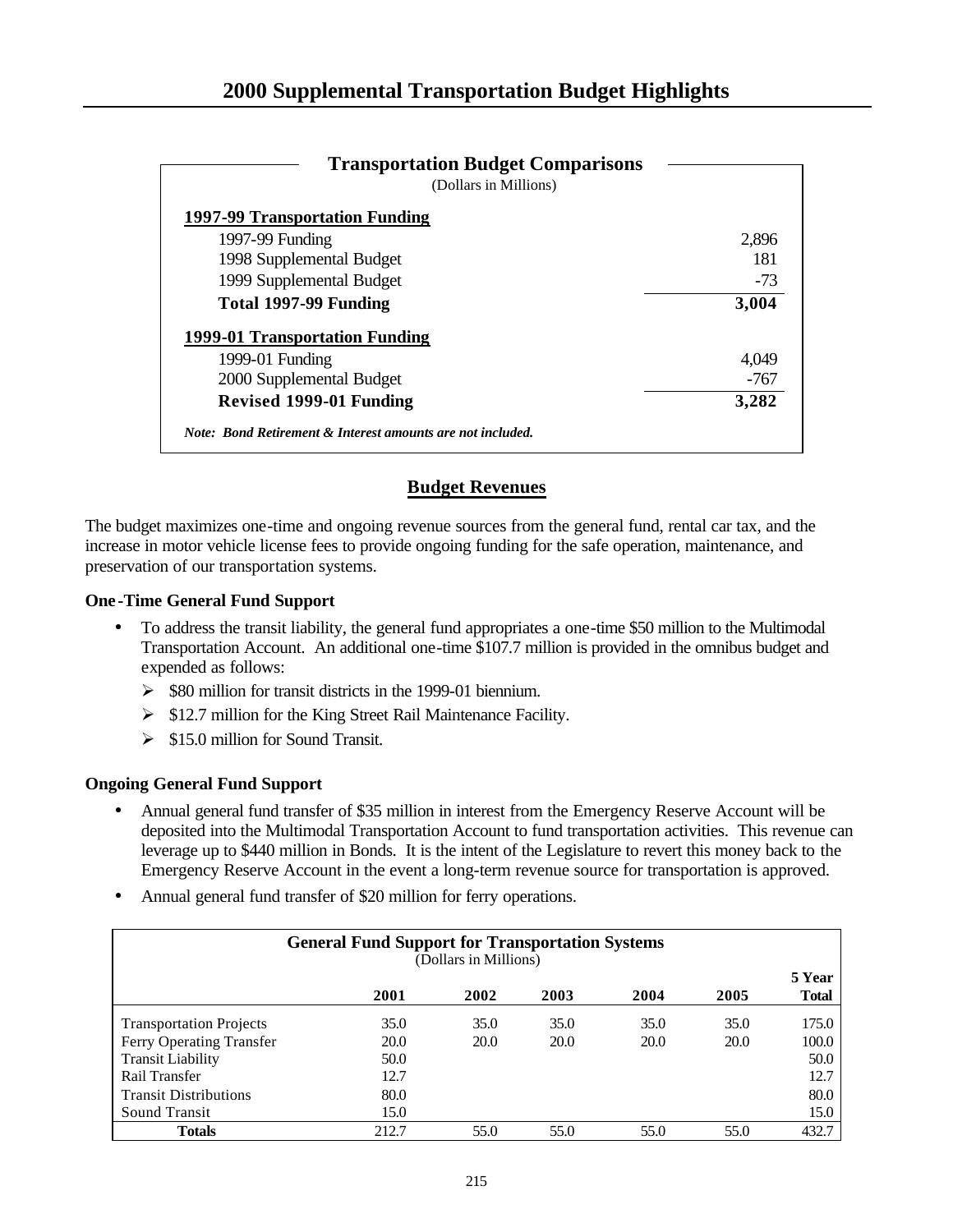# 2000 Supplemental Transportation Budget Highlights

**Transportation Budget Comparisons**
(Dollars in Millions)

| | |
|---|---:|
| **1997-99 Transportation Funding** | |
| 1997-99 Funding | 2,896 |
| 1998 Supplemental Budget | 181 |
| 1999 Supplemental Budget | -73 |
| **Total 1997-99 Funding** | **3,004** |
| **1999-01 Transportation Funding** | |
| 1999-01 Funding | 4,049 |
| 2000 Supplemental Budget | -767 |
| **Revised 1999-01 Funding** | **3,282** |

*Note: Bond Retirement & Interest amounts are not included.*

## Budget Revenues

The budget maximizes one-time and ongoing revenue sources from the general fund, rental car tax, and the increase in motor vehicle license fees to provide ongoing funding for the safe operation, maintenance, and preservation of our transportation systems.

**One-Time General Fund Support**

- To address the transit liability, the general fund appropriates a one-time $50 million to the Multimodal Transportation Account. An additional one-time $107.7 million is provided in the omnibus budget and expended as follows:
  - $80 million for transit districts in the 1999-01 biennium.
  - $12.7 million for the King Street Rail Maintenance Facility.
  - $15.0 million for Sound Transit.

**Ongoing General Fund Support**

- Annual general fund transfer of $35 million in interest from the Emergency Reserve Account will be deposited into the Multimodal Transportation Account to fund transportation activities. This revenue can leverage up to $440 million in Bonds. It is the intent of the Legislature to revert this money back to the Emergency Reserve Account in the event a long-term revenue source for transportation is approved.
- Annual general fund transfer of $20 million for ferry operations.

**General Fund Support for Transportation Systems**
(Dollars in Millions)

| | 2001 | 2002 | 2003 | 2004 | 2005 | 5 Year Total |
|---|---:|---:|---:|---:|---:|---:|
| Transportation Projects | 35.0 | 35.0 | 35.0 | 35.0 | 35.0 | 175.0 |
| Ferry Operating Transfer | 20.0 | 20.0 | 20.0 | 20.0 | 20.0 | 100.0 |
| Transit Liability | 50.0 | | | | | 50.0 |
| Rail Transfer | 12.7 | | | | | 12.7 |
| Transit Distributions | 80.0 | | | | | 80.0 |
| Sound Transit | 15.0 | | | | | 15.0 |
| **Totals** | 212.7 | 55.0 | 55.0 | 55.0 | 55.0 | 432.7 |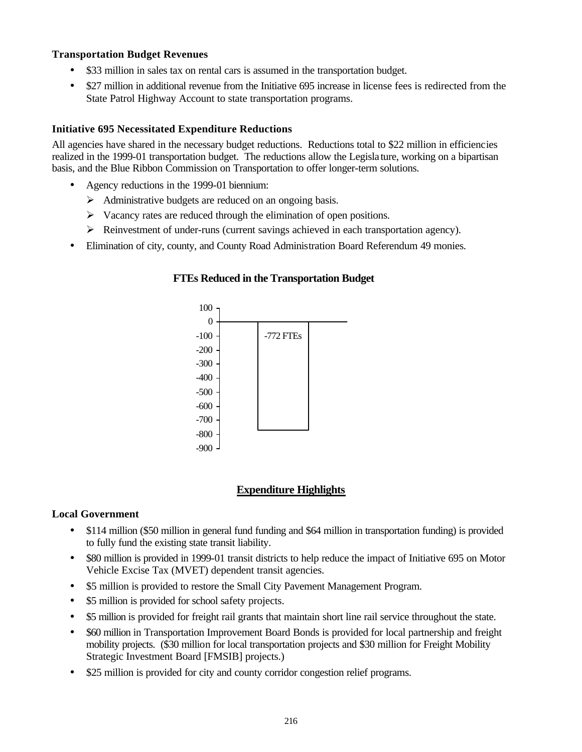### Transportation Budget Revenues

- $33 million in sales tax on rental cars is assumed in the transportation budget.
- $27 million in additional revenue from the Initiative 695 increase in license fees is redirected from the State Patrol Highway Account to state transportation programs.

### Initiative 695 Necessitated Expenditure Reductions

All agencies have shared in the necessary budget reductions. Reductions total to $22 million in efficiencies realized in the 1999-01 transportation budget. The reductions allow the Legislature, working on a bipartisan basis, and the Blue Ribbon Commission on Transportation to offer longer-term solutions.

- Agency reductions in the 1999-01 biennium:
  - Administrative budgets are reduced on an ongoing basis.
  - Vacancy rates are reduced through the elimination of open positions.
  - Reinvestment of under-runs (current savings achieved in each transportation agency).
- Elimination of city, county, and County Road Administration Board Referendum 49 monies.

**FTEs Reduced in the Transportation Budget**

-772 FTEs

## Expenditure Highlights

### Local Government

- $114 million ($50 million in general fund funding and $64 million in transportation funding) is provided to fully fund the existing state transit liability.
- $80 million is provided in 1999-01 transit districts to help reduce the impact of Initiative 695 on Motor Vehicle Excise Tax (MVET) dependent transit agencies.
- $5 million is provided to restore the Small City Pavement Management Program.
- $5 million is provided for school safety projects.
- $5 million is provided for freight rail grants that maintain short line rail service throughout the state.
- $60 million in Transportation Improvement Board Bonds is provided for local partnership and freight mobility projects. ($30 million for local transportation projects and $30 million for Freight Mobility Strategic Investment Board [FMSIB] projects.)
- $25 million is provided for city and county corridor congestion relief programs.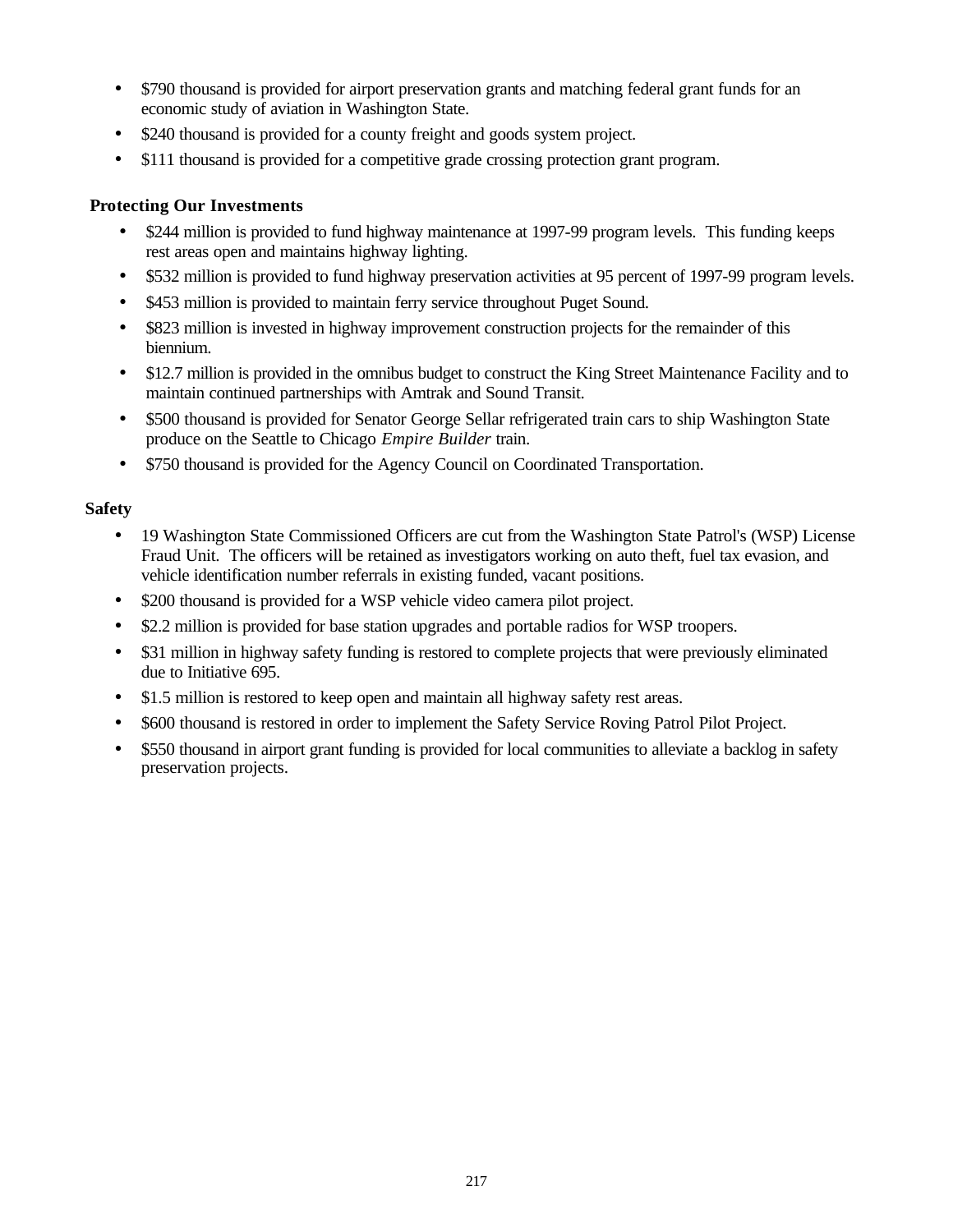- $790 thousand is provided for airport preservation grants and matching federal grant funds for an economic study of aviation in Washington State.
- $240 thousand is provided for a county freight and goods system project.
- $111 thousand is provided for a competitive grade crossing protection grant program.

**Protecting Our Investments**

- $244 million is provided to fund highway maintenance at 1997-99 program levels. This funding keeps rest areas open and maintains highway lighting.
- $532 million is provided to fund highway preservation activities at 95 percent of 1997-99 program levels.
- $453 million is provided to maintain ferry service throughout Puget Sound.
- $823 million is invested in highway improvement construction projects for the remainder of this biennium.
- $12.7 million is provided in the omnibus budget to construct the King Street Maintenance Facility and to maintain continued partnerships with Amtrak and Sound Transit.
- $500 thousand is provided for Senator George Sellar refrigerated train cars to ship Washington State produce on the Seattle to Chicago *Empire Builder* train.
- $750 thousand is provided for the Agency Council on Coordinated Transportation.

**Safety**

- 19 Washington State Commissioned Officers are cut from the Washington State Patrol's (WSP) License Fraud Unit. The officers will be retained as investigators working on auto theft, fuel tax evasion, and vehicle identification number referrals in existing funded, vacant positions.
- $200 thousand is provided for a WSP vehicle video camera pilot project.
- $2.2 million is provided for base station upgrades and portable radios for WSP troopers.
- $31 million in highway safety funding is restored to complete projects that were previously eliminated due to Initiative 695.
- $1.5 million is restored to keep open and maintain all highway safety rest areas.
- $600 thousand is restored in order to implement the Safety Service Roving Patrol Pilot Project.
- $550 thousand in airport grant funding is provided for local communities to alleviate a backlog in safety preservation projects.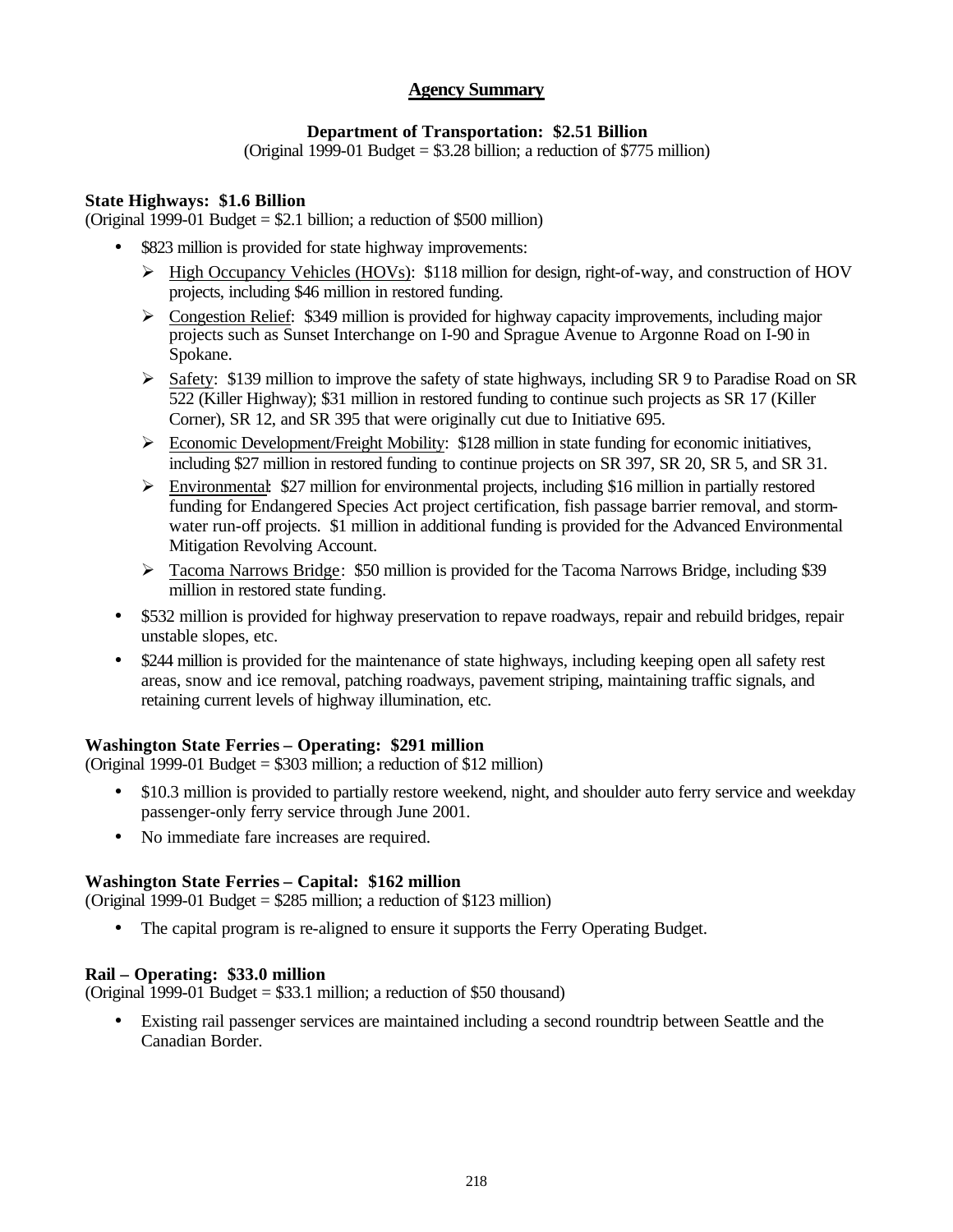# Agency Summary

## Department of Transportation: $2.51 Billion

(Original 1999-01 Budget = $3.28 billion; a reduction of $775 million)

### State Highways: $1.6 Billion

(Original 1999-01 Budget = $2.1 billion; a reduction of $500 million)

- $823 million is provided for state highway improvements:
  - High Occupancy Vehicles (HOVs): $118 million for design, right-of-way, and construction of HOV projects, including $46 million in restored funding.
  - Congestion Relief: $349 million is provided for highway capacity improvements, including major projects such as Sunset Interchange on I-90 and Sprague Avenue to Argonne Road on I-90 in Spokane.
  - Safety: $139 million to improve the safety of state highways, including SR 9 to Paradise Road on SR 522 (Killer Highway); $31 million in restored funding to continue such projects as SR 17 (Killer Corner), SR 12, and SR 395 that were originally cut due to Initiative 695.
  - Economic Development/Freight Mobility: $128 million in state funding for economic initiatives, including $27 million in restored funding to continue projects on SR 397, SR 20, SR 5, and SR 31.
  - Environmental: $27 million for environmental projects, including $16 million in partially restored funding for Endangered Species Act project certification, fish passage barrier removal, and storm-water run-off projects. $1 million in additional funding is provided for the Advanced Environmental Mitigation Revolving Account.
  - Tacoma Narrows Bridge: $50 million is provided for the Tacoma Narrows Bridge, including $39 million in restored state funding.
- $532 million is provided for highway preservation to repave roadways, repair and rebuild bridges, repair unstable slopes, etc.
- $244 million is provided for the maintenance of state highways, including keeping open all safety rest areas, snow and ice removal, patching roadways, pavement striping, maintaining traffic signals, and retaining current levels of highway illumination, etc.

### Washington State Ferries – Operating: $291 million

(Original 1999-01 Budget = $303 million; a reduction of $12 million)

- $10.3 million is provided to partially restore weekend, night, and shoulder auto ferry service and weekday passenger-only ferry service through June 2001.
- No immediate fare increases are required.

### Washington State Ferries – Capital: $162 million

(Original 1999-01 Budget = $285 million; a reduction of $123 million)

- The capital program is re-aligned to ensure it supports the Ferry Operating Budget.

### Rail – Operating: $33.0 million

(Original 1999-01 Budget = $33.1 million; a reduction of $50 thousand)

- Existing rail passenger services are maintained including a second roundtrip between Seattle and the Canadian Border.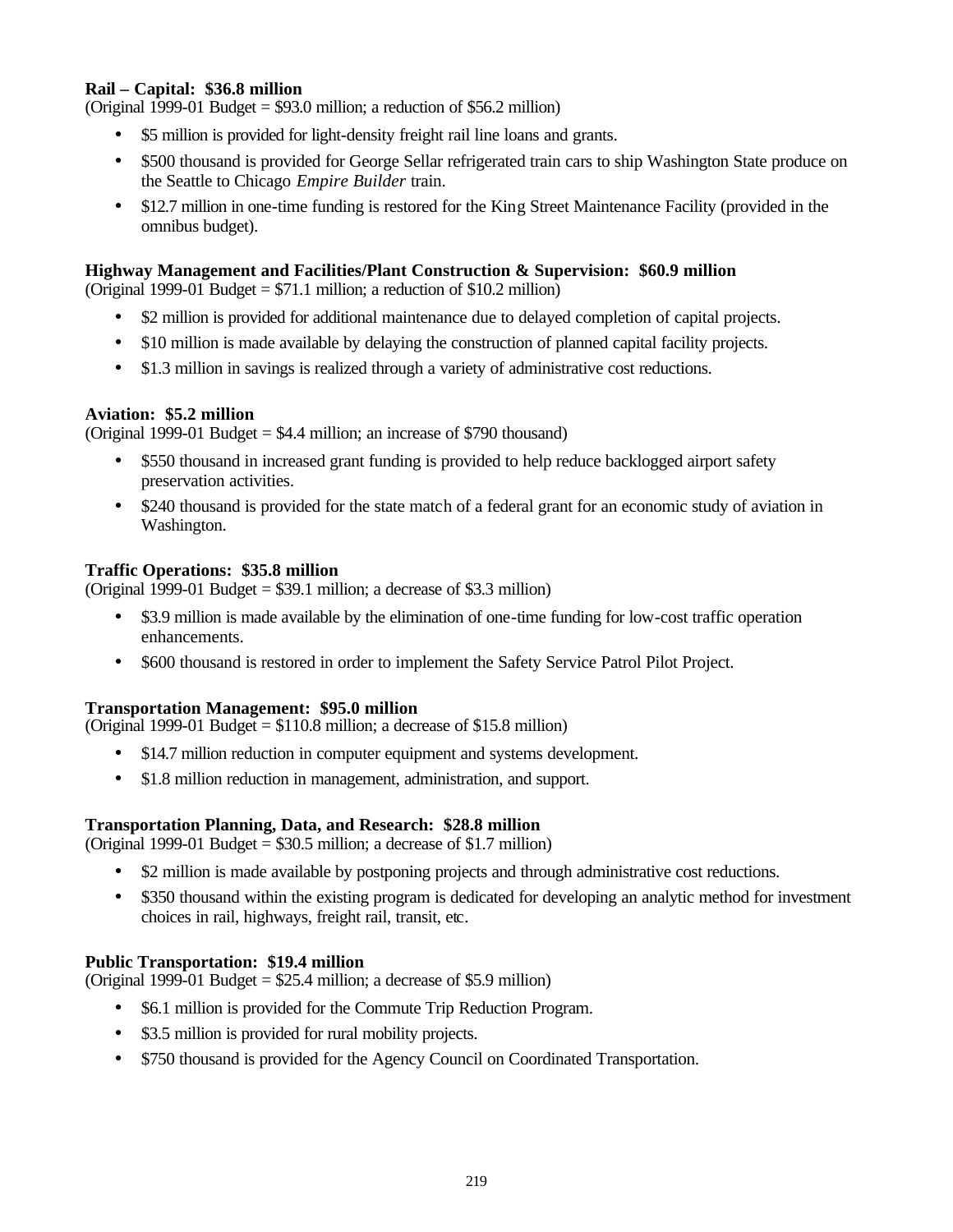**Rail – Capital: $36.8 million**
(Original 1999-01 Budget = $93.0 million; a reduction of $56.2 million)

- $5 million is provided for light-density freight rail line loans and grants.
- $500 thousand is provided for George Sellar refrigerated train cars to ship Washington State produce on the Seattle to Chicago *Empire Builder* train.
- $12.7 million in one-time funding is restored for the King Street Maintenance Facility (provided in the omnibus budget).

**Highway Management and Facilities/Plant Construction & Supervision: $60.9 million**
(Original 1999-01 Budget = $71.1 million; a reduction of $10.2 million)

- $2 million is provided for additional maintenance due to delayed completion of capital projects.
- $10 million is made available by delaying the construction of planned capital facility projects.
- $1.3 million in savings is realized through a variety of administrative cost reductions.

**Aviation: $5.2 million**
(Original 1999-01 Budget = $4.4 million; an increase of $790 thousand)

- $550 thousand in increased grant funding is provided to help reduce backlogged airport safety preservation activities.
- $240 thousand is provided for the state match of a federal grant for an economic study of aviation in Washington.

**Traffic Operations: $35.8 million**
(Original 1999-01 Budget = $39.1 million; a decrease of $3.3 million)

- $3.9 million is made available by the elimination of one-time funding for low-cost traffic operation enhancements.
- $600 thousand is restored in order to implement the Safety Service Patrol Pilot Project.

**Transportation Management: $95.0 million**
(Original 1999-01 Budget = $110.8 million; a decrease of $15.8 million)

- $14.7 million reduction in computer equipment and systems development.
- $1.8 million reduction in management, administration, and support.

**Transportation Planning, Data, and Research: $28.8 million**
(Original 1999-01 Budget = $30.5 million; a decrease of $1.7 million)

- $2 million is made available by postponing projects and through administrative cost reductions.
- $350 thousand within the existing program is dedicated for developing an analytic method for investment choices in rail, highways, freight rail, transit, etc.

**Public Transportation: $19.4 million**
(Original 1999-01 Budget = $25.4 million; a decrease of $5.9 million)

- $6.1 million is provided for the Commute Trip Reduction Program.
- $3.5 million is provided for rural mobility projects.
- $750 thousand is provided for the Agency Council on Coordinated Transportation.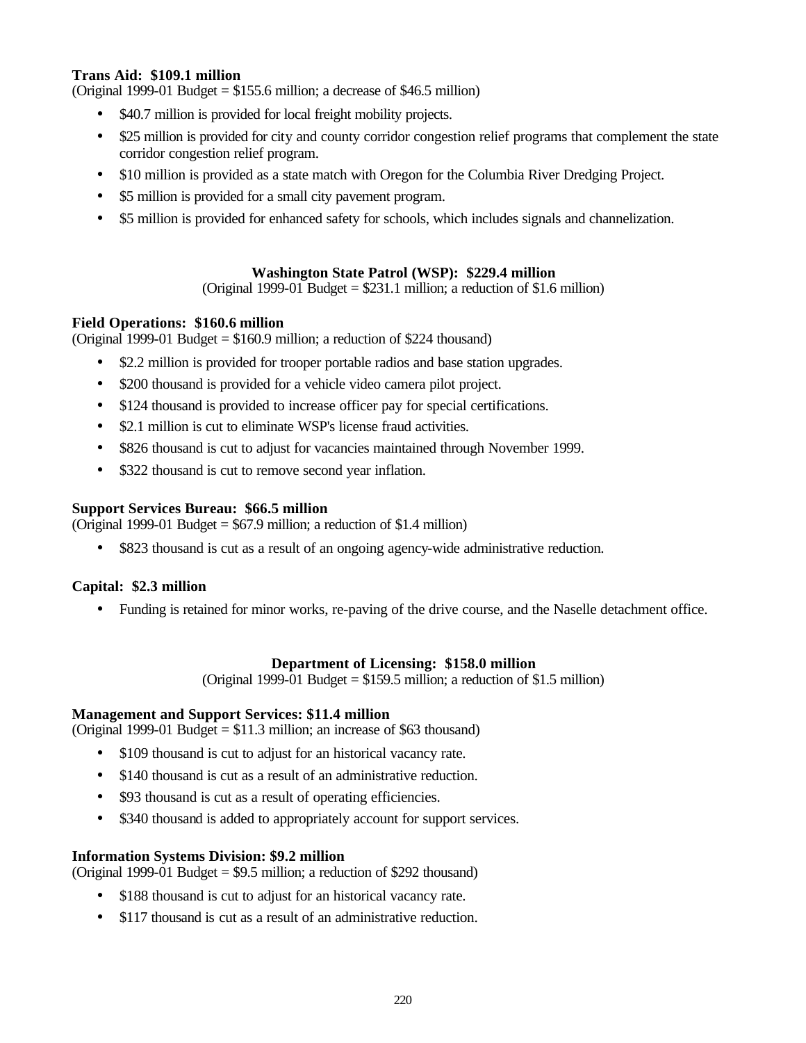**Trans Aid: $109.1 million**
(Original 1999-01 Budget = $155.6 million; a decrease of $46.5 million)

- $40.7 million is provided for local freight mobility projects.
- $25 million is provided for city and county corridor congestion relief programs that complement the state corridor congestion relief program.
- $10 million is provided as a state match with Oregon for the Columbia River Dredging Project.
- $5 million is provided for a small city pavement program.
- $5 million is provided for enhanced safety for schools, which includes signals and channelization.

## Washington State Patrol (WSP): $229.4 million

(Original 1999-01 Budget = $231.1 million; a reduction of $1.6 million)

**Field Operations: $160.6 million**
(Original 1999-01 Budget = $160.9 million; a reduction of $224 thousand)

- $2.2 million is provided for trooper portable radios and base station upgrades.
- $200 thousand is provided for a vehicle video camera pilot project.
- $124 thousand is provided to increase officer pay for special certifications.
- $2.1 million is cut to eliminate WSP's license fraud activities.
- $826 thousand is cut to adjust for vacancies maintained through November 1999.
- $322 thousand is cut to remove second year inflation.

**Support Services Bureau: $66.5 million**
(Original 1999-01 Budget = $67.9 million; a reduction of $1.4 million)

- $823 thousand is cut as a result of an ongoing agency-wide administrative reduction.

**Capital: $2.3 million**

- Funding is retained for minor works, re-paving of the drive course, and the Naselle detachment office.

## Department of Licensing: $158.0 million

(Original 1999-01 Budget = $159.5 million; a reduction of $1.5 million)

**Management and Support Services: $11.4 million**
(Original 1999-01 Budget = $11.3 million; an increase of $63 thousand)

- $109 thousand is cut to adjust for an historical vacancy rate.
- $140 thousand is cut as a result of an administrative reduction.
- $93 thousand is cut as a result of operating efficiencies.
- $340 thousand is added to appropriately account for support services.

**Information Systems Division: $9.2 million**
(Original 1999-01 Budget = $9.5 million; a reduction of $292 thousand)

- $188 thousand is cut to adjust for an historical vacancy rate.
- $117 thousand is cut as a result of an administrative reduction.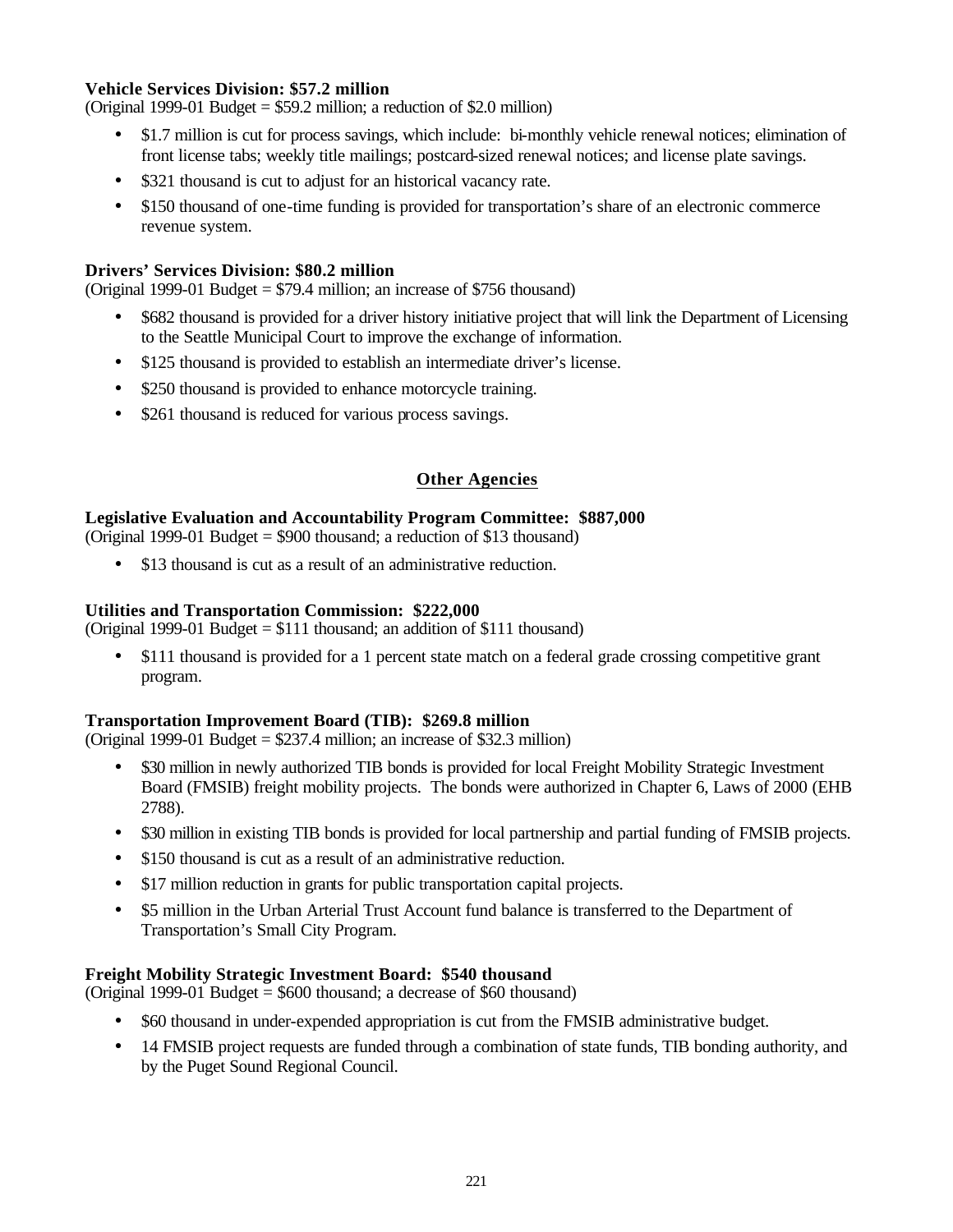**Vehicle Services Division: $57.2 million**
(Original 1999-01 Budget = $59.2 million; a reduction of $2.0 million)

- $1.7 million is cut for process savings, which include: bi-monthly vehicle renewal notices; elimination of front license tabs; weekly title mailings; postcard-sized renewal notices; and license plate savings.
- $321 thousand is cut to adjust for an historical vacancy rate.
- $150 thousand of one-time funding is provided for transportation's share of an electronic commerce revenue system.

**Drivers' Services Division: $80.2 million**
(Original 1999-01 Budget = $79.4 million; an increase of $756 thousand)

- $682 thousand is provided for a driver history initiative project that will link the Department of Licensing to the Seattle Municipal Court to improve the exchange of information.
- $125 thousand is provided to establish an intermediate driver's license.
- $250 thousand is provided to enhance motorcycle training.
- $261 thousand is reduced for various process savings.

## Other Agencies

**Legislative Evaluation and Accountability Program Committee: $887,000**
(Original 1999-01 Budget = $900 thousand; a reduction of $13 thousand)

- $13 thousand is cut as a result of an administrative reduction.

**Utilities and Transportation Commission: $222,000**
(Original 1999-01 Budget = $111 thousand; an addition of $111 thousand)

- $111 thousand is provided for a 1 percent state match on a federal grade crossing competitive grant program.

**Transportation Improvement Board (TIB): $269.8 million**
(Original 1999-01 Budget = $237.4 million; an increase of $32.3 million)

- $30 million in newly authorized TIB bonds is provided for local Freight Mobility Strategic Investment Board (FMSIB) freight mobility projects. The bonds were authorized in Chapter 6, Laws of 2000 (EHB 2788).
- $30 million in existing TIB bonds is provided for local partnership and partial funding of FMSIB projects.
- $150 thousand is cut as a result of an administrative reduction.
- $17 million reduction in grants for public transportation capital projects.
- $5 million in the Urban Arterial Trust Account fund balance is transferred to the Department of Transportation's Small City Program.

**Freight Mobility Strategic Investment Board: $540 thousand**
(Original 1999-01 Budget = $600 thousand; a decrease of $60 thousand)

- $60 thousand in under-expended appropriation is cut from the FMSIB administrative budget.
- 14 FMSIB project requests are funded through a combination of state funds, TIB bonding authority, and by the Puget Sound Regional Council.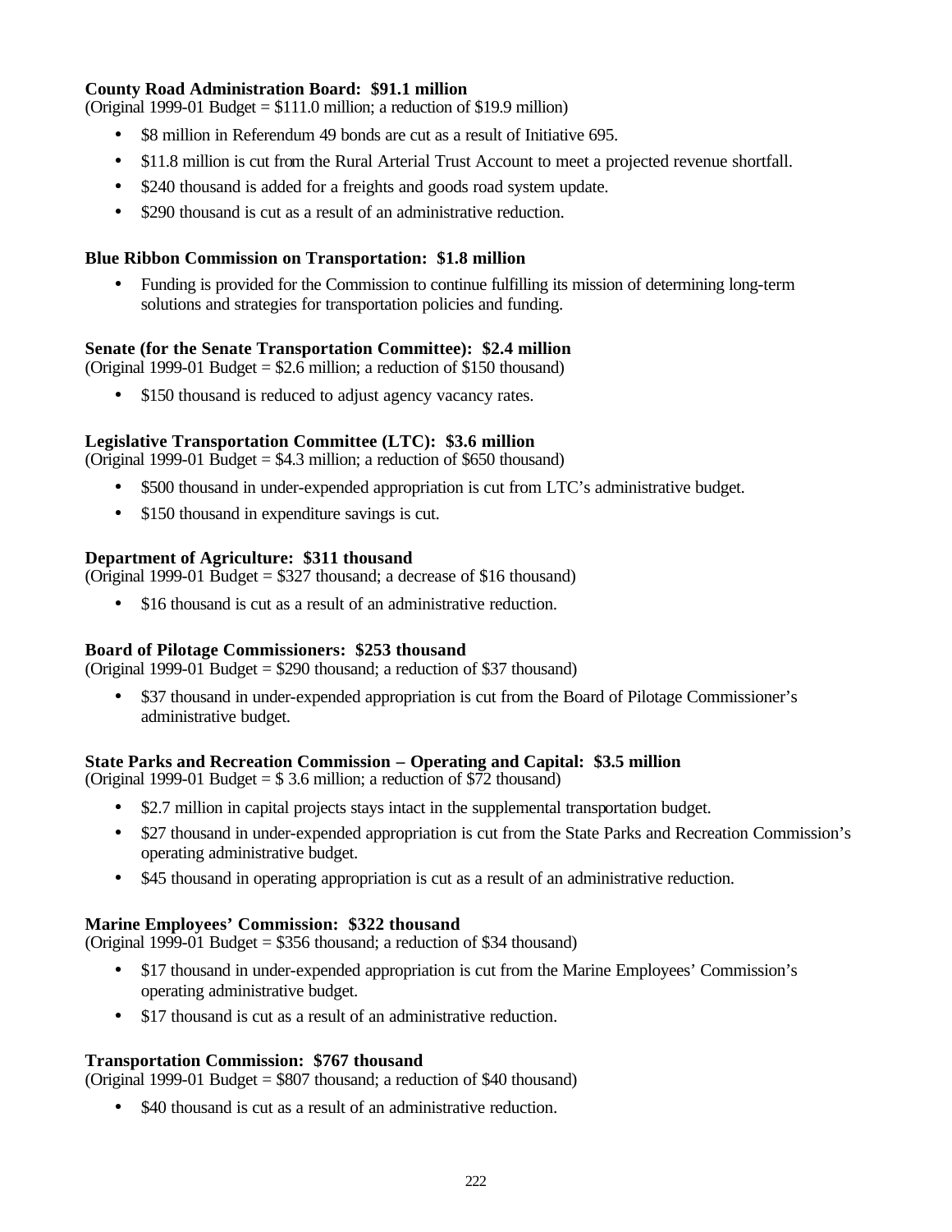**County Road Administration Board: $91.1 million**
(Original 1999-01 Budget = $111.0 million; a reduction of $19.9 million)

- $8 million in Referendum 49 bonds are cut as a result of Initiative 695.
- $11.8 million is cut from the Rural Arterial Trust Account to meet a projected revenue shortfall.
- $240 thousand is added for a freights and goods road system update.
- $290 thousand is cut as a result of an administrative reduction.

**Blue Ribbon Commission on Transportation: $1.8 million**

- Funding is provided for the Commission to continue fulfilling its mission of determining long-term solutions and strategies for transportation policies and funding.

**Senate (for the Senate Transportation Committee): $2.4 million**
(Original 1999-01 Budget = $2.6 million; a reduction of $150 thousand)

- $150 thousand is reduced to adjust agency vacancy rates.

**Legislative Transportation Committee (LTC): $3.6 million**
(Original 1999-01 Budget = $4.3 million; a reduction of $650 thousand)

- $500 thousand in under-expended appropriation is cut from LTC's administrative budget.
- $150 thousand in expenditure savings is cut.

**Department of Agriculture: $311 thousand**
(Original 1999-01 Budget = $327 thousand; a decrease of $16 thousand)

- $16 thousand is cut as a result of an administrative reduction.

**Board of Pilotage Commissioners: $253 thousand**
(Original 1999-01 Budget = $290 thousand; a reduction of $37 thousand)

- $37 thousand in under-expended appropriation is cut from the Board of Pilotage Commissioner's administrative budget.

**State Parks and Recreation Commission – Operating and Capital: $3.5 million**
(Original 1999-01 Budget = $ 3.6 million; a reduction of $72 thousand)

- $2.7 million in capital projects stays intact in the supplemental transportation budget.
- $27 thousand in under-expended appropriation is cut from the State Parks and Recreation Commission's operating administrative budget.
- $45 thousand in operating appropriation is cut as a result of an administrative reduction.

**Marine Employees' Commission: $322 thousand**
(Original 1999-01 Budget = $356 thousand; a reduction of $34 thousand)

- $17 thousand in under-expended appropriation is cut from the Marine Employees' Commission's operating administrative budget.
- $17 thousand is cut as a result of an administrative reduction.

**Transportation Commission: $767 thousand**
(Original 1999-01 Budget = $807 thousand; a reduction of $40 thousand)

- $40 thousand is cut as a result of an administrative reduction.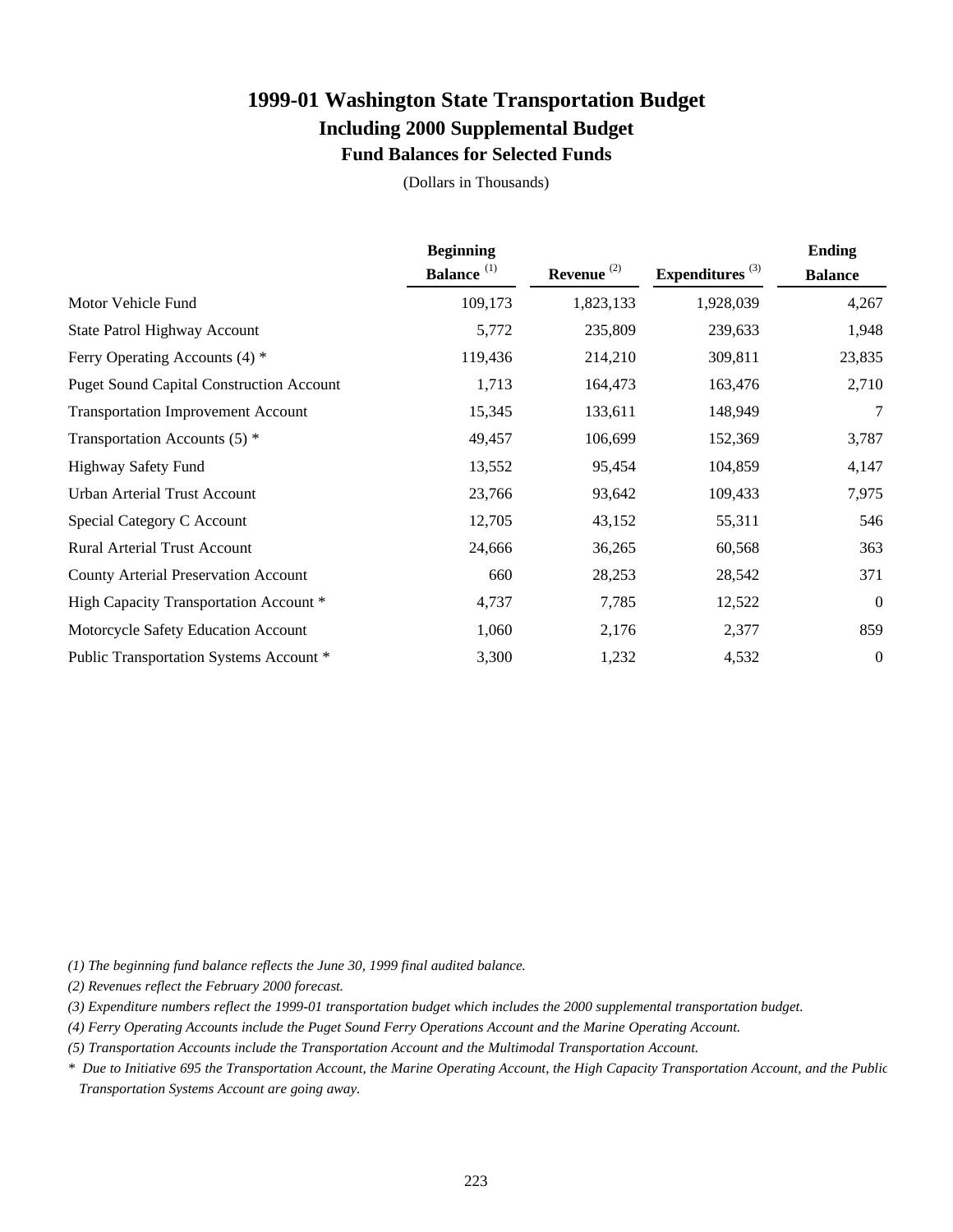# 1999-01 Washington State Transportation Budget

## Including 2000 Supplemental Budget

### Fund Balances for Selected Funds

(Dollars in Thousands)

| | Beginning Balance (1) | Revenue (2) | Expenditures (3) | Ending Balance |
|---|---|---|---|---|
| Motor Vehicle Fund | 109,173 | 1,823,133 | 1,928,039 | 4,267 |
| State Patrol Highway Account | 5,772 | 235,809 | 239,633 | 1,948 |
| Ferry Operating Accounts (4) * | 119,436 | 214,210 | 309,811 | 23,835 |
| Puget Sound Capital Construction Account | 1,713 | 164,473 | 163,476 | 2,710 |
| Transportation Improvement Account | 15,345 | 133,611 | 148,949 | 7 |
| Transportation Accounts (5) * | 49,457 | 106,699 | 152,369 | 3,787 |
| Highway Safety Fund | 13,552 | 95,454 | 104,859 | 4,147 |
| Urban Arterial Trust Account | 23,766 | 93,642 | 109,433 | 7,975 |
| Special Category C Account | 12,705 | 43,152 | 55,311 | 546 |
| Rural Arterial Trust Account | 24,666 | 36,265 | 60,568 | 363 |
| County Arterial Preservation Account | 660 | 28,253 | 28,542 | 371 |
| High Capacity Transportation Account * | 4,737 | 7,785 | 12,522 | 0 |
| Motorcycle Safety Education Account | 1,060 | 2,176 | 2,377 | 859 |
| Public Transportation Systems Account * | 3,300 | 1,232 | 4,532 | 0 |

*(1) The beginning fund balance reflects the June 30, 1999 final audited balance.*

*(2) Revenues reflect the February 2000 forecast.*

*(3) Expenditure numbers reflect the 1999-01 transportation budget which includes the 2000 supplemental transportation budget.*

*(4) Ferry Operating Accounts include the Puget Sound Ferry Operations Account and the Marine Operating Account.*

*(5) Transportation Accounts include the Transportation Account and the Multimodal Transportation Account.*

*\* Due to Initiative 695 the Transportation Account, the Marine Operating Account, the High Capacity Transportation Account, and the Public Transportation Systems Account are going away.*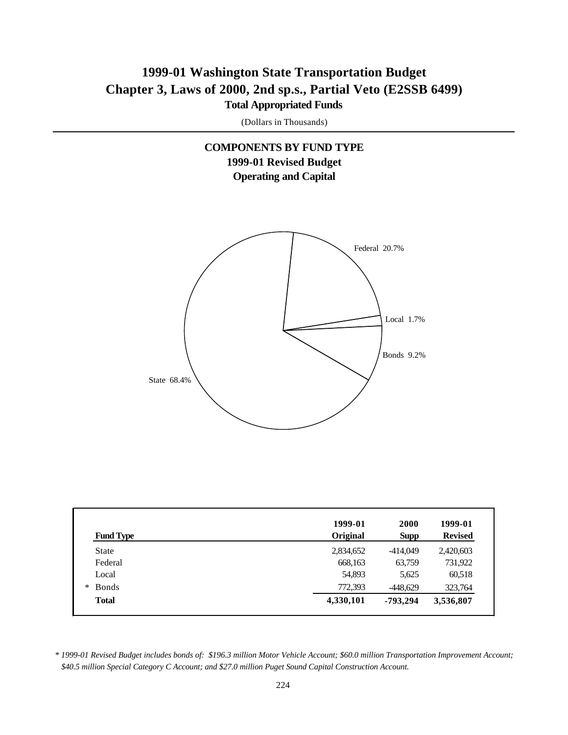# 1999-01 Washington State Transportation Budget

## Chapter 3, Laws of 2000, 2nd sp.s., Partial Veto (E2SSB 6499)

### Total Appropriated Funds

(Dollars in Thousands)

### COMPONENTS BY FUND TYPE
### 1999-01 Revised Budget
### Operating and Capital

Federal 20.7%

Local 1.7%

Bonds 9.2%

State 68.4%

| Fund Type | 1999-01 Original | 2000 Supp | 1999-01 Revised |
|---|---|---|---|
| State | 2,834,652 | -414,049 | 2,420,603 |
| Federal | 668,163 | 63,759 | 731,922 |
| Local | 54,893 | 5,625 | 60,518 |
| * Bonds | 772,393 | -448,629 | 323,764 |
| **Total** | **4,330,101** | **-793,294** | **3,536,807** |

*\* 1999-01 Revised Budget includes bonds of: $196.3 million Motor Vehicle Account; $60.0 million Transportation Improvement Account; $40.5 million Special Category C Account; and $27.0 million Puget Sound Capital Construction Account.*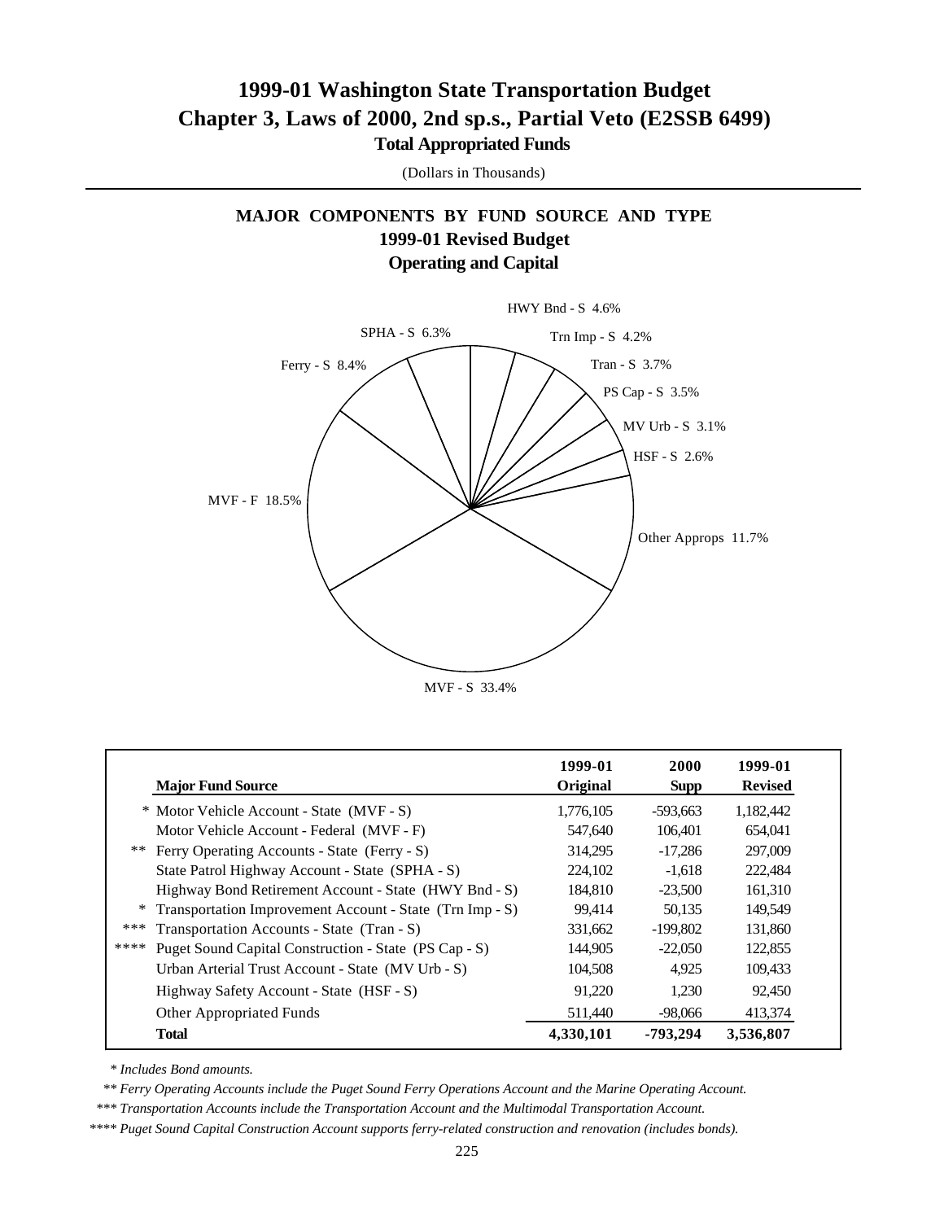# 1999-01 Washington State Transportation Budget
# Chapter 3, Laws of 2000, 2nd sp.s., Partial Veto (E2SSB 6499)
### Total Appropriated Funds

(Dollars in Thousands)

## MAJOR COMPONENTS BY FUND SOURCE AND TYPE
### 1999-01 Revised Budget
### Operating and Capital

HWY Bnd - S 4.6%
SPHA - S 6.3%
Trn Imp - S 4.2%
Tran - S 3.7%
Ferry - S 8.4%
PS Cap - S 3.5%
MV Urb - S 3.1%
HSF - S 2.6%
MVF - F 18.5%
Other Approps 11.7%
MVF - S 33.4%

| | Major Fund Source | 1999-01 Original | 2000 Supp | 1999-01 Revised |
|---|---|---|---|---|
| * | Motor Vehicle Account - State (MVF - S) | 1,776,105 | -593,663 | 1,182,442 |
| | Motor Vehicle Account - Federal (MVF - F) | 547,640 | 106,401 | 654,041 |
| ** | Ferry Operating Accounts - State (Ferry - S) | 314,295 | -17,286 | 297,009 |
| | State Patrol Highway Account - State (SPHA - S) | 224,102 | -1,618 | 222,484 |
| | Highway Bond Retirement Account - State (HWY Bnd - S) | 184,810 | -23,500 | 161,310 |
| * | Transportation Improvement Account - State (Trn Imp - S) | 99,414 | 50,135 | 149,549 |
| *** | Transportation Accounts - State (Tran - S) | 331,662 | -199,802 | 131,860 |
| **** | Puget Sound Capital Construction - State (PS Cap - S) | 144,905 | -22,050 | 122,855 |
| | Urban Arterial Trust Account - State (MV Urb - S) | 104,508 | 4,925 | 109,433 |
| | Highway Safety Account - State (HSF - S) | 91,220 | 1,230 | 92,450 |
| | Other Appropriated Funds | 511,440 | -98,066 | 413,374 |
| | **Total** | **4,330,101** | **-793,294** | **3,536,807** |

*\* Includes Bond amounts.*

*\*\* Ferry Operating Accounts include the Puget Sound Ferry Operations Account and the Marine Operating Account.*

*\*\*\* Transportation Accounts include the Transportation Account and the Multimodal Transportation Account.*

*\*\*\*\* Puget Sound Capital Construction Account supports ferry-related construction and renovation (includes bonds).*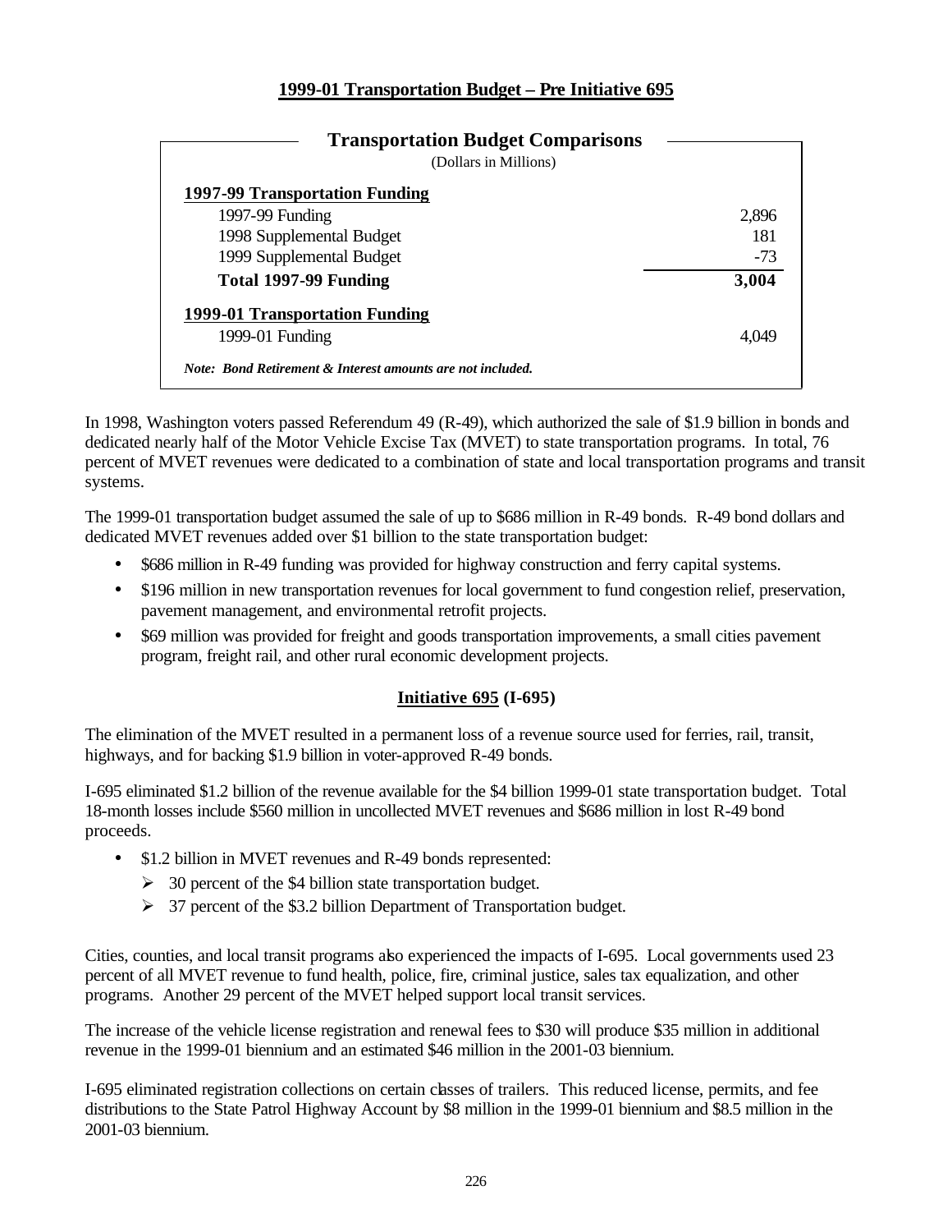## 1999-01 Transportation Budget – Pre Initiative 695

| Transportation Budget Comparisons (Dollars in Millions) | |
|---|---|
| **1997-99 Transportation Funding** | |
| 1997-99 Funding | 2,896 |
| 1998 Supplemental Budget | 181 |
| 1999 Supplemental Budget | -73 |
| **Total 1997-99 Funding** | **3,004** |
| **1999-01 Transportation Funding** | |
| 1999-01 Funding | 4,049 |

*Note: Bond Retirement & Interest amounts are not included.*

In 1998, Washington voters passed Referendum 49 (R-49), which authorized the sale of $1.9 billion in bonds and dedicated nearly half of the Motor Vehicle Excise Tax (MVET) to state transportation programs. In total, 76 percent of MVET revenues were dedicated to a combination of state and local transportation programs and transit systems.

The 1999-01 transportation budget assumed the sale of up to $686 million in R-49 bonds. R-49 bond dollars and dedicated MVET revenues added over $1 billion to the state transportation budget:

- $686 million in R-49 funding was provided for highway construction and ferry capital systems.
- $196 million in new transportation revenues for local government to fund congestion relief, preservation, pavement management, and environmental retrofit projects.
- $69 million was provided for freight and goods transportation improvements, a small cities pavement program, freight rail, and other rural economic development projects.

## Initiative 695 (I-695)

The elimination of the MVET resulted in a permanent loss of a revenue source used for ferries, rail, transit, highways, and for backing $1.9 billion in voter-approved R-49 bonds.

I-695 eliminated $1.2 billion of the revenue available for the $4 billion 1999-01 state transportation budget. Total 18-month losses include $560 million in uncollected MVET revenues and $686 million in lost R-49 bond proceeds.

- $1.2 billion in MVET revenues and R-49 bonds represented:
  - 30 percent of the $4 billion state transportation budget.
  - 37 percent of the $3.2 billion Department of Transportation budget.

Cities, counties, and local transit programs also experienced the impacts of I-695. Local governments used 23 percent of all MVET revenue to fund health, police, fire, criminal justice, sales tax equalization, and other programs. Another 29 percent of the MVET helped support local transit services.

The increase of the vehicle license registration and renewal fees to $30 will produce $35 million in additional revenue in the 1999-01 biennium and an estimated $46 million in the 2001-03 biennium.

I-695 eliminated registration collections on certain classes of trailers. This reduced license, permits, and fee distributions to the State Patrol Highway Account by $8 million in the 1999-01 biennium and $8.5 million in the 2001-03 biennium.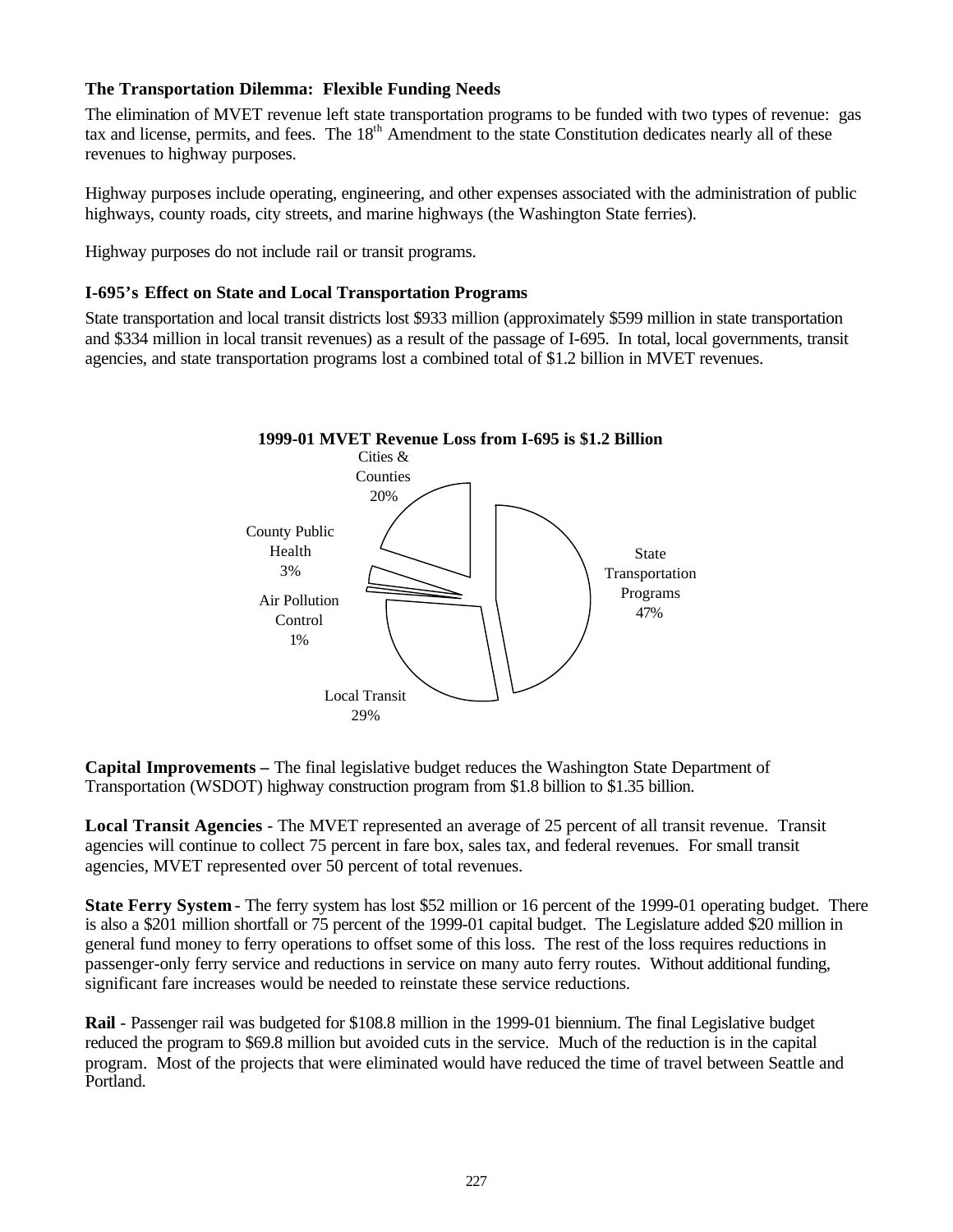### The Transportation Dilemma: Flexible Funding Needs

The elimination of MVET revenue left state transportation programs to be funded with two types of revenue: gas tax and license, permits, and fees. The 18th Amendment to the state Constitution dedicates nearly all of these revenues to highway purposes.

Highway purposes include operating, engineering, and other expenses associated with the administration of public highways, county roads, city streets, and marine highways (the Washington State ferries).

Highway purposes do not include rail or transit programs.

### I-695's Effect on State and Local Transportation Programs

State transportation and local transit districts lost $933 million (approximately $599 million in state transportation and $334 million in local transit revenues) as a result of the passage of I-695. In total, local governments, transit agencies, and state transportation programs lost a combined total of $1.2 billion in MVET revenues.

**1999-01 MVET Revenue Loss from I-695 is $1.2 Billion**

| Category | Share |
|---|---|
| State Transportation Programs | 47% |
| Local Transit | 29% |
| Cities & Counties | 20% |
| County Public Health | 3% |
| Air Pollution Control | 1% |

**Capital Improvements –** The final legislative budget reduces the Washington State Department of Transportation (WSDOT) highway construction program from $1.8 billion to $1.35 billion.

**Local Transit Agencies** - The MVET represented an average of 25 percent of all transit revenue. Transit agencies will continue to collect 75 percent in fare box, sales tax, and federal revenues. For small transit agencies, MVET represented over 50 percent of total revenues.

**State Ferry System** - The ferry system has lost $52 million or 16 percent of the 1999-01 operating budget. There is also a $201 million shortfall or 75 percent of the 1999-01 capital budget. The Legislature added $20 million in general fund money to ferry operations to offset some of this loss. The rest of the loss requires reductions in passenger-only ferry service and reductions in service on many auto ferry routes. Without additional funding, significant fare increases would be needed to reinstate these service reductions.

**Rail** - Passenger rail was budgeted for $108.8 million in the 1999-01 biennium. The final Legislative budget reduced the program to $69.8 million but avoided cuts in the service. Much of the reduction is in the capital program. Most of the projects that were eliminated would have reduced the time of travel between Seattle and Portland.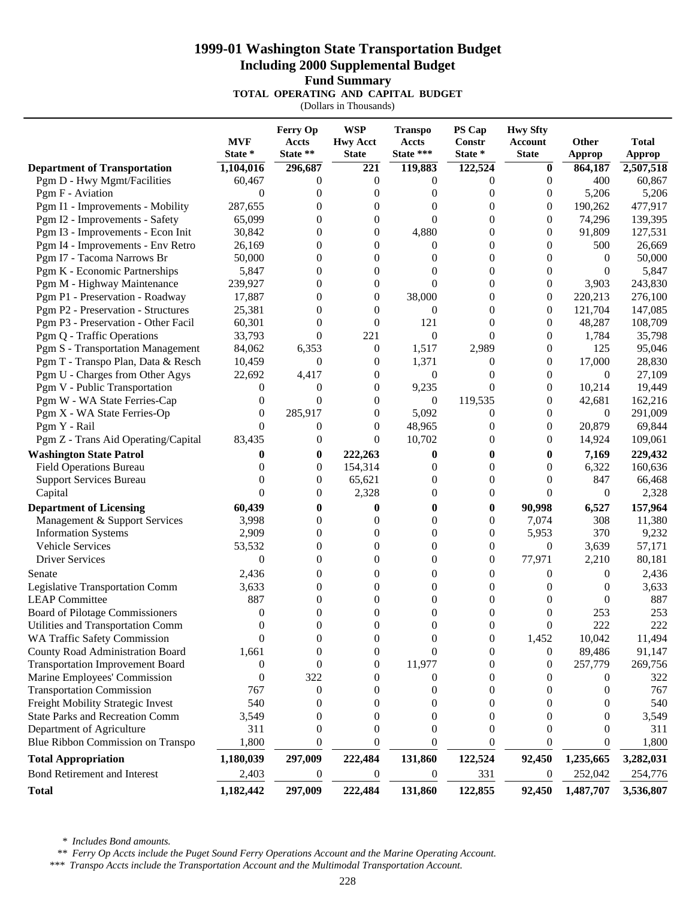# 1999-01 Washington State Transportation Budget
## Including 2000 Supplemental Budget
### Fund Summary
**TOTAL OPERATING AND CAPITAL BUDGET**

(Dollars in Thousands)

| | MVF State * | Ferry Op Accts State ** | WSP Hwy Acct State | Transpo Accts State *** | PS Cap Constr State * | Hwy Sfty Account State | Other Approp | Total Approp |
|---|---|---|---|---|---|---|---|---|
| **Department of Transportation** | **1,104,016** | **296,687** | **221** | **119,883** | **122,524** | **0** | **864,187** | **2,507,518** |
| Pgm D - Hwy Mgmt/Facilities | 60,467 | 0 | 0 | 0 | 0 | 0 | 400 | 60,867 |
| Pgm F - Aviation | 0 | 0 | 0 | 0 | 0 | 0 | 5,206 | 5,206 |
| Pgm I1 - Improvements - Mobility | 287,655 | 0 | 0 | 0 | 0 | 0 | 190,262 | 477,917 |
| Pgm I2 - Improvements - Safety | 65,099 | 0 | 0 | 0 | 0 | 0 | 74,296 | 139,395 |
| Pgm I3 - Improvements - Econ Init | 30,842 | 0 | 0 | 4,880 | 0 | 0 | 91,809 | 127,531 |
| Pgm I4 - Improvements - Env Retro | 26,169 | 0 | 0 | 0 | 0 | 0 | 500 | 26,669 |
| Pgm I7 - Tacoma Narrows Br | 50,000 | 0 | 0 | 0 | 0 | 0 | 0 | 50,000 |
| Pgm K - Economic Partnerships | 5,847 | 0 | 0 | 0 | 0 | 0 | 0 | 5,847 |
| Pgm M - Highway Maintenance | 239,927 | 0 | 0 | 0 | 0 | 0 | 3,903 | 243,830 |
| Pgm P1 - Preservation - Roadway | 17,887 | 0 | 0 | 38,000 | 0 | 0 | 220,213 | 276,100 |
| Pgm P2 - Preservation - Structures | 25,381 | 0 | 0 | 0 | 0 | 0 | 121,704 | 147,085 |
| Pgm P3 - Preservation - Other Facil | 60,301 | 0 | 0 | 121 | 0 | 0 | 48,287 | 108,709 |
| Pgm Q - Traffic Operations | 33,793 | 0 | 221 | 0 | 0 | 0 | 1,784 | 35,798 |
| Pgm S - Transportation Management | 84,062 | 6,353 | 0 | 1,517 | 2,989 | 0 | 125 | 95,046 |
| Pgm T - Transpo Plan, Data & Resch | 10,459 | 0 | 0 | 1,371 | 0 | 0 | 17,000 | 28,830 |
| Pgm U - Charges from Other Agys | 22,692 | 4,417 | 0 | 0 | 0 | 0 | 0 | 27,109 |
| Pgm V - Public Transportation | 0 | 0 | 0 | 9,235 | 0 | 0 | 10,214 | 19,449 |
| Pgm W - WA State Ferries-Cap | 0 | 0 | 0 | 0 | 119,535 | 0 | 42,681 | 162,216 |
| Pgm X - WA State Ferries-Op | 0 | 285,917 | 0 | 5,092 | 0 | 0 | 0 | 291,009 |
| Pgm Y - Rail | 0 | 0 | 0 | 48,965 | 0 | 0 | 20,879 | 69,844 |
| Pgm Z - Trans Aid Operating/Capital | 83,435 | 0 | 0 | 10,702 | 0 | 0 | 14,924 | 109,061 |
| **Washington State Patrol** | **0** | **0** | **222,263** | **0** | **0** | **0** | **7,169** | **229,432** |
| Field Operations Bureau | 0 | 0 | 154,314 | 0 | 0 | 0 | 6,322 | 160,636 |
| Support Services Bureau | 0 | 0 | 65,621 | 0 | 0 | 0 | 847 | 66,468 |
| Capital | 0 | 0 | 2,328 | 0 | 0 | 0 | 0 | 2,328 |
| **Department of Licensing** | **60,439** | **0** | **0** | **0** | **0** | **90,998** | **6,527** | **157,964** |
| Management & Support Services | 3,998 | 0 | 0 | 0 | 0 | 7,074 | 308 | 11,380 |
| Information Systems | 2,909 | 0 | 0 | 0 | 0 | 5,953 | 370 | 9,232 |
| Vehicle Services | 53,532 | 0 | 0 | 0 | 0 | 0 | 3,639 | 57,171 |
| Driver Services | 0 | 0 | 0 | 0 | 0 | 77,971 | 2,210 | 80,181 |
| Senate | 2,436 | 0 | 0 | 0 | 0 | 0 | 0 | 2,436 |
| Legislative Transportation Comm | 3,633 | 0 | 0 | 0 | 0 | 0 | 0 | 3,633 |
| LEAP Committee | 887 | 0 | 0 | 0 | 0 | 0 | 0 | 887 |
| Board of Pilotage Commissioners | 0 | 0 | 0 | 0 | 0 | 0 | 253 | 253 |
| Utilities and Transportation Comm | 0 | 0 | 0 | 0 | 0 | 0 | 222 | 222 |
| WA Traffic Safety Commission | 0 | 0 | 0 | 0 | 0 | 1,452 | 10,042 | 11,494 |
| County Road Administration Board | 1,661 | 0 | 0 | 0 | 0 | 0 | 89,486 | 91,147 |
| Transportation Improvement Board | 0 | 0 | 0 | 11,977 | 0 | 0 | 257,779 | 269,756 |
| Marine Employees' Commission | 0 | 322 | 0 | 0 | 0 | 0 | 0 | 322 |
| Transportation Commission | 767 | 0 | 0 | 0 | 0 | 0 | 0 | 767 |
| Freight Mobility Strategic Invest | 540 | 0 | 0 | 0 | 0 | 0 | 0 | 540 |
| State Parks and Recreation Comm | 3,549 | 0 | 0 | 0 | 0 | 0 | 0 | 3,549 |
| Department of Agriculture | 311 | 0 | 0 | 0 | 0 | 0 | 0 | 311 |
| Blue Ribbon Commission on Transpo | 1,800 | 0 | 0 | 0 | 0 | 0 | 0 | 1,800 |
| **Total Appropriation** | **1,180,039** | **297,009** | **222,484** | **131,860** | **122,524** | **92,450** | **1,235,665** | **3,282,031** |
| Bond Retirement and Interest | 2,403 | 0 | 0 | 0 | 331 | 0 | 252,042 | 254,776 |
| **Total** | **1,182,442** | **297,009** | **222,484** | **131,860** | **122,855** | **92,450** | **1,487,707** | **3,536,807** |

*\* Includes Bond amounts.*

*\*\* Ferry Op Accts include the Puget Sound Ferry Operations Account and the Marine Operating Account.*

*\*\*\* Transpo Accts include the Transportation Account and the Multimodal Transportation Account.*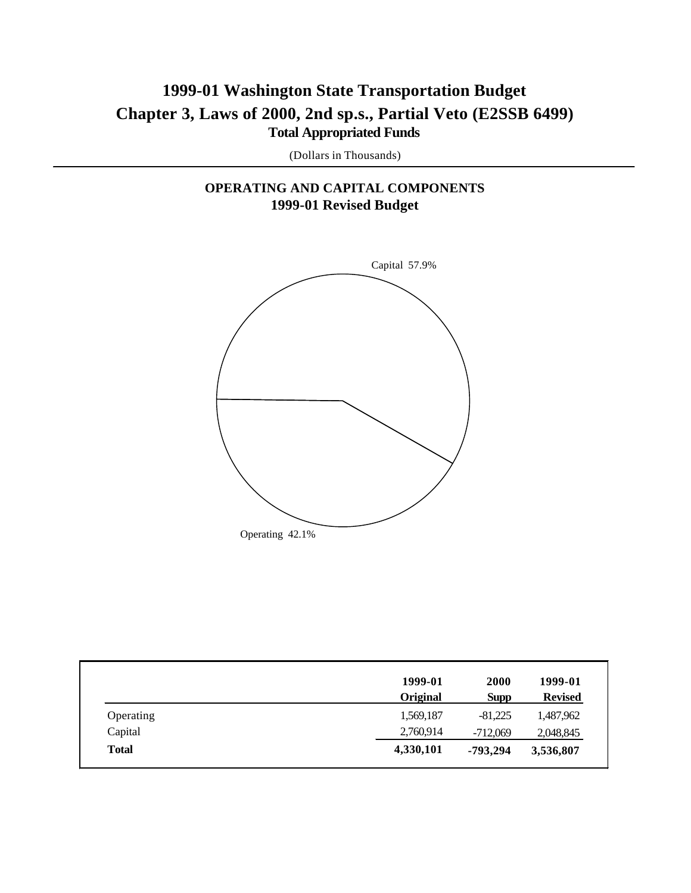# 1999-01 Washington State Transportation Budget

## Chapter 3, Laws of 2000, 2nd sp.s., Partial Veto (E2SSB 6499)

### Total Appropriated Funds

(Dollars in Thousands)

---

**OPERATING AND CAPITAL COMPONENTS**
**1999-01 Revised Budget**

Capital 57.9%

Operating 42.1%

| | 1999-01 Original | 2000 Supp | 1999-01 Revised |
|---|---|---|---|
| Operating | 1,569,187 | -81,225 | 1,487,962 |
| Capital | 2,760,914 | -712,069 | 2,048,845 |
| **Total** | **4,330,101** | **-793,294** | **3,536,807** |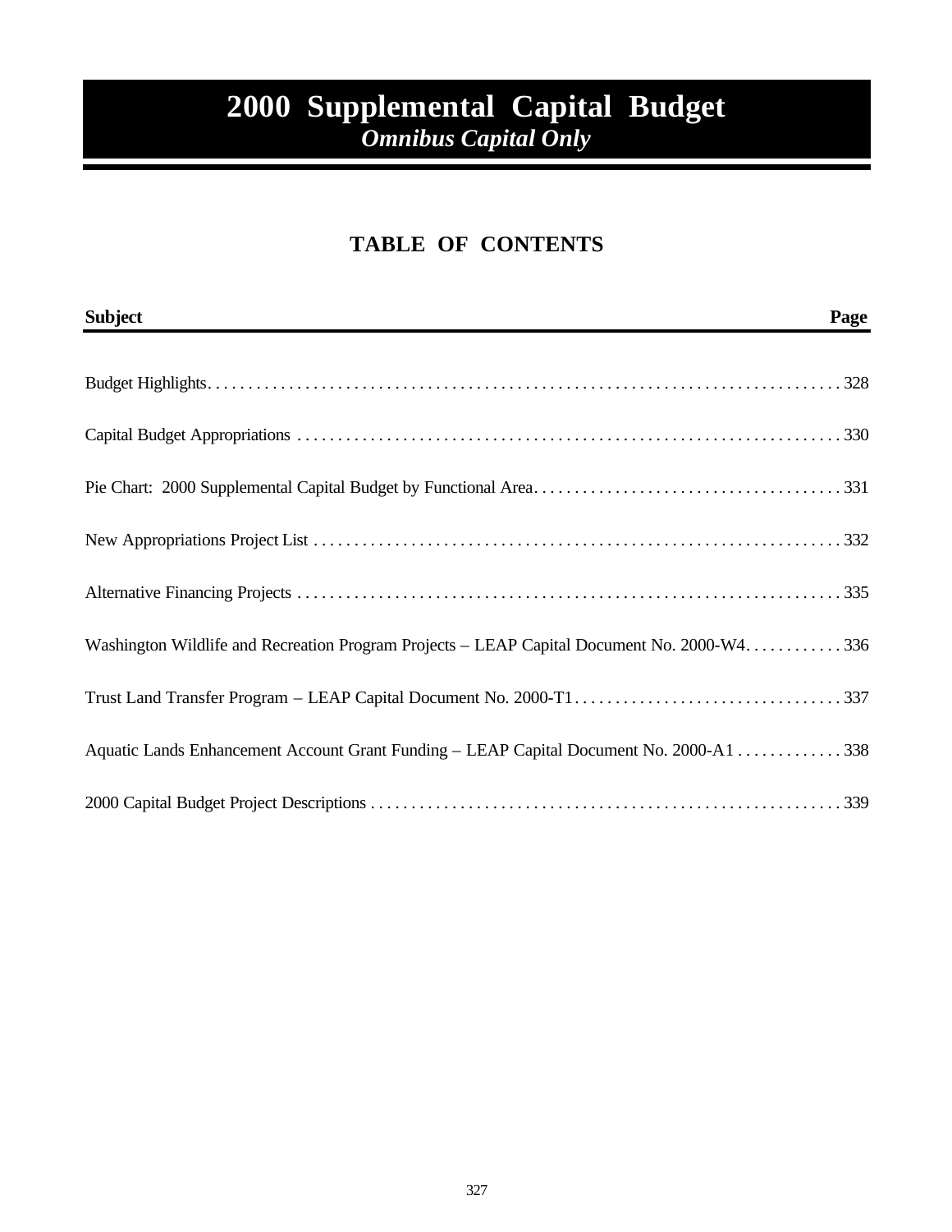# 2000 Supplemental Capital Budget
## *Omnibus Capital Only*

## TABLE OF CONTENTS

| Subject | Page |
|---|---|
| Budget Highlights | 328 |
| Capital Budget Appropriations | 330 |
| Pie Chart: 2000 Supplemental Capital Budget by Functional Area | 331 |
| New Appropriations Project List | 332 |
| Alternative Financing Projects | 335 |
| Washington Wildlife and Recreation Program Projects – LEAP Capital Document No. 2000-W4 | 336 |
| Trust Land Transfer Program – LEAP Capital Document No. 2000-T1 | 337 |
| Aquatic Lands Enhancement Account Grant Funding – LEAP Capital Document No. 2000-A1 | 338 |
| 2000 Capital Budget Project Descriptions | 339 |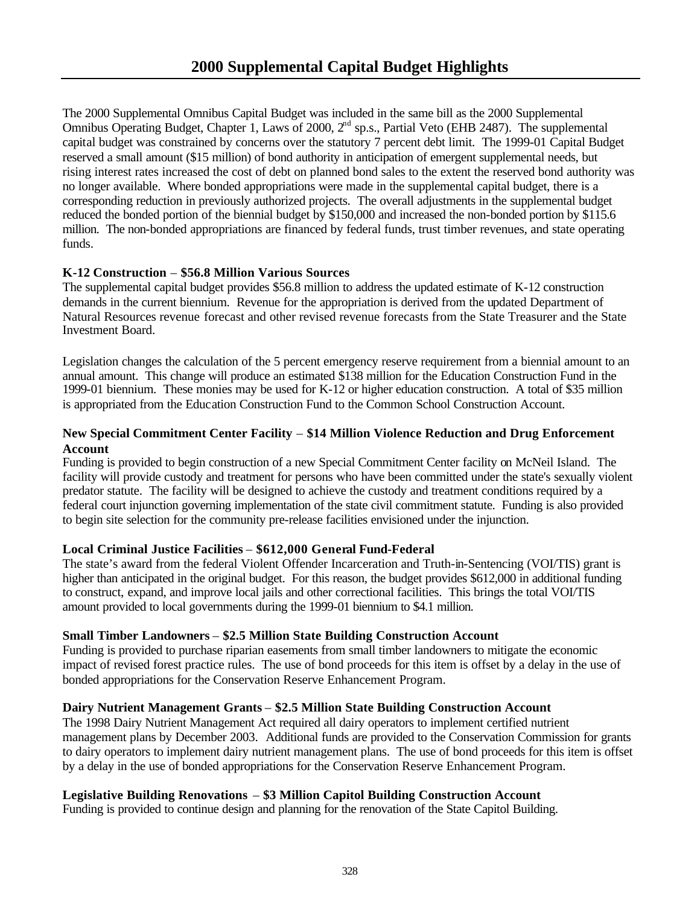# 2000 Supplemental Capital Budget Highlights

The 2000 Supplemental Omnibus Capital Budget was included in the same bill as the 2000 Supplemental Omnibus Operating Budget, Chapter 1, Laws of 2000, 2nd sp.s., Partial Veto (EHB 2487). The supplemental capital budget was constrained by concerns over the statutory 7 percent debt limit. The 1999-01 Capital Budget reserved a small amount ($15 million) of bond authority in anticipation of emergent supplemental needs, but rising interest rates increased the cost of debt on planned bond sales to the extent the reserved bond authority was no longer available. Where bonded appropriations were made in the supplemental capital budget, there is a corresponding reduction in previously authorized projects. The overall adjustments in the supplemental budget reduced the bonded portion of the biennial budget by $150,000 and increased the non-bonded portion by $115.6 million. The non-bonded appropriations are financed by federal funds, trust timber revenues, and state operating funds.

**K-12 Construction – $56.8 Million Various Sources**
The supplemental capital budget provides $56.8 million to address the updated estimate of K-12 construction demands in the current biennium. Revenue for the appropriation is derived from the updated Department of Natural Resources revenue forecast and other revised revenue forecasts from the State Treasurer and the State Investment Board.

Legislation changes the calculation of the 5 percent emergency reserve requirement from a biennial amount to an annual amount. This change will produce an estimated $138 million for the Education Construction Fund in the 1999-01 biennium. These monies may be used for K-12 or higher education construction. A total of $35 million is appropriated from the Education Construction Fund to the Common School Construction Account.

**New Special Commitment Center Facility – $14 Million Violence Reduction and Drug Enforcement Account**
Funding is provided to begin construction of a new Special Commitment Center facility on McNeil Island. The facility will provide custody and treatment for persons who have been committed under the state's sexually violent predator statute. The facility will be designed to achieve the custody and treatment conditions required by a federal court injunction governing implementation of the state civil commitment statute. Funding is also provided to begin site selection for the community pre-release facilities envisioned under the injunction.

**Local Criminal Justice Facilities – $612,000 General Fund-Federal**
The state's award from the federal Violent Offender Incarceration and Truth-in-Sentencing (VOI/TIS) grant is higher than anticipated in the original budget. For this reason, the budget provides $612,000 in additional funding to construct, expand, and improve local jails and other correctional facilities. This brings the total VOI/TIS amount provided to local governments during the 1999-01 biennium to $4.1 million.

**Small Timber Landowners – $2.5 Million State Building Construction Account**
Funding is provided to purchase riparian easements from small timber landowners to mitigate the economic impact of revised forest practice rules. The use of bond proceeds for this item is offset by a delay in the use of bonded appropriations for the Conservation Reserve Enhancement Program.

**Dairy Nutrient Management Grants – $2.5 Million State Building Construction Account**
The 1998 Dairy Nutrient Management Act required all dairy operators to implement certified nutrient management plans by December 2003. Additional funds are provided to the Conservation Commission for grants to dairy operators to implement dairy nutrient management plans. The use of bond proceeds for this item is offset by a delay in the use of bonded appropriations for the Conservation Reserve Enhancement Program.

**Legislative Building Renovations – $3 Million Capitol Building Construction Account**
Funding is provided to continue design and planning for the renovation of the State Capitol Building.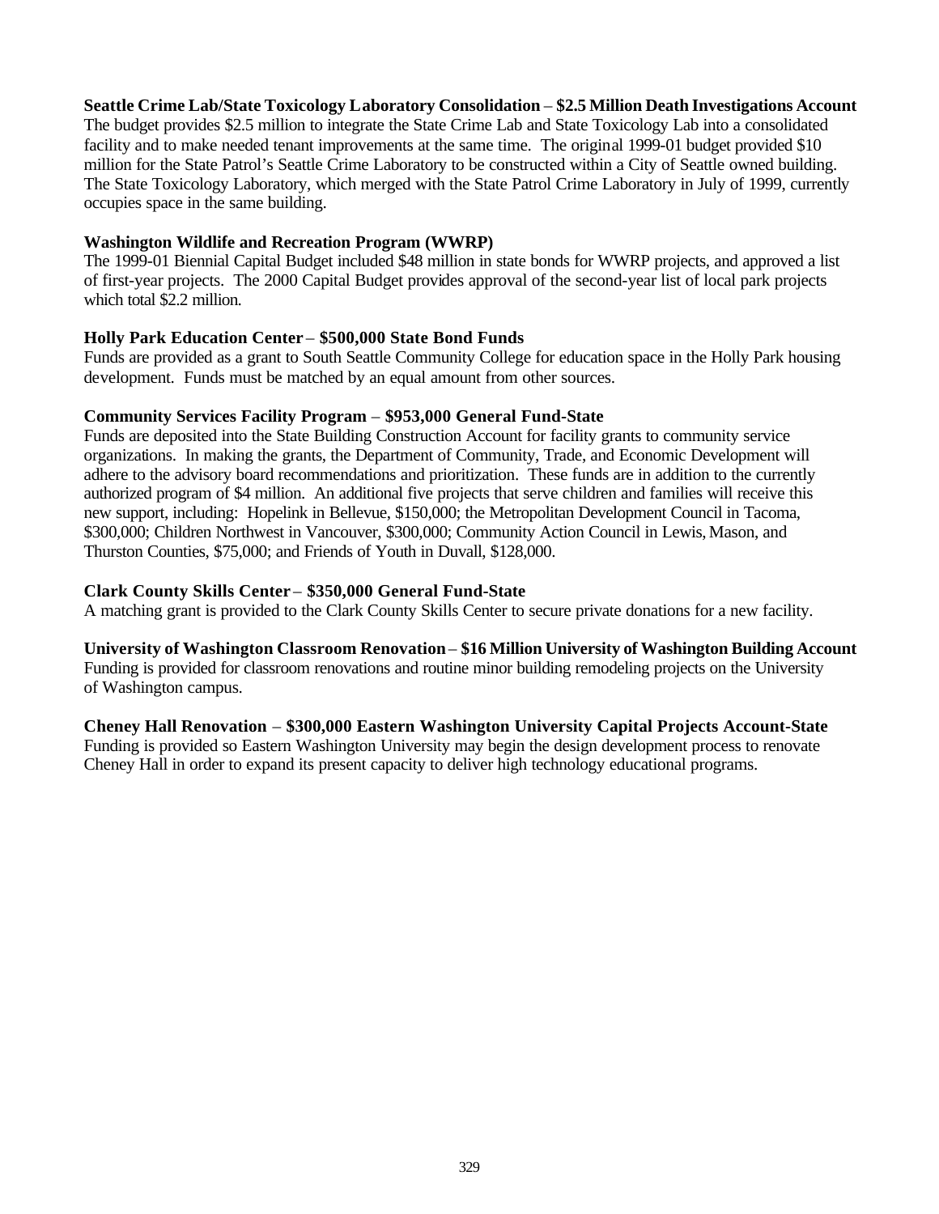**Seattle Crime Lab/State Toxicology Laboratory Consolidation – $2.5 Million Death Investigations Account**
The budget provides $2.5 million to integrate the State Crime Lab and State Toxicology Lab into a consolidated facility and to make needed tenant improvements at the same time. The original 1999-01 budget provided $10 million for the State Patrol's Seattle Crime Laboratory to be constructed within a City of Seattle owned building. The State Toxicology Laboratory, which merged with the State Patrol Crime Laboratory in July of 1999, currently occupies space in the same building.

**Washington Wildlife and Recreation Program (WWRP)**
The 1999-01 Biennial Capital Budget included $48 million in state bonds for WWRP projects, and approved a list of first-year projects. The 2000 Capital Budget provides approval of the second-year list of local park projects which total $2.2 million.

**Holly Park Education Center – $500,000 State Bond Funds**
Funds are provided as a grant to South Seattle Community College for education space in the Holly Park housing development. Funds must be matched by an equal amount from other sources.

**Community Services Facility Program – $953,000 General Fund-State**
Funds are deposited into the State Building Construction Account for facility grants to community service organizations. In making the grants, the Department of Community, Trade, and Economic Development will adhere to the advisory board recommendations and prioritization. These funds are in addition to the currently authorized program of $4 million. An additional five projects that serve children and families will receive this new support, including: Hopelink in Bellevue, $150,000; the Metropolitan Development Council in Tacoma, $300,000; Children Northwest in Vancouver, $300,000; Community Action Council in Lewis, Mason, and Thurston Counties, $75,000; and Friends of Youth in Duvall, $128,000.

**Clark County Skills Center – $350,000 General Fund-State**
A matching grant is provided to the Clark County Skills Center to secure private donations for a new facility.

**University of Washington Classroom Renovation – $16 Million University of Washington Building Account**
Funding is provided for classroom renovations and routine minor building remodeling projects on the University of Washington campus.

**Cheney Hall Renovation – $300,000 Eastern Washington University Capital Projects Account-State**
Funding is provided so Eastern Washington University may begin the design development process to renovate Cheney Hall in order to expand its present capacity to deliver high technology educational programs.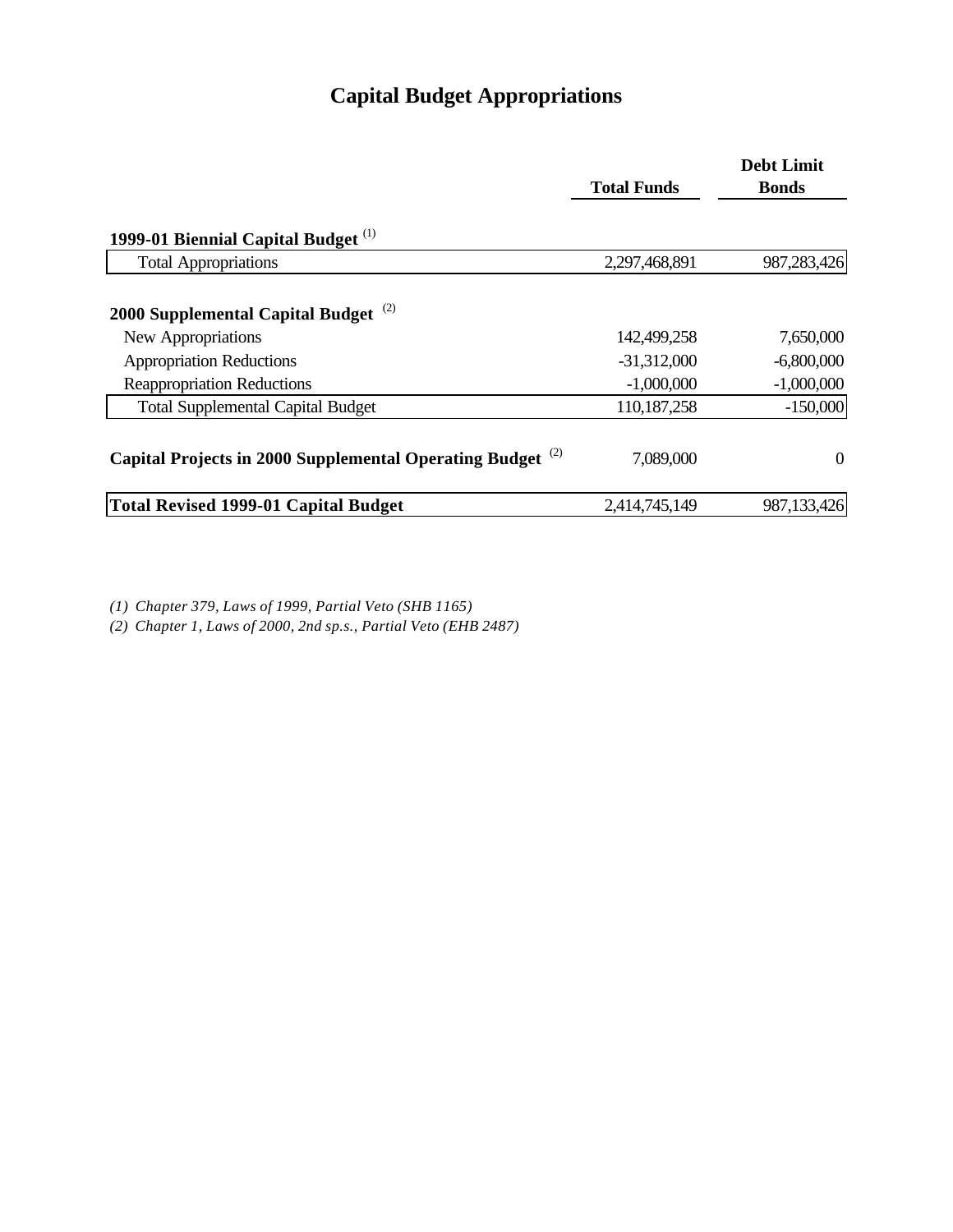# Capital Budget Appropriations

| | Total Funds | Debt Limit Bonds |
|---|---|---|
| **1999-01 Biennial Capital Budget** [1] | | |
| Total Appropriations | 2,297,468,891 | 987,283,426 |
| **2000 Supplemental Capital Budget** [2] | | |
| New Appropriations | 142,499,258 | 7,650,000 |
| Appropriation Reductions | -31,312,000 | -6,800,000 |
| Reappropriation Reductions | -1,000,000 | -1,000,000 |
| Total Supplemental Capital Budget | 110,187,258 | -150,000 |
| **Capital Projects in 2000 Supplemental Operating Budget** [2] | 7,089,000 | 0 |
| **Total Revised 1999-01 Capital Budget** | 2,414,745,149 | 987,133,426 |

*(1) Chapter 379, Laws of 1999, Partial Veto (SHB 1165)*

*(2) Chapter 1, Laws of 2000, 2nd sp.s., Partial Veto (EHB 2487)*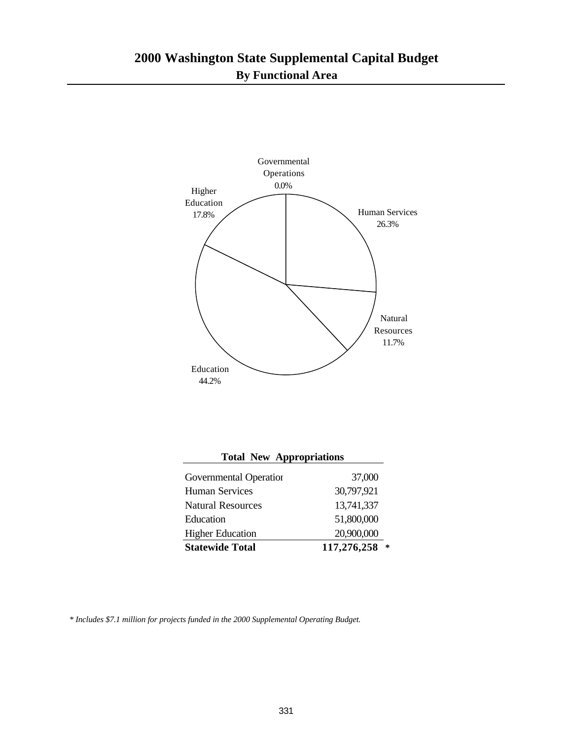# 2000 Washington State Supplemental Capital Budget

## By Functional Area

Governmental Operations 0.0%

Human Services 26.3%

Natural Resources 11.7%

Education 44.2%

Higher Education 17.8%

**Total New Appropriations**

| | |
|---|---|
| Governmental Operation | 37,000 |
| Human Services | 30,797,921 |
| Natural Resources | 13,741,337 |
| Education | 51,800,000 |
| Higher Education | 20,900,000 |
| **Statewide Total** | **117,276,258** * |

*\* Includes $7.1 million for projects funded in the 2000 Supplemental Operating Budget.*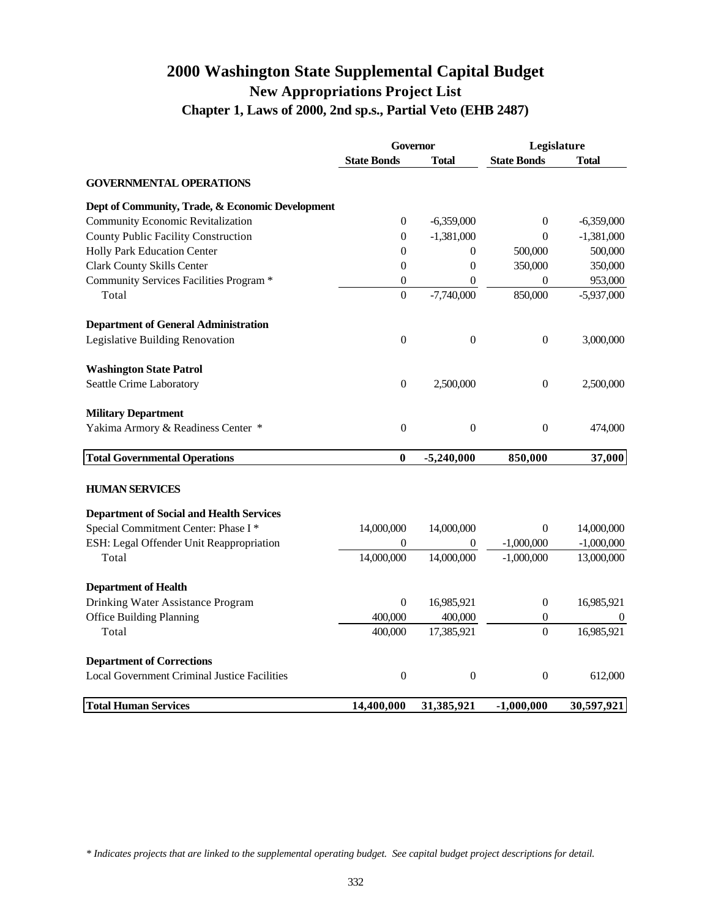# 2000 Washington State Supplemental Capital Budget

## New Appropriations Project List

### Chapter 1, Laws of 2000, 2nd sp.s., Partial Veto (EHB 2487)

| | Governor | | Legislature | |
|---|---|---|---|---|
| | **State Bonds** | **Total** | **State Bonds** | **Total** |
| **GOVERNMENTAL OPERATIONS** | | | | |
| **Dept of Community, Trade, & Economic Development** | | | | |
| Community Economic Revitalization | 0 | -6,359,000 | 0 | -6,359,000 |
| County Public Facility Construction | 0 | -1,381,000 | 0 | -1,381,000 |
| Holly Park Education Center | 0 | 0 | 500,000 | 500,000 |
| Clark County Skills Center | 0 | 0 | 350,000 | 350,000 |
| Community Services Facilities Program * | 0 | 0 | 0 | 953,000 |
| Total | 0 | -7,740,000 | 850,000 | -5,937,000 |
| **Department of General Administration** | | | | |
| Legislative Building Renovation | 0 | 0 | 0 | 3,000,000 |
| **Washington State Patrol** | | | | |
| Seattle Crime Laboratory | 0 | 2,500,000 | 0 | 2,500,000 |
| **Military Department** | | | | |
| Yakima Armory & Readiness Center * | 0 | 0 | 0 | 474,000 |
| **Total Governmental Operations** | **0** | **-5,240,000** | **850,000** | **37,000** |
| **HUMAN SERVICES** | | | | |
| **Department of Social and Health Services** | | | | |
| Special Commitment Center: Phase I * | 14,000,000 | 14,000,000 | 0 | 14,000,000 |
| ESH: Legal Offender Unit Reappropriation | 0 | 0 | -1,000,000 | -1,000,000 |
| Total | 14,000,000 | 14,000,000 | -1,000,000 | 13,000,000 |
| **Department of Health** | | | | |
| Drinking Water Assistance Program | 0 | 16,985,921 | 0 | 16,985,921 |
| Office Building Planning | 400,000 | 400,000 | 0 | 0 |
| Total | 400,000 | 17,385,921 | 0 | 16,985,921 |
| **Department of Corrections** | | | | |
| Local Government Criminal Justice Facilities | 0 | 0 | 0 | 612,000 |
| **Total Human Services** | **14,400,000** | **31,385,921** | **-1,000,000** | **30,597,921** |

*\* Indicates projects that are linked to the supplemental operating budget. See capital budget project descriptions for detail.*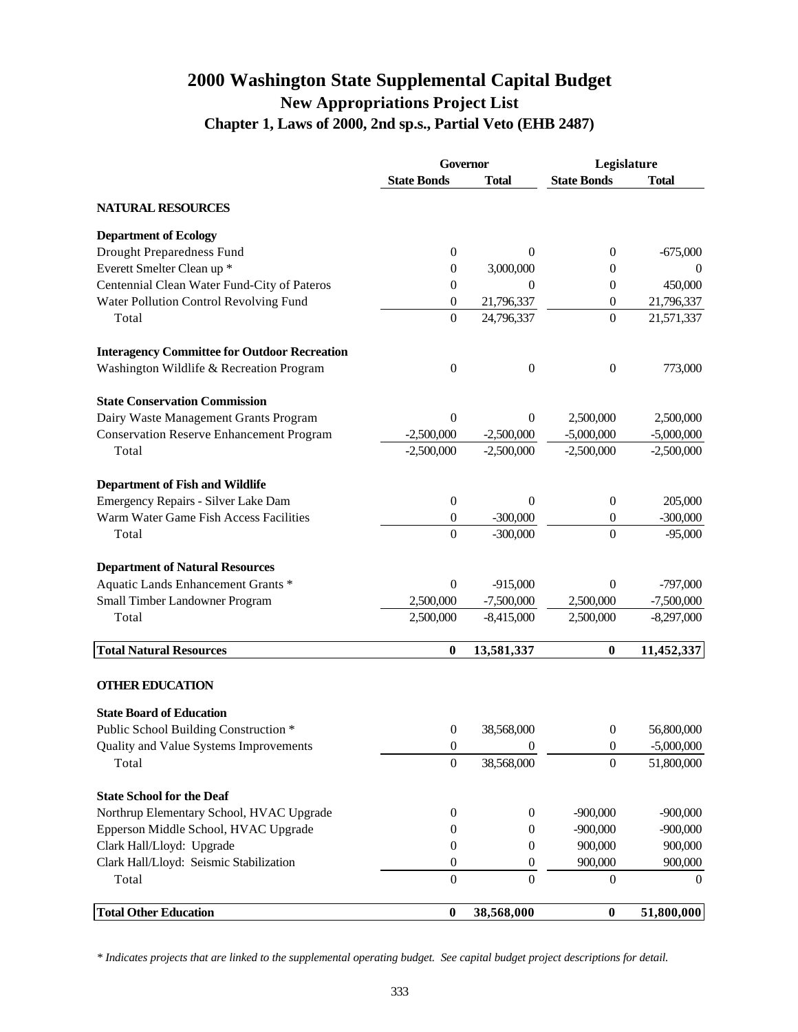# 2000 Washington State Supplemental Capital Budget

## New Appropriations Project List

### Chapter 1, Laws of 2000, 2nd sp.s., Partial Veto (EHB 2487)

| | Governor | | Legislature | |
|---|---|---|---|---|
| | State Bonds | Total | State Bonds | Total |
| **NATURAL RESOURCES** | | | | |
| **Department of Ecology** | | | | |
| Drought Preparedness Fund | 0 | 0 | 0 | -675,000 |
| Everett Smelter Clean up * | 0 | 3,000,000 | 0 | 0 |
| Centennial Clean Water Fund-City of Pateros | 0 | 0 | 0 | 450,000 |
| Water Pollution Control Revolving Fund | 0 | 21,796,337 | 0 | 21,796,337 |
| Total | 0 | 24,796,337 | 0 | 21,571,337 |
| **Interagency Committee for Outdoor Recreation** | | | | |
| Washington Wildlife & Recreation Program | 0 | 0 | 0 | 773,000 |
| **State Conservation Commission** | | | | |
| Dairy Waste Management Grants Program | 0 | 0 | 2,500,000 | 2,500,000 |
| Conservation Reserve Enhancement Program | -2,500,000 | -2,500,000 | -5,000,000 | -5,000,000 |
| Total | -2,500,000 | -2,500,000 | -2,500,000 | -2,500,000 |
| **Department of Fish and Wildlife** | | | | |
| Emergency Repairs - Silver Lake Dam | 0 | 0 | 0 | 205,000 |
| Warm Water Game Fish Access Facilities | 0 | -300,000 | 0 | -300,000 |
| Total | 0 | -300,000 | 0 | -95,000 |
| **Department of Natural Resources** | | | | |
| Aquatic Lands Enhancement Grants * | 0 | -915,000 | 0 | -797,000 |
| Small Timber Landowner Program | 2,500,000 | -7,500,000 | 2,500,000 | -7,500,000 |
| Total | 2,500,000 | -8,415,000 | 2,500,000 | -8,297,000 |
| **Total Natural Resources** | **0** | **13,581,337** | **0** | **11,452,337** |
| **OTHER EDUCATION** | | | | |
| **State Board of Education** | | | | |
| Public School Building Construction * | 0 | 38,568,000 | 0 | 56,800,000 |
| Quality and Value Systems Improvements | 0 | 0 | 0 | -5,000,000 |
| Total | 0 | 38,568,000 | 0 | 51,800,000 |
| **State School for the Deaf** | | | | |
| Northrup Elementary School, HVAC Upgrade | 0 | 0 | -900,000 | -900,000 |
| Epperson Middle School, HVAC Upgrade | 0 | 0 | -900,000 | -900,000 |
| Clark Hall/Lloyd: Upgrade | 0 | 0 | 900,000 | 900,000 |
| Clark Hall/Lloyd: Seismic Stabilization | 0 | 0 | 900,000 | 900,000 |
| Total | 0 | 0 | 0 | 0 |
| **Total Other Education** | **0** | **38,568,000** | **0** | **51,800,000** |

*\* Indicates projects that are linked to the supplemental operating budget. See capital budget project descriptions for detail.*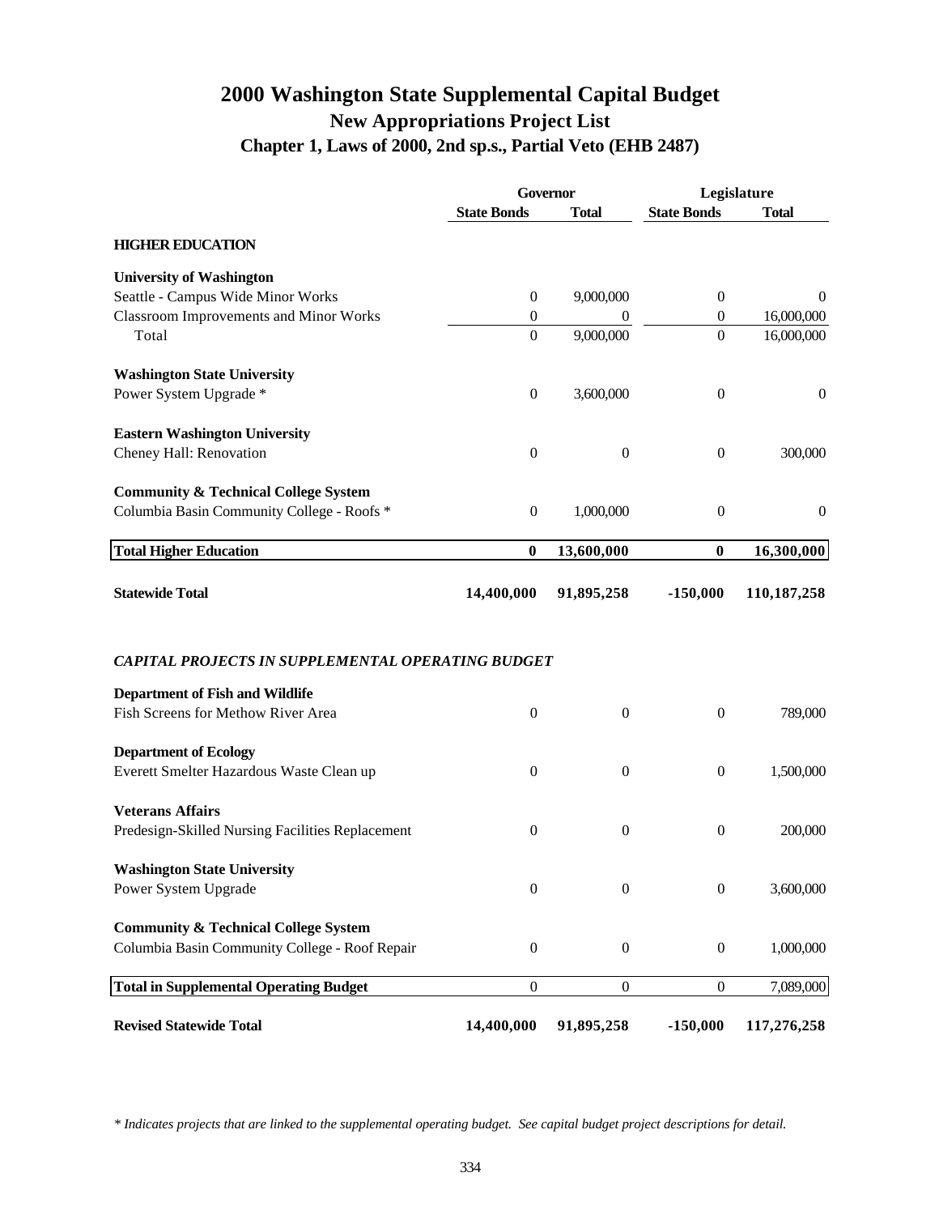# 2000 Washington State Supplemental Capital Budget

## New Appropriations Project List

### Chapter 1, Laws of 2000, 2nd sp.s., Partial Veto (EHB 2487)

| | Governor | | Legislature | |
|---|---|---|---|---|
| | State Bonds | Total | State Bonds | Total |
| **HIGHER EDUCATION** | | | | |
| **University of Washington** | | | | |
| Seattle - Campus Wide Minor Works | 0 | 9,000,000 | 0 | 0 |
| Classroom Improvements and Minor Works | 0 | 0 | 0 | 16,000,000 |
| Total | 0 | 9,000,000 | 0 | 16,000,000 |
| **Washington State University** | | | | |
| Power System Upgrade * | 0 | 3,600,000 | 0 | 0 |
| **Eastern Washington University** | | | | |
| Cheney Hall: Renovation | 0 | 0 | 0 | 300,000 |
| **Community & Technical College System** | | | | |
| Columbia Basin Community College - Roofs * | 0 | 1,000,000 | 0 | 0 |
| **Total Higher Education** | **0** | **13,600,000** | **0** | **16,300,000** |
| **Statewide Total** | **14,400,000** | **91,895,258** | **-150,000** | **110,187,258** |
| ***CAPITAL PROJECTS IN SUPPLEMENTAL OPERATING BUDGET*** | | | | |
| **Department of Fish and Wildlife** | | | | |
| Fish Screens for Methow River Area | 0 | 0 | 0 | 789,000 |
| **Department of Ecology** | | | | |
| Everett Smelter Hazardous Waste Clean up | 0 | 0 | 0 | 1,500,000 |
| **Veterans Affairs** | | | | |
| Predesign-Skilled Nursing Facilities Replacement | 0 | 0 | 0 | 200,000 |
| **Washington State University** | | | | |
| Power System Upgrade | 0 | 0 | 0 | 3,600,000 |
| **Community & Technical College System** | | | | |
| Columbia Basin Community College - Roof Repair | 0 | 0 | 0 | 1,000,000 |
| **Total in Supplemental Operating Budget** | 0 | 0 | 0 | 7,089,000 |
| **Revised Statewide Total** | **14,400,000** | **91,895,258** | **-150,000** | **117,276,258** |

*\* Indicates projects that are linked to the supplemental operating budget. See capital budget project descriptions for detail.*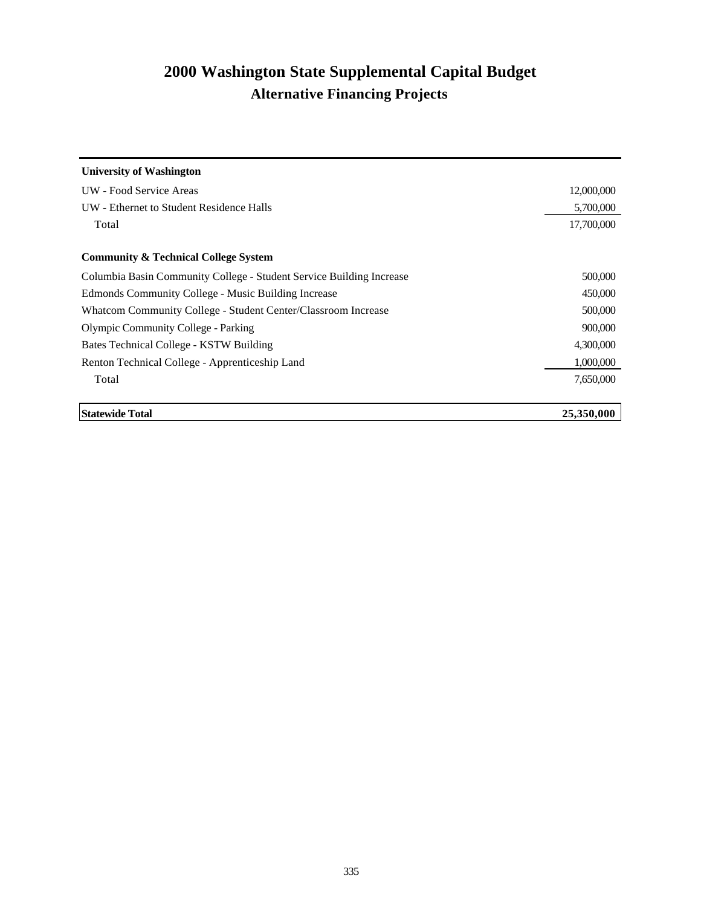# 2000 Washington State Supplemental Capital Budget

## Alternative Financing Projects

| | |
|---|---|
| **University of Washington** | |
| UW - Food Service Areas | 12,000,000 |
| UW - Ethernet to Student Residence Halls | 5,700,000 |
| Total | 17,700,000 |
| | |
| **Community & Technical College System** | |
| Columbia Basin Community College - Student Service Building Increase | 500,000 |
| Edmonds Community College - Music Building Increase | 450,000 |
| Whatcom Community College - Student Center/Classroom Increase | 500,000 |
| Olympic Community College - Parking | 900,000 |
| Bates Technical College - KSTW Building | 4,300,000 |
| Renton Technical College - Apprenticeship Land | 1,000,000 |
| Total | 7,650,000 |
| | |
| **Statewide Total** | **25,350,000** |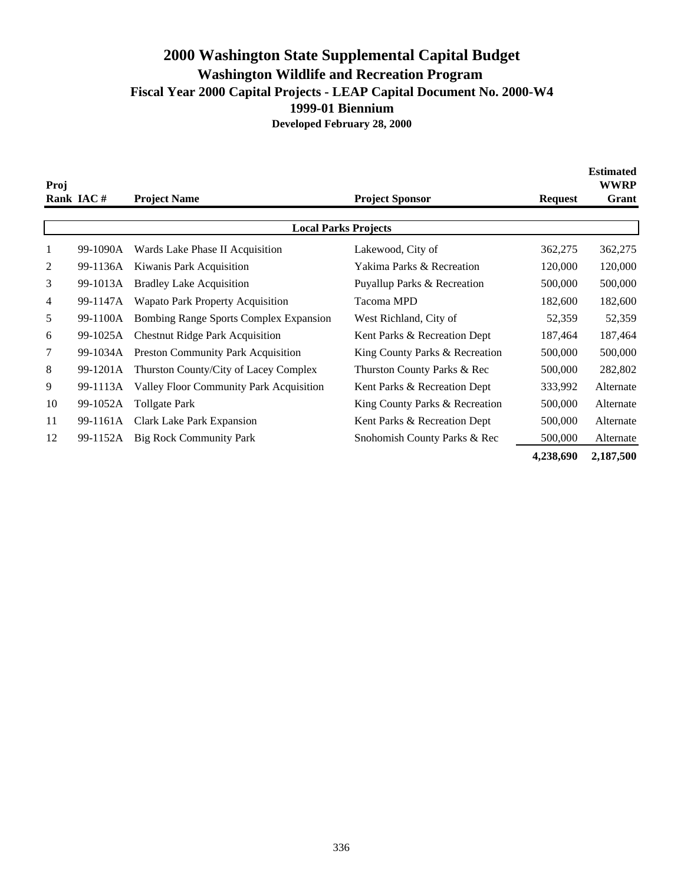# 2000 Washington State Supplemental Capital Budget

## Washington Wildlife and Recreation Program

### Fiscal Year 2000 Capital Projects - LEAP Capital Document No. 2000-W4

### 1999-01 Biennium

**Developed February 28, 2000**

| Proj Rank | IAC # | Project Name | Project Sponsor | Request | Estimated WWRP Grant |
|---|---|---|---|---|---|
| | | **Local Parks Projects** | | | |
| 1 | 99-1090A | Wards Lake Phase II Acquisition | Lakewood, City of | 362,275 | 362,275 |
| 2 | 99-1136A | Kiwanis Park Acquisition | Yakima Parks & Recreation | 120,000 | 120,000 |
| 3 | 99-1013A | Bradley Lake Acquisition | Puyallup Parks & Recreation | 500,000 | 500,000 |
| 4 | 99-1147A | Wapato Park Property Acquisition | Tacoma MPD | 182,600 | 182,600 |
| 5 | 99-1100A | Bombing Range Sports Complex Expansion | West Richland, City of | 52,359 | 52,359 |
| 6 | 99-1025A | Chestnut Ridge Park Acquisition | Kent Parks & Recreation Dept | 187,464 | 187,464 |
| 7 | 99-1034A | Preston Community Park Acquisition | King County Parks & Recreation | 500,000 | 500,000 |
| 8 | 99-1201A | Thurston County/City of Lacey Complex | Thurston County Parks & Rec | 500,000 | 282,802 |
| 9 | 99-1113A | Valley Floor Community Park Acquisition | Kent Parks & Recreation Dept | 333,992 | Alternate |
| 10 | 99-1052A | Tollgate Park | King County Parks & Recreation | 500,000 | Alternate |
| 11 | 99-1161A | Clark Lake Park Expansion | Kent Parks & Recreation Dept | 500,000 | Alternate |
| 12 | 99-1152A | Big Rock Community Park | Snohomish County Parks & Rec | 500,000 | Alternate |
| | | | | **4,238,690** | **2,187,500** |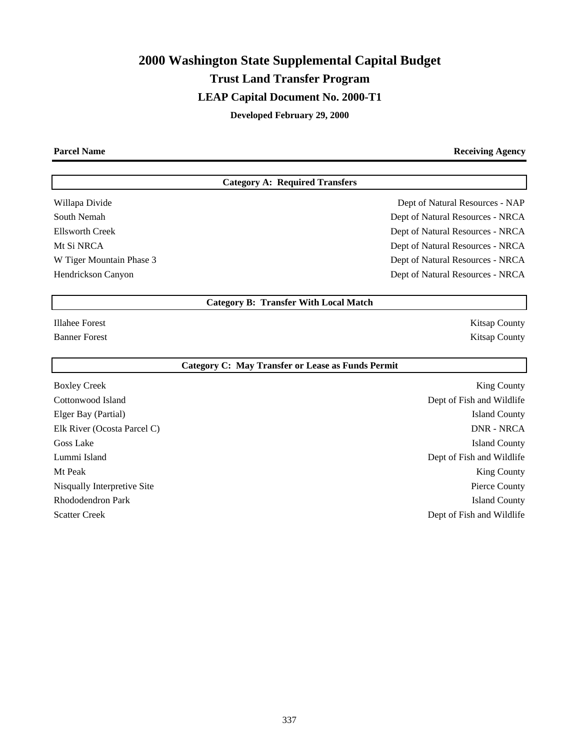# 2000 Washington State Supplemental Capital Budget

## Trust Land Transfer Program

### LEAP Capital Document No. 2000-T1

**Developed February 29, 2000**

| Parcel Name | Receiving Agency |
|---|---|
| **Category A: Required Transfers** | |
| Willapa Divide | Dept of Natural Resources - NAP |
| South Nemah | Dept of Natural Resources - NRCA |
| Ellsworth Creek | Dept of Natural Resources - NRCA |
| Mt Si NRCA | Dept of Natural Resources - NRCA |
| W Tiger Mountain Phase 3 | Dept of Natural Resources - NRCA |
| Hendrickson Canyon | Dept of Natural Resources - NRCA |
| **Category B: Transfer With Local Match** | |
| Illahee Forest | Kitsap County |
| Banner Forest | Kitsap County |
| **Category C: May Transfer or Lease as Funds Permit** | |
| Boxley Creek | King County |
| Cottonwood Island | Dept of Fish and Wildlife |
| Elger Bay (Partial) | Island County |
| Elk River (Ocosta Parcel C) | DNR - NRCA |
| Goss Lake | Island County |
| Lummi Island | Dept of Fish and Wildlife |
| Mt Peak | King County |
| Nisqually Interpretive Site | Pierce County |
| Rhododendron Park | Island County |
| Scatter Creek | Dept of Fish and Wildlife |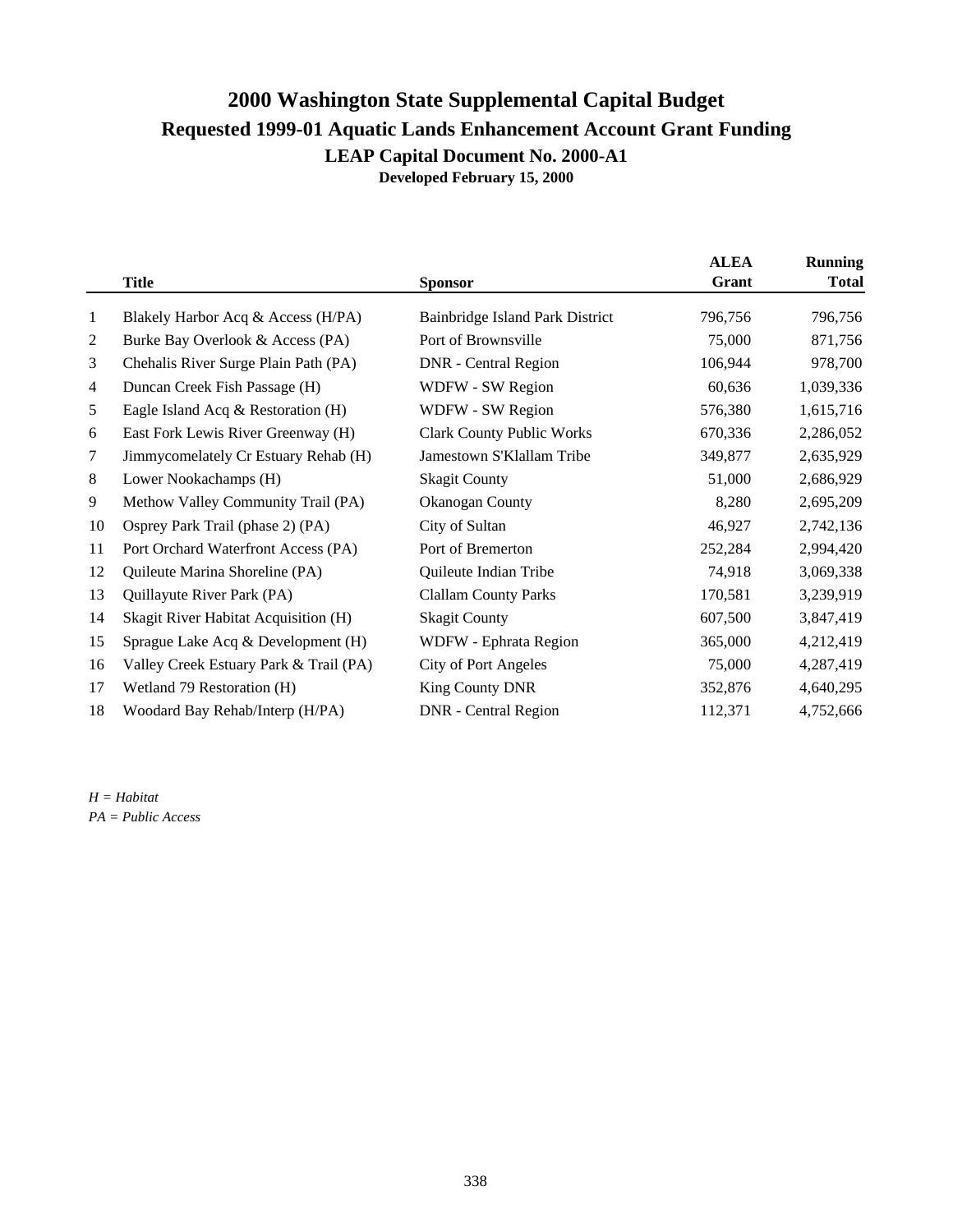# 2000 Washington State Supplemental Capital Budget

## Requested 1999-01 Aquatic Lands Enhancement Account Grant Funding

### LEAP Capital Document No. 2000-A1

**Developed February 15, 2000**

| | Title | Sponsor | ALEA Grant | Running Total |
|---|---|---|---|---|
| 1 | Blakely Harbor Acq & Access (H/PA) | Bainbridge Island Park District | 796,756 | 796,756 |
| 2 | Burke Bay Overlook & Access (PA) | Port of Brownsville | 75,000 | 871,756 |
| 3 | Chehalis River Surge Plain Path (PA) | DNR - Central Region | 106,944 | 978,700 |
| 4 | Duncan Creek Fish Passage (H) | WDFW - SW Region | 60,636 | 1,039,336 |
| 5 | Eagle Island Acq & Restoration (H) | WDFW - SW Region | 576,380 | 1,615,716 |
| 6 | East Fork Lewis River Greenway (H) | Clark County Public Works | 670,336 | 2,286,052 |
| 7 | Jimmycomelately Cr Estuary Rehab (H) | Jamestown S'Klallam Tribe | 349,877 | 2,635,929 |
| 8 | Lower Nookachamps (H) | Skagit County | 51,000 | 2,686,929 |
| 9 | Methow Valley Community Trail (PA) | Okanogan County | 8,280 | 2,695,209 |
| 10 | Osprey Park Trail (phase 2) (PA) | City of Sultan | 46,927 | 2,742,136 |
| 11 | Port Orchard Waterfront Access (PA) | Port of Bremerton | 252,284 | 2,994,420 |
| 12 | Quileute Marina Shoreline (PA) | Quileute Indian Tribe | 74,918 | 3,069,338 |
| 13 | Quillayute River Park (PA) | Clallam County Parks | 170,581 | 3,239,919 |
| 14 | Skagit River Habitat Acquisition (H) | Skagit County | 607,500 | 3,847,419 |
| 15 | Sprague Lake Acq & Development (H) | WDFW - Ephrata Region | 365,000 | 4,212,419 |
| 16 | Valley Creek Estuary Park & Trail (PA) | City of Port Angeles | 75,000 | 4,287,419 |
| 17 | Wetland 79 Restoration (H) | King County DNR | 352,876 | 4,640,295 |
| 18 | Woodard Bay Rehab/Interp (H/PA) | DNR - Central Region | 112,371 | 4,752,666 |

*H = Habitat*
*PA = Public Access*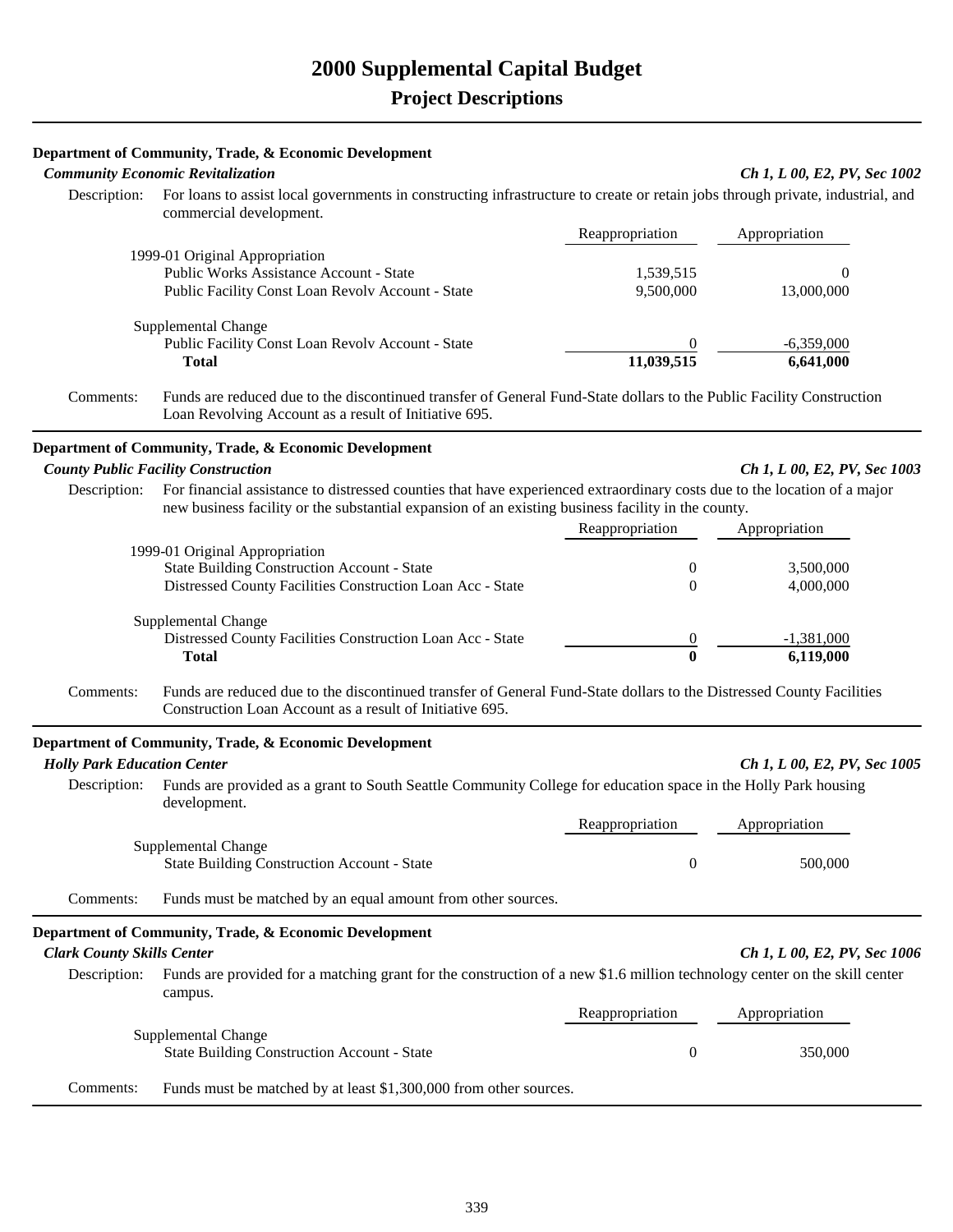# 2000 Supplemental Capital Budget

## Project Descriptions

**Department of Community, Trade, & Economic Development**

***Community Economic Revitalization*** *Ch 1, L 00, E2, PV, Sec 1002*

Description: For loans to assist local governments in constructing infrastructure to create or retain jobs through private, industrial, and commercial development.

| | Reappropriation | Appropriation |
|---|---|---|
| 1999-01 Original Appropriation | | |
| Public Works Assistance Account - State | 1,539,515 | 0 |
| Public Facility Const Loan Revolv Account - State | 9,500,000 | 13,000,000 |
| Supplemental Change | | |
| Public Facility Const Loan Revolv Account - State | 0 | -6,359,000 |
| **Total** | **11,039,515** | **6,641,000** |

Comments: Funds are reduced due to the discontinued transfer of General Fund-State dollars to the Public Facility Construction Loan Revolving Account as a result of Initiative 695.

**Department of Community, Trade, & Economic Development**

***County Public Facility Construction*** *Ch 1, L 00, E2, PV, Sec 1003*

Description: For financial assistance to distressed counties that have experienced extraordinary costs due to the location of a major new business facility or the substantial expansion of an existing business facility in the county.

| | Reappropriation | Appropriation |
|---|---|---|
| 1999-01 Original Appropriation | | |
| State Building Construction Account - State | 0 | 3,500,000 |
| Distressed County Facilities Construction Loan Acc - State | 0 | 4,000,000 |
| Supplemental Change | | |
| Distressed County Facilities Construction Loan Acc - State | 0 | -1,381,000 |
| **Total** | **0** | **6,119,000** |

Comments: Funds are reduced due to the discontinued transfer of General Fund-State dollars to the Distressed County Facilities Construction Loan Account as a result of Initiative 695.

**Department of Community, Trade, & Economic Development**

***Holly Park Education Center*** *Ch 1, L 00, E2, PV, Sec 1005*

Description: Funds are provided as a grant to South Seattle Community College for education space in the Holly Park housing development.

| | Reappropriation | Appropriation |
|---|---|---|
| Supplemental Change | | |
| State Building Construction Account - State | 0 | 500,000 |

Comments: Funds must be matched by an equal amount from other sources.

**Department of Community, Trade, & Economic Development**

***Clark County Skills Center*** *Ch 1, L 00, E2, PV, Sec 1006*

Description: Funds are provided for a matching grant for the construction of a new $1.6 million technology center on the skill center campus.

| | Reappropriation | Appropriation |
|---|---|---|
| Supplemental Change | | |
| State Building Construction Account - State | 0 | 350,000 |

Comments: Funds must be matched by at least $1,300,000 from other sources.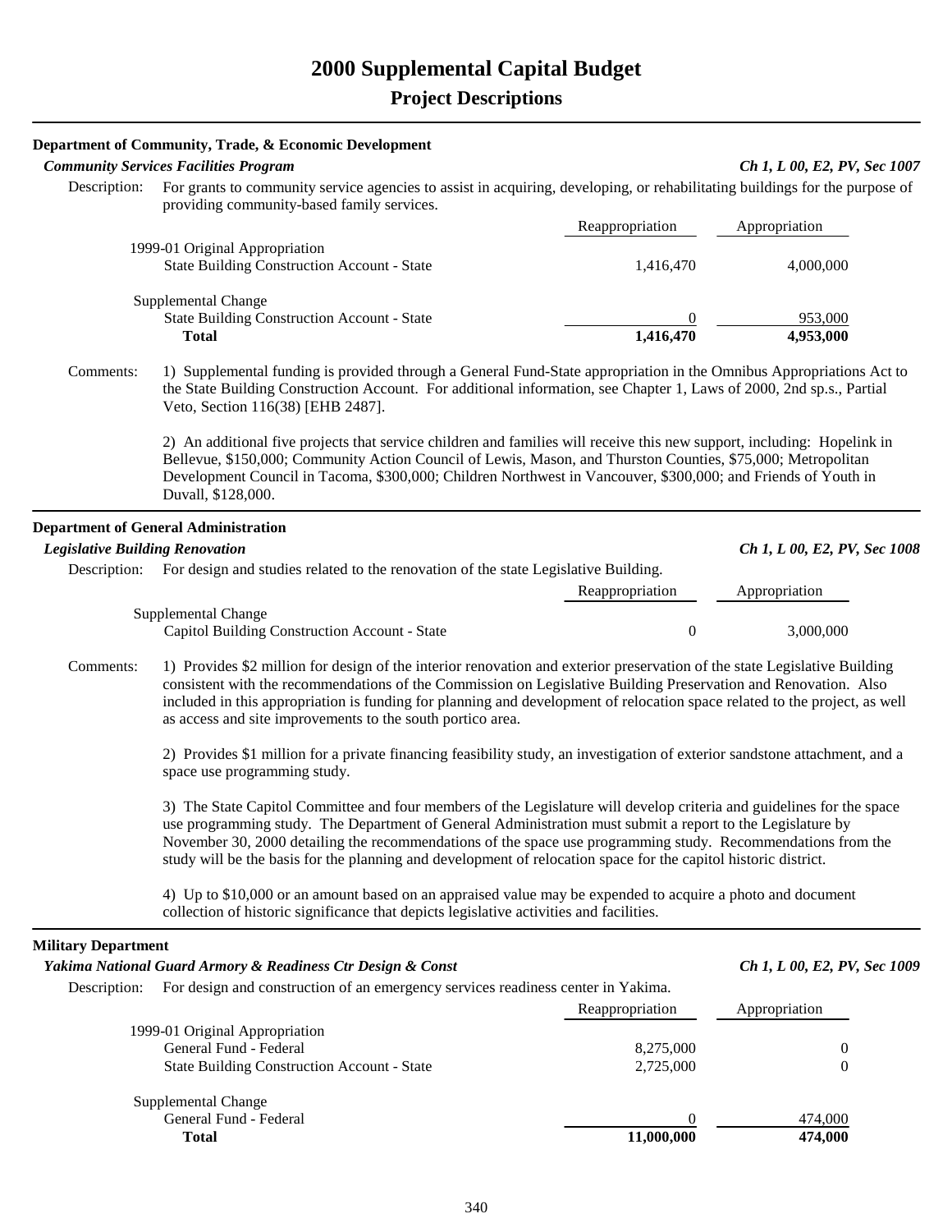# 2000 Supplemental Capital Budget

## Project Descriptions

### Department of Community, Trade, & Economic Development

***Community Services Facilities Program*** — *Ch 1, L 00, E2, PV, Sec 1007*

Description: For grants to community service agencies to assist in acquiring, developing, or rehabilitating buildings for the purpose of providing community-based family services.

| | Reappropriation | Appropriation |
|---|---|---|
| 1999-01 Original Appropriation | | |
| State Building Construction Account - State | 1,416,470 | 4,000,000 |
| Supplemental Change | | |
| State Building Construction Account - State | 0 | 953,000 |
| **Total** | **1,416,470** | **4,953,000** |

Comments: 1) Supplemental funding is provided through a General Fund-State appropriation in the Omnibus Appropriations Act to the State Building Construction Account. For additional information, see Chapter 1, Laws of 2000, 2nd sp.s., Partial Veto, Section 116(38) [EHB 2487].

2) An additional five projects that service children and families will receive this new support, including: Hopelink in Bellevue, $150,000; Community Action Council of Lewis, Mason, and Thurston Counties, $75,000; Metropolitan Development Council in Tacoma, $300,000; Children Northwest in Vancouver, $300,000; and Friends of Youth in Duvall, $128,000.

### Department of General Administration

***Legislative Building Renovation*** — *Ch 1, L 00, E2, PV, Sec 1008*

Description: For design and studies related to the renovation of the state Legislative Building.

| | Reappropriation | Appropriation |
|---|---|---|
| Supplemental Change | | |
| Capitol Building Construction Account - State | 0 | 3,000,000 |

Comments: 1) Provides $2 million for design of the interior renovation and exterior preservation of the state Legislative Building consistent with the recommendations of the Commission on Legislative Building Preservation and Renovation. Also included in this appropriation is funding for planning and development of relocation space related to the project, as well as access and site improvements to the south portico area.

2) Provides $1 million for a private financing feasibility study, an investigation of exterior sandstone attachment, and a space use programming study.

3) The State Capitol Committee and four members of the Legislature will develop criteria and guidelines for the space use programming study. The Department of General Administration must submit a report to the Legislature by November 30, 2000 detailing the recommendations of the space use programming study. Recommendations from the study will be the basis for the planning and development of relocation space for the capitol historic district.

4) Up to $10,000 or an amount based on an appraised value may be expended to acquire a photo and document collection of historic significance that depicts legislative activities and facilities.

### Military Department

***Yakima National Guard Armory & Readiness Ctr Design & Const*** — *Ch 1, L 00, E2, PV, Sec 1009*

Description: For design and construction of an emergency services readiness center in Yakima.

| | Reappropriation | Appropriation |
|---|---|---|
| 1999-01 Original Appropriation | | |
| General Fund - Federal | 8,275,000 | 0 |
| State Building Construction Account - State | 2,725,000 | 0 |
| Supplemental Change | | |
| General Fund - Federal | 0 | 474,000 |
| **Total** | **11,000,000** | **474,000** |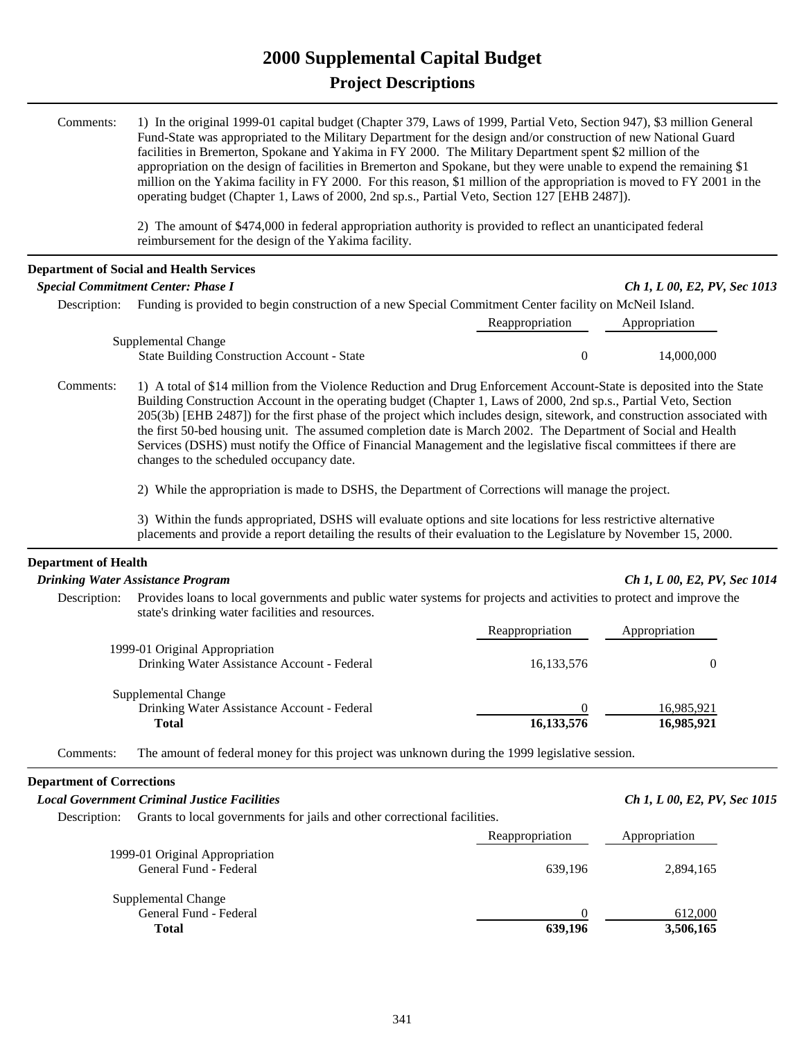# 2000 Supplemental Capital Budget

## Project Descriptions

Comments: 1) In the original 1999-01 capital budget (Chapter 379, Laws of 1999, Partial Veto, Section 947), $3 million General Fund-State was appropriated to the Military Department for the design and/or construction of new National Guard facilities in Bremerton, Spokane and Yakima in FY 2000. The Military Department spent $2 million of the appropriation on the design of facilities in Bremerton and Spokane, but they were unable to expend the remaining $1 million on the Yakima facility in FY 2000. For this reason, $1 million of the appropriation is moved to FY 2001 in the operating budget (Chapter 1, Laws of 2000, 2nd sp.s., Partial Veto, Section 127 [EHB 2487]).

2) The amount of $474,000 in federal appropriation authority is provided to reflect an unanticipated federal reimbursement for the design of the Yakima facility.

---

**Department of Social and Health Services**

***Special Commitment Center: Phase I*** — *Ch 1, L 00, E2, PV, Sec 1013*

Description: Funding is provided to begin construction of a new Special Commitment Center facility on McNeil Island.

| | Reappropriation | Appropriation |
|---|---|---|
| Supplemental Change | | |
| State Building Construction Account - State | 0 | 14,000,000 |

Comments: 1) A total of $14 million from the Violence Reduction and Drug Enforcement Account-State is deposited into the State Building Construction Account in the operating budget (Chapter 1, Laws of 2000, 2nd sp.s., Partial Veto, Section 205(3b) [EHB 2487]) for the first phase of the project which includes design, sitework, and construction associated with the first 50-bed housing unit. The assumed completion date is March 2002. The Department of Social and Health Services (DSHS) must notify the Office of Financial Management and the legislative fiscal committees if there are changes to the scheduled occupancy date.

2) While the appropriation is made to DSHS, the Department of Corrections will manage the project.

3) Within the funds appropriated, DSHS will evaluate options and site locations for less restrictive alternative placements and provide a report detailing the results of their evaluation to the Legislature by November 15, 2000.

---

**Department of Health**

***Drinking Water Assistance Program*** — *Ch 1, L 00, E2, PV, Sec 1014*

Description: Provides loans to local governments and public water systems for projects and activities to protect and improve the state's drinking water facilities and resources.

| | Reappropriation | Appropriation |
|---|---|---|
| 1999-01 Original Appropriation | | |
| Drinking Water Assistance Account - Federal | 16,133,576 | 0 |
| Supplemental Change | | |
| Drinking Water Assistance Account - Federal | 0 | 16,985,921 |
| **Total** | **16,133,576** | **16,985,921** |

Comments: The amount of federal money for this project was unknown during the 1999 legislative session.

---

**Department of Corrections**

***Local Government Criminal Justice Facilities*** — *Ch 1, L 00, E2, PV, Sec 1015*

Description: Grants to local governments for jails and other correctional facilities.

| | Reappropriation | Appropriation |
|---|---|---|
| 1999-01 Original Appropriation | | |
| General Fund - Federal | 639,196 | 2,894,165 |
| Supplemental Change | | |
| General Fund - Federal | 0 | 612,000 |
| **Total** | **639,196** | **3,506,165** |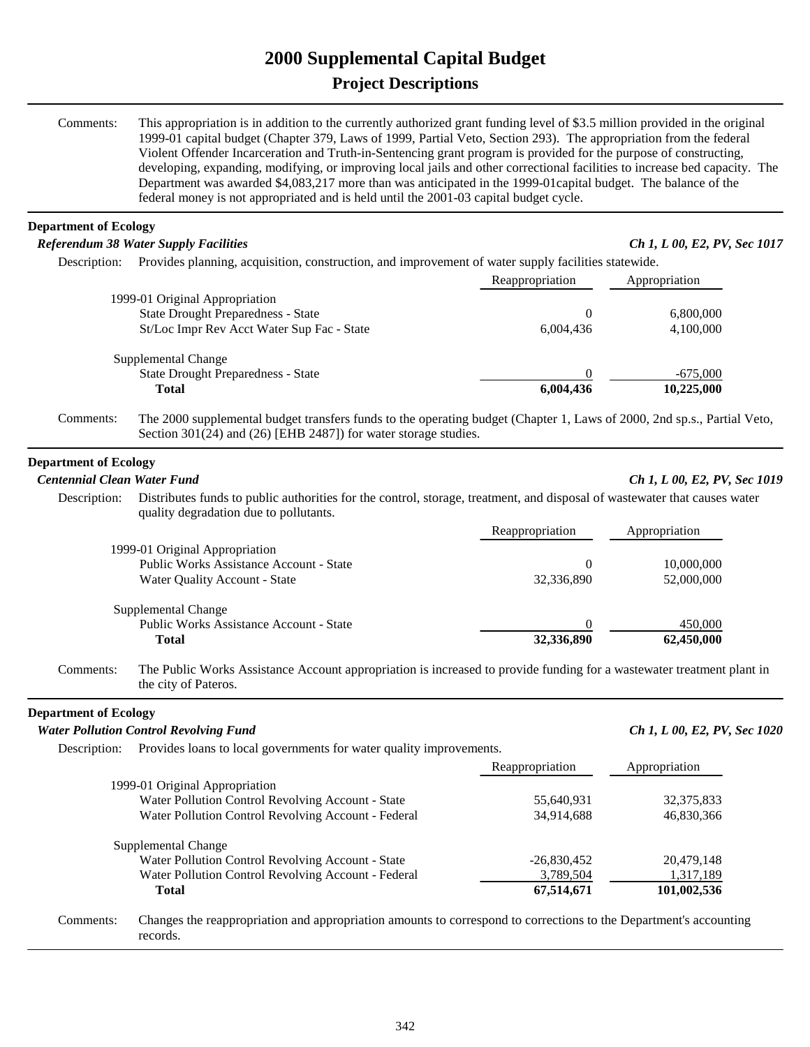# 2000 Supplemental Capital Budget

## Project Descriptions

Comments: This appropriation is in addition to the currently authorized grant funding level of $3.5 million provided in the original 1999-01 capital budget (Chapter 379, Laws of 1999, Partial Veto, Section 293). The appropriation from the federal Violent Offender Incarceration and Truth-in-Sentencing grant program is provided for the purpose of constructing, developing, expanding, modifying, or improving local jails and other correctional facilities to increase bed capacity. The Department was awarded $4,083,217 more than was anticipated in the 1999-01capital budget. The balance of the federal money is not appropriated and is held until the 2001-03 capital budget cycle.

---

**Department of Ecology**

***Referendum 38 Water Supply Facilities*** — *Ch 1, L 00, E2, PV, Sec 1017*

Description: Provides planning, acquisition, construction, and improvement of water supply facilities statewide.

| | Reappropriation | Appropriation |
|---|---|---|
| 1999-01 Original Appropriation | | |
| State Drought Preparedness - State | 0 | 6,800,000 |
| St/Loc Impr Rev Acct Water Sup Fac - State | 6,004,436 | 4,100,000 |
| Supplemental Change | | |
| State Drought Preparedness - State | 0 | -675,000 |
| **Total** | **6,004,436** | **10,225,000** |

Comments: The 2000 supplemental budget transfers funds to the operating budget (Chapter 1, Laws of 2000, 2nd sp.s., Partial Veto, Section 301(24) and (26) [EHB 2487]) for water storage studies.

---

**Department of Ecology**

***Centennial Clean Water Fund*** — *Ch 1, L 00, E2, PV, Sec 1019*

Description: Distributes funds to public authorities for the control, storage, treatment, and disposal of wastewater that causes water quality degradation due to pollutants.

| | Reappropriation | Appropriation |
|---|---|---|
| 1999-01 Original Appropriation | | |
| Public Works Assistance Account - State | 0 | 10,000,000 |
| Water Quality Account - State | 32,336,890 | 52,000,000 |
| Supplemental Change | | |
| Public Works Assistance Account - State | 0 | 450,000 |
| **Total** | **32,336,890** | **62,450,000** |

Comments: The Public Works Assistance Account appropriation is increased to provide funding for a wastewater treatment plant in the city of Pateros.

---

**Department of Ecology**

***Water Pollution Control Revolving Fund*** — *Ch 1, L 00, E2, PV, Sec 1020*

Description: Provides loans to local governments for water quality improvements.

| | Reappropriation | Appropriation |
|---|---|---|
| 1999-01 Original Appropriation | | |
| Water Pollution Control Revolving Account - State | 55,640,931 | 32,375,833 |
| Water Pollution Control Revolving Account - Federal | 34,914,688 | 46,830,366 |
| Supplemental Change | | |
| Water Pollution Control Revolving Account - State | -26,830,452 | 20,479,148 |
| Water Pollution Control Revolving Account - Federal | 3,789,504 | 1,317,189 |
| **Total** | **67,514,671** | **101,002,536** |

Comments: Changes the reappropriation and appropriation amounts to correspond to corrections to the Department's accounting records.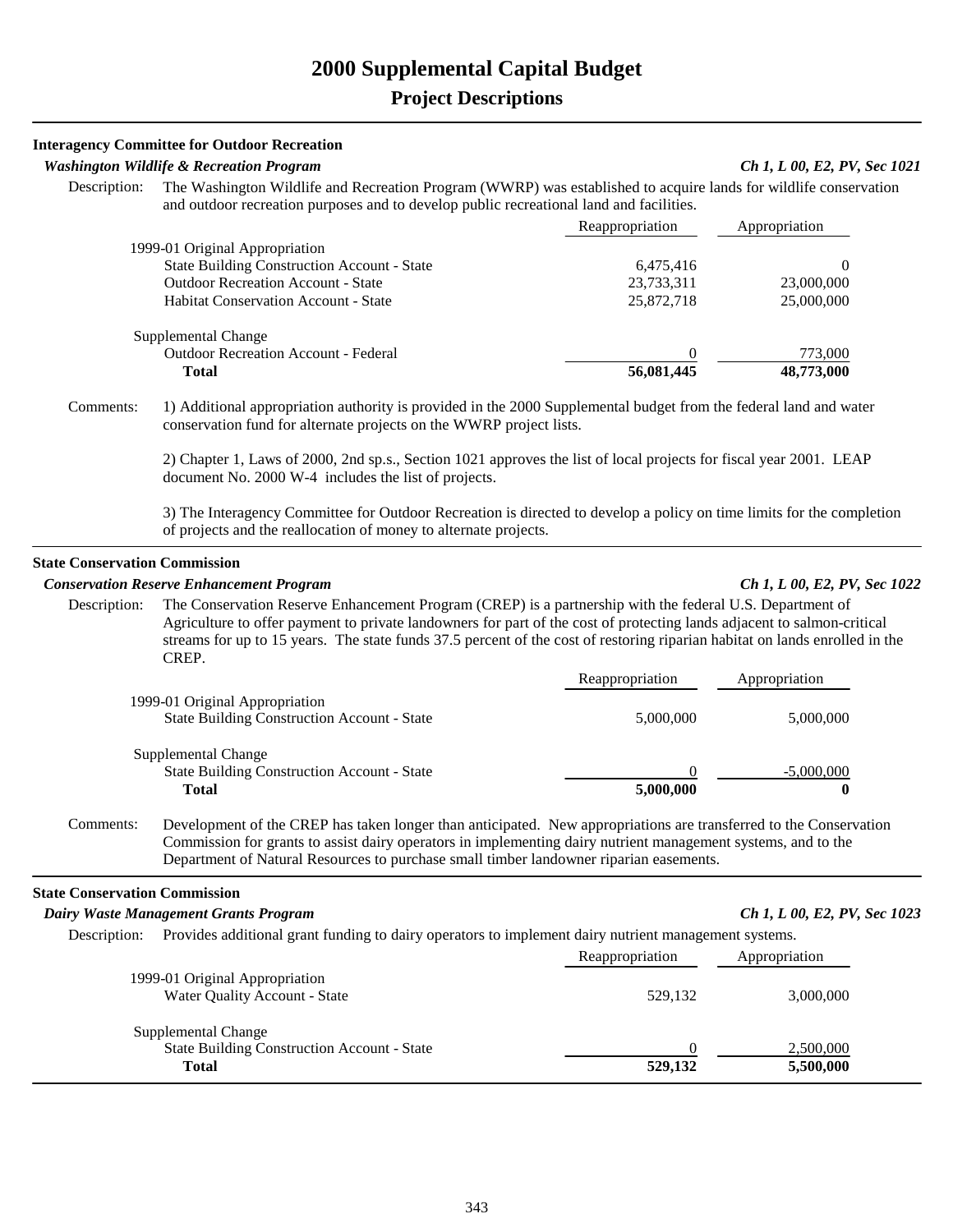# 2000 Supplemental Capital Budget

## Project Descriptions

### Interagency Committee for Outdoor Recreation

***Washington Wildlife & Recreation Program*** — *Ch 1, L 00, E2, PV, Sec 1021*

Description: The Washington Wildlife and Recreation Program (WWRP) was established to acquire lands for wildlife conservation and outdoor recreation purposes and to develop public recreational land and facilities.

| | Reappropriation | Appropriation |
|---|---|---|
| 1999-01 Original Appropriation | | |
| State Building Construction Account - State | 6,475,416 | 0 |
| Outdoor Recreation Account - State | 23,733,311 | 23,000,000 |
| Habitat Conservation Account - State | 25,872,718 | 25,000,000 |
| Supplemental Change | | |
| Outdoor Recreation Account - Federal | 0 | 773,000 |
| **Total** | **56,081,445** | **48,773,000** |

Comments: 1) Additional appropriation authority is provided in the 2000 Supplemental budget from the federal land and water conservation fund for alternate projects on the WWRP project lists.

2) Chapter 1, Laws of 2000, 2nd sp.s., Section 1021 approves the list of local projects for fiscal year 2001. LEAP document No. 2000 W-4 includes the list of projects.

3) The Interagency Committee for Outdoor Recreation is directed to develop a policy on time limits for the completion of projects and the reallocation of money to alternate projects.

### State Conservation Commission

***Conservation Reserve Enhancement Program*** — *Ch 1, L 00, E2, PV, Sec 1022*

Description: The Conservation Reserve Enhancement Program (CREP) is a partnership with the federal U.S. Department of Agriculture to offer payment to private landowners for part of the cost of protecting lands adjacent to salmon-critical streams for up to 15 years. The state funds 37.5 percent of the cost of restoring riparian habitat on lands enrolled in the CREP.

| | Reappropriation | Appropriation |
|---|---|---|
| 1999-01 Original Appropriation | | |
| State Building Construction Account - State | 5,000,000 | 5,000,000 |
| Supplemental Change | | |
| State Building Construction Account - State | 0 | -5,000,000 |
| **Total** | **5,000,000** | **0** |

Comments: Development of the CREP has taken longer than anticipated. New appropriations are transferred to the Conservation Commission for grants to assist dairy operators in implementing dairy nutrient management systems, and to the Department of Natural Resources to purchase small timber landowner riparian easements.

### State Conservation Commission

***Dairy Waste Management Grants Program*** — *Ch 1, L 00, E2, PV, Sec 1023*

Description: Provides additional grant funding to dairy operators to implement dairy nutrient management systems.

| | Reappropriation | Appropriation |
|---|---|---|
| 1999-01 Original Appropriation | | |
| Water Quality Account - State | 529,132 | 3,000,000 |
| Supplemental Change | | |
| State Building Construction Account - State | 0 | 2,500,000 |
| **Total** | **529,132** | **5,500,000** |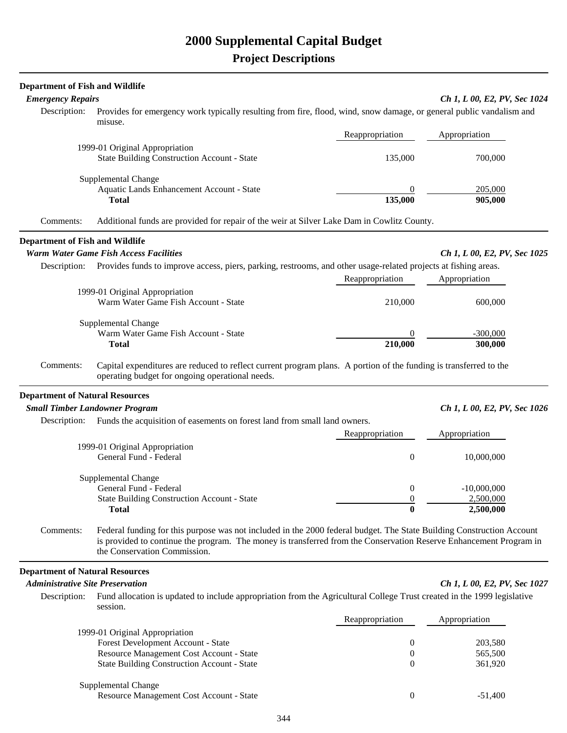# 2000 Supplemental Capital Budget

## Project Descriptions

**Department of Fish and Wildlife**

***Emergency Repairs*** — *Ch 1, L 00, E2, PV, Sec 1024*

Description: Provides for emergency work typically resulting from fire, flood, wind, snow damage, or general public vandalism and misuse.

| | Reappropriation | Appropriation |
|---|---|---|
| 1999-01 Original Appropriation | | |
| State Building Construction Account - State | 135,000 | 700,000 |
| Supplemental Change | | |
| Aquatic Lands Enhancement Account - State | 0 | 205,000 |
| **Total** | **135,000** | **905,000** |

Comments: Additional funds are provided for repair of the weir at Silver Lake Dam in Cowlitz County.

**Department of Fish and Wildlife**

***Warm Water Game Fish Access Facilities*** — *Ch 1, L 00, E2, PV, Sec 1025*

Description: Provides funds to improve access, piers, parking, restrooms, and other usage-related projects at fishing areas.

| | Reappropriation | Appropriation |
|---|---|---|
| 1999-01 Original Appropriation | | |
| Warm Water Game Fish Account - State | 210,000 | 600,000 |
| Supplemental Change | | |
| Warm Water Game Fish Account - State | 0 | -300,000 |
| **Total** | **210,000** | **300,000** |

Comments: Capital expenditures are reduced to reflect current program plans. A portion of the funding is transferred to the operating budget for ongoing operational needs.

**Department of Natural Resources**

***Small Timber Landowner Program*** — *Ch 1, L 00, E2, PV, Sec 1026*

Description: Funds the acquisition of easements on forest land from small land owners.

| | Reappropriation | Appropriation |
|---|---|---|
| 1999-01 Original Appropriation | | |
| General Fund - Federal | 0 | 10,000,000 |
| Supplemental Change | | |
| General Fund - Federal | 0 | -10,000,000 |
| State Building Construction Account - State | 0 | 2,500,000 |
| **Total** | **0** | **2,500,000** |

Comments: Federal funding for this purpose was not included in the 2000 federal budget. The State Building Construction Account is provided to continue the program. The money is transferred from the Conservation Reserve Enhancement Program in the Conservation Commission.

**Department of Natural Resources**

***Administrative Site Preservation*** — *Ch 1, L 00, E2, PV, Sec 1027*

Description: Fund allocation is updated to include appropriation from the Agricultural College Trust created in the 1999 legislative session.

| | Reappropriation | Appropriation |
|---|---|---|
| 1999-01 Original Appropriation | | |
| Forest Development Account - State | 0 | 203,580 |
| Resource Management Cost Account - State | 0 | 565,500 |
| State Building Construction Account - State | 0 | 361,920 |
| Supplemental Change | | |
| Resource Management Cost Account - State | 0 | -51,400 |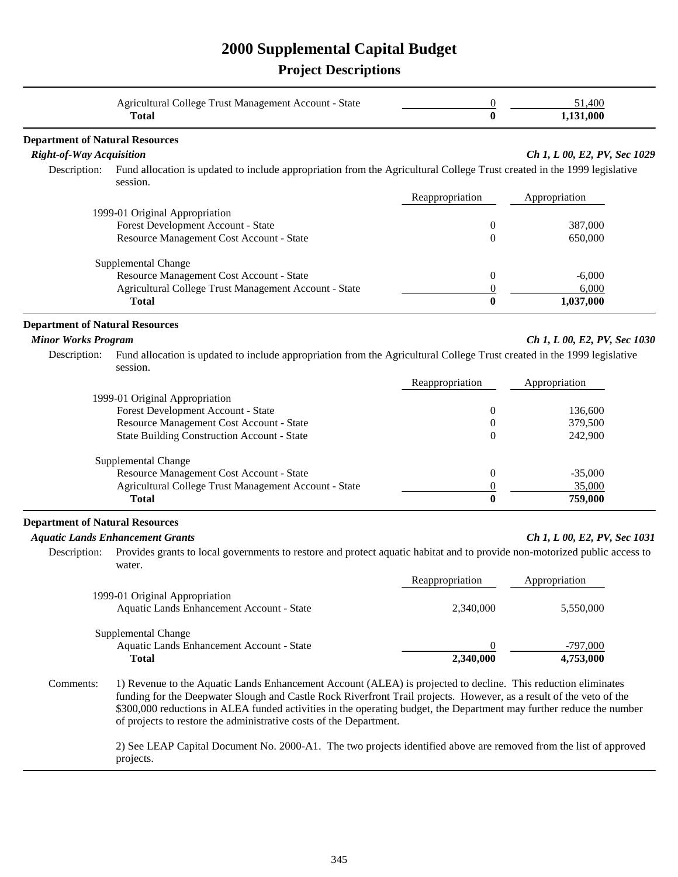# 2000 Supplemental Capital Budget

## Project Descriptions

| | Reappropriation | Appropriation |
|---|---|---|
| Agricultural College Trust Management Account - State | 0 | 51,400 |
| **Total** | **0** | **1,131,000** |

### Department of Natural Resources

***Right-of-Way Acquisition*** — *Ch 1, L 00, E2, PV, Sec 1029*

Description: Fund allocation is updated to include appropriation from the Agricultural College Trust created in the 1999 legislative session.

| | Reappropriation | Appropriation |
|---|---|---|
| 1999-01 Original Appropriation | | |
| Forest Development Account - State | 0 | 387,000 |
| Resource Management Cost Account - State | 0 | 650,000 |
| Supplemental Change | | |
| Resource Management Cost Account - State | 0 | -6,000 |
| Agricultural College Trust Management Account - State | 0 | 6,000 |
| **Total** | **0** | **1,037,000** |

### Department of Natural Resources

***Minor Works Program*** — *Ch 1, L 00, E2, PV, Sec 1030*

Description: Fund allocation is updated to include appropriation from the Agricultural College Trust created in the 1999 legislative session.

| | Reappropriation | Appropriation |
|---|---|---|
| 1999-01 Original Appropriation | | |
| Forest Development Account - State | 0 | 136,600 |
| Resource Management Cost Account - State | 0 | 379,500 |
| State Building Construction Account - State | 0 | 242,900 |
| Supplemental Change | | |
| Resource Management Cost Account - State | 0 | -35,000 |
| Agricultural College Trust Management Account - State | 0 | 35,000 |
| **Total** | **0** | **759,000** |

### Department of Natural Resources

***Aquatic Lands Enhancement Grants*** — *Ch 1, L 00, E2, PV, Sec 1031*

Description: Provides grants to local governments to restore and protect aquatic habitat and to provide non-motorized public access to water.

| | Reappropriation | Appropriation |
|---|---|---|
| 1999-01 Original Appropriation | | |
| Aquatic Lands Enhancement Account - State | 2,340,000 | 5,550,000 |
| Supplemental Change | | |
| Aquatic Lands Enhancement Account - State | 0 | -797,000 |
| **Total** | **2,340,000** | **4,753,000** |

Comments:

1) Revenue to the Aquatic Lands Enhancement Account (ALEA) is projected to decline. This reduction eliminates funding for the Deepwater Slough and Castle Rock Riverfront Trail projects. However, as a result of the veto of the $300,000 reductions in ALEA funded activities in the operating budget, the Department may further reduce the number of projects to restore the administrative costs of the Department.

2) See LEAP Capital Document No. 2000-A1. The two projects identified above are removed from the list of approved projects.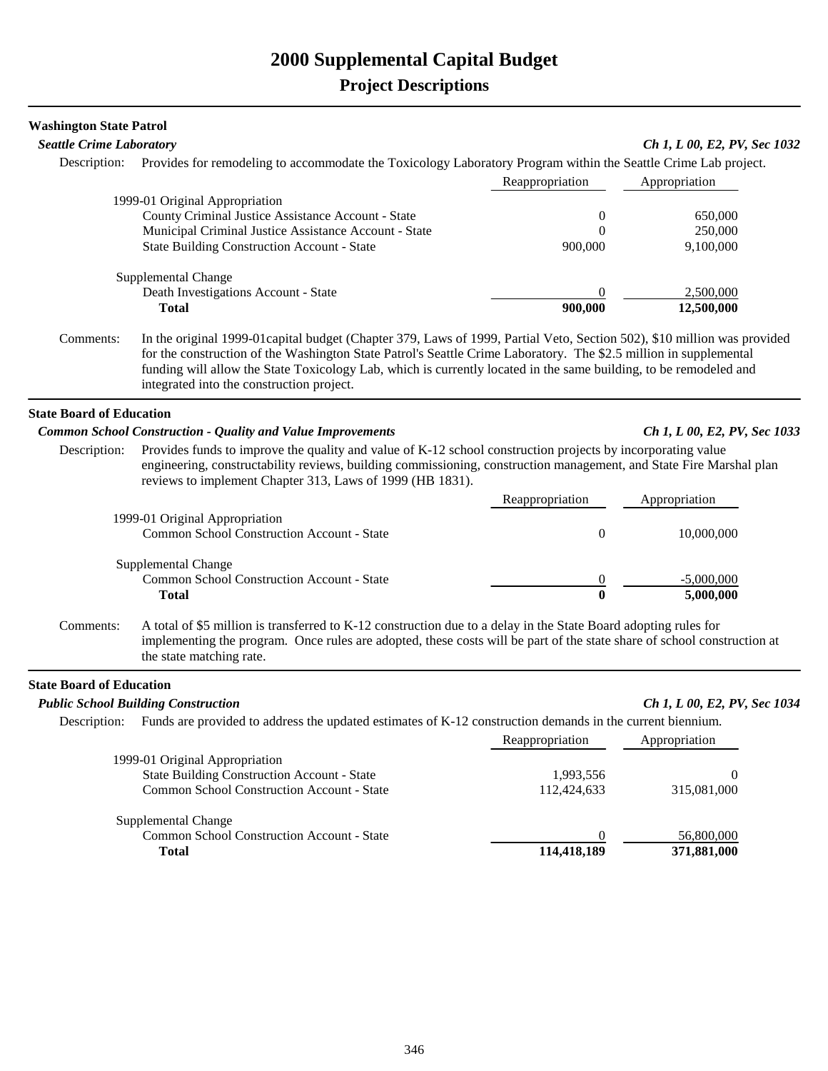# 2000 Supplemental Capital Budget

## Project Descriptions

**Washington State Patrol**

***Seattle Crime Laboratory*** — *Ch 1, L 00, E2, PV, Sec 1032*

Description: Provides for remodeling to accommodate the Toxicology Laboratory Program within the Seattle Crime Lab project.

| | Reappropriation | Appropriation |
|---|---|---|
| 1999-01 Original Appropriation | | |
| County Criminal Justice Assistance Account - State | 0 | 650,000 |
| Municipal Criminal Justice Assistance Account - State | 0 | 250,000 |
| State Building Construction Account - State | 900,000 | 9,100,000 |
| Supplemental Change | | |
| Death Investigations Account - State | 0 | 2,500,000 |
| **Total** | **900,000** | **12,500,000** |

Comments: In the original 1999-01capital budget (Chapter 379, Laws of 1999, Partial Veto, Section 502), $10 million was provided for the construction of the Washington State Patrol's Seattle Crime Laboratory. The $2.5 million in supplemental funding will allow the State Toxicology Lab, which is currently located in the same building, to be remodeled and integrated into the construction project.

---

**State Board of Education**

***Common School Construction - Quality and Value Improvements*** — *Ch 1, L 00, E2, PV, Sec 1033*

Description: Provides funds to improve the quality and value of K-12 school construction projects by incorporating value engineering, constructability reviews, building commissioning, construction management, and State Fire Marshal plan reviews to implement Chapter 313, Laws of 1999 (HB 1831).

| | Reappropriation | Appropriation |
|---|---|---|
| 1999-01 Original Appropriation | | |
| Common School Construction Account - State | 0 | 10,000,000 |
| Supplemental Change | | |
| Common School Construction Account - State | 0 | -5,000,000 |
| **Total** | **0** | **5,000,000** |

Comments: A total of $5 million is transferred to K-12 construction due to a delay in the State Board adopting rules for implementing the program. Once rules are adopted, these costs will be part of the state share of school construction at the state matching rate.

---

**State Board of Education**

***Public School Building Construction*** — *Ch 1, L 00, E2, PV, Sec 1034*

Description: Funds are provided to address the updated estimates of K-12 construction demands in the current biennium.

| | Reappropriation | Appropriation |
|---|---|---|
| 1999-01 Original Appropriation | | |
| State Building Construction Account - State | 1,993,556 | 0 |
| Common School Construction Account - State | 112,424,633 | 315,081,000 |
| Supplemental Change | | |
| Common School Construction Account - State | 0 | 56,800,000 |
| **Total** | **114,418,189** | **371,881,000** |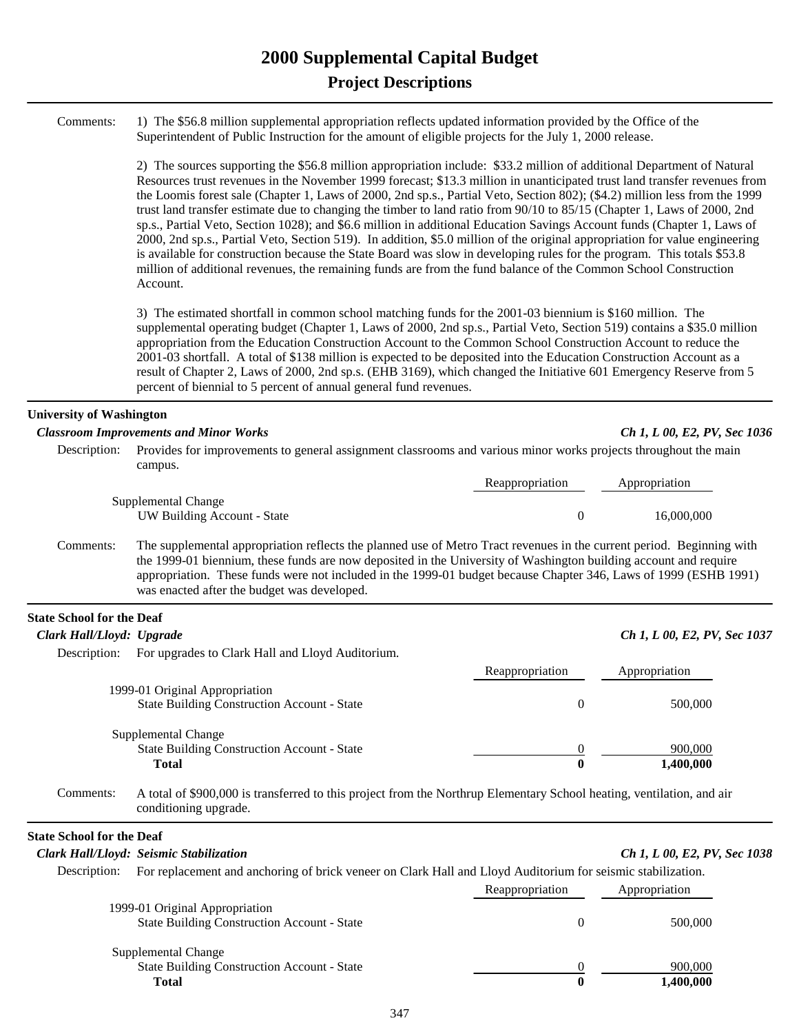# 2000 Supplemental Capital Budget

## Project Descriptions

Comments: 1) The $56.8 million supplemental appropriation reflects updated information provided by the Office of the Superintendent of Public Instruction for the amount of eligible projects for the July 1, 2000 release.

2) The sources supporting the $56.8 million appropriation include: $33.2 million of additional Department of Natural Resources trust revenues in the November 1999 forecast; $13.3 million in unanticipated trust land transfer revenues from the Loomis forest sale (Chapter 1, Laws of 2000, 2nd sp.s., Partial Veto, Section 802); ($4.2) million less from the 1999 trust land transfer estimate due to changing the timber to land ratio from 90/10 to 85/15 (Chapter 1, Laws of 2000, 2nd sp.s., Partial Veto, Section 1028); and $6.6 million in additional Education Savings Account funds (Chapter 1, Laws of 2000, 2nd sp.s., Partial Veto, Section 519). In addition, $5.0 million of the original appropriation for value engineering is available for construction because the State Board was slow in developing rules for the program. This totals $53.8 million of additional revenues, the remaining funds are from the fund balance of the Common School Construction Account.

3) The estimated shortfall in common school matching funds for the 2001-03 biennium is $160 million. The supplemental operating budget (Chapter 1, Laws of 2000, 2nd sp.s., Partial Veto, Section 519) contains a $35.0 million appropriation from the Education Construction Account to the Common School Construction Account to reduce the 2001-03 shortfall. A total of $138 million is expected to be deposited into the Education Construction Account as a result of Chapter 2, Laws of 2000, 2nd sp.s. (EHB 3169), which changed the Initiative 601 Emergency Reserve from 5 percent of biennial to 5 percent of annual general fund revenues.

---

**University of Washington**

***Classroom Improvements and Minor Works*** — *Ch 1, L 00, E2, PV, Sec 1036*

Description: Provides for improvements to general assignment classrooms and various minor works projects throughout the main campus.

| | Reappropriation | Appropriation |
|---|---|---|
| Supplemental Change | | |
| UW Building Account - State | 0 | 16,000,000 |

Comments: The supplemental appropriation reflects the planned use of Metro Tract revenues in the current period. Beginning with the 1999-01 biennium, these funds are now deposited in the University of Washington building account and require appropriation. These funds were not included in the 1999-01 budget because Chapter 346, Laws of 1999 (ESHB 1991) was enacted after the budget was developed.

---

**State School for the Deaf**

***Clark Hall/Lloyd: Upgrade*** — *Ch 1, L 00, E2, PV, Sec 1037*

Description: For upgrades to Clark Hall and Lloyd Auditorium.

| | Reappropriation | Appropriation |
|---|---|---|
| 1999-01 Original Appropriation | | |
| State Building Construction Account - State | 0 | 500,000 |
| Supplemental Change | | |
| State Building Construction Account - State | 0 | 900,000 |
| **Total** | **0** | **1,400,000** |

Comments: A total of $900,000 is transferred to this project from the Northrup Elementary School heating, ventilation, and air conditioning upgrade.

---

**State School for the Deaf**

***Clark Hall/Lloyd: Seismic Stabilization*** — *Ch 1, L 00, E2, PV, Sec 1038*

Description: For replacement and anchoring of brick veneer on Clark Hall and Lloyd Auditorium for seismic stabilization.

| | Reappropriation | Appropriation |
|---|---|---|
| 1999-01 Original Appropriation | | |
| State Building Construction Account - State | 0 | 500,000 |
| Supplemental Change | | |
| State Building Construction Account - State | 0 | 900,000 |
| **Total** | **0** | **1,400,000** |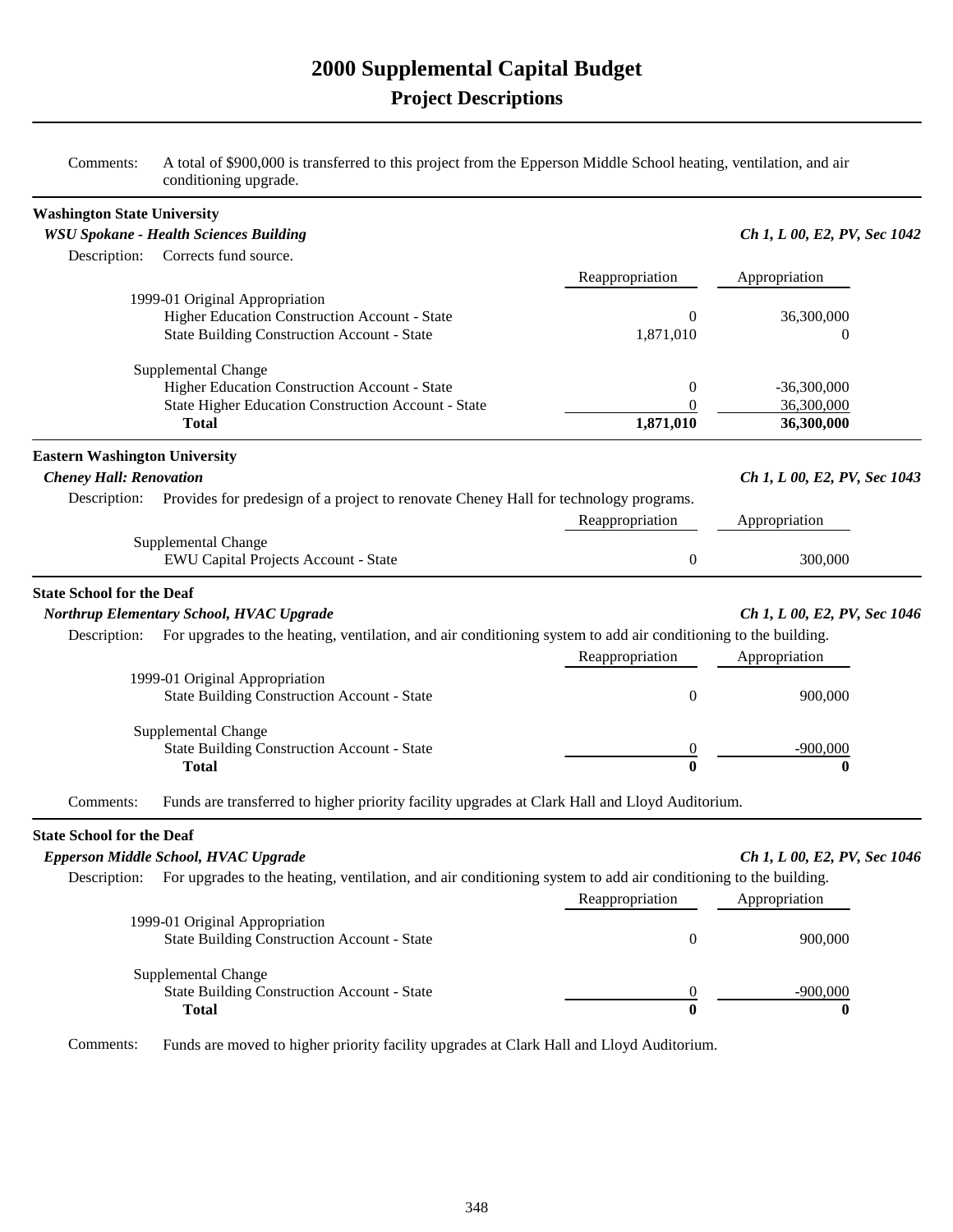# 2000 Supplemental Capital Budget

## Project Descriptions

Comments: A total of $900,000 is transferred to this project from the Epperson Middle School heating, ventilation, and air conditioning upgrade.

---

**Washington State University**

***WSU Spokane - Health Sciences Building*** — *Ch 1, L 00, E2, PV, Sec 1042*

Description: Corrects fund source.

| | Reappropriation | Appropriation |
|---|---|---|
| 1999-01 Original Appropriation | | |
| Higher Education Construction Account - State | 0 | 36,300,000 |
| State Building Construction Account - State | 1,871,010 | 0 |
| Supplemental Change | | |
| Higher Education Construction Account - State | 0 | -36,300,000 |
| State Higher Education Construction Account - State | 0 | 36,300,000 |
| **Total** | **1,871,010** | **36,300,000** |

---

**Eastern Washington University**

***Cheney Hall: Renovation*** — *Ch 1, L 00, E2, PV, Sec 1043*

Description: Provides for predesign of a project to renovate Cheney Hall for technology programs.

| | Reappropriation | Appropriation |
|---|---|---|
| Supplemental Change | | |
| EWU Capital Projects Account - State | 0 | 300,000 |

---

**State School for the Deaf**

***Northrup Elementary School, HVAC Upgrade*** — *Ch 1, L 00, E2, PV, Sec 1046*

Description: For upgrades to the heating, ventilation, and air conditioning system to add air conditioning to the building.

| | Reappropriation | Appropriation |
|---|---|---|
| 1999-01 Original Appropriation | | |
| State Building Construction Account - State | 0 | 900,000 |
| Supplemental Change | | |
| State Building Construction Account - State | 0 | -900,000 |
| **Total** | **0** | **0** |

Comments: Funds are transferred to higher priority facility upgrades at Clark Hall and Lloyd Auditorium.

---

**State School for the Deaf**

***Epperson Middle School, HVAC Upgrade*** — *Ch 1, L 00, E2, PV, Sec 1046*

Description: For upgrades to the heating, ventilation, and air conditioning system to add air conditioning to the building.

| | Reappropriation | Appropriation |
|---|---|---|
| 1999-01 Original Appropriation | | |
| State Building Construction Account - State | 0 | 900,000 |
| Supplemental Change | | |
| State Building Construction Account - State | 0 | -900,000 |
| **Total** | **0** | **0** |

Comments: Funds are moved to higher priority facility upgrades at Clark Hall and Lloyd Auditorium.